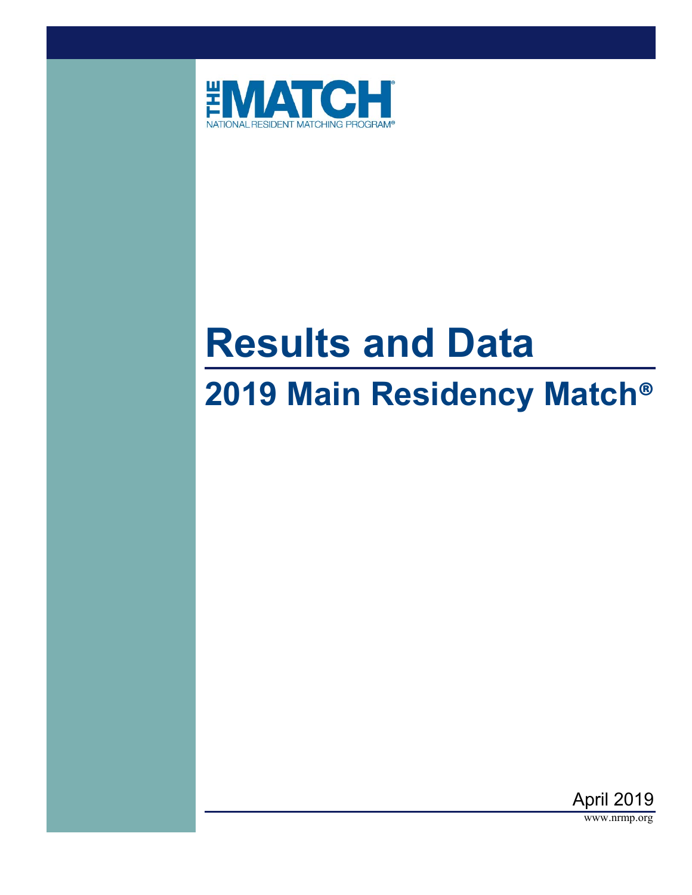THE MATCH®

NATIONAL RESIDENT MATCHING PROGRAM®

# Results and Data

## 2019 Main Residency Match®

April 2019

www.nrmp.org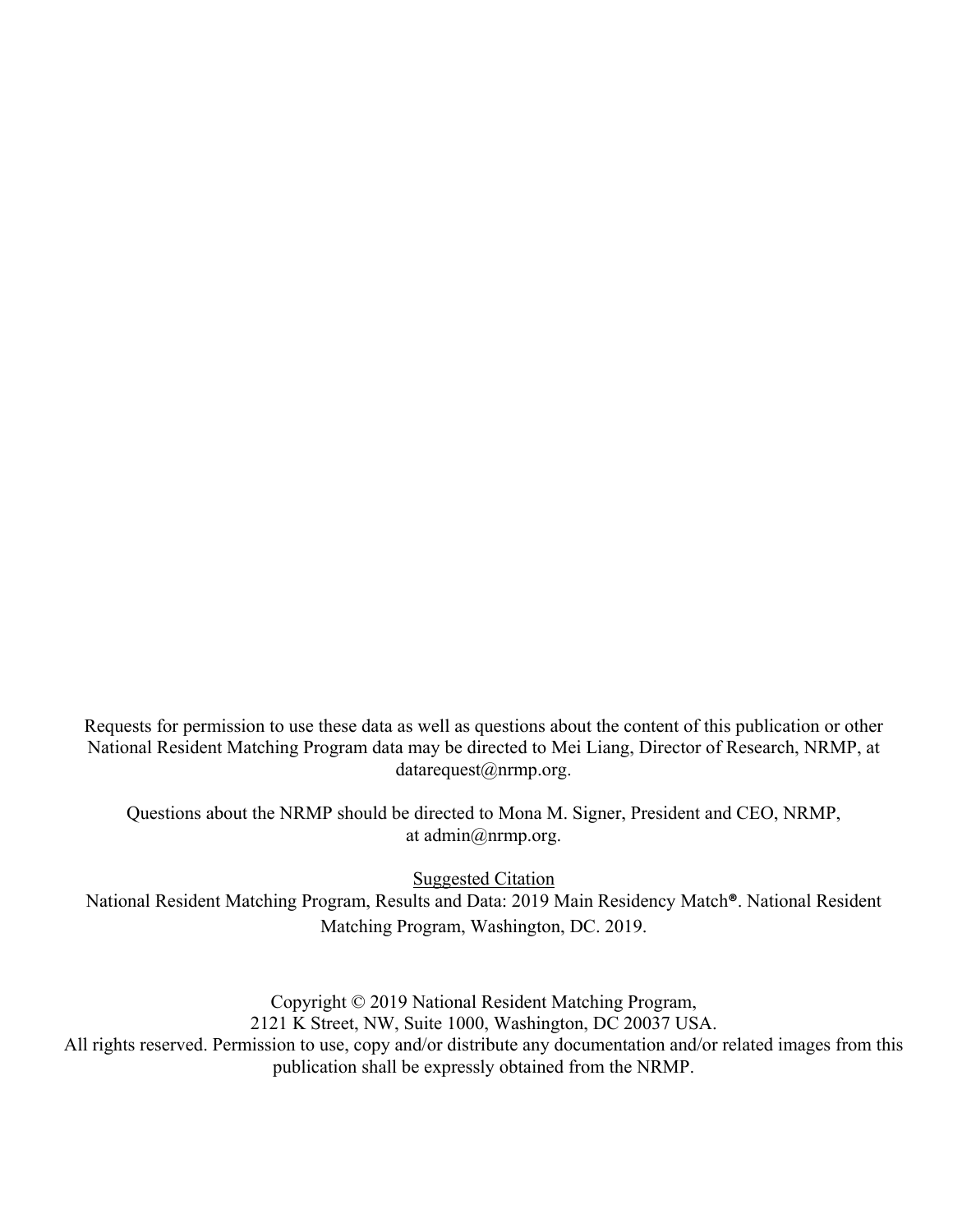Requests for permission to use these data as well as questions about the content of this publication or other National Resident Matching Program data may be directed to Mei Liang, Director of Research, NRMP, at datarequest@nrmp.org.

Questions about the NRMP should be directed to Mona M. Signer, President and CEO, NRMP, at admin@nrmp.org.

Suggested Citation

National Resident Matching Program, Results and Data: 2019 Main Residency Match®. National Resident Matching Program, Washington, DC. 2019.

Copyright © 2019 National Resident Matching Program,
2121 K Street, NW, Suite 1000, Washington, DC 20037 USA.
All rights reserved. Permission to use, copy and/or distribute any documentation and/or related images from this publication shall be expressly obtained from the NRMP.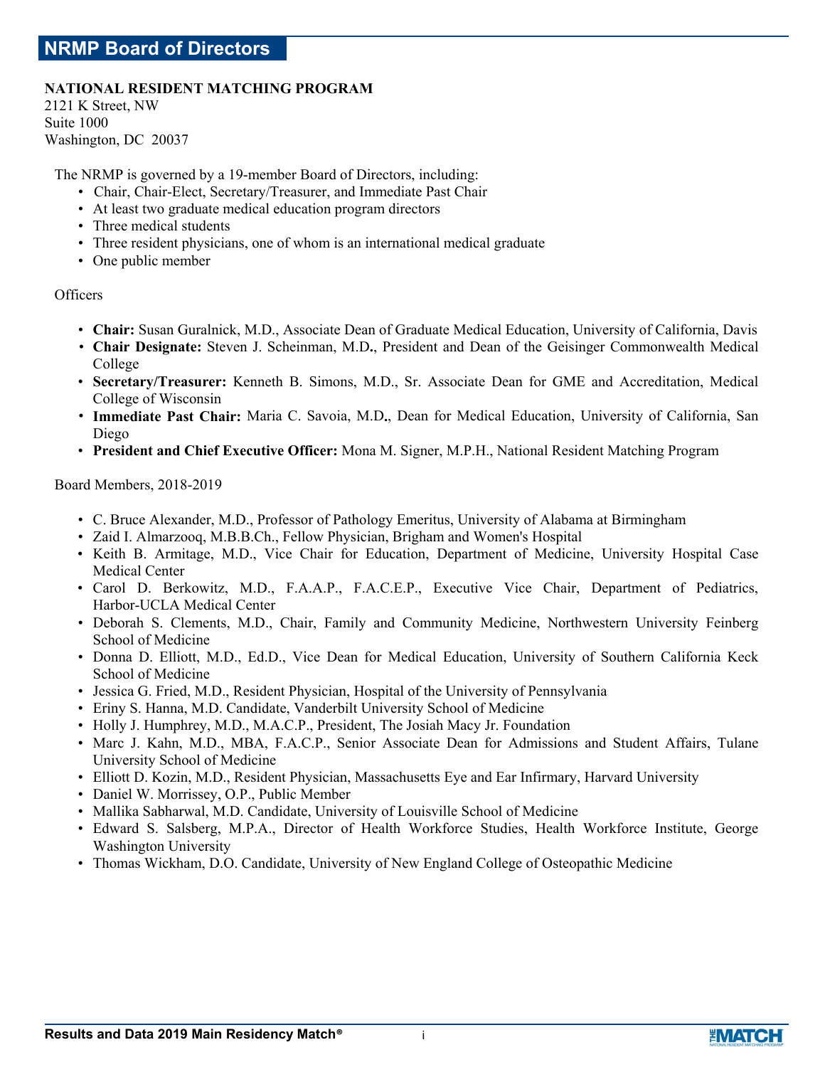# NRMP Board of Directors

**NATIONAL RESIDENT MATCHING PROGRAM**
2121 K Street, NW
Suite 1000
Washington, DC 20037

The NRMP is governed by a 19-member Board of Directors, including:

- Chair, Chair-Elect, Secretary/Treasurer, and Immediate Past Chair
- At least two graduate medical education program directors
- Three medical students
- Three resident physicians, one of whom is an international medical graduate
- One public member

Officers

- **Chair:** Susan Guralnick, M.D., Associate Dean of Graduate Medical Education, University of California, Davis
- **Chair Designate:** Steven J. Scheinman, M.D**.**, President and Dean of the Geisinger Commonwealth Medical College
- **Secretary/Treasurer:** Kenneth B. Simons, M.D., Sr. Associate Dean for GME and Accreditation, Medical College of Wisconsin
- **Immediate Past Chair:** Maria C. Savoia, M.D**.**, Dean for Medical Education, University of California, San Diego
- **President and Chief Executive Officer:** Mona M. Signer, M.P.H., National Resident Matching Program

Board Members, 2018-2019

- C. Bruce Alexander, M.D., Professor of Pathology Emeritus, University of Alabama at Birmingham
- Zaid I. Almarzooq, M.B.B.Ch., Fellow Physician, Brigham and Women's Hospital
- Keith B. Armitage, M.D., Vice Chair for Education, Department of Medicine, University Hospital Case Medical Center
- Carol D. Berkowitz, M.D., F.A.A.P., F.A.C.E.P., Executive Vice Chair, Department of Pediatrics, Harbor-UCLA Medical Center
- Deborah S. Clements, M.D., Chair, Family and Community Medicine, Northwestern University Feinberg School of Medicine
- Donna D. Elliott, M.D., Ed.D., Vice Dean for Medical Education, University of Southern California Keck School of Medicine
- Jessica G. Fried, M.D., Resident Physician, Hospital of the University of Pennsylvania
- Eriny S. Hanna, M.D. Candidate, Vanderbilt University School of Medicine
- Holly J. Humphrey, M.D., M.A.C.P., President, The Josiah Macy Jr. Foundation
- Marc J. Kahn, M.D., MBA, F.A.C.P., Senior Associate Dean for Admissions and Student Affairs, Tulane University School of Medicine
- Elliott D. Kozin, M.D., Resident Physician, Massachusetts Eye and Ear Infirmary, Harvard University
- Daniel W. Morrissey, O.P., Public Member
- Mallika Sabharwal, M.D. Candidate, University of Louisville School of Medicine
- Edward S. Salsberg, M.P.A., Director of Health Workforce Studies, Health Workforce Institute, George Washington University
- Thomas Wickham, D.O. Candidate, University of New England College of Osteopathic Medicine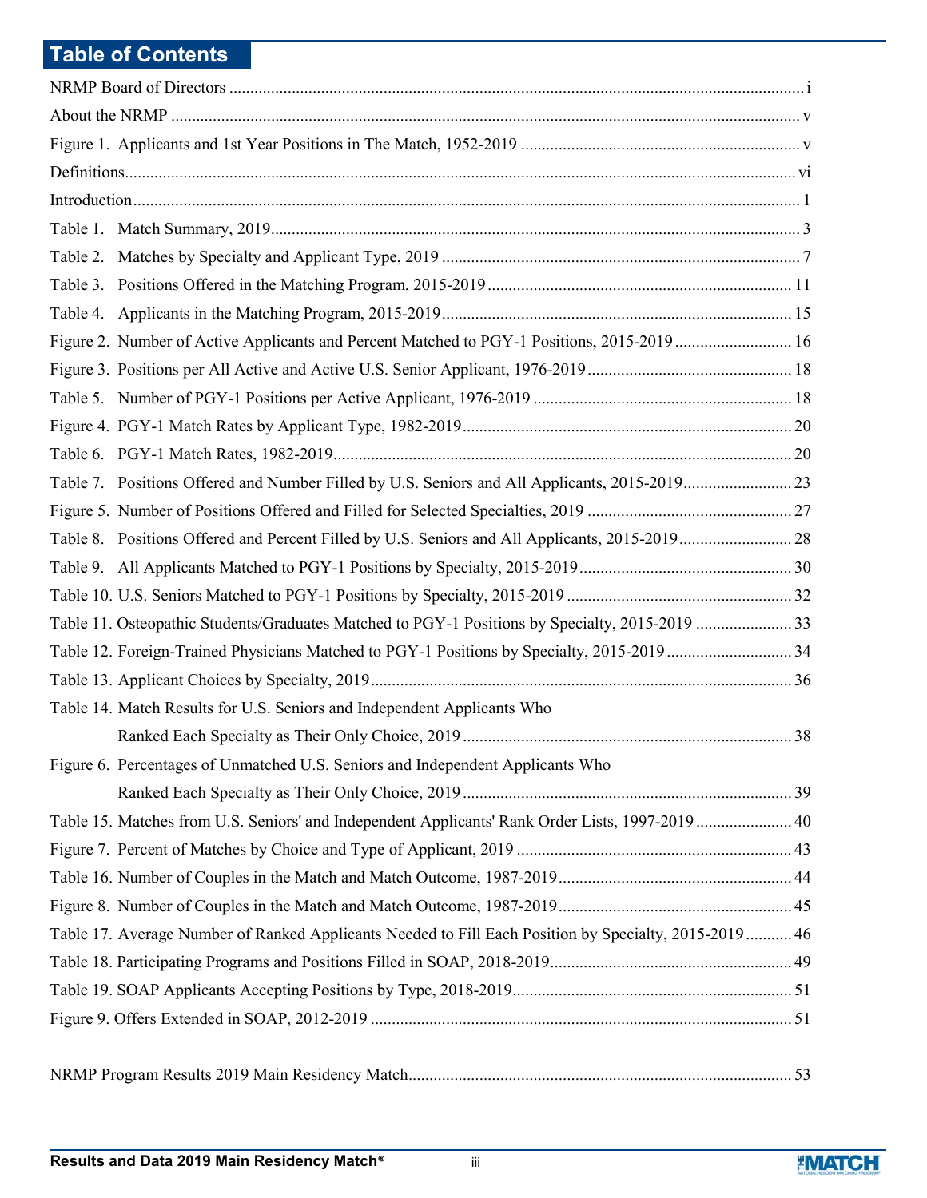# Table of Contents

| | |
|---|---|
| NRMP Board of Directors | i |
| About the NRMP | v |
| Figure 1. Applicants and 1st Year Positions in The Match, 1952-2019 | v |
| Definitions | vi |
| Introduction | 1 |
| Table 1. Match Summary, 2019 | 3 |
| Table 2. Matches by Specialty and Applicant Type, 2019 | 7 |
| Table 3. Positions Offered in the Matching Program, 2015-2019 | 11 |
| Table 4. Applicants in the Matching Program, 2015-2019 | 15 |
| Figure 2. Number of Active Applicants and Percent Matched to PGY-1 Positions, 2015-2019 | 16 |
| Figure 3. Positions per All Active and Active U.S. Senior Applicant, 1976-2019 | 18 |
| Table 5. Number of PGY-1 Positions per Active Applicant, 1976-2019 | 18 |
| Figure 4. PGY-1 Match Rates by Applicant Type, 1982-2019 | 20 |
| Table 6. PGY-1 Match Rates, 1982-2019 | 20 |
| Table 7. Positions Offered and Number Filled by U.S. Seniors and All Applicants, 2015-2019 | 23 |
| Figure 5. Number of Positions Offered and Filled for Selected Specialties, 2019 | 27 |
| Table 8. Positions Offered and Percent Filled by U.S. Seniors and All Applicants, 2015-2019 | 28 |
| Table 9. All Applicants Matched to PGY-1 Positions by Specialty, 2015-2019 | 30 |
| Table 10. U.S. Seniors Matched to PGY-1 Positions by Specialty, 2015-2019 | 32 |
| Table 11. Osteopathic Students/Graduates Matched to PGY-1 Positions by Specialty, 2015-2019 | 33 |
| Table 12. Foreign-Trained Physicians Matched to PGY-1 Positions by Specialty, 2015-2019 | 34 |
| Table 13. Applicant Choices by Specialty, 2019 | 36 |
| Table 14. Match Results for U.S. Seniors and Independent Applicants Who Ranked Each Specialty as Their Only Choice, 2019 | 38 |
| Figure 6. Percentages of Unmatched U.S. Seniors and Independent Applicants Who Ranked Each Specialty as Their Only Choice, 2019 | 39 |
| Table 15. Matches from U.S. Seniors' and Independent Applicants' Rank Order Lists, 1997-2019 | 40 |
| Figure 7. Percent of Matches by Choice and Type of Applicant, 2019 | 43 |
| Table 16. Number of Couples in the Match and Match Outcome, 1987-2019 | 44 |
| Figure 8. Number of Couples in the Match and Match Outcome, 1987-2019 | 45 |
| Table 17. Average Number of Ranked Applicants Needed to Fill Each Position by Specialty, 2015-2019 | 46 |
| Table 18. Participating Programs and Positions Filled in SOAP, 2018-2019 | 49 |
| Table 19. SOAP Applicants Accepting Positions by Type, 2018-2019 | 51 |
| Figure 9. Offers Extended in SOAP, 2012-2019 | 51 |
| NRMP Program Results 2019 Main Residency Match | 53 |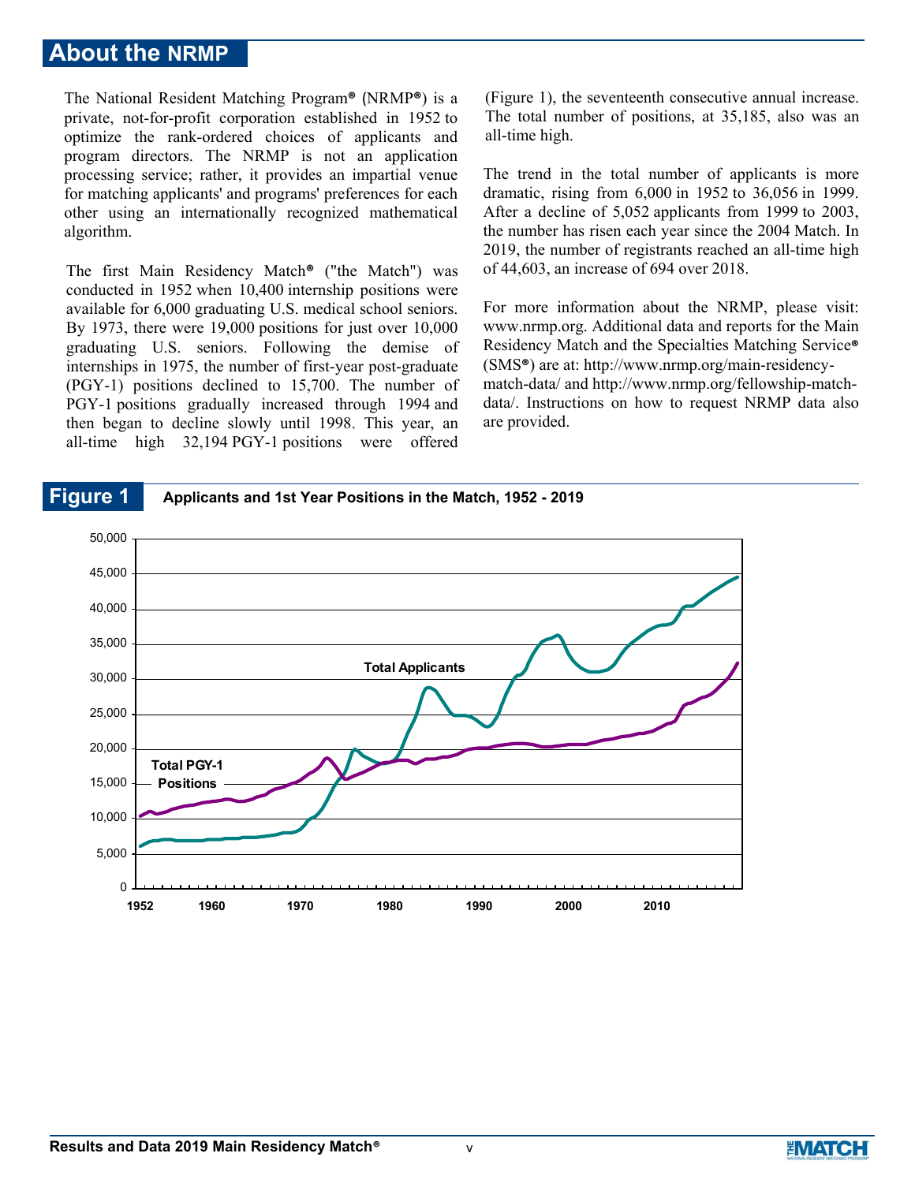## About the NRMP

The National Resident Matching Program® (NRMP®) is a private, not-for-profit corporation established in 1952 to optimize the rank-ordered choices of applicants and program directors. The NRMP is not an application processing service; rather, it provides an impartial venue for matching applicants' and programs' preferences for each other using an internationally recognized mathematical algorithm.

The first Main Residency Match® ("the Match") was conducted in 1952 when 10,400 internship positions were available for 6,000 graduating U.S. medical school seniors. By 1973, there were 19,000 positions for just over 10,000 graduating U.S. seniors. Following the demise of internships in 1975, the number of first-year post-graduate (PGY-1) positions declined to 15,700. The number of PGY-1 positions gradually increased through 1994 and then began to decline slowly until 1998. This year, an all-time high 32,194 PGY-1 positions were offered (Figure 1), the seventeenth consecutive annual increase. The total number of positions, at 35,185, also was an all-time high.

The trend in the total number of applicants is more dramatic, rising from 6,000 in 1952 to 36,056 in 1999. After a decline of 5,052 applicants from 1999 to 2003, the number has risen each year since the 2004 Match. In 2019, the number of registrants reached an all-time high of 44,603, an increase of 694 over 2018.

For more information about the NRMP, please visit: www.nrmp.org. Additional data and reports for the Main Residency Match and the Specialties Matching Service® (SMS®) are at: http://www.nrmp.org/main-residency-match-data/ and http://www.nrmp.org/fellowship-match-data/. Instructions on how to request NRMP data also are provided.

**Figure 1** Applicants and 1st Year Positions in the Match, 1952 - 2019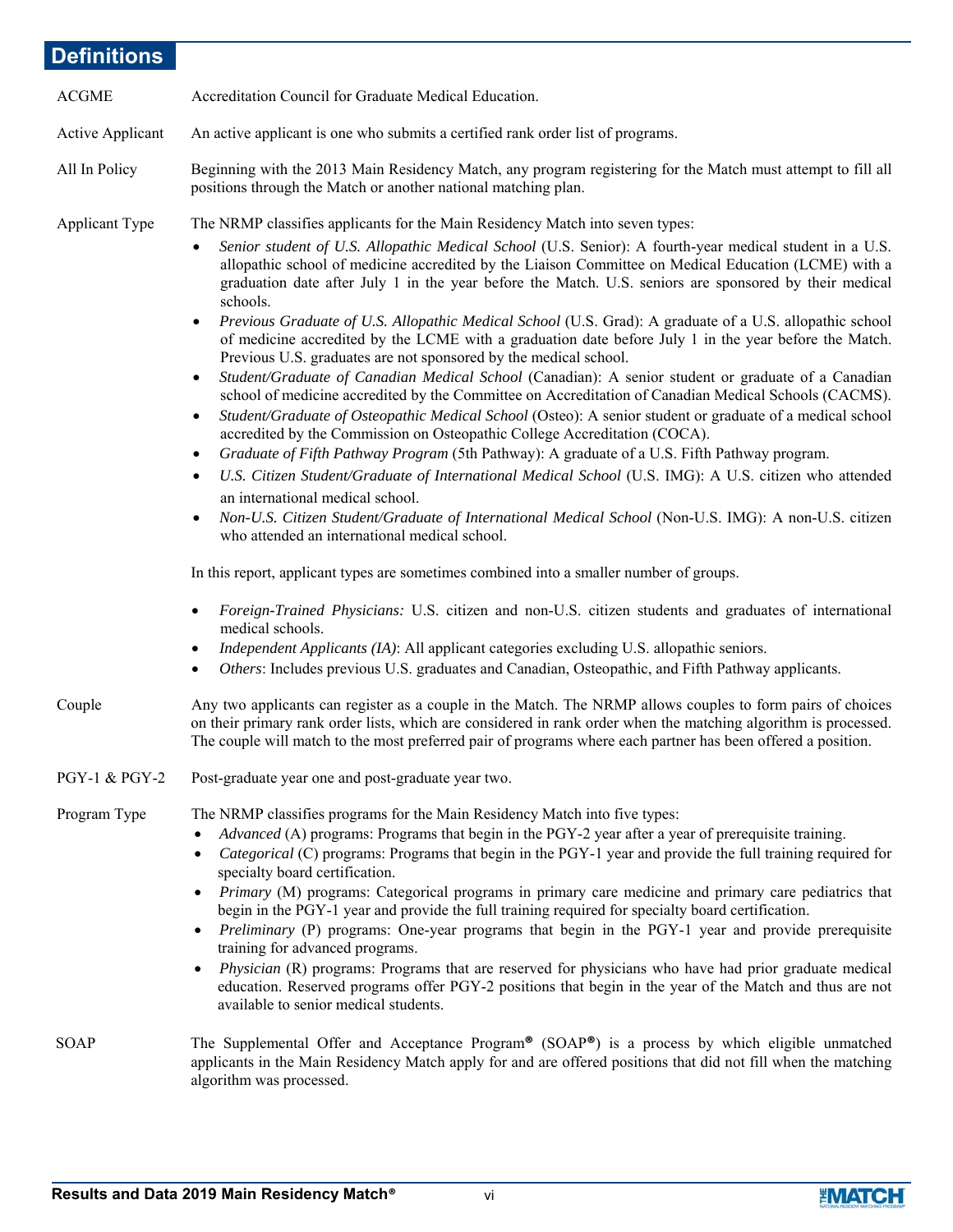# Definitions

**ACGME** — Accreditation Council for Graduate Medical Education.

**Active Applicant** — An active applicant is one who submits a certified rank order list of programs.

**All In Policy** — Beginning with the 2013 Main Residency Match, any program registering for the Match must attempt to fill all positions through the Match or another national matching plan.

**Applicant Type** — The NRMP classifies applicants for the Main Residency Match into seven types:

- *Senior student of U.S. Allopathic Medical School* (U.S. Senior): A fourth-year medical student in a U.S. allopathic school of medicine accredited by the Liaison Committee on Medical Education (LCME) with a graduation date after July 1 in the year before the Match. U.S. seniors are sponsored by their medical schools.
- *Previous Graduate of U.S. Allopathic Medical School* (U.S. Grad): A graduate of a U.S. allopathic school of medicine accredited by the LCME with a graduation date before July 1 in the year before the Match. Previous U.S. graduates are not sponsored by the medical school.
- *Student/Graduate of Canadian Medical School* (Canadian): A senior student or graduate of a Canadian school of medicine accredited by the Committee on Accreditation of Canadian Medical Schools (CACMS).
- *Student/Graduate of Osteopathic Medical School* (Osteo): A senior student or graduate of a medical school accredited by the Commission on Osteopathic College Accreditation (COCA).
- *Graduate of Fifth Pathway Program* (5th Pathway): A graduate of a U.S. Fifth Pathway program.
- *U.S. Citizen Student/Graduate of International Medical School* (U.S. IMG): A U.S. citizen who attended an international medical school.
- *Non-U.S. Citizen Student/Graduate of International Medical School* (Non-U.S. IMG): A non-U.S. citizen who attended an international medical school.

In this report, applicant types are sometimes combined into a smaller number of groups.

- *Foreign-Trained Physicians:* U.S. citizen and non-U.S. citizen students and graduates of international medical schools.
- *Independent Applicants (IA)*: All applicant categories excluding U.S. allopathic seniors.
- *Others*: Includes previous U.S. graduates and Canadian, Osteopathic, and Fifth Pathway applicants.

**Couple** — Any two applicants can register as a couple in the Match. The NRMP allows couples to form pairs of choices on their primary rank order lists, which are considered in rank order when the matching algorithm is processed. The couple will match to the most preferred pair of programs where each partner has been offered a position.

**PGY-1 & PGY-2** — Post-graduate year one and post-graduate year two.

**Program Type** — The NRMP classifies programs for the Main Residency Match into five types:

- *Advanced* (A) programs: Programs that begin in the PGY-2 year after a year of prerequisite training.
- *Categorical* (C) programs: Programs that begin in the PGY-1 year and provide the full training required for specialty board certification.
- *Primary* (M) programs: Categorical programs in primary care medicine and primary care pediatrics that begin in the PGY-1 year and provide the full training required for specialty board certification.
- *Preliminary* (P) programs: One-year programs that begin in the PGY-1 year and provide prerequisite training for advanced programs.
- *Physician* (R) programs: Programs that are reserved for physicians who have had prior graduate medical education. Reserved programs offer PGY-2 positions that begin in the year of the Match and thus are not available to senior medical students.

**SOAP** — The Supplemental Offer and Acceptance Program® (SOAP®) is a process by which eligible unmatched applicants in the Main Residency Match apply for and are offered positions that did not fill when the matching algorithm was processed.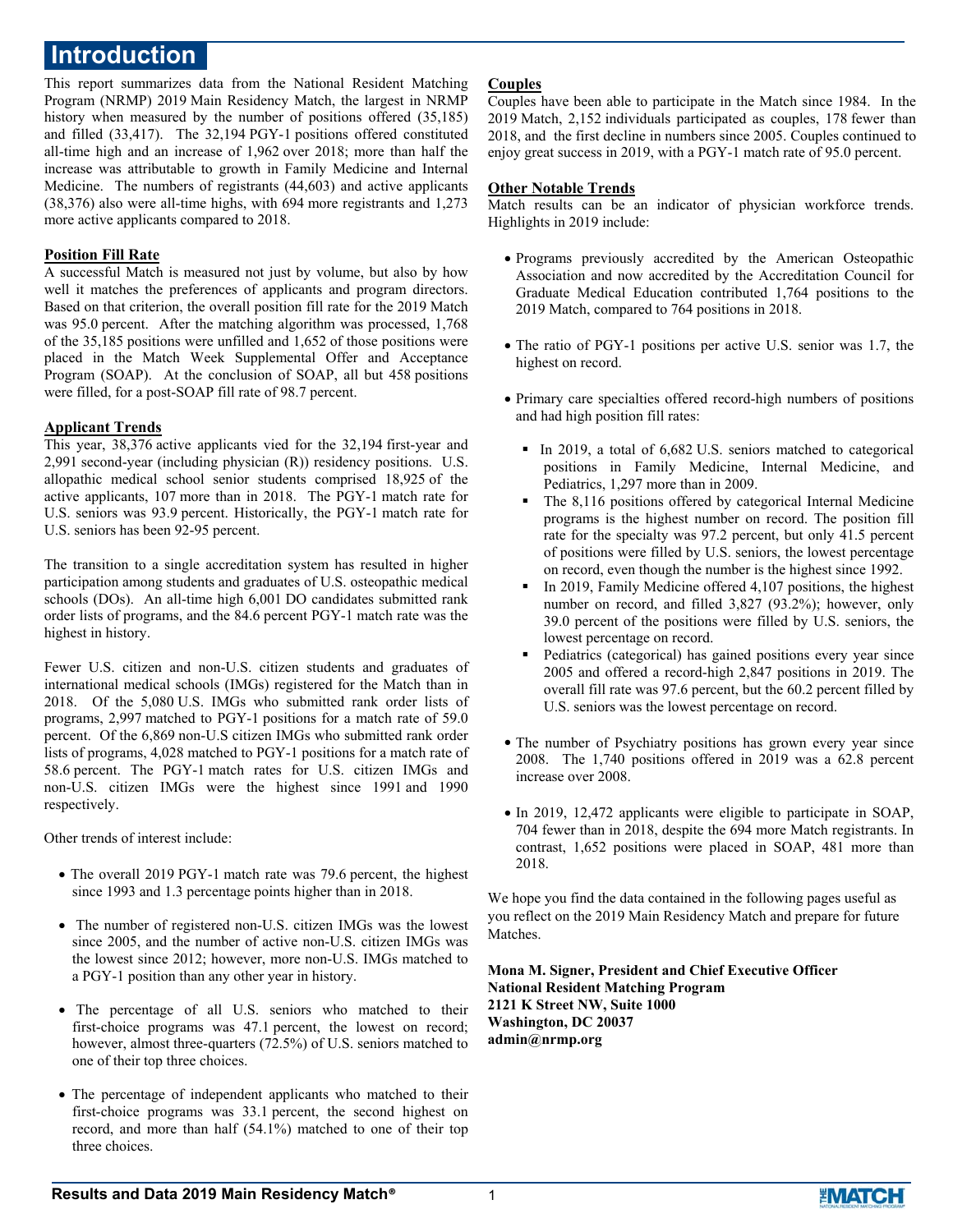# Introduction

This report summarizes data from the National Resident Matching Program (NRMP) 2019 Main Residency Match, the largest in NRMP history when measured by the number of positions offered (35,185) and filled (33,417). The 32,194 PGY-1 positions offered constituted all-time high and an increase of 1,962 over 2018; more than half the increase was attributable to growth in Family Medicine and Internal Medicine. The numbers of registrants (44,603) and active applicants (38,376) also were all-time highs, with 694 more registrants and 1,273 more active applicants compared to 2018.

## Position Fill Rate

A successful Match is measured not just by volume, but also by how well it matches the preferences of applicants and program directors. Based on that criterion, the overall position fill rate for the 2019 Match was 95.0 percent. After the matching algorithm was processed, 1,768 of the 35,185 positions were unfilled and 1,652 of those positions were placed in the Match Week Supplemental Offer and Acceptance Program (SOAP). At the conclusion of SOAP, all but 458 positions were filled, for a post-SOAP fill rate of 98.7 percent.

## Applicant Trends

This year, 38,376 active applicants vied for the 32,194 first-year and 2,991 second-year (including physician (R)) residency positions. U.S. allopathic medical school senior students comprised 18,925 of the active applicants, 107 more than in 2018. The PGY-1 match rate for U.S. seniors was 93.9 percent. Historically, the PGY-1 match rate for U.S. seniors has been 92-95 percent.

The transition to a single accreditation system has resulted in higher participation among students and graduates of U.S. osteopathic medical schools (DOs). An all-time high 6,001 DO candidates submitted rank order lists of programs, and the 84.6 percent PGY-1 match rate was the highest in history.

Fewer U.S. citizen and non-U.S. citizen students and graduates of international medical schools (IMGs) registered for the Match than in 2018. Of the 5,080 U.S. IMGs who submitted rank order lists of programs, 2,997 matched to PGY-1 positions for a match rate of 59.0 percent. Of the 6,869 non-U.S citizen IMGs who submitted rank order lists of programs, 4,028 matched to PGY-1 positions for a match rate of 58.6 percent. The PGY-1 match rates for U.S. citizen IMGs and non-U.S. citizen IMGs were the highest since 1991 and 1990 respectively.

Other trends of interest include:

- The overall 2019 PGY-1 match rate was 79.6 percent, the highest since 1993 and 1.3 percentage points higher than in 2018.
- The number of registered non-U.S. citizen IMGs was the lowest since 2005, and the number of active non-U.S. citizen IMGs was the lowest since 2012; however, more non-U.S. IMGs matched to a PGY-1 position than any other year in history.
- The percentage of all U.S. seniors who matched to their first-choice programs was 47.1 percent, the lowest on record; however, almost three-quarters (72.5%) of U.S. seniors matched to one of their top three choices.
- The percentage of independent applicants who matched to their first-choice programs was 33.1 percent, the second highest on record, and more than half (54.1%) matched to one of their top three choices.

## Couples

Couples have been able to participate in the Match since 1984. In the 2019 Match, 2,152 individuals participated as couples, 178 fewer than 2018, and the first decline in numbers since 2005. Couples continued to enjoy great success in 2019, with a PGY-1 match rate of 95.0 percent.

## Other Notable Trends

Match results can be an indicator of physician workforce trends. Highlights in 2019 include:

- Programs previously accredited by the American Osteopathic Association and now accredited by the Accreditation Council for Graduate Medical Education contributed 1,764 positions to the 2019 Match, compared to 764 positions in 2018.
- The ratio of PGY-1 positions per active U.S. senior was 1.7, the highest on record.
- Primary care specialties offered record-high numbers of positions and had high position fill rates:
  - In 2019, a total of 6,682 U.S. seniors matched to categorical positions in Family Medicine, Internal Medicine, and Pediatrics, 1,297 more than in 2009.
  - The 8,116 positions offered by categorical Internal Medicine programs is the highest number on record. The position fill rate for the specialty was 97.2 percent, but only 41.5 percent of positions were filled by U.S. seniors, the lowest percentage on record, even though the number is the highest since 1992.
  - In 2019, Family Medicine offered 4,107 positions, the highest number on record, and filled 3,827 (93.2%); however, only 39.0 percent of the positions were filled by U.S. seniors, the lowest percentage on record.
  - Pediatrics (categorical) has gained positions every year since 2005 and offered a record-high 2,847 positions in 2019. The overall fill rate was 97.6 percent, but the 60.2 percent filled by U.S. seniors was the lowest percentage on record.
- The number of Psychiatry positions has grown every year since 2008. The 1,740 positions offered in 2019 was a 62.8 percent increase over 2008.
- In 2019, 12,472 applicants were eligible to participate in SOAP, 704 fewer than in 2018, despite the 694 more Match registrants. In contrast, 1,652 positions were placed in SOAP, 481 more than 2018.

We hope you find the data contained in the following pages useful as you reflect on the 2019 Main Residency Match and prepare for future Matches.

**Mona M. Signer, President and Chief Executive Officer**
**National Resident Matching Program**
**2121 K Street NW, Suite 1000**
**Washington, DC 20037**
**admin@nrmp.org**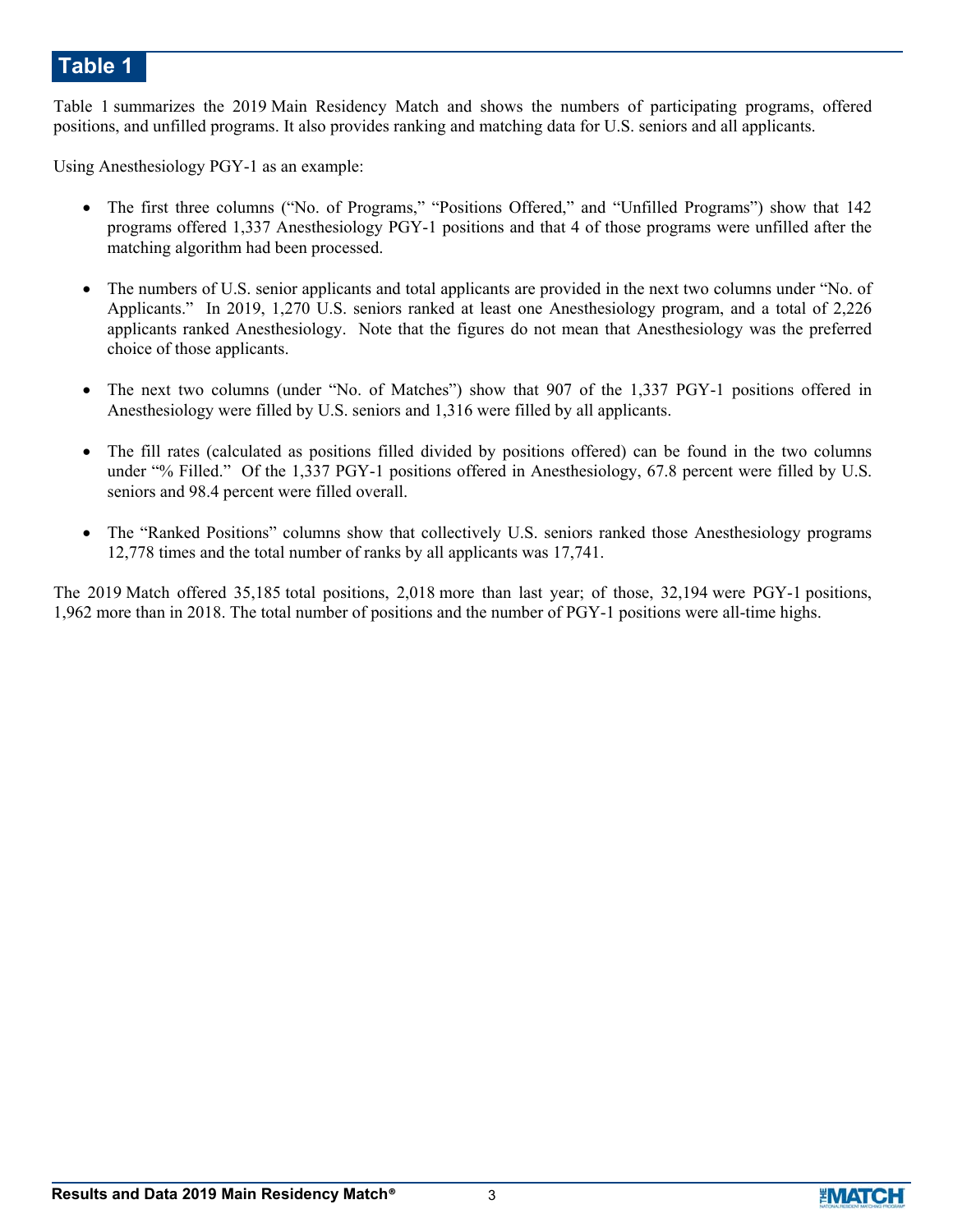# Table 1

Table 1 summarizes the 2019 Main Residency Match and shows the numbers of participating programs, offered positions, and unfilled programs. It also provides ranking and matching data for U.S. seniors and all applicants.

Using Anesthesiology PGY-1 as an example:

- The first three columns ("No. of Programs," "Positions Offered," and "Unfilled Programs") show that 142 programs offered 1,337 Anesthesiology PGY-1 positions and that 4 of those programs were unfilled after the matching algorithm had been processed.

- The numbers of U.S. senior applicants and total applicants are provided in the next two columns under "No. of Applicants." In 2019, 1,270 U.S. seniors ranked at least one Anesthesiology program, and a total of 2,226 applicants ranked Anesthesiology. Note that the figures do not mean that Anesthesiology was the preferred choice of those applicants.

- The next two columns (under "No. of Matches") show that 907 of the 1,337 PGY-1 positions offered in Anesthesiology were filled by U.S. seniors and 1,316 were filled by all applicants.

- The fill rates (calculated as positions filled divided by positions offered) can be found in the two columns under "% Filled." Of the 1,337 PGY-1 positions offered in Anesthesiology, 67.8 percent were filled by U.S. seniors and 98.4 percent were filled overall.

- The "Ranked Positions" columns show that collectively U.S. seniors ranked those Anesthesiology programs 12,778 times and the total number of ranks by all applicants was 17,741.

The 2019 Match offered 35,185 total positions, 2,018 more than last year; of those, 32,194 were PGY-1 positions, 1,962 more than in 2018. The total number of positions and the number of PGY-1 positions were all-time highs.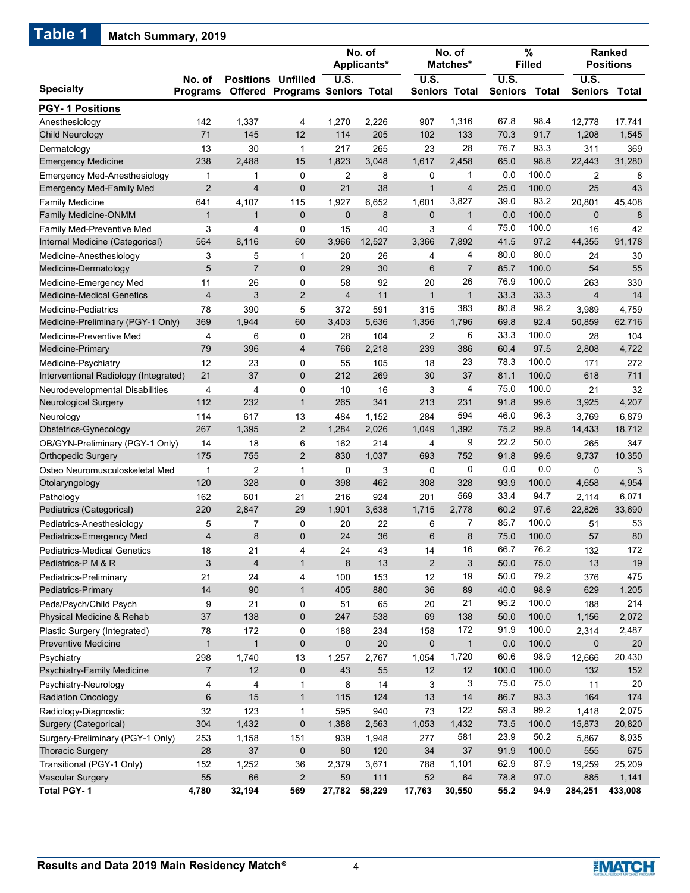## Table 1 Match Summary, 2019

| Specialty | No. of Programs | Positions Offered | Unfilled Programs | No. of Applicants* | | No. of Matches* | | % Filled | | Ranked Positions | |
|---|---|---|---|---|---|---|---|---|---|---|---|
| | | | | U.S. Seniors | Total | U.S. Seniors | Total | U.S. Seniors | Total | U.S. Seniors | Total |
| **PGY- 1 Positions** | | | | | | | | | | | |
| Anesthesiology | 142 | 1,337 | 4 | 1,270 | 2,226 | 907 | 1,316 | 67.8 | 98.4 | 12,778 | 17,741 |
| Child Neurology | 71 | 145 | 12 | 114 | 205 | 102 | 133 | 70.3 | 91.7 | 1,208 | 1,545 |
| Dermatology | 13 | 30 | 1 | 217 | 265 | 23 | 28 | 76.7 | 93.3 | 311 | 369 |
| Emergency Medicine | 238 | 2,488 | 15 | 1,823 | 3,048 | 1,617 | 2,458 | 65.0 | 98.8 | 22,443 | 31,280 |
| Emergency Med-Anesthesiology | 1 | 1 | 0 | 2 | 8 | 0 | 1 | 0.0 | 100.0 | 2 | 8 |
| Emergency Med-Family Med | 2 | 4 | 0 | 21 | 38 | 1 | 4 | 25.0 | 100.0 | 25 | 43 |
| Family Medicine | 641 | 4,107 | 115 | 1,927 | 6,652 | 1,601 | 3,827 | 39.0 | 93.2 | 20,801 | 45,408 |
| Family Medicine-ONMM | 1 | 1 | 0 | 0 | 8 | 0 | 1 | 0.0 | 100.0 | 0 | 8 |
| Family Med-Preventive Med | 3 | 4 | 0 | 15 | 40 | 3 | 4 | 75.0 | 100.0 | 16 | 42 |
| Internal Medicine (Categorical) | 564 | 8,116 | 60 | 3,966 | 12,527 | 3,366 | 7,892 | 41.5 | 97.2 | 44,355 | 91,178 |
| Medicine-Anesthesiology | 3 | 5 | 1 | 20 | 26 | 4 | 4 | 80.0 | 80.0 | 24 | 30 |
| Medicine-Dermatology | 5 | 7 | 0 | 29 | 30 | 6 | 7 | 85.7 | 100.0 | 54 | 55 |
| Medicine-Emergency Med | 11 | 26 | 0 | 58 | 92 | 20 | 26 | 76.9 | 100.0 | 263 | 330 |
| Medicine-Medical Genetics | 4 | 3 | 2 | 4 | 11 | 1 | 1 | 33.3 | 33.3 | 4 | 14 |
| Medicine-Pediatrics | 78 | 390 | 5 | 372 | 591 | 315 | 383 | 80.8 | 98.2 | 3,989 | 4,759 |
| Medicine-Preliminary (PGY-1 Only) | 369 | 1,944 | 60 | 3,403 | 5,636 | 1,356 | 1,796 | 69.8 | 92.4 | 50,859 | 62,716 |
| Medicine-Preventive Med | 4 | 6 | 0 | 28 | 104 | 2 | 6 | 33.3 | 100.0 | 28 | 104 |
| Medicine-Primary | 79 | 396 | 4 | 766 | 2,218 | 239 | 386 | 60.4 | 97.5 | 2,808 | 4,722 |
| Medicine-Psychiatry | 12 | 23 | 0 | 55 | 105 | 18 | 23 | 78.3 | 100.0 | 171 | 272 |
| Interventional Radiology (Integrated) | 21 | 37 | 0 | 212 | 269 | 30 | 37 | 81.1 | 100.0 | 618 | 711 |
| Neurodevelopmental Disabilities | 4 | 4 | 0 | 10 | 16 | 3 | 4 | 75.0 | 100.0 | 21 | 32 |
| Neurological Surgery | 112 | 232 | 1 | 265 | 341 | 213 | 231 | 91.8 | 99.6 | 3,925 | 4,207 |
| Neurology | 114 | 617 | 13 | 484 | 1,152 | 284 | 594 | 46.0 | 96.3 | 3,769 | 6,879 |
| Obstetrics-Gynecology | 267 | 1,395 | 2 | 1,284 | 2,026 | 1,049 | 1,392 | 75.2 | 99.8 | 14,433 | 18,712 |
| OB/GYN-Preliminary (PGY-1 Only) | 14 | 18 | 6 | 162 | 214 | 4 | 9 | 22.2 | 50.0 | 265 | 347 |
| Orthopedic Surgery | 175 | 755 | 2 | 830 | 1,037 | 693 | 752 | 91.8 | 99.6 | 9,737 | 10,350 |
| Osteo Neuromusculoskeletal Med | 1 | 2 | 1 | 0 | 3 | 0 | 0 | 0.0 | 0.0 | 0 | 3 |
| Otolaryngology | 120 | 328 | 0 | 398 | 462 | 308 | 328 | 93.9 | 100.0 | 4,658 | 4,954 |
| Pathology | 162 | 601 | 21 | 216 | 924 | 201 | 569 | 33.4 | 94.7 | 2,114 | 6,071 |
| Pediatrics (Categorical) | 220 | 2,847 | 29 | 1,901 | 3,638 | 1,715 | 2,778 | 60.2 | 97.6 | 22,826 | 33,690 |
| Pediatrics-Anesthesiology | 5 | 7 | 0 | 20 | 22 | 6 | 7 | 85.7 | 100.0 | 51 | 53 |
| Pediatrics-Emergency Med | 4 | 8 | 0 | 24 | 36 | 6 | 8 | 75.0 | 100.0 | 57 | 80 |
| Pediatrics-Medical Genetics | 18 | 21 | 4 | 24 | 43 | 14 | 16 | 66.7 | 76.2 | 132 | 172 |
| Pediatrics-P M & R | 3 | 4 | 1 | 8 | 13 | 2 | 3 | 50.0 | 75.0 | 13 | 19 |
| Pediatrics-Preliminary | 21 | 24 | 4 | 100 | 153 | 12 | 19 | 50.0 | 79.2 | 376 | 475 |
| Pediatrics-Primary | 14 | 90 | 1 | 405 | 880 | 36 | 89 | 40.0 | 98.9 | 629 | 1,205 |
| Peds/Psych/Child Psych | 9 | 21 | 0 | 51 | 65 | 20 | 21 | 95.2 | 100.0 | 188 | 214 |
| Physical Medicine & Rehab | 37 | 138 | 0 | 247 | 538 | 69 | 138 | 50.0 | 100.0 | 1,156 | 2,072 |
| Plastic Surgery (Integrated) | 78 | 172 | 0 | 188 | 234 | 158 | 172 | 91.9 | 100.0 | 2,314 | 2,487 |
| Preventive Medicine | 1 | 1 | 0 | 0 | 20 | 0 | 1 | 0.0 | 100.0 | 0 | 20 |
| Psychiatry | 298 | 1,740 | 13 | 1,257 | 2,767 | 1,054 | 1,720 | 60.6 | 98.9 | 12,666 | 20,430 |
| Psychiatry-Family Medicine | 7 | 12 | 0 | 43 | 55 | 12 | 12 | 100.0 | 100.0 | 132 | 152 |
| Psychiatry-Neurology | 4 | 4 | 1 | 8 | 14 | 3 | 3 | 75.0 | 75.0 | 11 | 20 |
| Radiation Oncology | 6 | 15 | 1 | 115 | 124 | 13 | 14 | 86.7 | 93.3 | 164 | 174 |
| Radiology-Diagnostic | 32 | 123 | 1 | 595 | 940 | 73 | 122 | 59.3 | 99.2 | 1,418 | 2,075 |
| Surgery (Categorical) | 304 | 1,432 | 0 | 1,388 | 2,563 | 1,053 | 1,432 | 73.5 | 100.0 | 15,873 | 20,820 |
| Surgery-Preliminary (PGY-1 Only) | 253 | 1,158 | 151 | 939 | 1,948 | 277 | 581 | 23.9 | 50.2 | 5,867 | 8,935 |
| Thoracic Surgery | 28 | 37 | 0 | 80 | 120 | 34 | 37 | 91.9 | 100.0 | 555 | 675 |
| Transitional (PGY-1 Only) | 152 | 1,252 | 36 | 2,379 | 3,671 | 788 | 1,101 | 62.9 | 87.9 | 19,259 | 25,209 |
| Vascular Surgery | 55 | 66 | 2 | 59 | 111 | 52 | 64 | 78.8 | 97.0 | 885 | 1,141 |
| **Total PGY- 1** | **4,780** | **32,194** | **569** | **27,782** | **58,229** | **17,763** | **30,550** | **55.2** | **94.9** | **284,251** | **433,008** |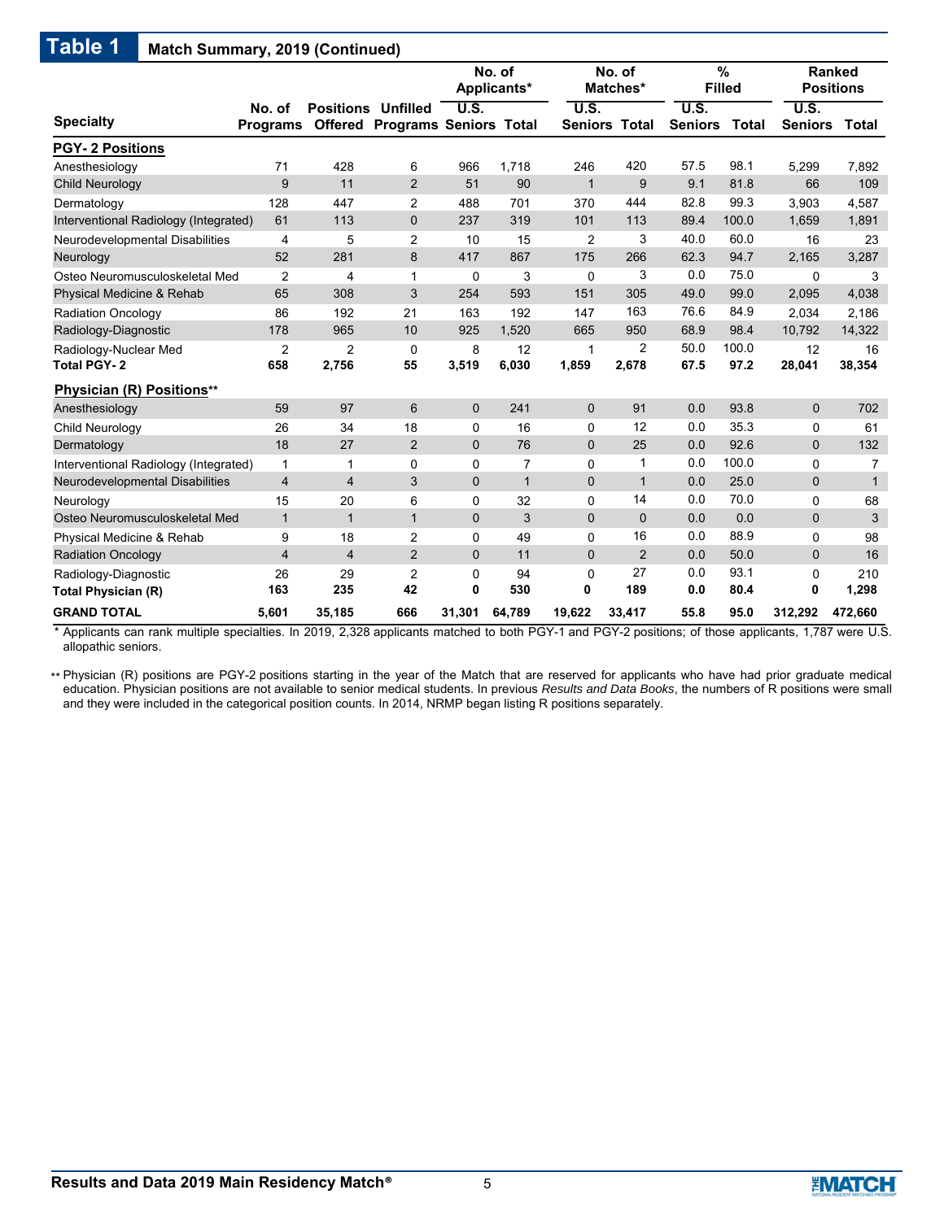## Table 1 Match Summary, 2019 (Continued)

| Specialty | No. of Programs | Positions Offered | Unfilled Programs | No. of Applicants* | | No. of Matches* | | % Filled | | Ranked Positions | |
|---|---|---|---|---|---|---|---|---|---|---|---|
| | | | | U.S. Seniors | Total | U.S. Seniors | Total | U.S. Seniors | Total | U.S. Seniors | Total |
| **PGY- 2 Positions** | | | | | | | | | | | |
| Anesthesiology | 71 | 428 | 6 | 966 | 1,718 | 246 | 420 | 57.5 | 98.1 | 5,299 | 7,892 |
| Child Neurology | 9 | 11 | 2 | 51 | 90 | 1 | 9 | 9.1 | 81.8 | 66 | 109 |
| Dermatology | 128 | 447 | 2 | 488 | 701 | 370 | 444 | 82.8 | 99.3 | 3,903 | 4,587 |
| Interventional Radiology (Integrated) | 61 | 113 | 0 | 237 | 319 | 101 | 113 | 89.4 | 100.0 | 1,659 | 1,891 |
| Neurodevelopmental Disabilities | 4 | 5 | 2 | 10 | 15 | 2 | 3 | 40.0 | 60.0 | 16 | 23 |
| Neurology | 52 | 281 | 8 | 417 | 867 | 175 | 266 | 62.3 | 94.7 | 2,165 | 3,287 |
| Osteo Neuromusculoskeletal Med | 2 | 4 | 1 | 0 | 3 | 0 | 3 | 0.0 | 75.0 | 0 | 3 |
| Physical Medicine & Rehab | 65 | 308 | 3 | 254 | 593 | 151 | 305 | 49.0 | 99.0 | 2,095 | 4,038 |
| Radiation Oncology | 86 | 192 | 21 | 163 | 192 | 147 | 163 | 76.6 | 84.9 | 2,034 | 2,186 |
| Radiology-Diagnostic | 178 | 965 | 10 | 925 | 1,520 | 665 | 950 | 68.9 | 98.4 | 10,792 | 14,322 |
| Radiology-Nuclear Med | 2 | 2 | 0 | 8 | 12 | 1 | 2 | 50.0 | 100.0 | 12 | 16 |
| **Total PGY- 2** | **658** | **2,756** | **55** | **3,519** | **6,030** | **1,859** | **2,678** | **67.5** | **97.2** | **28,041** | **38,354** |
| **Physician (R) Positions**** | | | | | | | | | | | |
| Anesthesiology | 59 | 97 | 6 | 0 | 241 | 0 | 91 | 0.0 | 93.8 | 0 | 702 |
| Child Neurology | 26 | 34 | 18 | 0 | 16 | 0 | 12 | 0.0 | 35.3 | 0 | 61 |
| Dermatology | 18 | 27 | 2 | 0 | 76 | 0 | 25 | 0.0 | 92.6 | 0 | 132 |
| Interventional Radiology (Integrated) | 1 | 1 | 0 | 0 | 7 | 0 | 1 | 0.0 | 100.0 | 0 | 7 |
| Neurodevelopmental Disabilities | 4 | 4 | 3 | 0 | 1 | 0 | 1 | 0.0 | 25.0 | 0 | 1 |
| Neurology | 15 | 20 | 6 | 0 | 32 | 0 | 14 | 0.0 | 70.0 | 0 | 68 |
| Osteo Neuromusculoskeletal Med | 1 | 1 | 1 | 0 | 3 | 0 | 0 | 0.0 | 0.0 | 0 | 3 |
| Physical Medicine & Rehab | 9 | 18 | 2 | 0 | 49 | 0 | 16 | 0.0 | 88.9 | 0 | 98 |
| Radiation Oncology | 4 | 4 | 2 | 0 | 11 | 0 | 2 | 0.0 | 50.0 | 0 | 16 |
| Radiology-Diagnostic | 26 | 29 | 2 | 0 | 94 | 0 | 27 | 0.0 | 93.1 | 0 | 210 |
| **Total Physician (R)** | **163** | **235** | **42** | **0** | **530** | **0** | **189** | **0.0** | **80.4** | **0** | **1,298** |
| **GRAND TOTAL** | **5,601** | **35,185** | **666** | **31,301** | **64,789** | **19,622** | **33,417** | **55.8** | **95.0** | **312,292** | **472,660** |

* Applicants can rank multiple specialties. In 2019, 2,328 applicants matched to both PGY-1 and PGY-2 positions; of those applicants, 1,787 were U.S. allopathic seniors.

** Physician (R) positions are PGY-2 positions starting in the year of the Match that are reserved for applicants who have had prior graduate medical education. Physician positions are not available to senior medical students. In previous *Results and Data Books*, the numbers of R positions were small and they were included in the categorical position counts. In 2014, NRMP began listing R positions separately.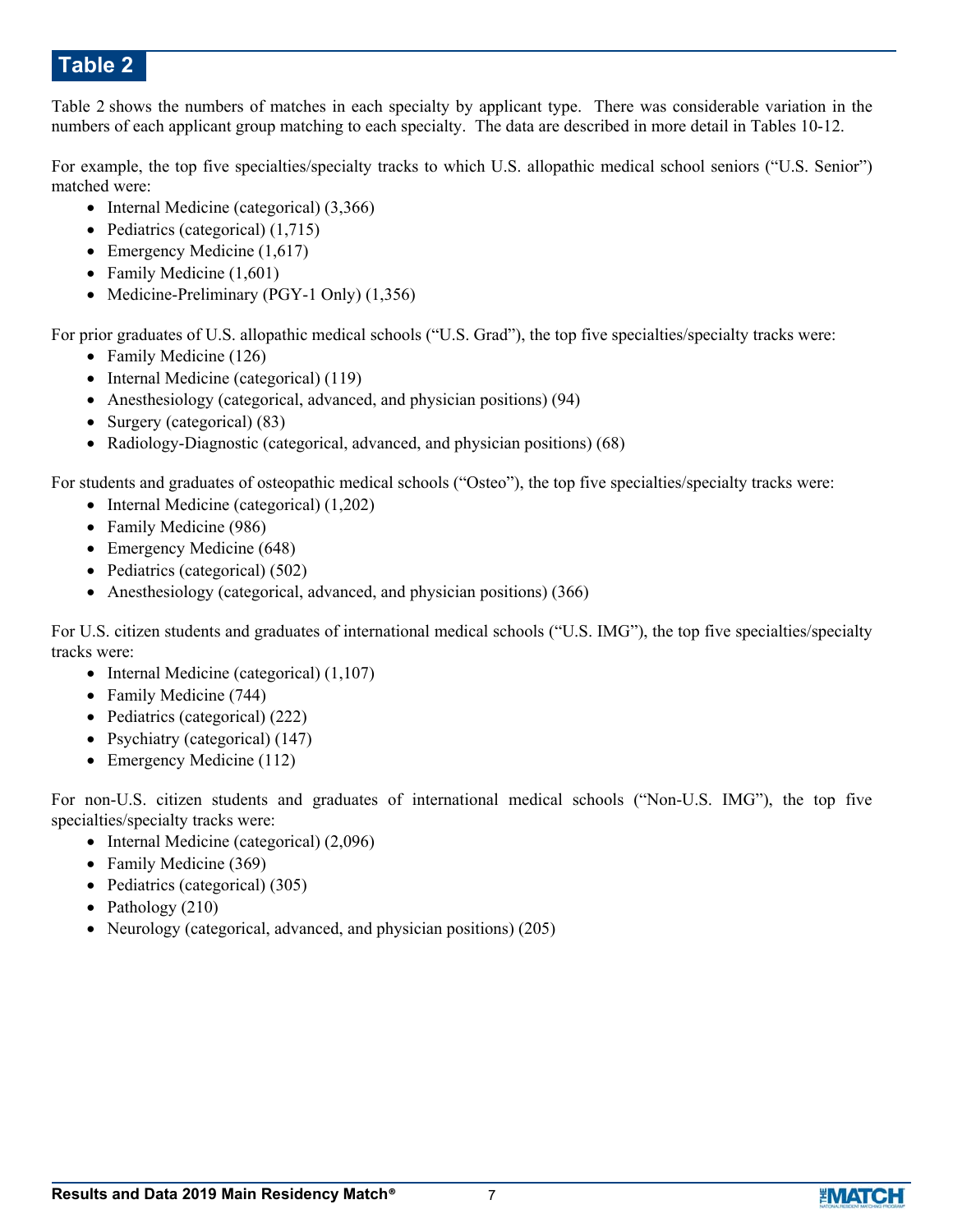# Table 2

Table 2 shows the numbers of matches in each specialty by applicant type. There was considerable variation in the numbers of each applicant group matching to each specialty. The data are described in more detail in Tables 10-12.

For example, the top five specialties/specialty tracks to which U.S. allopathic medical school seniors ("U.S. Senior") matched were:

- Internal Medicine (categorical) (3,366)
- Pediatrics (categorical) (1,715)
- Emergency Medicine (1,617)
- Family Medicine (1,601)
- Medicine-Preliminary (PGY-1 Only) (1,356)

For prior graduates of U.S. allopathic medical schools ("U.S. Grad"), the top five specialties/specialty tracks were:

- Family Medicine (126)
- Internal Medicine (categorical) (119)
- Anesthesiology (categorical, advanced, and physician positions) (94)
- Surgery (categorical) (83)
- Radiology-Diagnostic (categorical, advanced, and physician positions) (68)

For students and graduates of osteopathic medical schools ("Osteo"), the top five specialties/specialty tracks were:

- Internal Medicine (categorical) (1,202)
- Family Medicine (986)
- Emergency Medicine (648)
- Pediatrics (categorical) (502)
- Anesthesiology (categorical, advanced, and physician positions) (366)

For U.S. citizen students and graduates of international medical schools ("U.S. IMG"), the top five specialties/specialty tracks were:

- Internal Medicine (categorical) (1,107)
- Family Medicine (744)
- Pediatrics (categorical) (222)
- Psychiatry (categorical) (147)
- Emergency Medicine (112)

For non-U.S. citizen students and graduates of international medical schools ("Non-U.S. IMG"), the top five specialties/specialty tracks were:

- Internal Medicine (categorical) (2,096)
- Family Medicine (369)
- Pediatrics (categorical) (305)
- Pathology (210)
- Neurology (categorical, advanced, and physician positions) (205)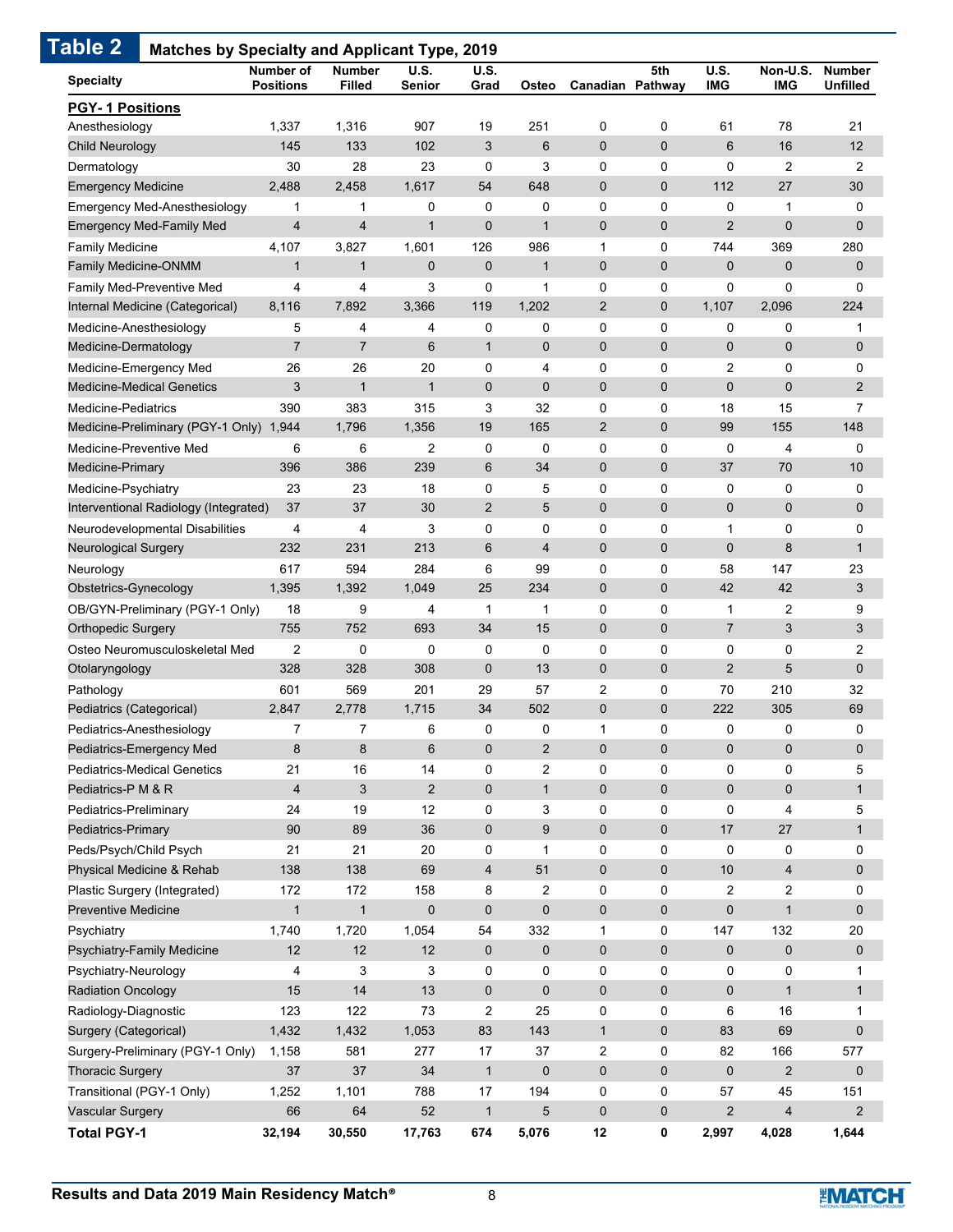## Table 2 Matches by Specialty and Applicant Type, 2019

| Specialty | Number of Positions | Number Filled | U.S. Senior | U.S. Grad | Osteo | Canadian | 5th Pathway | U.S. IMG | Non-U.S. IMG | Number Unfilled |
|---|---|---|---|---|---|---|---|---|---|---|
| **PGY- 1 Positions** | | | | | | | | | | |
| Anesthesiology | 1,337 | 1,316 | 907 | 19 | 251 | 0 | 0 | 61 | 78 | 21 |
| Child Neurology | 145 | 133 | 102 | 3 | 6 | 0 | 0 | 6 | 16 | 12 |
| Dermatology | 30 | 28 | 23 | 0 | 3 | 0 | 0 | 0 | 2 | 2 |
| Emergency Medicine | 2,488 | 2,458 | 1,617 | 54 | 648 | 0 | 0 | 112 | 27 | 30 |
| Emergency Med-Anesthesiology | 1 | 1 | 0 | 0 | 0 | 0 | 0 | 0 | 1 | 0 |
| Emergency Med-Family Med | 4 | 4 | 1 | 0 | 1 | 0 | 0 | 2 | 0 | 0 |
| Family Medicine | 4,107 | 3,827 | 1,601 | 126 | 986 | 1 | 0 | 744 | 369 | 280 |
| Family Medicine-ONMM | 1 | 1 | 0 | 0 | 1 | 0 | 0 | 0 | 0 | 0 |
| Family Med-Preventive Med | 4 | 4 | 3 | 0 | 1 | 0 | 0 | 0 | 0 | 0 |
| Internal Medicine (Categorical) | 8,116 | 7,892 | 3,366 | 119 | 1,202 | 2 | 0 | 1,107 | 2,096 | 224 |
| Medicine-Anesthesiology | 5 | 4 | 4 | 0 | 0 | 0 | 0 | 0 | 0 | 1 |
| Medicine-Dermatology | 7 | 7 | 6 | 1 | 0 | 0 | 0 | 0 | 0 | 0 |
| Medicine-Emergency Med | 26 | 26 | 20 | 0 | 4 | 0 | 0 | 2 | 0 | 0 |
| Medicine-Medical Genetics | 3 | 1 | 1 | 0 | 0 | 0 | 0 | 0 | 0 | 2 |
| Medicine-Pediatrics | 390 | 383 | 315 | 3 | 32 | 0 | 0 | 18 | 15 | 7 |
| Medicine-Preliminary (PGY-1 Only) | 1,944 | 1,796 | 1,356 | 19 | 165 | 2 | 0 | 99 | 155 | 148 |
| Medicine-Preventive Med | 6 | 6 | 2 | 0 | 0 | 0 | 0 | 0 | 4 | 0 |
| Medicine-Primary | 396 | 386 | 239 | 6 | 34 | 0 | 0 | 37 | 70 | 10 |
| Medicine-Psychiatry | 23 | 23 | 18 | 0 | 5 | 0 | 0 | 0 | 0 | 0 |
| Interventional Radiology (Integrated) | 37 | 37 | 30 | 2 | 5 | 0 | 0 | 0 | 0 | 0 |
| Neurodevelopmental Disabilities | 4 | 4 | 3 | 0 | 0 | 0 | 0 | 1 | 0 | 0 |
| Neurological Surgery | 232 | 231 | 213 | 6 | 4 | 0 | 0 | 0 | 8 | 1 |
| Neurology | 617 | 594 | 284 | 6 | 99 | 0 | 0 | 58 | 147 | 23 |
| Obstetrics-Gynecology | 1,395 | 1,392 | 1,049 | 25 | 234 | 0 | 0 | 42 | 42 | 3 |
| OB/GYN-Preliminary (PGY-1 Only) | 18 | 9 | 4 | 1 | 1 | 0 | 0 | 1 | 2 | 9 |
| Orthopedic Surgery | 755 | 752 | 693 | 34 | 15 | 0 | 0 | 7 | 3 | 3 |
| Osteo Neuromusculoskeletal Med | 2 | 0 | 0 | 0 | 0 | 0 | 0 | 0 | 0 | 2 |
| Otolaryngology | 328 | 328 | 308 | 0 | 13 | 0 | 0 | 2 | 5 | 0 |
| Pathology | 601 | 569 | 201 | 29 | 57 | 2 | 0 | 70 | 210 | 32 |
| Pediatrics (Categorical) | 2,847 | 2,778 | 1,715 | 34 | 502 | 0 | 0 | 222 | 305 | 69 |
| Pediatrics-Anesthesiology | 7 | 7 | 6 | 0 | 0 | 1 | 0 | 0 | 0 | 0 |
| Pediatrics-Emergency Med | 8 | 8 | 6 | 0 | 2 | 0 | 0 | 0 | 0 | 0 |
| Pediatrics-Medical Genetics | 21 | 16 | 14 | 0 | 2 | 0 | 0 | 0 | 0 | 5 |
| Pediatrics-P M & R | 4 | 3 | 2 | 0 | 1 | 0 | 0 | 0 | 0 | 1 |
| Pediatrics-Preliminary | 24 | 19 | 12 | 0 | 3 | 0 | 0 | 0 | 4 | 5 |
| Pediatrics-Primary | 90 | 89 | 36 | 0 | 9 | 0 | 0 | 17 | 27 | 1 |
| Peds/Psych/Child Psych | 21 | 21 | 20 | 0 | 1 | 0 | 0 | 0 | 0 | 0 |
| Physical Medicine & Rehab | 138 | 138 | 69 | 4 | 51 | 0 | 0 | 10 | 4 | 0 |
| Plastic Surgery (Integrated) | 172 | 172 | 158 | 8 | 2 | 0 | 0 | 2 | 2 | 0 |
| Preventive Medicine | 1 | 1 | 0 | 0 | 0 | 0 | 0 | 0 | 1 | 0 |
| Psychiatry | 1,740 | 1,720 | 1,054 | 54 | 332 | 1 | 0 | 147 | 132 | 20 |
| Psychiatry-Family Medicine | 12 | 12 | 12 | 0 | 0 | 0 | 0 | 0 | 0 | 0 |
| Psychiatry-Neurology | 4 | 3 | 3 | 0 | 0 | 0 | 0 | 0 | 0 | 1 |
| Radiation Oncology | 15 | 14 | 13 | 0 | 0 | 0 | 0 | 0 | 1 | 1 |
| Radiology-Diagnostic | 123 | 122 | 73 | 2 | 25 | 0 | 0 | 6 | 16 | 1 |
| Surgery (Categorical) | 1,432 | 1,432 | 1,053 | 83 | 143 | 1 | 0 | 83 | 69 | 0 |
| Surgery-Preliminary (PGY-1 Only) | 1,158 | 581 | 277 | 17 | 37 | 2 | 0 | 82 | 166 | 577 |
| Thoracic Surgery | 37 | 37 | 34 | 1 | 0 | 0 | 0 | 0 | 2 | 0 |
| Transitional (PGY-1 Only) | 1,252 | 1,101 | 788 | 17 | 194 | 0 | 0 | 57 | 45 | 151 |
| Vascular Surgery | 66 | 64 | 52 | 1 | 5 | 0 | 0 | 2 | 4 | 2 |
| **Total PGY-1** | **32,194** | **30,550** | **17,763** | **674** | **5,076** | **12** | **0** | **2,997** | **4,028** | **1,644** |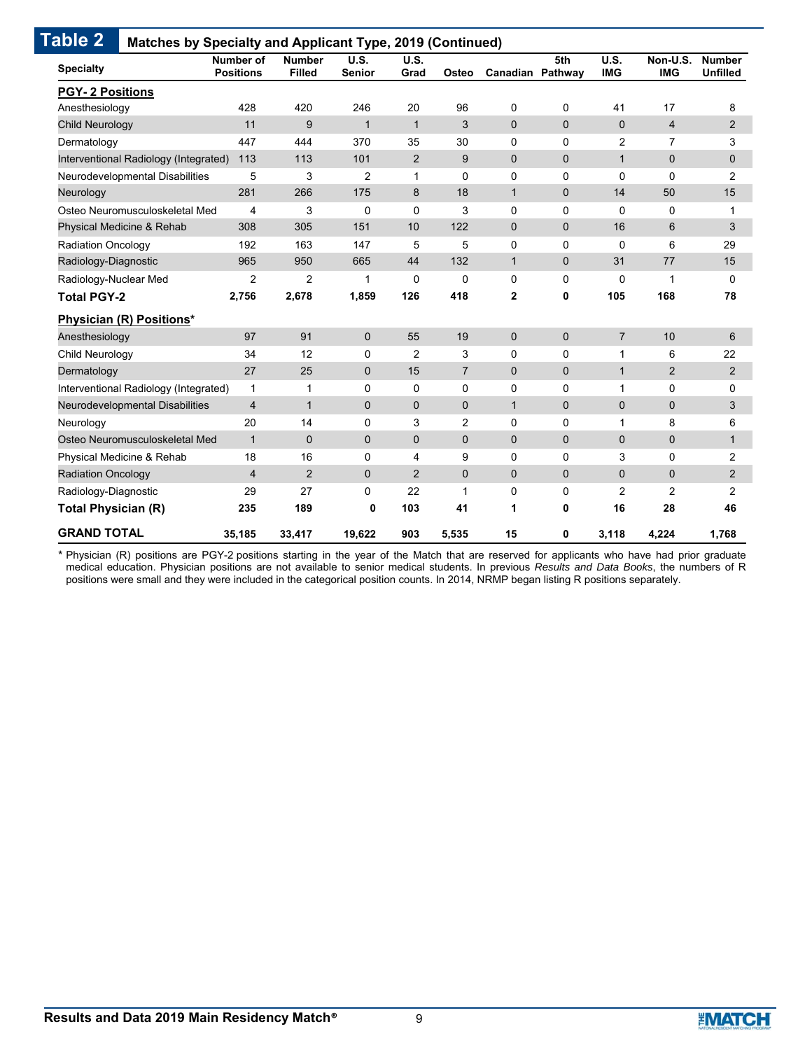## Table 2 Matches by Specialty and Applicant Type, 2019 (Continued)

| Specialty | Number of Positions | Number Filled | U.S. Senior | U.S. Grad | Osteo | Canadian | 5th Pathway | U.S. IMG | Non-U.S. IMG | Number Unfilled |
|---|---|---|---|---|---|---|---|---|---|---|
| **PGY- 2 Positions** | | | | | | | | | | |
| Anesthesiology | 428 | 420 | 246 | 20 | 96 | 0 | 0 | 41 | 17 | 8 |
| Child Neurology | 11 | 9 | 1 | 1 | 3 | 0 | 0 | 0 | 4 | 2 |
| Dermatology | 447 | 444 | 370 | 35 | 30 | 0 | 0 | 2 | 7 | 3 |
| Interventional Radiology (Integrated) | 113 | 113 | 101 | 2 | 9 | 0 | 0 | 1 | 0 | 0 |
| Neurodevelopmental Disabilities | 5 | 3 | 2 | 1 | 0 | 0 | 0 | 0 | 0 | 2 |
| Neurology | 281 | 266 | 175 | 8 | 18 | 1 | 0 | 14 | 50 | 15 |
| Osteo Neuromusculoskeletal Med | 4 | 3 | 0 | 0 | 3 | 0 | 0 | 0 | 0 | 1 |
| Physical Medicine & Rehab | 308 | 305 | 151 | 10 | 122 | 0 | 0 | 16 | 6 | 3 |
| Radiation Oncology | 192 | 163 | 147 | 5 | 5 | 0 | 0 | 0 | 6 | 29 |
| Radiology-Diagnostic | 965 | 950 | 665 | 44 | 132 | 1 | 0 | 31 | 77 | 15 |
| Radiology-Nuclear Med | 2 | 2 | 1 | 0 | 0 | 0 | 0 | 0 | 1 | 0 |
| **Total PGY-2** | **2,756** | **2,678** | **1,859** | **126** | **418** | **2** | **0** | **105** | **168** | **78** |
| **Physician (R) Positions*** | | | | | | | | | | |
| Anesthesiology | 97 | 91 | 0 | 55 | 19 | 0 | 0 | 7 | 10 | 6 |
| Child Neurology | 34 | 12 | 0 | 2 | 3 | 0 | 0 | 1 | 6 | 22 |
| Dermatology | 27 | 25 | 0 | 15 | 7 | 0 | 0 | 1 | 2 | 2 |
| Interventional Radiology (Integrated) | 1 | 1 | 0 | 0 | 0 | 0 | 0 | 1 | 0 | 0 |
| Neurodevelopmental Disabilities | 4 | 1 | 0 | 0 | 0 | 1 | 0 | 0 | 0 | 3 |
| Neurology | 20 | 14 | 0 | 3 | 2 | 0 | 0 | 1 | 8 | 6 |
| Osteo Neuromusculoskeletal Med | 1 | 0 | 0 | 0 | 0 | 0 | 0 | 0 | 0 | 1 |
| Physical Medicine & Rehab | 18 | 16 | 0 | 4 | 9 | 0 | 0 | 3 | 0 | 2 |
| Radiation Oncology | 4 | 2 | 0 | 2 | 0 | 0 | 0 | 0 | 0 | 2 |
| Radiology-Diagnostic | 29 | 27 | 0 | 22 | 1 | 0 | 0 | 2 | 2 | 2 |
| **Total Physician (R)** | **235** | **189** | **0** | **103** | **41** | **1** | **0** | **16** | **28** | **46** |
| **GRAND TOTAL** | **35,185** | **33,417** | **19,622** | **903** | **5,535** | **15** | **0** | **3,118** | **4,224** | **1,768** |

\* Physician (R) positions are PGY-2 positions starting in the year of the Match that are reserved for applicants who have had prior graduate medical education. Physician positions are not available to senior medical students. In previous *Results and Data Books*, the numbers of R positions were small and they were included in the categorical position counts. In 2014, NRMP began listing R positions separately.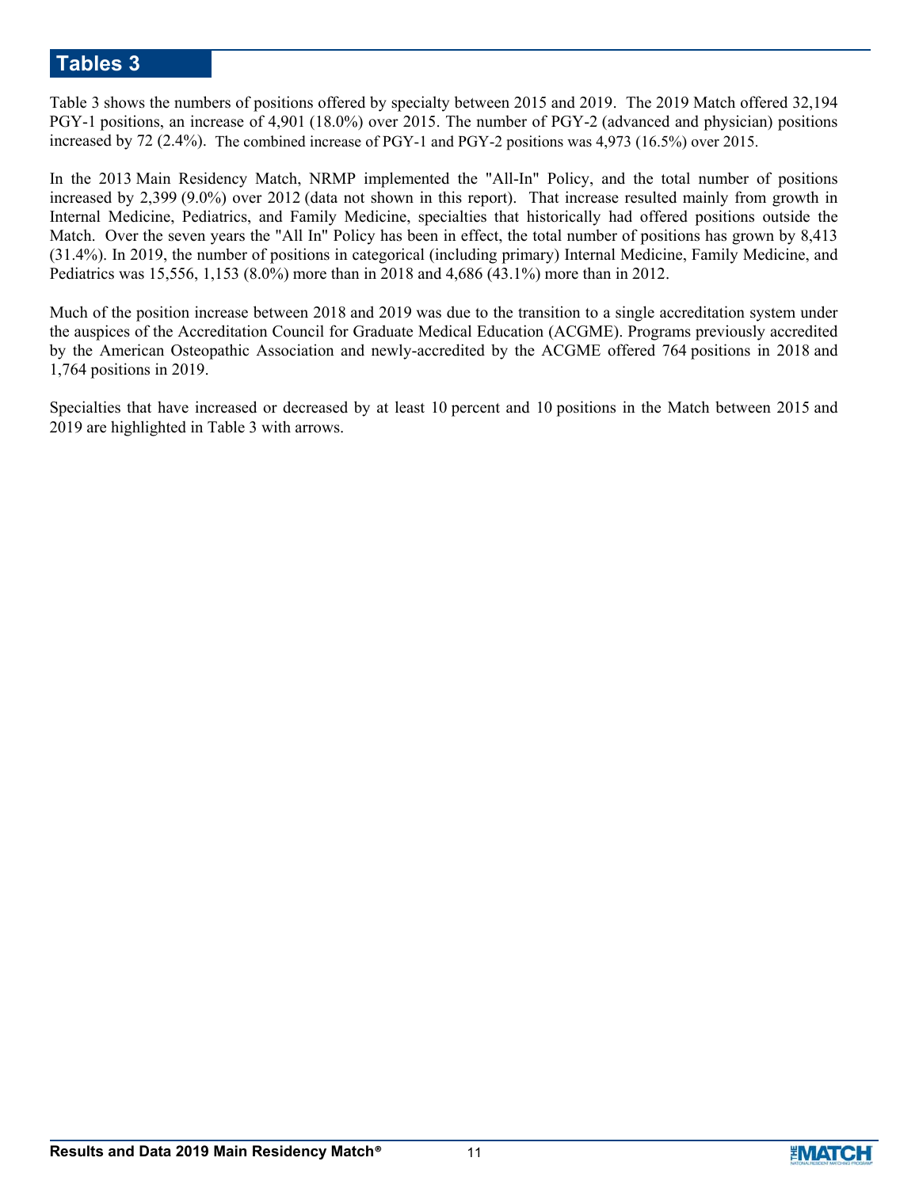# Tables 3

Table 3 shows the numbers of positions offered by specialty between 2015 and 2019. The 2019 Match offered 32,194 PGY-1 positions, an increase of 4,901 (18.0%) over 2015. The number of PGY-2 (advanced and physician) positions increased by 72 (2.4%). The combined increase of PGY-1 and PGY-2 positions was 4,973 (16.5%) over 2015.

In the 2013 Main Residency Match, NRMP implemented the "All-In" Policy, and the total number of positions increased by 2,399 (9.0%) over 2012 (data not shown in this report). That increase resulted mainly from growth in Internal Medicine, Pediatrics, and Family Medicine, specialties that historically had offered positions outside the Match. Over the seven years the "All In" Policy has been in effect, the total number of positions has grown by 8,413 (31.4%). In 2019, the number of positions in categorical (including primary) Internal Medicine, Family Medicine, and Pediatrics was 15,556, 1,153 (8.0%) more than in 2018 and 4,686 (43.1%) more than in 2012.

Much of the position increase between 2018 and 2019 was due to the transition to a single accreditation system under the auspices of the Accreditation Council for Graduate Medical Education (ACGME). Programs previously accredited by the American Osteopathic Association and newly-accredited by the ACGME offered 764 positions in 2018 and 1,764 positions in 2019.

Specialties that have increased or decreased by at least 10 percent and 10 positions in the Match between 2015 and 2019 are highlighted in Table 3 with arrows.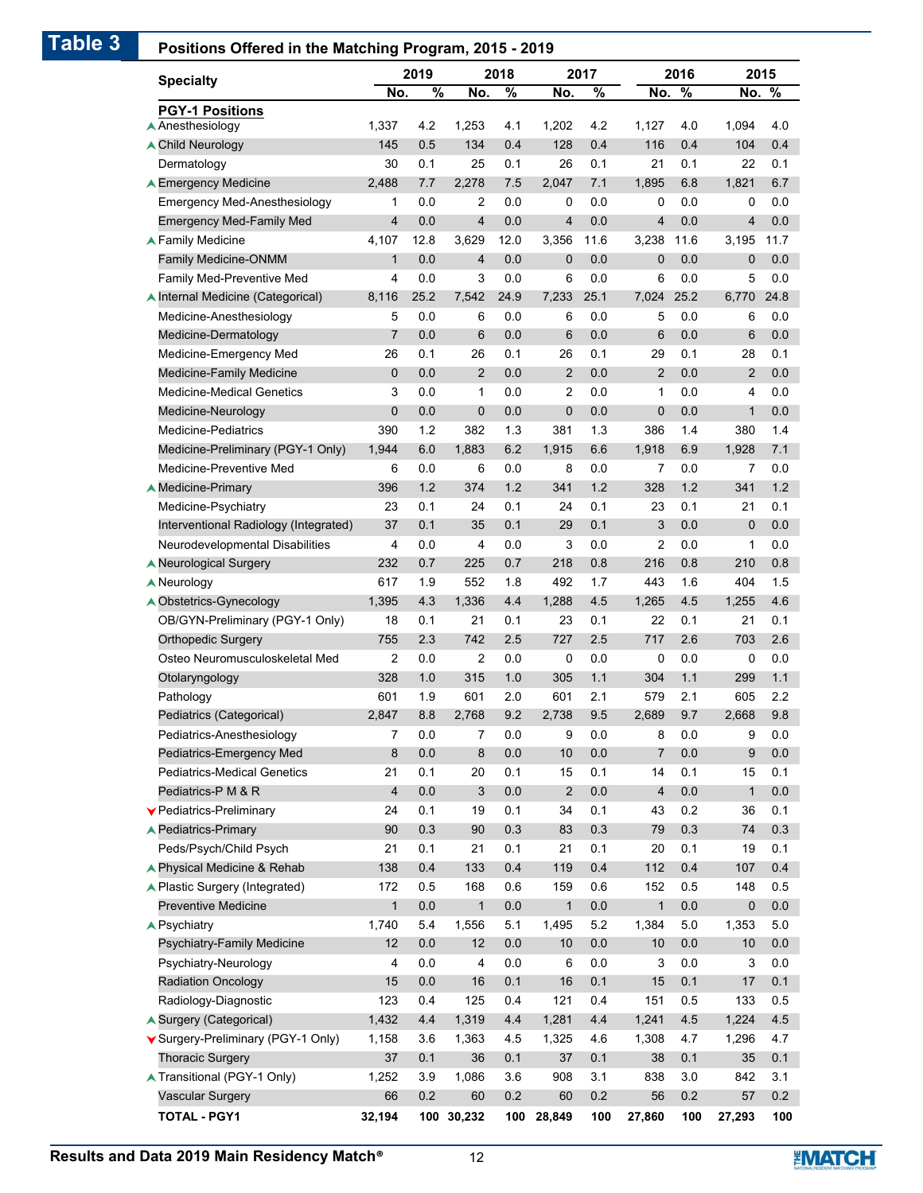# Table 3

**Positions Offered in the Matching Program, 2015 - 2019**

| Specialty | 2019 | | 2018 | | 2017 | | 2016 | | 2015 | |
|---|---|---|---|---|---|---|---|---|---|---|
| | No. | % | No. | % | No. | % | No. | % | No. | % |
| **PGY-1 Positions** | | | | | | | | | | |
| ▲ Anesthesiology | 1,337 | 4.2 | 1,253 | 4.1 | 1,202 | 4.2 | 1,127 | 4.0 | 1,094 | 4.0 |
| ▲ Child Neurology | 145 | 0.5 | 134 | 0.4 | 128 | 0.4 | 116 | 0.4 | 104 | 0.4 |
| Dermatology | 30 | 0.1 | 25 | 0.1 | 26 | 0.1 | 21 | 0.1 | 22 | 0.1 |
| ▲ Emergency Medicine | 2,488 | 7.7 | 2,278 | 7.5 | 2,047 | 7.1 | 1,895 | 6.8 | 1,821 | 6.7 |
| Emergency Med-Anesthesiology | 1 | 0.0 | 2 | 0.0 | 0 | 0.0 | 0 | 0.0 | 0 | 0.0 |
| Emergency Med-Family Med | 4 | 0.0 | 4 | 0.0 | 4 | 0.0 | 4 | 0.0 | 4 | 0.0 |
| ▲ Family Medicine | 4,107 | 12.8 | 3,629 | 12.0 | 3,356 | 11.6 | 3,238 | 11.6 | 3,195 | 11.7 |
| Family Medicine-ONMM | 1 | 0.0 | 4 | 0.0 | 0 | 0.0 | 0 | 0.0 | 0 | 0.0 |
| Family Med-Preventive Med | 4 | 0.0 | 3 | 0.0 | 6 | 0.0 | 6 | 0.0 | 5 | 0.0 |
| ▲ Internal Medicine (Categorical) | 8,116 | 25.2 | 7,542 | 24.9 | 7,233 | 25.1 | 7,024 | 25.2 | 6,770 | 24.8 |
| Medicine-Anesthesiology | 5 | 0.0 | 6 | 0.0 | 6 | 0.0 | 5 | 0.0 | 6 | 0.0 |
| Medicine-Dermatology | 7 | 0.0 | 6 | 0.0 | 6 | 0.0 | 6 | 0.0 | 6 | 0.0 |
| Medicine-Emergency Med | 26 | 0.1 | 26 | 0.1 | 26 | 0.1 | 29 | 0.1 | 28 | 0.1 |
| Medicine-Family Medicine | 0 | 0.0 | 2 | 0.0 | 2 | 0.0 | 2 | 0.0 | 2 | 0.0 |
| Medicine-Medical Genetics | 3 | 0.0 | 1 | 0.0 | 2 | 0.0 | 1 | 0.0 | 4 | 0.0 |
| Medicine-Neurology | 0 | 0.0 | 0 | 0.0 | 0 | 0.0 | 0 | 0.0 | 1 | 0.0 |
| Medicine-Pediatrics | 390 | 1.2 | 382 | 1.3 | 381 | 1.3 | 386 | 1.4 | 380 | 1.4 |
| Medicine-Preliminary (PGY-1 Only) | 1,944 | 6.0 | 1,883 | 6.2 | 1,915 | 6.6 | 1,918 | 6.9 | 1,928 | 7.1 |
| Medicine-Preventive Med | 6 | 0.0 | 6 | 0.0 | 8 | 0.0 | 7 | 0.0 | 7 | 0.0 |
| ▲ Medicine-Primary | 396 | 1.2 | 374 | 1.2 | 341 | 1.2 | 328 | 1.2 | 341 | 1.2 |
| Medicine-Psychiatry | 23 | 0.1 | 24 | 0.1 | 24 | 0.1 | 23 | 0.1 | 21 | 0.1 |
| Interventional Radiology (Integrated) | 37 | 0.1 | 35 | 0.1 | 29 | 0.1 | 3 | 0.0 | 0 | 0.0 |
| Neurodevelopmental Disabilities | 4 | 0.0 | 4 | 0.0 | 3 | 0.0 | 2 | 0.0 | 1 | 0.0 |
| ▲ Neurological Surgery | 232 | 0.7 | 225 | 0.7 | 218 | 0.8 | 216 | 0.8 | 210 | 0.8 |
| ▲ Neurology | 617 | 1.9 | 552 | 1.8 | 492 | 1.7 | 443 | 1.6 | 404 | 1.5 |
| ▲ Obstetrics-Gynecology | 1,395 | 4.3 | 1,336 | 4.4 | 1,288 | 4.5 | 1,265 | 4.5 | 1,255 | 4.6 |
| OB/GYN-Preliminary (PGY-1 Only) | 18 | 0.1 | 21 | 0.1 | 23 | 0.1 | 22 | 0.1 | 21 | 0.1 |
| Orthopedic Surgery | 755 | 2.3 | 742 | 2.5 | 727 | 2.5 | 717 | 2.6 | 703 | 2.6 |
| Osteo Neuromusculoskeletal Med | 2 | 0.0 | 2 | 0.0 | 0 | 0.0 | 0 | 0.0 | 0 | 0.0 |
| Otolaryngology | 328 | 1.0 | 315 | 1.0 | 305 | 1.1 | 304 | 1.1 | 299 | 1.1 |
| Pathology | 601 | 1.9 | 601 | 2.0 | 601 | 2.1 | 579 | 2.1 | 605 | 2.2 |
| Pediatrics (Categorical) | 2,847 | 8.8 | 2,768 | 9.2 | 2,738 | 9.5 | 2,689 | 9.7 | 2,668 | 9.8 |
| Pediatrics-Anesthesiology | 7 | 0.0 | 7 | 0.0 | 9 | 0.0 | 8 | 0.0 | 9 | 0.0 |
| Pediatrics-Emergency Med | 8 | 0.0 | 8 | 0.0 | 10 | 0.0 | 7 | 0.0 | 9 | 0.0 |
| Pediatrics-Medical Genetics | 21 | 0.1 | 20 | 0.1 | 15 | 0.1 | 14 | 0.1 | 15 | 0.1 |
| Pediatrics-P M & R | 4 | 0.0 | 3 | 0.0 | 2 | 0.0 | 4 | 0.0 | 1 | 0.0 |
| ▼ Pediatrics-Preliminary | 24 | 0.1 | 19 | 0.1 | 34 | 0.1 | 43 | 0.2 | 36 | 0.1 |
| ▲ Pediatrics-Primary | 90 | 0.3 | 90 | 0.3 | 83 | 0.3 | 79 | 0.3 | 74 | 0.3 |
| Peds/Psych/Child Psych | 21 | 0.1 | 21 | 0.1 | 21 | 0.1 | 20 | 0.1 | 19 | 0.1 |
| ▲ Physical Medicine & Rehab | 138 | 0.4 | 133 | 0.4 | 119 | 0.4 | 112 | 0.4 | 107 | 0.4 |
| ▲ Plastic Surgery (Integrated) | 172 | 0.5 | 168 | 0.6 | 159 | 0.6 | 152 | 0.5 | 148 | 0.5 |
| Preventive Medicine | 1 | 0.0 | 1 | 0.0 | 1 | 0.0 | 1 | 0.0 | 0 | 0.0 |
| ▲ Psychiatry | 1,740 | 5.4 | 1,556 | 5.1 | 1,495 | 5.2 | 1,384 | 5.0 | 1,353 | 5.0 |
| Psychiatry-Family Medicine | 12 | 0.0 | 12 | 0.0 | 10 | 0.0 | 10 | 0.0 | 10 | 0.0 |
| Psychiatry-Neurology | 4 | 0.0 | 4 | 0.0 | 6 | 0.0 | 3 | 0.0 | 3 | 0.0 |
| Radiation Oncology | 15 | 0.0 | 16 | 0.1 | 16 | 0.1 | 15 | 0.1 | 17 | 0.1 |
| Radiology-Diagnostic | 123 | 0.4 | 125 | 0.4 | 121 | 0.4 | 151 | 0.5 | 133 | 0.5 |
| ▲ Surgery (Categorical) | 1,432 | 4.4 | 1,319 | 4.4 | 1,281 | 4.4 | 1,241 | 4.5 | 1,224 | 4.5 |
| ▼ Surgery-Preliminary (PGY-1 Only) | 1,158 | 3.6 | 1,363 | 4.5 | 1,325 | 4.6 | 1,308 | 4.7 | 1,296 | 4.7 |
| Thoracic Surgery | 37 | 0.1 | 36 | 0.1 | 37 | 0.1 | 38 | 0.1 | 35 | 0.1 |
| ▲ Transitional (PGY-1 Only) | 1,252 | 3.9 | 1,086 | 3.6 | 908 | 3.1 | 838 | 3.0 | 842 | 3.1 |
| Vascular Surgery | 66 | 0.2 | 60 | 0.2 | 60 | 0.2 | 56 | 0.2 | 57 | 0.2 |
| **TOTAL - PGY1** | **32,194** | **100** | **30,232** | **100** | **28,849** | **100** | **27,860** | **100** | **27,293** | **100** |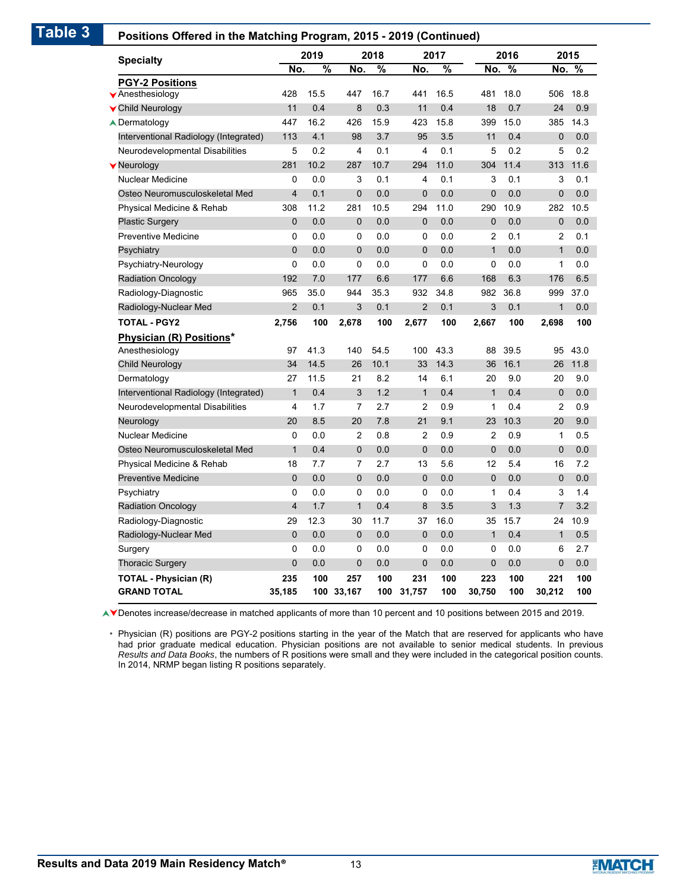**Table 3** Positions Offered in the Matching Program, 2015 - 2019 (Continued)

| Specialty | 2019 | | 2018 | | 2017 | | 2016 | | 2015 | |
|---|---|---|---|---|---|---|---|---|---|---|
| | No. | % | No. | % | No. | % | No. | % | No. | % |
| **PGY-2 Positions** | | | | | | | | | | |
| ▼Anesthesiology | 428 | 15.5 | 447 | 16.7 | 441 | 16.5 | 481 | 18.0 | 506 | 18.8 |
| ▼Child Neurology | 11 | 0.4 | 8 | 0.3 | 11 | 0.4 | 18 | 0.7 | 24 | 0.9 |
| ▲Dermatology | 447 | 16.2 | 426 | 15.9 | 423 | 15.8 | 399 | 15.0 | 385 | 14.3 |
| Interventional Radiology (Integrated) | 113 | 4.1 | 98 | 3.7 | 95 | 3.5 | 11 | 0.4 | 0 | 0.0 |
| Neurodevelopmental Disabilities | 5 | 0.2 | 4 | 0.1 | 4 | 0.1 | 5 | 0.2 | 5 | 0.2 |
| ▼Neurology | 281 | 10.2 | 287 | 10.7 | 294 | 11.0 | 304 | 11.4 | 313 | 11.6 |
| Nuclear Medicine | 0 | 0.0 | 3 | 0.1 | 4 | 0.1 | 3 | 0.1 | 3 | 0.1 |
| Osteo Neuromusculoskeletal Med | 4 | 0.1 | 0 | 0.0 | 0 | 0.0 | 0 | 0.0 | 0 | 0.0 |
| Physical Medicine & Rehab | 308 | 11.2 | 281 | 10.5 | 294 | 11.0 | 290 | 10.9 | 282 | 10.5 |
| Plastic Surgery | 0 | 0.0 | 0 | 0.0 | 0 | 0.0 | 0 | 0.0 | 0 | 0.0 |
| Preventive Medicine | 0 | 0.0 | 0 | 0.0 | 0 | 0.0 | 2 | 0.1 | 2 | 0.1 |
| Psychiatry | 0 | 0.0 | 0 | 0.0 | 0 | 0.0 | 1 | 0.0 | 1 | 0.0 |
| Psychiatry-Neurology | 0 | 0.0 | 0 | 0.0 | 0 | 0.0 | 0 | 0.0 | 1 | 0.0 |
| Radiation Oncology | 192 | 7.0 | 177 | 6.6 | 177 | 6.6 | 168 | 6.3 | 176 | 6.5 |
| Radiology-Diagnostic | 965 | 35.0 | 944 | 35.3 | 932 | 34.8 | 982 | 36.8 | 999 | 37.0 |
| Radiology-Nuclear Med | 2 | 0.1 | 3 | 0.1 | 2 | 0.1 | 3 | 0.1 | 1 | 0.0 |
| **TOTAL - PGY2** | **2,756** | **100** | **2,678** | **100** | **2,677** | **100** | **2,667** | **100** | **2,698** | **100** |
| **Physician (R) Positions*** | | | | | | | | | | |
| Anesthesiology | 97 | 41.3 | 140 | 54.5 | 100 | 43.3 | 88 | 39.5 | 95 | 43.0 |
| Child Neurology | 34 | 14.5 | 26 | 10.1 | 33 | 14.3 | 36 | 16.1 | 26 | 11.8 |
| Dermatology | 27 | 11.5 | 21 | 8.2 | 14 | 6.1 | 20 | 9.0 | 20 | 9.0 |
| Interventional Radiology (Integrated) | 1 | 0.4 | 3 | 1.2 | 1 | 0.4 | 1 | 0.4 | 0 | 0.0 |
| Neurodevelopmental Disabilities | 4 | 1.7 | 7 | 2.7 | 2 | 0.9 | 1 | 0.4 | 2 | 0.9 |
| Neurology | 20 | 8.5 | 20 | 7.8 | 21 | 9.1 | 23 | 10.3 | 20 | 9.0 |
| Nuclear Medicine | 0 | 0.0 | 2 | 0.8 | 2 | 0.9 | 2 | 0.9 | 1 | 0.5 |
| Osteo Neuromusculoskeletal Med | 1 | 0.4 | 0 | 0.0 | 0 | 0.0 | 0 | 0.0 | 0 | 0.0 |
| Physical Medicine & Rehab | 18 | 7.7 | 7 | 2.7 | 13 | 5.6 | 12 | 5.4 | 16 | 7.2 |
| Preventive Medicine | 0 | 0.0 | 0 | 0.0 | 0 | 0.0 | 0 | 0.0 | 0 | 0.0 |
| Psychiatry | 0 | 0.0 | 0 | 0.0 | 0 | 0.0 | 1 | 0.4 | 3 | 1.4 |
| Radiation Oncology | 4 | 1.7 | 1 | 0.4 | 8 | 3.5 | 3 | 1.3 | 7 | 3.2 |
| Radiology-Diagnostic | 29 | 12.3 | 30 | 11.7 | 37 | 16.0 | 35 | 15.7 | 24 | 10.9 |
| Radiology-Nuclear Med | 0 | 0.0 | 0 | 0.0 | 0 | 0.0 | 1 | 0.4 | 1 | 0.5 |
| Surgery | 0 | 0.0 | 0 | 0.0 | 0 | 0.0 | 0 | 0.0 | 6 | 2.7 |
| Thoracic Surgery | 0 | 0.0 | 0 | 0.0 | 0 | 0.0 | 0 | 0.0 | 0 | 0.0 |
| **TOTAL - Physician (R)** | **235** | **100** | **257** | **100** | **231** | **100** | **223** | **100** | **221** | **100** |
| **GRAND TOTAL** | **35,185** | **100** | **33,167** | **100** | **31,757** | **100** | **30,750** | **100** | **30,212** | **100** |

▲▼Denotes increase/decrease in matched applicants of more than 10 percent and 10 positions between 2015 and 2019.

\* Physician (R) positions are PGY-2 positions starting in the year of the Match that are reserved for applicants who have had prior graduate medical education. Physician positions are not available to senior medical students. In previous *Results and Data Books*, the numbers of R positions were small and they were included in the categorical position counts. In 2014, NRMP began listing R positions separately.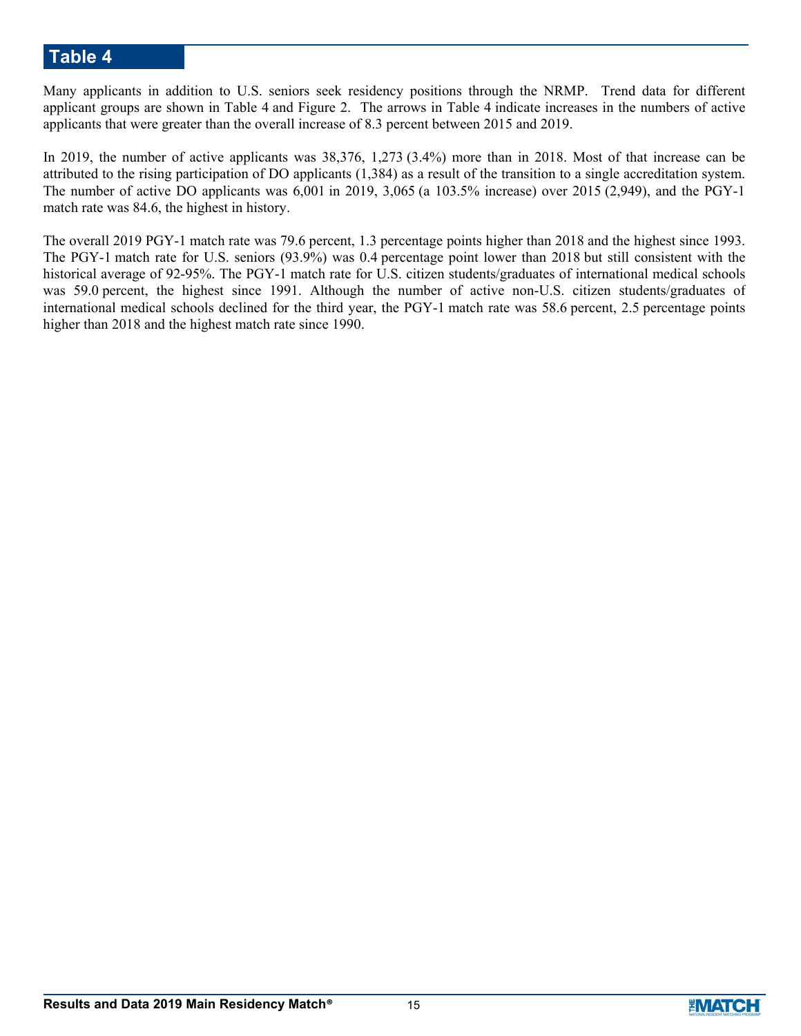# Table 4

Many applicants in addition to U.S. seniors seek residency positions through the NRMP. Trend data for different applicant groups are shown in Table 4 and Figure 2. The arrows in Table 4 indicate increases in the numbers of active applicants that were greater than the overall increase of 8.3 percent between 2015 and 2019.

In 2019, the number of active applicants was 38,376, 1,273 (3.4%) more than in 2018. Most of that increase can be attributed to the rising participation of DO applicants (1,384) as a result of the transition to a single accreditation system. The number of active DO applicants was 6,001 in 2019, 3,065 (a 103.5% increase) over 2015 (2,949), and the PGY-1 match rate was 84.6, the highest in history.

The overall 2019 PGY-1 match rate was 79.6 percent, 1.3 percentage points higher than 2018 and the highest since 1993. The PGY-1 match rate for U.S. seniors (93.9%) was 0.4 percentage point lower than 2018 but still consistent with the historical average of 92-95%. The PGY-1 match rate for U.S. citizen students/graduates of international medical schools was 59.0 percent, the highest since 1991. Although the number of active non-U.S. citizen students/graduates of international medical schools declined for the third year, the PGY-1 match rate was 58.6 percent, 2.5 percentage points higher than 2018 and the highest match rate since 1990.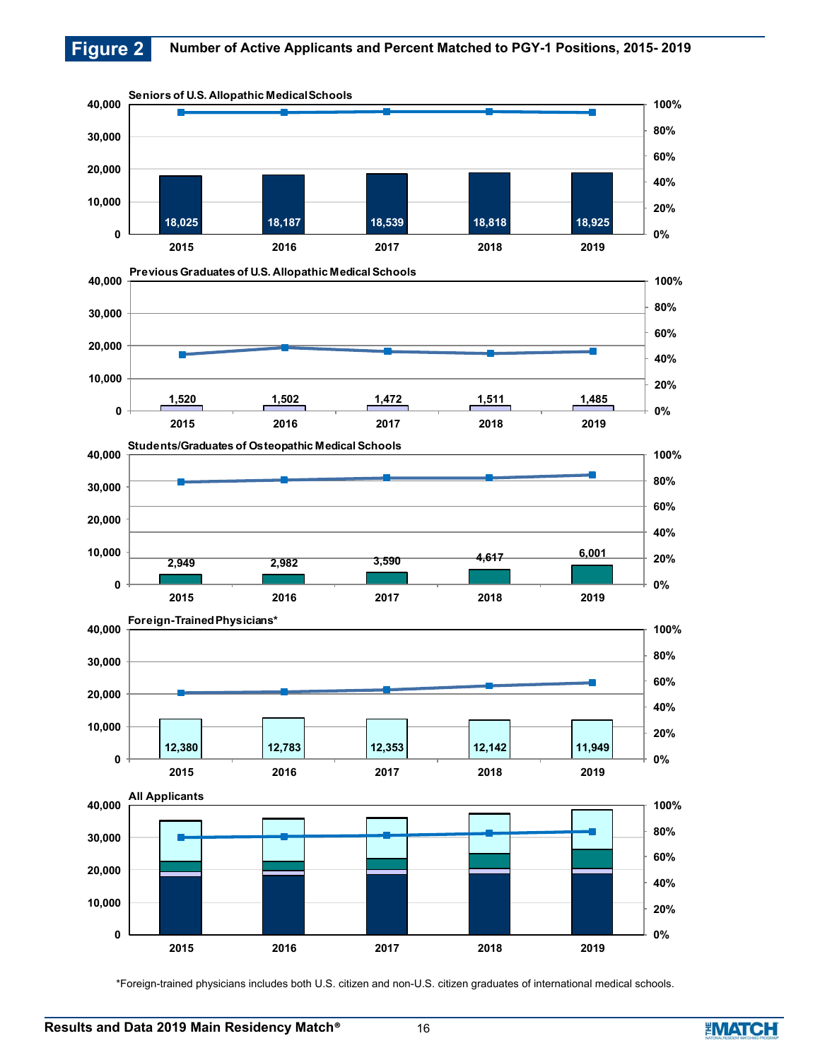## Figure 2 Number of Active Applicants and Percent Matched to PGY-1 Positions, 2015- 2019

**Seniors of U.S. Allopathic Medical Schools**

| Year | 2015 | 2016 | 2017 | 2018 | 2019 |
|---|---|---|---|---|---|
| Applicants | 18,025 | 18,187 | 18,539 | 18,818 | 18,925 |

**Previous Graduates of U.S. Allopathic Medical Schools**

| Year | 2015 | 2016 | 2017 | 2018 | 2019 |
|---|---|---|---|---|---|
| Applicants | 1,520 | 1,502 | 1,472 | 1,511 | 1,485 |

**Students/Graduates of Osteopathic Medical Schools**

| Year | 2015 | 2016 | 2017 | 2018 | 2019 |
|---|---|---|---|---|---|
| Applicants | 2,949 | 2,982 | 3,590 | 4,617 | 6,001 |

**Foreign-Trained Physicians***

| Year | 2015 | 2016 | 2017 | 2018 | 2019 |
|---|---|---|---|---|---|
| Applicants | 12,380 | 12,783 | 12,353 | 12,142 | 11,949 |

**All Applicants**

*Foreign-trained physicians includes both U.S. citizen and non-U.S. citizen graduates of international medical schools.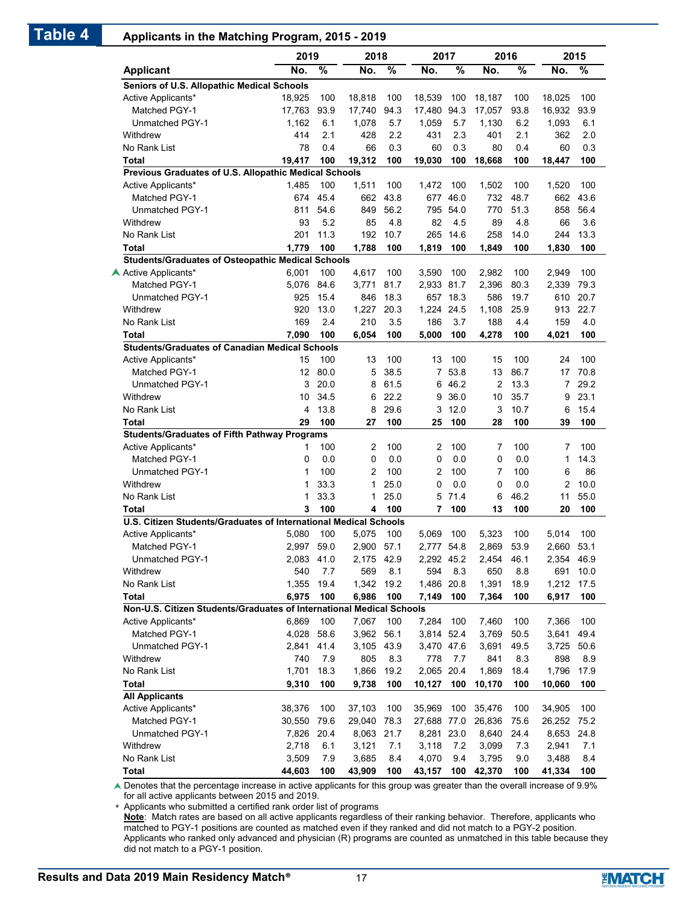# Table 4

**Applicants in the Matching Program, 2015 - 2019**

| Applicant | 2019 No. | 2019 % | 2018 No. | 2018 % | 2017 No. | 2017 % | 2016 No. | 2016 % | 2015 No. | 2015 % |
|---|---|---|---|---|---|---|---|---|---|---|
| **Seniors of U.S. Allopathic Medical Schools** | | | | | | | | | | |
| Active Applicants* | 18,925 | 100 | 18,818 | 100 | 18,539 | 100 | 18,187 | 100 | 18,025 | 100 |
| Matched PGY-1 | 17,763 | 93.9 | 17,740 | 94.3 | 17,480 | 94.3 | 17,057 | 93.8 | 16,932 | 93.9 |
| Unmatched PGY-1 | 1,162 | 6.1 | 1,078 | 5.7 | 1,059 | 5.7 | 1,130 | 6.2 | 1,093 | 6.1 |
| Withdrew | 414 | 2.1 | 428 | 2.2 | 431 | 2.3 | 401 | 2.1 | 362 | 2.0 |
| No Rank List | 78 | 0.4 | 66 | 0.3 | 60 | 0.3 | 80 | 0.4 | 60 | 0.3 |
| **Total** | **19,417** | **100** | **19,312** | **100** | **19,030** | **100** | **18,668** | **100** | **18,447** | **100** |
| **Previous Graduates of U.S. Allopathic Medical Schools** | | | | | | | | | | |
| Active Applicants* | 1,485 | 100 | 1,511 | 100 | 1,472 | 100 | 1,502 | 100 | 1,520 | 100 |
| Matched PGY-1 | 674 | 45.4 | 662 | 43.8 | 677 | 46.0 | 732 | 48.7 | 662 | 43.6 |
| Unmatched PGY-1 | 811 | 54.6 | 849 | 56.2 | 795 | 54.0 | 770 | 51.3 | 858 | 56.4 |
| Withdrew | 93 | 5.2 | 85 | 4.8 | 82 | 4.5 | 89 | 4.8 | 66 | 3.6 |
| No Rank List | 201 | 11.3 | 192 | 10.7 | 265 | 14.6 | 258 | 14.0 | 244 | 13.3 |
| **Total** | **1,779** | **100** | **1,788** | **100** | **1,819** | **100** | **1,849** | **100** | **1,830** | **100** |
| **Students/Graduates of Osteopathic Medical Schools** | | | | | | | | | | |
| ▲ Active Applicants* | 6,001 | 100 | 4,617 | 100 | 3,590 | 100 | 2,982 | 100 | 2,949 | 100 |
| Matched PGY-1 | 5,076 | 84.6 | 3,771 | 81.7 | 2,933 | 81.7 | 2,396 | 80.3 | 2,339 | 79.3 |
| Unmatched PGY-1 | 925 | 15.4 | 846 | 18.3 | 657 | 18.3 | 586 | 19.7 | 610 | 20.7 |
| Withdrew | 920 | 13.0 | 1,227 | 20.3 | 1,224 | 24.5 | 1,108 | 25.9 | 913 | 22.7 |
| No Rank List | 169 | 2.4 | 210 | 3.5 | 186 | 3.7 | 188 | 4.4 | 159 | 4.0 |
| **Total** | **7,090** | **100** | **6,054** | **100** | **5,000** | **100** | **4,278** | **100** | **4,021** | **100** |
| **Students/Graduates of Canadian Medical Schools** | | | | | | | | | | |
| Active Applicants* | 15 | 100 | 13 | 100 | 13 | 100 | 15 | 100 | 24 | 100 |
| Matched PGY-1 | 12 | 80.0 | 5 | 38.5 | 7 | 53.8 | 13 | 86.7 | 17 | 70.8 |
| Unmatched PGY-1 | 3 | 20.0 | 8 | 61.5 | 6 | 46.2 | 2 | 13.3 | 7 | 29.2 |
| Withdrew | 10 | 34.5 | 6 | 22.2 | 9 | 36.0 | 10 | 35.7 | 9 | 23.1 |
| No Rank List | 4 | 13.8 | 8 | 29.6 | 3 | 12.0 | 3 | 10.7 | 6 | 15.4 |
| **Total** | **29** | **100** | **27** | **100** | **25** | **100** | **28** | **100** | **39** | **100** |
| **Students/Graduates of Fifth Pathway Programs** | | | | | | | | | | |
| Active Applicants* | 1 | 100 | 2 | 100 | 2 | 100 | 7 | 100 | 7 | 100 |
| Matched PGY-1 | 0 | 0.0 | 0 | 0.0 | 0 | 0.0 | 0 | 0.0 | 1 | 14.3 |
| Unmatched PGY-1 | 1 | 100 | 2 | 100 | 2 | 100 | 7 | 100 | 6 | 86 |
| Withdrew | 1 | 33.3 | 1 | 25.0 | 0 | 0.0 | 0 | 0.0 | 2 | 10.0 |
| No Rank List | 1 | 33.3 | 1 | 25.0 | 5 | 71.4 | 6 | 46.2 | 11 | 55.0 |
| **Total** | **3** | **100** | **4** | **100** | **7** | **100** | **13** | **100** | **20** | **100** |
| **U.S. Citizen Students/Graduates of International Medical Schools** | | | | | | | | | | |
| Active Applicants* | 5,080 | 100 | 5,075 | 100 | 5,069 | 100 | 5,323 | 100 | 5,014 | 100 |
| Matched PGY-1 | 2,997 | 59.0 | 2,900 | 57.1 | 2,777 | 54.8 | 2,869 | 53.9 | 2,660 | 53.1 |
| Unmatched PGY-1 | 2,083 | 41.0 | 2,175 | 42.9 | 2,292 | 45.2 | 2,454 | 46.1 | 2,354 | 46.9 |
| Withdrew | 540 | 7.7 | 569 | 8.1 | 594 | 8.3 | 650 | 8.8 | 691 | 10.0 |
| No Rank List | 1,355 | 19.4 | 1,342 | 19.2 | 1,486 | 20.8 | 1,391 | 18.9 | 1,212 | 17.5 |
| **Total** | **6,975** | **100** | **6,986** | **100** | **7,149** | **100** | **7,364** | **100** | **6,917** | **100** |
| **Non-U.S. Citizen Students/Graduates of International Medical Schools** | | | | | | | | | | |
| Active Applicants* | 6,869 | 100 | 7,067 | 100 | 7,284 | 100 | 7,460 | 100 | 7,366 | 100 |
| Matched PGY-1 | 4,028 | 58.6 | 3,962 | 56.1 | 3,814 | 52.4 | 3,769 | 50.5 | 3,641 | 49.4 |
| Unmatched PGY-1 | 2,841 | 41.4 | 3,105 | 43.9 | 3,470 | 47.6 | 3,691 | 49.5 | 3,725 | 50.6 |
| Withdrew | 740 | 7.9 | 805 | 8.3 | 778 | 7.7 | 841 | 8.3 | 898 | 8.9 |
| No Rank List | 1,701 | 18.3 | 1,866 | 19.2 | 2,065 | 20.4 | 1,869 | 18.4 | 1,796 | 17.9 |
| **Total** | **9,310** | **100** | **9,738** | **100** | **10,127** | **100** | **10,170** | **100** | **10,060** | **100** |
| **All Applicants** | | | | | | | | | | |
| Active Applicants* | 38,376 | 100 | 37,103 | 100 | 35,969 | 100 | 35,476 | 100 | 34,905 | 100 |
| Matched PGY-1 | 30,550 | 79.6 | 29,040 | 78.3 | 27,688 | 77.0 | 26,836 | 75.6 | 26,252 | 75.2 |
| Unmatched PGY-1 | 7,826 | 20.4 | 8,063 | 21.7 | 8,281 | 23.0 | 8,640 | 24.4 | 8,653 | 24.8 |
| Withdrew | 2,718 | 6.1 | 3,121 | 7.1 | 3,118 | 7.2 | 3,099 | 7.3 | 2,941 | 7.1 |
| No Rank List | 3,509 | 7.9 | 3,685 | 8.4 | 4,070 | 9.4 | 3,795 | 9.0 | 3,488 | 8.4 |
| **Total** | **44,603** | **100** | **43,909** | **100** | **43,157** | **100** | **42,370** | **100** | **41,334** | **100** |

▲ Denotes that the percentage increase in active applicants for this group was greater than the overall increase of 9.9% for all active applicants between 2015 and 2019.

* Applicants who submitted a certified rank order list of programs

**Note**: Match rates are based on all active applicants regardless of their ranking behavior. Therefore, applicants who matched to PGY-1 positions are counted as matched even if they ranked and did not match to a PGY-2 position. Applicants who ranked only advanced and physician (R) programs are counted as unmatched in this table because they did not match to a PGY-1 position.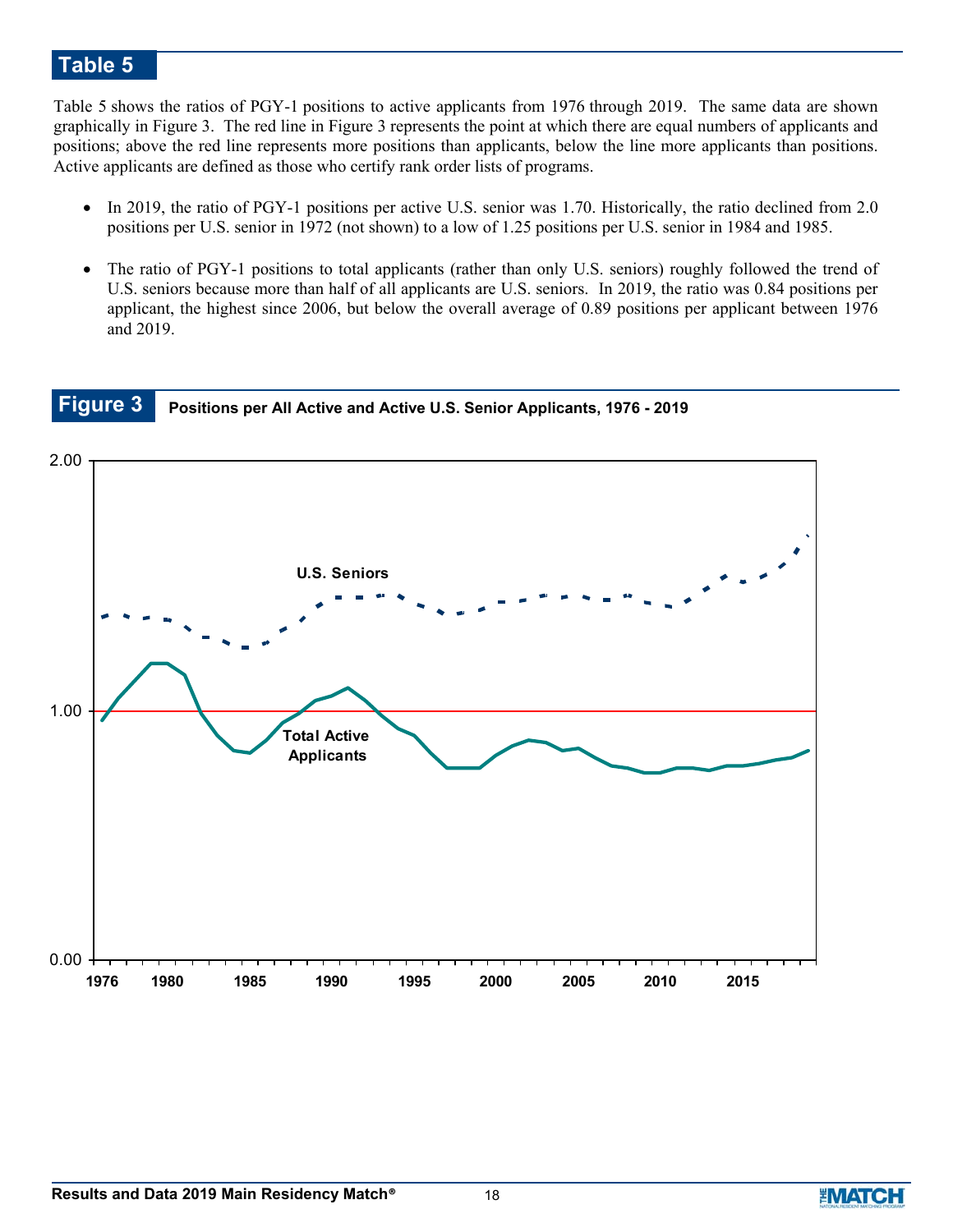## Table 5

Table 5 shows the ratios of PGY-1 positions to active applicants from 1976 through 2019. The same data are shown graphically in Figure 3. The red line in Figure 3 represents the point at which there are equal numbers of applicants and positions; above the red line represents more positions than applicants, below the line more applicants than positions. Active applicants are defined as those who certify rank order lists of programs.

- In 2019, the ratio of PGY-1 positions per active U.S. senior was 1.70. Historically, the ratio declined from 2.0 positions per U.S. senior in 1972 (not shown) to a low of 1.25 positions per U.S. senior in 1984 and 1985.
- The ratio of PGY-1 positions to total applicants (rather than only U.S. seniors) roughly followed the trend of U.S. seniors because more than half of all applicants are U.S. seniors. In 2019, the ratio was 0.84 positions per applicant, the highest since 2006, but below the overall average of 0.89 positions per applicant between 1976 and 2019.

## Figure 3 Positions per All Active and Active U.S. Senior Applicants, 1976 - 2019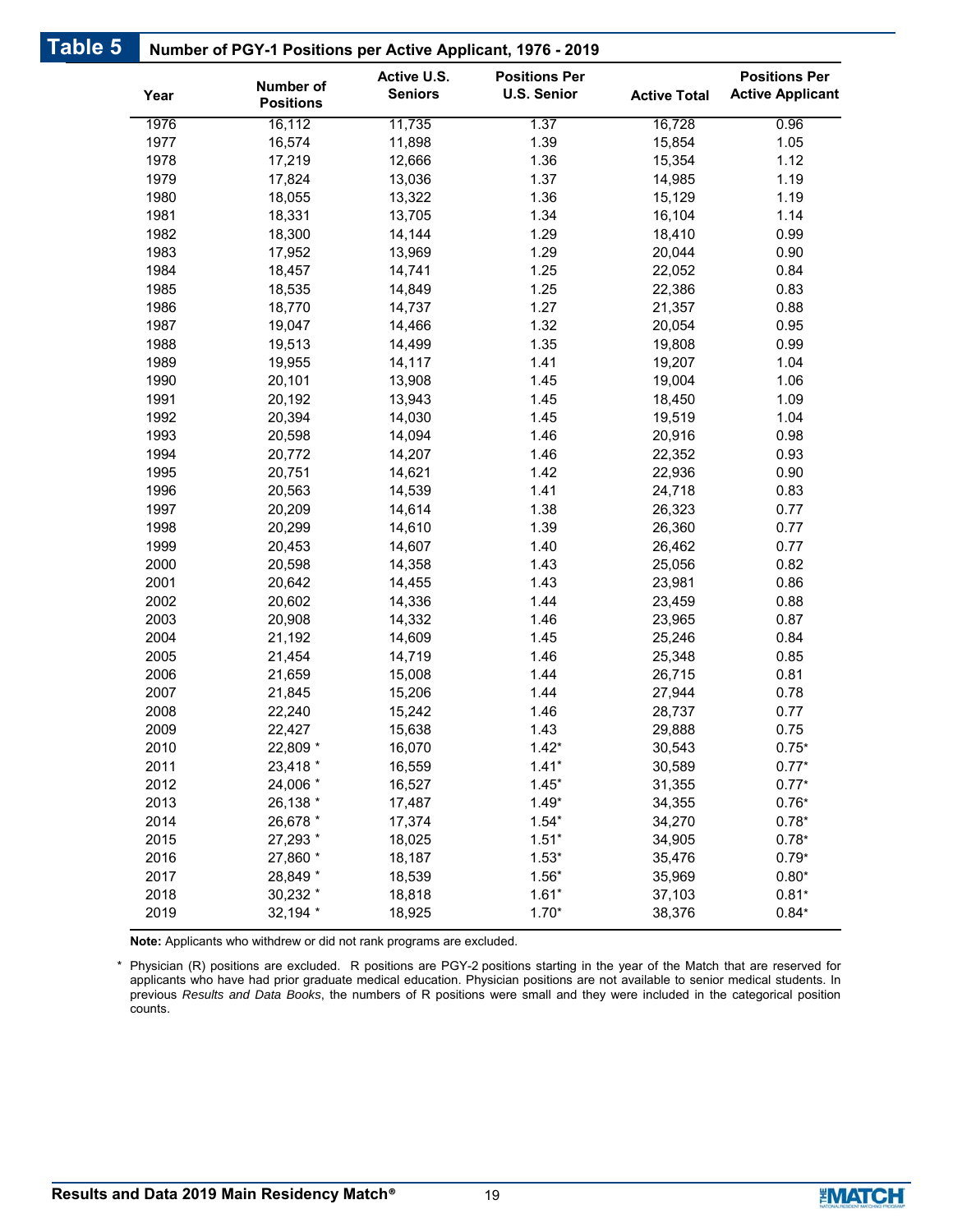## Table 5 Number of PGY-1 Positions per Active Applicant, 1976 - 2019

| Year | Number of Positions | Active U.S. Seniors | Positions Per U.S. Senior | Active Total | Positions Per Active Applicant |
|---|---|---|---|---|---|
| 1976 | 16,112 | 11,735 | 1.37 | 16,728 | 0.96 |
| 1977 | 16,574 | 11,898 | 1.39 | 15,854 | 1.05 |
| 1978 | 17,219 | 12,666 | 1.36 | 15,354 | 1.12 |
| 1979 | 17,824 | 13,036 | 1.37 | 14,985 | 1.19 |
| 1980 | 18,055 | 13,322 | 1.36 | 15,129 | 1.19 |
| 1981 | 18,331 | 13,705 | 1.34 | 16,104 | 1.14 |
| 1982 | 18,300 | 14,144 | 1.29 | 18,410 | 0.99 |
| 1983 | 17,952 | 13,969 | 1.29 | 20,044 | 0.90 |
| 1984 | 18,457 | 14,741 | 1.25 | 22,052 | 0.84 |
| 1985 | 18,535 | 14,849 | 1.25 | 22,386 | 0.83 |
| 1986 | 18,770 | 14,737 | 1.27 | 21,357 | 0.88 |
| 1987 | 19,047 | 14,466 | 1.32 | 20,054 | 0.95 |
| 1988 | 19,513 | 14,499 | 1.35 | 19,808 | 0.99 |
| 1989 | 19,955 | 14,117 | 1.41 | 19,207 | 1.04 |
| 1990 | 20,101 | 13,908 | 1.45 | 19,004 | 1.06 |
| 1991 | 20,192 | 13,943 | 1.45 | 18,450 | 1.09 |
| 1992 | 20,394 | 14,030 | 1.45 | 19,519 | 1.04 |
| 1993 | 20,598 | 14,094 | 1.46 | 20,916 | 0.98 |
| 1994 | 20,772 | 14,207 | 1.46 | 22,352 | 0.93 |
| 1995 | 20,751 | 14,621 | 1.42 | 22,936 | 0.90 |
| 1996 | 20,563 | 14,539 | 1.41 | 24,718 | 0.83 |
| 1997 | 20,209 | 14,614 | 1.38 | 26,323 | 0.77 |
| 1998 | 20,299 | 14,610 | 1.39 | 26,360 | 0.77 |
| 1999 | 20,453 | 14,607 | 1.40 | 26,462 | 0.77 |
| 2000 | 20,598 | 14,358 | 1.43 | 25,056 | 0.82 |
| 2001 | 20,642 | 14,455 | 1.43 | 23,981 | 0.86 |
| 2002 | 20,602 | 14,336 | 1.44 | 23,459 | 0.88 |
| 2003 | 20,908 | 14,332 | 1.46 | 23,965 | 0.87 |
| 2004 | 21,192 | 14,609 | 1.45 | 25,246 | 0.84 |
| 2005 | 21,454 | 14,719 | 1.46 | 25,348 | 0.85 |
| 2006 | 21,659 | 15,008 | 1.44 | 26,715 | 0.81 |
| 2007 | 21,845 | 15,206 | 1.44 | 27,944 | 0.78 |
| 2008 | 22,240 | 15,242 | 1.46 | 28,737 | 0.77 |
| 2009 | 22,427 | 15,638 | 1.43 | 29,888 | 0.75 |
| 2010 | 22,809 * | 16,070 | 1.42* | 30,543 | 0.75* |
| 2011 | 23,418 * | 16,559 | 1.41* | 30,589 | 0.77* |
| 2012 | 24,006 * | 16,527 | 1.45* | 31,355 | 0.77* |
| 2013 | 26,138 * | 17,487 | 1.49* | 34,355 | 0.76* |
| 2014 | 26,678 * | 17,374 | 1.54* | 34,270 | 0.78* |
| 2015 | 27,293 * | 18,025 | 1.51* | 34,905 | 0.78* |
| 2016 | 27,860 * | 18,187 | 1.53* | 35,476 | 0.79* |
| 2017 | 28,849 * | 18,539 | 1.56* | 35,969 | 0.80* |
| 2018 | 30,232 * | 18,818 | 1.61* | 37,103 | 0.81* |
| 2019 | 32,194 * | 18,925 | 1.70* | 38,376 | 0.84* |

**Note:** Applicants who withdrew or did not rank programs are excluded.

\* Physician (R) positions are excluded. R positions are PGY-2 positions starting in the year of the Match that are reserved for applicants who have had prior graduate medical education. Physician positions are not available to senior medical students. In previous *Results and Data Books*, the numbers of R positions were small and they were included in the categorical position counts.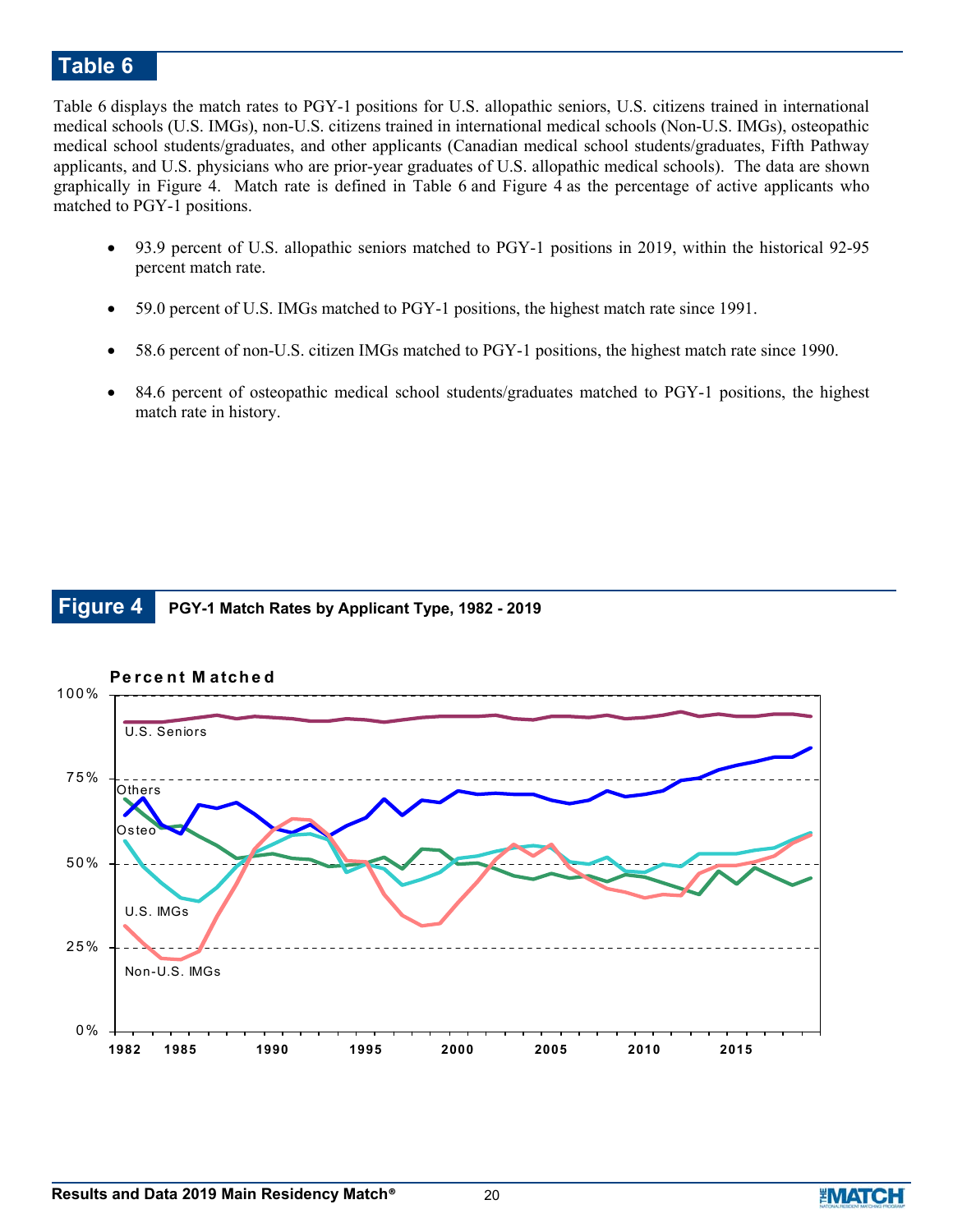## Table 6

Table 6 displays the match rates to PGY-1 positions for U.S. allopathic seniors, U.S. citizens trained in international medical schools (U.S. IMGs), non-U.S. citizens trained in international medical schools (Non-U.S. IMGs), osteopathic medical school students/graduates, and other applicants (Canadian medical school students/graduates, Fifth Pathway applicants, and U.S. physicians who are prior-year graduates of U.S. allopathic medical schools). The data are shown graphically in Figure 4. Match rate is defined in Table 6 and Figure 4 as the percentage of active applicants who matched to PGY-1 positions.

- 93.9 percent of U.S. allopathic seniors matched to PGY-1 positions in 2019, within the historical 92-95 percent match rate.
- 59.0 percent of U.S. IMGs matched to PGY-1 positions, the highest match rate since 1991.
- 58.6 percent of non-U.S. citizen IMGs matched to PGY-1 positions, the highest match rate since 1990.
- 84.6 percent of osteopathic medical school students/graduates matched to PGY-1 positions, the highest match rate in history.

## Figure 4 PGY-1 Match Rates by Applicant Type, 1982 - 2019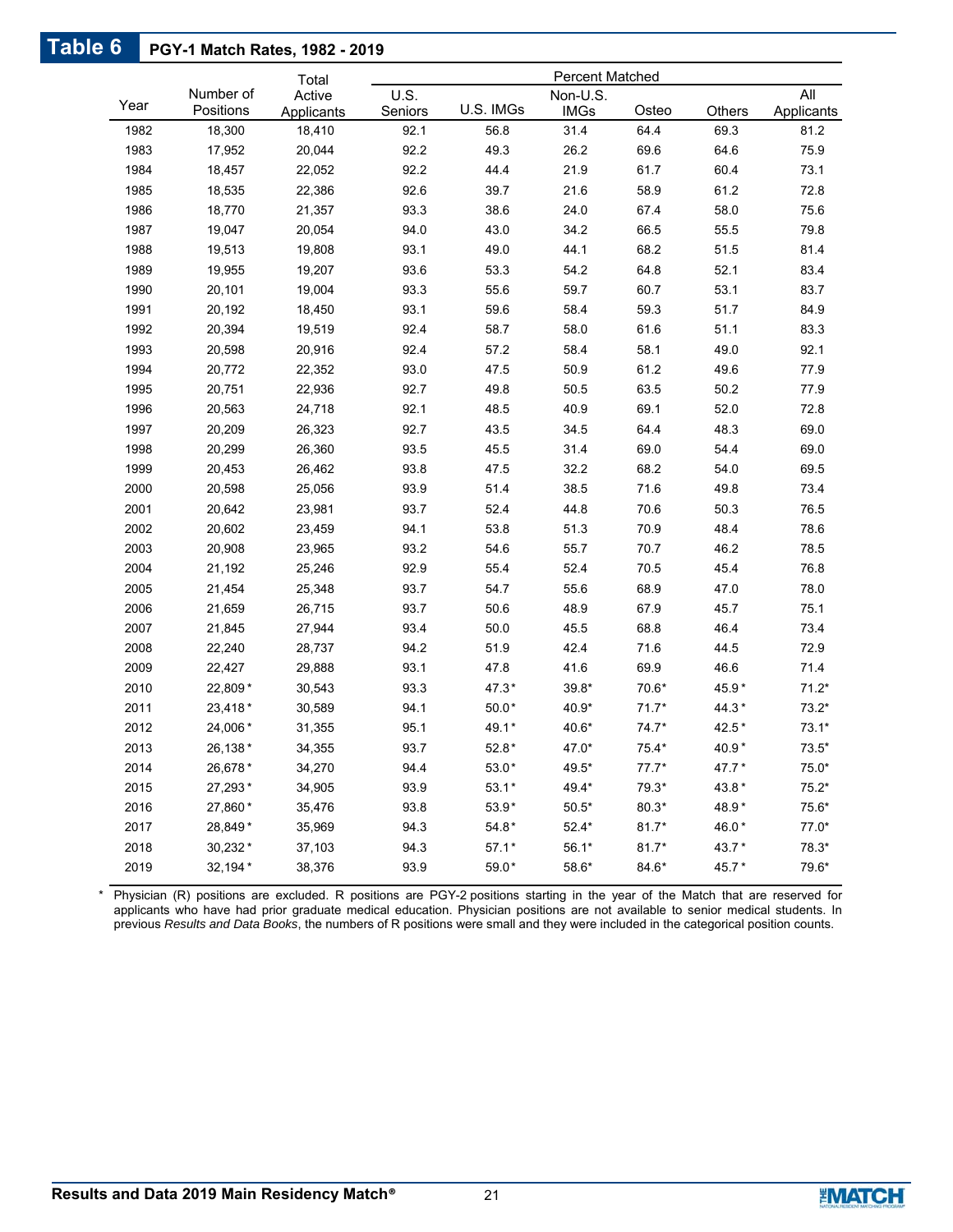## Table 6 PGY-1 Match Rates, 1982 - 2019

| Year | Number of Positions | Total Active Applicants | Percent Matched | | | | | |
|---|---|---|---|---|---|---|---|---|
| | | | U.S. Seniors | U.S. IMGs | Non-U.S. IMGs | Osteo | Others | All Applicants |
| 1982 | 18,300 | 18,410 | 92.1 | 56.8 | 31.4 | 64.4 | 69.3 | 81.2 |
| 1983 | 17,952 | 20,044 | 92.2 | 49.3 | 26.2 | 69.6 | 64.6 | 75.9 |
| 1984 | 18,457 | 22,052 | 92.2 | 44.4 | 21.9 | 61.7 | 60.4 | 73.1 |
| 1985 | 18,535 | 22,386 | 92.6 | 39.7 | 21.6 | 58.9 | 61.2 | 72.8 |
| 1986 | 18,770 | 21,357 | 93.3 | 38.6 | 24.0 | 67.4 | 58.0 | 75.6 |
| 1987 | 19,047 | 20,054 | 94.0 | 43.0 | 34.2 | 66.5 | 55.5 | 79.8 |
| 1988 | 19,513 | 19,808 | 93.1 | 49.0 | 44.1 | 68.2 | 51.5 | 81.4 |
| 1989 | 19,955 | 19,207 | 93.6 | 53.3 | 54.2 | 64.8 | 52.1 | 83.4 |
| 1990 | 20,101 | 19,004 | 93.3 | 55.6 | 59.7 | 60.7 | 53.1 | 83.7 |
| 1991 | 20,192 | 18,450 | 93.1 | 59.6 | 58.4 | 59.3 | 51.7 | 84.9 |
| 1992 | 20,394 | 19,519 | 92.4 | 58.7 | 58.0 | 61.6 | 51.1 | 83.3 |
| 1993 | 20,598 | 20,916 | 92.4 | 57.2 | 58.4 | 58.1 | 49.0 | 92.1 |
| 1994 | 20,772 | 22,352 | 93.0 | 47.5 | 50.9 | 61.2 | 49.6 | 77.9 |
| 1995 | 20,751 | 22,936 | 92.7 | 49.8 | 50.5 | 63.5 | 50.2 | 77.9 |
| 1996 | 20,563 | 24,718 | 92.1 | 48.5 | 40.9 | 69.1 | 52.0 | 72.8 |
| 1997 | 20,209 | 26,323 | 92.7 | 43.5 | 34.5 | 64.4 | 48.3 | 69.0 |
| 1998 | 20,299 | 26,360 | 93.5 | 45.5 | 31.4 | 69.0 | 54.4 | 69.0 |
| 1999 | 20,453 | 26,462 | 93.8 | 47.5 | 32.2 | 68.2 | 54.0 | 69.5 |
| 2000 | 20,598 | 25,056 | 93.9 | 51.4 | 38.5 | 71.6 | 49.8 | 73.4 |
| 2001 | 20,642 | 23,981 | 93.7 | 52.4 | 44.8 | 70.6 | 50.3 | 76.5 |
| 2002 | 20,602 | 23,459 | 94.1 | 53.8 | 51.3 | 70.9 | 48.4 | 78.6 |
| 2003 | 20,908 | 23,965 | 93.2 | 54.6 | 55.7 | 70.7 | 46.2 | 78.5 |
| 2004 | 21,192 | 25,246 | 92.9 | 55.4 | 52.4 | 70.5 | 45.4 | 76.8 |
| 2005 | 21,454 | 25,348 | 93.7 | 54.7 | 55.6 | 68.9 | 47.0 | 78.0 |
| 2006 | 21,659 | 26,715 | 93.7 | 50.6 | 48.9 | 67.9 | 45.7 | 75.1 |
| 2007 | 21,845 | 27,944 | 93.4 | 50.0 | 45.5 | 68.8 | 46.4 | 73.4 |
| 2008 | 22,240 | 28,737 | 94.2 | 51.9 | 42.4 | 71.6 | 44.5 | 72.9 |
| 2009 | 22,427 | 29,888 | 93.1 | 47.8 | 41.6 | 69.9 | 46.6 | 71.4 |
| 2010 | 22,809* | 30,543 | 93.3 | 47.3* | 39.8* | 70.6* | 45.9* | 71.2* |
| 2011 | 23,418* | 30,589 | 94.1 | 50.0* | 40.9* | 71.7* | 44.3* | 73.2* |
| 2012 | 24,006* | 31,355 | 95.1 | 49.1* | 40.6* | 74.7* | 42.5* | 73.1* |
| 2013 | 26,138* | 34,355 | 93.7 | 52.8* | 47.0* | 75.4* | 40.9* | 73.5* |
| 2014 | 26,678* | 34,270 | 94.4 | 53.0* | 49.5* | 77.7* | 47.7* | 75.0* |
| 2015 | 27,293* | 34,905 | 93.9 | 53.1* | 49.4* | 79.3* | 43.8* | 75.2* |
| 2016 | 27,860* | 35,476 | 93.8 | 53.9* | 50.5* | 80.3* | 48.9* | 75.6* |
| 2017 | 28,849* | 35,969 | 94.3 | 54.8* | 52.4* | 81.7* | 46.0* | 77.0* |
| 2018 | 30,232* | 37,103 | 94.3 | 57.1* | 56.1* | 81.7* | 43.7* | 78.3* |
| 2019 | 32,194* | 38,376 | 93.9 | 59.0* | 58.6* | 84.6* | 45.7* | 79.6* |

\* Physician (R) positions are excluded. R positions are PGY-2 positions starting in the year of the Match that are reserved for applicants who have had prior graduate medical education. Physician positions are not available to senior medical students. In previous *Results and Data Books*, the numbers of R positions were small and they were included in the categorical position counts.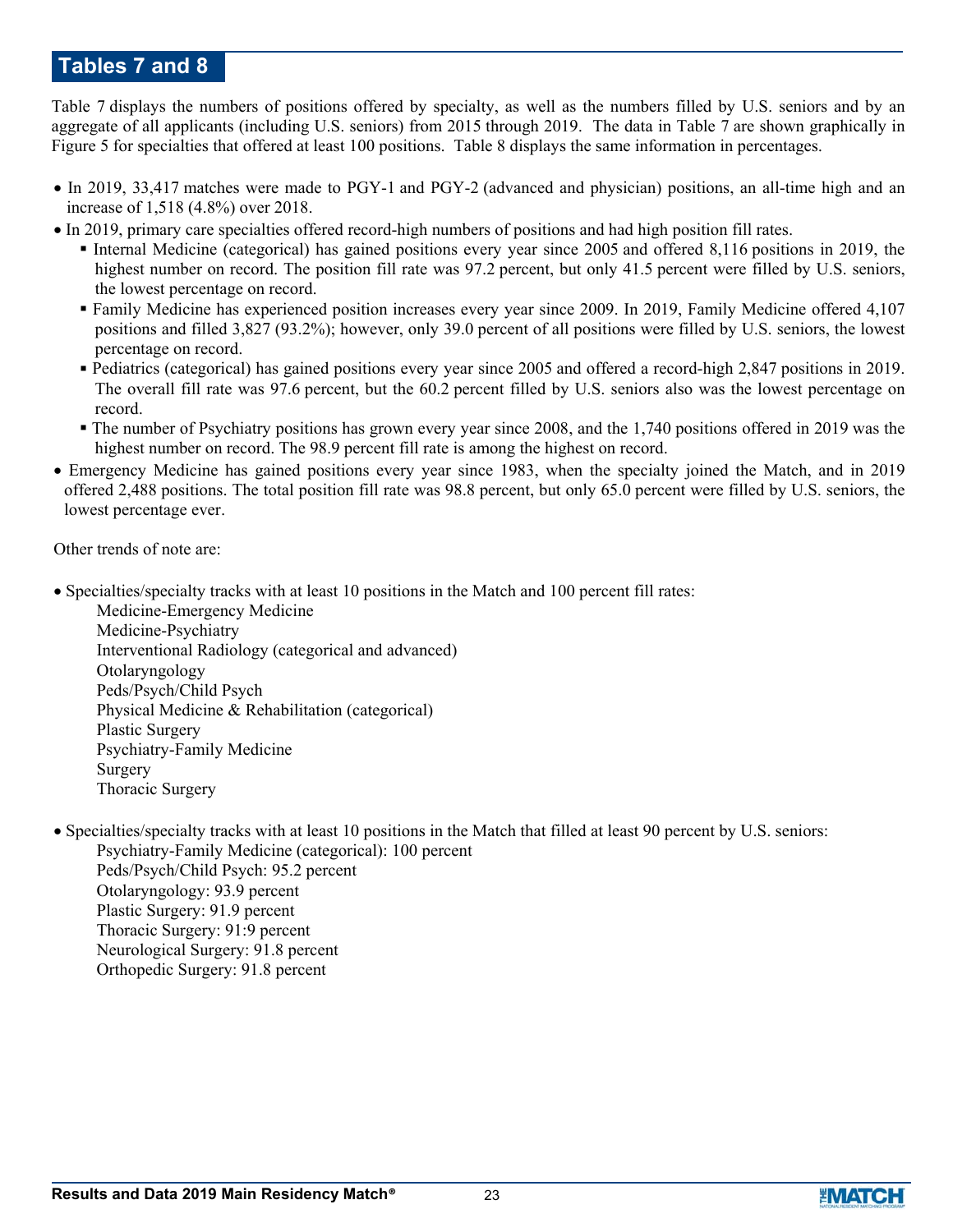## Tables 7 and 8

Table 7 displays the numbers of positions offered by specialty, as well as the numbers filled by U.S. seniors and by an aggregate of all applicants (including U.S. seniors) from 2015 through 2019. The data in Table 7 are shown graphically in Figure 5 for specialties that offered at least 100 positions. Table 8 displays the same information in percentages.

- In 2019, 33,417 matches were made to PGY-1 and PGY-2 (advanced and physician) positions, an all-time high and an increase of 1,518 (4.8%) over 2018.
- In 2019, primary care specialties offered record-high numbers of positions and had high position fill rates.
  - Internal Medicine (categorical) has gained positions every year since 2005 and offered 8,116 positions in 2019, the highest number on record. The position fill rate was 97.2 percent, but only 41.5 percent were filled by U.S. seniors, the lowest percentage on record.
  - Family Medicine has experienced position increases every year since 2009. In 2019, Family Medicine offered 4,107 positions and filled 3,827 (93.2%); however, only 39.0 percent of all positions were filled by U.S. seniors, the lowest percentage on record.
  - Pediatrics (categorical) has gained positions every year since 2005 and offered a record-high 2,847 positions in 2019. The overall fill rate was 97.6 percent, but the 60.2 percent filled by U.S. seniors also was the lowest percentage on record.
  - The number of Psychiatry positions has grown every year since 2008, and the 1,740 positions offered in 2019 was the highest number on record. The 98.9 percent fill rate is among the highest on record.
- Emergency Medicine has gained positions every year since 1983, when the specialty joined the Match, and in 2019 offered 2,488 positions. The total position fill rate was 98.8 percent, but only 65.0 percent were filled by U.S. seniors, the lowest percentage ever.

Other trends of note are:

- Specialties/specialty tracks with at least 10 positions in the Match and 100 percent fill rates:
  - Medicine-Emergency Medicine
  - Medicine-Psychiatry
  - Interventional Radiology (categorical and advanced)
  - Otolaryngology
  - Peds/Psych/Child Psych
  - Physical Medicine & Rehabilitation (categorical)
  - Plastic Surgery
  - Psychiatry-Family Medicine
  - Surgery
  - Thoracic Surgery

- Specialties/specialty tracks with at least 10 positions in the Match that filled at least 90 percent by U.S. seniors:
  - Psychiatry-Family Medicine (categorical): 100 percent
  - Peds/Psych/Child Psych: 95.2 percent
  - Otolaryngology: 93.9 percent
  - Plastic Surgery: 91.9 percent
  - Thoracic Surgery: 91:9 percent
  - Neurological Surgery: 91.8 percent
  - Orthopedic Surgery: 91.8 percent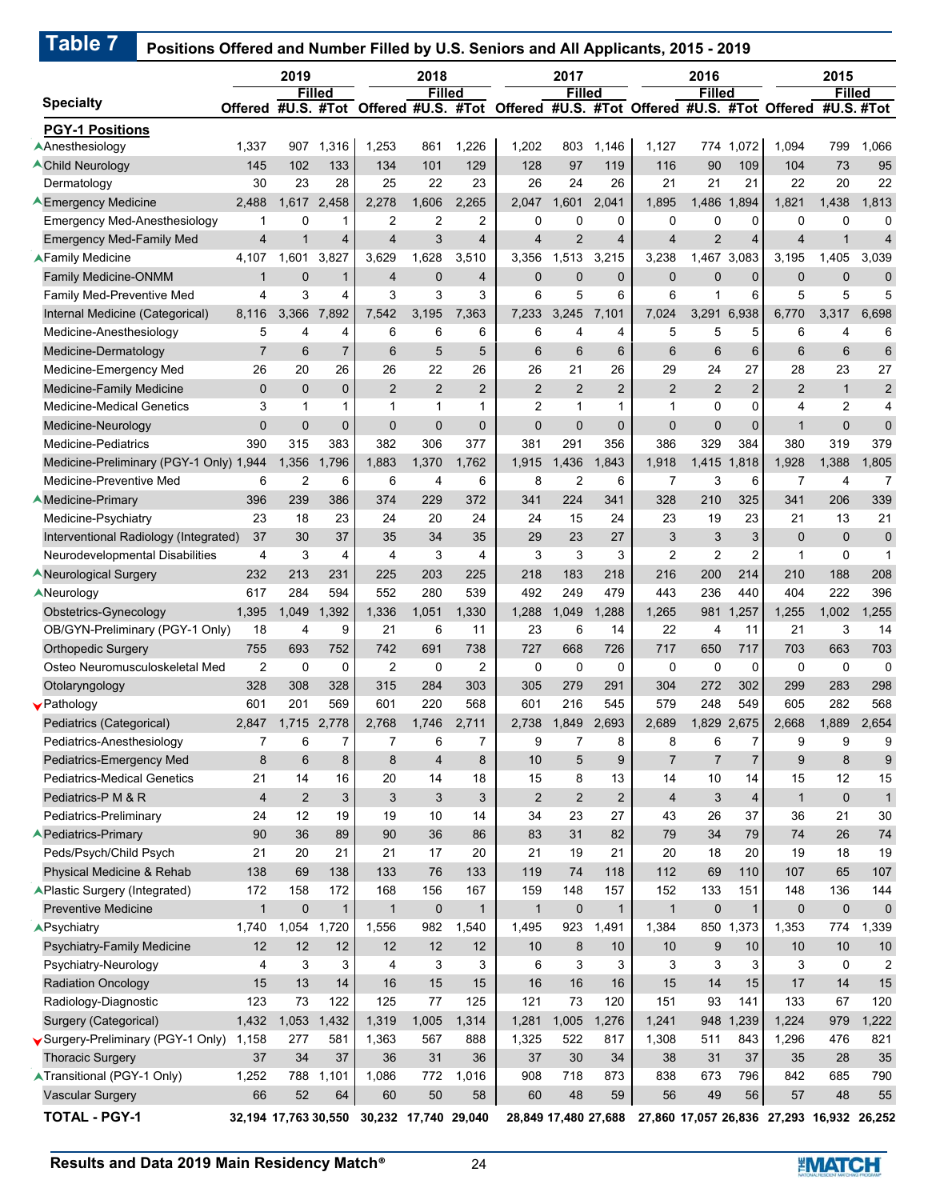## Table 7 Positions Offered and Number Filled by U.S. Seniors and All Applicants, 2015 - 2019

| Specialty | 2019 | | | 2018 | | | 2017 | | | 2016 | | | 2015 | | |
|---|---|---|---|---|---|---|---|---|---|---|---|---|---|---|---|
| | | Filled | | | Filled | | | Filled | | | Filled | | | Filled | |
| | Offered | #U.S. | #Tot | Offered | #U.S. | #Tot | Offered | #U.S. | #Tot | Offered | #U.S. | #Tot | Offered | #U.S. | #Tot |
| **PGY-1 Positions** | | | | | | | | | | | | | | | |
| ▲Anesthesiology | 1,337 | 907 | 1,316 | 1,253 | 861 | 1,226 | 1,202 | 803 | 1,146 | 1,127 | 774 | 1,072 | 1,094 | 799 | 1,066 |
| ▲Child Neurology | 145 | 102 | 133 | 134 | 101 | 129 | 128 | 97 | 119 | 116 | 90 | 109 | 104 | 73 | 95 |
| Dermatology | 30 | 23 | 28 | 25 | 22 | 23 | 26 | 24 | 26 | 21 | 21 | 21 | 22 | 20 | 22 |
| ▲Emergency Medicine | 2,488 | 1,617 | 2,458 | 2,278 | 1,606 | 2,265 | 2,047 | 1,601 | 2,041 | 1,895 | 1,486 | 1,894 | 1,821 | 1,438 | 1,813 |
| Emergency Med-Anesthesiology | 1 | 0 | 1 | 2 | 2 | 2 | 0 | 0 | 0 | 0 | 0 | 0 | 0 | 0 | 0 |
| Emergency Med-Family Med | 4 | 1 | 4 | 4 | 3 | 4 | 4 | 2 | 4 | 4 | 2 | 4 | 4 | 1 | 4 |
| ▲Family Medicine | 4,107 | 1,601 | 3,827 | 3,629 | 1,628 | 3,510 | 3,356 | 1,513 | 3,215 | 3,238 | 1,467 | 3,083 | 3,195 | 1,405 | 3,039 |
| Family Medicine-ONMM | 1 | 0 | 1 | 4 | 0 | 4 | 0 | 0 | 0 | 0 | 0 | 0 | 0 | 0 | 0 |
| Family Med-Preventive Med | 4 | 3 | 4 | 3 | 3 | 3 | 6 | 5 | 6 | 6 | 1 | 6 | 5 | 5 | 5 |
| Internal Medicine (Categorical) | 8,116 | 3,366 | 7,892 | 7,542 | 3,195 | 7,363 | 7,233 | 3,245 | 7,101 | 7,024 | 3,291 | 6,938 | 6,770 | 3,317 | 6,698 |
| Medicine-Anesthesiology | 5 | 4 | 4 | 6 | 6 | 6 | 6 | 4 | 4 | 5 | 5 | 5 | 6 | 4 | 6 |
| Medicine-Dermatology | 7 | 6 | 7 | 6 | 5 | 5 | 6 | 6 | 6 | 6 | 6 | 6 | 6 | 6 | 6 |
| Medicine-Emergency Med | 26 | 20 | 26 | 26 | 22 | 26 | 26 | 21 | 26 | 29 | 24 | 27 | 28 | 23 | 27 |
| Medicine-Family Medicine | 0 | 0 | 0 | 2 | 2 | 2 | 2 | 2 | 2 | 2 | 2 | 2 | 2 | 1 | 2 |
| Medicine-Medical Genetics | 3 | 1 | 1 | 1 | 1 | 1 | 2 | 1 | 1 | 1 | 0 | 0 | 4 | 2 | 4 |
| Medicine-Neurology | 0 | 0 | 0 | 0 | 0 | 0 | 0 | 0 | 0 | 0 | 0 | 0 | 1 | 0 | 0 |
| Medicine-Pediatrics | 390 | 315 | 383 | 382 | 306 | 377 | 381 | 291 | 356 | 386 | 329 | 384 | 380 | 319 | 379 |
| Medicine-Preliminary (PGY-1 Only) | 1,944 | 1,356 | 1,796 | 1,883 | 1,370 | 1,762 | 1,915 | 1,436 | 1,843 | 1,918 | 1,415 | 1,818 | 1,928 | 1,388 | 1,805 |
| Medicine-Preventive Med | 6 | 2 | 6 | 6 | 4 | 6 | 8 | 2 | 6 | 7 | 3 | 6 | 7 | 4 | 7 |
| ▲Medicine-Primary | 396 | 239 | 386 | 374 | 229 | 372 | 341 | 224 | 341 | 328 | 210 | 325 | 341 | 206 | 339 |
| Medicine-Psychiatry | 23 | 18 | 23 | 24 | 20 | 24 | 24 | 15 | 24 | 23 | 19 | 23 | 21 | 13 | 21 |
| Interventional Radiology (Integrated) | 37 | 30 | 37 | 35 | 34 | 35 | 29 | 23 | 27 | 3 | 3 | 3 | 0 | 0 | 0 |
| Neurodevelopmental Disabilities | 4 | 3 | 4 | 4 | 3 | 4 | 3 | 3 | 3 | 2 | 2 | 2 | 1 | 0 | 1 |
| ▲Neurological Surgery | 232 | 213 | 231 | 225 | 203 | 225 | 218 | 183 | 218 | 216 | 200 | 214 | 210 | 188 | 208 |
| ▲Neurology | 617 | 284 | 594 | 552 | 280 | 539 | 492 | 249 | 479 | 443 | 236 | 440 | 404 | 222 | 396 |
| Obstetrics-Gynecology | 1,395 | 1,049 | 1,392 | 1,336 | 1,051 | 1,330 | 1,288 | 1,049 | 1,288 | 1,265 | 981 | 1,257 | 1,255 | 1,002 | 1,255 |
| OB/GYN-Preliminary (PGY-1 Only) | 18 | 4 | 9 | 21 | 6 | 11 | 23 | 6 | 14 | 22 | 4 | 11 | 21 | 3 | 14 |
| Orthopedic Surgery | 755 | 693 | 752 | 742 | 691 | 738 | 727 | 668 | 726 | 717 | 650 | 717 | 703 | 663 | 703 |
| Osteo Neuromusculoskeletal Med | 2 | 0 | 0 | 2 | 0 | 2 | 0 | 0 | 0 | 0 | 0 | 0 | 0 | 0 | 0 |
| Otolaryngology | 328 | 308 | 328 | 315 | 284 | 303 | 305 | 279 | 291 | 304 | 272 | 302 | 299 | 283 | 298 |
| ▼Pathology | 601 | 201 | 569 | 601 | 220 | 568 | 601 | 216 | 545 | 579 | 248 | 549 | 605 | 282 | 568 |
| Pediatrics (Categorical) | 2,847 | 1,715 | 2,778 | 2,768 | 1,746 | 2,711 | 2,738 | 1,849 | 2,693 | 2,689 | 1,829 | 2,675 | 2,668 | 1,889 | 2,654 |
| Pediatrics-Anesthesiology | 7 | 6 | 7 | 7 | 6 | 7 | 9 | 7 | 8 | 8 | 6 | 7 | 9 | 9 | 9 |
| Pediatrics-Emergency Med | 8 | 6 | 8 | 8 | 4 | 8 | 10 | 5 | 9 | 7 | 7 | 7 | 9 | 8 | 9 |
| Pediatrics-Medical Genetics | 21 | 14 | 16 | 20 | 14 | 18 | 15 | 8 | 13 | 14 | 10 | 14 | 15 | 12 | 15 |
| Pediatrics-P M & R | 4 | 2 | 3 | 3 | 3 | 3 | 2 | 2 | 2 | 4 | 3 | 4 | 1 | 0 | 1 |
| Pediatrics-Preliminary | 24 | 12 | 19 | 19 | 10 | 14 | 34 | 23 | 27 | 43 | 26 | 37 | 36 | 21 | 30 |
| ▲Pediatrics-Primary | 90 | 36 | 89 | 90 | 36 | 86 | 83 | 31 | 82 | 79 | 34 | 79 | 74 | 26 | 74 |
| Peds/Psych/Child Psych | 21 | 20 | 21 | 21 | 17 | 20 | 21 | 19 | 21 | 20 | 18 | 20 | 19 | 18 | 19 |
| Physical Medicine & Rehab | 138 | 69 | 138 | 133 | 76 | 133 | 119 | 74 | 118 | 112 | 69 | 110 | 107 | 65 | 107 |
| ▲Plastic Surgery (Integrated) | 172 | 158 | 172 | 168 | 156 | 167 | 159 | 148 | 157 | 152 | 133 | 151 | 148 | 136 | 144 |
| Preventive Medicine | 1 | 0 | 1 | 1 | 0 | 1 | 1 | 0 | 1 | 1 | 0 | 1 | 0 | 0 | 0 |
| ▲Psychiatry | 1,740 | 1,054 | 1,720 | 1,556 | 982 | 1,540 | 1,495 | 923 | 1,491 | 1,384 | 850 | 1,373 | 1,353 | 774 | 1,339 |
| Psychiatry-Family Medicine | 12 | 12 | 12 | 12 | 12 | 12 | 10 | 8 | 10 | 10 | 9 | 10 | 10 | 10 | 10 |
| Psychiatry-Neurology | 4 | 3 | 3 | 4 | 3 | 3 | 6 | 3 | 3 | 3 | 3 | 3 | 3 | 0 | 2 |
| Radiation Oncology | 15 | 13 | 14 | 16 | 15 | 15 | 16 | 16 | 16 | 15 | 14 | 15 | 17 | 14 | 15 |
| Radiology-Diagnostic | 123 | 73 | 122 | 125 | 77 | 125 | 121 | 73 | 120 | 151 | 93 | 141 | 133 | 67 | 120 |
| Surgery (Categorical) | 1,432 | 1,053 | 1,432 | 1,319 | 1,005 | 1,314 | 1,281 | 1,005 | 1,276 | 1,241 | 948 | 1,239 | 1,224 | 979 | 1,222 |
| ▼Surgery-Preliminary (PGY-1 Only) | 1,158 | 277 | 581 | 1,363 | 567 | 888 | 1,325 | 522 | 817 | 1,308 | 511 | 843 | 1,296 | 476 | 821 |
| Thoracic Surgery | 37 | 34 | 37 | 36 | 31 | 36 | 37 | 30 | 34 | 38 | 31 | 37 | 35 | 28 | 35 |
| ▲Transitional (PGY-1 Only) | 1,252 | 788 | 1,101 | 1,086 | 772 | 1,016 | 908 | 718 | 873 | 838 | 673 | 796 | 842 | 685 | 790 |
| Vascular Surgery | 66 | 52 | 64 | 60 | 50 | 58 | 60 | 48 | 59 | 56 | 49 | 56 | 57 | 48 | 55 |
| **TOTAL - PGY-1** | **32,194** | **17,763** | **30,550** | **30,232** | **17,740** | **29,040** | **28,849** | **17,480** | **27,688** | **27,860** | **17,057** | **26,836** | **27,293** | **16,932** | **26,252** |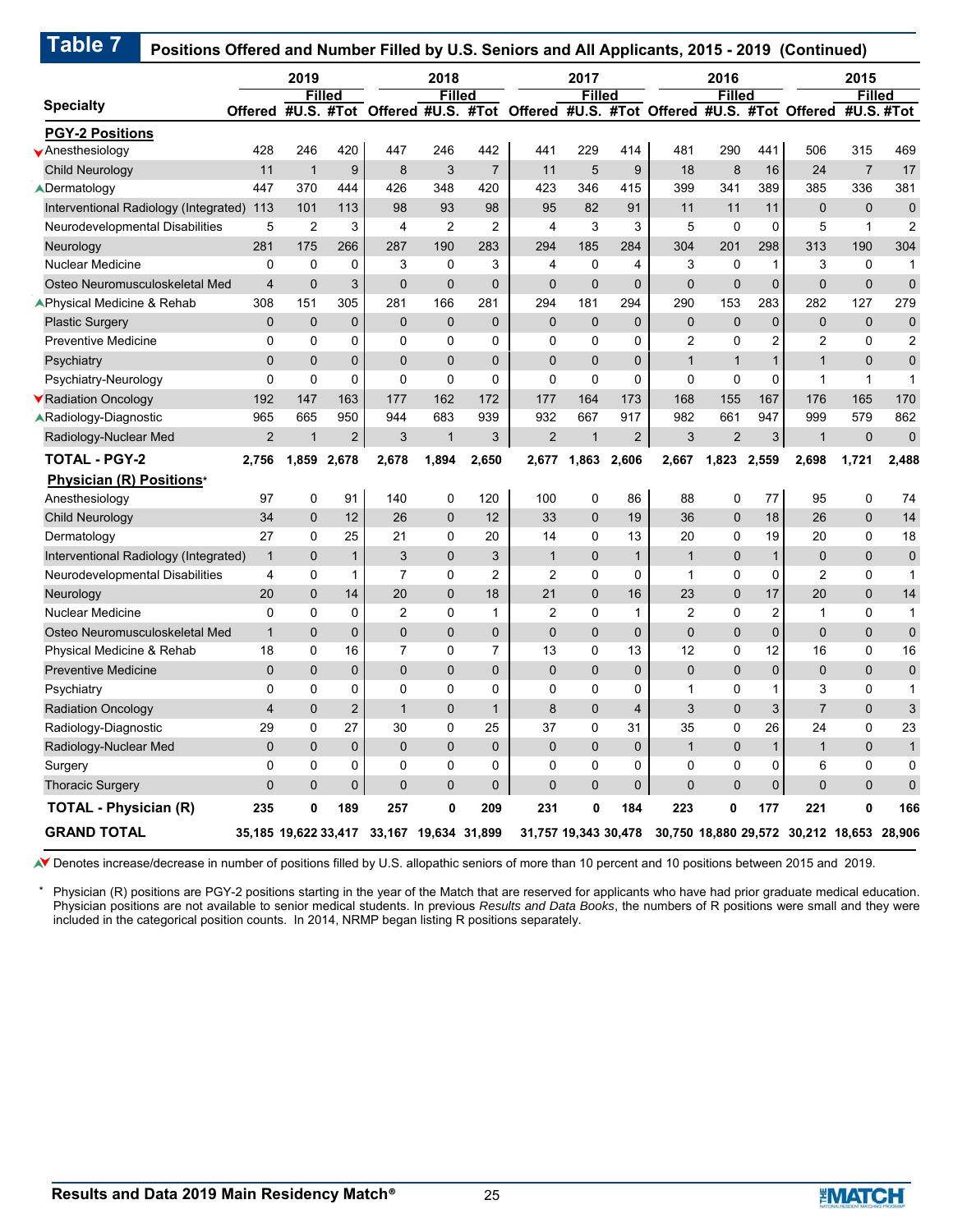## Table 7 Positions Offered and Number Filled by U.S. Seniors and All Applicants, 2015 - 2019 (Continued)

| Specialty | 2019 | | | 2018 | | | 2017 | | | 2016 | | | 2015 | | |
|---|---|---|---|---|---|---|---|---|---|---|---|---|---|---|---|
| | Offered | Filled #U.S. | Filled #Tot | Offered | Filled #U.S. | Filled #Tot | Offered | Filled #U.S. | Filled #Tot | Offered | Filled #U.S. | Filled #Tot | Offered | Filled #U.S. | Filled #Tot |
| **PGY-2 Positions** | | | | | | | | | | | | | | | |
| ▼Anesthesiology | 428 | 246 | 420 | 447 | 246 | 442 | 441 | 229 | 414 | 481 | 290 | 441 | 506 | 315 | 469 |
| Child Neurology | 11 | 1 | 9 | 8 | 3 | 7 | 11 | 5 | 9 | 18 | 8 | 16 | 24 | 7 | 17 |
| ▲Dermatology | 447 | 370 | 444 | 426 | 348 | 420 | 423 | 346 | 415 | 399 | 341 | 389 | 385 | 336 | 381 |
| Interventional Radiology (Integrated) | 113 | 101 | 113 | 98 | 93 | 98 | 95 | 82 | 91 | 11 | 11 | 11 | 0 | 0 | 0 |
| Neurodevelopmental Disabilities | 5 | 2 | 3 | 4 | 2 | 2 | 4 | 3 | 3 | 5 | 0 | 0 | 5 | 1 | 2 |
| Neurology | 281 | 175 | 266 | 287 | 190 | 283 | 294 | 185 | 284 | 304 | 201 | 298 | 313 | 190 | 304 |
| Nuclear Medicine | 0 | 0 | 0 | 3 | 0 | 3 | 4 | 0 | 4 | 3 | 0 | 1 | 3 | 0 | 1 |
| Osteo Neuromusculoskeletal Med | 4 | 0 | 3 | 0 | 0 | 0 | 0 | 0 | 0 | 0 | 0 | 0 | 0 | 0 | 0 |
| ▲Physical Medicine & Rehab | 308 | 151 | 305 | 281 | 166 | 281 | 294 | 181 | 294 | 290 | 153 | 283 | 282 | 127 | 279 |
| Plastic Surgery | 0 | 0 | 0 | 0 | 0 | 0 | 0 | 0 | 0 | 0 | 0 | 0 | 0 | 0 | 0 |
| Preventive Medicine | 0 | 0 | 0 | 0 | 0 | 0 | 0 | 0 | 0 | 2 | 0 | 2 | 2 | 0 | 2 |
| Psychiatry | 0 | 0 | 0 | 0 | 0 | 0 | 0 | 0 | 0 | 1 | 1 | 1 | 1 | 0 | 0 |
| Psychiatry-Neurology | 0 | 0 | 0 | 0 | 0 | 0 | 0 | 0 | 0 | 0 | 0 | 0 | 1 | 1 | 1 |
| ▼Radiation Oncology | 192 | 147 | 163 | 177 | 162 | 172 | 177 | 164 | 173 | 168 | 155 | 167 | 176 | 165 | 170 |
| ▲Radiology-Diagnostic | 965 | 665 | 950 | 944 | 683 | 939 | 932 | 667 | 917 | 982 | 661 | 947 | 999 | 579 | 862 |
| Radiology-Nuclear Med | 2 | 1 | 2 | 3 | 1 | 3 | 2 | 1 | 2 | 3 | 2 | 3 | 1 | 0 | 0 |
| **TOTAL - PGY-2** | **2,756** | **1,859** | **2,678** | **2,678** | **1,894** | **2,650** | **2,677** | **1,863** | **2,606** | **2,667** | **1,823** | **2,559** | **2,698** | **1,721** | **2,488** |
| **Physician (R) Positions*** | | | | | | | | | | | | | | | |
| Anesthesiology | 97 | 0 | 91 | 140 | 0 | 120 | 100 | 0 | 86 | 88 | 0 | 77 | 95 | 0 | 74 |
| Child Neurology | 34 | 0 | 12 | 26 | 0 | 12 | 33 | 0 | 19 | 36 | 0 | 18 | 26 | 0 | 14 |
| Dermatology | 27 | 0 | 25 | 21 | 0 | 20 | 14 | 0 | 13 | 20 | 0 | 19 | 20 | 0 | 18 |
| Interventional Radiology (Integrated) | 1 | 0 | 1 | 3 | 0 | 3 | 1 | 0 | 1 | 1 | 0 | 1 | 0 | 0 | 0 |
| Neurodevelopmental Disabilities | 4 | 0 | 1 | 7 | 0 | 2 | 2 | 0 | 0 | 1 | 0 | 0 | 2 | 0 | 1 |
| Neurology | 20 | 0 | 14 | 20 | 0 | 18 | 21 | 0 | 16 | 23 | 0 | 17 | 20 | 0 | 14 |
| Nuclear Medicine | 0 | 0 | 0 | 2 | 0 | 1 | 2 | 0 | 1 | 2 | 0 | 2 | 1 | 0 | 1 |
| Osteo Neuromusculoskeletal Med | 1 | 0 | 0 | 0 | 0 | 0 | 0 | 0 | 0 | 0 | 0 | 0 | 0 | 0 | 0 |
| Physical Medicine & Rehab | 18 | 0 | 16 | 7 | 0 | 7 | 13 | 0 | 13 | 12 | 0 | 12 | 16 | 0 | 16 |
| Preventive Medicine | 0 | 0 | 0 | 0 | 0 | 0 | 0 | 0 | 0 | 0 | 0 | 0 | 0 | 0 | 0 |
| Psychiatry | 0 | 0 | 0 | 0 | 0 | 0 | 0 | 0 | 0 | 1 | 0 | 1 | 3 | 0 | 1 |
| Radiation Oncology | 4 | 0 | 2 | 1 | 0 | 1 | 8 | 0 | 4 | 3 | 0 | 3 | 7 | 0 | 3 |
| Radiology-Diagnostic | 29 | 0 | 27 | 30 | 0 | 25 | 37 | 0 | 31 | 35 | 0 | 26 | 24 | 0 | 23 |
| Radiology-Nuclear Med | 0 | 0 | 0 | 0 | 0 | 0 | 0 | 0 | 0 | 1 | 0 | 1 | 1 | 0 | 1 |
| Surgery | 0 | 0 | 0 | 0 | 0 | 0 | 0 | 0 | 0 | 0 | 0 | 0 | 6 | 0 | 0 |
| Thoracic Surgery | 0 | 0 | 0 | 0 | 0 | 0 | 0 | 0 | 0 | 0 | 0 | 0 | 0 | 0 | 0 |
| **TOTAL - Physician (R)** | **235** | **0** | **189** | **257** | **0** | **209** | **231** | **0** | **184** | **223** | **0** | **177** | **221** | **0** | **166** |
| **GRAND TOTAL** | **35,185** | **19,622** | **33,417** | **33,167** | **19,634** | **31,899** | **31,757** | **19,343** | **30,478** | **30,750** | **18,880** | **29,572** | **30,212** | **18,653** | **28,906** |

▲▼ Denotes increase/decrease in number of positions filled by U.S. allopathic seniors of more than 10 percent and 10 positions between 2015 and 2019.

\* Physician (R) positions are PGY-2 positions starting in the year of the Match that are reserved for applicants who have had prior graduate medical education. Physician positions are not available to senior medical students. In previous *Results and Data Books*, the numbers of R positions were small and they were included in the categorical position counts. In 2014, NRMP began listing R positions separately.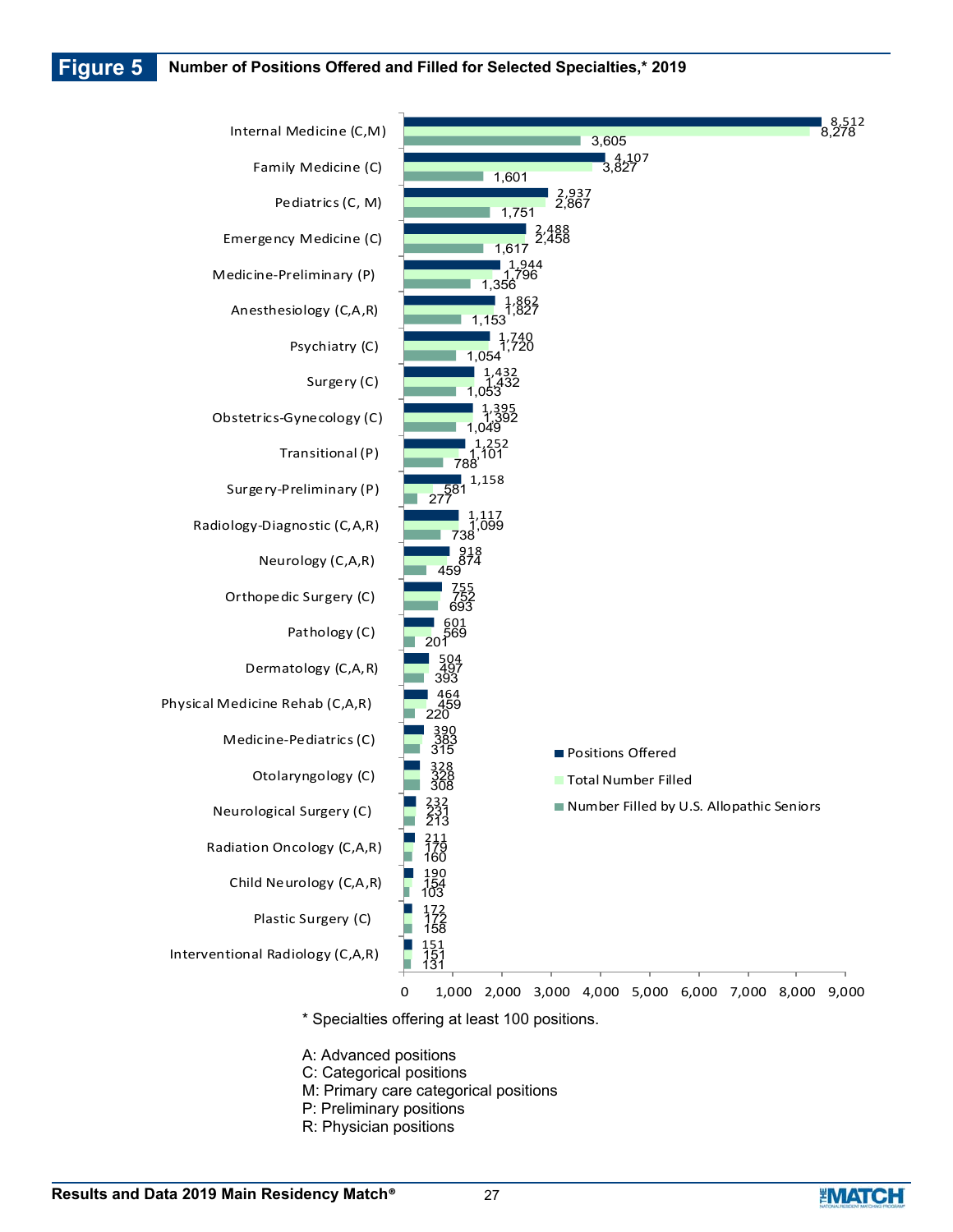## Figure 5 Number of Positions Offered and Filled for Selected Specialties,* 2019

| Specialty | Positions Offered | Total Number Filled | Number Filled by U.S. Allopathic Seniors |
| --- | --- | --- | --- |
| Internal Medicine (C,M) | 8,512 | 8,278 | 3,605 |
| Family Medicine (C) | 4,107 | 3,827 | 1,601 |
| Pediatrics (C, M) | 2,937 | 2,867 | 1,751 |
| Emergency Medicine (C) | 2,488 | 2,458 | 1,617 |
| Medicine-Preliminary (P) | 1,944 | 1,796 | 1,356 |
| Anesthesiology (C,A,R) | 1,862 | 1,827 | 1,153 |
| Psychiatry (C) | 1,740 | 1,720 | 1,054 |
| Surgery (C) | 1,432 | 1,432 | 1,053 |
| Obstetrics-Gynecology (C) | 1,395 | 1,392 | 1,049 |
| Transitional (P) | 1,252 | 1,101 | 788 |
| Surgery-Preliminary (P) | 1,158 | 581 | 277 |
| Radiology-Diagnostic (C,A,R) | 1,117 | 1,099 | 738 |
| Neurology (C,A,R) | 918 | 874 | 459 |
| Orthopedic Surgery (C) | 755 | 752 | 693 |
| Pathology (C) | 601 | 569 | 201 |
| Dermatology (C,A,R) | 504 | 497 | 393 |
| Physical Medicine Rehab (C,A,R) | 464 | 459 | 220 |
| Medicine-Pediatrics (C) | 390 | 383 | 315 |
| Otolaryngology (C) | 328 | 328 | 308 |
| Neurological Surgery (C) | 232 | 231 | 213 |
| Radiation Oncology (C,A,R) | 211 | 179 | 160 |
| Child Neurology (C,A,R) | 190 | 154 | 103 |
| Plastic Surgery (C) | 172 | 172 | 158 |
| Interventional Radiology (C,A,R) | 151 | 151 | 131 |

* Specialties offering at least 100 positions.

A: Advanced positions
C: Categorical positions
M: Primary care categorical positions
P: Preliminary positions
R: Physician positions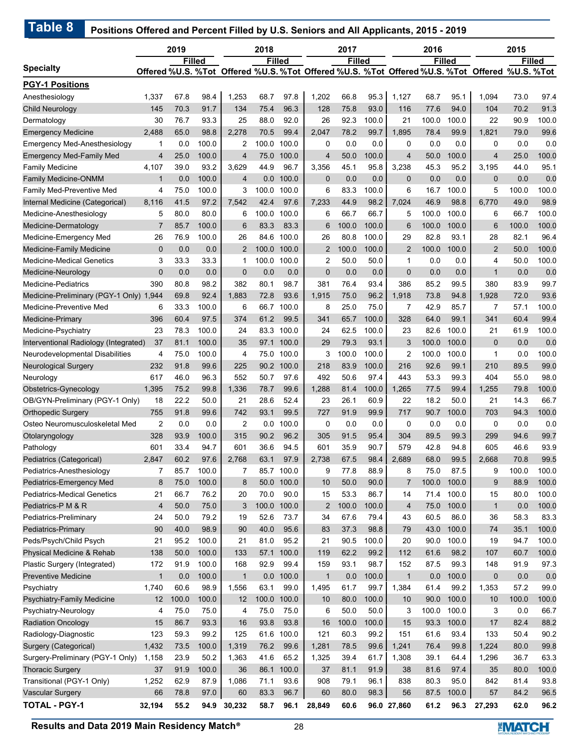## Table 8 Positions Offered and Percent Filled by U.S. Seniors and All Applicants, 2015 - 2019

| Specialty | 2019 | | | 2018 | | | 2017 | | | 2016 | | | 2015 | | |
|---|---|---|---|---|---|---|---|---|---|---|---|---|---|---|---|
| | Offered | Filled | | Offered | Filled | | Offered | Filled | | Offered | Filled | | Offered | Filled | |
| | | %U.S. | %Tot | | %U.S. | %Tot | | %U.S. | %Tot | | %U.S. | %Tot | | %U.S. | %Tot |
| **PGY-1 Positions** | | | | | | | | | | | | | | | |
| Anesthesiology | 1,337 | 67.8 | 98.4 | 1,253 | 68.7 | 97.8 | 1,202 | 66.8 | 95.3 | 1,127 | 68.7 | 95.1 | 1,094 | 73.0 | 97.4 |
| Child Neurology | 145 | 70.3 | 91.7 | 134 | 75.4 | 96.3 | 128 | 75.8 | 93.0 | 116 | 77.6 | 94.0 | 104 | 70.2 | 91.3 |
| Dermatology | 30 | 76.7 | 93.3 | 25 | 88.0 | 92.0 | 26 | 92.3 | 100.0 | 21 | 100.0 | 100.0 | 22 | 90.9 | 100.0 |
| Emergency Medicine | 2,488 | 65.0 | 98.8 | 2,278 | 70.5 | 99.4 | 2,047 | 78.2 | 99.7 | 1,895 | 78.4 | 99.9 | 1,821 | 79.0 | 99.6 |
| Emergency Med-Anesthesiology | 1 | 0.0 | 100.0 | 2 | 100.0 | 100.0 | 0 | 0.0 | 0.0 | 0 | 0.0 | 0.0 | 0 | 0.0 | 0.0 |
| Emergency Med-Family Med | 4 | 25.0 | 100.0 | 4 | 75.0 | 100.0 | 4 | 50.0 | 100.0 | 4 | 50.0 | 100.0 | 4 | 25.0 | 100.0 |
| Family Medicine | 4,107 | 39.0 | 93.2 | 3,629 | 44.9 | 96.7 | 3,356 | 45.1 | 95.8 | 3,238 | 45.3 | 95.2 | 3,195 | 44.0 | 95.1 |
| Family Medicine-ONMM | 1 | 0.0 | 100.0 | 4 | 0.0 | 100.0 | 0 | 0.0 | 0.0 | 0 | 0.0 | 0.0 | 0 | 0.0 | 0.0 |
| Family Med-Preventive Med | 4 | 75.0 | 100.0 | 3 | 100.0 | 100.0 | 6 | 83.3 | 100.0 | 6 | 16.7 | 100.0 | 5 | 100.0 | 100.0 |
| Internal Medicine (Categorical) | 8,116 | 41.5 | 97.2 | 7,542 | 42.4 | 97.6 | 7,233 | 44.9 | 98.2 | 7,024 | 46.9 | 98.8 | 6,770 | 49.0 | 98.9 |
| Medicine-Anesthesiology | 5 | 80.0 | 80.0 | 6 | 100.0 | 100.0 | 6 | 66.7 | 66.7 | 5 | 100.0 | 100.0 | 6 | 66.7 | 100.0 |
| Medicine-Dermatology | 7 | 85.7 | 100.0 | 6 | 83.3 | 83.3 | 6 | 100.0 | 100.0 | 6 | 100.0 | 100.0 | 6 | 100.0 | 100.0 |
| Medicine-Emergency Med | 26 | 76.9 | 100.0 | 26 | 84.6 | 100.0 | 26 | 80.8 | 100.0 | 29 | 82.8 | 93.1 | 28 | 82.1 | 96.4 |
| Medicine-Family Medicine | 0 | 0.0 | 0.0 | 2 | 100.0 | 100.0 | 2 | 100.0 | 100.0 | 2 | 100.0 | 100.0 | 2 | 50.0 | 100.0 |
| Medicine-Medical Genetics | 3 | 33.3 | 33.3 | 1 | 100.0 | 100.0 | 2 | 50.0 | 50.0 | 1 | 0.0 | 0.0 | 4 | 50.0 | 100.0 |
| Medicine-Neurology | 0 | 0.0 | 0.0 | 0 | 0.0 | 0.0 | 0 | 0.0 | 0.0 | 0 | 0.0 | 0.0 | 1 | 0.0 | 0.0 |
| Medicine-Pediatrics | 390 | 80.8 | 98.2 | 382 | 80.1 | 98.7 | 381 | 76.4 | 93.4 | 386 | 85.2 | 99.5 | 380 | 83.9 | 99.7 |
| Medicine-Preliminary (PGY-1 Only) | 1,944 | 69.8 | 92.4 | 1,883 | 72.8 | 93.6 | 1,915 | 75.0 | 96.2 | 1,918 | 73.8 | 94.8 | 1,928 | 72.0 | 93.6 |
| Medicine-Preventive Med | 6 | 33.3 | 100.0 | 6 | 66.7 | 100.0 | 8 | 25.0 | 75.0 | 7 | 42.9 | 85.7 | 7 | 57.1 | 100.0 |
| Medicine-Primary | 396 | 60.4 | 97.5 | 374 | 61.2 | 99.5 | 341 | 65.7 | 100.0 | 328 | 64.0 | 99.1 | 341 | 60.4 | 99.4 |
| Medicine-Psychiatry | 23 | 78.3 | 100.0 | 24 | 83.3 | 100.0 | 24 | 62.5 | 100.0 | 23 | 82.6 | 100.0 | 21 | 61.9 | 100.0 |
| Interventional Radiology (Integrated) | 37 | 81.1 | 100.0 | 35 | 97.1 | 100.0 | 29 | 79.3 | 93.1 | 3 | 100.0 | 100.0 | 0 | 0.0 | 0.0 |
| Neurodevelopmental Disabilities | 4 | 75.0 | 100.0 | 4 | 75.0 | 100.0 | 3 | 100.0 | 100.0 | 2 | 100.0 | 100.0 | 1 | 0.0 | 100.0 |
| Neurological Surgery | 232 | 91.8 | 99.6 | 225 | 90.2 | 100.0 | 218 | 83.9 | 100.0 | 216 | 92.6 | 99.1 | 210 | 89.5 | 99.0 |
| Neurology | 617 | 46.0 | 96.3 | 552 | 50.7 | 97.6 | 492 | 50.6 | 97.4 | 443 | 53.3 | 99.3 | 404 | 55.0 | 98.0 |
| Obstetrics-Gynecology | 1,395 | 75.2 | 99.8 | 1,336 | 78.7 | 99.6 | 1,288 | 81.4 | 100.0 | 1,265 | 77.5 | 99.4 | 1,255 | 79.8 | 100.0 |
| OB/GYN-Preliminary (PGY-1 Only) | 18 | 22.2 | 50.0 | 21 | 28.6 | 52.4 | 23 | 26.1 | 60.9 | 22 | 18.2 | 50.0 | 21 | 14.3 | 66.7 |
| Orthopedic Surgery | 755 | 91.8 | 99.6 | 742 | 93.1 | 99.5 | 727 | 91.9 | 99.9 | 717 | 90.7 | 100.0 | 703 | 94.3 | 100.0 |
| Osteo Neuromusculoskeletal Med | 2 | 0.0 | 0.0 | 2 | 0.0 | 100.0 | 0 | 0.0 | 0.0 | 0 | 0.0 | 0.0 | 0 | 0.0 | 0.0 |
| Otolaryngology | 328 | 93.9 | 100.0 | 315 | 90.2 | 96.2 | 305 | 91.5 | 95.4 | 304 | 89.5 | 99.3 | 299 | 94.6 | 99.7 |
| Pathology | 601 | 33.4 | 94.7 | 601 | 36.6 | 94.5 | 601 | 35.9 | 90.7 | 579 | 42.8 | 94.8 | 605 | 46.6 | 93.9 |
| Pediatrics (Categorical) | 2,847 | 60.2 | 97.6 | 2,768 | 63.1 | 97.9 | 2,738 | 67.5 | 98.4 | 2,689 | 68.0 | 99.5 | 2,668 | 70.8 | 99.5 |
| Pediatrics-Anesthesiology | 7 | 85.7 | 100.0 | 7 | 85.7 | 100.0 | 9 | 77.8 | 88.9 | 8 | 75.0 | 87.5 | 9 | 100.0 | 100.0 |
| Pediatrics-Emergency Med | 8 | 75.0 | 100.0 | 8 | 50.0 | 100.0 | 10 | 50.0 | 90.0 | 7 | 100.0 | 100.0 | 9 | 88.9 | 100.0 |
| Pediatrics-Medical Genetics | 21 | 66.7 | 76.2 | 20 | 70.0 | 90.0 | 15 | 53.3 | 86.7 | 14 | 71.4 | 100.0 | 15 | 80.0 | 100.0 |
| Pediatrics-P M & R | 4 | 50.0 | 75.0 | 3 | 100.0 | 100.0 | 2 | 100.0 | 100.0 | 4 | 75.0 | 100.0 | 1 | 0.0 | 100.0 |
| Pediatrics-Preliminary | 24 | 50.0 | 79.2 | 19 | 52.6 | 73.7 | 34 | 67.6 | 79.4 | 43 | 60.5 | 86.0 | 36 | 58.3 | 83.3 |
| Pediatrics-Primary | 90 | 40.0 | 98.9 | 90 | 40.0 | 95.6 | 83 | 37.3 | 98.8 | 79 | 43.0 | 100.0 | 74 | 35.1 | 100.0 |
| Peds/Psych/Child Psych | 21 | 95.2 | 100.0 | 21 | 81.0 | 95.2 | 21 | 90.5 | 100.0 | 20 | 90.0 | 100.0 | 19 | 94.7 | 100.0 |
| Physical Medicine & Rehab | 138 | 50.0 | 100.0 | 133 | 57.1 | 100.0 | 119 | 62.2 | 99.2 | 112 | 61.6 | 98.2 | 107 | 60.7 | 100.0 |
| Plastic Surgery (Integrated) | 172 | 91.9 | 100.0 | 168 | 92.9 | 99.4 | 159 | 93.1 | 98.7 | 152 | 87.5 | 99.3 | 148 | 91.9 | 97.3 |
| Preventive Medicine | 1 | 0.0 | 100.0 | 1 | 0.0 | 100.0 | 1 | 0.0 | 100.0 | 1 | 0.0 | 100.0 | 0 | 0.0 | 0.0 |
| Psychiatry | 1,740 | 60.6 | 98.9 | 1,556 | 63.1 | 99.0 | 1,495 | 61.7 | 99.7 | 1,384 | 61.4 | 99.2 | 1,353 | 57.2 | 99.0 |
| Psychiatry-Family Medicine | 12 | 100.0 | 100.0 | 12 | 100.0 | 100.0 | 10 | 80.0 | 100.0 | 10 | 90.0 | 100.0 | 10 | 100.0 | 100.0 |
| Psychiatry-Neurology | 4 | 75.0 | 75.0 | 4 | 75.0 | 75.0 | 6 | 50.0 | 50.0 | 3 | 100.0 | 100.0 | 3 | 0.0 | 66.7 |
| Radiation Oncology | 15 | 86.7 | 93.3 | 16 | 93.8 | 93.8 | 16 | 100.0 | 100.0 | 15 | 93.3 | 100.0 | 17 | 82.4 | 88.2 |
| Radiology-Diagnostic | 123 | 59.3 | 99.2 | 125 | 61.6 | 100.0 | 121 | 60.3 | 99.2 | 151 | 61.6 | 93.4 | 133 | 50.4 | 90.2 |
| Surgery (Categorical) | 1,432 | 73.5 | 100.0 | 1,319 | 76.2 | 99.6 | 1,281 | 78.5 | 99.6 | 1,241 | 76.4 | 99.8 | 1,224 | 80.0 | 99.8 |
| Surgery-Preliminary (PGY-1 Only) | 1,158 | 23.9 | 50.2 | 1,363 | 41.6 | 65.2 | 1,325 | 39.4 | 61.7 | 1,308 | 39.1 | 64.4 | 1,296 | 36.7 | 63.3 |
| Thoracic Surgery | 37 | 91.9 | 100.0 | 36 | 86.1 | 100.0 | 37 | 81.1 | 91.9 | 38 | 81.6 | 97.4 | 35 | 80.0 | 100.0 |
| Transitional (PGY-1 Only) | 1,252 | 62.9 | 87.9 | 1,086 | 71.1 | 93.6 | 908 | 79.1 | 96.1 | 838 | 80.3 | 95.0 | 842 | 81.4 | 93.8 |
| Vascular Surgery | 66 | 78.8 | 97.0 | 60 | 83.3 | 96.7 | 60 | 80.0 | 98.3 | 56 | 87.5 | 100.0 | 57 | 84.2 | 96.5 |
| **TOTAL - PGY-1** | **32,194** | **55.2** | **94.9** | **30,232** | **58.7** | **96.1** | **28,849** | **60.6** | **96.0** | **27,860** | **61.2** | **96.3** | **27,293** | **62.0** | **96.2** |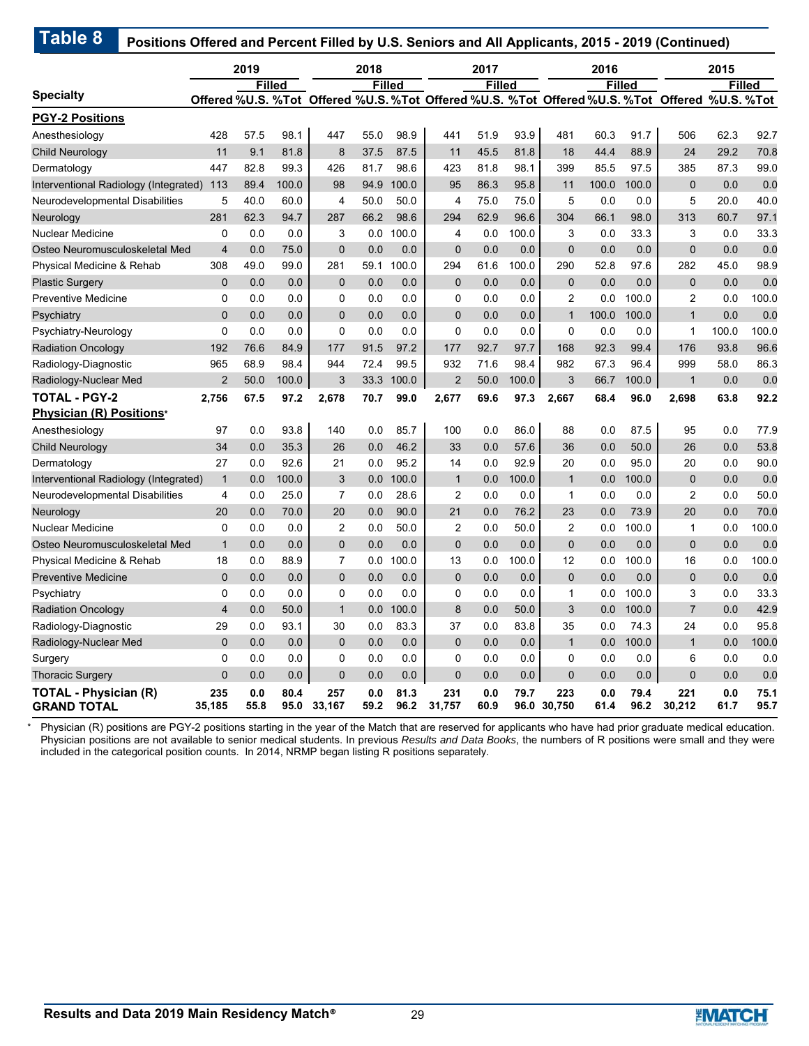## Table 8 Positions Offered and Percent Filled by U.S. Seniors and All Applicants, 2015 - 2019 (Continued)

| Specialty | 2019 | | | 2018 | | | 2017 | | | 2016 | | | 2015 | | |
|---|---|---|---|---|---|---|---|---|---|---|---|---|---|---|---|
| | | Filled | | | Filled | | | Filled | | | Filled | | | Filled | |
| | Offered | %U.S. | %Tot | Offered | %U.S. | %Tot | Offered | %U.S. | %Tot | Offered | %U.S. | %Tot | Offered | %U.S. | %Tot |
| **PGY-2 Positions** | | | | | | | | | | | | | | | |
| Anesthesiology | 428 | 57.5 | 98.1 | 447 | 55.0 | 98.9 | 441 | 51.9 | 93.9 | 481 | 60.3 | 91.7 | 506 | 62.3 | 92.7 |
| Child Neurology | 11 | 9.1 | 81.8 | 8 | 37.5 | 87.5 | 11 | 45.5 | 81.8 | 18 | 44.4 | 88.9 | 24 | 29.2 | 70.8 |
| Dermatology | 447 | 82.8 | 99.3 | 426 | 81.7 | 98.6 | 423 | 81.8 | 98.1 | 399 | 85.5 | 97.5 | 385 | 87.3 | 99.0 |
| Interventional Radiology (Integrated) | 113 | 89.4 | 100.0 | 98 | 94.9 | 100.0 | 95 | 86.3 | 95.8 | 11 | 100.0 | 100.0 | 0 | 0.0 | 0.0 |
| Neurodevelopmental Disabilities | 5 | 40.0 | 60.0 | 4 | 50.0 | 50.0 | 4 | 75.0 | 75.0 | 5 | 0.0 | 0.0 | 5 | 20.0 | 40.0 |
| Neurology | 281 | 62.3 | 94.7 | 287 | 66.2 | 98.6 | 294 | 62.9 | 96.6 | 304 | 66.1 | 98.0 | 313 | 60.7 | 97.1 |
| Nuclear Medicine | 0 | 0.0 | 0.0 | 3 | 0.0 | 100.0 | 4 | 0.0 | 100.0 | 3 | 0.0 | 33.3 | 3 | 0.0 | 33.3 |
| Osteo Neuromusculoskeletal Med | 4 | 0.0 | 75.0 | 0 | 0.0 | 0.0 | 0 | 0.0 | 0.0 | 0 | 0.0 | 0.0 | 0 | 0.0 | 0.0 |
| Physical Medicine & Rehab | 308 | 49.0 | 99.0 | 281 | 59.1 | 100.0 | 294 | 61.6 | 100.0 | 290 | 52.8 | 97.6 | 282 | 45.0 | 98.9 |
| Plastic Surgery | 0 | 0.0 | 0.0 | 0 | 0.0 | 0.0 | 0 | 0.0 | 0.0 | 0 | 0.0 | 0.0 | 0 | 0.0 | 0.0 |
| Preventive Medicine | 0 | 0.0 | 0.0 | 0 | 0.0 | 0.0 | 0 | 0.0 | 0.0 | 2 | 0.0 | 100.0 | 2 | 0.0 | 100.0 |
| Psychiatry | 0 | 0.0 | 0.0 | 0 | 0.0 | 0.0 | 0 | 0.0 | 0.0 | 1 | 100.0 | 100.0 | 1 | 0.0 | 0.0 |
| Psychiatry-Neurology | 0 | 0.0 | 0.0 | 0 | 0.0 | 0.0 | 0 | 0.0 | 0.0 | 0 | 0.0 | 0.0 | 1 | 100.0 | 100.0 |
| Radiation Oncology | 192 | 76.6 | 84.9 | 177 | 91.5 | 97.2 | 177 | 92.7 | 97.7 | 168 | 92.3 | 99.4 | 176 | 93.8 | 96.6 |
| Radiology-Diagnostic | 965 | 68.9 | 98.4 | 944 | 72.4 | 99.5 | 932 | 71.6 | 98.4 | 982 | 67.3 | 96.4 | 999 | 58.0 | 86.3 |
| Radiology-Nuclear Med | 2 | 50.0 | 100.0 | 3 | 33.3 | 100.0 | 2 | 50.0 | 100.0 | 3 | 66.7 | 100.0 | 1 | 0.0 | 0.0 |
| **TOTAL - PGY-2** | **2,756** | **67.5** | **97.2** | **2,678** | **70.7** | **99.0** | **2,677** | **69.6** | **97.3** | **2,667** | **68.4** | **96.0** | **2,698** | **63.8** | **92.2** |
| **Physician (R) Positions*** | | | | | | | | | | | | | | | |
| Anesthesiology | 97 | 0.0 | 93.8 | 140 | 0.0 | 85.7 | 100 | 0.0 | 86.0 | 88 | 0.0 | 87.5 | 95 | 0.0 | 77.9 |
| Child Neurology | 34 | 0.0 | 35.3 | 26 | 0.0 | 46.2 | 33 | 0.0 | 57.6 | 36 | 0.0 | 50.0 | 26 | 0.0 | 53.8 |
| Dermatology | 27 | 0.0 | 92.6 | 21 | 0.0 | 95.2 | 14 | 0.0 | 92.9 | 20 | 0.0 | 95.0 | 20 | 0.0 | 90.0 |
| Interventional Radiology (Integrated) | 1 | 0.0 | 100.0 | 3 | 0.0 | 100.0 | 1 | 0.0 | 100.0 | 1 | 0.0 | 100.0 | 0 | 0.0 | 0.0 |
| Neurodevelopmental Disabilities | 4 | 0.0 | 25.0 | 7 | 0.0 | 28.6 | 2 | 0.0 | 0.0 | 1 | 0.0 | 0.0 | 2 | 0.0 | 50.0 |
| Neurology | 20 | 0.0 | 70.0 | 20 | 0.0 | 90.0 | 21 | 0.0 | 76.2 | 23 | 0.0 | 73.9 | 20 | 0.0 | 70.0 |
| Nuclear Medicine | 0 | 0.0 | 0.0 | 2 | 0.0 | 50.0 | 2 | 0.0 | 50.0 | 2 | 0.0 | 100.0 | 1 | 0.0 | 100.0 |
| Osteo Neuromusculoskeletal Med | 1 | 0.0 | 0.0 | 0 | 0.0 | 0.0 | 0 | 0.0 | 0.0 | 0 | 0.0 | 0.0 | 0 | 0.0 | 0.0 |
| Physical Medicine & Rehab | 18 | 0.0 | 88.9 | 7 | 0.0 | 100.0 | 13 | 0.0 | 100.0 | 12 | 0.0 | 100.0 | 16 | 0.0 | 100.0 |
| Preventive Medicine | 0 | 0.0 | 0.0 | 0 | 0.0 | 0.0 | 0 | 0.0 | 0.0 | 0 | 0.0 | 0.0 | 0 | 0.0 | 0.0 |
| Psychiatry | 0 | 0.0 | 0.0 | 0 | 0.0 | 0.0 | 0 | 0.0 | 0.0 | 1 | 0.0 | 100.0 | 3 | 0.0 | 33.3 |
| Radiation Oncology | 4 | 0.0 | 50.0 | 1 | 0.0 | 100.0 | 8 | 0.0 | 50.0 | 3 | 0.0 | 100.0 | 7 | 0.0 | 42.9 |
| Radiology-Diagnostic | 29 | 0.0 | 93.1 | 30 | 0.0 | 83.3 | 37 | 0.0 | 83.8 | 35 | 0.0 | 74.3 | 24 | 0.0 | 95.8 |
| Radiology-Nuclear Med | 0 | 0.0 | 0.0 | 0 | 0.0 | 0.0 | 0 | 0.0 | 0.0 | 1 | 0.0 | 100.0 | 1 | 0.0 | 100.0 |
| Surgery | 0 | 0.0 | 0.0 | 0 | 0.0 | 0.0 | 0 | 0.0 | 0.0 | 0 | 0.0 | 0.0 | 6 | 0.0 | 0.0 |
| Thoracic Surgery | 0 | 0.0 | 0.0 | 0 | 0.0 | 0.0 | 0 | 0.0 | 0.0 | 0 | 0.0 | 0.0 | 0 | 0.0 | 0.0 |
| **TOTAL - Physician (R)** | **235** | **0.0** | **80.4** | **257** | **0.0** | **81.3** | **231** | **0.0** | **79.7** | **223** | **0.0** | **79.4** | **221** | **0.0** | **75.1** |
| **GRAND TOTAL** | **35,185** | **55.8** | **95.0** | **33,167** | **59.2** | **96.2** | **31,757** | **60.9** | **96.0** | **30,750** | **61.4** | **96.2** | **30,212** | **61.7** | **95.7** |

\* Physician (R) positions are PGY-2 positions starting in the year of the Match that are reserved for applicants who have had prior graduate medical education. Physician positions are not available to senior medical students. In previous *Results and Data Books*, the numbers of R positions were small and they were included in the categorical position counts. In 2014, NRMP began listing R positions separately.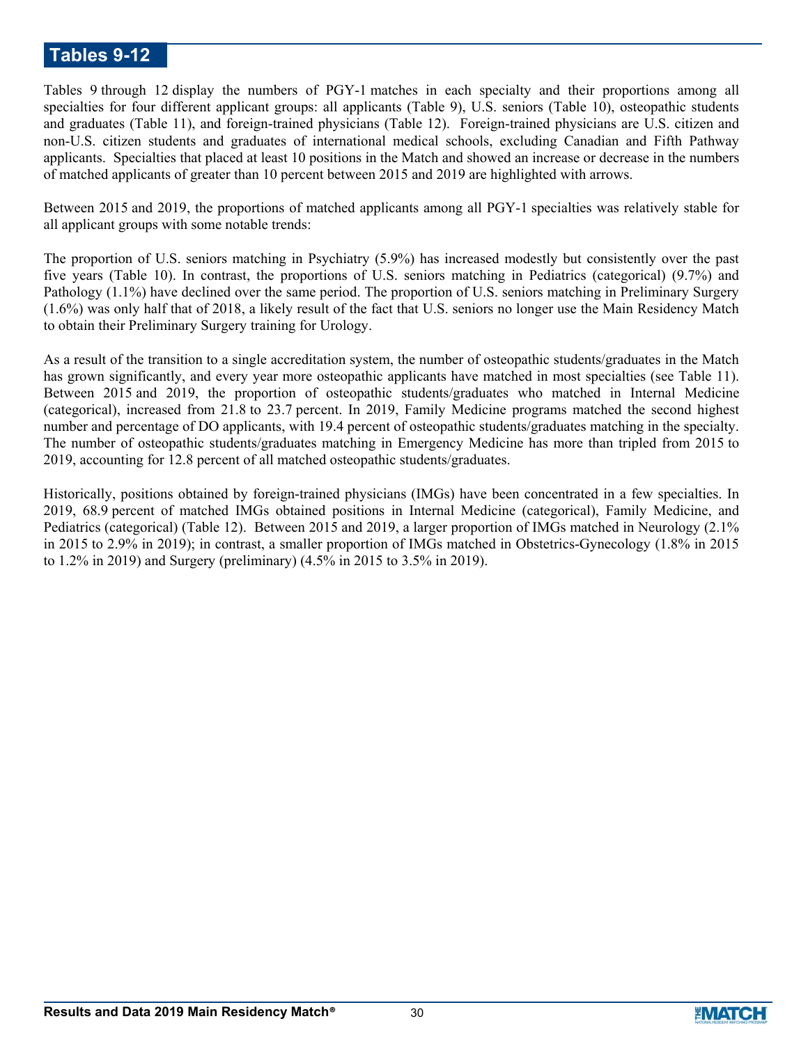# Tables 9-12

Tables 9 through 12 display the numbers of PGY-1 matches in each specialty and their proportions among all specialties for four different applicant groups: all applicants (Table 9), U.S. seniors (Table 10), osteopathic students and graduates (Table 11), and foreign-trained physicians (Table 12). Foreign-trained physicians are U.S. citizen and non-U.S. citizen students and graduates of international medical schools, excluding Canadian and Fifth Pathway applicants. Specialties that placed at least 10 positions in the Match and showed an increase or decrease in the numbers of matched applicants of greater than 10 percent between 2015 and 2019 are highlighted with arrows.

Between 2015 and 2019, the proportions of matched applicants among all PGY-1 specialties was relatively stable for all applicant groups with some notable trends:

The proportion of U.S. seniors matching in Psychiatry (5.9%) has increased modestly but consistently over the past five years (Table 10). In contrast, the proportions of U.S. seniors matching in Pediatrics (categorical) (9.7%) and Pathology (1.1%) have declined over the same period. The proportion of U.S. seniors matching in Preliminary Surgery (1.6%) was only half that of 2018, a likely result of the fact that U.S. seniors no longer use the Main Residency Match to obtain their Preliminary Surgery training for Urology.

As a result of the transition to a single accreditation system, the number of osteopathic students/graduates in the Match has grown significantly, and every year more osteopathic applicants have matched in most specialties (see Table 11). Between 2015 and 2019, the proportion of osteopathic students/graduates who matched in Internal Medicine (categorical), increased from 21.8 to 23.7 percent. In 2019, Family Medicine programs matched the second highest number and percentage of DO applicants, with 19.4 percent of osteopathic students/graduates matching in the specialty. The number of osteopathic students/graduates matching in Emergency Medicine has more than tripled from 2015 to 2019, accounting for 12.8 percent of all matched osteopathic students/graduates.

Historically, positions obtained by foreign-trained physicians (IMGs) have been concentrated in a few specialties. In 2019, 68.9 percent of matched IMGs obtained positions in Internal Medicine (categorical), Family Medicine, and Pediatrics (categorical) (Table 12). Between 2015 and 2019, a larger proportion of IMGs matched in Neurology (2.1% in 2015 to 2.9% in 2019); in contrast, a smaller proportion of IMGs matched in Obstetrics-Gynecology (1.8% in 2015 to 1.2% in 2019) and Surgery (preliminary) (4.5% in 2015 to 3.5% in 2019).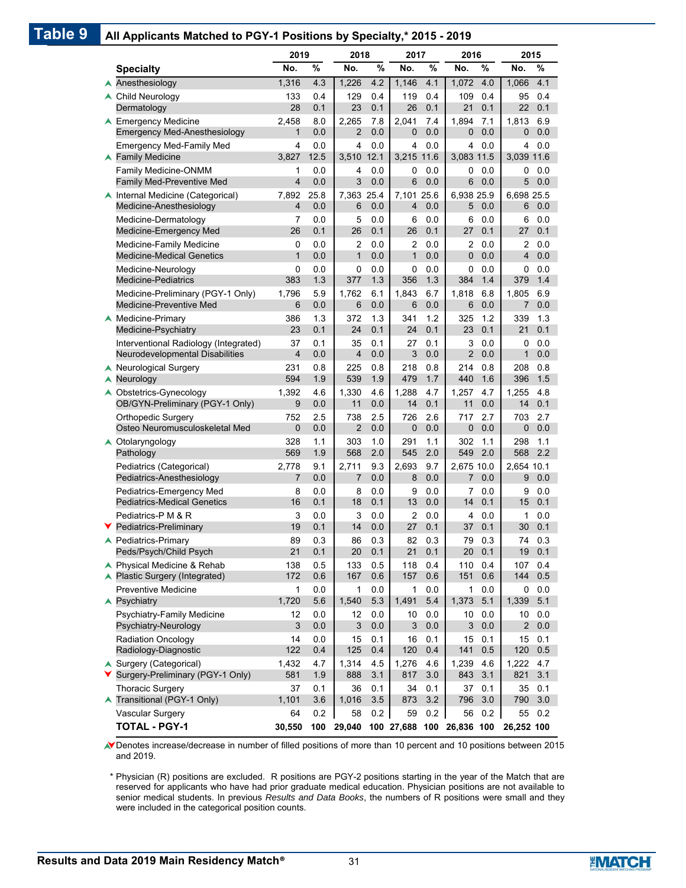## Table 9 All Applicants Matched to PGY-1 Positions by Specialty,* 2015 - 2019

| Specialty | 2019 | | 2018 | | 2017 | | 2016 | | 2015 | |
|---|---|---|---|---|---|---|---|---|---|---|
| | No. | % | No. | % | No. | % | No. | % | No. | % |
| ▲ Anesthesiology | 1,316 | 4.3 | 1,226 | 4.2 | 1,146 | 4.1 | 1,072 | 4.0 | 1,066 | 4.1 |
| ▲ Child Neurology | 133 | 0.4 | 129 | 0.4 | 119 | 0.4 | 109 | 0.4 | 95 | 0.4 |
| Dermatology | 28 | 0.1 | 23 | 0.1 | 26 | 0.1 | 21 | 0.1 | 22 | 0.1 |
| ▲ Emergency Medicine | 2,458 | 8.0 | 2,265 | 7.8 | 2,041 | 7.4 | 1,894 | 7.1 | 1,813 | 6.9 |
| Emergency Med-Anesthesiology | 1 | 0.0 | 2 | 0.0 | 0 | 0.0 | 0 | 0.0 | 0 | 0.0 |
| Emergency Med-Family Med | 4 | 0.0 | 4 | 0.0 | 4 | 0.0 | 4 | 0.0 | 4 | 0.0 |
| ▲ Family Medicine | 3,827 | 12.5 | 3,510 | 12.1 | 3,215 | 11.6 | 3,083 | 11.5 | 3,039 | 11.6 |
| Family Medicine-ONMM | 1 | 0.0 | 4 | 0.0 | 0 | 0.0 | 0 | 0.0 | 0 | 0.0 |
| Family Med-Preventive Med | 4 | 0.0 | 3 | 0.0 | 6 | 0.0 | 6 | 0.0 | 5 | 0.0 |
| ▲ Internal Medicine (Categorical) | 7,892 | 25.8 | 7,363 | 25.4 | 7,101 | 25.6 | 6,938 | 25.9 | 6,698 | 25.5 |
| Medicine-Anesthesiology | 4 | 0.0 | 6 | 0.0 | 4 | 0.0 | 5 | 0.0 | 6 | 0.0 |
| Medicine-Dermatology | 7 | 0.0 | 5 | 0.0 | 6 | 0.0 | 6 | 0.0 | 6 | 0.0 |
| Medicine-Emergency Med | 26 | 0.1 | 26 | 0.1 | 26 | 0.1 | 27 | 0.1 | 27 | 0.1 |
| Medicine-Family Medicine | 0 | 0.0 | 2 | 0.0 | 2 | 0.0 | 2 | 0.0 | 2 | 0.0 |
| Medicine-Medical Genetics | 1 | 0.0 | 1 | 0.0 | 1 | 0.0 | 0 | 0.0 | 4 | 0.0 |
| Medicine-Neurology | 0 | 0.0 | 0 | 0.0 | 0 | 0.0 | 0 | 0.0 | 0 | 0.0 |
| Medicine-Pediatrics | 383 | 1.3 | 377 | 1.3 | 356 | 1.3 | 384 | 1.4 | 379 | 1.4 |
| Medicine-Preliminary (PGY-1 Only) | 1,796 | 5.9 | 1,762 | 6.1 | 1,843 | 6.7 | 1,818 | 6.8 | 1,805 | 6.9 |
| Medicine-Preventive Med | 6 | 0.0 | 6 | 0.0 | 6 | 0.0 | 6 | 0.0 | 7 | 0.0 |
| ▲ Medicine-Primary | 386 | 1.3 | 372 | 1.3 | 341 | 1.2 | 325 | 1.2 | 339 | 1.3 |
| Medicine-Psychiatry | 23 | 0.1 | 24 | 0.1 | 24 | 0.1 | 23 | 0.1 | 21 | 0.1 |
| Interventional Radiology (Integrated) | 37 | 0.1 | 35 | 0.1 | 27 | 0.1 | 3 | 0.0 | 0 | 0.0 |
| Neurodevelopmental Disabilities | 4 | 0.0 | 4 | 0.0 | 3 | 0.0 | 2 | 0.0 | 1 | 0.0 |
| ▲ Neurological Surgery | 231 | 0.8 | 225 | 0.8 | 218 | 0.8 | 214 | 0.8 | 208 | 0.8 |
| ▲ Neurology | 594 | 1.9 | 539 | 1.9 | 479 | 1.7 | 440 | 1.6 | 396 | 1.5 |
| ▲ Obstetrics-Gynecology | 1,392 | 4.6 | 1,330 | 4.6 | 1,288 | 4.7 | 1,257 | 4.7 | 1,255 | 4.8 |
| OB/GYN-Preliminary (PGY-1 Only) | 9 | 0.0 | 11 | 0.0 | 14 | 0.1 | 11 | 0.0 | 14 | 0.1 |
| Orthopedic Surgery | 752 | 2.5 | 738 | 2.5 | 726 | 2.6 | 717 | 2.7 | 703 | 2.7 |
| Osteo Neuromusculoskeletal Med | 0 | 0.0 | 2 | 0.0 | 0 | 0.0 | 0 | 0.0 | 0 | 0.0 |
| ▲ Otolaryngology | 328 | 1.1 | 303 | 1.0 | 291 | 1.1 | 302 | 1.1 | 298 | 1.1 |
| Pathology | 569 | 1.9 | 568 | 2.0 | 545 | 2.0 | 549 | 2.0 | 568 | 2.2 |
| Pediatrics (Categorical) | 2,778 | 9.1 | 2,711 | 9.3 | 2,693 | 9.7 | 2,675 | 10.0 | 2,654 | 10.1 |
| Pediatrics-Anesthesiology | 7 | 0.0 | 7 | 0.0 | 8 | 0.0 | 7 | 0.0 | 9 | 0.0 |
| Pediatrics-Emergency Med | 8 | 0.0 | 8 | 0.0 | 9 | 0.0 | 7 | 0.0 | 9 | 0.0 |
| Pediatrics-Medical Genetics | 16 | 0.1 | 18 | 0.1 | 13 | 0.0 | 14 | 0.1 | 15 | 0.1 |
| Pediatrics-P M & R | 3 | 0.0 | 3 | 0.0 | 2 | 0.0 | 4 | 0.0 | 1 | 0.0 |
| ▼ Pediatrics-Preliminary | 19 | 0.1 | 14 | 0.0 | 27 | 0.1 | 37 | 0.1 | 30 | 0.1 |
| ▲ Pediatrics-Primary | 89 | 0.3 | 86 | 0.3 | 82 | 0.3 | 79 | 0.3 | 74 | 0.3 |
| Peds/Psych/Child Psych | 21 | 0.1 | 20 | 0.1 | 21 | 0.1 | 20 | 0.1 | 19 | 0.1 |
| ▲ Physical Medicine & Rehab | 138 | 0.5 | 133 | 0.5 | 118 | 0.4 | 110 | 0.4 | 107 | 0.4 |
| ▲ Plastic Surgery (Integrated) | 172 | 0.6 | 167 | 0.6 | 157 | 0.6 | 151 | 0.6 | 144 | 0.5 |
| Preventive Medicine | 1 | 0.0 | 1 | 0.0 | 1 | 0.0 | 1 | 0.0 | 0 | 0.0 |
| ▲ Psychiatry | 1,720 | 5.6 | 1,540 | 5.3 | 1,491 | 5.4 | 1,373 | 5.1 | 1,339 | 5.1 |
| Psychiatry-Family Medicine | 12 | 0.0 | 12 | 0.0 | 10 | 0.0 | 10 | 0.0 | 10 | 0.0 |
| Psychiatry-Neurology | 3 | 0.0 | 3 | 0.0 | 3 | 0.0 | 3 | 0.0 | 2 | 0.0 |
| Radiation Oncology | 14 | 0.0 | 15 | 0.1 | 16 | 0.1 | 15 | 0.1 | 15 | 0.1 |
| Radiology-Diagnostic | 122 | 0.4 | 125 | 0.4 | 120 | 0.4 | 141 | 0.5 | 120 | 0.5 |
| ▲ Surgery (Categorical) | 1,432 | 4.7 | 1,314 | 4.5 | 1,276 | 4.6 | 1,239 | 4.6 | 1,222 | 4.7 |
| ▼ Surgery-Preliminary (PGY-1 Only) | 581 | 1.9 | 888 | 3.1 | 817 | 3.0 | 843 | 3.1 | 821 | 3.1 |
| Thoracic Surgery | 37 | 0.1 | 36 | 0.1 | 34 | 0.1 | 37 | 0.1 | 35 | 0.1 |
| ▲ Transitional (PGY-1 Only) | 1,101 | 3.6 | 1,016 | 3.5 | 873 | 3.2 | 796 | 3.0 | 790 | 3.0 |
| Vascular Surgery | 64 | 0.2 | 58 | 0.2 | 59 | 0.2 | 56 | 0.2 | 55 | 0.2 |
| **TOTAL - PGY-1** | **30,550** | **100** | **29,040** | **100** | **27,688** | **100** | **26,836** | **100** | **26,252** | **100** |

▲▼ Denotes increase/decrease in number of filled positions of more than 10 percent and 10 positions between 2015 and 2019.

\* Physician (R) positions are excluded. R positions are PGY-2 positions starting in the year of the Match that are reserved for applicants who have had prior graduate medical education. Physician positions are not available to senior medical students. In previous *Results and Data Books*, the numbers of R positions were small and they were included in the categorical position counts.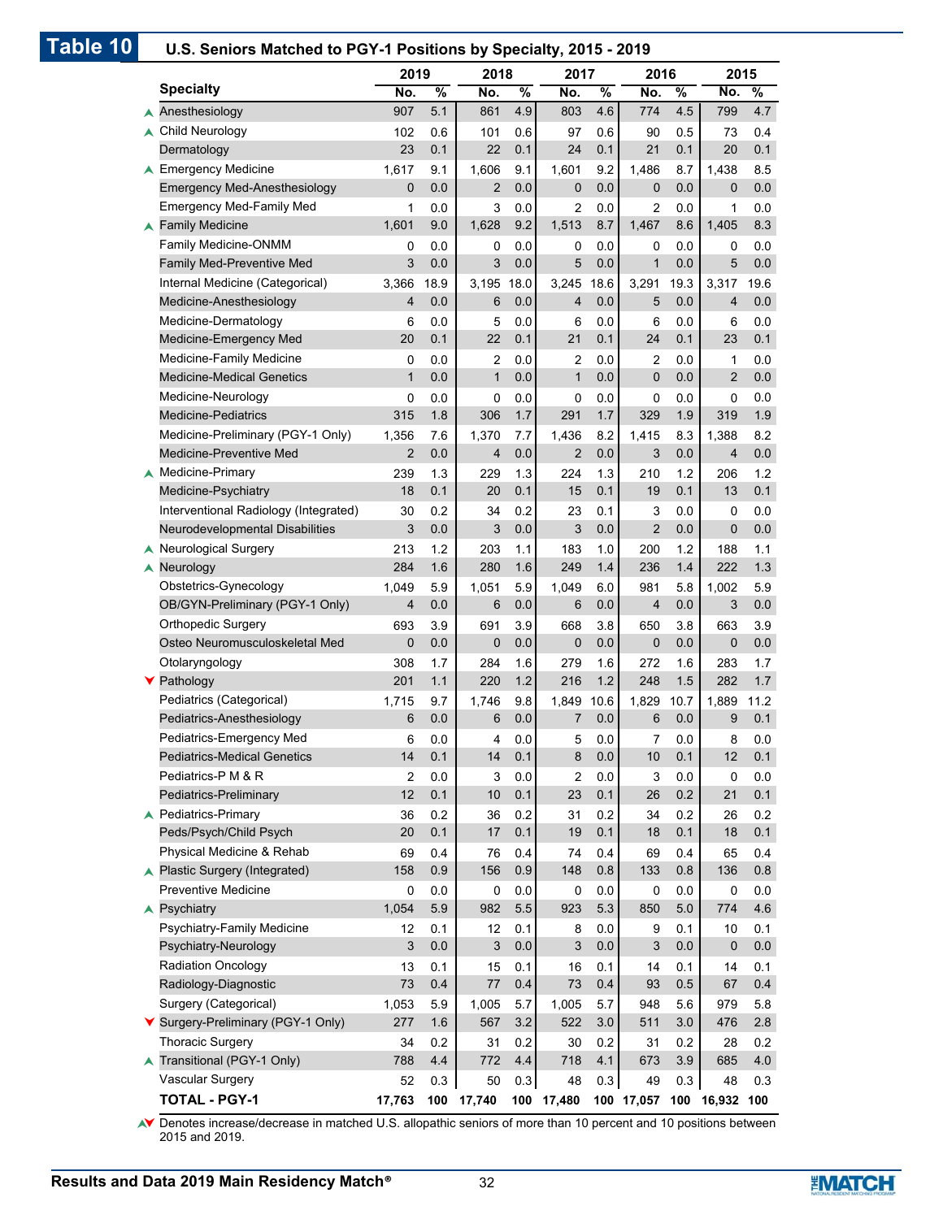## Table 10 U.S. Seniors Matched to PGY-1 Positions by Specialty, 2015 - 2019

| | Specialty | 2019 No. | 2019 % | 2018 No. | 2018 % | 2017 No. | 2017 % | 2016 No. | 2016 % | 2015 No. | 2015 % |
|---|---|---|---|---|---|---|---|---|---|---|---|
| ▲ | Anesthesiology | 907 | 5.1 | 861 | 4.9 | 803 | 4.6 | 774 | 4.5 | 799 | 4.7 |
| ▲ | Child Neurology | 102 | 0.6 | 101 | 0.6 | 97 | 0.6 | 90 | 0.5 | 73 | 0.4 |
| | Dermatology | 23 | 0.1 | 22 | 0.1 | 24 | 0.1 | 21 | 0.1 | 20 | 0.1 |
| ▲ | Emergency Medicine | 1,617 | 9.1 | 1,606 | 9.1 | 1,601 | 9.2 | 1,486 | 8.7 | 1,438 | 8.5 |
| | Emergency Med-Anesthesiology | 0 | 0.0 | 2 | 0.0 | 0 | 0.0 | 0 | 0.0 | 0 | 0.0 |
| | Emergency Med-Family Med | 1 | 0.0 | 3 | 0.0 | 2 | 0.0 | 2 | 0.0 | 1 | 0.0 |
| ▲ | Family Medicine | 1,601 | 9.0 | 1,628 | 9.2 | 1,513 | 8.7 | 1,467 | 8.6 | 1,405 | 8.3 |
| | Family Medicine-ONMM | 0 | 0.0 | 0 | 0.0 | 0 | 0.0 | 0 | 0.0 | 0 | 0.0 |
| | Family Med-Preventive Med | 3 | 0.0 | 3 | 0.0 | 5 | 0.0 | 1 | 0.0 | 5 | 0.0 |
| | Internal Medicine (Categorical) | 3,366 | 18.9 | 3,195 | 18.0 | 3,245 | 18.6 | 3,291 | 19.3 | 3,317 | 19.6 |
| | Medicine-Anesthesiology | 4 | 0.0 | 6 | 0.0 | 4 | 0.0 | 5 | 0.0 | 4 | 0.0 |
| | Medicine-Dermatology | 6 | 0.0 | 5 | 0.0 | 6 | 0.0 | 6 | 0.0 | 6 | 0.0 |
| | Medicine-Emergency Med | 20 | 0.1 | 22 | 0.1 | 21 | 0.1 | 24 | 0.1 | 23 | 0.1 |
| | Medicine-Family Medicine | 0 | 0.0 | 2 | 0.0 | 2 | 0.0 | 2 | 0.0 | 1 | 0.0 |
| | Medicine-Medical Genetics | 1 | 0.0 | 1 | 0.0 | 1 | 0.0 | 0 | 0.0 | 2 | 0.0 |
| | Medicine-Neurology | 0 | 0.0 | 0 | 0.0 | 0 | 0.0 | 0 | 0.0 | 0 | 0.0 |
| | Medicine-Pediatrics | 315 | 1.8 | 306 | 1.7 | 291 | 1.7 | 329 | 1.9 | 319 | 1.9 |
| | Medicine-Preliminary (PGY-1 Only) | 1,356 | 7.6 | 1,370 | 7.7 | 1,436 | 8.2 | 1,415 | 8.3 | 1,388 | 8.2 |
| | Medicine-Preventive Med | 2 | 0.0 | 4 | 0.0 | 2 | 0.0 | 3 | 0.0 | 4 | 0.0 |
| ▲ | Medicine-Primary | 239 | 1.3 | 229 | 1.3 | 224 | 1.3 | 210 | 1.2 | 206 | 1.2 |
| | Medicine-Psychiatry | 18 | 0.1 | 20 | 0.1 | 15 | 0.1 | 19 | 0.1 | 13 | 0.1 |
| | Interventional Radiology (Integrated) | 30 | 0.2 | 34 | 0.2 | 23 | 0.1 | 3 | 0.0 | 0 | 0.0 |
| | Neurodevelopmental Disabilities | 3 | 0.0 | 3 | 0.0 | 3 | 0.0 | 2 | 0.0 | 0 | 0.0 |
| ▲ | Neurological Surgery | 213 | 1.2 | 203 | 1.1 | 183 | 1.0 | 200 | 1.2 | 188 | 1.1 |
| ▲ | Neurology | 284 | 1.6 | 280 | 1.6 | 249 | 1.4 | 236 | 1.4 | 222 | 1.3 |
| | Obstetrics-Gynecology | 1,049 | 5.9 | 1,051 | 5.9 | 1,049 | 6.0 | 981 | 5.8 | 1,002 | 5.9 |
| | OB/GYN-Preliminary (PGY-1 Only) | 4 | 0.0 | 6 | 0.0 | 6 | 0.0 | 4 | 0.0 | 3 | 0.0 |
| | Orthopedic Surgery | 693 | 3.9 | 691 | 3.9 | 668 | 3.8 | 650 | 3.8 | 663 | 3.9 |
| | Osteo Neuromusculoskeletal Med | 0 | 0.0 | 0 | 0.0 | 0 | 0.0 | 0 | 0.0 | 0 | 0.0 |
| | Otolaryngology | 308 | 1.7 | 284 | 1.6 | 279 | 1.6 | 272 | 1.6 | 283 | 1.7 |
| ▼ | Pathology | 201 | 1.1 | 220 | 1.2 | 216 | 1.2 | 248 | 1.5 | 282 | 1.7 |
| | Pediatrics (Categorical) | 1,715 | 9.7 | 1,746 | 9.8 | 1,849 | 10.6 | 1,829 | 10.7 | 1,889 | 11.2 |
| | Pediatrics-Anesthesiology | 6 | 0.0 | 6 | 0.0 | 7 | 0.0 | 6 | 0.0 | 9 | 0.1 |
| | Pediatrics-Emergency Med | 6 | 0.0 | 4 | 0.0 | 5 | 0.0 | 7 | 0.0 | 8 | 0.0 |
| | Pediatrics-Medical Genetics | 14 | 0.1 | 14 | 0.1 | 8 | 0.0 | 10 | 0.1 | 12 | 0.1 |
| | Pediatrics-P M & R | 2 | 0.0 | 3 | 0.0 | 2 | 0.0 | 3 | 0.0 | 0 | 0.0 |
| | Pediatrics-Preliminary | 12 | 0.1 | 10 | 0.1 | 23 | 0.1 | 26 | 0.2 | 21 | 0.1 |
| ▲ | Pediatrics-Primary | 36 | 0.2 | 36 | 0.2 | 31 | 0.2 | 34 | 0.2 | 26 | 0.2 |
| | Peds/Psych/Child Psych | 20 | 0.1 | 17 | 0.1 | 19 | 0.1 | 18 | 0.1 | 18 | 0.1 |
| | Physical Medicine & Rehab | 69 | 0.4 | 76 | 0.4 | 74 | 0.4 | 69 | 0.4 | 65 | 0.4 |
| ▲ | Plastic Surgery (Integrated) | 158 | 0.9 | 156 | 0.9 | 148 | 0.8 | 133 | 0.8 | 136 | 0.8 |
| | Preventive Medicine | 0 | 0.0 | 0 | 0.0 | 0 | 0.0 | 0 | 0.0 | 0 | 0.0 |
| ▲ | Psychiatry | 1,054 | 5.9 | 982 | 5.5 | 923 | 5.3 | 850 | 5.0 | 774 | 4.6 |
| | Psychiatry-Family Medicine | 12 | 0.1 | 12 | 0.1 | 8 | 0.0 | 9 | 0.1 | 10 | 0.1 |
| | Psychiatry-Neurology | 3 | 0.0 | 3 | 0.0 | 3 | 0.0 | 3 | 0.0 | 0 | 0.0 |
| | Radiation Oncology | 13 | 0.1 | 15 | 0.1 | 16 | 0.1 | 14 | 0.1 | 14 | 0.1 |
| | Radiology-Diagnostic | 73 | 0.4 | 77 | 0.4 | 73 | 0.4 | 93 | 0.5 | 67 | 0.4 |
| | Surgery (Categorical) | 1,053 | 5.9 | 1,005 | 5.7 | 1,005 | 5.7 | 948 | 5.6 | 979 | 5.8 |
| ▼ | Surgery-Preliminary (PGY-1 Only) | 277 | 1.6 | 567 | 3.2 | 522 | 3.0 | 511 | 3.0 | 476 | 2.8 |
| | Thoracic Surgery | 34 | 0.2 | 31 | 0.2 | 30 | 0.2 | 31 | 0.2 | 28 | 0.2 |
| ▲ | Transitional (PGY-1 Only) | 788 | 4.4 | 772 | 4.4 | 718 | 4.1 | 673 | 3.9 | 685 | 4.0 |
| | Vascular Surgery | 52 | 0.3 | 50 | 0.3 | 48 | 0.3 | 49 | 0.3 | 48 | 0.3 |
| | **TOTAL - PGY-1** | **17,763** | **100** | **17,740** | **100** | **17,480** | **100** | **17,057** | **100** | **16,932** | **100** |

▲▼ Denotes increase/decrease in matched U.S. allopathic seniors of more than 10 percent and 10 positions between 2015 and 2019.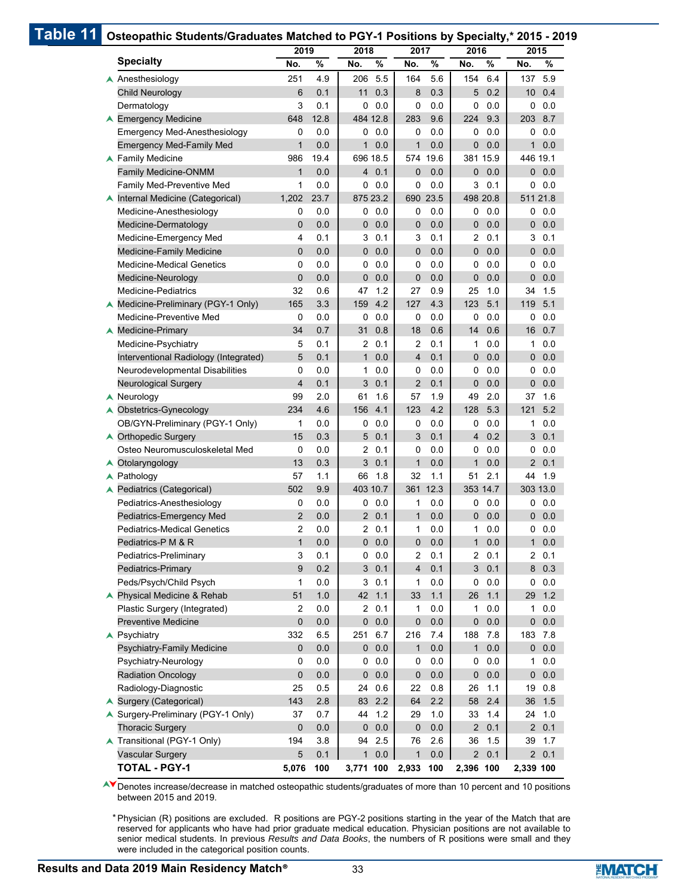# Table 11 Osteopathic Students/Graduates Matched to PGY-1 Positions by Specialty,* 2015 - 2019

| Specialty | 2019 | | 2018 | | 2017 | | 2016 | | 2015 | |
|---|---|---|---|---|---|---|---|---|---|---|
| | No. | % | No. | % | No. | % | No. | % | No. | % |
| ▲ Anesthesiology | 251 | 4.9 | 206 | 5.5 | 164 | 5.6 | 154 | 6.4 | 137 | 5.9 |
| Child Neurology | 6 | 0.1 | 11 | 0.3 | 8 | 0.3 | 5 | 0.2 | 10 | 0.4 |
| Dermatology | 3 | 0.1 | 0 | 0.0 | 0 | 0.0 | 0 | 0.0 | 0 | 0.0 |
| ▲ Emergency Medicine | 648 | 12.8 | 484 | 12.8 | 283 | 9.6 | 224 | 9.3 | 203 | 8.7 |
| Emergency Med-Anesthesiology | 0 | 0.0 | 0 | 0.0 | 0 | 0.0 | 0 | 0.0 | 0 | 0.0 |
| Emergency Med-Family Med | 1 | 0.0 | 1 | 0.0 | 1 | 0.0 | 0 | 0.0 | 1 | 0.0 |
| ▲ Family Medicine | 986 | 19.4 | 696 | 18.5 | 574 | 19.6 | 381 | 15.9 | 446 | 19.1 |
| Family Medicine-ONMM | 1 | 0.0 | 4 | 0.1 | 0 | 0.0 | 0 | 0.0 | 0 | 0.0 |
| Family Med-Preventive Med | 1 | 0.0 | 0 | 0.0 | 0 | 0.0 | 3 | 0.1 | 0 | 0.0 |
| ▲ Internal Medicine (Categorical) | 1,202 | 23.7 | 875 | 23.2 | 690 | 23.5 | 498 | 20.8 | 511 | 21.8 |
| Medicine-Anesthesiology | 0 | 0.0 | 0 | 0.0 | 0 | 0.0 | 0 | 0.0 | 0 | 0.0 |
| Medicine-Dermatology | 0 | 0.0 | 0 | 0.0 | 0 | 0.0 | 0 | 0.0 | 0 | 0.0 |
| Medicine-Emergency Med | 4 | 0.1 | 3 | 0.1 | 3 | 0.1 | 2 | 0.1 | 3 | 0.1 |
| Medicine-Family Medicine | 0 | 0.0 | 0 | 0.0 | 0 | 0.0 | 0 | 0.0 | 0 | 0.0 |
| Medicine-Medical Genetics | 0 | 0.0 | 0 | 0.0 | 0 | 0.0 | 0 | 0.0 | 0 | 0.0 |
| Medicine-Neurology | 0 | 0.0 | 0 | 0.0 | 0 | 0.0 | 0 | 0.0 | 0 | 0.0 |
| Medicine-Pediatrics | 32 | 0.6 | 47 | 1.2 | 27 | 0.9 | 25 | 1.0 | 34 | 1.5 |
| ▲ Medicine-Preliminary (PGY-1 Only) | 165 | 3.3 | 159 | 4.2 | 127 | 4.3 | 123 | 5.1 | 119 | 5.1 |
| Medicine-Preventive Med | 0 | 0.0 | 0 | 0.0 | 0 | 0.0 | 0 | 0.0 | 0 | 0.0 |
| ▲ Medicine-Primary | 34 | 0.7 | 31 | 0.8 | 18 | 0.6 | 14 | 0.6 | 16 | 0.7 |
| Medicine-Psychiatry | 5 | 0.1 | 2 | 0.1 | 2 | 0.1 | 1 | 0.0 | 1 | 0.0 |
| Interventional Radiology (Integrated) | 5 | 0.1 | 1 | 0.0 | 4 | 0.1 | 0 | 0.0 | 0 | 0.0 |
| Neurodevelopmental Disabilities | 0 | 0.0 | 1 | 0.0 | 0 | 0.0 | 0 | 0.0 | 0 | 0.0 |
| Neurological Surgery | 4 | 0.1 | 3 | 0.1 | 2 | 0.1 | 0 | 0.0 | 0 | 0.0 |
| ▲ Neurology | 99 | 2.0 | 61 | 1.6 | 57 | 1.9 | 49 | 2.0 | 37 | 1.6 |
| ▲ Obstetrics-Gynecology | 234 | 4.6 | 156 | 4.1 | 123 | 4.2 | 128 | 5.3 | 121 | 5.2 |
| OB/GYN-Preliminary (PGY-1 Only) | 1 | 0.0 | 0 | 0.0 | 0 | 0.0 | 0 | 0.0 | 1 | 0.0 |
| ▲ Orthopedic Surgery | 15 | 0.3 | 5 | 0.1 | 3 | 0.1 | 4 | 0.2 | 3 | 0.1 |
| Osteo Neuromusculoskeletal Med | 0 | 0.0 | 2 | 0.1 | 0 | 0.0 | 0 | 0.0 | 0 | 0.0 |
| ▲ Otolaryngology | 13 | 0.3 | 3 | 0.1 | 1 | 0.0 | 1 | 0.0 | 2 | 0.1 |
| ▲ Pathology | 57 | 1.1 | 66 | 1.8 | 32 | 1.1 | 51 | 2.1 | 44 | 1.9 |
| ▲ Pediatrics (Categorical) | 502 | 9.9 | 403 | 10.7 | 361 | 12.3 | 353 | 14.7 | 303 | 13.0 |
| Pediatrics-Anesthesiology | 0 | 0.0 | 0 | 0.0 | 1 | 0.0 | 0 | 0.0 | 0 | 0.0 |
| Pediatrics-Emergency Med | 2 | 0.0 | 2 | 0.1 | 1 | 0.0 | 0 | 0.0 | 0 | 0.0 |
| Pediatrics-Medical Genetics | 2 | 0.0 | 2 | 0.1 | 1 | 0.0 | 1 | 0.0 | 0 | 0.0 |
| Pediatrics-P M & R | 1 | 0.0 | 0 | 0.0 | 0 | 0.0 | 1 | 0.0 | 1 | 0.0 |
| Pediatrics-Preliminary | 3 | 0.1 | 0 | 0.0 | 2 | 0.1 | 2 | 0.1 | 2 | 0.1 |
| Pediatrics-Primary | 9 | 0.2 | 3 | 0.1 | 4 | 0.1 | 3 | 0.1 | 8 | 0.3 |
| Peds/Psych/Child Psych | 1 | 0.0 | 3 | 0.1 | 1 | 0.0 | 0 | 0.0 | 0 | 0.0 |
| ▲ Physical Medicine & Rehab | 51 | 1.0 | 42 | 1.1 | 33 | 1.1 | 26 | 1.1 | 29 | 1.2 |
| Plastic Surgery (Integrated) | 2 | 0.0 | 2 | 0.1 | 1 | 0.0 | 1 | 0.0 | 1 | 0.0 |
| Preventive Medicine | 0 | 0.0 | 0 | 0.0 | 0 | 0.0 | 0 | 0.0 | 0 | 0.0 |
| ▲ Psychiatry | 332 | 6.5 | 251 | 6.7 | 216 | 7.4 | 188 | 7.8 | 183 | 7.8 |
| Psychiatry-Family Medicine | 0 | 0.0 | 0 | 0.0 | 1 | 0.0 | 1 | 0.0 | 0 | 0.0 |
| Psychiatry-Neurology | 0 | 0.0 | 0 | 0.0 | 0 | 0.0 | 0 | 0.0 | 1 | 0.0 |
| Radiation Oncology | 0 | 0.0 | 0 | 0.0 | 0 | 0.0 | 0 | 0.0 | 0 | 0.0 |
| Radiology-Diagnostic | 25 | 0.5 | 24 | 0.6 | 22 | 0.8 | 26 | 1.1 | 19 | 0.8 |
| ▲ Surgery (Categorical) | 143 | 2.8 | 83 | 2.2 | 64 | 2.2 | 58 | 2.4 | 36 | 1.5 |
| ▲ Surgery-Preliminary (PGY-1 Only) | 37 | 0.7 | 44 | 1.2 | 29 | 1.0 | 33 | 1.4 | 24 | 1.0 |
| Thoracic Surgery | 0 | 0.0 | 0 | 0.0 | 0 | 0.0 | 2 | 0.1 | 2 | 0.1 |
| ▲ Transitional (PGY-1 Only) | 194 | 3.8 | 94 | 2.5 | 76 | 2.6 | 36 | 1.5 | 39 | 1.7 |
| Vascular Surgery | 5 | 0.1 | 1 | 0.0 | 1 | 0.0 | 2 | 0.1 | 2 | 0.1 |
| **TOTAL - PGY-1** | **5,076** | **100** | **3,771** | **100** | **2,933** | **100** | **2,396** | **100** | **2,339** | **100** |

▲▼ Denotes increase/decrease in matched osteopathic students/graduates of more than 10 percent and 10 positions between 2015 and 2019.

* Physician (R) positions are excluded. R positions are PGY-2 positions starting in the year of the Match that are reserved for applicants who have had prior graduate medical education. Physician positions are not available to senior medical students. In previous *Results and Data Books*, the numbers of R positions were small and they were included in the categorical position counts.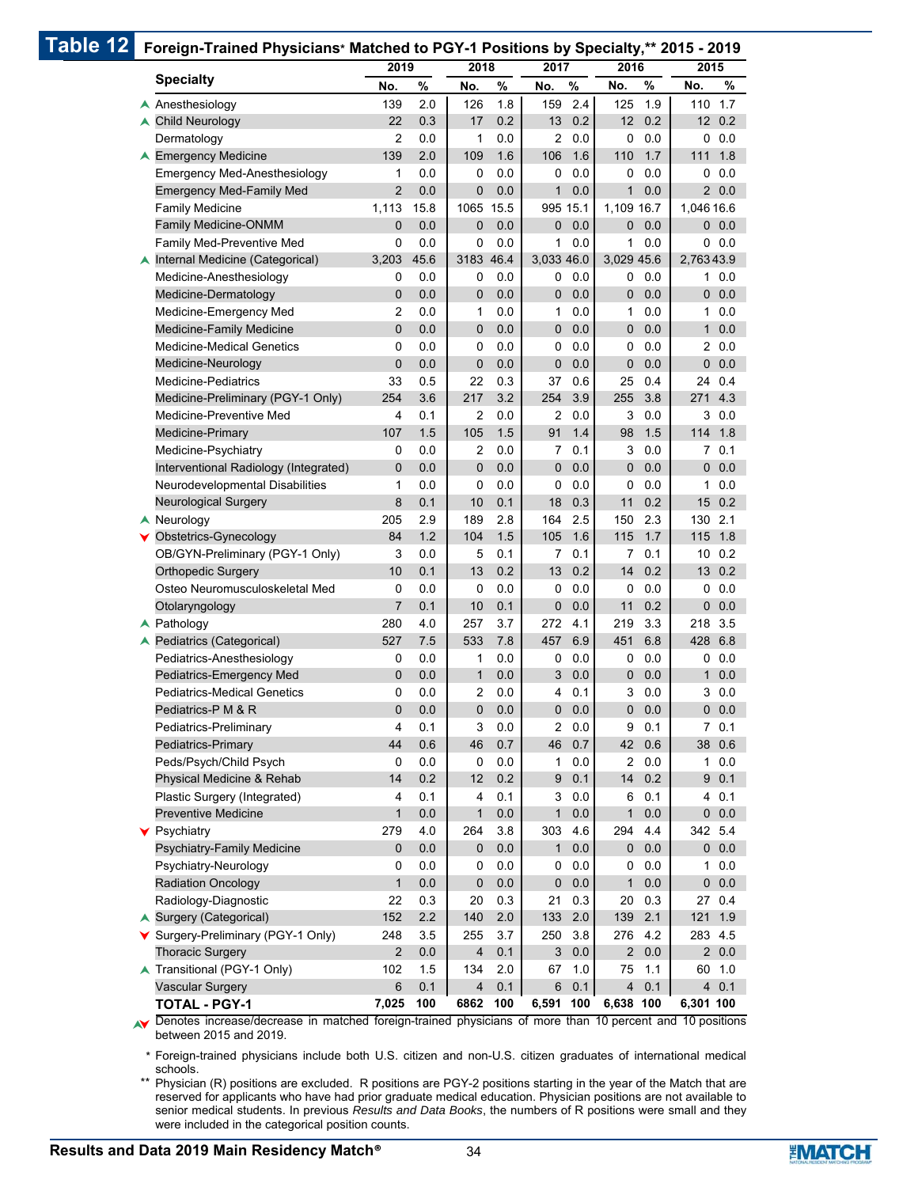## Table 12 Foreign-Trained Physicians* Matched to PGY-1 Positions by Specialty,** 2015 - 2019

| Specialty | 2019 | | 2018 | | 2017 | | 2016 | | 2015 | |
|---|---|---|---|---|---|---|---|---|---|---|
| | No. | % | No. | % | No. | % | No. | % | No. | % |
| ▲ Anesthesiology | 139 | 2.0 | 126 | 1.8 | 159 | 2.4 | 125 | 1.9 | 110 | 1.7 |
| ▲ Child Neurology | 22 | 0.3 | 17 | 0.2 | 13 | 0.2 | 12 | 0.2 | 12 | 0.2 |
| Dermatology | 2 | 0.0 | 1 | 0.0 | 2 | 0.0 | 0 | 0.0 | 0 | 0.0 |
| ▲ Emergency Medicine | 139 | 2.0 | 109 | 1.6 | 106 | 1.6 | 110 | 1.7 | 111 | 1.8 |
| Emergency Med-Anesthesiology | 1 | 0.0 | 0 | 0.0 | 0 | 0.0 | 0 | 0.0 | 0 | 0.0 |
| Emergency Med-Family Med | 2 | 0.0 | 0 | 0.0 | 1 | 0.0 | 1 | 0.0 | 2 | 0.0 |
| Family Medicine | 1,113 | 15.8 | 1065 | 15.5 | 995 | 15.1 | 1,109 | 16.7 | 1,046 | 16.6 |
| Family Medicine-ONMM | 0 | 0.0 | 0 | 0.0 | 0 | 0.0 | 0 | 0.0 | 0 | 0.0 |
| Family Med-Preventive Med | 0 | 0.0 | 0 | 0.0 | 1 | 0.0 | 1 | 0.0 | 0 | 0.0 |
| ▲ Internal Medicine (Categorical) | 3,203 | 45.6 | 3183 | 46.4 | 3,033 | 46.0 | 3,029 | 45.6 | 2,763 | 43.9 |
| Medicine-Anesthesiology | 0 | 0.0 | 0 | 0.0 | 0 | 0.0 | 0 | 0.0 | 1 | 0.0 |
| Medicine-Dermatology | 0 | 0.0 | 0 | 0.0 | 0 | 0.0 | 0 | 0.0 | 0 | 0.0 |
| Medicine-Emergency Med | 2 | 0.0 | 1 | 0.0 | 1 | 0.0 | 1 | 0.0 | 1 | 0.0 |
| Medicine-Family Medicine | 0 | 0.0 | 0 | 0.0 | 0 | 0.0 | 0 | 0.0 | 1 | 0.0 |
| Medicine-Medical Genetics | 0 | 0.0 | 0 | 0.0 | 0 | 0.0 | 0 | 0.0 | 2 | 0.0 |
| Medicine-Neurology | 0 | 0.0 | 0 | 0.0 | 0 | 0.0 | 0 | 0.0 | 0 | 0.0 |
| Medicine-Pediatrics | 33 | 0.5 | 22 | 0.3 | 37 | 0.6 | 25 | 0.4 | 24 | 0.4 |
| Medicine-Preliminary (PGY-1 Only) | 254 | 3.6 | 217 | 3.2 | 254 | 3.9 | 255 | 3.8 | 271 | 4.3 |
| Medicine-Preventive Med | 4 | 0.1 | 2 | 0.0 | 2 | 0.0 | 3 | 0.0 | 3 | 0.0 |
| Medicine-Primary | 107 | 1.5 | 105 | 1.5 | 91 | 1.4 | 98 | 1.5 | 114 | 1.8 |
| Medicine-Psychiatry | 0 | 0.0 | 2 | 0.0 | 7 | 0.1 | 3 | 0.0 | 7 | 0.1 |
| Interventional Radiology (Integrated) | 0 | 0.0 | 0 | 0.0 | 0 | 0.0 | 0 | 0.0 | 0 | 0.0 |
| Neurodevelopmental Disabilities | 1 | 0.0 | 0 | 0.0 | 0 | 0.0 | 0 | 0.0 | 1 | 0.0 |
| Neurological Surgery | 8 | 0.1 | 10 | 0.1 | 18 | 0.3 | 11 | 0.2 | 15 | 0.2 |
| ▲ Neurology | 205 | 2.9 | 189 | 2.8 | 164 | 2.5 | 150 | 2.3 | 130 | 2.1 |
| ▼ Obstetrics-Gynecology | 84 | 1.2 | 104 | 1.5 | 105 | 1.6 | 115 | 1.7 | 115 | 1.8 |
| OB/GYN-Preliminary (PGY-1 Only) | 3 | 0.0 | 5 | 0.1 | 7 | 0.1 | 7 | 0.1 | 10 | 0.2 |
| Orthopedic Surgery | 10 | 0.1 | 13 | 0.2 | 13 | 0.2 | 14 | 0.2 | 13 | 0.2 |
| Osteo Neuromusculoskeletal Med | 0 | 0.0 | 0 | 0.0 | 0 | 0.0 | 0 | 0.0 | 0 | 0.0 |
| Otolaryngology | 7 | 0.1 | 10 | 0.1 | 0 | 0.0 | 11 | 0.2 | 0 | 0.0 |
| ▲ Pathology | 280 | 4.0 | 257 | 3.7 | 272 | 4.1 | 219 | 3.3 | 218 | 3.5 |
| ▲ Pediatrics (Categorical) | 527 | 7.5 | 533 | 7.8 | 457 | 6.9 | 451 | 6.8 | 428 | 6.8 |
| Pediatrics-Anesthesiology | 0 | 0.0 | 1 | 0.0 | 0 | 0.0 | 0 | 0.0 | 0 | 0.0 |
| Pediatrics-Emergency Med | 0 | 0.0 | 1 | 0.0 | 3 | 0.0 | 0 | 0.0 | 1 | 0.0 |
| Pediatrics-Medical Genetics | 0 | 0.0 | 2 | 0.0 | 4 | 0.1 | 3 | 0.0 | 3 | 0.0 |
| Pediatrics-P M & R | 0 | 0.0 | 0 | 0.0 | 0 | 0.0 | 0 | 0.0 | 0 | 0.0 |
| Pediatrics-Preliminary | 4 | 0.1 | 3 | 0.0 | 2 | 0.0 | 9 | 0.1 | 7 | 0.1 |
| Pediatrics-Primary | 44 | 0.6 | 46 | 0.7 | 46 | 0.7 | 42 | 0.6 | 38 | 0.6 |
| Peds/Psych/Child Psych | 0 | 0.0 | 0 | 0.0 | 1 | 0.0 | 2 | 0.0 | 1 | 0.0 |
| Physical Medicine & Rehab | 14 | 0.2 | 12 | 0.2 | 9 | 0.1 | 14 | 0.2 | 9 | 0.1 |
| Plastic Surgery (Integrated) | 4 | 0.1 | 4 | 0.1 | 3 | 0.0 | 6 | 0.1 | 4 | 0.1 |
| Preventive Medicine | 1 | 0.0 | 1 | 0.0 | 1 | 0.0 | 1 | 0.0 | 0 | 0.0 |
| ▼ Psychiatry | 279 | 4.0 | 264 | 3.8 | 303 | 4.6 | 294 | 4.4 | 342 | 5.4 |
| Psychiatry-Family Medicine | 0 | 0.0 | 0 | 0.0 | 1 | 0.0 | 0 | 0.0 | 0 | 0.0 |
| Psychiatry-Neurology | 0 | 0.0 | 0 | 0.0 | 0 | 0.0 | 0 | 0.0 | 1 | 0.0 |
| Radiation Oncology | 1 | 0.0 | 0 | 0.0 | 0 | 0.0 | 1 | 0.0 | 0 | 0.0 |
| Radiology-Diagnostic | 22 | 0.3 | 20 | 0.3 | 21 | 0.3 | 20 | 0.3 | 27 | 0.4 |
| ▲ Surgery (Categorical) | 152 | 2.2 | 140 | 2.0 | 133 | 2.0 | 139 | 2.1 | 121 | 1.9 |
| ▼ Surgery-Preliminary (PGY-1 Only) | 248 | 3.5 | 255 | 3.7 | 250 | 3.8 | 276 | 4.2 | 283 | 4.5 |
| Thoracic Surgery | 2 | 0.0 | 4 | 0.1 | 3 | 0.0 | 2 | 0.0 | 2 | 0.0 |
| ▲ Transitional (PGY-1 Only) | 102 | 1.5 | 134 | 2.0 | 67 | 1.0 | 75 | 1.1 | 60 | 1.0 |
| Vascular Surgery | 6 | 0.1 | 4 | 0.1 | 6 | 0.1 | 4 | 0.1 | 4 | 0.1 |
| **TOTAL - PGY-1** | **7,025** | **100** | **6862** | **100** | **6,591** | **100** | **6,638** | **100** | **6,301** | **100** |

▲▼ Denotes increase/decrease in matched foreign-trained physicians of more than 10 percent and 10 positions between 2015 and 2019.

\* Foreign-trained physicians include both U.S. citizen and non-U.S. citizen graduates of international medical schools.

\*\* Physician (R) positions are excluded. R positions are PGY-2 positions starting in the year of the Match that are reserved for applicants who have had prior graduate medical education. Physician positions are not available to senior medical students. In previous *Results and Data Books*, the numbers of R positions were small and they were included in the categorical position counts.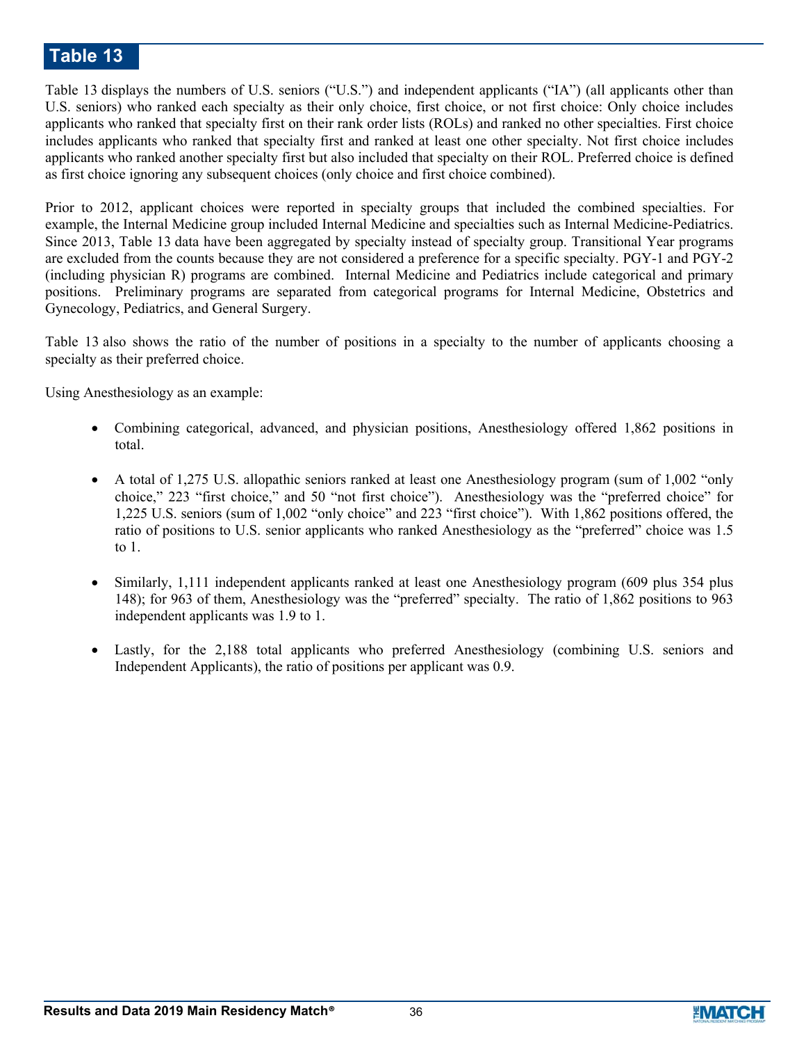# Table 13

Table 13 displays the numbers of U.S. seniors ("U.S.") and independent applicants ("IA") (all applicants other than U.S. seniors) who ranked each specialty as their only choice, first choice, or not first choice: Only choice includes applicants who ranked that specialty first on their rank order lists (ROLs) and ranked no other specialties. First choice includes applicants who ranked that specialty first and ranked at least one other specialty. Not first choice includes applicants who ranked another specialty first but also included that specialty on their ROL. Preferred choice is defined as first choice ignoring any subsequent choices (only choice and first choice combined).

Prior to 2012, applicant choices were reported in specialty groups that included the combined specialties. For example, the Internal Medicine group included Internal Medicine and specialties such as Internal Medicine-Pediatrics. Since 2013, Table 13 data have been aggregated by specialty instead of specialty group. Transitional Year programs are excluded from the counts because they are not considered a preference for a specific specialty. PGY-1 and PGY-2 (including physician R) programs are combined. Internal Medicine and Pediatrics include categorical and primary positions. Preliminary programs are separated from categorical programs for Internal Medicine, Obstetrics and Gynecology, Pediatrics, and General Surgery.

Table 13 also shows the ratio of the number of positions in a specialty to the number of applicants choosing a specialty as their preferred choice.

Using Anesthesiology as an example:

- Combining categorical, advanced, and physician positions, Anesthesiology offered 1,862 positions in total.
- A total of 1,275 U.S. allopathic seniors ranked at least one Anesthesiology program (sum of 1,002 "only choice," 223 "first choice," and 50 "not first choice"). Anesthesiology was the "preferred choice" for 1,225 U.S. seniors (sum of 1,002 "only choice" and 223 "first choice"). With 1,862 positions offered, the ratio of positions to U.S. senior applicants who ranked Anesthesiology as the "preferred" choice was 1.5 to 1.
- Similarly, 1,111 independent applicants ranked at least one Anesthesiology program (609 plus 354 plus 148); for 963 of them, Anesthesiology was the "preferred" specialty. The ratio of 1,862 positions to 963 independent applicants was 1.9 to 1.
- Lastly, for the 2,188 total applicants who preferred Anesthesiology (combining U.S. seniors and Independent Applicants), the ratio of positions per applicant was 0.9.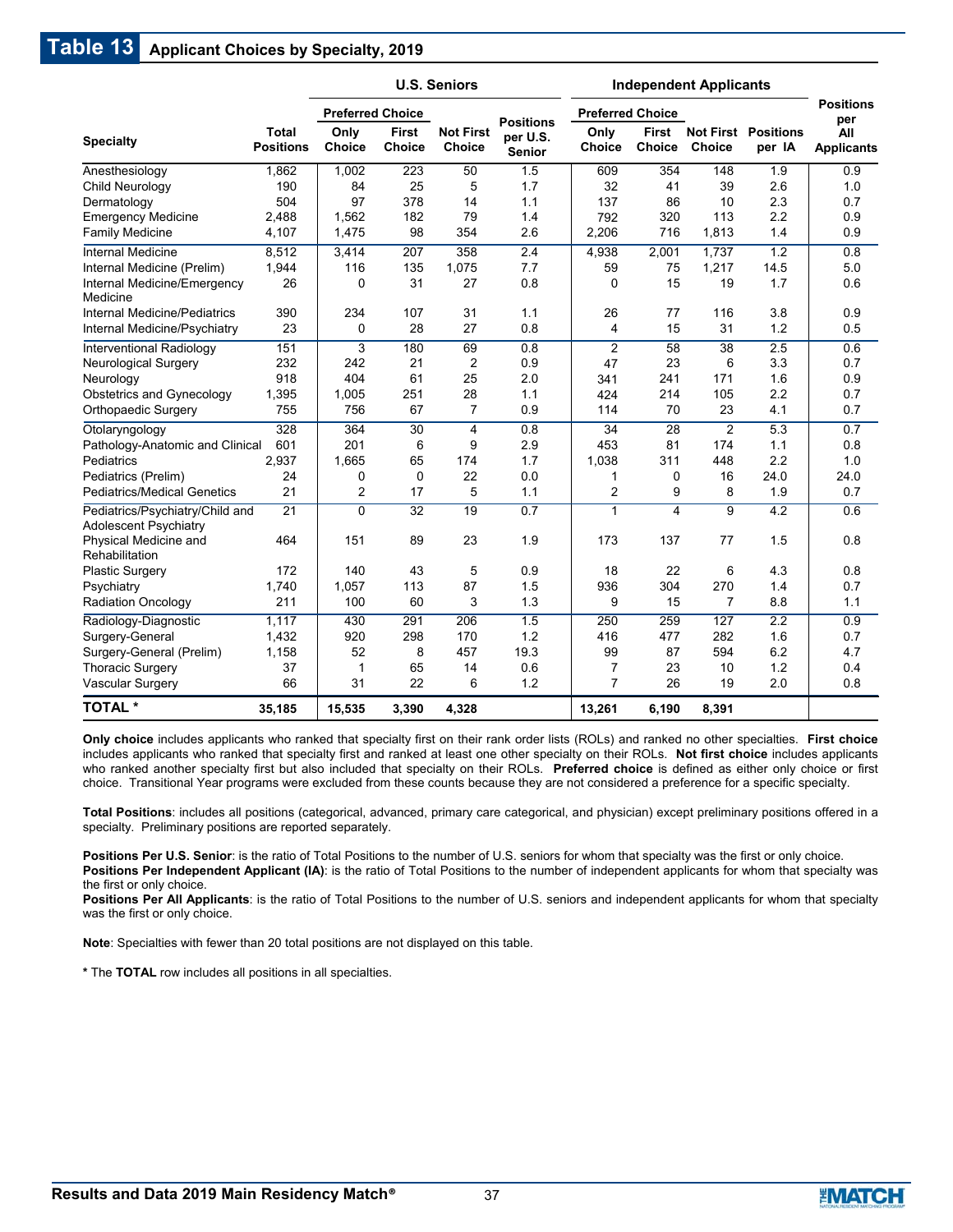## Table 13 Applicant Choices by Specialty, 2019

| Specialty | Total Positions | U.S. Seniors | | | | Independent Applicants | | | | Positions per All Applicants |
|---|---|---|---|---|---|---|---|---|---|---|
| | | Preferred Choice | | | | Preferred Choice | | | | |
| | | Only Choice | First Choice | Not First Choice | Positions per U.S. Senior | Only Choice | First Choice | Not First Choice | Positions per IA | |
| Anesthesiology | 1,862 | 1,002 | 223 | 50 | 1.5 | 609 | 354 | 148 | 1.9 | 0.9 |
| Child Neurology | 190 | 84 | 25 | 5 | 1.7 | 32 | 41 | 39 | 2.6 | 1.0 |
| Dermatology | 504 | 97 | 378 | 14 | 1.1 | 137 | 86 | 10 | 2.3 | 0.7 |
| Emergency Medicine | 2,488 | 1,562 | 182 | 79 | 1.4 | 792 | 320 | 113 | 2.2 | 0.9 |
| Family Medicine | 4,107 | 1,475 | 98 | 354 | 2.6 | 2,206 | 716 | 1,813 | 1.4 | 0.9 |
| Internal Medicine | 8,512 | 3,414 | 207 | 358 | 2.4 | 4,938 | 2,001 | 1,737 | 1.2 | 0.8 |
| Internal Medicine (Prelim) | 1,944 | 116 | 135 | 1,075 | 7.7 | 59 | 75 | 1,217 | 14.5 | 5.0 |
| Internal Medicine/Emergency Medicine | 26 | 0 | 31 | 27 | 0.8 | 0 | 15 | 19 | 1.7 | 0.6 |
| Internal Medicine/Pediatrics | 390 | 234 | 107 | 31 | 1.1 | 26 | 77 | 116 | 3.8 | 0.9 |
| Internal Medicine/Psychiatry | 23 | 0 | 28 | 27 | 0.8 | 4 | 15 | 31 | 1.2 | 0.5 |
| Interventional Radiology | 151 | 3 | 180 | 69 | 0.8 | 2 | 58 | 38 | 2.5 | 0.6 |
| Neurological Surgery | 232 | 242 | 21 | 2 | 0.9 | 47 | 23 | 6 | 3.3 | 0.7 |
| Neurology | 918 | 404 | 61 | 25 | 2.0 | 341 | 241 | 171 | 1.6 | 0.9 |
| Obstetrics and Gynecology | 1,395 | 1,005 | 251 | 28 | 1.1 | 424 | 214 | 105 | 2.2 | 0.7 |
| Orthopaedic Surgery | 755 | 756 | 67 | 7 | 0.9 | 114 | 70 | 23 | 4.1 | 0.7 |
| Otolaryngology | 328 | 364 | 30 | 4 | 0.8 | 34 | 28 | 2 | 5.3 | 0.7 |
| Pathology-Anatomic and Clinical | 601 | 201 | 6 | 9 | 2.9 | 453 | 81 | 174 | 1.1 | 0.8 |
| Pediatrics | 2,937 | 1,665 | 65 | 174 | 1.7 | 1,038 | 311 | 448 | 2.2 | 1.0 |
| Pediatrics (Prelim) | 24 | 0 | 0 | 22 | 0.0 | 1 | 0 | 16 | 24.0 | 24.0 |
| Pediatrics/Medical Genetics | 21 | 2 | 17 | 5 | 1.1 | 2 | 9 | 8 | 1.9 | 0.7 |
| Pediatrics/Psychiatry/Child and Adolescent Psychiatry | 21 | 0 | 32 | 19 | 0.7 | 1 | 4 | 9 | 4.2 | 0.6 |
| Physical Medicine and Rehabilitation | 464 | 151 | 89 | 23 | 1.9 | 173 | 137 | 77 | 1.5 | 0.8 |
| Plastic Surgery | 172 | 140 | 43 | 5 | 0.9 | 18 | 22 | 6 | 4.3 | 0.8 |
| Psychiatry | 1,740 | 1,057 | 113 | 87 | 1.5 | 936 | 304 | 270 | 1.4 | 0.7 |
| Radiation Oncology | 211 | 100 | 60 | 3 | 1.3 | 9 | 15 | 7 | 8.8 | 1.1 |
| Radiology-Diagnostic | 1,117 | 430 | 291 | 206 | 1.5 | 250 | 259 | 127 | 2.2 | 0.9 |
| Surgery-General | 1,432 | 920 | 298 | 170 | 1.2 | 416 | 477 | 282 | 1.6 | 0.7 |
| Surgery-General (Prelim) | 1,158 | 52 | 8 | 457 | 19.3 | 99 | 87 | 594 | 6.2 | 4.7 |
| Thoracic Surgery | 37 | 1 | 65 | 14 | 0.6 | 7 | 23 | 10 | 1.2 | 0.4 |
| Vascular Surgery | 66 | 31 | 22 | 6 | 1.2 | 7 | 26 | 19 | 2.0 | 0.8 |
| **TOTAL *** | **35,185** | **15,535** | **3,390** | **4,328** | | **13,261** | **6,190** | **8,391** | | |

**Only choice** includes applicants who ranked that specialty first on their rank order lists (ROLs) and ranked no other specialties. **First choice** includes applicants who ranked that specialty first and ranked at least one other specialty on their ROLs. **Not first choice** includes applicants who ranked another specialty first but also included that specialty on their ROLs. **Preferred choice** is defined as either only choice or first choice. Transitional Year programs were excluded from these counts because they are not considered a preference for a specific specialty.

**Total Positions**: includes all positions (categorical, advanced, primary care categorical, and physician) except preliminary positions offered in a specialty. Preliminary positions are reported separately.

**Positions Per U.S. Senior**: is the ratio of Total Positions to the number of U.S. seniors for whom that specialty was the first or only choice.
**Positions Per Independent Applicant (IA)**: is the ratio of Total Positions to the number of independent applicants for whom that specialty was the first or only choice.
**Positions Per All Applicants**: is the ratio of Total Positions to the number of U.S. seniors and independent applicants for whom that specialty was the first or only choice.

**Note**: Specialties with fewer than 20 total positions are not displayed on this table.

* The **TOTAL** row includes all positions in all specialties.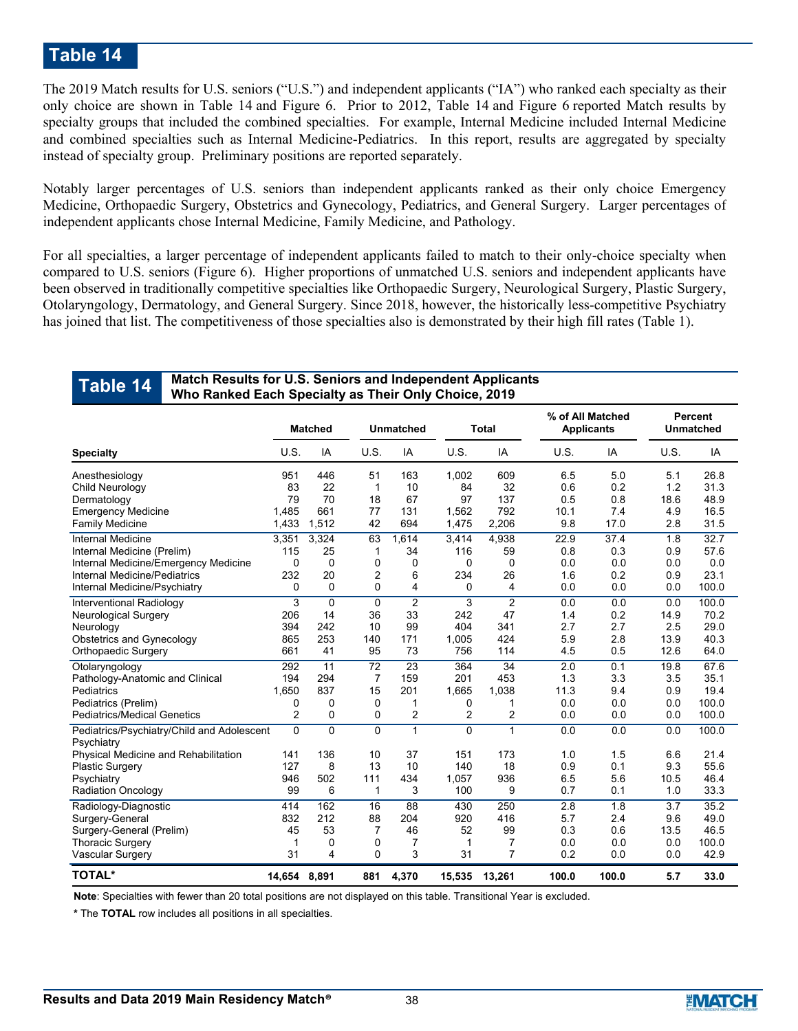# Table 14

The 2019 Match results for U.S. seniors ("U.S.") and independent applicants ("IA") who ranked each specialty as their only choice are shown in Table 14 and Figure 6. Prior to 2012, Table 14 and Figure 6 reported Match results by specialty groups that included the combined specialties. For example, Internal Medicine included Internal Medicine and combined specialties such as Internal Medicine-Pediatrics. In this report, results are aggregated by specialty instead of specialty group. Preliminary positions are reported separately.

Notably larger percentages of U.S. seniors than independent applicants ranked as their only choice Emergency Medicine, Orthopaedic Surgery, Obstetrics and Gynecology, Pediatrics, and General Surgery. Larger percentages of independent applicants chose Internal Medicine, Family Medicine, and Pathology.

For all specialties, a larger percentage of independent applicants failed to match to their only-choice specialty when compared to U.S. seniors (Figure 6). Higher proportions of unmatched U.S. seniors and independent applicants have been observed in traditionally competitive specialties like Orthopaedic Surgery, Neurological Surgery, Plastic Surgery, Otolaryngology, Dermatology, and General Surgery. Since 2018, however, the historically less-competitive Psychiatry has joined that list. The competitiveness of those specialties also is demonstrated by their high fill rates (Table 1).

## Table 14 Match Results for U.S. Seniors and Independent Applicants Who Ranked Each Specialty as Their Only Choice, 2019

| | Matched | | Unmatched | | Total | | % of All Matched Applicants | | Percent Unmatched | |
|---|---|---|---|---|---|---|---|---|---|---|
| **Specialty** | U.S. | IA | U.S. | IA | U.S. | IA | U.S. | IA | U.S. | IA |
| Anesthesiology | 951 | 446 | 51 | 163 | 1,002 | 609 | 6.5 | 5.0 | 5.1 | 26.8 |
| Child Neurology | 83 | 22 | 1 | 10 | 84 | 32 | 0.6 | 0.2 | 1.2 | 31.3 |
| Dermatology | 79 | 70 | 18 | 67 | 97 | 137 | 0.5 | 0.8 | 18.6 | 48.9 |
| Emergency Medicine | 1,485 | 661 | 77 | 131 | 1,562 | 792 | 10.1 | 7.4 | 4.9 | 16.5 |
| Family Medicine | 1,433 | 1,512 | 42 | 694 | 1,475 | 2,206 | 9.8 | 17.0 | 2.8 | 31.5 |
| Internal Medicine | 3,351 | 3,324 | 63 | 1,614 | 3,414 | 4,938 | 22.9 | 37.4 | 1.8 | 32.7 |
| Internal Medicine (Prelim) | 115 | 25 | 1 | 34 | 116 | 59 | 0.8 | 0.3 | 0.9 | 57.6 |
| Internal Medicine/Emergency Medicine | 0 | 0 | 0 | 0 | 0 | 0 | 0.0 | 0.0 | 0.0 | 0.0 |
| Internal Medicine/Pediatrics | 232 | 20 | 2 | 6 | 234 | 26 | 1.6 | 0.2 | 0.9 | 23.1 |
| Internal Medicine/Psychiatry | 0 | 0 | 0 | 4 | 0 | 4 | 0.0 | 0.0 | 0.0 | 100.0 |
| Interventional Radiology | 3 | 0 | 0 | 2 | 3 | 2 | 0.0 | 0.0 | 0.0 | 100.0 |
| Neurological Surgery | 206 | 14 | 36 | 33 | 242 | 47 | 1.4 | 0.2 | 14.9 | 70.2 |
| Neurology | 394 | 242 | 10 | 99 | 404 | 341 | 2.7 | 2.7 | 2.5 | 29.0 |
| Obstetrics and Gynecology | 865 | 253 | 140 | 171 | 1,005 | 424 | 5.9 | 2.8 | 13.9 | 40.3 |
| Orthopaedic Surgery | 661 | 41 | 95 | 73 | 756 | 114 | 4.5 | 0.5 | 12.6 | 64.0 |
| Otolaryngology | 292 | 11 | 72 | 23 | 364 | 34 | 2.0 | 0.1 | 19.8 | 67.6 |
| Pathology-Anatomic and Clinical | 194 | 294 | 7 | 159 | 201 | 453 | 1.3 | 3.3 | 3.5 | 35.1 |
| Pediatrics | 1,650 | 837 | 15 | 201 | 1,665 | 1,038 | 11.3 | 9.4 | 0.9 | 19.4 |
| Pediatrics (Prelim) | 0 | 0 | 0 | 1 | 0 | 1 | 0.0 | 0.0 | 0.0 | 100.0 |
| Pediatrics/Medical Genetics | 2 | 0 | 0 | 2 | 2 | 2 | 0.0 | 0.0 | 0.0 | 100.0 |
| Pediatrics/Psychiatry/Child and Adolescent Psychiatry | 0 | 0 | 0 | 1 | 0 | 1 | 0.0 | 0.0 | 0.0 | 100.0 |
| Physical Medicine and Rehabilitation | 141 | 136 | 10 | 37 | 151 | 173 | 1.0 | 1.5 | 6.6 | 21.4 |
| Plastic Surgery | 127 | 8 | 13 | 10 | 140 | 18 | 0.9 | 0.1 | 9.3 | 55.6 |
| Psychiatry | 946 | 502 | 111 | 434 | 1,057 | 936 | 6.5 | 5.6 | 10.5 | 46.4 |
| Radiation Oncology | 99 | 6 | 1 | 3 | 100 | 9 | 0.7 | 0.1 | 1.0 | 33.3 |
| Radiology-Diagnostic | 414 | 162 | 16 | 88 | 430 | 250 | 2.8 | 1.8 | 3.7 | 35.2 |
| Surgery-General | 832 | 212 | 88 | 204 | 920 | 416 | 5.7 | 2.4 | 9.6 | 49.0 |
| Surgery-General (Prelim) | 45 | 53 | 7 | 46 | 52 | 99 | 0.3 | 0.6 | 13.5 | 46.5 |
| Thoracic Surgery | 1 | 0 | 0 | 7 | 1 | 7 | 0.0 | 0.0 | 0.0 | 100.0 |
| Vascular Surgery | 31 | 4 | 0 | 3 | 31 | 7 | 0.2 | 0.0 | 0.0 | 42.9 |
| **TOTAL*** | **14,654** | **8,891** | **881** | **4,370** | **15,535** | **13,261** | **100.0** | **100.0** | **5.7** | **33.0** |

**Note**: Specialties with fewer than 20 total positions are not displayed on this table. Transitional Year is excluded.

* The **TOTAL** row includes all positions in all specialties.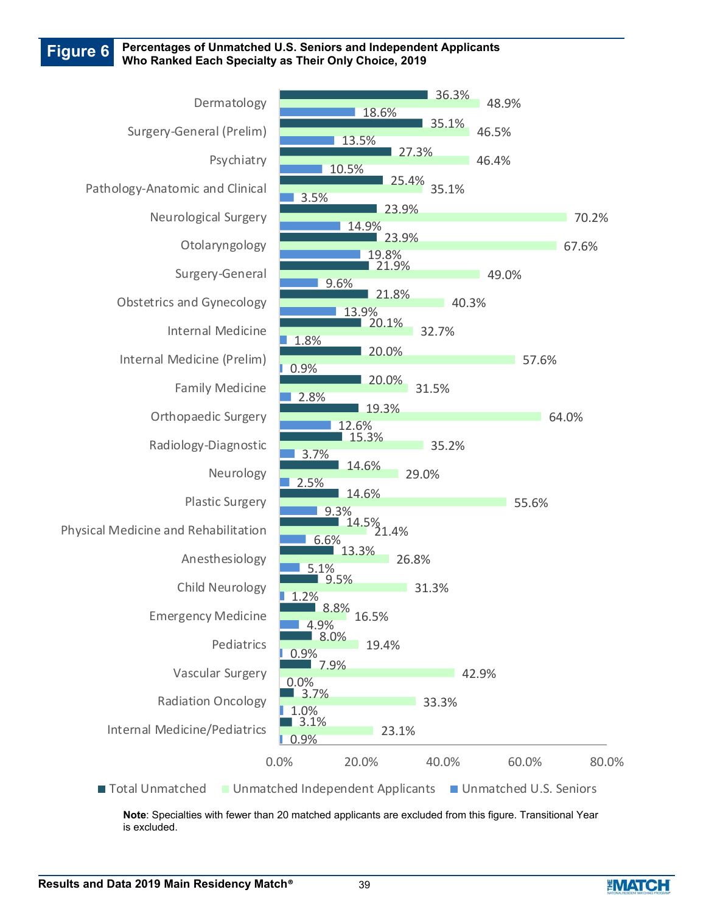**Figure 6** Percentages of Unmatched U.S. Seniors and Independent Applicants Who Ranked Each Specialty as Their Only Choice, 2019

| Specialty | Total Unmatched | Unmatched Independent Applicants | Unmatched U.S. Seniors |
| --- | --- | --- | --- |
| Dermatology | 36.3% | 48.9% | 18.6% |
| Surgery-General (Prelim) | 35.1% | 46.5% | 13.5% |
| Psychiatry | 27.3% | 46.4% | 10.5% |
| Pathology-Anatomic and Clinical | 25.4% | 35.1% | 3.5% |
| Neurological Surgery | 23.9% | 70.2% | 14.9% |
| Otolaryngology | 23.9% | 67.6% | 19.8% |
| Surgery-General | 21.9% | 49.0% | 9.6% |
| Obstetrics and Gynecology | 21.8% | 40.3% | 13.9% |
| Internal Medicine | 20.1% | 32.7% | 1.8% |
| Internal Medicine (Prelim) | 20.0% | 57.6% | 0.9% |
| Family Medicine | 20.0% | 31.5% | 2.8% |
| Orthopaedic Surgery | 19.3% | 64.0% | 12.6% |
| Radiology-Diagnostic | 15.3% | 35.2% | 3.7% |
| Neurology | 14.6% | 29.0% | 2.5% |
| Plastic Surgery | 14.6% | 55.6% | 9.3% |
| Physical Medicine and Rehabilitation | 14.5% | 21.4% | 6.6% |
| Anesthesiology | 13.3% | 26.8% | 5.1% |
| Child Neurology | 9.5% | 31.3% | 1.2% |
| Emergency Medicine | 8.8% | 16.5% | 4.9% |
| Pediatrics | 8.0% | 19.4% | 0.9% |
| Vascular Surgery | 7.9% | 42.9% | 0.0% |
| Radiation Oncology | 3.7% | 33.3% | 1.0% |
| Internal Medicine/Pediatrics | 3.1% | 23.1% | 0.9% |

**Note**: Specialties with fewer than 20 matched applicants are excluded from this figure. Transitional Year is excluded.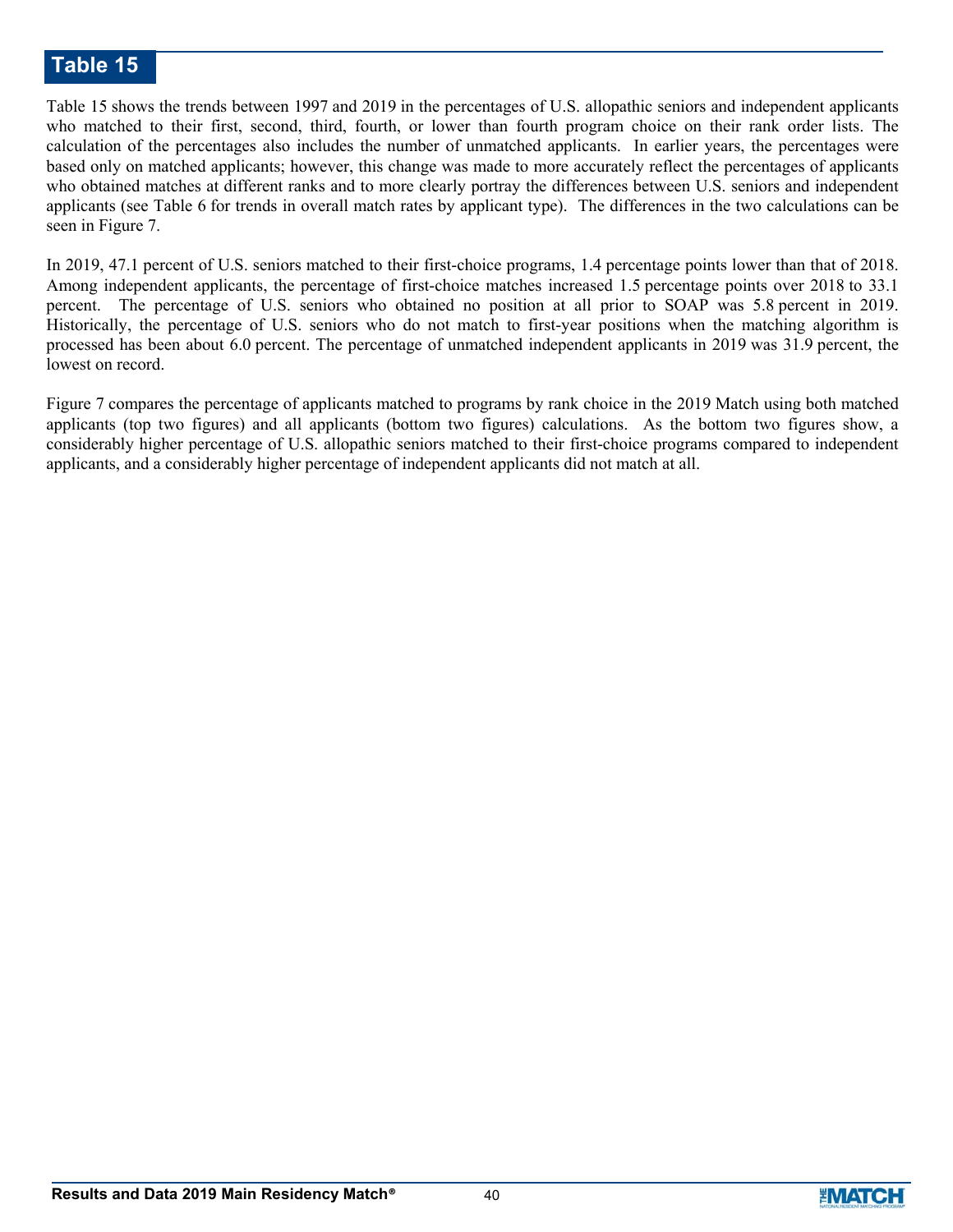# Table 15

Table 15 shows the trends between 1997 and 2019 in the percentages of U.S. allopathic seniors and independent applicants who matched to their first, second, third, fourth, or lower than fourth program choice on their rank order lists. The calculation of the percentages also includes the number of unmatched applicants. In earlier years, the percentages were based only on matched applicants; however, this change was made to more accurately reflect the percentages of applicants who obtained matches at different ranks and to more clearly portray the differences between U.S. seniors and independent applicants (see Table 6 for trends in overall match rates by applicant type). The differences in the two calculations can be seen in Figure 7.

In 2019, 47.1 percent of U.S. seniors matched to their first-choice programs, 1.4 percentage points lower than that of 2018. Among independent applicants, the percentage of first-choice matches increased 1.5 percentage points over 2018 to 33.1 percent. The percentage of U.S. seniors who obtained no position at all prior to SOAP was 5.8 percent in 2019. Historically, the percentage of U.S. seniors who do not match to first-year positions when the matching algorithm is processed has been about 6.0 percent. The percentage of unmatched independent applicants in 2019 was 31.9 percent, the lowest on record.

Figure 7 compares the percentage of applicants matched to programs by rank choice in the 2019 Match using both matched applicants (top two figures) and all applicants (bottom two figures) calculations. As the bottom two figures show, a considerably higher percentage of U.S. allopathic seniors matched to their first-choice programs compared to independent applicants, and a considerably higher percentage of independent applicants did not match at all.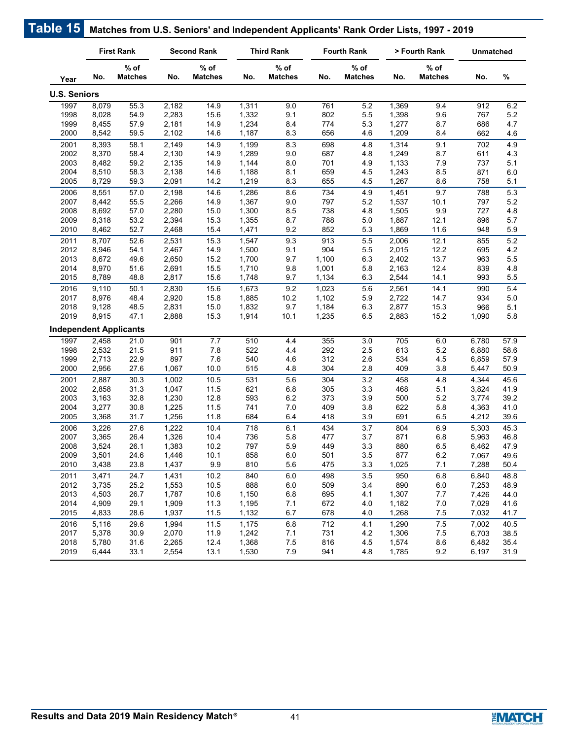## Table 15 Matches from U.S. Seniors' and Independent Applicants' Rank Order Lists, 1997 - 2019

| | First Rank | | Second Rank | | Third Rank | | Fourth Rank | | > Fourth Rank | | Unmatched | |
|---|---|---|---|---|---|---|---|---|---|---|---|---|
| Year | No. | % of Matches | No. | % of Matches | No. | % of Matches | No. | % of Matches | No. | % of Matches | No. | % |
| **U.S. Seniors** | | | | | | | | | | | | |
| 1997 | 8,079 | 55.3 | 2,182 | 14.9 | 1,311 | 9.0 | 761 | 5.2 | 1,369 | 9.4 | 912 | 6.2 |
| 1998 | 8,028 | 54.9 | 2,283 | 15.6 | 1,332 | 9.1 | 802 | 5.5 | 1,398 | 9.6 | 767 | 5.2 |
| 1999 | 8,455 | 57.9 | 2,181 | 14.9 | 1,234 | 8.4 | 774 | 5.3 | 1,277 | 8.7 | 686 | 4.7 |
| 2000 | 8,542 | 59.5 | 2,102 | 14.6 | 1,187 | 8.3 | 656 | 4.6 | 1,209 | 8.4 | 662 | 4.6 |
| 2001 | 8,393 | 58.1 | 2,149 | 14.9 | 1,199 | 8.3 | 698 | 4.8 | 1,314 | 9.1 | 702 | 4.9 |
| 2002 | 8,370 | 58.4 | 2,130 | 14.9 | 1,289 | 9.0 | 687 | 4.8 | 1,249 | 8.7 | 611 | 4.3 |
| 2003 | 8,482 | 59.2 | 2,135 | 14.9 | 1,144 | 8.0 | 701 | 4.9 | 1,133 | 7.9 | 737 | 5.1 |
| 2004 | 8,510 | 58.3 | 2,138 | 14.6 | 1,188 | 8.1 | 659 | 4.5 | 1,243 | 8.5 | 871 | 6.0 |
| 2005 | 8,729 | 59.3 | 2,091 | 14.2 | 1,219 | 8.3 | 655 | 4.5 | 1,267 | 8.6 | 758 | 5.1 |
| 2006 | 8,551 | 57.0 | 2,198 | 14.6 | 1,286 | 8.6 | 734 | 4.9 | 1,451 | 9.7 | 788 | 5.3 |
| 2007 | 8,442 | 55.5 | 2,266 | 14.9 | 1,367 | 9.0 | 797 | 5.2 | 1,537 | 10.1 | 797 | 5.2 |
| 2008 | 8,692 | 57.0 | 2,280 | 15.0 | 1,300 | 8.5 | 738 | 4.8 | 1,505 | 9.9 | 727 | 4.8 |
| 2009 | 8,318 | 53.2 | 2,394 | 15.3 | 1,355 | 8.7 | 788 | 5.0 | 1,887 | 12.1 | 896 | 5.7 |
| 2010 | 8,462 | 52.7 | 2,468 | 15.4 | 1,471 | 9.2 | 852 | 5.3 | 1,869 | 11.6 | 948 | 5.9 |
| 2011 | 8,707 | 52.6 | 2,531 | 15.3 | 1,547 | 9.3 | 913 | 5.5 | 2,006 | 12.1 | 855 | 5.2 |
| 2012 | 8,946 | 54.1 | 2,467 | 14.9 | 1,500 | 9.1 | 904 | 5.5 | 2,015 | 12.2 | 695 | 4.2 |
| 2013 | 8,672 | 49.6 | 2,650 | 15.2 | 1,700 | 9.7 | 1,100 | 6.3 | 2,402 | 13.7 | 963 | 5.5 |
| 2014 | 8,970 | 51.6 | 2,691 | 15.5 | 1,710 | 9.8 | 1,001 | 5.8 | 2,163 | 12.4 | 839 | 4.8 |
| 2015 | 8,789 | 48.8 | 2,817 | 15.6 | 1,748 | 9.7 | 1,134 | 6.3 | 2,544 | 14.1 | 993 | 5.5 |
| 2016 | 9,110 | 50.1 | 2,830 | 15.6 | 1,673 | 9.2 | 1,023 | 5.6 | 2,561 | 14.1 | 990 | 5.4 |
| 2017 | 8,976 | 48.4 | 2,920 | 15.8 | 1,885 | 10.2 | 1,102 | 5.9 | 2,722 | 14.7 | 934 | 5.0 |
| 2018 | 9,128 | 48.5 | 2,831 | 15.0 | 1,832 | 9.7 | 1,184 | 6.3 | 2,877 | 15.3 | 966 | 5.1 |
| 2019 | 8,915 | 47.1 | 2,888 | 15.3 | 1,914 | 10.1 | 1,235 | 6.5 | 2,883 | 15.2 | 1,090 | 5.8 |
| **Independent Applicants** | | | | | | | | | | | | |
| 1997 | 2,458 | 21.0 | 901 | 7.7 | 510 | 4.4 | 355 | 3.0 | 705 | 6.0 | 6,780 | 57.9 |
| 1998 | 2,532 | 21.5 | 911 | 7.8 | 522 | 4.4 | 292 | 2.5 | 613 | 5.2 | 6,880 | 58.6 |
| 1999 | 2,713 | 22.9 | 897 | 7.6 | 540 | 4.6 | 312 | 2.6 | 534 | 4.5 | 6,859 | 57.9 |
| 2000 | 2,956 | 27.6 | 1,067 | 10.0 | 515 | 4.8 | 304 | 2.8 | 409 | 3.8 | 5,447 | 50.9 |
| 2001 | 2,887 | 30.3 | 1,002 | 10.5 | 531 | 5.6 | 304 | 3.2 | 458 | 4.8 | 4,344 | 45.6 |
| 2002 | 2,858 | 31.3 | 1,047 | 11.5 | 621 | 6.8 | 305 | 3.3 | 468 | 5.1 | 3,824 | 41.9 |
| 2003 | 3,163 | 32.8 | 1,230 | 12.8 | 593 | 6.2 | 373 | 3.9 | 500 | 5.2 | 3,774 | 39.2 |
| 2004 | 3,277 | 30.8 | 1,225 | 11.5 | 741 | 7.0 | 409 | 3.8 | 622 | 5.8 | 4,363 | 41.0 |
| 2005 | 3,368 | 31.7 | 1,256 | 11.8 | 684 | 6.4 | 418 | 3.9 | 691 | 6.5 | 4,212 | 39.6 |
| 2006 | 3,226 | 27.6 | 1,222 | 10.4 | 718 | 6.1 | 434 | 3.7 | 804 | 6.9 | 5,303 | 45.3 |
| 2007 | 3,365 | 26.4 | 1,326 | 10.4 | 736 | 5.8 | 477 | 3.7 | 871 | 6.8 | 5,963 | 46.8 |
| 2008 | 3,524 | 26.1 | 1,383 | 10.2 | 797 | 5.9 | 449 | 3.3 | 880 | 6.5 | 6,462 | 47.9 |
| 2009 | 3,501 | 24.6 | 1,446 | 10.1 | 858 | 6.0 | 501 | 3.5 | 877 | 6.2 | 7,067 | 49.6 |
| 2010 | 3,438 | 23.8 | 1,437 | 9.9 | 810 | 5.6 | 475 | 3.3 | 1,025 | 7.1 | 7,288 | 50.4 |
| 2011 | 3,471 | 24.7 | 1,431 | 10.2 | 840 | 6.0 | 498 | 3.5 | 950 | 6.8 | 6,840 | 48.8 |
| 2012 | 3,735 | 25.2 | 1,553 | 10.5 | 888 | 6.0 | 509 | 3.4 | 890 | 6.0 | 7,253 | 48.9 |
| 2013 | 4,503 | 26.7 | 1,787 | 10.6 | 1,150 | 6.8 | 695 | 4.1 | 1,307 | 7.7 | 7,426 | 44.0 |
| 2014 | 4,909 | 29.1 | 1,909 | 11.3 | 1,195 | 7.1 | 672 | 4.0 | 1,182 | 7.0 | 7,029 | 41.6 |
| 2015 | 4,833 | 28.6 | 1,937 | 11.5 | 1,132 | 6.7 | 678 | 4.0 | 1,268 | 7.5 | 7,032 | 41.7 |
| 2016 | 5,116 | 29.6 | 1,994 | 11.5 | 1,175 | 6.8 | 712 | 4.1 | 1,290 | 7.5 | 7,002 | 40.5 |
| 2017 | 5,378 | 30.9 | 2,070 | 11.9 | 1,242 | 7.1 | 731 | 4.2 | 1,306 | 7.5 | 6,703 | 38.5 |
| 2018 | 5,780 | 31.6 | 2,265 | 12.4 | 1,368 | 7.5 | 816 | 4.5 | 1,574 | 8.6 | 6,482 | 35.4 |
| 2019 | 6,444 | 33.1 | 2,554 | 13.1 | 1,530 | 7.9 | 941 | 4.8 | 1,785 | 9.2 | 6,197 | 31.9 |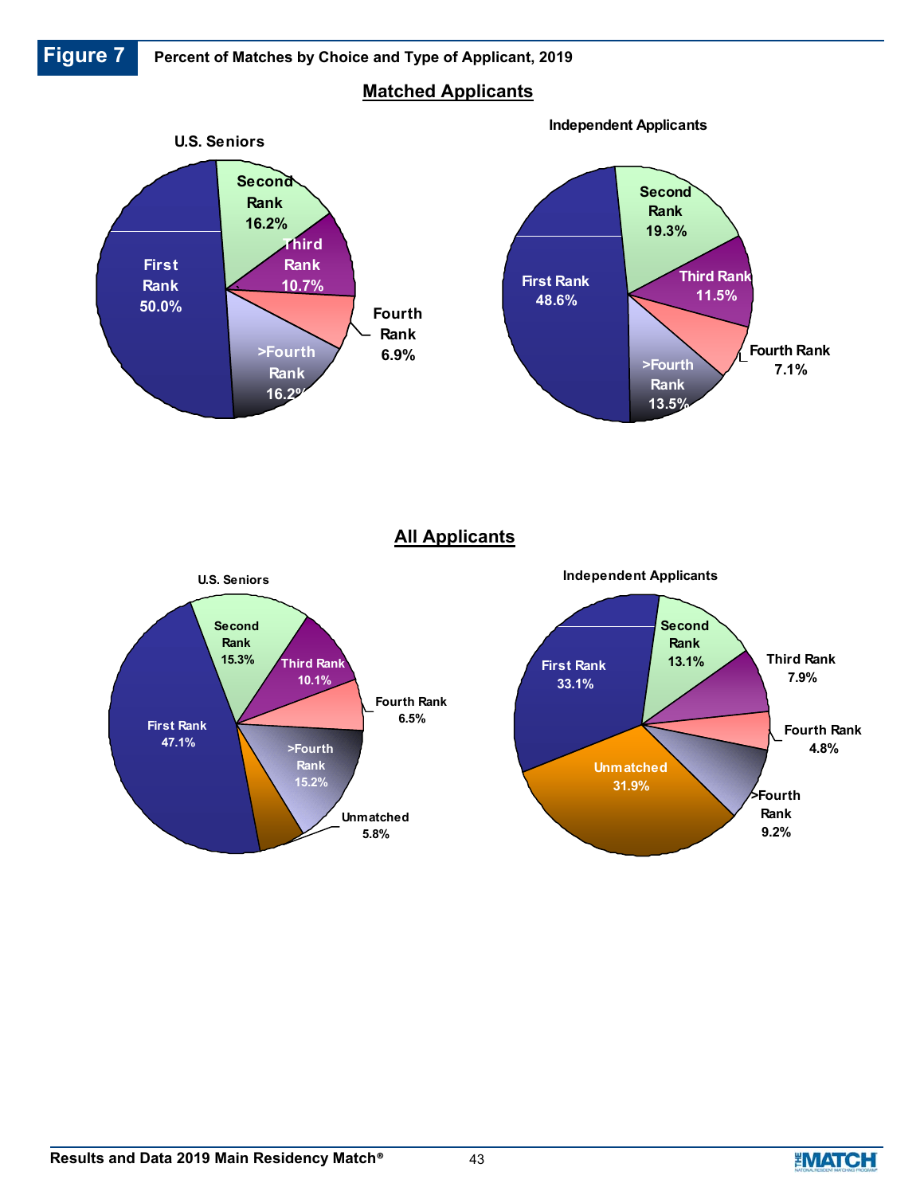**Figure 7** Percent of Matches by Choice and Type of Applicant, 2019

## Matched Applicants

**U.S. Seniors**

| Choice | Percent |
|---|---|
| First Rank | 50.0% |
| Second Rank | 16.2% |
| Third Rank | 10.7% |
| Fourth Rank | 6.9% |
| >Fourth Rank | 16.2% |

**Independent Applicants**

| Choice | Percent |
|---|---|
| First Rank | 48.6% |
| Second Rank | 19.3% |
| Third Rank | 11.5% |
| Fourth Rank | 7.1% |
| >Fourth Rank | 13.5% |

## All Applicants

**U.S. Seniors**

| Choice | Percent |
|---|---|
| First Rank | 47.1% |
| Second Rank | 15.3% |
| Third Rank | 10.1% |
| Fourth Rank | 6.5% |
| >Fourth Rank | 15.2% |
| Unmatched | 5.8% |

**Independent Applicants**

| Choice | Percent |
|---|---|
| First Rank | 33.1% |
| Second Rank | 13.1% |
| Third Rank | 7.9% |
| Fourth Rank | 4.8% |
| >Fourth Rank | 9.2% |
| Unmatched | 31.9% |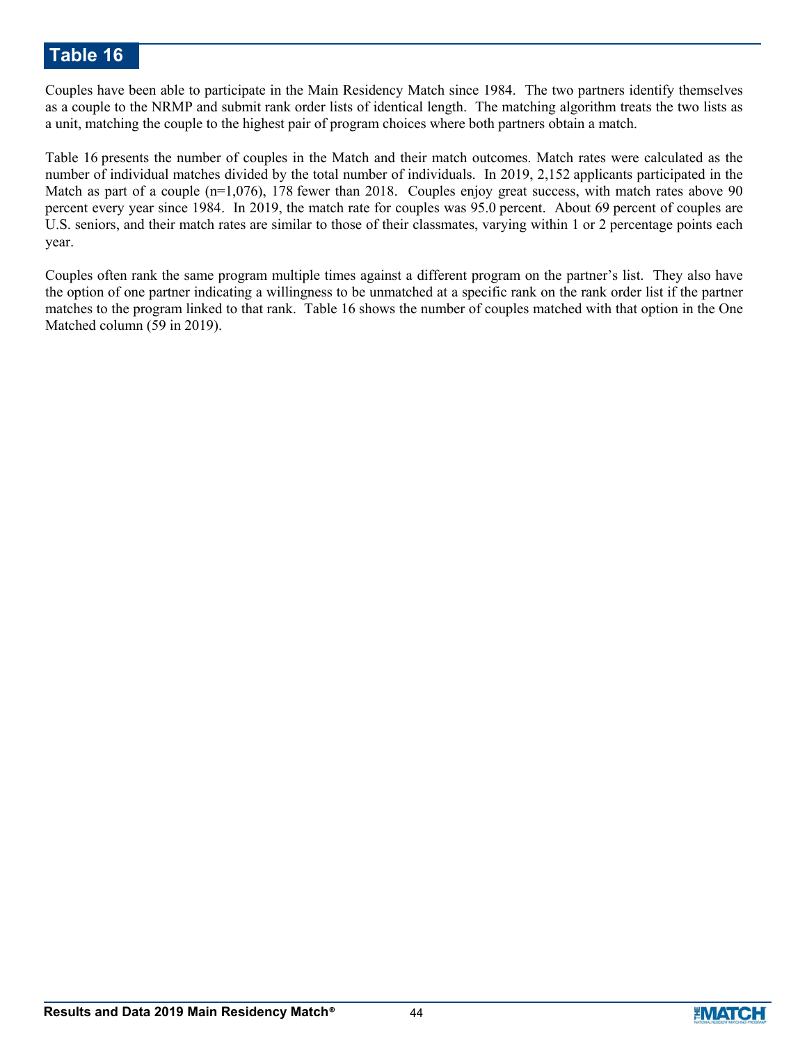# Table 16

Couples have been able to participate in the Main Residency Match since 1984. The two partners identify themselves as a couple to the NRMP and submit rank order lists of identical length. The matching algorithm treats the two lists as a unit, matching the couple to the highest pair of program choices where both partners obtain a match.

Table 16 presents the number of couples in the Match and their match outcomes. Match rates were calculated as the number of individual matches divided by the total number of individuals. In 2019, 2,152 applicants participated in the Match as part of a couple (n=1,076), 178 fewer than 2018. Couples enjoy great success, with match rates above 90 percent every year since 1984. In 2019, the match rate for couples was 95.0 percent. About 69 percent of couples are U.S. seniors, and their match rates are similar to those of their classmates, varying within 1 or 2 percentage points each year.

Couples often rank the same program multiple times against a different program on the partner's list. They also have the option of one partner indicating a willingness to be unmatched at a specific rank on the rank order list if the partner matches to the program linked to that rank. Table 16 shows the number of couples matched with that option in the One Matched column (59 in 2019).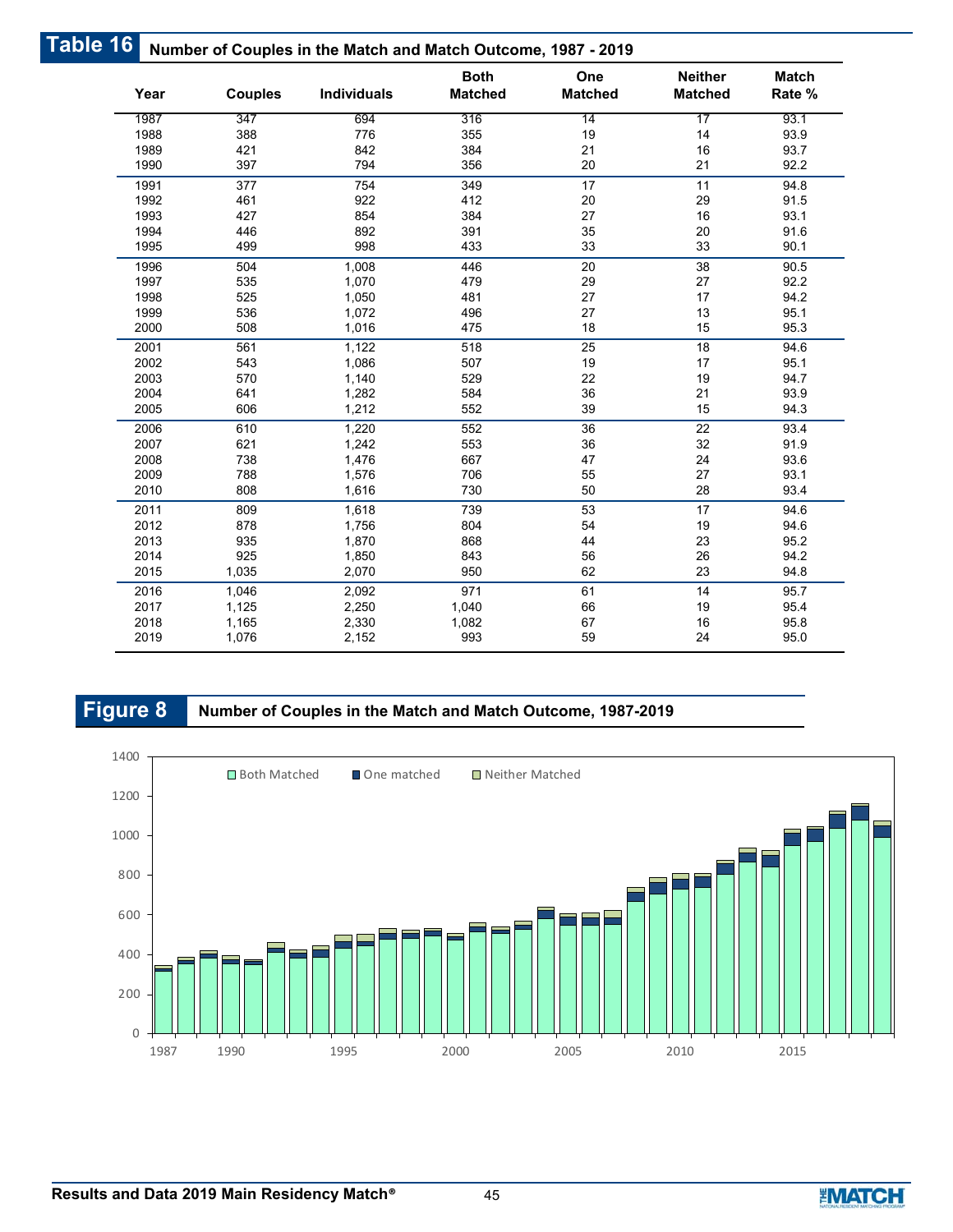## Table 16 Number of Couples in the Match and Match Outcome, 1987 - 2019

| Year | Couples | Individuals | Both Matched | One Matched | Neither Matched | Match Rate % |
|---|---|---|---|---|---|---|
| 1987 | 347 | 694 | 316 | 14 | 17 | 93.1 |
| 1988 | 388 | 776 | 355 | 19 | 14 | 93.9 |
| 1989 | 421 | 842 | 384 | 21 | 16 | 93.7 |
| 1990 | 397 | 794 | 356 | 20 | 21 | 92.2 |
| 1991 | 377 | 754 | 349 | 17 | 11 | 94.8 |
| 1992 | 461 | 922 | 412 | 20 | 29 | 91.5 |
| 1993 | 427 | 854 | 384 | 27 | 16 | 93.1 |
| 1994 | 446 | 892 | 391 | 35 | 20 | 91.6 |
| 1995 | 499 | 998 | 433 | 33 | 33 | 90.1 |
| 1996 | 504 | 1,008 | 446 | 20 | 38 | 90.5 |
| 1997 | 535 | 1,070 | 479 | 29 | 27 | 92.2 |
| 1998 | 525 | 1,050 | 481 | 27 | 17 | 94.2 |
| 1999 | 536 | 1,072 | 496 | 27 | 13 | 95.1 |
| 2000 | 508 | 1,016 | 475 | 18 | 15 | 95.3 |
| 2001 | 561 | 1,122 | 518 | 25 | 18 | 94.6 |
| 2002 | 543 | 1,086 | 507 | 19 | 17 | 95.1 |
| 2003 | 570 | 1,140 | 529 | 22 | 19 | 94.7 |
| 2004 | 641 | 1,282 | 584 | 36 | 21 | 93.9 |
| 2005 | 606 | 1,212 | 552 | 39 | 15 | 94.3 |
| 2006 | 610 | 1,220 | 552 | 36 | 22 | 93.4 |
| 2007 | 621 | 1,242 | 553 | 36 | 32 | 91.9 |
| 2008 | 738 | 1,476 | 667 | 47 | 24 | 93.6 |
| 2009 | 788 | 1,576 | 706 | 55 | 27 | 93.1 |
| 2010 | 808 | 1,616 | 730 | 50 | 28 | 93.4 |
| 2011 | 809 | 1,618 | 739 | 53 | 17 | 94.6 |
| 2012 | 878 | 1,756 | 804 | 54 | 19 | 94.6 |
| 2013 | 935 | 1,870 | 868 | 44 | 23 | 95.2 |
| 2014 | 925 | 1,850 | 843 | 56 | 26 | 94.2 |
| 2015 | 1,035 | 2,070 | 950 | 62 | 23 | 94.8 |
| 2016 | 1,046 | 2,092 | 971 | 61 | 14 | 95.7 |
| 2017 | 1,125 | 2,250 | 1,040 | 66 | 19 | 95.4 |
| 2018 | 1,165 | 2,330 | 1,082 | 67 | 16 | 95.8 |
| 2019 | 1,076 | 2,152 | 993 | 59 | 24 | 95.0 |

## Figure 8 Number of Couples in the Match and Match Outcome, 1987-2019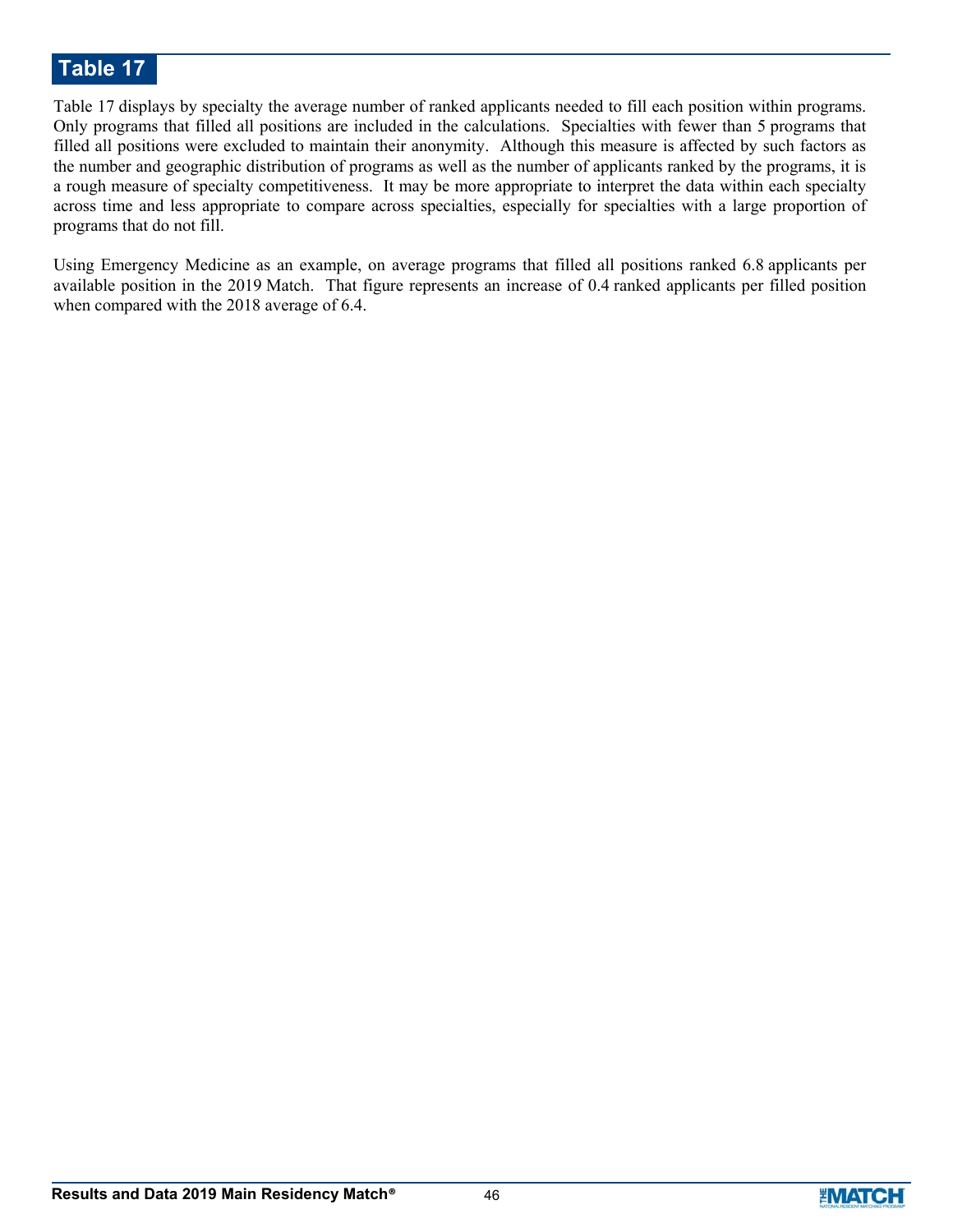# Table 17

Table 17 displays by specialty the average number of ranked applicants needed to fill each position within programs. Only programs that filled all positions are included in the calculations. Specialties with fewer than 5 programs that filled all positions were excluded to maintain their anonymity. Although this measure is affected by such factors as the number and geographic distribution of programs as well as the number of applicants ranked by the programs, it is a rough measure of specialty competitiveness. It may be more appropriate to interpret the data within each specialty across time and less appropriate to compare across specialties, especially for specialties with a large proportion of programs that do not fill.

Using Emergency Medicine as an example, on average programs that filled all positions ranked 6.8 applicants per available position in the 2019 Match. That figure represents an increase of 0.4 ranked applicants per filled position when compared with the 2018 average of 6.4.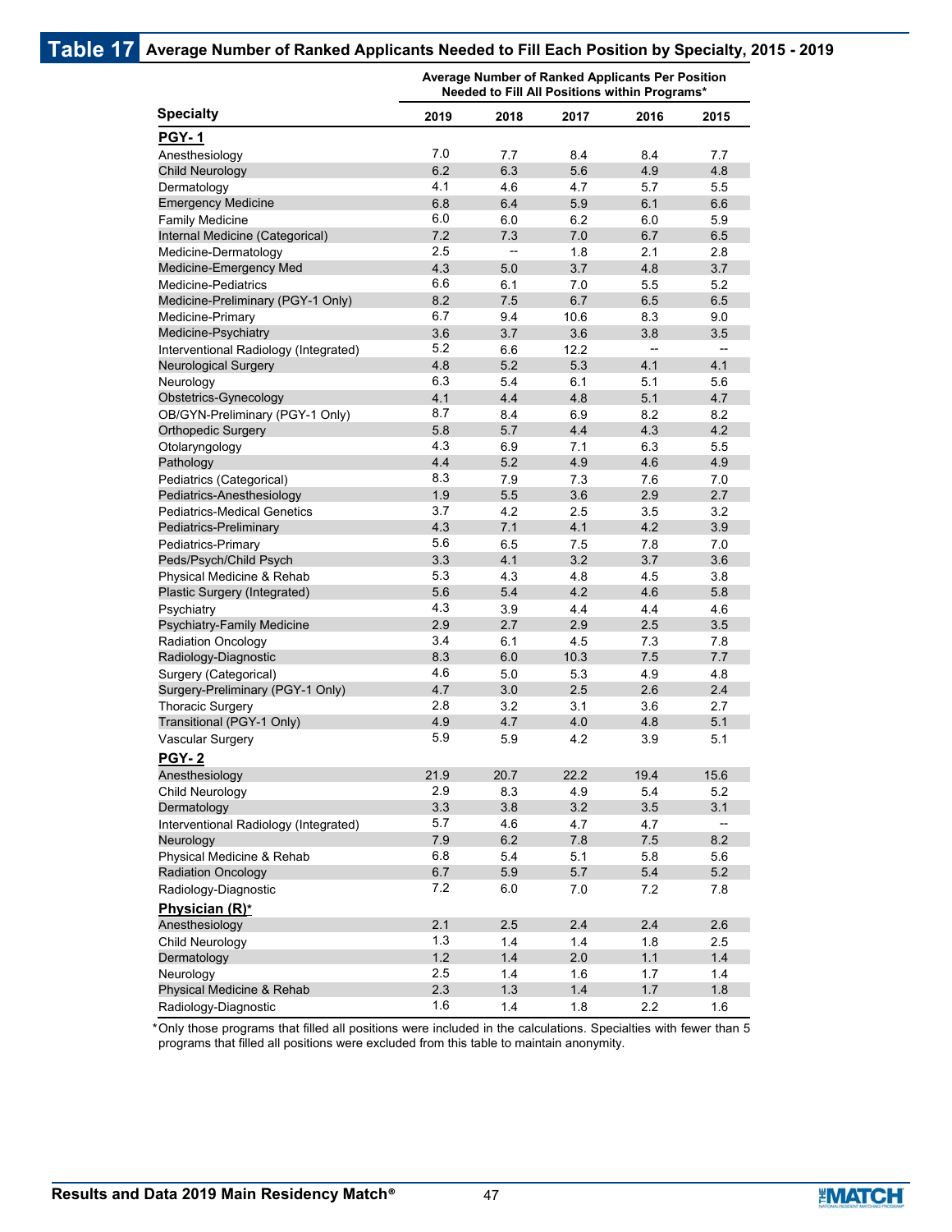## Table 17 Average Number of Ranked Applicants Needed to Fill Each Position by Specialty, 2015 - 2019

| Specialty | Average Number of Ranked Applicants Per Position Needed to Fill All Positions within Programs* | | | | |
|---|---|---|---|---|---|
| | 2019 | 2018 | 2017 | 2016 | 2015 |
| **PGY- 1** | | | | | |
| Anesthesiology | 7.0 | 7.7 | 8.4 | 8.4 | 7.7 |
| Child Neurology | 6.2 | 6.3 | 5.6 | 4.9 | 4.8 |
| Dermatology | 4.1 | 4.6 | 4.7 | 5.7 | 5.5 |
| Emergency Medicine | 6.8 | 6.4 | 5.9 | 6.1 | 6.6 |
| Family Medicine | 6.0 | 6.0 | 6.2 | 6.0 | 5.9 |
| Internal Medicine (Categorical) | 7.2 | 7.3 | 7.0 | 6.7 | 6.5 |
| Medicine-Dermatology | 2.5 | -- | 1.8 | 2.1 | 2.8 |
| Medicine-Emergency Med | 4.3 | 5.0 | 3.7 | 4.8 | 3.7 |
| Medicine-Pediatrics | 6.6 | 6.1 | 7.0 | 5.5 | 5.2 |
| Medicine-Preliminary (PGY-1 Only) | 8.2 | 7.5 | 6.7 | 6.5 | 6.5 |
| Medicine-Primary | 6.7 | 9.4 | 10.6 | 8.3 | 9.0 |
| Medicine-Psychiatry | 3.6 | 3.7 | 3.6 | 3.8 | 3.5 |
| Interventional Radiology (Integrated) | 5.2 | 6.6 | 12.2 | -- | -- |
| Neurological Surgery | 4.8 | 5.2 | 5.3 | 4.1 | 4.1 |
| Neurology | 6.3 | 5.4 | 6.1 | 5.1 | 5.6 |
| Obstetrics-Gynecology | 4.1 | 4.4 | 4.8 | 5.1 | 4.7 |
| OB/GYN-Preliminary (PGY-1 Only) | 8.7 | 8.4 | 6.9 | 8.2 | 8.2 |
| Orthopedic Surgery | 5.8 | 5.7 | 4.4 | 4.3 | 4.2 |
| Otolaryngology | 4.3 | 6.9 | 7.1 | 6.3 | 5.5 |
| Pathology | 4.4 | 5.2 | 4.9 | 4.6 | 4.9 |
| Pediatrics (Categorical) | 8.3 | 7.9 | 7.3 | 7.6 | 7.0 |
| Pediatrics-Anesthesiology | 1.9 | 5.5 | 3.6 | 2.9 | 2.7 |
| Pediatrics-Medical Genetics | 3.7 | 4.2 | 2.5 | 3.5 | 3.2 |
| Pediatrics-Preliminary | 4.3 | 7.1 | 4.1 | 4.2 | 3.9 |
| Pediatrics-Primary | 5.6 | 6.5 | 7.5 | 7.8 | 7.0 |
| Peds/Psych/Child Psych | 3.3 | 4.1 | 3.2 | 3.7 | 3.6 |
| Physical Medicine & Rehab | 5.3 | 4.3 | 4.8 | 4.5 | 3.8 |
| Plastic Surgery (Integrated) | 5.6 | 5.4 | 4.2 | 4.6 | 5.8 |
| Psychiatry | 4.3 | 3.9 | 4.4 | 4.4 | 4.6 |
| Psychiatry-Family Medicine | 2.9 | 2.7 | 2.9 | 2.5 | 3.5 |
| Radiation Oncology | 3.4 | 6.1 | 4.5 | 7.3 | 7.8 |
| Radiology-Diagnostic | 8.3 | 6.0 | 10.3 | 7.5 | 7.7 |
| Surgery (Categorical) | 4.6 | 5.0 | 5.3 | 4.9 | 4.8 |
| Surgery-Preliminary (PGY-1 Only) | 4.7 | 3.0 | 2.5 | 2.6 | 2.4 |
| Thoracic Surgery | 2.8 | 3.2 | 3.1 | 3.6 | 2.7 |
| Transitional (PGY-1 Only) | 4.9 | 4.7 | 4.0 | 4.8 | 5.1 |
| Vascular Surgery | 5.9 | 5.9 | 4.2 | 3.9 | 5.1 |
| **PGY- 2** | | | | | |
| Anesthesiology | 21.9 | 20.7 | 22.2 | 19.4 | 15.6 |
| Child Neurology | 2.9 | 8.3 | 4.9 | 5.4 | 5.2 |
| Dermatology | 3.3 | 3.8 | 3.2 | 3.5 | 3.1 |
| Interventional Radiology (Integrated) | 5.7 | 4.6 | 4.7 | 4.7 | -- |
| Neurology | 7.9 | 6.2 | 7.8 | 7.5 | 8.2 |
| Physical Medicine & Rehab | 6.8 | 5.4 | 5.1 | 5.8 | 5.6 |
| Radiation Oncology | 6.7 | 5.9 | 5.7 | 5.4 | 5.2 |
| Radiology-Diagnostic | 7.2 | 6.0 | 7.0 | 7.2 | 7.8 |
| **Physician (R)*** | | | | | |
| Anesthesiology | 2.1 | 2.5 | 2.4 | 2.4 | 2.6 |
| Child Neurology | 1.3 | 1.4 | 1.4 | 1.8 | 2.5 |
| Dermatology | 1.2 | 1.4 | 2.0 | 1.1 | 1.4 |
| Neurology | 2.5 | 1.4 | 1.6 | 1.7 | 1.4 |
| Physical Medicine & Rehab | 2.3 | 1.3 | 1.4 | 1.7 | 1.8 |
| Radiology-Diagnostic | 1.6 | 1.4 | 1.8 | 2.2 | 1.6 |

*Only those programs that filled all positions were included in the calculations. Specialties with fewer than 5 programs that filled all positions were excluded from this table to maintain anonymity.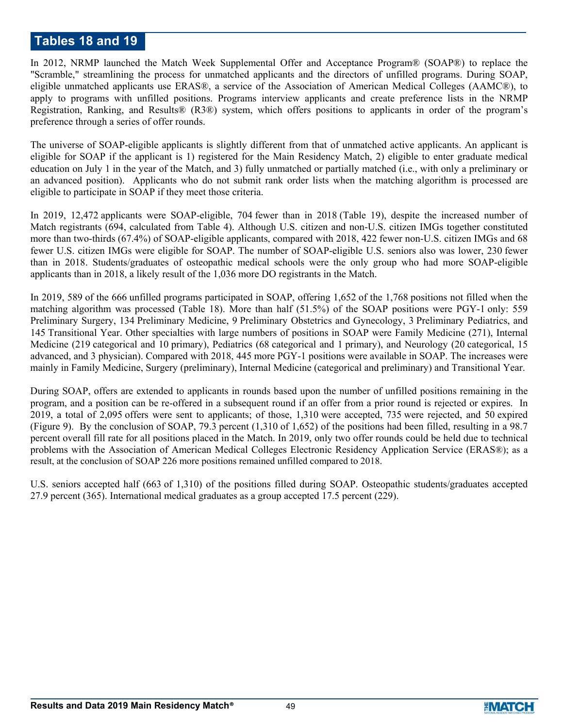## Tables 18 and 19

In 2012, NRMP launched the Match Week Supplemental Offer and Acceptance Program® (SOAP®) to replace the "Scramble," streamlining the process for unmatched applicants and the directors of unfilled programs. During SOAP, eligible unmatched applicants use ERAS®, a service of the Association of American Medical Colleges (AAMC®), to apply to programs with unfilled positions. Programs interview applicants and create preference lists in the NRMP Registration, Ranking, and Results® (R3®) system, which offers positions to applicants in order of the program's preference through a series of offer rounds.

The universe of SOAP-eligible applicants is slightly different from that of unmatched active applicants. An applicant is eligible for SOAP if the applicant is 1) registered for the Main Residency Match, 2) eligible to enter graduate medical education on July 1 in the year of the Match, and 3) fully unmatched or partially matched (i.e., with only a preliminary or an advanced position). Applicants who do not submit rank order lists when the matching algorithm is processed are eligible to participate in SOAP if they meet those criteria.

In 2019, 12,472 applicants were SOAP-eligible, 704 fewer than in 2018 (Table 19), despite the increased number of Match registrants (694, calculated from Table 4). Although U.S. citizen and non-U.S. citizen IMGs together constituted more than two-thirds (67.4%) of SOAP-eligible applicants, compared with 2018, 422 fewer non-U.S. citizen IMGs and 68 fewer U.S. citizen IMGs were eligible for SOAP. The number of SOAP-eligible U.S. seniors also was lower, 230 fewer than in 2018. Students/graduates of osteopathic medical schools were the only group who had more SOAP-eligible applicants than in 2018, a likely result of the 1,036 more DO registrants in the Match.

In 2019, 589 of the 666 unfilled programs participated in SOAP, offering 1,652 of the 1,768 positions not filled when the matching algorithm was processed (Table 18). More than half (51.5%) of the SOAP positions were PGY-1 only: 559 Preliminary Surgery, 134 Preliminary Medicine, 9 Preliminary Obstetrics and Gynecology, 3 Preliminary Pediatrics, and 145 Transitional Year. Other specialties with large numbers of positions in SOAP were Family Medicine (271), Internal Medicine (219 categorical and 10 primary), Pediatrics (68 categorical and 1 primary), and Neurology (20 categorical, 15 advanced, and 3 physician). Compared with 2018, 445 more PGY-1 positions were available in SOAP. The increases were mainly in Family Medicine, Surgery (preliminary), Internal Medicine (categorical and preliminary) and Transitional Year.

During SOAP, offers are extended to applicants in rounds based upon the number of unfilled positions remaining in the program, and a position can be re-offered in a subsequent round if an offer from a prior round is rejected or expires. In 2019, a total of 2,095 offers were sent to applicants; of those, 1,310 were accepted, 735 were rejected, and 50 expired (Figure 9). By the conclusion of SOAP, 79.3 percent (1,310 of 1,652) of the positions had been filled, resulting in a 98.7 percent overall fill rate for all positions placed in the Match. In 2019, only two offer rounds could be held due to technical problems with the Association of American Medical Colleges Electronic Residency Application Service (ERAS®); as a result, at the conclusion of SOAP 226 more positions remained unfilled compared to 2018.

U.S. seniors accepted half (663 of 1,310) of the positions filled during SOAP. Osteopathic students/graduates accepted 27.9 percent (365). International medical graduates as a group accepted 17.5 percent (229).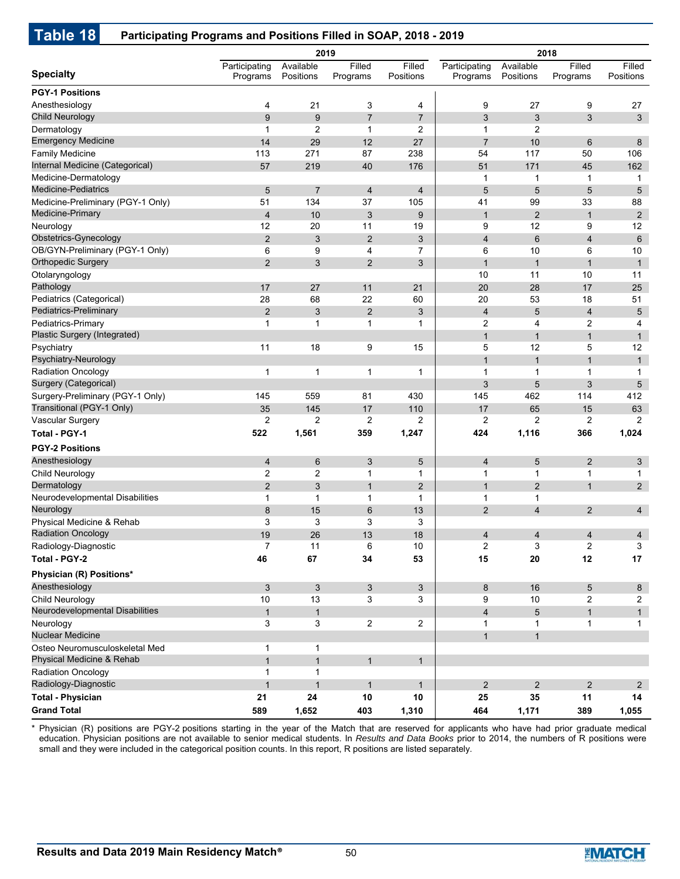## Table 18 Participating Programs and Positions Filled in SOAP, 2018 - 2019

| Specialty | 2019 | | | | 2018 | | | |
|---|---|---|---|---|---|---|---|---|
| | Participating Programs | Available Positions | Filled Programs | Filled Positions | Participating Programs | Available Positions | Filled Programs | Filled Positions |
| **PGY-1 Positions** | | | | | | | | |
| Anesthesiology | 4 | 21 | 3 | 4 | 9 | 27 | 9 | 27 |
| Child Neurology | 9 | 9 | 7 | 7 | 3 | 3 | 3 | 3 |
| Dermatology | 1 | 2 | 1 | 2 | 1 | 2 | | |
| Emergency Medicine | 14 | 29 | 12 | 27 | 7 | 10 | 6 | 8 |
| Family Medicine | 113 | 271 | 87 | 238 | 54 | 117 | 50 | 106 |
| Internal Medicine (Categorical) | 57 | 219 | 40 | 176 | 51 | 171 | 45 | 162 |
| Medicine-Dermatology | | | | | 1 | 1 | 1 | 1 |
| Medicine-Pediatrics | 5 | 7 | 4 | 4 | 5 | 5 | 5 | 5 |
| Medicine-Preliminary (PGY-1 Only) | 51 | 134 | 37 | 105 | 41 | 99 | 33 | 88 |
| Medicine-Primary | 4 | 10 | 3 | 9 | 1 | 2 | 1 | 2 |
| Neurology | 12 | 20 | 11 | 19 | 9 | 12 | 9 | 12 |
| Obstetrics-Gynecology | 2 | 3 | 2 | 3 | 4 | 6 | 4 | 6 |
| OB/GYN-Preliminary (PGY-1 Only) | 6 | 9 | 4 | 7 | 6 | 10 | 6 | 10 |
| Orthopedic Surgery | 2 | 3 | 2 | 3 | 1 | 1 | 1 | 1 |
| Otolaryngology | | | | | 10 | 11 | 10 | 11 |
| Pathology | 17 | 27 | 11 | 21 | 20 | 28 | 17 | 25 |
| Pediatrics (Categorical) | 28 | 68 | 22 | 60 | 20 | 53 | 18 | 51 |
| Pediatrics-Preliminary | 2 | 3 | 2 | 3 | 4 | 5 | 4 | 5 |
| Pediatrics-Primary | 1 | 1 | 1 | 1 | 2 | 4 | 2 | 4 |
| Plastic Surgery (Integrated) | | | | | 1 | 1 | 1 | 1 |
| Psychiatry | 11 | 18 | 9 | 15 | 5 | 12 | 5 | 12 |
| Psychiatry-Neurology | | | | | 1 | 1 | 1 | 1 |
| Radiation Oncology | 1 | 1 | 1 | 1 | 1 | 1 | 1 | 1 |
| Surgery (Categorical) | | | | | 3 | 5 | 3 | 5 |
| Surgery-Preliminary (PGY-1 Only) | 145 | 559 | 81 | 430 | 145 | 462 | 114 | 412 |
| Transitional (PGY-1 Only) | 35 | 145 | 17 | 110 | 17 | 65 | 15 | 63 |
| Vascular Surgery | 2 | 2 | 2 | 2 | 2 | 2 | 2 | 2 |
| **Total - PGY-1** | **522** | **1,561** | **359** | **1,247** | **424** | **1,116** | **366** | **1,024** |
| **PGY-2 Positions** | | | | | | | | |
| Anesthesiology | 4 | 6 | 3 | 5 | 4 | 5 | 2 | 3 |
| Child Neurology | 2 | 2 | 1 | 1 | 1 | 1 | 1 | 1 |
| Dermatology | 2 | 3 | 1 | 2 | 1 | 2 | 1 | 2 |
| Neurodevelopmental Disabilities | 1 | 1 | 1 | 1 | 1 | 1 | | |
| Neurology | 8 | 15 | 6 | 13 | 2 | 4 | 2 | 4 |
| Physical Medicine & Rehab | 3 | 3 | 3 | 3 | | | | |
| Radiation Oncology | 19 | 26 | 13 | 18 | 4 | 4 | 4 | 4 |
| Radiology-Diagnostic | 7 | 11 | 6 | 10 | 2 | 3 | 2 | 3 |
| **Total - PGY-2** | **46** | **67** | **34** | **53** | **15** | **20** | **12** | **17** |
| **Physician (R) Positions*** | | | | | | | | |
| Anesthesiology | 3 | 3 | 3 | 3 | 8 | 16 | 5 | 8 |
| Child Neurology | 10 | 13 | 3 | 3 | 9 | 10 | 2 | 2 |
| Neurodevelopmental Disabilities | 1 | 1 | | | 4 | 5 | 1 | 1 |
| Neurology | 3 | 3 | 2 | 2 | 1 | 1 | 1 | 1 |
| Nuclear Medicine | | | | | 1 | 1 | | |
| Osteo Neuromusculoskeletal Med | 1 | 1 | | | | | | |
| Physical Medicine & Rehab | 1 | 1 | 1 | 1 | | | | |
| Radiation Oncology | 1 | 1 | | | | | | |
| Radiology-Diagnostic | 1 | 1 | 1 | 1 | 2 | 2 | 2 | 2 |
| **Total - Physician** | **21** | **24** | **10** | **10** | **25** | **35** | **11** | **14** |
| **Grand Total** | **589** | **1,652** | **403** | **1,310** | **464** | **1,171** | **389** | **1,055** |

* Physician (R) positions are PGY-2 positions starting in the year of the Match that are reserved for applicants who have had prior graduate medical education. Physician positions are not available to senior medical students. In *Results and Data Books* prior to 2014, the numbers of R positions were small and they were included in the categorical position counts. In this report, R positions are listed separately.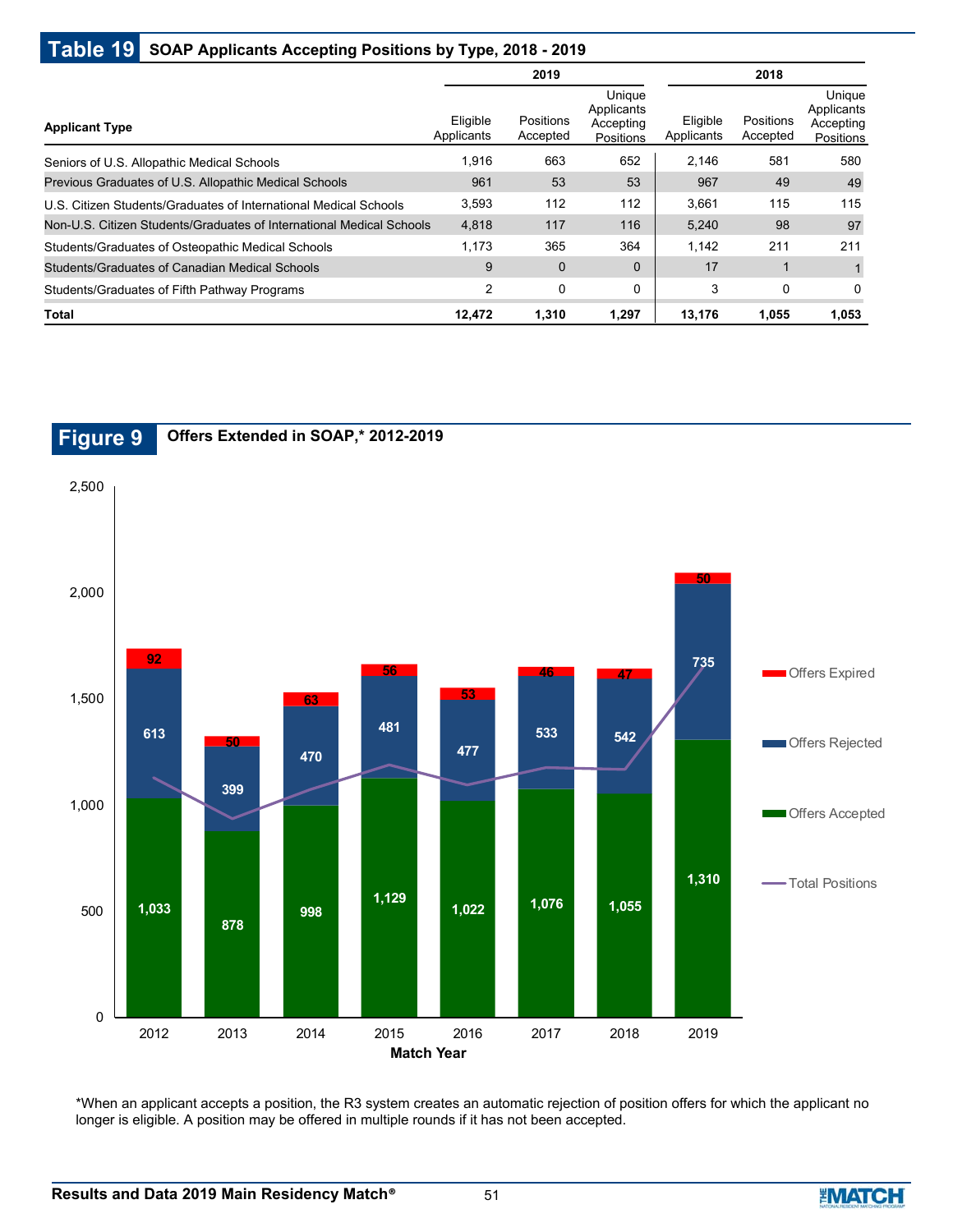## Table 19 SOAP Applicants Accepting Positions by Type, 2018 - 2019

| Applicant Type | 2019 | | | 2018 | | |
|---|---|---|---|---|---|---|
| | Eligible Applicants | Positions Accepted | Unique Applicants Accepting Positions | Eligible Applicants | Positions Accepted | Unique Applicants Accepting Positions |
| Seniors of U.S. Allopathic Medical Schools | 1,916 | 663 | 652 | 2,146 | 581 | 580 |
| Previous Graduates of U.S. Allopathic Medical Schools | 961 | 53 | 53 | 967 | 49 | 49 |
| U.S. Citizen Students/Graduates of International Medical Schools | 3,593 | 112 | 112 | 3,661 | 115 | 115 |
| Non-U.S. Citizen Students/Graduates of International Medical Schools | 4,818 | 117 | 116 | 5,240 | 98 | 97 |
| Students/Graduates of Osteopathic Medical Schools | 1,173 | 365 | 364 | 1,142 | 211 | 211 |
| Students/Graduates of Canadian Medical Schools | 9 | 0 | 0 | 17 | 1 | 1 |
| Students/Graduates of Fifth Pathway Programs | 2 | 0 | 0 | 3 | 0 | 0 |
| **Total** | **12,472** | **1,310** | **1,297** | **13,176** | **1,055** | **1,053** |

## Figure 9 Offers Extended in SOAP,* 2012-2019

| Match Year | Offers Accepted | Offers Rejected | Offers Expired |
|---|---|---|---|
| 2012 | 1,033 | 613 | 92 |
| 2013 | 878 | 399 | 50 |
| 2014 | 998 | 470 | 63 |
| 2015 | 1,129 | 481 | 56 |
| 2016 | 1,022 | 477 | 53 |
| 2017 | 1,076 | 533 | 46 |
| 2018 | 1,055 | 542 | 47 |
| 2019 | 1,310 | 735 | 50 |

*When an applicant accepts a position, the R3 system creates an automatic rejection of position offers for which the applicant no longer is eligible. A position may be offered in multiple rounds if it has not been accepted.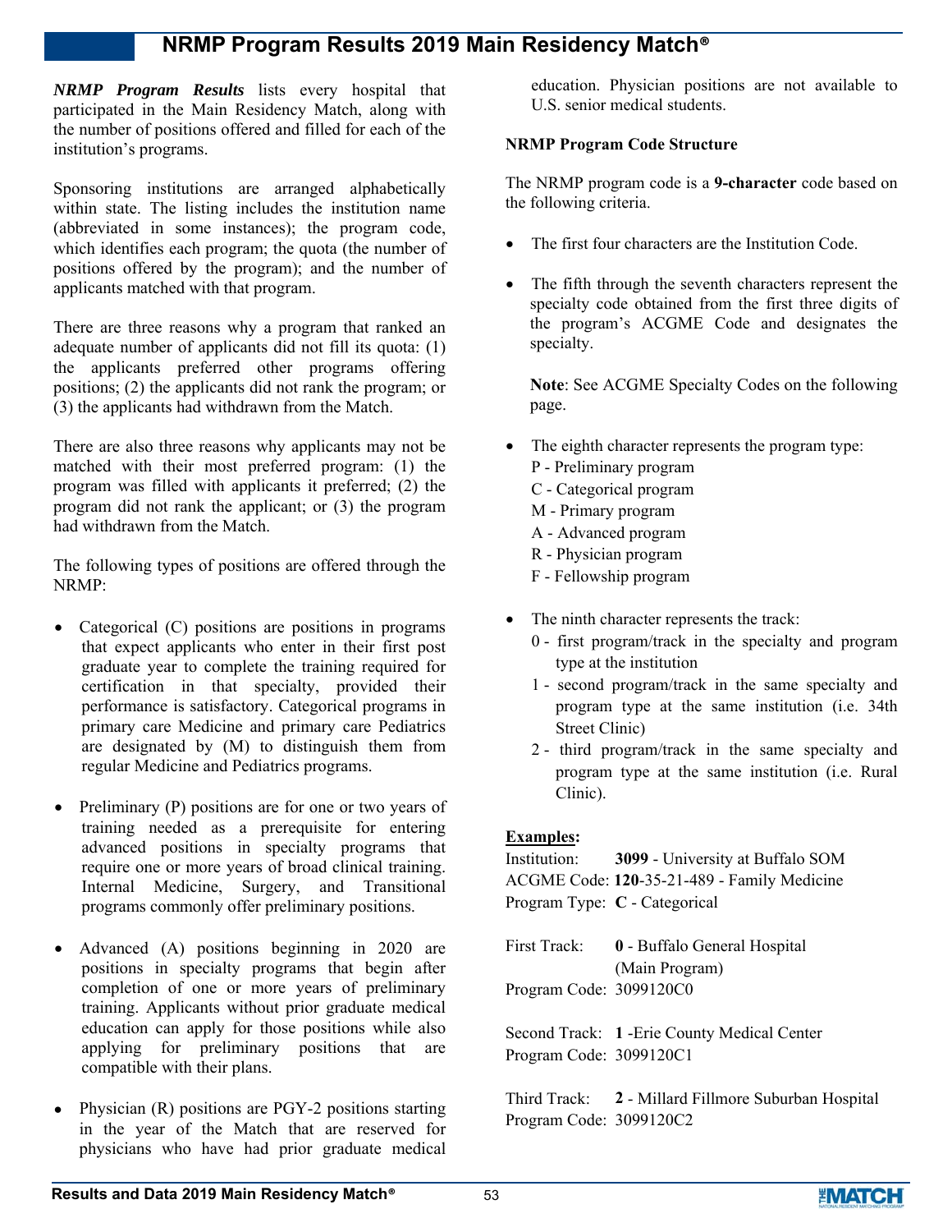# NRMP Program Results 2019 Main Residency Match®

***NRMP Program Results*** lists every hospital that participated in the Main Residency Match, along with the number of positions offered and filled for each of the institution's programs.

Sponsoring institutions are arranged alphabetically within state. The listing includes the institution name (abbreviated in some instances); the program code, which identifies each program; the quota (the number of positions offered by the program); and the number of applicants matched with that program.

There are three reasons why a program that ranked an adequate number of applicants did not fill its quota: (1) the applicants preferred other programs offering positions; (2) the applicants did not rank the program; or (3) the applicants had withdrawn from the Match.

There are also three reasons why applicants may not be matched with their most preferred program: (1) the program was filled with applicants it preferred; (2) the program did not rank the applicant; or (3) the program had withdrawn from the Match.

The following types of positions are offered through the NRMP:

- Categorical (C) positions are positions in programs that expect applicants who enter in their first post graduate year to complete the training required for certification in that specialty, provided their performance is satisfactory. Categorical programs in primary care Medicine and primary care Pediatrics are designated by (M) to distinguish them from regular Medicine and Pediatrics programs.

- Preliminary (P) positions are for one or two years of training needed as a prerequisite for entering advanced positions in specialty programs that require one or more years of broad clinical training. Internal Medicine, Surgery, and Transitional programs commonly offer preliminary positions.

- Advanced (A) positions beginning in 2020 are positions in specialty programs that begin after completion of one or more years of preliminary training. Applicants without prior graduate medical education can apply for those positions while also applying for preliminary positions that are compatible with their plans.

- Physician (R) positions are PGY-2 positions starting in the year of the Match that are reserved for physicians who have had prior graduate medical education. Physician positions are not available to U.S. senior medical students.

**NRMP Program Code Structure**

The NRMP program code is a **9-character** code based on the following criteria.

- The first four characters are the Institution Code.

- The fifth through the seventh characters represent the specialty code obtained from the first three digits of the program's ACGME Code and designates the specialty.

  **Note**: See ACGME Specialty Codes on the following page.

- The eighth character represents the program type:
  - P - Preliminary program
  - C - Categorical program
  - M - Primary program
  - A - Advanced program
  - R - Physician program
  - F - Fellowship program

- The ninth character represents the track:
  - 0 - first program/track in the specialty and program type at the institution
  - 1 - second program/track in the same specialty and program type at the same institution (i.e. 34th Street Clinic)
  - 2 - third program/track in the same specialty and program type at the same institution (i.e. Rural Clinic).

<u>**Examples:**</u>

Institution: **3099** - University at Buffalo SOM
ACGME Code: **120**-35-21-489 - Family Medicine
Program Type: **C** - Categorical

First Track: **0** - Buffalo General Hospital (Main Program)
Program Code: 3099120C0

Second Track: **1** -Erie County Medical Center
Program Code: 3099120C1

Third Track: **2** - Millard Fillmore Suburban Hospital
Program Code: 3099120C2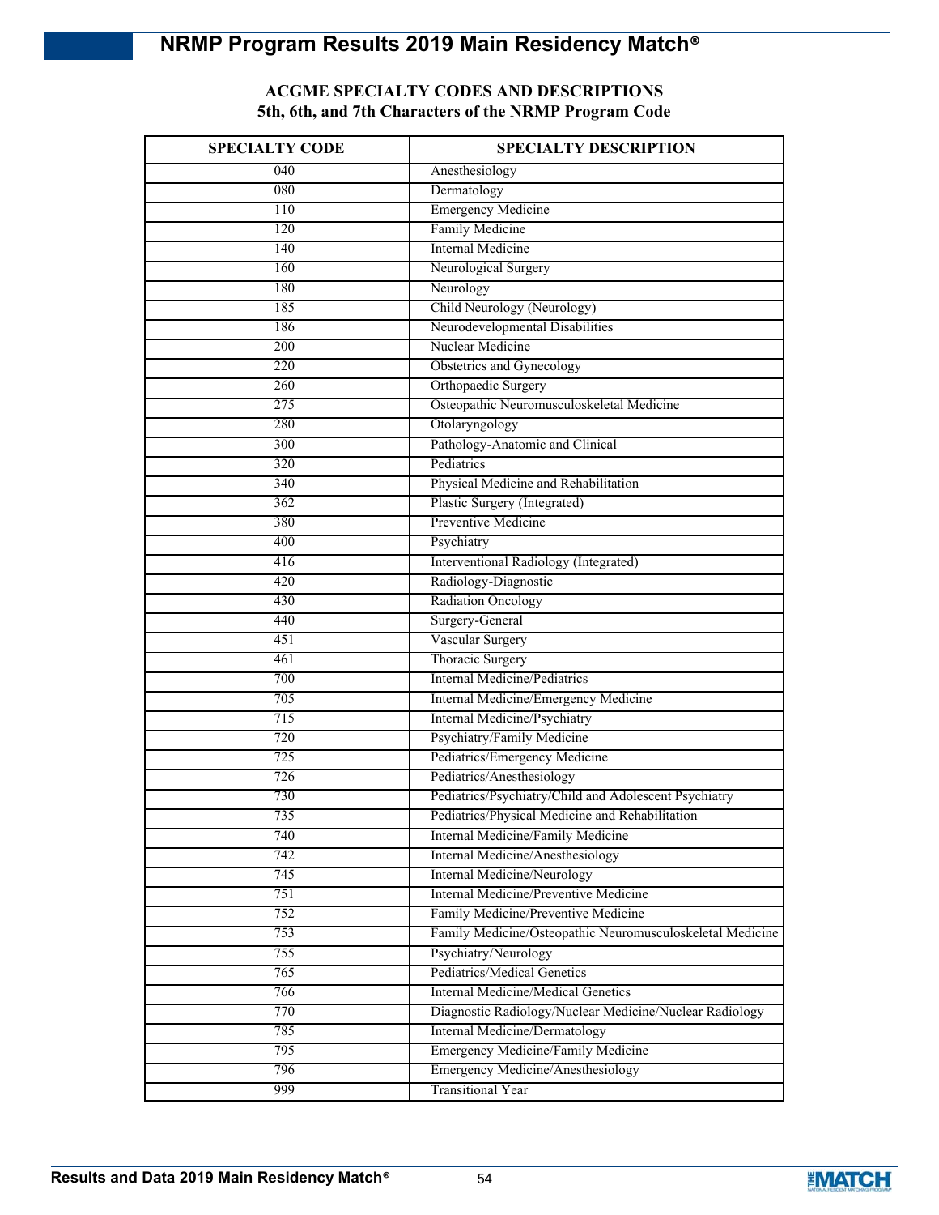## ACGME SPECIALTY CODES AND DESCRIPTIONS
## 5th, 6th, and 7th Characters of the NRMP Program Code

| SPECIALTY CODE | SPECIALTY DESCRIPTION |
|---|---|
| 040 | Anesthesiology |
| 080 | Dermatology |
| 110 | Emergency Medicine |
| 120 | Family Medicine |
| 140 | Internal Medicine |
| 160 | Neurological Surgery |
| 180 | Neurology |
| 185 | Child Neurology (Neurology) |
| 186 | Neurodevelopmental Disabilities |
| 200 | Nuclear Medicine |
| 220 | Obstetrics and Gynecology |
| 260 | Orthopaedic Surgery |
| 275 | Osteopathic Neuromusculoskeletal Medicine |
| 280 | Otolaryngology |
| 300 | Pathology-Anatomic and Clinical |
| 320 | Pediatrics |
| 340 | Physical Medicine and Rehabilitation |
| 362 | Plastic Surgery (Integrated) |
| 380 | Preventive Medicine |
| 400 | Psychiatry |
| 416 | Interventional Radiology (Integrated) |
| 420 | Radiology-Diagnostic |
| 430 | Radiation Oncology |
| 440 | Surgery-General |
| 451 | Vascular Surgery |
| 461 | Thoracic Surgery |
| 700 | Internal Medicine/Pediatrics |
| 705 | Internal Medicine/Emergency Medicine |
| 715 | Internal Medicine/Psychiatry |
| 720 | Psychiatry/Family Medicine |
| 725 | Pediatrics/Emergency Medicine |
| 726 | Pediatrics/Anesthesiology |
| 730 | Pediatrics/Psychiatry/Child and Adolescent Psychiatry |
| 735 | Pediatrics/Physical Medicine and Rehabilitation |
| 740 | Internal Medicine/Family Medicine |
| 742 | Internal Medicine/Anesthesiology |
| 745 | Internal Medicine/Neurology |
| 751 | Internal Medicine/Preventive Medicine |
| 752 | Family Medicine/Preventive Medicine |
| 753 | Family Medicine/Osteopathic Neuromusculoskeletal Medicine |
| 755 | Psychiatry/Neurology |
| 765 | Pediatrics/Medical Genetics |
| 766 | Internal Medicine/Medical Genetics |
| 770 | Diagnostic Radiology/Nuclear Medicine/Nuclear Radiology |
| 785 | Internal Medicine/Dermatology |
| 795 | Emergency Medicine/Family Medicine |
| 796 | Emergency Medicine/Anesthesiology |
| 999 | Transitional Year |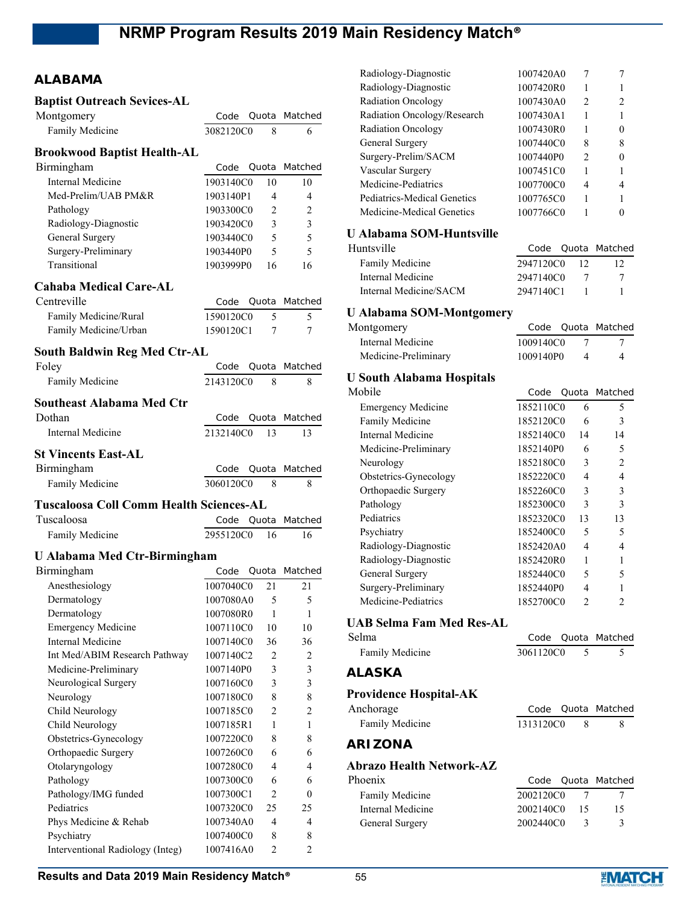## ALABAMA

### Baptist Outreach Sevices-AL

| Montgomery | Code | Quota | Matched |
|---|---|---|---|
| Family Medicine | 3082120C0 | 8 | 6 |

### Brookwood Baptist Health-AL

| Birmingham | Code | Quota | Matched |
|---|---|---|---|
| Internal Medicine | 1903140C0 | 10 | 10 |
| Med-Prelim/UAB PM&R | 1903140P1 | 4 | 4 |
| Pathology | 1903300C0 | 2 | 2 |
| Radiology-Diagnostic | 1903420C0 | 3 | 3 |
| General Surgery | 1903440C0 | 5 | 5 |
| Surgery-Preliminary | 1903440P0 | 5 | 5 |
| Transitional | 1903999P0 | 16 | 16 |

### Cahaba Medical Care-AL

| Centreville | Code | Quota | Matched |
|---|---|---|---|
| Family Medicine/Rural | 1590120C0 | 5 | 5 |
| Family Medicine/Urban | 1590120C1 | 7 | 7 |

### South Baldwin Reg Med Ctr-AL

| Foley | Code | Quota | Matched |
|---|---|---|---|
| Family Medicine | 2143120C0 | 8 | 8 |

### Southeast Alabama Med Ctr

| Dothan | Code | Quota | Matched |
|---|---|---|---|
| Internal Medicine | 2132140C0 | 13 | 13 |

### St Vincents East-AL

| Birmingham | Code | Quota | Matched |
|---|---|---|---|
| Family Medicine | 3060120C0 | 8 | 8 |

### Tuscaloosa Coll Comm Health Sciences-AL

| Tuscaloosa | Code | Quota | Matched |
|---|---|---|---|
| Family Medicine | 2955120C0 | 16 | 16 |

### U Alabama Med Ctr-Birmingham

| Birmingham | Code | Quota | Matched |
|---|---|---|---|
| Anesthesiology | 1007040C0 | 21 | 21 |
| Dermatology | 1007080A0 | 5 | 5 |
| Dermatology | 1007080R0 | 1 | 1 |
| Emergency Medicine | 1007110C0 | 10 | 10 |
| Internal Medicine | 1007140C0 | 36 | 36 |
| Int Med/ABIM Research Pathway | 1007140C2 | 2 | 2 |
| Medicine-Preliminary | 1007140P0 | 3 | 3 |
| Neurological Surgery | 1007160C0 | 3 | 3 |
| Neurology | 1007180C0 | 8 | 8 |
| Child Neurology | 1007185C0 | 2 | 2 |
| Child Neurology | 1007185R1 | 1 | 1 |
| Obstetrics-Gynecology | 1007220C0 | 8 | 8 |
| Orthopaedic Surgery | 1007260C0 | 6 | 6 |
| Otolaryngology | 1007280C0 | 4 | 4 |
| Pathology | 1007300C0 | 6 | 6 |
| Pathology/IMG funded | 1007300C1 | 2 | 0 |
| Pediatrics | 1007320C0 | 25 | 25 |
| Phys Medicine & Rehab | 1007340A0 | 4 | 4 |
| Psychiatry | 1007400C0 | 8 | 8 |
| Interventional Radiology (Integ) | 1007416A0 | 2 | 2 |
| Radiology-Diagnostic | 1007420A0 | 7 | 7 |
| Radiology-Diagnostic | 1007420R0 | 1 | 1 |
| Radiation Oncology | 1007430A0 | 2 | 2 |
| Radiation Oncology/Research | 1007430A1 | 1 | 1 |
| Radiation Oncology | 1007430R0 | 1 | 0 |
| General Surgery | 1007440C0 | 8 | 8 |
| Surgery-Prelim/SACM | 1007440P0 | 2 | 0 |
| Vascular Surgery | 1007451C0 | 1 | 1 |
| Medicine-Pediatrics | 1007700C0 | 4 | 4 |
| Pediatrics-Medical Genetics | 1007765C0 | 1 | 1 |
| Medicine-Medical Genetics | 1007766C0 | 1 | 0 |

### U Alabama SOM-Huntsville

| Huntsville | Code | Quota | Matched |
|---|---|---|---|
| Family Medicine | 2947120C0 | 12 | 12 |
| Internal Medicine | 2947140C0 | 7 | 7 |
| Internal Medicine/SACM | 2947140C1 | 1 | 1 |

### U Alabama SOM-Montgomery

| Montgomery | Code | Quota | Matched |
|---|---|---|---|
| Internal Medicine | 1009140C0 | 7 | 7 |
| Medicine-Preliminary | 1009140P0 | 4 | 4 |

### U South Alabama Hospitals

| Mobile | Code | Quota | Matched |
|---|---|---|---|
| Emergency Medicine | 1852110C0 | 6 | 5 |
| Family Medicine | 1852120C0 | 6 | 3 |
| Internal Medicine | 1852140C0 | 14 | 14 |
| Medicine-Preliminary | 1852140P0 | 6 | 5 |
| Neurology | 1852180C0 | 3 | 2 |
| Obstetrics-Gynecology | 1852220C0 | 4 | 4 |
| Orthopaedic Surgery | 1852260C0 | 3 | 3 |
| Pathology | 1852300C0 | 3 | 3 |
| Pediatrics | 1852320C0 | 13 | 13 |
| Psychiatry | 1852400C0 | 5 | 5 |
| Radiology-Diagnostic | 1852420A0 | 4 | 4 |
| Radiology-Diagnostic | 1852420R0 | 1 | 1 |
| General Surgery | 1852440C0 | 5 | 5 |
| Surgery-Preliminary | 1852440P0 | 4 | 1 |
| Medicine-Pediatrics | 1852700C0 | 2 | 2 |

### UAB Selma Fam Med Res-AL

| Selma | Code | Quota | Matched |
|---|---|---|---|
| Family Medicine | 3061120C0 | 5 | 5 |

## ALASKA

### Providence Hospital-AK

| Anchorage | Code | Quota | Matched |
|---|---|---|---|
| Family Medicine | 1313120C0 | 8 | 8 |

## ARIZONA

### Abrazo Health Network-AZ

| Phoenix | Code | Quota | Matched |
|---|---|---|---|
| Family Medicine | 2002120C0 | 7 | 7 |
| Internal Medicine | 2002140C0 | 15 | 15 |
| General Surgery | 2002440C0 | 3 | 3 |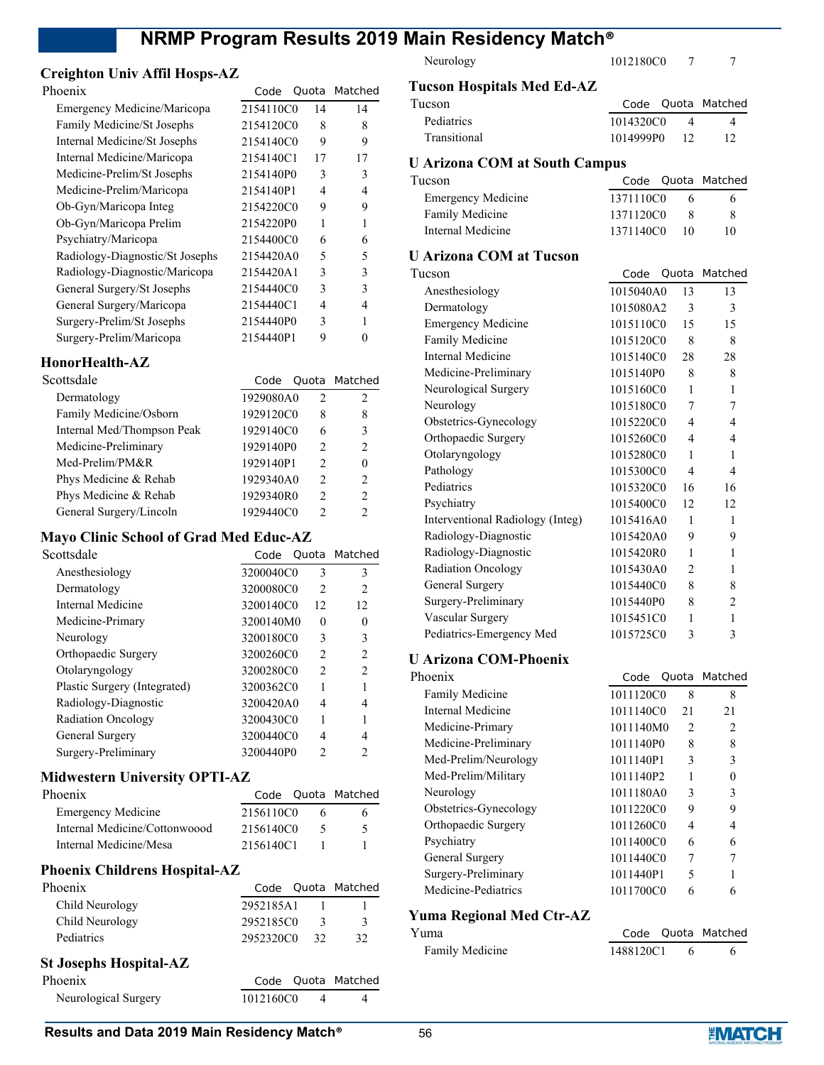### Creighton Univ Affil Hosps-AZ

| Phoenix | Code | Quota | Matched |
|---|---|---|---|
| Emergency Medicine/Maricopa | 2154110C0 | 14 | 14 |
| Family Medicine/St Josephs | 2154120C0 | 8 | 8 |
| Internal Medicine/St Josephs | 2154140C0 | 9 | 9 |
| Internal Medicine/Maricopa | 2154140C1 | 17 | 17 |
| Medicine-Prelim/St Josephs | 2154140P0 | 3 | 3 |
| Medicine-Prelim/Maricopa | 2154140P1 | 4 | 4 |
| Ob-Gyn/Maricopa Integ | 2154220C0 | 9 | 9 |
| Ob-Gyn/Maricopa Prelim | 2154220P0 | 1 | 1 |
| Psychiatry/Maricopa | 2154400C0 | 6 | 6 |
| Radiology-Diagnostic/St Josephs | 2154420A0 | 5 | 5 |
| Radiology-Diagnostic/Maricopa | 2154420A1 | 3 | 3 |
| General Surgery/St Josephs | 2154440C0 | 3 | 3 |
| General Surgery/Maricopa | 2154440C1 | 4 | 4 |
| Surgery-Prelim/St Josephs | 2154440P0 | 3 | 1 |
| Surgery-Prelim/Maricopa | 2154440P1 | 9 | 0 |

### HonorHealth-AZ

| Scottsdale | Code | Quota | Matched |
|---|---|---|---|
| Dermatology | 1929080A0 | 2 | 2 |
| Family Medicine/Osborn | 1929120C0 | 8 | 8 |
| Internal Med/Thompson Peak | 1929140C0 | 6 | 3 |
| Medicine-Preliminary | 1929140P0 | 2 | 2 |
| Med-Prelim/PM&R | 1929140P1 | 2 | 0 |
| Phys Medicine & Rehab | 1929340A0 | 2 | 2 |
| Phys Medicine & Rehab | 1929340R0 | 2 | 2 |
| General Surgery/Lincoln | 1929440C0 | 2 | 2 |

### Mayo Clinic School of Grad Med Educ-AZ

| Scottsdale | Code | Quota | Matched |
|---|---|---|---|
| Anesthesiology | 3200040C0 | 3 | 3 |
| Dermatology | 3200080C0 | 2 | 2 |
| Internal Medicine | 3200140C0 | 12 | 12 |
| Medicine-Primary | 3200140M0 | 0 | 0 |
| Neurology | 3200180C0 | 3 | 3 |
| Orthopaedic Surgery | 3200260C0 | 2 | 2 |
| Otolaryngology | 3200280C0 | 2 | 2 |
| Plastic Surgery (Integrated) | 3200362C0 | 1 | 1 |
| Radiology-Diagnostic | 3200420A0 | 4 | 4 |
| Radiation Oncology | 3200430C0 | 1 | 1 |
| General Surgery | 3200440C0 | 4 | 4 |
| Surgery-Preliminary | 3200440P0 | 2 | 2 |

### Midwestern University OPTI-AZ

| Phoenix | Code | Quota | Matched |
|---|---|---|---|
| Emergency Medicine | 2156110C0 | 6 | 6 |
| Internal Medicine/Cottonwoood | 2156140C0 | 5 | 5 |
| Internal Medicine/Mesa | 2156140C1 | 1 | 1 |

### Phoenix Childrens Hospital-AZ

| Phoenix | Code | Quota | Matched |
|---|---|---|---|
| Child Neurology | 2952185A1 | 1 | 1 |
| Child Neurology | 2952185C0 | 3 | 3 |
| Pediatrics | 2952320C0 | 32 | 32 |

### St Josephs Hospital-AZ

| Phoenix | Code | Quota | Matched |
|---|---|---|---|
| Neurological Surgery | 1012160C0 | 4 | 4 |
| Neurology | 1012180C0 | 7 | 7 |

### Tucson Hospitals Med Ed-AZ

| Tucson | Code | Quota | Matched |
|---|---|---|---|
| Pediatrics | 1014320C0 | 4 | 4 |
| Transitional | 1014999P0 | 12 | 12 |

### U Arizona COM at South Campus

| Tucson | Code | Quota | Matched |
|---|---|---|---|
| Emergency Medicine | 1371110C0 | 6 | 6 |
| Family Medicine | 1371120C0 | 8 | 8 |
| Internal Medicine | 1371140C0 | 10 | 10 |

### U Arizona COM at Tucson

| Tucson | Code | Quota | Matched |
|---|---|---|---|
| Anesthesiology | 1015040A0 | 13 | 13 |
| Dermatology | 1015080A2 | 3 | 3 |
| Emergency Medicine | 1015110C0 | 15 | 15 |
| Family Medicine | 1015120C0 | 8 | 8 |
| Internal Medicine | 1015140C0 | 28 | 28 |
| Medicine-Preliminary | 1015140P0 | 8 | 8 |
| Neurological Surgery | 1015160C0 | 1 | 1 |
| Neurology | 1015180C0 | 7 | 7 |
| Obstetrics-Gynecology | 1015220C0 | 4 | 4 |
| Orthopaedic Surgery | 1015260C0 | 4 | 4 |
| Otolaryngology | 1015280C0 | 1 | 1 |
| Pathology | 1015300C0 | 4 | 4 |
| Pediatrics | 1015320C0 | 16 | 16 |
| Psychiatry | 1015400C0 | 12 | 12 |
| Interventional Radiology (Integ) | 1015416A0 | 1 | 1 |
| Radiology-Diagnostic | 1015420A0 | 9 | 9 |
| Radiology-Diagnostic | 1015420R0 | 1 | 1 |
| Radiation Oncology | 1015430A0 | 2 | 1 |
| General Surgery | 1015440C0 | 8 | 8 |
| Surgery-Preliminary | 1015440P0 | 8 | 2 |
| Vascular Surgery | 1015451C0 | 1 | 1 |
| Pediatrics-Emergency Med | 1015725C0 | 3 | 3 |

### U Arizona COM-Phoenix

| Phoenix | Code | Quota | Matched |
|---|---|---|---|
| Family Medicine | 1011120C0 | 8 | 8 |
| Internal Medicine | 1011140C0 | 21 | 21 |
| Medicine-Primary | 1011140M0 | 2 | 2 |
| Medicine-Preliminary | 1011140P0 | 8 | 8 |
| Med-Prelim/Neurology | 1011140P1 | 3 | 3 |
| Med-Prelim/Military | 1011140P2 | 1 | 0 |
| Neurology | 1011180A0 | 3 | 3 |
| Obstetrics-Gynecology | 1011220C0 | 9 | 9 |
| Orthopaedic Surgery | 1011260C0 | 4 | 4 |
| Psychiatry | 1011400C0 | 6 | 6 |
| General Surgery | 1011440C0 | 7 | 7 |
| Surgery-Preliminary | 1011440P1 | 5 | 1 |
| Medicine-Pediatrics | 1011700C0 | 6 | 6 |

### Yuma Regional Med Ctr-AZ

| Yuma | Code | Quota | Matched |
|---|---|---|---|
| Family Medicine | 1488120C1 | 6 | 6 |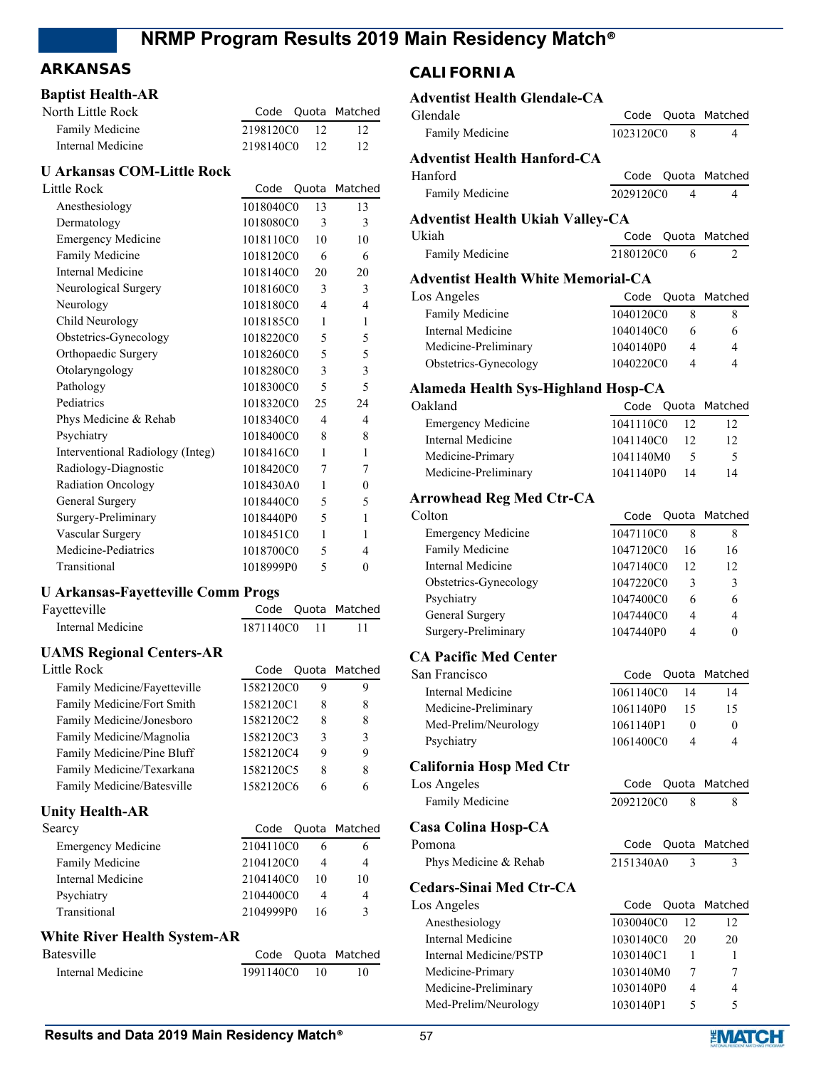## ARKANSAS

### Baptist Health-AR

| North Little Rock | Code | Quota | Matched |
|---|---|---|---|
| Family Medicine | 2198120C0 | 12 | 12 |
| Internal Medicine | 2198140C0 | 12 | 12 |

### U Arkansas COM-Little Rock

| Little Rock | Code | Quota | Matched |
|---|---|---|---|
| Anesthesiology | 1018040C0 | 13 | 13 |
| Dermatology | 1018080C0 | 3 | 3 |
| Emergency Medicine | 1018110C0 | 10 | 10 |
| Family Medicine | 1018120C0 | 6 | 6 |
| Internal Medicine | 1018140C0 | 20 | 20 |
| Neurological Surgery | 1018160C0 | 3 | 3 |
| Neurology | 1018180C0 | 4 | 4 |
| Child Neurology | 1018185C0 | 1 | 1 |
| Obstetrics-Gynecology | 1018220C0 | 5 | 5 |
| Orthopaedic Surgery | 1018260C0 | 5 | 5 |
| Otolaryngology | 1018280C0 | 3 | 3 |
| Pathology | 1018300C0 | 5 | 5 |
| Pediatrics | 1018320C0 | 25 | 24 |
| Phys Medicine & Rehab | 1018340C0 | 4 | 4 |
| Psychiatry | 1018400C0 | 8 | 8 |
| Interventional Radiology (Integ) | 1018416C0 | 1 | 1 |
| Radiology-Diagnostic | 1018420C0 | 7 | 7 |
| Radiation Oncology | 1018430A0 | 1 | 0 |
| General Surgery | 1018440C0 | 5 | 5 |
| Surgery-Preliminary | 1018440P0 | 5 | 1 |
| Vascular Surgery | 1018451C0 | 1 | 1 |
| Medicine-Pediatrics | 1018700C0 | 5 | 4 |
| Transitional | 1018999P0 | 5 | 0 |

### U Arkansas-Fayetteville Comm Progs

| Fayetteville | Code | Quota | Matched |
|---|---|---|---|
| Internal Medicine | 1871140C0 | 11 | 11 |

### UAMS Regional Centers-AR

| Little Rock | Code | Quota | Matched |
|---|---|---|---|
| Family Medicine/Fayetteville | 1582120C0 | 9 | 9 |
| Family Medicine/Fort Smith | 1582120C1 | 8 | 8 |
| Family Medicine/Jonesboro | 1582120C2 | 8 | 8 |
| Family Medicine/Magnolia | 1582120C3 | 3 | 3 |
| Family Medicine/Pine Bluff | 1582120C4 | 9 | 9 |
| Family Medicine/Texarkana | 1582120C5 | 8 | 8 |
| Family Medicine/Batesville | 1582120C6 | 6 | 6 |

### Unity Health-AR

| Searcy | Code | Quota | Matched |
|---|---|---|---|
| Emergency Medicine | 2104110C0 | 6 | 6 |
| Family Medicine | 2104120C0 | 4 | 4 |
| Internal Medicine | 2104140C0 | 10 | 10 |
| Psychiatry | 2104400C0 | 4 | 4 |
| Transitional | 2104999P0 | 16 | 3 |

### White River Health System-AR

| Batesville | Code | Quota | Matched |
|---|---|---|---|
| Internal Medicine | 1991140C0 | 10 | 10 |

## CALIFORNIA

### Adventist Health Glendale-CA

| Glendale | Code | Quota | Matched |
|---|---|---|---|
| Family Medicine | 1023120C0 | 8 | 4 |

### Adventist Health Hanford-CA

| Hanford | Code | Quota | Matched |
|---|---|---|---|
| Family Medicine | 2029120C0 | 4 | 4 |

### Adventist Health Ukiah Valley-CA

| Ukiah | Code | Quota | Matched |
|---|---|---|---|
| Family Medicine | 2180120C0 | 6 | 2 |

### Adventist Health White Memorial-CA

| Los Angeles | Code | Quota | Matched |
|---|---|---|---|
| Family Medicine | 1040120C0 | 8 | 8 |
| Internal Medicine | 1040140C0 | 6 | 6 |
| Medicine-Preliminary | 1040140P0 | 4 | 4 |
| Obstetrics-Gynecology | 1040220C0 | 4 | 4 |

### Alameda Health Sys-Highland Hosp-CA

| Oakland | Code | Quota | Matched |
|---|---|---|---|
| Emergency Medicine | 1041110C0 | 12 | 12 |
| Internal Medicine | 1041140C0 | 12 | 12 |
| Medicine-Primary | 1041140M0 | 5 | 5 |
| Medicine-Preliminary | 1041140P0 | 14 | 14 |

### Arrowhead Reg Med Ctr-CA

| Colton | Code | Quota | Matched |
|---|---|---|---|
| Emergency Medicine | 1047110C0 | 8 | 8 |
| Family Medicine | 1047120C0 | 16 | 16 |
| Internal Medicine | 1047140C0 | 12 | 12 |
| Obstetrics-Gynecology | 1047220C0 | 3 | 3 |
| Psychiatry | 1047400C0 | 6 | 6 |
| General Surgery | 1047440C0 | 4 | 4 |
| Surgery-Preliminary | 1047440P0 | 4 | 0 |

### CA Pacific Med Center

| San Francisco | Code | Quota | Matched |
|---|---|---|---|
| Internal Medicine | 1061140C0 | 14 | 14 |
| Medicine-Preliminary | 1061140P0 | 15 | 15 |
| Med-Prelim/Neurology | 1061140P1 | 0 | 0 |
| Psychiatry | 1061400C0 | 4 | 4 |

### California Hosp Med Ctr

| Los Angeles | Code | Quota | Matched |
|---|---|---|---|
| Family Medicine | 2092120C0 | 8 | 8 |

### Casa Colina Hosp-CA

| Pomona | Code | Quota | Matched |
|---|---|---|---|
| Phys Medicine & Rehab | 2151340A0 | 3 | 3 |

### Cedars-Sinai Med Ctr-CA

| Los Angeles | Code | Quota | Matched |
|---|---|---|---|
| Anesthesiology | 1030040C0 | 12 | 12 |
| Internal Medicine | 1030140C0 | 20 | 20 |
| Internal Medicine/PSTP | 1030140C1 | 1 | 1 |
| Medicine-Primary | 1030140M0 | 7 | 7 |
| Medicine-Preliminary | 1030140P0 | 4 | 4 |
| Med-Prelim/Neurology | 1030140P1 | 5 | 5 |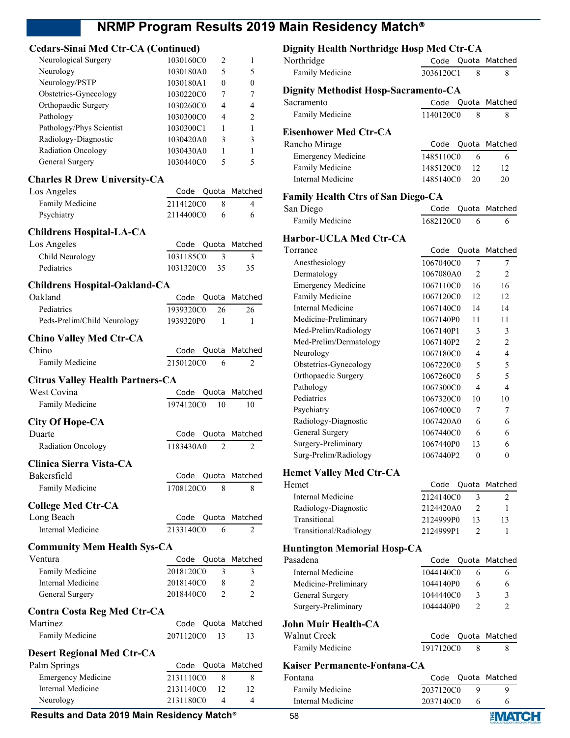## Cedars-Sinai Med Ctr-CA (Continued)

| Program | Code | Quota | Matched |
|---|---|---|---|
| Neurological Surgery | 1030160C0 | 2 | 1 |
| Neurology | 1030180A0 | 5 | 5 |
| Neurology/PSTP | 1030180A1 | 0 | 0 |
| Obstetrics-Gynecology | 1030220C0 | 7 | 7 |
| Orthopaedic Surgery | 1030260C0 | 4 | 4 |
| Pathology | 1030300C0 | 4 | 2 |
| Pathology/Phys Scientist | 1030300C1 | 1 | 1 |
| Radiology-Diagnostic | 1030420A0 | 3 | 3 |
| Radiation Oncology | 1030430A0 | 1 | 1 |
| General Surgery | 1030440C0 | 5 | 5 |

## Charles R Drew University-CA

| Los Angeles | Code | Quota | Matched |
|---|---|---|---|
| Family Medicine | 2114120C0 | 8 | 4 |
| Psychiatry | 2114400C0 | 6 | 6 |

## Childrens Hospital-LA-CA

| Los Angeles | Code | Quota | Matched |
|---|---|---|---|
| Child Neurology | 1031185C0 | 3 | 3 |
| Pediatrics | 1031320C0 | 35 | 35 |

## Childrens Hospital-Oakland-CA

| Oakland | Code | Quota | Matched |
|---|---|---|---|
| Pediatrics | 1939320C0 | 26 | 26 |
| Peds-Prelim/Child Neurology | 1939320P0 | 1 | 1 |

## Chino Valley Med Ctr-CA

| Chino | Code | Quota | Matched |
|---|---|---|---|
| Family Medicine | 2150120C0 | 6 | 2 |

## Citrus Valley Health Partners-CA

| West Covina | Code | Quota | Matched |
|---|---|---|---|
| Family Medicine | 1974120C0 | 10 | 10 |

## City Of Hope-CA

| Duarte | Code | Quota | Matched |
|---|---|---|---|
| Radiation Oncology | 1183430A0 | 2 | 2 |

## Clinica Sierra Vista-CA

| Bakersfield | Code | Quota | Matched |
|---|---|---|---|
| Family Medicine | 1708120C0 | 8 | 8 |

## College Med Ctr-CA

| Long Beach | Code | Quota | Matched |
|---|---|---|---|
| Internal Medicine | 2133140C0 | 6 | 2 |

## Community Mem Health Sys-CA

| Ventura | Code | Quota | Matched |
|---|---|---|---|
| Family Medicine | 2018120C0 | 3 | 3 |
| Internal Medicine | 2018140C0 | 8 | 2 |
| General Surgery | 2018440C0 | 2 | 2 |

## Contra Costa Reg Med Ctr-CA

| Martinez | Code | Quota | Matched |
|---|---|---|---|
| Family Medicine | 2071120C0 | 13 | 13 |

## Desert Regional Med Ctr-CA

| Palm Springs | Code | Quota | Matched |
|---|---|---|---|
| Emergency Medicine | 2131110C0 | 8 | 8 |
| Internal Medicine | 2131140C0 | 12 | 12 |
| Neurology | 2131180C0 | 4 | 4 |

## Dignity Health Northridge Hosp Med Ctr-CA

| Northridge | Code | Quota | Matched |
|---|---|---|---|
| Family Medicine | 3036120C1 | 8 | 8 |

## Dignity Methodist Hosp-Sacramento-CA

| Sacramento | Code | Quota | Matched |
|---|---|---|---|
| Family Medicine | 1140120C0 | 8 | 8 |

## Eisenhower Med Ctr-CA

| Rancho Mirage | Code | Quota | Matched |
|---|---|---|---|
| Emergency Medicine | 1485110C0 | 6 | 6 |
| Family Medicine | 1485120C0 | 12 | 12 |
| Internal Medicine | 1485140C0 | 20 | 20 |

## Family Health Ctrs of San Diego-CA

| San Diego | Code | Quota | Matched |
|---|---|---|---|
| Family Medicine | 1682120C0 | 6 | 6 |

## Harbor-UCLA Med Ctr-CA

| Torrance | Code | Quota | Matched |
|---|---|---|---|
| Anesthesiology | 1067040C0 | 7 | 7 |
| Dermatology | 1067080A0 | 2 | 2 |
| Emergency Medicine | 1067110C0 | 16 | 16 |
| Family Medicine | 1067120C0 | 12 | 12 |
| Internal Medicine | 1067140C0 | 14 | 14 |
| Medicine-Preliminary | 1067140P0 | 11 | 11 |
| Med-Prelim/Radiology | 1067140P1 | 3 | 3 |
| Med-Prelim/Dermatology | 1067140P2 | 2 | 2 |
| Neurology | 1067180C0 | 4 | 4 |
| Obstetrics-Gynecology | 1067220C0 | 5 | 5 |
| Orthopaedic Surgery | 1067260C0 | 5 | 5 |
| Pathology | 1067300C0 | 4 | 4 |
| Pediatrics | 1067320C0 | 10 | 10 |
| Psychiatry | 1067400C0 | 7 | 7 |
| Radiology-Diagnostic | 1067420A0 | 6 | 6 |
| General Surgery | 1067440C0 | 6 | 6 |
| Surgery-Preliminary | 1067440P0 | 13 | 6 |
| Surg-Prelim/Radiology | 1067440P2 | 0 | 0 |

## Hemet Valley Med Ctr-CA

| Hemet | Code | Quota | Matched |
|---|---|---|---|
| Internal Medicine | 2124140C0 | 3 | 2 |
| Radiology-Diagnostic | 2124420A0 | 2 | 1 |
| Transitional | 2124999P0 | 13 | 13 |
| Transitional/Radiology | 2124999P1 | 2 | 1 |

## Huntington Memorial Hosp-CA

| Pasadena | Code | Quota | Matched |
|---|---|---|---|
| Internal Medicine | 1044140C0 | 6 | 6 |
| Medicine-Preliminary | 1044140P0 | 6 | 6 |
| General Surgery | 1044440C0 | 3 | 3 |
| Surgery-Preliminary | 1044440P0 | 2 | 2 |

## John Muir Health-CA

| Walnut Creek | Code | Quota | Matched |
|---|---|---|---|
| Family Medicine | 1917120C0 | 8 | 8 |

## Kaiser Permanente-Fontana-CA

| Fontana | Code | Quota | Matched |
|---|---|---|---|
| Family Medicine | 2037120C0 | 9 | 9 |
| Internal Medicine | 2037140C0 | 6 | 6 |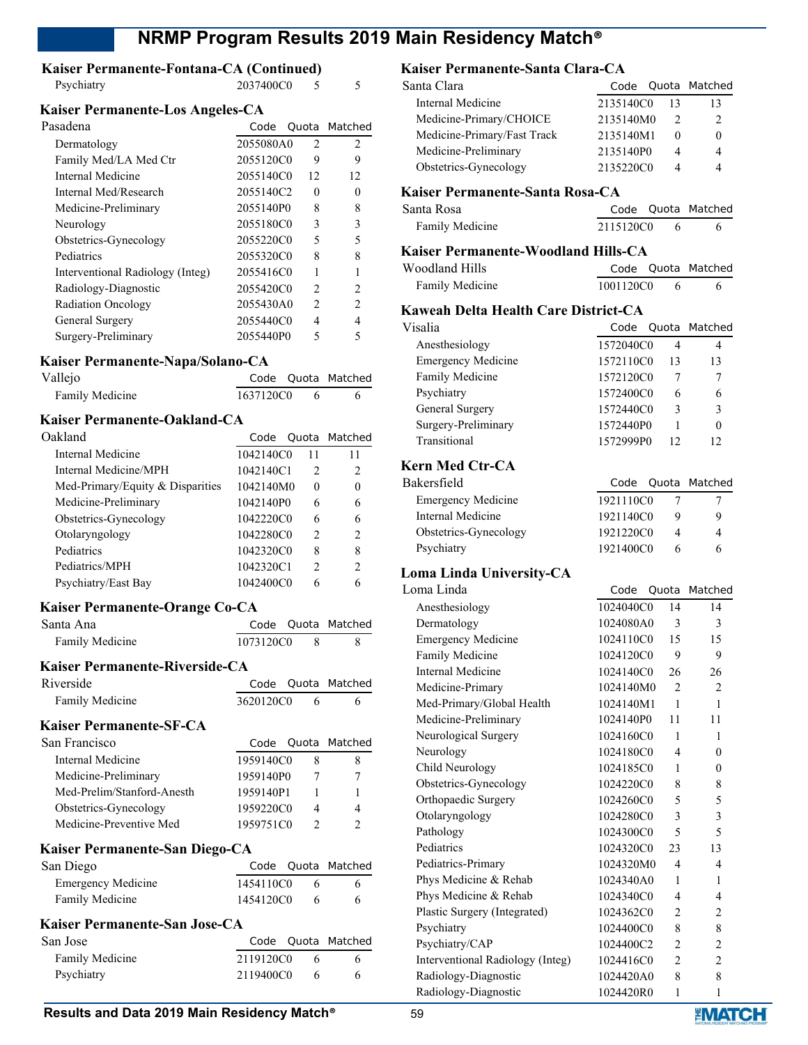### Kaiser Permanente-Fontana-CA (Continued)

| | Code | Quota | Matched |
|---|---|---|---|
| Psychiatry | 2037400C0 | 5 | 5 |

### Kaiser Permanente-Los Angeles-CA

| Pasadena | Code | Quota | Matched |
|---|---|---|---|
| Dermatology | 2055080A0 | 2 | 2 |
| Family Med/LA Med Ctr | 2055120C0 | 9 | 9 |
| Internal Medicine | 2055140C0 | 12 | 12 |
| Internal Med/Research | 2055140C2 | 0 | 0 |
| Medicine-Preliminary | 2055140P0 | 8 | 8 |
| Neurology | 2055180C0 | 3 | 3 |
| Obstetrics-Gynecology | 2055220C0 | 5 | 5 |
| Pediatrics | 2055320C0 | 8 | 8 |
| Interventional Radiology (Integ) | 2055416C0 | 1 | 1 |
| Radiology-Diagnostic | 2055420C0 | 2 | 2 |
| Radiation Oncology | 2055430A0 | 2 | 2 |
| General Surgery | 2055440C0 | 4 | 4 |
| Surgery-Preliminary | 2055440P0 | 5 | 5 |

### Kaiser Permanente-Napa/Solano-CA

| Vallejo | Code | Quota | Matched |
|---|---|---|---|
| Family Medicine | 1637120C0 | 6 | 6 |

### Kaiser Permanente-Oakland-CA

| Oakland | Code | Quota | Matched |
|---|---|---|---|
| Internal Medicine | 1042140C0 | 11 | 11 |
| Internal Medicine/MPH | 1042140C1 | 2 | 2 |
| Med-Primary/Equity & Disparities | 1042140M0 | 0 | 0 |
| Medicine-Preliminary | 1042140P0 | 6 | 6 |
| Obstetrics-Gynecology | 1042220C0 | 6 | 6 |
| Otolaryngology | 1042280C0 | 2 | 2 |
| Pediatrics | 1042320C0 | 8 | 8 |
| Pediatrics/MPH | 1042320C1 | 2 | 2 |
| Psychiatry/East Bay | 1042400C0 | 6 | 6 |

### Kaiser Permanente-Orange Co-CA

| Santa Ana | Code | Quota | Matched |
|---|---|---|---|
| Family Medicine | 1073120C0 | 8 | 8 |

### Kaiser Permanente-Riverside-CA

| Riverside | Code | Quota | Matched |
|---|---|---|---|
| Family Medicine | 3620120C0 | 6 | 6 |

### Kaiser Permanente-SF-CA

| San Francisco | Code | Quota | Matched |
|---|---|---|---|
| Internal Medicine | 1959140C0 | 8 | 8 |
| Medicine-Preliminary | 1959140P0 | 7 | 7 |
| Med-Prelim/Stanford-Anesth | 1959140P1 | 1 | 1 |
| Obstetrics-Gynecology | 1959220C0 | 4 | 4 |
| Medicine-Preventive Med | 1959751C0 | 2 | 2 |

### Kaiser Permanente-San Diego-CA

| San Diego | Code | Quota | Matched |
|---|---|---|---|
| Emergency Medicine | 1454110C0 | 6 | 6 |
| Family Medicine | 1454120C0 | 6 | 6 |

### Kaiser Permanente-San Jose-CA

| San Jose | Code | Quota | Matched |
|---|---|---|---|
| Family Medicine | 2119120C0 | 6 | 6 |
| Psychiatry | 2119400C0 | 6 | 6 |

### Kaiser Permanente-Santa Clara-CA

| Santa Clara | Code | Quota | Matched |
|---|---|---|---|
| Internal Medicine | 2135140C0 | 13 | 13 |
| Medicine-Primary/CHOICE | 2135140M0 | 2 | 2 |
| Medicine-Primary/Fast Track | 2135140M1 | 0 | 0 |
| Medicine-Preliminary | 2135140P0 | 4 | 4 |
| Obstetrics-Gynecology | 2135220C0 | 4 | 4 |

### Kaiser Permanente-Santa Rosa-CA

| Santa Rosa | Code | Quota | Matched |
|---|---|---|---|
| Family Medicine | 2115120C0 | 6 | 6 |

### Kaiser Permanente-Woodland Hills-CA

| Woodland Hills | Code | Quota | Matched |
|---|---|---|---|
| Family Medicine | 1001120C0 | 6 | 6 |

### Kaweah Delta Health Care District-CA

| Visalia | Code | Quota | Matched |
|---|---|---|---|
| Anesthesiology | 1572040C0 | 4 | 4 |
| Emergency Medicine | 1572110C0 | 13 | 13 |
| Family Medicine | 1572120C0 | 7 | 7 |
| Psychiatry | 1572400C0 | 6 | 6 |
| General Surgery | 1572440C0 | 3 | 3 |
| Surgery-Preliminary | 1572440P0 | 1 | 0 |
| Transitional | 1572999P0 | 12 | 12 |

### Kern Med Ctr-CA

| Bakersfield | Code | Quota | Matched |
|---|---|---|---|
| Emergency Medicine | 1921110C0 | 7 | 7 |
| Internal Medicine | 1921140C0 | 9 | 9 |
| Obstetrics-Gynecology | 1921220C0 | 4 | 4 |
| Psychiatry | 1921400C0 | 6 | 6 |

### Loma Linda University-CA

| Loma Linda | Code | Quota | Matched |
|---|---|---|---|
| Anesthesiology | 1024040C0 | 14 | 14 |
| Dermatology | 1024080A0 | 3 | 3 |
| Emergency Medicine | 1024110C0 | 15 | 15 |
| Family Medicine | 1024120C0 | 9 | 9 |
| Internal Medicine | 1024140C0 | 26 | 26 |
| Medicine-Primary | 1024140M0 | 2 | 2 |
| Med-Primary/Global Health | 1024140M1 | 1 | 1 |
| Medicine-Preliminary | 1024140P0 | 11 | 11 |
| Neurological Surgery | 1024160C0 | 1 | 1 |
| Neurology | 1024180C0 | 4 | 0 |
| Child Neurology | 1024185C0 | 1 | 0 |
| Obstetrics-Gynecology | 1024220C0 | 8 | 8 |
| Orthopaedic Surgery | 1024260C0 | 5 | 5 |
| Otolaryngology | 1024280C0 | 3 | 3 |
| Pathology | 1024300C0 | 5 | 5 |
| Pediatrics | 1024320C0 | 23 | 13 |
| Pediatrics-Primary | 1024320M0 | 4 | 4 |
| Phys Medicine & Rehab | 1024340A0 | 1 | 1 |
| Phys Medicine & Rehab | 1024340C0 | 4 | 4 |
| Plastic Surgery (Integrated) | 1024362C0 | 2 | 2 |
| Psychiatry | 1024400C0 | 8 | 8 |
| Psychiatry/CAP | 1024400C2 | 2 | 2 |
| Interventional Radiology (Integ) | 1024416C0 | 2 | 2 |
| Radiology-Diagnostic | 1024420A0 | 8 | 8 |
| Radiology-Diagnostic | 1024420R0 | 1 | 1 |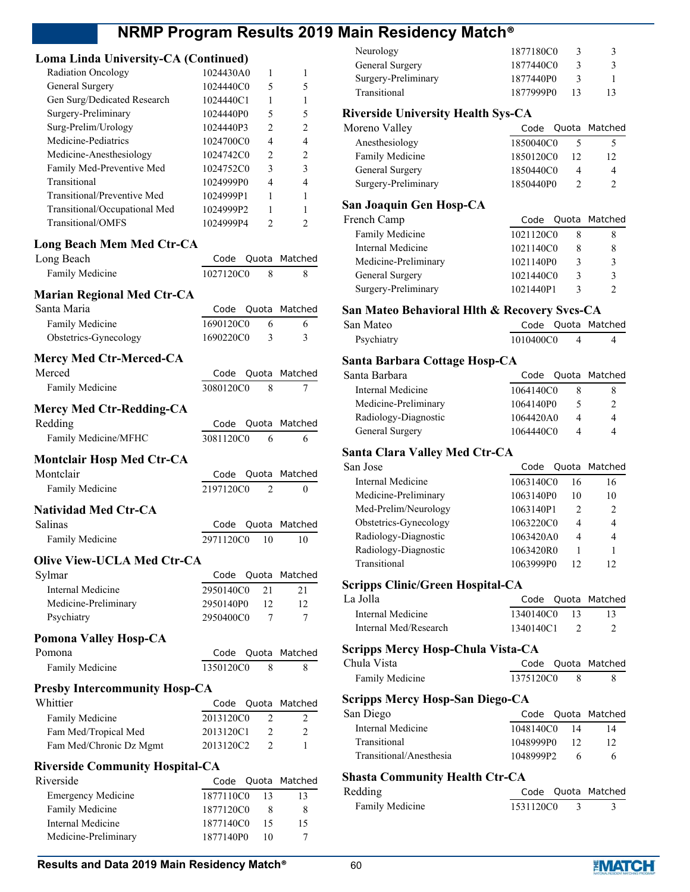## Loma Linda University-CA (Continued)

| Program | Code | Quota | Matched |
|---|---|---|---|
| Radiation Oncology | 1024430A0 | 1 | 1 |
| General Surgery | 1024440C0 | 5 | 5 |
| Gen Surg/Dedicated Research | 1024440C1 | 1 | 1 |
| Surgery-Preliminary | 1024440P0 | 5 | 5 |
| Surg-Prelim/Urology | 1024440P3 | 2 | 2 |
| Medicine-Pediatrics | 1024700C0 | 4 | 4 |
| Medicine-Anesthesiology | 1024742C0 | 2 | 2 |
| Family Med-Preventive Med | 1024752C0 | 3 | 3 |
| Transitional | 1024999P0 | 4 | 4 |
| Transitional/Preventive Med | 1024999P1 | 1 | 1 |
| Transitional/Occupational Med | 1024999P2 | 1 | 1 |
| Transitional/OMFS | 1024999P4 | 2 | 2 |

## Long Beach Mem Med Ctr-CA

| Long Beach | Code | Quota | Matched |
|---|---|---|---|
| Family Medicine | 1027120C0 | 8 | 8 |

## Marian Regional Med Ctr-CA

| Santa Maria | Code | Quota | Matched |
|---|---|---|---|
| Family Medicine | 1690120C0 | 6 | 6 |
| Obstetrics-Gynecology | 1690220C0 | 3 | 3 |

## Mercy Med Ctr-Merced-CA

| Merced | Code | Quota | Matched |
|---|---|---|---|
| Family Medicine | 3080120C0 | 8 | 7 |

## Mercy Med Ctr-Redding-CA

| Redding | Code | Quota | Matched |
|---|---|---|---|
| Family Medicine/MFHC | 3081120C0 | 6 | 6 |

## Montclair Hosp Med Ctr-CA

| Montclair | Code | Quota | Matched |
|---|---|---|---|
| Family Medicine | 2197120C0 | 2 | 0 |

## Natividad Med Ctr-CA

| Salinas | Code | Quota | Matched |
|---|---|---|---|
| Family Medicine | 2971120C0 | 10 | 10 |

## Olive View-UCLA Med Ctr-CA

| Sylmar | Code | Quota | Matched |
|---|---|---|---|
| Internal Medicine | 2950140C0 | 21 | 21 |
| Medicine-Preliminary | 2950140P0 | 12 | 12 |
| Psychiatry | 2950400C0 | 7 | 7 |

## Pomona Valley Hosp-CA

| Pomona | Code | Quota | Matched |
|---|---|---|---|
| Family Medicine | 1350120C0 | 8 | 8 |

## Presby Intercommunity Hosp-CA

| Whittier | Code | Quota | Matched |
|---|---|---|---|
| Family Medicine | 2013120C0 | 2 | 2 |
| Fam Med/Tropical Med | 2013120C1 | 2 | 2 |
| Fam Med/Chronic Dz Mgmt | 2013120C2 | 2 | 1 |

## Riverside Community Hospital-CA

| Riverside | Code | Quota | Matched |
|---|---|---|---|
| Emergency Medicine | 1877110C0 | 13 | 13 |
| Family Medicine | 1877120C0 | 8 | 8 |
| Internal Medicine | 1877140C0 | 15 | 15 |
| Medicine-Preliminary | 1877140P0 | 10 | 7 |
| Neurology | 1877180C0 | 3 | 3 |
| General Surgery | 1877440C0 | 3 | 3 |
| Surgery-Preliminary | 1877440P0 | 3 | 1 |
| Transitional | 1877999P0 | 13 | 13 |

## Riverside University Health Sys-CA

| Moreno Valley | Code | Quota | Matched |
|---|---|---|---|
| Anesthesiology | 1850040C0 | 5 | 5 |
| Family Medicine | 1850120C0 | 12 | 12 |
| General Surgery | 1850440C0 | 4 | 4 |
| Surgery-Preliminary | 1850440P0 | 2 | 2 |

## San Joaquin Gen Hosp-CA

| French Camp | Code | Quota | Matched |
|---|---|---|---|
| Family Medicine | 1021120C0 | 8 | 8 |
| Internal Medicine | 1021140C0 | 8 | 8 |
| Medicine-Preliminary | 1021140P0 | 3 | 3 |
| General Surgery | 1021440C0 | 3 | 3 |
| Surgery-Preliminary | 1021440P1 | 3 | 2 |

## San Mateo Behavioral Hlth & Recovery Svcs-CA

| San Mateo | Code | Quota | Matched |
|---|---|---|---|
| Psychiatry | 1010400C0 | 4 | 4 |

## Santa Barbara Cottage Hosp-CA

| Santa Barbara | Code | Quota | Matched |
|---|---|---|---|
| Internal Medicine | 1064140C0 | 8 | 8 |
| Medicine-Preliminary | 1064140P0 | 5 | 2 |
| Radiology-Diagnostic | 1064420A0 | 4 | 4 |
| General Surgery | 1064440C0 | 4 | 4 |

## Santa Clara Valley Med Ctr-CA

| San Jose | Code | Quota | Matched |
|---|---|---|---|
| Internal Medicine | 1063140C0 | 16 | 16 |
| Medicine-Preliminary | 1063140P0 | 10 | 10 |
| Med-Prelim/Neurology | 1063140P1 | 2 | 2 |
| Obstetrics-Gynecology | 1063220C0 | 4 | 4 |
| Radiology-Diagnostic | 1063420A0 | 4 | 4 |
| Radiology-Diagnostic | 1063420R0 | 1 | 1 |
| Transitional | 1063999P0 | 12 | 12 |

## Scripps Clinic/Green Hospital-CA

| La Jolla | Code | Quota | Matched |
|---|---|---|---|
| Internal Medicine | 1340140C0 | 13 | 13 |
| Internal Med/Research | 1340140C1 | 2 | 2 |

## Scripps Mercy Hosp-Chula Vista-CA

| Chula Vista | Code | Quota | Matched |
|---|---|---|---|
| Family Medicine | 1375120C0 | 8 | 8 |

## Scripps Mercy Hosp-San Diego-CA

| San Diego | Code | Quota | Matched |
|---|---|---|---|
| Internal Medicine | 1048140C0 | 14 | 14 |
| Transitional | 1048999P0 | 12 | 12 |
| Transitional/Anesthesia | 1048999P2 | 6 | 6 |

## Shasta Community Health Ctr-CA

| Redding | Code | Quota | Matched |
|---|---|---|---|
| Family Medicine | 1531120C0 | 3 | 3 |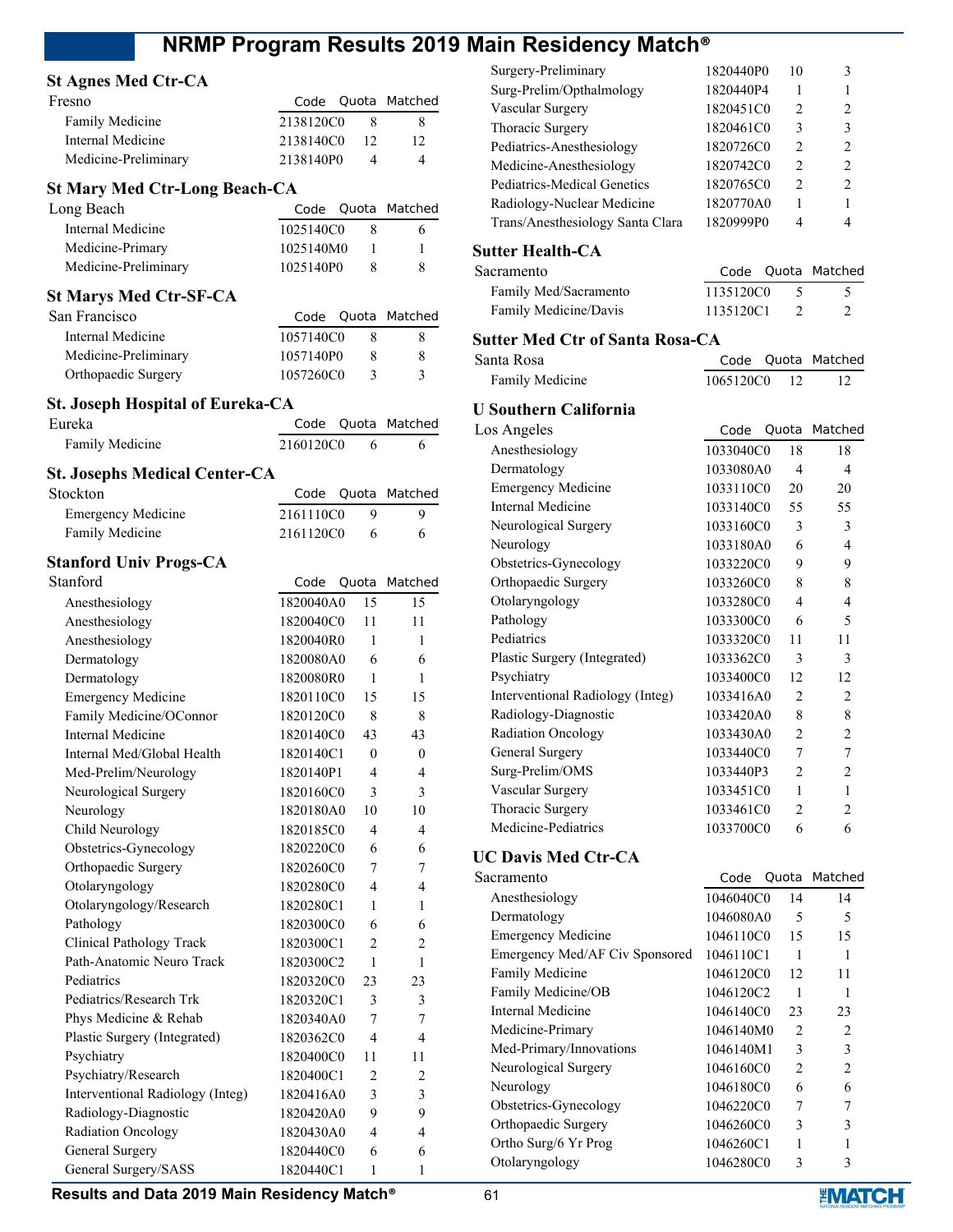## St Agnes Med Ctr-CA

| Fresno | Code | Quota | Matched |
|---|---|---|---|
| Family Medicine | 2138120C0 | 8 | 8 |
| Internal Medicine | 2138140C0 | 12 | 12 |
| Medicine-Preliminary | 2138140P0 | 4 | 4 |

## St Mary Med Ctr-Long Beach-CA

| Long Beach | Code | Quota | Matched |
|---|---|---|---|
| Internal Medicine | 1025140C0 | 8 | 6 |
| Medicine-Primary | 1025140M0 | 1 | 1 |
| Medicine-Preliminary | 1025140P0 | 8 | 8 |

## St Marys Med Ctr-SF-CA

| San Francisco | Code | Quota | Matched |
|---|---|---|---|
| Internal Medicine | 1057140C0 | 8 | 8 |
| Medicine-Preliminary | 1057140P0 | 8 | 8 |
| Orthopaedic Surgery | 1057260C0 | 3 | 3 |

## St. Joseph Hospital of Eureka-CA

| Eureka | Code | Quota | Matched |
|---|---|---|---|
| Family Medicine | 2160120C0 | 6 | 6 |

## St. Josephs Medical Center-CA

| Stockton | Code | Quota | Matched |
|---|---|---|---|
| Emergency Medicine | 2161110C0 | 9 | 9 |
| Family Medicine | 2161120C0 | 6 | 6 |

## Stanford Univ Progs-CA

| Stanford | Code | Quota | Matched |
|---|---|---|---|
| Anesthesiology | 1820040A0 | 15 | 15 |
| Anesthesiology | 1820040C0 | 11 | 11 |
| Anesthesiology | 1820040R0 | 1 | 1 |
| Dermatology | 1820080A0 | 6 | 6 |
| Dermatology | 1820080R0 | 1 | 1 |
| Emergency Medicine | 1820110C0 | 15 | 15 |
| Family Medicine/OConnor | 1820120C0 | 8 | 8 |
| Internal Medicine | 1820140C0 | 43 | 43 |
| Internal Med/Global Health | 1820140C1 | 0 | 0 |
| Med-Prelim/Neurology | 1820140P1 | 4 | 4 |
| Neurological Surgery | 1820160C0 | 3 | 3 |
| Neurology | 1820180A0 | 10 | 10 |
| Child Neurology | 1820185C0 | 4 | 4 |
| Obstetrics-Gynecology | 1820220C0 | 6 | 6 |
| Orthopaedic Surgery | 1820260C0 | 7 | 7 |
| Otolaryngology | 1820280C0 | 4 | 4 |
| Otolaryngology/Research | 1820280C1 | 1 | 1 |
| Pathology | 1820300C0 | 6 | 6 |
| Clinical Pathology Track | 1820300C1 | 2 | 2 |
| Path-Anatomic Neuro Track | 1820300C2 | 1 | 1 |
| Pediatrics | 1820320C0 | 23 | 23 |
| Pediatrics/Research Trk | 1820320C1 | 3 | 3 |
| Phys Medicine & Rehab | 1820340A0 | 7 | 7 |
| Plastic Surgery (Integrated) | 1820362C0 | 4 | 4 |
| Psychiatry | 1820400C0 | 11 | 11 |
| Psychiatry/Research | 1820400C1 | 2 | 2 |
| Interventional Radiology (Integ) | 1820416A0 | 3 | 3 |
| Radiology-Diagnostic | 1820420A0 | 9 | 9 |
| Radiation Oncology | 1820430A0 | 4 | 4 |
| General Surgery | 1820440C0 | 6 | 6 |
| General Surgery/SASS | 1820440C1 | 1 | 1 |
| Surgery-Preliminary | 1820440P0 | 10 | 3 |
| Surg-Prelim/Opthalmology | 1820440P4 | 1 | 1 |
| Vascular Surgery | 1820451C0 | 2 | 2 |
| Thoracic Surgery | 1820461C0 | 3 | 3 |
| Pediatrics-Anesthesiology | 1820726C0 | 2 | 2 |
| Medicine-Anesthesiology | 1820742C0 | 2 | 2 |
| Pediatrics-Medical Genetics | 1820765C0 | 2 | 2 |
| Radiology-Nuclear Medicine | 1820770A0 | 1 | 1 |
| Trans/Anesthesiology Santa Clara | 1820999P0 | 4 | 4 |

## Sutter Health-CA

| Sacramento | Code | Quota | Matched |
|---|---|---|---|
| Family Med/Sacramento | 1135120C0 | 5 | 5 |
| Family Medicine/Davis | 1135120C1 | 2 | 2 |

## Sutter Med Ctr of Santa Rosa-CA

| Santa Rosa | Code | Quota | Matched |
|---|---|---|---|
| Family Medicine | 1065120C0 | 12 | 12 |

## U Southern California

| Los Angeles | Code | Quota | Matched |
|---|---|---|---|
| Anesthesiology | 1033040C0 | 18 | 18 |
| Dermatology | 1033080A0 | 4 | 4 |
| Emergency Medicine | 1033110C0 | 20 | 20 |
| Internal Medicine | 1033140C0 | 55 | 55 |
| Neurological Surgery | 1033160C0 | 3 | 3 |
| Neurology | 1033180A0 | 6 | 4 |
| Obstetrics-Gynecology | 1033220C0 | 9 | 9 |
| Orthopaedic Surgery | 1033260C0 | 8 | 8 |
| Otolaryngology | 1033280C0 | 4 | 4 |
| Pathology | 1033300C0 | 6 | 5 |
| Pediatrics | 1033320C0 | 11 | 11 |
| Plastic Surgery (Integrated) | 1033362C0 | 3 | 3 |
| Psychiatry | 1033400C0 | 12 | 12 |
| Interventional Radiology (Integ) | 1033416A0 | 2 | 2 |
| Radiology-Diagnostic | 1033420A0 | 8 | 8 |
| Radiation Oncology | 1033430A0 | 2 | 2 |
| General Surgery | 1033440C0 | 7 | 7 |
| Surg-Prelim/OMS | 1033440P3 | 2 | 2 |
| Vascular Surgery | 1033451C0 | 1 | 1 |
| Thoracic Surgery | 1033461C0 | 2 | 2 |
| Medicine-Pediatrics | 1033700C0 | 6 | 6 |

## UC Davis Med Ctr-CA

| Sacramento | Code | Quota | Matched |
|---|---|---|---|
| Anesthesiology | 1046040C0 | 14 | 14 |
| Dermatology | 1046080A0 | 5 | 5 |
| Emergency Medicine | 1046110C0 | 15 | 15 |
| Emergency Med/AF Civ Sponsored | 1046110C1 | 1 | 1 |
| Family Medicine | 1046120C0 | 12 | 11 |
| Family Medicine/OB | 1046120C2 | 1 | 1 |
| Internal Medicine | 1046140C0 | 23 | 23 |
| Medicine-Primary | 1046140M0 | 2 | 2 |
| Med-Primary/Innovations | 1046140M1 | 3 | 3 |
| Neurological Surgery | 1046160C0 | 2 | 2 |
| Neurology | 1046180C0 | 6 | 6 |
| Obstetrics-Gynecology | 1046220C0 | 7 | 7 |
| Orthopaedic Surgery | 1046260C0 | 3 | 3 |
| Ortho Surg/6 Yr Prog | 1046260C1 | 1 | 1 |
| Otolaryngology | 1046280C0 | 3 | 3 |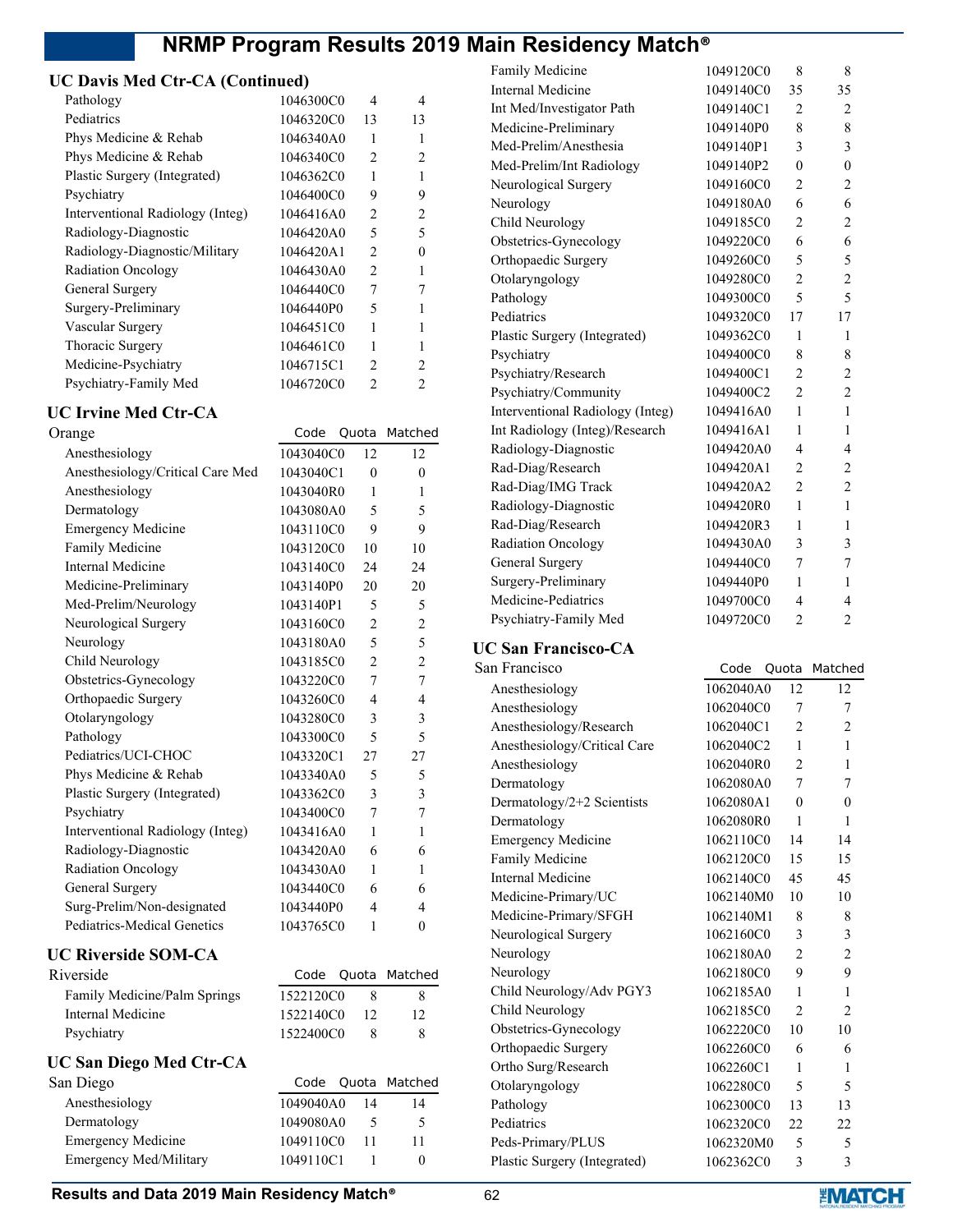## UC Davis Med Ctr-CA (Continued)

| Program | Code | Quota | Matched |
|---|---|---|---|
| Pathology | 1046300C0 | 4 | 4 |
| Pediatrics | 1046320C0 | 13 | 13 |
| Phys Medicine & Rehab | 1046340A0 | 1 | 1 |
| Phys Medicine & Rehab | 1046340C0 | 2 | 2 |
| Plastic Surgery (Integrated) | 1046362C0 | 1 | 1 |
| Psychiatry | 1046400C0 | 9 | 9 |
| Interventional Radiology (Integ) | 1046416A0 | 2 | 2 |
| Radiology-Diagnostic | 1046420A0 | 5 | 5 |
| Radiology-Diagnostic/Military | 1046420A1 | 2 | 0 |
| Radiation Oncology | 1046430A0 | 2 | 1 |
| General Surgery | 1046440C0 | 7 | 7 |
| Surgery-Preliminary | 1046440P0 | 5 | 1 |
| Vascular Surgery | 1046451C0 | 1 | 1 |
| Thoracic Surgery | 1046461C0 | 1 | 1 |
| Medicine-Psychiatry | 1046715C1 | 2 | 2 |
| Psychiatry-Family Med | 1046720C0 | 2 | 2 |

## UC Irvine Med Ctr-CA

| Orange | Code | Quota | Matched |
|---|---|---|---|
| Anesthesiology | 1043040C0 | 12 | 12 |
| Anesthesiology/Critical Care Med | 1043040C1 | 0 | 0 |
| Anesthesiology | 1043040R0 | 1 | 1 |
| Dermatology | 1043080A0 | 5 | 5 |
| Emergency Medicine | 1043110C0 | 9 | 9 |
| Family Medicine | 1043120C0 | 10 | 10 |
| Internal Medicine | 1043140C0 | 24 | 24 |
| Medicine-Preliminary | 1043140P0 | 20 | 20 |
| Med-Prelim/Neurology | 1043140P1 | 5 | 5 |
| Neurological Surgery | 1043160C0 | 2 | 2 |
| Neurology | 1043180A0 | 5 | 5 |
| Child Neurology | 1043185C0 | 2 | 2 |
| Obstetrics-Gynecology | 1043220C0 | 7 | 7 |
| Orthopaedic Surgery | 1043260C0 | 4 | 4 |
| Otolaryngology | 1043280C0 | 3 | 3 |
| Pathology | 1043300C0 | 5 | 5 |
| Pediatrics/UCI-CHOC | 1043320C1 | 27 | 27 |
| Phys Medicine & Rehab | 1043340A0 | 5 | 5 |
| Plastic Surgery (Integrated) | 1043362C0 | 3 | 3 |
| Psychiatry | 1043400C0 | 7 | 7 |
| Interventional Radiology (Integ) | 1043416A0 | 1 | 1 |
| Radiology-Diagnostic | 1043420A0 | 6 | 6 |
| Radiation Oncology | 1043430A0 | 1 | 1 |
| General Surgery | 1043440C0 | 6 | 6 |
| Surg-Prelim/Non-designated | 1043440P0 | 4 | 4 |
| Pediatrics-Medical Genetics | 1043765C0 | 1 | 0 |

## UC Riverside SOM-CA

| Riverside | Code | Quota | Matched |
|---|---|---|---|
| Family Medicine/Palm Springs | 1522120C0 | 8 | 8 |
| Internal Medicine | 1522140C0 | 12 | 12 |
| Psychiatry | 1522400C0 | 8 | 8 |

## UC San Diego Med Ctr-CA

| San Diego | Code | Quota | Matched |
|---|---|---|---|
| Anesthesiology | 1049040A0 | 14 | 14 |
| Dermatology | 1049080A0 | 5 | 5 |
| Emergency Medicine | 1049110C0 | 11 | 11 |
| Emergency Med/Military | 1049110C1 | 1 | 0 |
| Family Medicine | 1049120C0 | 8 | 8 |
| Internal Medicine | 1049140C0 | 35 | 35 |
| Int Med/Investigator Path | 1049140C1 | 2 | 2 |
| Medicine-Preliminary | 1049140P0 | 8 | 8 |
| Med-Prelim/Anesthesia | 1049140P1 | 3 | 3 |
| Med-Prelim/Int Radiology | 1049140P2 | 0 | 0 |
| Neurological Surgery | 1049160C0 | 2 | 2 |
| Neurology | 1049180A0 | 6 | 6 |
| Child Neurology | 1049185C0 | 2 | 2 |
| Obstetrics-Gynecology | 1049220C0 | 6 | 6 |
| Orthopaedic Surgery | 1049260C0 | 5 | 5 |
| Otolaryngology | 1049280C0 | 2 | 2 |
| Pathology | 1049300C0 | 5 | 5 |
| Pediatrics | 1049320C0 | 17 | 17 |
| Plastic Surgery (Integrated) | 1049362C0 | 1 | 1 |
| Psychiatry | 1049400C0 | 8 | 8 |
| Psychiatry/Research | 1049400C1 | 2 | 2 |
| Psychiatry/Community | 1049400C2 | 2 | 2 |
| Interventional Radiology (Integ) | 1049416A0 | 1 | 1 |
| Int Radiology (Integ)/Research | 1049416A1 | 1 | 1 |
| Radiology-Diagnostic | 1049420A0 | 4 | 4 |
| Rad-Diag/Research | 1049420A1 | 2 | 2 |
| Rad-Diag/IMG Track | 1049420A2 | 2 | 2 |
| Radiology-Diagnostic | 1049420R0 | 1 | 1 |
| Rad-Diag/Research | 1049420R3 | 1 | 1 |
| Radiation Oncology | 1049430A0 | 3 | 3 |
| General Surgery | 1049440C0 | 7 | 7 |
| Surgery-Preliminary | 1049440P0 | 1 | 1 |
| Medicine-Pediatrics | 1049700C0 | 4 | 4 |
| Psychiatry-Family Med | 1049720C0 | 2 | 2 |

## UC San Francisco-CA

| San Francisco | Code | Quota | Matched |
|---|---|---|---|
| Anesthesiology | 1062040A0 | 12 | 12 |
| Anesthesiology | 1062040C0 | 7 | 7 |
| Anesthesiology/Research | 1062040C1 | 2 | 2 |
| Anesthesiology/Critical Care | 1062040C2 | 1 | 1 |
| Anesthesiology | 1062040R0 | 2 | 1 |
| Dermatology | 1062080A0 | 7 | 7 |
| Dermatology/2+2 Scientists | 1062080A1 | 0 | 0 |
| Dermatology | 1062080R0 | 1 | 1 |
| Emergency Medicine | 1062110C0 | 14 | 14 |
| Family Medicine | 1062120C0 | 15 | 15 |
| Internal Medicine | 1062140C0 | 45 | 45 |
| Medicine-Primary/UC | 1062140M0 | 10 | 10 |
| Medicine-Primary/SFGH | 1062140M1 | 8 | 8 |
| Neurological Surgery | 1062160C0 | 3 | 3 |
| Neurology | 1062180A0 | 2 | 2 |
| Neurology | 1062180C0 | 9 | 9 |
| Child Neurology/Adv PGY3 | 1062185A0 | 1 | 1 |
| Child Neurology | 1062185C0 | 2 | 2 |
| Obstetrics-Gynecology | 1062220C0 | 10 | 10 |
| Orthopaedic Surgery | 1062260C0 | 6 | 6 |
| Ortho Surg/Research | 1062260C1 | 1 | 1 |
| Otolaryngology | 1062280C0 | 5 | 5 |
| Pathology | 1062300C0 | 13 | 13 |
| Pediatrics | 1062320C0 | 22 | 22 |
| Peds-Primary/PLUS | 1062320M0 | 5 | 5 |
| Plastic Surgery (Integrated) | 1062362C0 | 3 | 3 |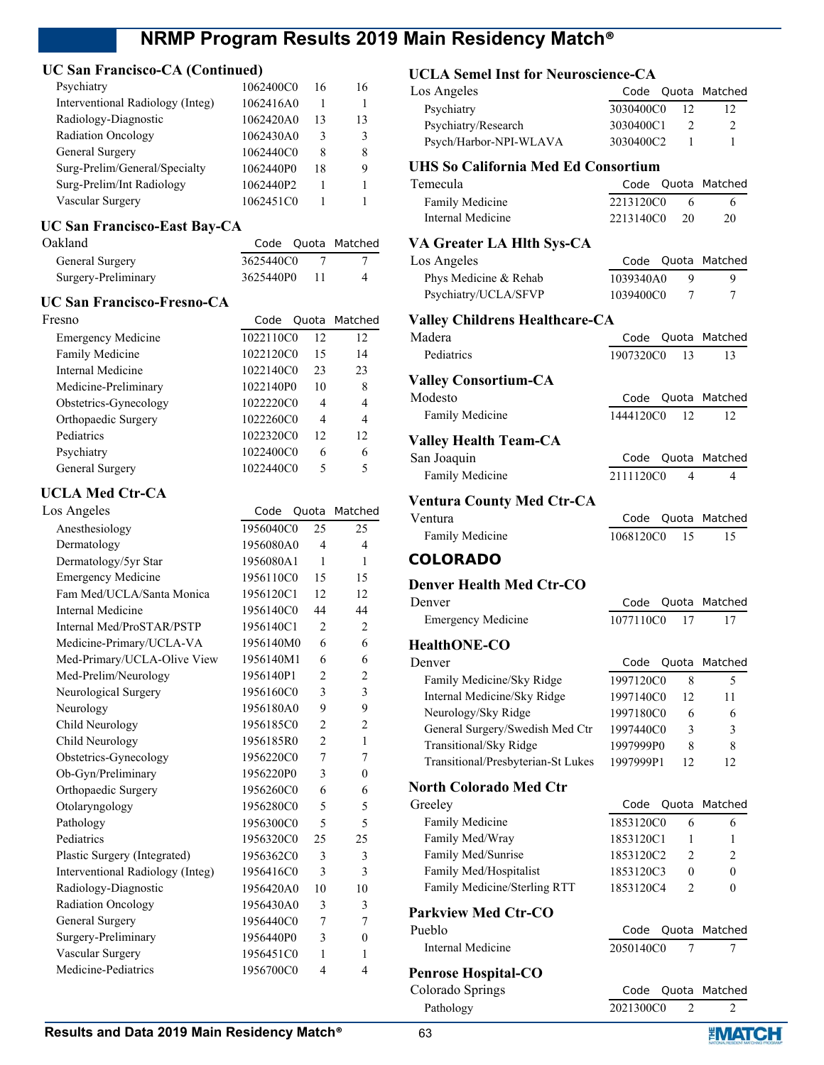### UC San Francisco-CA (Continued)

| Program | Code | Quota | Matched |
|---|---|---|---|
| Psychiatry | 1062400C0 | 16 | 16 |
| Interventional Radiology (Integ) | 1062416A0 | 1 | 1 |
| Radiology-Diagnostic | 1062420A0 | 13 | 13 |
| Radiation Oncology | 1062430A0 | 3 | 3 |
| General Surgery | 1062440C0 | 8 | 8 |
| Surg-Prelim/General/Specialty | 1062440P0 | 18 | 9 |
| Surg-Prelim/Int Radiology | 1062440P2 | 1 | 1 |
| Vascular Surgery | 1062451C0 | 1 | 1 |

### UC San Francisco-East Bay-CA

| Oakland | Code | Quota | Matched |
|---|---|---|---|
| General Surgery | 3625440C0 | 7 | 7 |
| Surgery-Preliminary | 3625440P0 | 11 | 4 |

### UC San Francisco-Fresno-CA

| Fresno | Code | Quota | Matched |
|---|---|---|---|
| Emergency Medicine | 1022110C0 | 12 | 12 |
| Family Medicine | 1022120C0 | 15 | 14 |
| Internal Medicine | 1022140C0 | 23 | 23 |
| Medicine-Preliminary | 1022140P0 | 10 | 8 |
| Obstetrics-Gynecology | 1022220C0 | 4 | 4 |
| Orthopaedic Surgery | 1022260C0 | 4 | 4 |
| Pediatrics | 1022320C0 | 12 | 12 |
| Psychiatry | 1022400C0 | 6 | 6 |
| General Surgery | 1022440C0 | 5 | 5 |

### UCLA Med Ctr-CA

| Los Angeles | Code | Quota | Matched |
|---|---|---|---|
| Anesthesiology | 1956040C0 | 25 | 25 |
| Dermatology | 1956080A0 | 4 | 4 |
| Dermatology/5yr Star | 1956080A1 | 1 | 1 |
| Emergency Medicine | 1956110C0 | 15 | 15 |
| Fam Med/UCLA/Santa Monica | 1956120C1 | 12 | 12 |
| Internal Medicine | 1956140C0 | 44 | 44 |
| Internal Med/ProSTAR/PSTP | 1956140C1 | 2 | 2 |
| Medicine-Primary/UCLA-VA | 1956140M0 | 6 | 6 |
| Med-Primary/UCLA-Olive View | 1956140M1 | 6 | 6 |
| Med-Prelim/Neurology | 1956140P1 | 2 | 2 |
| Neurological Surgery | 1956160C0 | 3 | 3 |
| Neurology | 1956180A0 | 9 | 9 |
| Child Neurology | 1956185C0 | 2 | 2 |
| Child Neurology | 1956185R0 | 2 | 1 |
| Obstetrics-Gynecology | 1956220C0 | 7 | 7 |
| Ob-Gyn/Preliminary | 1956220P0 | 3 | 0 |
| Orthopaedic Surgery | 1956260C0 | 6 | 6 |
| Otolaryngology | 1956280C0 | 5 | 5 |
| Pathology | 1956300C0 | 5 | 5 |
| Pediatrics | 1956320C0 | 25 | 25 |
| Plastic Surgery (Integrated) | 1956362C0 | 3 | 3 |
| Interventional Radiology (Integ) | 1956416C0 | 3 | 3 |
| Radiology-Diagnostic | 1956420A0 | 10 | 10 |
| Radiation Oncology | 1956430A0 | 3 | 3 |
| General Surgery | 1956440C0 | 7 | 7 |
| Surgery-Preliminary | 1956440P0 | 3 | 0 |
| Vascular Surgery | 1956451C0 | 1 | 1 |
| Medicine-Pediatrics | 1956700C0 | 4 | 4 |

### UCLA Semel Inst for Neuroscience-CA

| Los Angeles | Code | Quota | Matched |
|---|---|---|---|
| Psychiatry | 3030400C0 | 12 | 12 |
| Psychiatry/Research | 3030400C1 | 2 | 2 |
| Psych/Harbor-NPI-WLAVA | 3030400C2 | 1 | 1 |

### UHS So California Med Ed Consortium

| Temecula | Code | Quota | Matched |
|---|---|---|---|
| Family Medicine | 2213120C0 | 6 | 6 |
| Internal Medicine | 2213140C0 | 20 | 20 |

### VA Greater LA Hlth Sys-CA

| Los Angeles | Code | Quota | Matched |
|---|---|---|---|
| Phys Medicine & Rehab | 1039340A0 | 9 | 9 |
| Psychiatry/UCLA/SFVP | 1039400C0 | 7 | 7 |

### Valley Childrens Healthcare-CA

| Madera | Code | Quota | Matched |
|---|---|---|---|
| Pediatrics | 1907320C0 | 13 | 13 |

### Valley Consortium-CA

| Modesto | Code | Quota | Matched |
|---|---|---|---|
| Family Medicine | 1444120C0 | 12 | 12 |

### Valley Health Team-CA

| San Joaquin | Code | Quota | Matched |
|---|---|---|---|
| Family Medicine | 2111120C0 | 4 | 4 |

### Ventura County Med Ctr-CA

| Ventura | Code | Quota | Matched |
|---|---|---|---|
| Family Medicine | 1068120C0 | 15 | 15 |

## COLORADO

### Denver Health Med Ctr-CO

| Denver | Code | Quota | Matched |
|---|---|---|---|
| Emergency Medicine | 1077110C0 | 17 | 17 |

### HealthONE-CO

| Denver | Code | Quota | Matched |
|---|---|---|---|
| Family Medicine/Sky Ridge | 1997120C0 | 8 | 5 |
| Internal Medicine/Sky Ridge | 1997140C0 | 12 | 11 |
| Neurology/Sky Ridge | 1997180C0 | 6 | 6 |
| General Surgery/Swedish Med Ctr | 1997440C0 | 3 | 3 |
| Transitional/Sky Ridge | 1997999P0 | 8 | 8 |
| Transitional/Presbyterian-St Lukes | 1997999P1 | 12 | 12 |

### North Colorado Med Ctr

| Greeley | Code | Quota | Matched |
|---|---|---|---|
| Family Medicine | 1853120C0 | 6 | 6 |
| Family Med/Wray | 1853120C1 | 1 | 1 |
| Family Med/Sunrise | 1853120C2 | 2 | 2 |
| Family Med/Hospitalist | 1853120C3 | 0 | 0 |
| Family Medicine/Sterling RTT | 1853120C4 | 2 | 0 |

### Parkview Med Ctr-CO

| Pueblo | Code | Quota | Matched |
|---|---|---|---|
| Internal Medicine | 2050140C0 | 7 | 7 |

### Penrose Hospital-CO

| Colorado Springs | Code | Quota | Matched |
|---|---|---|---|
| Pathology | 2021300C0 | 2 | 2 |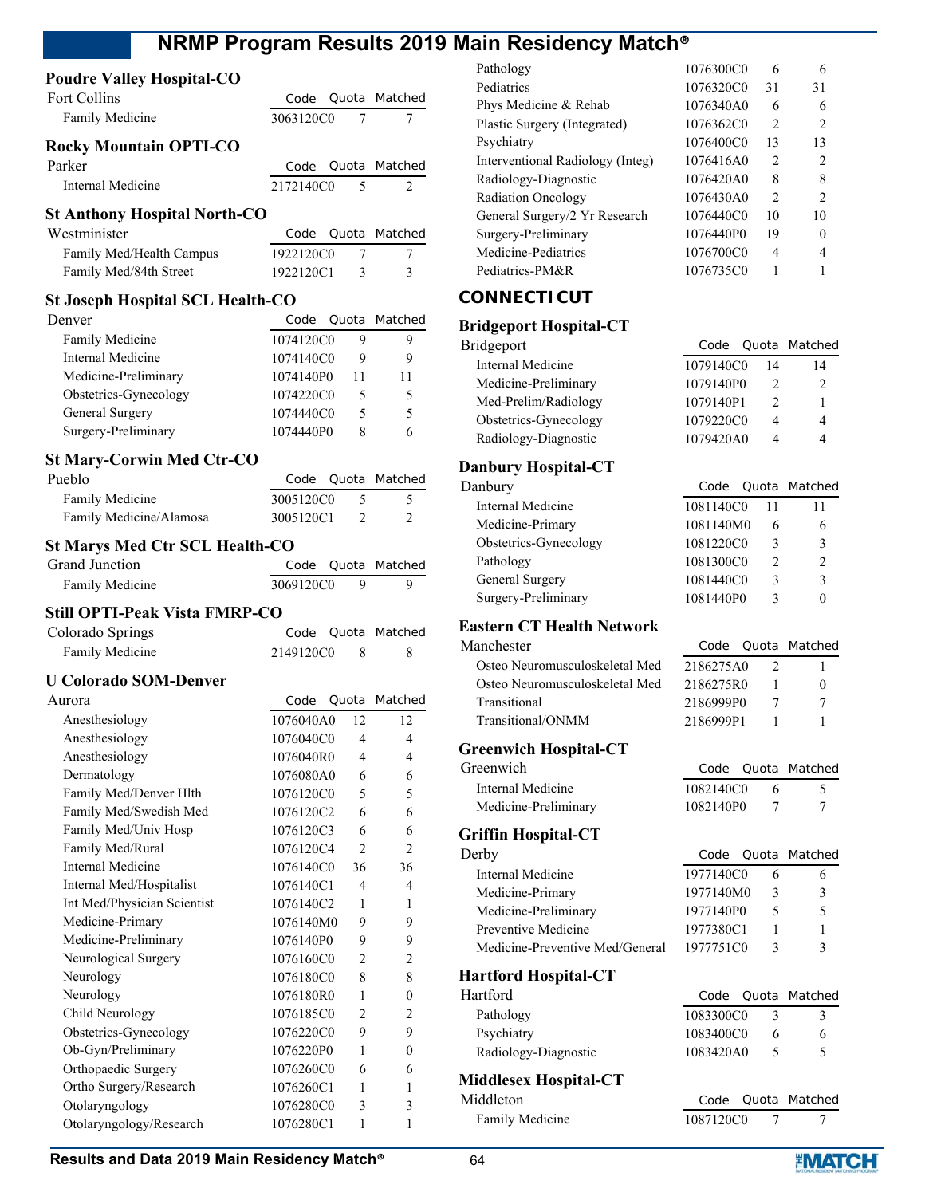### Poudre Valley Hospital-CO

| Fort Collins | Code | Quota | Matched |
|---|---|---|---|
| Family Medicine | 3063120C0 | 7 | 7 |

### Rocky Mountain OPTI-CO

| Parker | Code | Quota | Matched |
|---|---|---|---|
| Internal Medicine | 2172140C0 | 5 | 2 |

### St Anthony Hospital North-CO

| Westminister | Code | Quota | Matched |
|---|---|---|---|
| Family Med/Health Campus | 1922120C0 | 7 | 7 |
| Family Med/84th Street | 1922120C1 | 3 | 3 |

### St Joseph Hospital SCL Health-CO

| Denver | Code | Quota | Matched |
|---|---|---|---|
| Family Medicine | 1074120C0 | 9 | 9 |
| Internal Medicine | 1074140C0 | 9 | 9 |
| Medicine-Preliminary | 1074140P0 | 11 | 11 |
| Obstetrics-Gynecology | 1074220C0 | 5 | 5 |
| General Surgery | 1074440C0 | 5 | 5 |
| Surgery-Preliminary | 1074440P0 | 8 | 6 |

### St Mary-Corwin Med Ctr-CO

| Pueblo | Code | Quota | Matched |
|---|---|---|---|
| Family Medicine | 3005120C0 | 5 | 5 |
| Family Medicine/Alamosa | 3005120C1 | 2 | 2 |

### St Marys Med Ctr SCL Health-CO

| Grand Junction | Code | Quota | Matched |
|---|---|---|---|
| Family Medicine | 3069120C0 | 9 | 9 |

### Still OPTI-Peak Vista FMRP-CO

| Colorado Springs | Code | Quota | Matched |
|---|---|---|---|
| Family Medicine | 2149120C0 | 8 | 8 |

### U Colorado SOM-Denver

| Aurora | Code | Quota | Matched |
|---|---|---|---|
| Anesthesiology | 1076040A0 | 12 | 12 |
| Anesthesiology | 1076040C0 | 4 | 4 |
| Anesthesiology | 1076040R0 | 4 | 4 |
| Dermatology | 1076080A0 | 6 | 6 |
| Family Med/Denver Hlth | 1076120C0 | 5 | 5 |
| Family Med/Swedish Med | 1076120C2 | 6 | 6 |
| Family Med/Univ Hosp | 1076120C3 | 6 | 6 |
| Family Med/Rural | 1076120C4 | 2 | 2 |
| Internal Medicine | 1076140C0 | 36 | 36 |
| Internal Med/Hospitalist | 1076140C1 | 4 | 4 |
| Int Med/Physician Scientist | 1076140C2 | 1 | 1 |
| Medicine-Primary | 1076140M0 | 9 | 9 |
| Medicine-Preliminary | 1076140P0 | 9 | 9 |
| Neurological Surgery | 1076160C0 | 2 | 2 |
| Neurology | 1076180C0 | 8 | 8 |
| Neurology | 1076180R0 | 1 | 0 |
| Child Neurology | 1076185C0 | 2 | 2 |
| Obstetrics-Gynecology | 1076220C0 | 9 | 9 |
| Ob-Gyn/Preliminary | 1076220P0 | 1 | 0 |
| Orthopaedic Surgery | 1076260C0 | 6 | 6 |
| Ortho Surgery/Research | 1076260C1 | 1 | 1 |
| Otolaryngology | 1076280C0 | 3 | 3 |
| Otolaryngology/Research | 1076280C1 | 1 | 1 |
| Pathology | 1076300C0 | 6 | 6 |
| Pediatrics | 1076320C0 | 31 | 31 |
| Phys Medicine & Rehab | 1076340A0 | 6 | 6 |
| Plastic Surgery (Integrated) | 1076362C0 | 2 | 2 |
| Psychiatry | 1076400C0 | 13 | 13 |
| Interventional Radiology (Integ) | 1076416A0 | 2 | 2 |
| Radiology-Diagnostic | 1076420A0 | 8 | 8 |
| Radiation Oncology | 1076430A0 | 2 | 2 |
| General Surgery/2 Yr Research | 1076440C0 | 10 | 10 |
| Surgery-Preliminary | 1076440P0 | 19 | 0 |
| Medicine-Pediatrics | 1076700C0 | 4 | 4 |
| Pediatrics-PM&R | 1076735C0 | 1 | 1 |

## CONNECTICUT

### Bridgeport Hospital-CT

| Bridgeport | Code | Quota | Matched |
|---|---|---|---|
| Internal Medicine | 1079140C0 | 14 | 14 |
| Medicine-Preliminary | 1079140P0 | 2 | 2 |
| Med-Prelim/Radiology | 1079140P1 | 2 | 1 |
| Obstetrics-Gynecology | 1079220C0 | 4 | 4 |
| Radiology-Diagnostic | 1079420A0 | 4 | 4 |

### Danbury Hospital-CT

| Danbury | Code | Quota | Matched |
|---|---|---|---|
| Internal Medicine | 1081140C0 | 11 | 11 |
| Medicine-Primary | 1081140M0 | 6 | 6 |
| Obstetrics-Gynecology | 1081220C0 | 3 | 3 |
| Pathology | 1081300C0 | 2 | 2 |
| General Surgery | 1081440C0 | 3 | 3 |
| Surgery-Preliminary | 1081440P0 | 3 | 0 |

### Eastern CT Health Network

| Manchester | Code | Quota | Matched |
|---|---|---|---|
| Osteo Neuromusculoskeletal Med | 2186275A0 | 2 | 1 |
| Osteo Neuromusculoskeletal Med | 2186275R0 | 1 | 0 |
| Transitional | 2186999P0 | 7 | 7 |
| Transitional/ONMM | 2186999P1 | 1 | 1 |

### Greenwich Hospital-CT

| Greenwich | Code | Quota | Matched |
|---|---|---|---|
| Internal Medicine | 1082140C0 | 6 | 5 |
| Medicine-Preliminary | 1082140P0 | 7 | 7 |

### Griffin Hospital-CT

| Derby | Code | Quota | Matched |
|---|---|---|---|
| Internal Medicine | 1977140C0 | 6 | 6 |
| Medicine-Primary | 1977140M0 | 3 | 3 |
| Medicine-Preliminary | 1977140P0 | 5 | 5 |
| Preventive Medicine | 1977380C1 | 1 | 1 |
| Medicine-Preventive Med/General | 1977751C0 | 3 | 3 |

### Hartford Hospital-CT

| Hartford | Code | Quota | Matched |
|---|---|---|---|
| Pathology | 1083300C0 | 3 | 3 |
| Psychiatry | 1083400C0 | 6 | 6 |
| Radiology-Diagnostic | 1083420A0 | 5 | 5 |

### Middlesex Hospital-CT

| Middleton | Code | Quota | Matched |
|---|---|---|---|
| Family Medicine | 1087120C0 | 7 | 7 |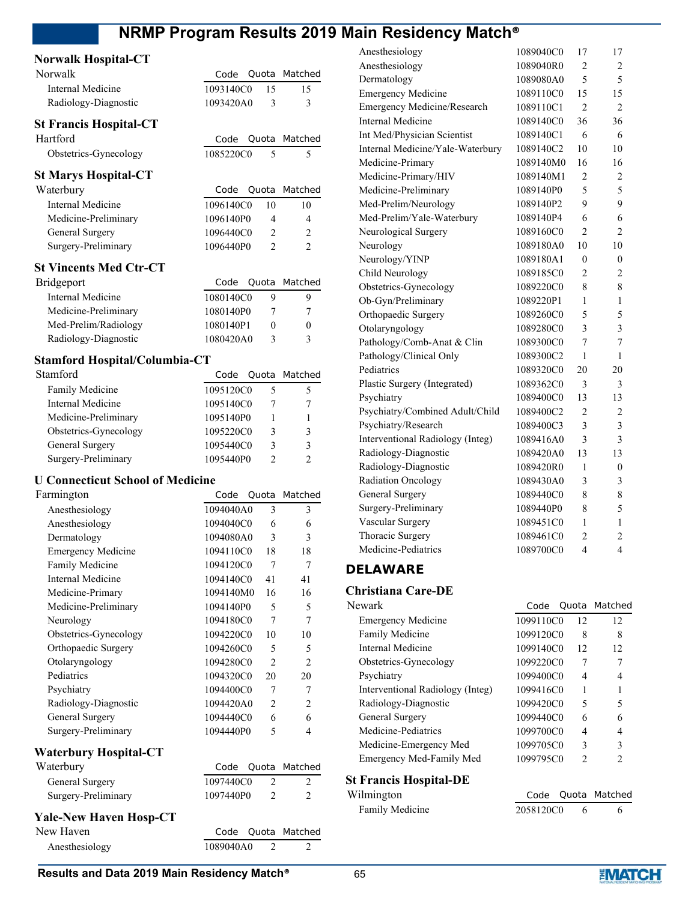## Norwalk Hospital-CT

| Norwalk | Code | Quota | Matched |
|---|---|---|---|
| Internal Medicine | 1093140C0 | 15 | 15 |
| Radiology-Diagnostic | 1093420A0 | 3 | 3 |

## St Francis Hospital-CT

| Hartford | Code | Quota | Matched |
|---|---|---|---|
| Obstetrics-Gynecology | 1085220C0 | 5 | 5 |

## St Marys Hospital-CT

| Waterbury | Code | Quota | Matched |
|---|---|---|---|
| Internal Medicine | 1096140C0 | 10 | 10 |
| Medicine-Preliminary | 1096140P0 | 4 | 4 |
| General Surgery | 1096440C0 | 2 | 2 |
| Surgery-Preliminary | 1096440P0 | 2 | 2 |

## St Vincents Med Ctr-CT

| Bridgeport | Code | Quota | Matched |
|---|---|---|---|
| Internal Medicine | 1080140C0 | 9 | 9 |
| Medicine-Preliminary | 1080140P0 | 7 | 7 |
| Med-Prelim/Radiology | 1080140P1 | 0 | 0 |
| Radiology-Diagnostic | 1080420A0 | 3 | 3 |

## Stamford Hospital/Columbia-CT

| Stamford | Code | Quota | Matched |
|---|---|---|---|
| Family Medicine | 1095120C0 | 5 | 5 |
| Internal Medicine | 1095140C0 | 7 | 7 |
| Medicine-Preliminary | 1095140P0 | 1 | 1 |
| Obstetrics-Gynecology | 1095220C0 | 3 | 3 |
| General Surgery | 1095440C0 | 3 | 3 |
| Surgery-Preliminary | 1095440P0 | 2 | 2 |

## U Connecticut School of Medicine

| Farmington | Code | Quota | Matched |
|---|---|---|---|
| Anesthesiology | 1094040A0 | 3 | 3 |
| Anesthesiology | 1094040C0 | 6 | 6 |
| Dermatology | 1094080A0 | 3 | 3 |
| Emergency Medicine | 1094110C0 | 18 | 18 |
| Family Medicine | 1094120C0 | 7 | 7 |
| Internal Medicine | 1094140C0 | 41 | 41 |
| Medicine-Primary | 1094140M0 | 16 | 16 |
| Medicine-Preliminary | 1094140P0 | 5 | 5 |
| Neurology | 1094180C0 | 7 | 7 |
| Obstetrics-Gynecology | 1094220C0 | 10 | 10 |
| Orthopaedic Surgery | 1094260C0 | 5 | 5 |
| Otolaryngology | 1094280C0 | 2 | 2 |
| Pediatrics | 1094320C0 | 20 | 20 |
| Psychiatry | 1094400C0 | 7 | 7 |
| Radiology-Diagnostic | 1094420A0 | 2 | 2 |
| General Surgery | 1094440C0 | 6 | 6 |
| Surgery-Preliminary | 1094440P0 | 5 | 4 |

## Waterbury Hospital-CT

| Waterbury | Code | Quota | Matched |
|---|---|---|---|
| General Surgery | 1097440C0 | 2 | 2 |
| Surgery-Preliminary | 1097440P0 | 2 | 2 |

## Yale-New Haven Hosp-CT

| New Haven | Code | Quota | Matched |
|---|---|---|---|
| Anesthesiology | 1089040A0 | 2 | 2 |
| Anesthesiology | 1089040C0 | 17 | 17 |
| Anesthesiology | 1089040R0 | 2 | 2 |
| Dermatology | 1089080A0 | 5 | 5 |
| Emergency Medicine | 1089110C0 | 15 | 15 |
| Emergency Medicine/Research | 1089110C1 | 2 | 2 |
| Internal Medicine | 1089140C0 | 36 | 36 |
| Int Med/Physician Scientist | 1089140C1 | 6 | 6 |
| Internal Medicine/Yale-Waterbury | 1089140C2 | 10 | 10 |
| Medicine-Primary | 1089140M0 | 16 | 16 |
| Medicine-Primary/HIV | 1089140M1 | 2 | 2 |
| Medicine-Preliminary | 1089140P0 | 5 | 5 |
| Med-Prelim/Neurology | 1089140P2 | 9 | 9 |
| Med-Prelim/Yale-Waterbury | 1089140P4 | 6 | 6 |
| Neurological Surgery | 1089160C0 | 2 | 2 |
| Neurology | 1089180A0 | 10 | 10 |
| Neurology/YINP | 1089180A1 | 0 | 0 |
| Child Neurology | 1089185C0 | 2 | 2 |
| Obstetrics-Gynecology | 1089220C0 | 8 | 8 |
| Ob-Gyn/Preliminary | 1089220P1 | 1 | 1 |
| Orthopaedic Surgery | 1089260C0 | 5 | 5 |
| Otolaryngology | 1089280C0 | 3 | 3 |
| Pathology/Comb-Anat & Clin | 1089300C0 | 7 | 7 |
| Pathology/Clinical Only | 1089300C2 | 1 | 1 |
| Pediatrics | 1089320C0 | 20 | 20 |
| Plastic Surgery (Integrated) | 1089362C0 | 3 | 3 |
| Psychiatry | 1089400C0 | 13 | 13 |
| Psychiatry/Combined Adult/Child | 1089400C2 | 2 | 2 |
| Psychiatry/Research | 1089400C3 | 3 | 3 |
| Interventional Radiology (Integ) | 1089416A0 | 3 | 3 |
| Radiology-Diagnostic | 1089420A0 | 13 | 13 |
| Radiology-Diagnostic | 1089420R0 | 1 | 0 |
| Radiation Oncology | 1089430A0 | 3 | 3 |
| General Surgery | 1089440C0 | 8 | 8 |
| Surgery-Preliminary | 1089440P0 | 8 | 5 |
| Vascular Surgery | 1089451C0 | 1 | 1 |
| Thoracic Surgery | 1089461C0 | 2 | 2 |
| Medicine-Pediatrics | 1089700C0 | 4 | 4 |

# DELAWARE

## Christiana Care-DE

| Newark | Code | Quota | Matched |
|---|---|---|---|
| Emergency Medicine | 1099110C0 | 12 | 12 |
| Family Medicine | 1099120C0 | 8 | 8 |
| Internal Medicine | 1099140C0 | 12 | 12 |
| Obstetrics-Gynecology | 1099220C0 | 7 | 7 |
| Psychiatry | 1099400C0 | 4 | 4 |
| Interventional Radiology (Integ) | 1099416C0 | 1 | 1 |
| Radiology-Diagnostic | 1099420C0 | 5 | 5 |
| General Surgery | 1099440C0 | 6 | 6 |
| Medicine-Pediatrics | 1099700C0 | 4 | 4 |
| Medicine-Emergency Med | 1099705C0 | 3 | 3 |
| Emergency Med-Family Med | 1099795C0 | 2 | 2 |

## St Francis Hospital-DE

| Wilmington | Code | Quota | Matched |
|---|---|---|---|
| Family Medicine | 2058120C0 | 6 | 6 |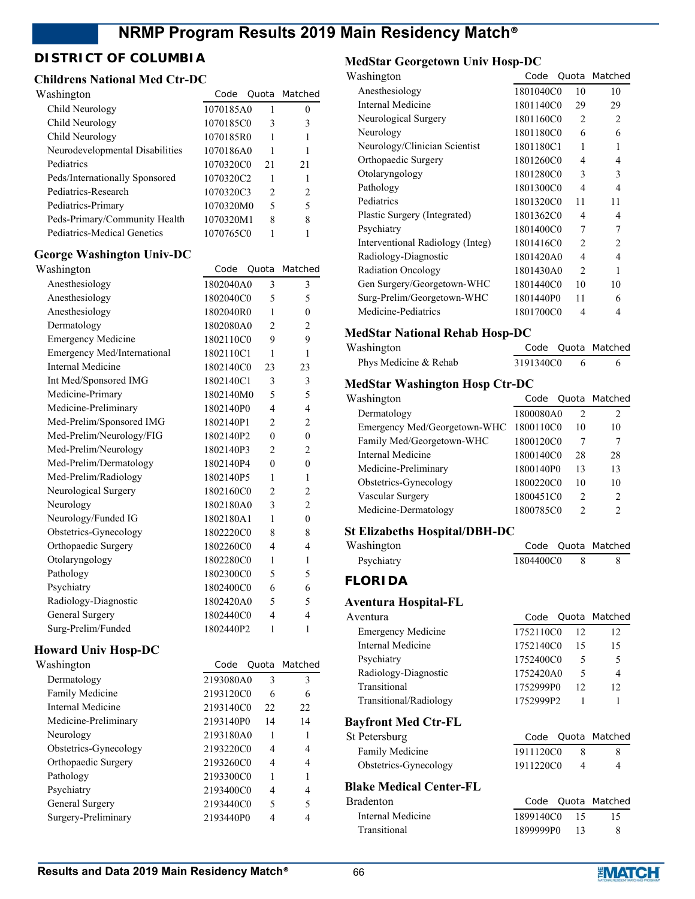## DISTRICT OF COLUMBIA

### Childrens National Med Ctr-DC

| Washington | Code | Quota | Matched |
|---|---|---|---|
| Child Neurology | 1070185A0 | 1 | 0 |
| Child Neurology | 1070185C0 | 3 | 3 |
| Child Neurology | 1070185R0 | 1 | 1 |
| Neurodevelopmental Disabilities | 1070186A0 | 1 | 1 |
| Pediatrics | 1070320C0 | 21 | 21 |
| Peds/Internationally Sponsored | 1070320C2 | 1 | 1 |
| Pediatrics-Research | 1070320C3 | 2 | 2 |
| Pediatrics-Primary | 1070320M0 | 5 | 5 |
| Peds-Primary/Community Health | 1070320M1 | 8 | 8 |
| Pediatrics-Medical Genetics | 1070765C0 | 1 | 1 |

### George Washington Univ-DC

| Washington | Code | Quota | Matched |
|---|---|---|---|
| Anesthesiology | 1802040A0 | 3 | 3 |
| Anesthesiology | 1802040C0 | 5 | 5 |
| Anesthesiology | 1802040R0 | 1 | 0 |
| Dermatology | 1802080A0 | 2 | 2 |
| Emergency Medicine | 1802110C0 | 9 | 9 |
| Emergency Med/International | 1802110C1 | 1 | 1 |
| Internal Medicine | 1802140C0 | 23 | 23 |
| Int Med/Sponsored IMG | 1802140C1 | 3 | 3 |
| Medicine-Primary | 1802140M0 | 5 | 5 |
| Medicine-Preliminary | 1802140P0 | 4 | 4 |
| Med-Prelim/Sponsored IMG | 1802140P1 | 2 | 2 |
| Med-Prelim/Neurology/FIG | 1802140P2 | 0 | 0 |
| Med-Prelim/Neurology | 1802140P3 | 2 | 2 |
| Med-Prelim/Dermatology | 1802140P4 | 0 | 0 |
| Med-Prelim/Radiology | 1802140P5 | 1 | 1 |
| Neurological Surgery | 1802160C0 | 2 | 2 |
| Neurology | 1802180A0 | 3 | 2 |
| Neurology/Funded IG | 1802180A1 | 1 | 0 |
| Obstetrics-Gynecology | 1802220C0 | 8 | 8 |
| Orthopaedic Surgery | 1802260C0 | 4 | 4 |
| Otolaryngology | 1802280C0 | 1 | 1 |
| Pathology | 1802300C0 | 5 | 5 |
| Psychiatry | 1802400C0 | 6 | 6 |
| Radiology-Diagnostic | 1802420A0 | 5 | 5 |
| General Surgery | 1802440C0 | 4 | 4 |
| Surg-Prelim/Funded | 1802440P2 | 1 | 1 |

### Howard Univ Hosp-DC

| Washington | Code | Quota | Matched |
|---|---|---|---|
| Dermatology | 2193080A0 | 3 | 3 |
| Family Medicine | 2193120C0 | 6 | 6 |
| Internal Medicine | 2193140C0 | 22 | 22 |
| Medicine-Preliminary | 2193140P0 | 14 | 14 |
| Neurology | 2193180A0 | 1 | 1 |
| Obstetrics-Gynecology | 2193220C0 | 4 | 4 |
| Orthopaedic Surgery | 2193260C0 | 4 | 4 |
| Pathology | 2193300C0 | 1 | 1 |
| Psychiatry | 2193400C0 | 4 | 4 |
| General Surgery | 2193440C0 | 5 | 5 |
| Surgery-Preliminary | 2193440P0 | 4 | 4 |

### MedStar Georgetown Univ Hosp-DC

| Washington | Code | Quota | Matched |
|---|---|---|---|
| Anesthesiology | 1801040C0 | 10 | 10 |
| Internal Medicine | 1801140C0 | 29 | 29 |
| Neurological Surgery | 1801160C0 | 2 | 2 |
| Neurology | 1801180C0 | 6 | 6 |
| Neurology/Clinician Scientist | 1801180C1 | 1 | 1 |
| Orthopaedic Surgery | 1801260C0 | 4 | 4 |
| Otolaryngology | 1801280C0 | 3 | 3 |
| Pathology | 1801300C0 | 4 | 4 |
| Pediatrics | 1801320C0 | 11 | 11 |
| Plastic Surgery (Integrated) | 1801362C0 | 4 | 4 |
| Psychiatry | 1801400C0 | 7 | 7 |
| Interventional Radiology (Integ) | 1801416C0 | 2 | 2 |
| Radiology-Diagnostic | 1801420A0 | 4 | 4 |
| Radiation Oncology | 1801430A0 | 2 | 1 |
| Gen Surgery/Georgetown-WHC | 1801440C0 | 10 | 10 |
| Surg-Prelim/Georgetown-WHC | 1801440P0 | 11 | 6 |
| Medicine-Pediatrics | 1801700C0 | 4 | 4 |

### MedStar National Rehab Hosp-DC

| Washington | Code | Quota | Matched |
|---|---|---|---|
| Phys Medicine & Rehab | 3191340C0 | 6 | 6 |

### MedStar Washington Hosp Ctr-DC

| Washington | Code | Quota | Matched |
|---|---|---|---|
| Dermatology | 1800080A0 | 2 | 2 |
| Emergency Med/Georgetown-WHC | 1800110C0 | 10 | 10 |
| Family Med/Georgetown-WHC | 1800120C0 | 7 | 7 |
| Internal Medicine | 1800140C0 | 28 | 28 |
| Medicine-Preliminary | 1800140P0 | 13 | 13 |
| Obstetrics-Gynecology | 1800220C0 | 10 | 10 |
| Vascular Surgery | 1800451C0 | 2 | 2 |
| Medicine-Dermatology | 1800785C0 | 2 | 2 |

### St Elizabeths Hospital/DBH-DC

| Washington | Code | Quota | Matched |
|---|---|---|---|
| Psychiatry | 1804400C0 | 8 | 8 |

## FLORIDA

### Aventura Hospital-FL

| Aventura | Code | Quota | Matched |
|---|---|---|---|
| Emergency Medicine | 1752110C0 | 12 | 12 |
| Internal Medicine | 1752140C0 | 15 | 15 |
| Psychiatry | 1752400C0 | 5 | 5 |
| Radiology-Diagnostic | 1752420A0 | 5 | 4 |
| Transitional | 1752999P0 | 12 | 12 |
| Transitional/Radiology | 1752999P2 | 1 | 1 |

### Bayfront Med Ctr-FL

| St Petersburg | Code | Quota | Matched |
|---|---|---|---|
| Family Medicine | 1911120C0 | 8 | 8 |
| Obstetrics-Gynecology | 1911220C0 | 4 | 4 |

### Blake Medical Center-FL

| Bradenton | Code | Quota | Matched |
|---|---|---|---|
| Internal Medicine | 1899140C0 | 15 | 15 |
| Transitional | 1899999P0 | 13 | 8 |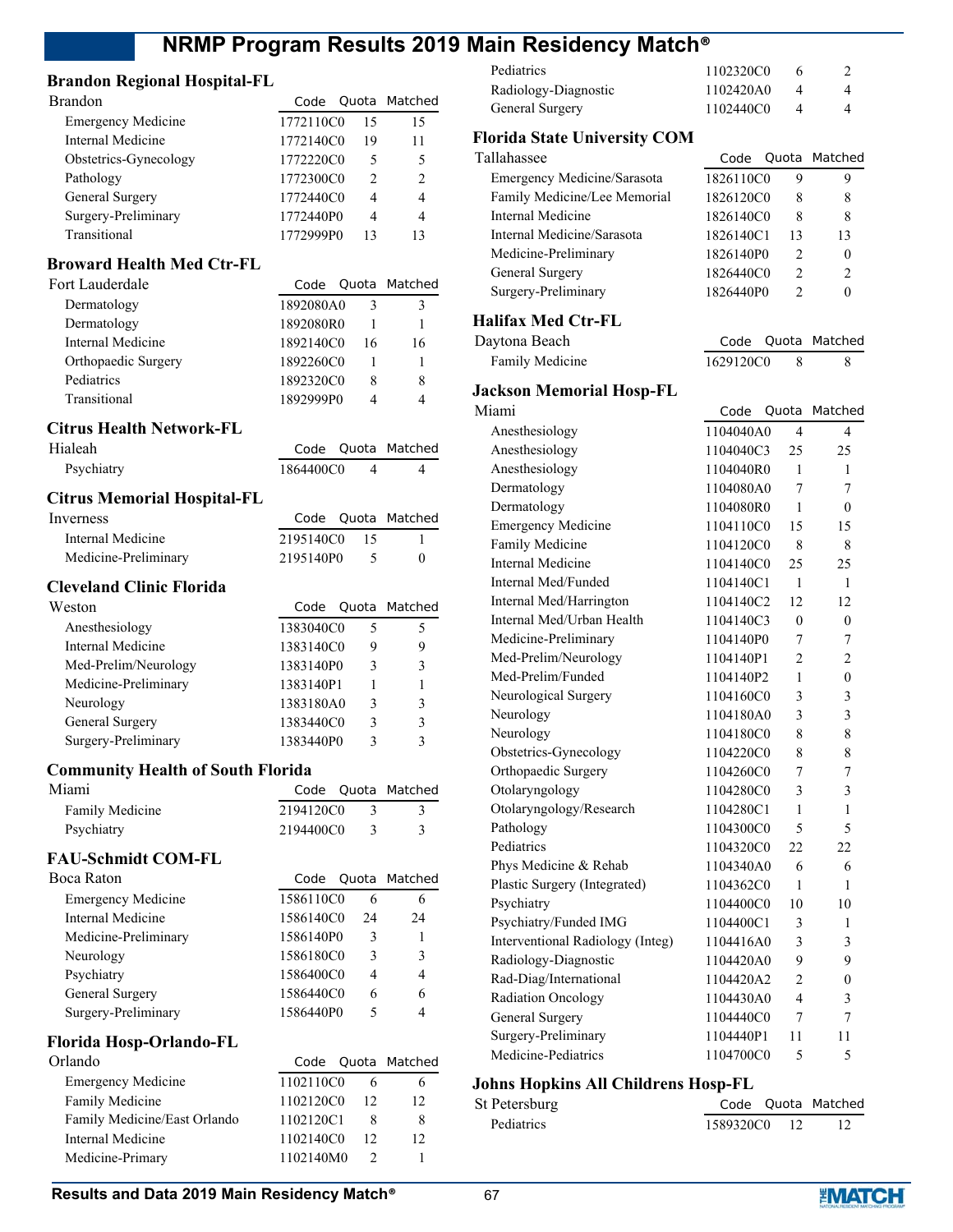## Brandon Regional Hospital-FL

| Brandon | Code | Quota | Matched |
|---|---|---|---|
| Emergency Medicine | 1772110C0 | 15 | 15 |
| Internal Medicine | 1772140C0 | 19 | 11 |
| Obstetrics-Gynecology | 1772220C0 | 5 | 5 |
| Pathology | 1772300C0 | 2 | 2 |
| General Surgery | 1772440C0 | 4 | 4 |
| Surgery-Preliminary | 1772440P0 | 4 | 4 |
| Transitional | 1772999P0 | 13 | 13 |

## Broward Health Med Ctr-FL

| Fort Lauderdale | Code | Quota | Matched |
|---|---|---|---|
| Dermatology | 1892080A0 | 3 | 3 |
| Dermatology | 1892080R0 | 1 | 1 |
| Internal Medicine | 1892140C0 | 16 | 16 |
| Orthopaedic Surgery | 1892260C0 | 1 | 1 |
| Pediatrics | 1892320C0 | 8 | 8 |
| Transitional | 1892999P0 | 4 | 4 |

## Citrus Health Network-FL

| Hialeah | Code | Quota | Matched |
|---|---|---|---|
| Psychiatry | 1864400C0 | 4 | 4 |

## Citrus Memorial Hospital-FL

| Inverness | Code | Quota | Matched |
|---|---|---|---|
| Internal Medicine | 2195140C0 | 15 | 1 |
| Medicine-Preliminary | 2195140P0 | 5 | 0 |

## Cleveland Clinic Florida

| Weston | Code | Quota | Matched |
|---|---|---|---|
| Anesthesiology | 1383040C0 | 5 | 5 |
| Internal Medicine | 1383140C0 | 9 | 9 |
| Med-Prelim/Neurology | 1383140P0 | 3 | 3 |
| Medicine-Preliminary | 1383140P1 | 1 | 1 |
| Neurology | 1383180A0 | 3 | 3 |
| General Surgery | 1383440C0 | 3 | 3 |
| Surgery-Preliminary | 1383440P0 | 3 | 3 |

## Community Health of South Florida

| Miami | Code | Quota | Matched |
|---|---|---|---|
| Family Medicine | 2194120C0 | 3 | 3 |
| Psychiatry | 2194400C0 | 3 | 3 |

## FAU-Schmidt COM-FL

| Boca Raton | Code | Quota | Matched |
|---|---|---|---|
| Emergency Medicine | 1586110C0 | 6 | 6 |
| Internal Medicine | 1586140C0 | 24 | 24 |
| Medicine-Preliminary | 1586140P0 | 3 | 1 |
| Neurology | 1586180C0 | 3 | 3 |
| Psychiatry | 1586400C0 | 4 | 4 |
| General Surgery | 1586440C0 | 6 | 6 |
| Surgery-Preliminary | 1586440P0 | 5 | 4 |

## Florida Hosp-Orlando-FL

| Orlando | Code | Quota | Matched |
|---|---|---|---|
| Emergency Medicine | 1102110C0 | 6 | 6 |
| Family Medicine | 1102120C0 | 12 | 12 |
| Family Medicine/East Orlando | 1102120C1 | 8 | 8 |
| Internal Medicine | 1102140C0 | 12 | 12 |
| Medicine-Primary | 1102140M0 | 2 | 1 |
| Pediatrics | 1102320C0 | 6 | 2 |
| Radiology-Diagnostic | 1102420A0 | 4 | 4 |
| General Surgery | 1102440C0 | 4 | 4 |

## Florida State University COM

| Tallahassee | Code | Quota | Matched |
|---|---|---|---|
| Emergency Medicine/Sarasota | 1826110C0 | 9 | 9 |
| Family Medicine/Lee Memorial | 1826120C0 | 8 | 8 |
| Internal Medicine | 1826140C0 | 8 | 8 |
| Internal Medicine/Sarasota | 1826140C1 | 13 | 13 |
| Medicine-Preliminary | 1826140P0 | 2 | 0 |
| General Surgery | 1826440C0 | 2 | 2 |
| Surgery-Preliminary | 1826440P0 | 2 | 0 |

## Halifax Med Ctr-FL

| Daytona Beach | Code | Quota | Matched |
|---|---|---|---|
| Family Medicine | 1629120C0 | 8 | 8 |

## Jackson Memorial Hosp-FL

| Miami | Code | Quota | Matched |
|---|---|---|---|
| Anesthesiology | 1104040A0 | 4 | 4 |
| Anesthesiology | 1104040C3 | 25 | 25 |
| Anesthesiology | 1104040R0 | 1 | 1 |
| Dermatology | 1104080A0 | 7 | 7 |
| Dermatology | 1104080R0 | 1 | 0 |
| Emergency Medicine | 1104110C0 | 15 | 15 |
| Family Medicine | 1104120C0 | 8 | 8 |
| Internal Medicine | 1104140C0 | 25 | 25 |
| Internal Med/Funded | 1104140C1 | 1 | 1 |
| Internal Med/Harrington | 1104140C2 | 12 | 12 |
| Internal Med/Urban Health | 1104140C3 | 0 | 0 |
| Medicine-Preliminary | 1104140P0 | 7 | 7 |
| Med-Prelim/Neurology | 1104140P1 | 2 | 2 |
| Med-Prelim/Funded | 1104140P2 | 1 | 0 |
| Neurological Surgery | 1104160C0 | 3 | 3 |
| Neurology | 1104180A0 | 3 | 3 |
| Neurology | 1104180C0 | 8 | 8 |
| Obstetrics-Gynecology | 1104220C0 | 8 | 8 |
| Orthopaedic Surgery | 1104260C0 | 7 | 7 |
| Otolaryngology | 1104280C0 | 3 | 3 |
| Otolaryngology/Research | 1104280C1 | 1 | 1 |
| Pathology | 1104300C0 | 5 | 5 |
| Pediatrics | 1104320C0 | 22 | 22 |
| Phys Medicine & Rehab | 1104340A0 | 6 | 6 |
| Plastic Surgery (Integrated) | 1104362C0 | 1 | 1 |
| Psychiatry | 1104400C0 | 10 | 10 |
| Psychiatry/Funded IMG | 1104400C1 | 3 | 1 |
| Interventional Radiology (Integ) | 1104416A0 | 3 | 3 |
| Radiology-Diagnostic | 1104420A0 | 9 | 9 |
| Rad-Diag/International | 1104420A2 | 2 | 0 |
| Radiation Oncology | 1104430A0 | 4 | 3 |
| General Surgery | 1104440C0 | 7 | 7 |
| Surgery-Preliminary | 1104440P1 | 11 | 11 |
| Medicine-Pediatrics | 1104700C0 | 5 | 5 |

## Johns Hopkins All Childrens Hosp-FL

| St Petersburg | Code | Quota | Matched |
|---|---|---|---|
| Pediatrics | 1589320C0 | 12 | 12 |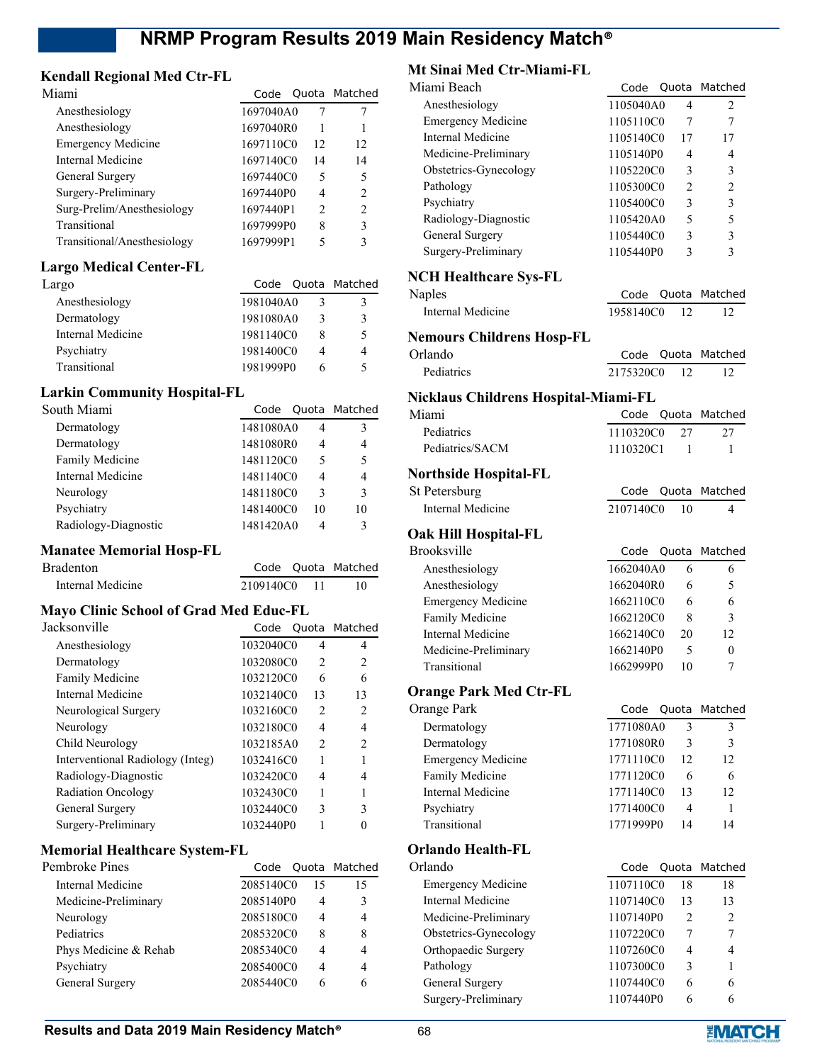### Kendall Regional Med Ctr-FL

| Miami | Code | Quota | Matched |
|---|---|---|---|
| Anesthesiology | 1697040A0 | 7 | 7 |
| Anesthesiology | 1697040R0 | 1 | 1 |
| Emergency Medicine | 1697110C0 | 12 | 12 |
| Internal Medicine | 1697140C0 | 14 | 14 |
| General Surgery | 1697440C0 | 5 | 5 |
| Surgery-Preliminary | 1697440P0 | 4 | 2 |
| Surg-Prelim/Anesthesiology | 1697440P1 | 2 | 2 |
| Transitional | 1697999P0 | 8 | 3 |
| Transitional/Anesthesiology | 1697999P1 | 5 | 3 |

### Largo Medical Center-FL

| Largo | Code | Quota | Matched |
|---|---|---|---|
| Anesthesiology | 1981040A0 | 3 | 3 |
| Dermatology | 1981080A0 | 3 | 3 |
| Internal Medicine | 1981140C0 | 8 | 5 |
| Psychiatry | 1981400C0 | 4 | 4 |
| Transitional | 1981999P0 | 6 | 5 |

### Larkin Community Hospital-FL

| South Miami | Code | Quota | Matched |
|---|---|---|---|
| Dermatology | 1481080A0 | 4 | 3 |
| Dermatology | 1481080R0 | 4 | 4 |
| Family Medicine | 1481120C0 | 5 | 5 |
| Internal Medicine | 1481140C0 | 4 | 4 |
| Neurology | 1481180C0 | 3 | 3 |
| Psychiatry | 1481400C0 | 10 | 10 |
| Radiology-Diagnostic | 1481420A0 | 4 | 3 |

### Manatee Memorial Hosp-FL

| Bradenton | Code | Quota | Matched |
|---|---|---|---|
| Internal Medicine | 2109140C0 | 11 | 10 |

### Mayo Clinic School of Grad Med Educ-FL

| Jacksonville | Code | Quota | Matched |
|---|---|---|---|
| Anesthesiology | 1032040C0 | 4 | 4 |
| Dermatology | 1032080C0 | 2 | 2 |
| Family Medicine | 1032120C0 | 6 | 6 |
| Internal Medicine | 1032140C0 | 13 | 13 |
| Neurological Surgery | 1032160C0 | 2 | 2 |
| Neurology | 1032180C0 | 4 | 4 |
| Child Neurology | 1032185A0 | 2 | 2 |
| Interventional Radiology (Integ) | 1032416C0 | 1 | 1 |
| Radiology-Diagnostic | 1032420C0 | 4 | 4 |
| Radiation Oncology | 1032430C0 | 1 | 1 |
| General Surgery | 1032440C0 | 3 | 3 |
| Surgery-Preliminary | 1032440P0 | 1 | 0 |

### Memorial Healthcare System-FL

| Pembroke Pines | Code | Quota | Matched |
|---|---|---|---|
| Internal Medicine | 2085140C0 | 15 | 15 |
| Medicine-Preliminary | 2085140P0 | 4 | 3 |
| Neurology | 2085180C0 | 4 | 4 |
| Pediatrics | 2085320C0 | 8 | 8 |
| Phys Medicine & Rehab | 2085340C0 | 4 | 4 |
| Psychiatry | 2085400C0 | 4 | 4 |
| General Surgery | 2085440C0 | 6 | 6 |

### Mt Sinai Med Ctr-Miami-FL

| Miami Beach | Code | Quota | Matched |
|---|---|---|---|
| Anesthesiology | 1105040A0 | 4 | 2 |
| Emergency Medicine | 1105110C0 | 7 | 7 |
| Internal Medicine | 1105140C0 | 17 | 17 |
| Medicine-Preliminary | 1105140P0 | 4 | 4 |
| Obstetrics-Gynecology | 1105220C0 | 3 | 3 |
| Pathology | 1105300C0 | 2 | 2 |
| Psychiatry | 1105400C0 | 3 | 3 |
| Radiology-Diagnostic | 1105420A0 | 5 | 5 |
| General Surgery | 1105440C0 | 3 | 3 |
| Surgery-Preliminary | 1105440P0 | 3 | 3 |

### NCH Healthcare Sys-FL

| Naples | Code | Quota | Matched |
|---|---|---|---|
| Internal Medicine | 1958140C0 | 12 | 12 |

### Nemours Childrens Hosp-FL

| Orlando | Code | Quota | Matched |
|---|---|---|---|
| Pediatrics | 2175320C0 | 12 | 12 |

### Nicklaus Childrens Hospital-Miami-FL

| Miami | Code | Quota | Matched |
|---|---|---|---|
| Pediatrics | 1110320C0 | 27 | 27 |
| Pediatrics/SACM | 1110320C1 | 1 | 1 |

### Northside Hospital-FL

| St Petersburg | Code | Quota | Matched |
|---|---|---|---|
| Internal Medicine | 2107140C0 | 10 | 4 |

### Oak Hill Hospital-FL

| Brooksville | Code | Quota | Matched |
|---|---|---|---|
| Anesthesiology | 1662040A0 | 6 | 6 |
| Anesthesiology | 1662040R0 | 6 | 5 |
| Emergency Medicine | 1662110C0 | 6 | 6 |
| Family Medicine | 1662120C0 | 8 | 3 |
| Internal Medicine | 1662140C0 | 20 | 12 |
| Medicine-Preliminary | 1662140P0 | 5 | 0 |
| Transitional | 1662999P0 | 10 | 7 |

### Orange Park Med Ctr-FL

| Orange Park | Code | Quota | Matched |
|---|---|---|---|
| Dermatology | 1771080A0 | 3 | 3 |
| Dermatology | 1771080R0 | 3 | 3 |
| Emergency Medicine | 1771110C0 | 12 | 12 |
| Family Medicine | 1771120C0 | 6 | 6 |
| Internal Medicine | 1771140C0 | 13 | 12 |
| Psychiatry | 1771400C0 | 4 | 1 |
| Transitional | 1771999P0 | 14 | 14 |

### Orlando Health-FL

| Orlando | Code | Quota | Matched |
|---|---|---|---|
| Emergency Medicine | 1107110C0 | 18 | 18 |
| Internal Medicine | 1107140C0 | 13 | 13 |
| Medicine-Preliminary | 1107140P0 | 2 | 2 |
| Obstetrics-Gynecology | 1107220C0 | 7 | 7 |
| Orthopaedic Surgery | 1107260C0 | 4 | 4 |
| Pathology | 1107300C0 | 3 | 1 |
| General Surgery | 1107440C0 | 6 | 6 |
| Surgery-Preliminary | 1107440P0 | 6 | 6 |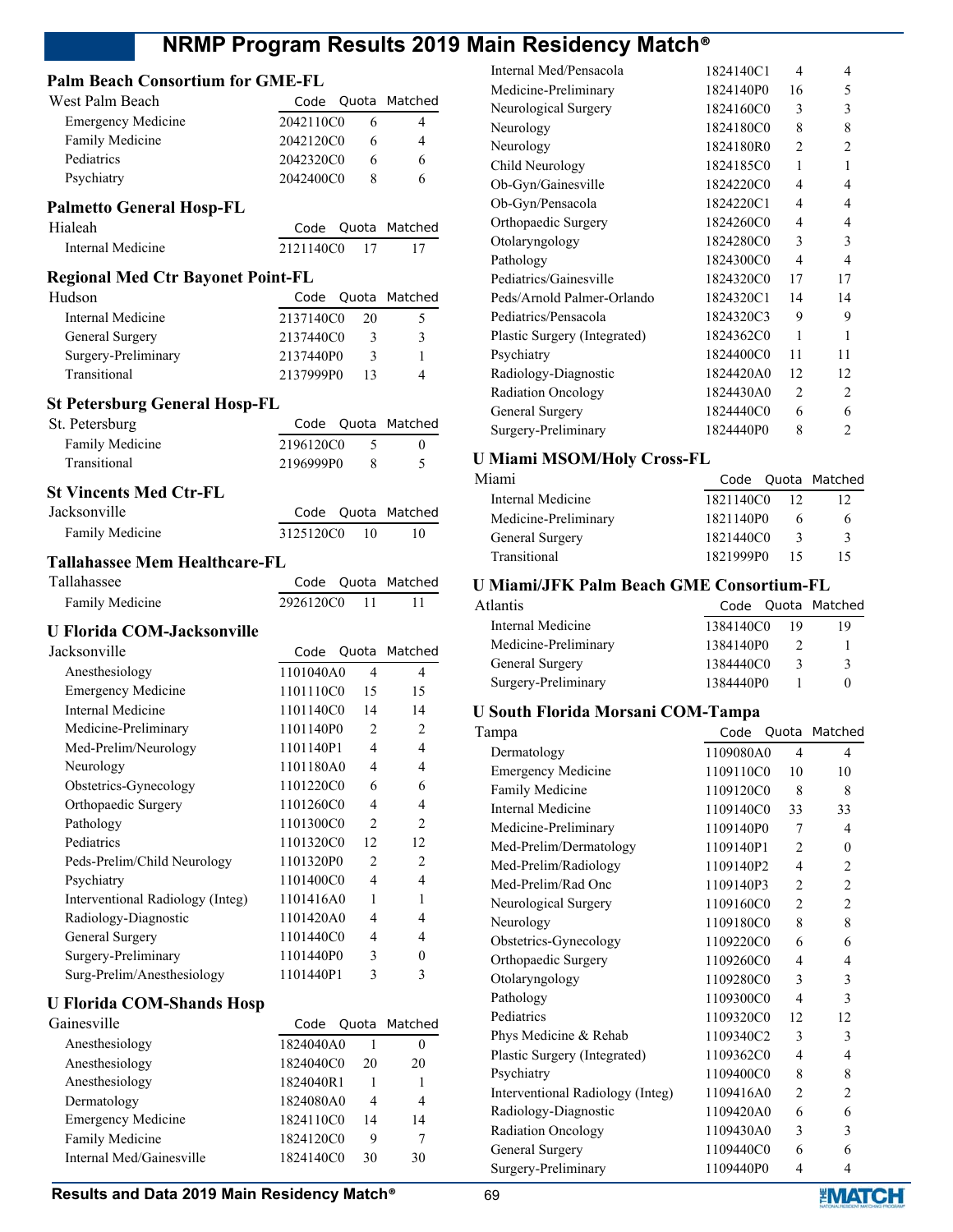## Palm Beach Consortium for GME-FL

| West Palm Beach | Code | Quota | Matched |
|---|---|---|---|
| Emergency Medicine | 2042110C0 | 6 | 4 |
| Family Medicine | 2042120C0 | 6 | 4 |
| Pediatrics | 2042320C0 | 6 | 6 |
| Psychiatry | 2042400C0 | 8 | 6 |

## Palmetto General Hosp-FL

| Hialeah | Code | Quota | Matched |
|---|---|---|---|
| Internal Medicine | 2121140C0 | 17 | 17 |

## Regional Med Ctr Bayonet Point-FL

| Hudson | Code | Quota | Matched |
|---|---|---|---|
| Internal Medicine | 2137140C0 | 20 | 5 |
| General Surgery | 2137440C0 | 3 | 3 |
| Surgery-Preliminary | 2137440P0 | 3 | 1 |
| Transitional | 2137999P0 | 13 | 4 |

## St Petersburg General Hosp-FL

| St. Petersburg | Code | Quota | Matched |
|---|---|---|---|
| Family Medicine | 2196120C0 | 5 | 0 |
| Transitional | 2196999P0 | 8 | 5 |

## St Vincents Med Ctr-FL

| Jacksonville | Code | Quota | Matched |
|---|---|---|---|
| Family Medicine | 3125120C0 | 10 | 10 |

## Tallahassee Mem Healthcare-FL

| Tallahassee | Code | Quota | Matched |
|---|---|---|---|
| Family Medicine | 2926120C0 | 11 | 11 |

## U Florida COM-Jacksonville

| Jacksonville | Code | Quota | Matched |
|---|---|---|---|
| Anesthesiology | 1101040A0 | 4 | 4 |
| Emergency Medicine | 1101110C0 | 15 | 15 |
| Internal Medicine | 1101140C0 | 14 | 14 |
| Medicine-Preliminary | 1101140P0 | 2 | 2 |
| Med-Prelim/Neurology | 1101140P1 | 4 | 4 |
| Neurology | 1101180A0 | 4 | 4 |
| Obstetrics-Gynecology | 1101220C0 | 6 | 6 |
| Orthopaedic Surgery | 1101260C0 | 4 | 4 |
| Pathology | 1101300C0 | 2 | 2 |
| Pediatrics | 1101320C0 | 12 | 12 |
| Peds-Prelim/Child Neurology | 1101320P0 | 2 | 2 |
| Psychiatry | 1101400C0 | 4 | 4 |
| Interventional Radiology (Integ) | 1101416A0 | 1 | 1 |
| Radiology-Diagnostic | 1101420A0 | 4 | 4 |
| General Surgery | 1101440C0 | 4 | 4 |
| Surgery-Preliminary | 1101440P0 | 3 | 0 |
| Surg-Prelim/Anesthesiology | 1101440P1 | 3 | 3 |

## U Florida COM-Shands Hosp

| Gainesville | Code | Quota | Matched |
|---|---|---|---|
| Anesthesiology | 1824040A0 | 1 | 0 |
| Anesthesiology | 1824040C0 | 20 | 20 |
| Anesthesiology | 1824040R1 | 1 | 1 |
| Dermatology | 1824080A0 | 4 | 4 |
| Emergency Medicine | 1824110C0 | 14 | 14 |
| Family Medicine | 1824120C0 | 9 | 7 |
| Internal Med/Gainesville | 1824140C0 | 30 | 30 |
| Internal Med/Pensacola | 1824140C1 | 4 | 4 |
| Medicine-Preliminary | 1824140P0 | 16 | 5 |
| Neurological Surgery | 1824160C0 | 3 | 3 |
| Neurology | 1824180C0 | 8 | 8 |
| Neurology | 1824180R0 | 2 | 2 |
| Child Neurology | 1824185C0 | 1 | 1 |
| Ob-Gyn/Gainesville | 1824220C0 | 4 | 4 |
| Ob-Gyn/Pensacola | 1824220C1 | 4 | 4 |
| Orthopaedic Surgery | 1824260C0 | 4 | 4 |
| Otolaryngology | 1824280C0 | 3 | 3 |
| Pathology | 1824300C0 | 4 | 4 |
| Pediatrics/Gainesville | 1824320C0 | 17 | 17 |
| Peds/Arnold Palmer-Orlando | 1824320C1 | 14 | 14 |
| Pediatrics/Pensacola | 1824320C3 | 9 | 9 |
| Plastic Surgery (Integrated) | 1824362C0 | 1 | 1 |
| Psychiatry | 1824400C0 | 11 | 11 |
| Radiology-Diagnostic | 1824420A0 | 12 | 12 |
| Radiation Oncology | 1824430A0 | 2 | 2 |
| General Surgery | 1824440C0 | 6 | 6 |
| Surgery-Preliminary | 1824440P0 | 8 | 2 |

## U Miami MSOM/Holy Cross-FL

| Miami | Code | Quota | Matched |
|---|---|---|---|
| Internal Medicine | 1821140C0 | 12 | 12 |
| Medicine-Preliminary | 1821140P0 | 6 | 6 |
| General Surgery | 1821440C0 | 3 | 3 |
| Transitional | 1821999P0 | 15 | 15 |

## U Miami/JFK Palm Beach GME Consortium-FL

| Atlantis | Code | Quota | Matched |
|---|---|---|---|
| Internal Medicine | 1384140C0 | 19 | 19 |
| Medicine-Preliminary | 1384140P0 | 2 | 1 |
| General Surgery | 1384440C0 | 3 | 3 |
| Surgery-Preliminary | 1384440P0 | 1 | 0 |

## U South Florida Morsani COM-Tampa

| Tampa | Code | Quota | Matched |
|---|---|---|---|
| Dermatology | 1109080A0 | 4 | 4 |
| Emergency Medicine | 1109110C0 | 10 | 10 |
| Family Medicine | 1109120C0 | 8 | 8 |
| Internal Medicine | 1109140C0 | 33 | 33 |
| Medicine-Preliminary | 1109140P0 | 7 | 4 |
| Med-Prelim/Dermatology | 1109140P1 | 2 | 0 |
| Med-Prelim/Radiology | 1109140P2 | 4 | 2 |
| Med-Prelim/Rad Onc | 1109140P3 | 2 | 2 |
| Neurological Surgery | 1109160C0 | 2 | 2 |
| Neurology | 1109180C0 | 8 | 8 |
| Obstetrics-Gynecology | 1109220C0 | 6 | 6 |
| Orthopaedic Surgery | 1109260C0 | 4 | 4 |
| Otolaryngology | 1109280C0 | 3 | 3 |
| Pathology | 1109300C0 | 4 | 3 |
| Pediatrics | 1109320C0 | 12 | 12 |
| Phys Medicine & Rehab | 1109340C2 | 3 | 3 |
| Plastic Surgery (Integrated) | 1109362C0 | 4 | 4 |
| Psychiatry | 1109400C0 | 8 | 8 |
| Interventional Radiology (Integ) | 1109416A0 | 2 | 2 |
| Radiology-Diagnostic | 1109420A0 | 6 | 6 |
| Radiation Oncology | 1109430A0 | 3 | 3 |
| General Surgery | 1109440C0 | 6 | 6 |
| Surgery-Preliminary | 1109440P0 | 4 | 4 |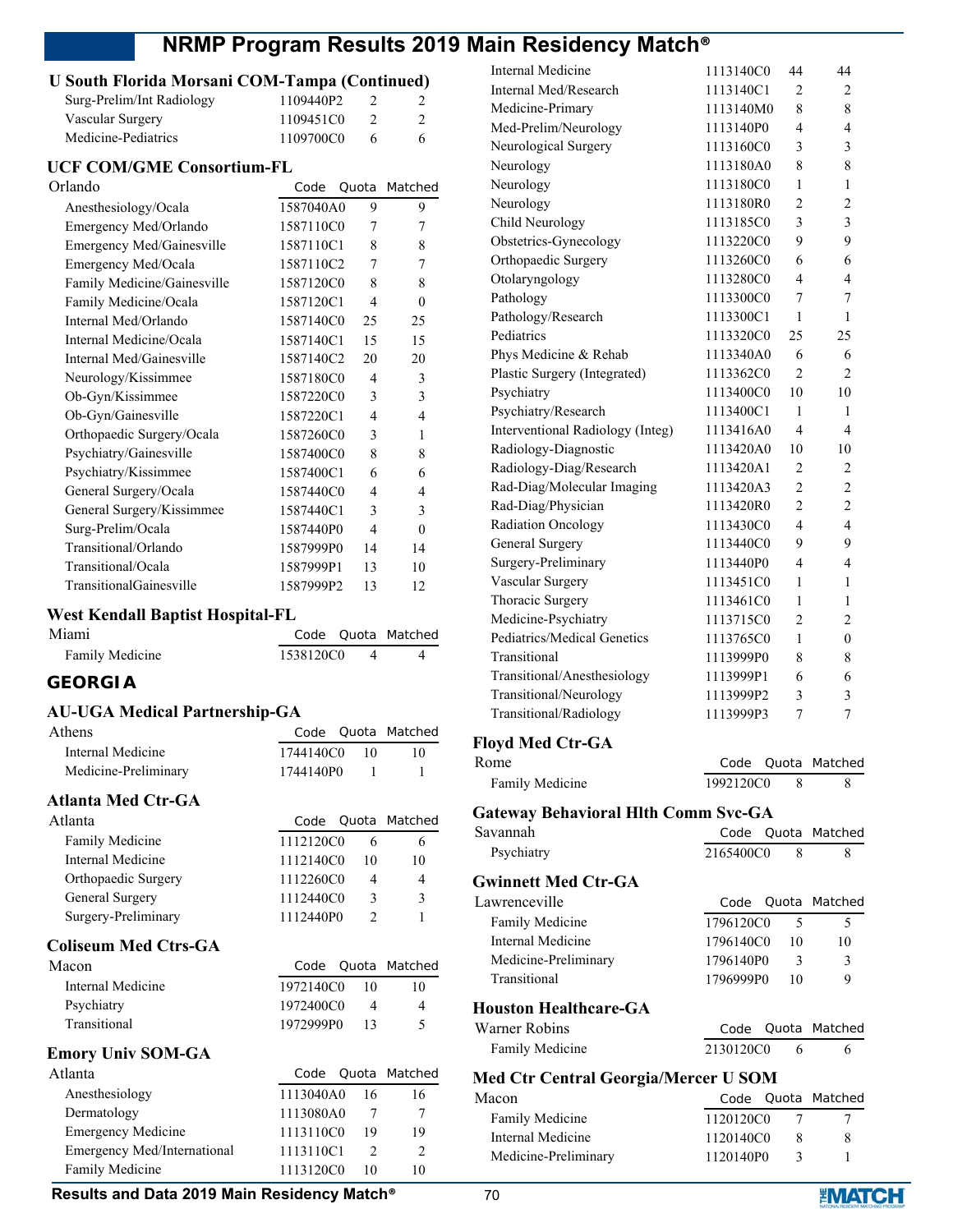## U South Florida Morsani COM-Tampa (Continued)

| | Code | Quota | Matched |
|---|---|---|---|
| Surg-Prelim/Int Radiology | 1109440P2 | 2 | 2 |
| Vascular Surgery | 1109451C0 | 2 | 2 |
| Medicine-Pediatrics | 1109700C0 | 6 | 6 |

## UCF COM/GME Consortium-FL

| Orlando | Code | Quota | Matched |
|---|---|---|---|
| Anesthesiology/Ocala | 1587040A0 | 9 | 9 |
| Emergency Med/Orlando | 1587110C0 | 7 | 7 |
| Emergency Med/Gainesville | 1587110C1 | 8 | 8 |
| Emergency Med/Ocala | 1587110C2 | 7 | 7 |
| Family Medicine/Gainesville | 1587120C0 | 8 | 8 |
| Family Medicine/Ocala | 1587120C1 | 4 | 0 |
| Internal Med/Orlando | 1587140C0 | 25 | 25 |
| Internal Medicine/Ocala | 1587140C1 | 15 | 15 |
| Internal Med/Gainesville | 1587140C2 | 20 | 20 |
| Neurology/Kissimmee | 1587180C0 | 4 | 3 |
| Ob-Gyn/Kissimmee | 1587220C0 | 3 | 3 |
| Ob-Gyn/Gainesville | 1587220C1 | 4 | 4 |
| Orthopaedic Surgery/Ocala | 1587260C0 | 3 | 1 |
| Psychiatry/Gainesville | 1587400C0 | 8 | 8 |
| Psychiatry/Kissimmee | 1587400C1 | 6 | 6 |
| General Surgery/Ocala | 1587440C0 | 4 | 4 |
| General Surgery/Kissimmee | 1587440C1 | 3 | 3 |
| Surg-Prelim/Ocala | 1587440P0 | 4 | 0 |
| Transitional/Orlando | 1587999P0 | 14 | 14 |
| Transitional/Ocala | 1587999P1 | 13 | 10 |
| TransitionalGainesville | 1587999P2 | 13 | 12 |

## West Kendall Baptist Hospital-FL

| Miami | Code | Quota | Matched |
|---|---|---|---|
| Family Medicine | 1538120C0 | 4 | 4 |

# GEORGIA

## AU-UGA Medical Partnership-GA

| Athens | Code | Quota | Matched |
|---|---|---|---|
| Internal Medicine | 1744140C0 | 10 | 10 |
| Medicine-Preliminary | 1744140P0 | 1 | 1 |

## Atlanta Med Ctr-GA

| Atlanta | Code | Quota | Matched |
|---|---|---|---|
| Family Medicine | 1112120C0 | 6 | 6 |
| Internal Medicine | 1112140C0 | 10 | 10 |
| Orthopaedic Surgery | 1112260C0 | 4 | 4 |
| General Surgery | 1112440C0 | 3 | 3 |
| Surgery-Preliminary | 1112440P0 | 2 | 1 |

## Coliseum Med Ctrs-GA

| Macon | Code | Quota | Matched |
|---|---|---|---|
| Internal Medicine | 1972140C0 | 10 | 10 |
| Psychiatry | 1972400C0 | 4 | 4 |
| Transitional | 1972999P0 | 13 | 5 |

## Emory Univ SOM-GA

| Atlanta | Code | Quota | Matched |
|---|---|---|---|
| Anesthesiology | 1113040A0 | 16 | 16 |
| Dermatology | 1113080A0 | 7 | 7 |
| Emergency Medicine | 1113110C0 | 19 | 19 |
| Emergency Med/International | 1113110C1 | 2 | 2 |
| Family Medicine | 1113120C0 | 10 | 10 |
| Internal Medicine | 1113140C0 | 44 | 44 |
| Internal Med/Research | 1113140C1 | 2 | 2 |
| Medicine-Primary | 1113140M0 | 8 | 8 |
| Med-Prelim/Neurology | 1113140P0 | 4 | 4 |
| Neurological Surgery | 1113160C0 | 3 | 3 |
| Neurology | 1113180A0 | 8 | 8 |
| Neurology | 1113180C0 | 1 | 1 |
| Neurology | 1113180R0 | 2 | 2 |
| Child Neurology | 1113185C0 | 3 | 3 |
| Obstetrics-Gynecology | 1113220C0 | 9 | 9 |
| Orthopaedic Surgery | 1113260C0 | 6 | 6 |
| Otolaryngology | 1113280C0 | 4 | 4 |
| Pathology | 1113300C0 | 7 | 7 |
| Pathology/Research | 1113300C1 | 1 | 1 |
| Pediatrics | 1113320C0 | 25 | 25 |
| Phys Medicine & Rehab | 1113340A0 | 6 | 6 |
| Plastic Surgery (Integrated) | 1113362C0 | 2 | 2 |
| Psychiatry | 1113400C0 | 10 | 10 |
| Psychiatry/Research | 1113400C1 | 1 | 1 |
| Interventional Radiology (Integ) | 1113416A0 | 4 | 4 |
| Radiology-Diagnostic | 1113420A0 | 10 | 10 |
| Radiology-Diag/Research | 1113420A1 | 2 | 2 |
| Rad-Diag/Molecular Imaging | 1113420A3 | 2 | 2 |
| Rad-Diag/Physician | 1113420R0 | 2 | 2 |
| Radiation Oncology | 1113430C0 | 4 | 4 |
| General Surgery | 1113440C0 | 9 | 9 |
| Surgery-Preliminary | 1113440P0 | 4 | 4 |
| Vascular Surgery | 1113451C0 | 1 | 1 |
| Thoracic Surgery | 1113461C0 | 1 | 1 |
| Medicine-Psychiatry | 1113715C0 | 2 | 2 |
| Pediatrics/Medical Genetics | 1113765C0 | 1 | 0 |
| Transitional | 1113999P0 | 8 | 8 |
| Transitional/Anesthesiology | 1113999P1 | 6 | 6 |
| Transitional/Neurology | 1113999P2 | 3 | 3 |
| Transitional/Radiology | 1113999P3 | 7 | 7 |

## Floyd Med Ctr-GA

| Rome | Code | Quota | Matched |
|---|---|---|---|
| Family Medicine | 1992120C0 | 8 | 8 |

## Gateway Behavioral Hlth Comm Svc-GA

| Savannah | Code | Quota | Matched |
|---|---|---|---|
| Psychiatry | 2165400C0 | 8 | 8 |

## Gwinnett Med Ctr-GA

| Lawrenceville | Code | Quota | Matched |
|---|---|---|---|
| Family Medicine | 1796120C0 | 5 | 5 |
| Internal Medicine | 1796140C0 | 10 | 10 |
| Medicine-Preliminary | 1796140P0 | 3 | 3 |
| Transitional | 1796999P0 | 10 | 9 |

## Houston Healthcare-GA

| Warner Robins | Code | Quota | Matched |
|---|---|---|---|
| Family Medicine | 2130120C0 | 6 | 6 |

## Med Ctr Central Georgia/Mercer U SOM

| Macon | Code | Quota | Matched |
|---|---|---|---|
| Family Medicine | 1120120C0 | 7 | 7 |
| Internal Medicine | 1120140C0 | 8 | 8 |
| Medicine-Preliminary | 1120140P0 | 3 | 1 |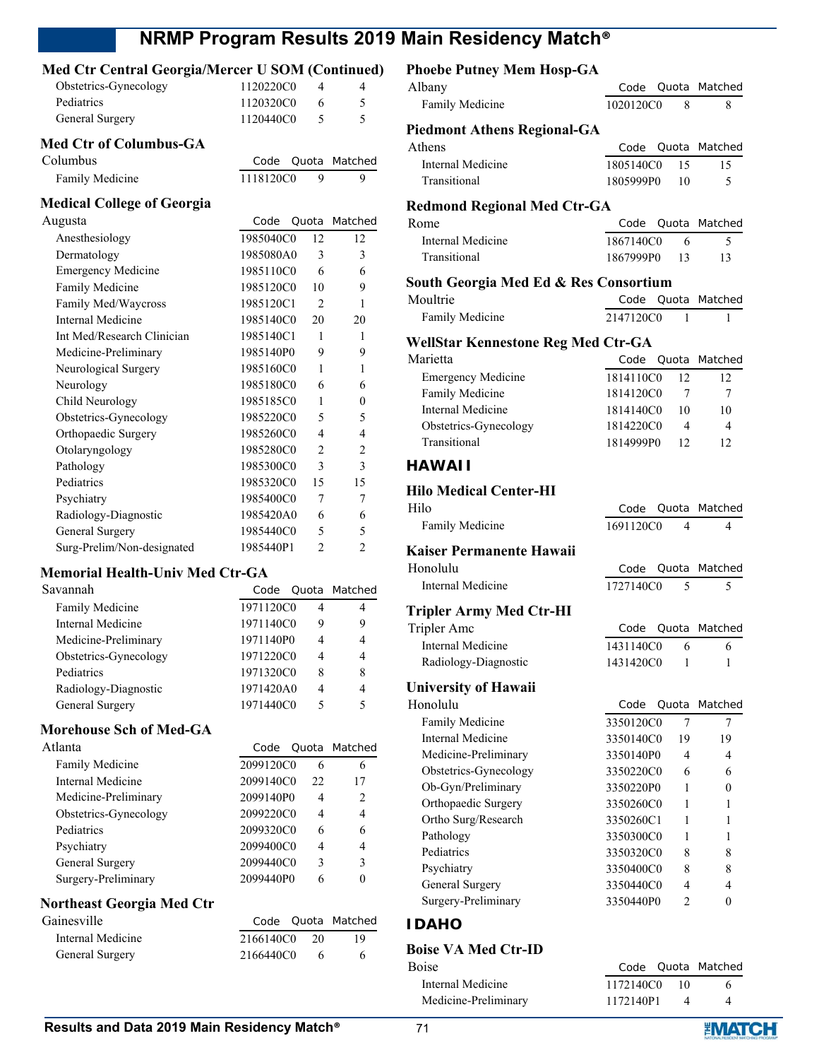### Med Ctr Central Georgia/Mercer U SOM (Continued)

| | Code | Quota | Matched |
|---|---|---|---|
| Obstetrics-Gynecology | 1120220C0 | 4 | 4 |
| Pediatrics | 1120320C0 | 6 | 5 |
| General Surgery | 1120440C0 | 5 | 5 |

### Med Ctr of Columbus-GA

| Columbus | Code | Quota | Matched |
|---|---|---|---|
| Family Medicine | 1118120C0 | 9 | 9 |

### Medical College of Georgia

| Augusta | Code | Quota | Matched |
|---|---|---|---|
| Anesthesiology | 1985040C0 | 12 | 12 |
| Dermatology | 1985080A0 | 3 | 3 |
| Emergency Medicine | 1985110C0 | 6 | 6 |
| Family Medicine | 1985120C0 | 10 | 9 |
| Family Med/Waycross | 1985120C1 | 2 | 1 |
| Internal Medicine | 1985140C0 | 20 | 20 |
| Int Med/Research Clinician | 1985140C1 | 1 | 1 |
| Medicine-Preliminary | 1985140P0 | 9 | 9 |
| Neurological Surgery | 1985160C0 | 1 | 1 |
| Neurology | 1985180C0 | 6 | 6 |
| Child Neurology | 1985185C0 | 1 | 0 |
| Obstetrics-Gynecology | 1985220C0 | 5 | 5 |
| Orthopaedic Surgery | 1985260C0 | 4 | 4 |
| Otolaryngology | 1985280C0 | 2 | 2 |
| Pathology | 1985300C0 | 3 | 3 |
| Pediatrics | 1985320C0 | 15 | 15 |
| Psychiatry | 1985400C0 | 7 | 7 |
| Radiology-Diagnostic | 1985420A0 | 6 | 6 |
| General Surgery | 1985440C0 | 5 | 5 |
| Surg-Prelim/Non-designated | 1985440P1 | 2 | 2 |

### Memorial Health-Univ Med Ctr-GA

| Savannah | Code | Quota | Matched |
|---|---|---|---|
| Family Medicine | 1971120C0 | 4 | 4 |
| Internal Medicine | 1971140C0 | 9 | 9 |
| Medicine-Preliminary | 1971140P0 | 4 | 4 |
| Obstetrics-Gynecology | 1971220C0 | 4 | 4 |
| Pediatrics | 1971320C0 | 8 | 8 |
| Radiology-Diagnostic | 1971420A0 | 4 | 4 |
| General Surgery | 1971440C0 | 5 | 5 |

### Morehouse Sch of Med-GA

| Atlanta | Code | Quota | Matched |
|---|---|---|---|
| Family Medicine | 2099120C0 | 6 | 6 |
| Internal Medicine | 2099140C0 | 22 | 17 |
| Medicine-Preliminary | 2099140P0 | 4 | 2 |
| Obstetrics-Gynecology | 2099220C0 | 4 | 4 |
| Pediatrics | 2099320C0 | 6 | 6 |
| Psychiatry | 2099400C0 | 4 | 4 |
| General Surgery | 2099440C0 | 3 | 3 |
| Surgery-Preliminary | 2099440P0 | 6 | 0 |

### Northeast Georgia Med Ctr

| Gainesville | Code | Quota | Matched |
|---|---|---|---|
| Internal Medicine | 2166140C0 | 20 | 19 |
| General Surgery | 2166440C0 | 6 | 6 |

### Phoebe Putney Mem Hosp-GA

| Albany | Code | Quota | Matched |
|---|---|---|---|
| Family Medicine | 1020120C0 | 8 | 8 |

### Piedmont Athens Regional-GA

| Athens | Code | Quota | Matched |
|---|---|---|---|
| Internal Medicine | 1805140C0 | 15 | 15 |
| Transitional | 1805999P0 | 10 | 5 |

### Redmond Regional Med Ctr-GA

| Rome | Code | Quota | Matched |
|---|---|---|---|
| Internal Medicine | 1867140C0 | 6 | 5 |
| Transitional | 1867999P0 | 13 | 13 |

### South Georgia Med Ed & Res Consortium

| Moultrie | Code | Quota | Matched |
|---|---|---|---|
| Family Medicine | 2147120C0 | 1 | 1 |

### WellStar Kennestone Reg Med Ctr-GA

| Marietta | Code | Quota | Matched |
|---|---|---|---|
| Emergency Medicine | 1814110C0 | 12 | 12 |
| Family Medicine | 1814120C0 | 7 | 7 |
| Internal Medicine | 1814140C0 | 10 | 10 |
| Obstetrics-Gynecology | 1814220C0 | 4 | 4 |
| Transitional | 1814999P0 | 12 | 12 |

## HAWAII

### Hilo Medical Center-HI

| Hilo | Code | Quota | Matched |
|---|---|---|---|
| Family Medicine | 1691120C0 | 4 | 4 |

### Kaiser Permanente Hawaii

| Honolulu | Code | Quota | Matched |
|---|---|---|---|
| Internal Medicine | 1727140C0 | 5 | 5 |

### Tripler Army Med Ctr-HI

| Tripler Amc | Code | Quota | Matched |
|---|---|---|---|
| Internal Medicine | 1431140C0 | 6 | 6 |
| Radiology-Diagnostic | 1431420C0 | 1 | 1 |

### University of Hawaii

| Honolulu | Code | Quota | Matched |
|---|---|---|---|
| Family Medicine | 3350120C0 | 7 | 7 |
| Internal Medicine | 3350140C0 | 19 | 19 |
| Medicine-Preliminary | 3350140P0 | 4 | 4 |
| Obstetrics-Gynecology | 3350220C0 | 6 | 6 |
| Ob-Gyn/Preliminary | 3350220P0 | 1 | 0 |
| Orthopaedic Surgery | 3350260C0 | 1 | 1 |
| Ortho Surg/Research | 3350260C1 | 1 | 1 |
| Pathology | 3350300C0 | 1 | 1 |
| Pediatrics | 3350320C0 | 8 | 8 |
| Psychiatry | 3350400C0 | 8 | 8 |
| General Surgery | 3350440C0 | 4 | 4 |
| Surgery-Preliminary | 3350440P0 | 2 | 0 |

## IDAHO

### Boise VA Med Ctr-ID

| Boise | Code | Quota | Matched |
|---|---|---|---|
| Internal Medicine | 1172140C0 | 10 | 6 |
| Medicine-Preliminary | 1172140P1 | 4 | 4 |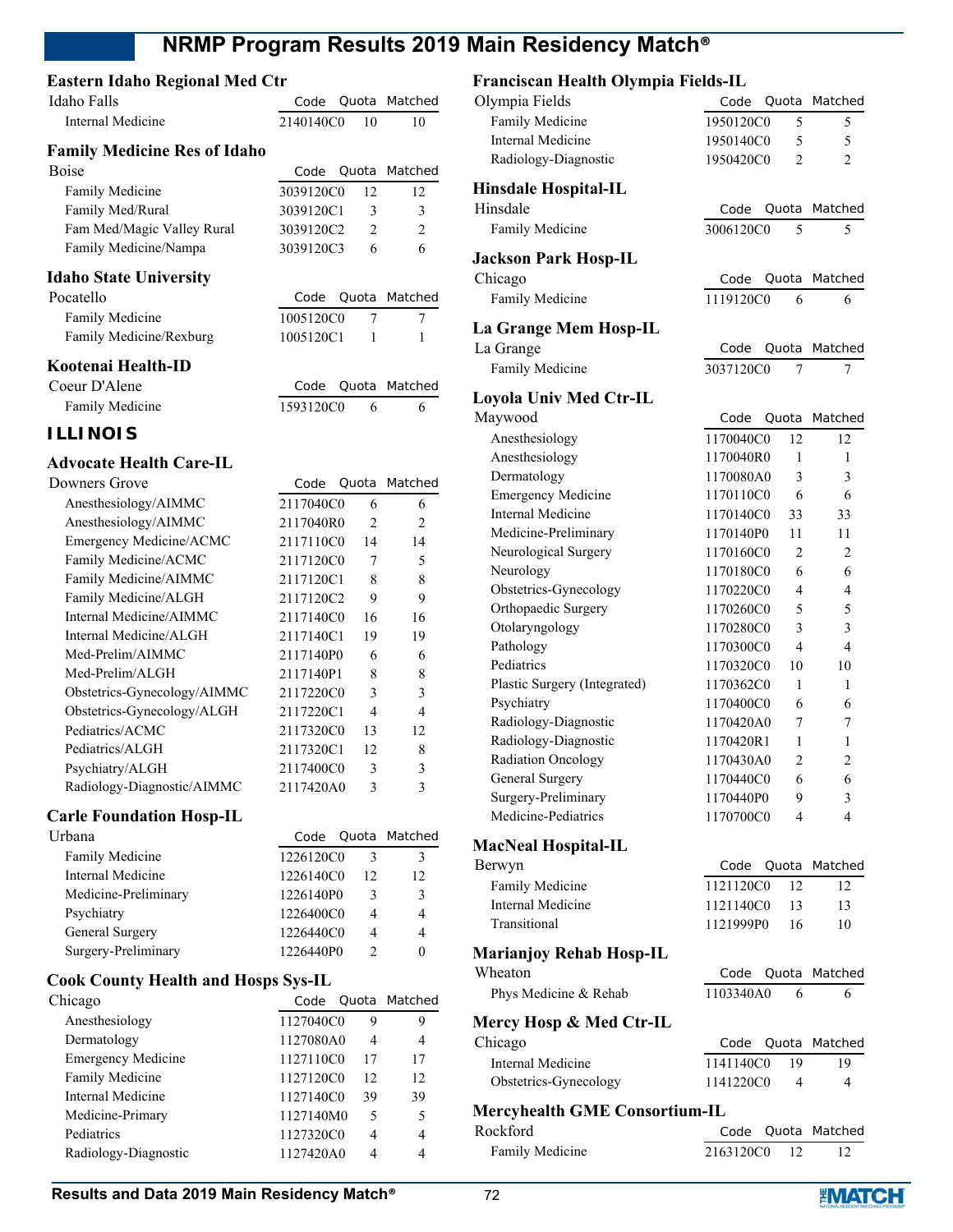## Eastern Idaho Regional Med Ctr

| Idaho Falls | Code | Quota | Matched |
|---|---|---|---|
| Internal Medicine | 2140140C0 | 10 | 10 |

## Family Medicine Res of Idaho

| Boise | Code | Quota | Matched |
|---|---|---|---|
| Family Medicine | 3039120C0 | 12 | 12 |
| Family Med/Rural | 3039120C1 | 3 | 3 |
| Fam Med/Magic Valley Rural | 3039120C2 | 2 | 2 |
| Family Medicine/Nampa | 3039120C3 | 6 | 6 |

## Idaho State University

| Pocatello | Code | Quota | Matched |
|---|---|---|---|
| Family Medicine | 1005120C0 | 7 | 7 |
| Family Medicine/Rexburg | 1005120C1 | 1 | 1 |

## Kootenai Health-ID

| Coeur D'Alene | Code | Quota | Matched |
|---|---|---|---|
| Family Medicine | 1593120C0 | 6 | 6 |

# ILLINOIS

## Advocate Health Care-IL

| Downers Grove | Code | Quota | Matched |
|---|---|---|---|
| Anesthesiology/AIMMC | 2117040C0 | 6 | 6 |
| Anesthesiology/AIMMC | 2117040R0 | 2 | 2 |
| Emergency Medicine/ACMC | 2117110C0 | 14 | 14 |
| Family Medicine/ACMC | 2117120C0 | 7 | 5 |
| Family Medicine/AIMMC | 2117120C1 | 8 | 8 |
| Family Medicine/ALGH | 2117120C2 | 9 | 9 |
| Internal Medicine/AIMMC | 2117140C0 | 16 | 16 |
| Internal Medicine/ALGH | 2117140C1 | 19 | 19 |
| Med-Prelim/AIMMC | 2117140P0 | 6 | 6 |
| Med-Prelim/ALGH | 2117140P1 | 8 | 8 |
| Obstetrics-Gynecology/AIMMC | 2117220C0 | 3 | 3 |
| Obstetrics-Gynecology/ALGH | 2117220C1 | 4 | 4 |
| Pediatrics/ACMC | 2117320C0 | 13 | 12 |
| Pediatrics/ALGH | 2117320C1 | 12 | 8 |
| Psychiatry/ALGH | 2117400C0 | 3 | 3 |
| Radiology-Diagnostic/AIMMC | 2117420A0 | 3 | 3 |

## Carle Foundation Hosp-IL

| Urbana | Code | Quota | Matched |
|---|---|---|---|
| Family Medicine | 1226120C0 | 3 | 3 |
| Internal Medicine | 1226140C0 | 12 | 12 |
| Medicine-Preliminary | 1226140P0 | 3 | 3 |
| Psychiatry | 1226400C0 | 4 | 4 |
| General Surgery | 1226440C0 | 4 | 4 |
| Surgery-Preliminary | 1226440P0 | 2 | 0 |

## Cook County Health and Hosps Sys-IL

| Chicago | Code | Quota | Matched |
|---|---|---|---|
| Anesthesiology | 1127040C0 | 9 | 9 |
| Dermatology | 1127080A0 | 4 | 4 |
| Emergency Medicine | 1127110C0 | 17 | 17 |
| Family Medicine | 1127120C0 | 12 | 12 |
| Internal Medicine | 1127140C0 | 39 | 39 |
| Medicine-Primary | 1127140M0 | 5 | 5 |
| Pediatrics | 1127320C0 | 4 | 4 |
| Radiology-Diagnostic | 1127420A0 | 4 | 4 |

## Franciscan Health Olympia Fields-IL

| Olympia Fields | Code | Quota | Matched |
|---|---|---|---|
| Family Medicine | 1950120C0 | 5 | 5 |
| Internal Medicine | 1950140C0 | 5 | 5 |
| Radiology-Diagnostic | 1950420C0 | 2 | 2 |

## Hinsdale Hospital-IL

| Hinsdale | Code | Quota | Matched |
|---|---|---|---|
| Family Medicine | 3006120C0 | 5 | 5 |

## Jackson Park Hosp-IL

| Chicago | Code | Quota | Matched |
|---|---|---|---|
| Family Medicine | 1119120C0 | 6 | 6 |

## La Grange Mem Hosp-IL

| La Grange | Code | Quota | Matched |
|---|---|---|---|
| Family Medicine | 3037120C0 | 7 | 7 |

## Loyola Univ Med Ctr-IL

| Maywood | Code | Quota | Matched |
|---|---|---|---|
| Anesthesiology | 1170040C0 | 12 | 12 |
| Anesthesiology | 1170040R0 | 1 | 1 |
| Dermatology | 1170080A0 | 3 | 3 |
| Emergency Medicine | 1170110C0 | 6 | 6 |
| Internal Medicine | 1170140C0 | 33 | 33 |
| Medicine-Preliminary | 1170140P0 | 11 | 11 |
| Neurological Surgery | 1170160C0 | 2 | 2 |
| Neurology | 1170180C0 | 6 | 6 |
| Obstetrics-Gynecology | 1170220C0 | 4 | 4 |
| Orthopaedic Surgery | 1170260C0 | 5 | 5 |
| Otolaryngology | 1170280C0 | 3 | 3 |
| Pathology | 1170300C0 | 4 | 4 |
| Pediatrics | 1170320C0 | 10 | 10 |
| Plastic Surgery (Integrated) | 1170362C0 | 1 | 1 |
| Psychiatry | 1170400C0 | 6 | 6 |
| Radiology-Diagnostic | 1170420A0 | 7 | 7 |
| Radiology-Diagnostic | 1170420R1 | 1 | 1 |
| Radiation Oncology | 1170430A0 | 2 | 2 |
| General Surgery | 1170440C0 | 6 | 6 |
| Surgery-Preliminary | 1170440P0 | 9 | 3 |
| Medicine-Pediatrics | 1170700C0 | 4 | 4 |

## MacNeal Hospital-IL

| Berwyn | Code | Quota | Matched |
|---|---|---|---|
| Family Medicine | 1121120C0 | 12 | 12 |
| Internal Medicine | 1121140C0 | 13 | 13 |
| Transitional | 1121999P0 | 16 | 10 |

## Marianjoy Rehab Hosp-IL

| Wheaton | Code | Quota | Matched |
|---|---|---|---|
| Phys Medicine & Rehab | 1103340A0 | 6 | 6 |

## Mercy Hosp & Med Ctr-IL

| Chicago | Code | Quota | Matched |
|---|---|---|---|
| Internal Medicine | 1141140C0 | 19 | 19 |
| Obstetrics-Gynecology | 1141220C0 | 4 | 4 |

## Mercyhealth GME Consortium-IL

| Rockford | Code | Quota | Matched |
|---|---|---|---|
| Family Medicine | 2163120C0 | 12 | 12 |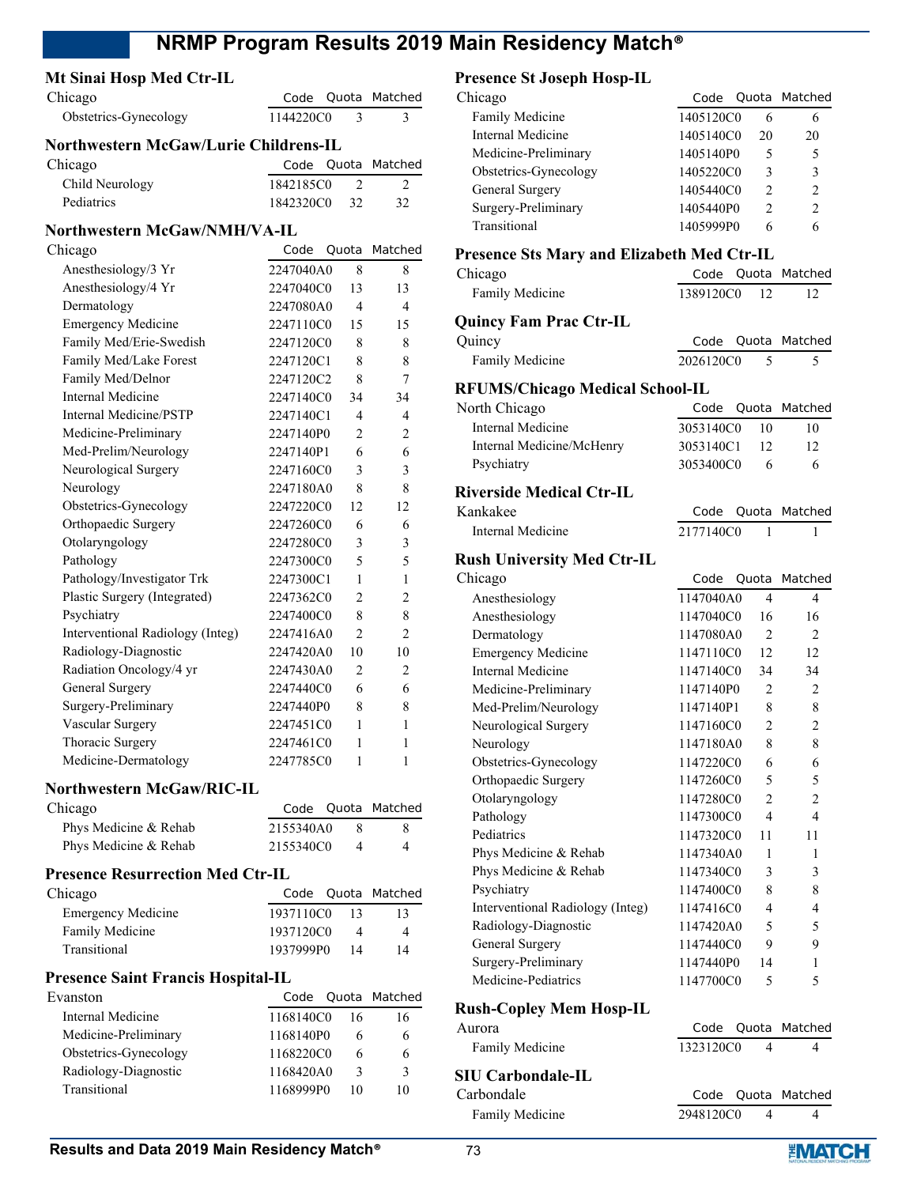### Mt Sinai Hosp Med Ctr-IL

| Chicago | Code | Quota | Matched |
|---|---|---|---|
| Obstetrics-Gynecology | 1144220C0 | 3 | 3 |

### Northwestern McGaw/Lurie Childrens-IL

| Chicago | Code | Quota | Matched |
|---|---|---|---|
| Child Neurology | 1842185C0 | 2 | 2 |
| Pediatrics | 1842320C0 | 32 | 32 |

### Northwestern McGaw/NMH/VA-IL

| Chicago | Code | Quota | Matched |
|---|---|---|---|
| Anesthesiology/3 Yr | 2247040A0 | 8 | 8 |
| Anesthesiology/4 Yr | 2247040C0 | 13 | 13 |
| Dermatology | 2247080A0 | 4 | 4 |
| Emergency Medicine | 2247110C0 | 15 | 15 |
| Family Med/Erie-Swedish | 2247120C0 | 8 | 8 |
| Family Med/Lake Forest | 2247120C1 | 8 | 8 |
| Family Med/Delnor | 2247120C2 | 8 | 7 |
| Internal Medicine | 2247140C0 | 34 | 34 |
| Internal Medicine/PSTP | 2247140C1 | 4 | 4 |
| Medicine-Preliminary | 2247140P0 | 2 | 2 |
| Med-Prelim/Neurology | 2247140P1 | 6 | 6 |
| Neurological Surgery | 2247160C0 | 3 | 3 |
| Neurology | 2247180A0 | 8 | 8 |
| Obstetrics-Gynecology | 2247220C0 | 12 | 12 |
| Orthopaedic Surgery | 2247260C0 | 6 | 6 |
| Otolaryngology | 2247280C0 | 3 | 3 |
| Pathology | 2247300C0 | 5 | 5 |
| Pathology/Investigator Trk | 2247300C1 | 1 | 1 |
| Plastic Surgery (Integrated) | 2247362C0 | 2 | 2 |
| Psychiatry | 2247400C0 | 8 | 8 |
| Interventional Radiology (Integ) | 2247416A0 | 2 | 2 |
| Radiology-Diagnostic | 2247420A0 | 10 | 10 |
| Radiation Oncology/4 yr | 2247430A0 | 2 | 2 |
| General Surgery | 2247440C0 | 6 | 6 |
| Surgery-Preliminary | 2247440P0 | 8 | 8 |
| Vascular Surgery | 2247451C0 | 1 | 1 |
| Thoracic Surgery | 2247461C0 | 1 | 1 |
| Medicine-Dermatology | 2247785C0 | 1 | 1 |

### Northwestern McGaw/RIC-IL

| Chicago | Code | Quota | Matched |
|---|---|---|---|
| Phys Medicine & Rehab | 2155340A0 | 8 | 8 |
| Phys Medicine & Rehab | 2155340C0 | 4 | 4 |

### Presence Resurrection Med Ctr-IL

| Chicago | Code | Quota | Matched |
|---|---|---|---|
| Emergency Medicine | 1937110C0 | 13 | 13 |
| Family Medicine | 1937120C0 | 4 | 4 |
| Transitional | 1937999P0 | 14 | 14 |

### Presence Saint Francis Hospital-IL

| Evanston | Code | Quota | Matched |
|---|---|---|---|
| Internal Medicine | 1168140C0 | 16 | 16 |
| Medicine-Preliminary | 1168140P0 | 6 | 6 |
| Obstetrics-Gynecology | 1168220C0 | 6 | 6 |
| Radiology-Diagnostic | 1168420A0 | 3 | 3 |
| Transitional | 1168999P0 | 10 | 10 |

### Presence St Joseph Hosp-IL

| Chicago | Code | Quota | Matched |
|---|---|---|---|
| Family Medicine | 1405120C0 | 6 | 6 |
| Internal Medicine | 1405140C0 | 20 | 20 |
| Medicine-Preliminary | 1405140P0 | 5 | 5 |
| Obstetrics-Gynecology | 1405220C0 | 3 | 3 |
| General Surgery | 1405440C0 | 2 | 2 |
| Surgery-Preliminary | 1405440P0 | 2 | 2 |
| Transitional | 1405999P0 | 6 | 6 |

### Presence Sts Mary and Elizabeth Med Ctr-IL

| Chicago | Code | Quota | Matched |
|---|---|---|---|
| Family Medicine | 1389120C0 | 12 | 12 |

### Quincy Fam Prac Ctr-IL

| Quincy | Code | Quota | Matched |
|---|---|---|---|
| Family Medicine | 2026120C0 | 5 | 5 |

### RFUMS/Chicago Medical School-IL

| North Chicago | Code | Quota | Matched |
|---|---|---|---|
| Internal Medicine | 3053140C0 | 10 | 10 |
| Internal Medicine/McHenry | 3053140C1 | 12 | 12 |
| Psychiatry | 3053400C0 | 6 | 6 |

### Riverside Medical Ctr-IL

| Kankakee | Code | Quota | Matched |
|---|---|---|---|
| Internal Medicine | 2177140C0 | 1 | 1 |

### Rush University Med Ctr-IL

| Chicago | Code | Quota | Matched |
|---|---|---|---|
| Anesthesiology | 1147040A0 | 4 | 4 |
| Anesthesiology | 1147040C0 | 16 | 16 |
| Dermatology | 1147080A0 | 2 | 2 |
| Emergency Medicine | 1147110C0 | 12 | 12 |
| Internal Medicine | 1147140C0 | 34 | 34 |
| Medicine-Preliminary | 1147140P0 | 2 | 2 |
| Med-Prelim/Neurology | 1147140P1 | 8 | 8 |
| Neurological Surgery | 1147160C0 | 2 | 2 |
| Neurology | 1147180A0 | 8 | 8 |
| Obstetrics-Gynecology | 1147220C0 | 6 | 6 |
| Orthopaedic Surgery | 1147260C0 | 5 | 5 |
| Otolaryngology | 1147280C0 | 2 | 2 |
| Pathology | 1147300C0 | 4 | 4 |
| Pediatrics | 1147320C0 | 11 | 11 |
| Phys Medicine & Rehab | 1147340A0 | 1 | 1 |
| Phys Medicine & Rehab | 1147340C0 | 3 | 3 |
| Psychiatry | 1147400C0 | 8 | 8 |
| Interventional Radiology (Integ) | 1147416C0 | 4 | 4 |
| Radiology-Diagnostic | 1147420A0 | 5 | 5 |
| General Surgery | 1147440C0 | 9 | 9 |
| Surgery-Preliminary | 1147440P0 | 14 | 1 |
| Medicine-Pediatrics | 1147700C0 | 5 | 5 |

### Rush-Copley Mem Hosp-IL

| Aurora | Code | Quota | Matched |
|---|---|---|---|
| Family Medicine | 1323120C0 | 4 | 4 |

### SIU Carbondale-IL

| Carbondale | Code | Quota | Matched |
|---|---|---|---|
| Family Medicine | 2948120C0 | 4 | 4 |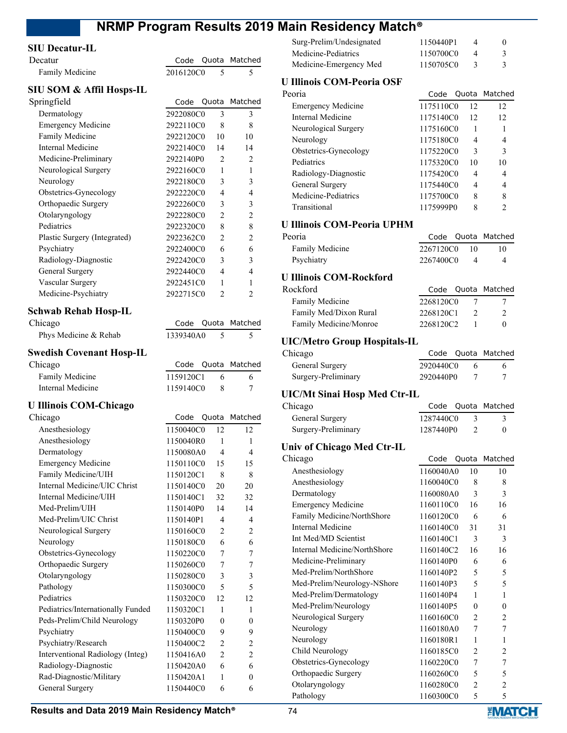## SIU Decatur-IL

| Decatur | Code | Quota | Matched |
|---|---|---|---|
| Family Medicine | 2016120C0 | 5 | 5 |

## SIU SOM & Affil Hosps-IL

| Springfield | Code | Quota | Matched |
|---|---|---|---|
| Dermatology | 2922080C0 | 3 | 3 |
| Emergency Medicine | 2922110C0 | 8 | 8 |
| Family Medicine | 2922120C0 | 10 | 10 |
| Internal Medicine | 2922140C0 | 14 | 14 |
| Medicine-Preliminary | 2922140P0 | 2 | 2 |
| Neurological Surgery | 2922160C0 | 1 | 1 |
| Neurology | 2922180C0 | 3 | 3 |
| Obstetrics-Gynecology | 2922220C0 | 4 | 4 |
| Orthopaedic Surgery | 2922260C0 | 3 | 3 |
| Otolaryngology | 2922280C0 | 2 | 2 |
| Pediatrics | 2922320C0 | 8 | 8 |
| Plastic Surgery (Integrated) | 2922362C0 | 2 | 2 |
| Psychiatry | 2922400C0 | 6 | 6 |
| Radiology-Diagnostic | 2922420C0 | 3 | 3 |
| General Surgery | 2922440C0 | 4 | 4 |
| Vascular Surgery | 2922451C0 | 1 | 1 |
| Medicine-Psychiatry | 2922715C0 | 2 | 2 |

## Schwab Rehab Hosp-IL

| Chicago | Code | Quota | Matched |
|---|---|---|---|
| Phys Medicine & Rehab | 1339340A0 | 5 | 5 |

## Swedish Covenant Hosp-IL

| Chicago | Code | Quota | Matched |
|---|---|---|---|
| Family Medicine | 1159120C1 | 6 | 6 |
| Internal Medicine | 1159140C0 | 8 | 7 |

## U Illinois COM-Chicago

| Chicago | Code | Quota | Matched |
|---|---|---|---|
| Anesthesiology | 1150040C0 | 12 | 12 |
| Anesthesiology | 1150040R0 | 1 | 1 |
| Dermatology | 1150080A0 | 4 | 4 |
| Emergency Medicine | 1150110C0 | 15 | 15 |
| Family Medicine/UIH | 1150120C1 | 8 | 8 |
| Internal Medicine/UIC Christ | 1150140C0 | 20 | 20 |
| Internal Medicine/UIH | 1150140C1 | 32 | 32 |
| Med-Prelim/UIH | 1150140P0 | 14 | 14 |
| Med-Prelim/UIC Christ | 1150140P1 | 4 | 4 |
| Neurological Surgery | 1150160C0 | 2 | 2 |
| Neurology | 1150180C0 | 6 | 6 |
| Obstetrics-Gynecology | 1150220C0 | 7 | 7 |
| Orthopaedic Surgery | 1150260C0 | 7 | 7 |
| Otolaryngology | 1150280C0 | 3 | 3 |
| Pathology | 1150300C0 | 5 | 5 |
| Pediatrics | 1150320C0 | 12 | 12 |
| Pediatrics/Internationally Funded | 1150320C1 | 1 | 1 |
| Peds-Prelim/Child Neurology | 1150320P0 | 0 | 0 |
| Psychiatry | 1150400C0 | 9 | 9 |
| Psychiatry/Research | 1150400C2 | 2 | 2 |
| Interventional Radiology (Integ) | 1150416A0 | 2 | 2 |
| Radiology-Diagnostic | 1150420A0 | 6 | 6 |
| Rad-Diagnostic/Military | 1150420A1 | 1 | 0 |
| General Surgery | 1150440C0 | 6 | 6 |
| Surg-Prelim/Undesignated | 1150440P1 | 4 | 0 |
| Medicine-Pediatrics | 1150700C0 | 4 | 3 |
| Medicine-Emergency Med | 1150705C0 | 3 | 3 |

## U Illinois COM-Peoria OSF

| Peoria | Code | Quota | Matched |
|---|---|---|---|
| Emergency Medicine | 1175110C0 | 12 | 12 |
| Internal Medicine | 1175140C0 | 12 | 12 |
| Neurological Surgery | 1175160C0 | 1 | 1 |
| Neurology | 1175180C0 | 4 | 4 |
| Obstetrics-Gynecology | 1175220C0 | 3 | 3 |
| Pediatrics | 1175320C0 | 10 | 10 |
| Radiology-Diagnostic | 1175420C0 | 4 | 4 |
| General Surgery | 1175440C0 | 4 | 4 |
| Medicine-Pediatrics | 1175700C0 | 8 | 8 |
| Transitional | 1175999P0 | 8 | 2 |

## U Illinois COM-Peoria UPHM

| Peoria | Code | Quota | Matched |
|---|---|---|---|
| Family Medicine | 2267120C0 | 10 | 10 |
| Psychiatry | 2267400C0 | 4 | 4 |

## U Illinois COM-Rockford

| Rockford | Code | Quota | Matched |
|---|---|---|---|
| Family Medicine | 2268120C0 | 7 | 7 |
| Family Med/Dixon Rural | 2268120C1 | 2 | 2 |
| Family Medicine/Monroe | 2268120C2 | 1 | 0 |

## UIC/Metro Group Hospitals-IL

| Chicago | Code | Quota | Matched |
|---|---|---|---|
| General Surgery | 2920440C0 | 6 | 6 |
| Surgery-Preliminary | 2920440P0 | 7 | 7 |

## UIC/Mt Sinai Hosp Med Ctr-IL

| Chicago | Code | Quota | Matched |
|---|---|---|---|
| General Surgery | 1287440C0 | 3 | 3 |
| Surgery-Preliminary | 1287440P0 | 2 | 0 |

## Univ of Chicago Med Ctr-IL

| Chicago | Code | Quota | Matched |
|---|---|---|---|
| Anesthesiology | 1160040A0 | 10 | 10 |
| Anesthesiology | 1160040C0 | 8 | 8 |
| Dermatology | 1160080A0 | 3 | 3 |
| Emergency Medicine | 1160110C0 | 16 | 16 |
| Family Medicine/NorthShore | 1160120C0 | 6 | 6 |
| Internal Medicine | 1160140C0 | 31 | 31 |
| Int Med/MD Scientist | 1160140C1 | 3 | 3 |
| Internal Medicine/NorthShore | 1160140C2 | 16 | 16 |
| Medicine-Preliminary | 1160140P0 | 6 | 6 |
| Med-Prelim/NorthShore | 1160140P2 | 5 | 5 |
| Med-Prelim/Neurology-NShore | 1160140P3 | 5 | 5 |
| Med-Prelim/Dermatology | 1160140P4 | 1 | 1 |
| Med-Prelim/Neurology | 1160140P5 | 0 | 0 |
| Neurological Surgery | 1160160C0 | 2 | 2 |
| Neurology | 1160180A0 | 7 | 7 |
| Neurology | 1160180R1 | 1 | 1 |
| Child Neurology | 1160185C0 | 2 | 2 |
| Obstetrics-Gynecology | 1160220C0 | 7 | 7 |
| Orthopaedic Surgery | 1160260C0 | 5 | 5 |
| Otolaryngology | 1160280C0 | 2 | 2 |
| Pathology | 1160300C0 | 5 | 5 |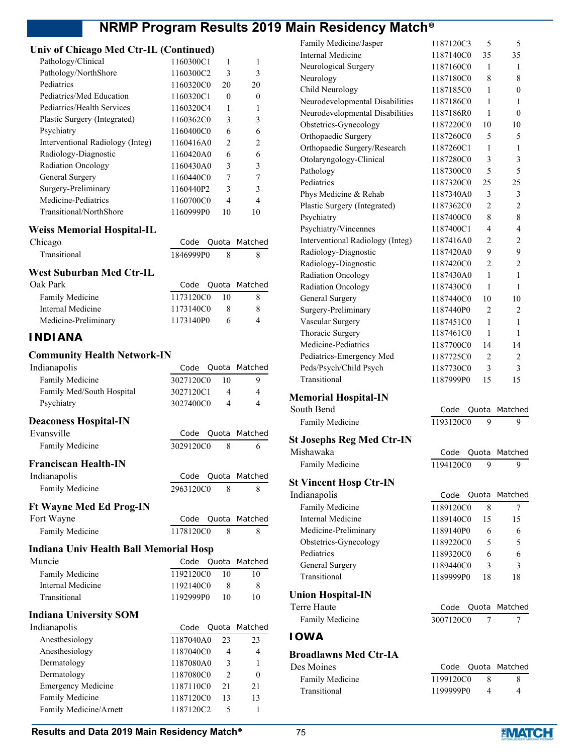### Univ of Chicago Med Ctr-IL (Continued)

| Program | Code | Quota | Matched |
|---|---|---|---|
| Pathology/Clinical | 1160300C1 | 1 | 1 |
| Pathology/NorthShore | 1160300C2 | 3 | 3 |
| Pediatrics | 1160320C0 | 20 | 20 |
| Pediatrics/Med Education | 1160320C1 | 0 | 0 |
| Pediatrics/Health Services | 1160320C4 | 1 | 1 |
| Plastic Surgery (Integrated) | 1160362C0 | 3 | 3 |
| Psychiatry | 1160400C0 | 6 | 6 |
| Interventional Radiology (Integ) | 1160416A0 | 2 | 2 |
| Radiology-Diagnostic | 1160420A0 | 6 | 6 |
| Radiation Oncology | 1160430A0 | 3 | 3 |
| General Surgery | 1160440C0 | 7 | 7 |
| Surgery-Preliminary | 1160440P2 | 3 | 3 |
| Medicine-Pediatrics | 1160700C0 | 4 | 4 |
| Transitional/NorthShore | 1160999P0 | 10 | 10 |

### Weiss Memorial Hospital-IL

| Chicago | Code | Quota | Matched |
|---|---|---|---|
| Transitional | 1846999P0 | 8 | 8 |

### West Suburban Med Ctr-IL

| Oak Park | Code | Quota | Matched |
|---|---|---|---|
| Family Medicine | 1173120C0 | 10 | 8 |
| Internal Medicine | 1173140C0 | 8 | 8 |
| Medicine-Preliminary | 1173140P0 | 6 | 4 |

## INDIANA

### Community Health Network-IN

| Indianapolis | Code | Quota | Matched |
|---|---|---|---|
| Family Medicine | 3027120C0 | 10 | 9 |
| Family Med/South Hospital | 3027120C1 | 4 | 4 |
| Psychiatry | 3027400C0 | 4 | 4 |

### Deaconess Hospital-IN

| Evansville | Code | Quota | Matched |
|---|---|---|---|
| Family Medicine | 3029120C0 | 8 | 6 |

### Franciscan Health-IN

| Indianapolis | Code | Quota | Matched |
|---|---|---|---|
| Family Medicine | 2963120C0 | 8 | 8 |

### Ft Wayne Med Ed Prog-IN

| Fort Wayne | Code | Quota | Matched |
|---|---|---|---|
| Family Medicine | 1178120C0 | 8 | 8 |

### Indiana Univ Health Ball Memorial Hosp

| Muncie | Code | Quota | Matched |
|---|---|---|---|
| Family Medicine | 1192120C0 | 10 | 10 |
| Internal Medicine | 1192140C0 | 8 | 8 |
| Transitional | 1192999P0 | 10 | 10 |

### Indiana University SOM

| Indianapolis | Code | Quota | Matched |
|---|---|---|---|
| Anesthesiology | 1187040A0 | 23 | 23 |
| Anesthesiology | 1187040C0 | 4 | 4 |
| Dermatology | 1187080A0 | 3 | 1 |
| Dermatology | 1187080C0 | 2 | 0 |
| Emergency Medicine | 1187110C0 | 21 | 21 |
| Family Medicine | 1187120C0 | 13 | 13 |
| Family Medicine/Arnett | 1187120C2 | 5 | 1 |
| Family Medicine/Jasper | 1187120C3 | 5 | 5 |
| Internal Medicine | 1187140C0 | 35 | 35 |
| Neurological Surgery | 1187160C0 | 1 | 1 |
| Neurology | 1187180C0 | 8 | 8 |
| Child Neurology | 1187185C0 | 1 | 0 |
| Neurodevelopmental Disabilities | 1187186C0 | 1 | 1 |
| Neurodevelopmental Disabilities | 1187186R0 | 1 | 0 |
| Obstetrics-Gynecology | 1187220C0 | 10 | 10 |
| Orthopaedic Surgery | 1187260C0 | 5 | 5 |
| Orthopaedic Surgery/Research | 1187260C1 | 1 | 1 |
| Otolaryngology-Clinical | 1187280C0 | 3 | 3 |
| Pathology | 1187300C0 | 5 | 5 |
| Pediatrics | 1187320C0 | 25 | 25 |
| Phys Medicine & Rehab | 1187340A0 | 3 | 3 |
| Plastic Surgery (Integrated) | 1187362C0 | 2 | 2 |
| Psychiatry | 1187400C0 | 8 | 8 |
| Psychiatry/Vincennes | 1187400C1 | 4 | 4 |
| Interventional Radiology (Integ) | 1187416A0 | 2 | 2 |
| Radiology-Diagnostic | 1187420A0 | 9 | 9 |
| Radiology-Diagnostic | 1187420C0 | 2 | 2 |
| Radiation Oncology | 1187430A0 | 1 | 1 |
| Radiation Oncology | 1187430C0 | 1 | 1 |
| General Surgery | 1187440C0 | 10 | 10 |
| Surgery-Preliminary | 1187440P0 | 2 | 2 |
| Vascular Surgery | 1187451C0 | 1 | 1 |
| Thoracic Surgery | 1187461C0 | 1 | 1 |
| Medicine-Pediatrics | 1187700C0 | 14 | 14 |
| Pediatrics-Emergency Med | 1187725C0 | 2 | 2 |
| Peds/Psych/Child Psych | 1187730C0 | 3 | 3 |
| Transitional | 1187999P0 | 15 | 15 |

### Memorial Hospital-IN

| South Bend | Code | Quota | Matched |
|---|---|---|---|
| Family Medicine | 1193120C0 | 9 | 9 |

### St Josephs Reg Med Ctr-IN

| Mishawaka | Code | Quota | Matched |
|---|---|---|---|
| Family Medicine | 1194120C0 | 9 | 9 |

### St Vincent Hosp Ctr-IN

| Indianapolis | Code | Quota | Matched |
|---|---|---|---|
| Family Medicine | 1189120C0 | 8 | 7 |
| Internal Medicine | 1189140C0 | 15 | 15 |
| Medicine-Preliminary | 1189140P0 | 6 | 6 |
| Obstetrics-Gynecology | 1189220C0 | 5 | 5 |
| Pediatrics | 1189320C0 | 6 | 6 |
| General Surgery | 1189440C0 | 3 | 3 |
| Transitional | 1189999P0 | 18 | 18 |

### Union Hospital-IN

| Terre Haute | Code | Quota | Matched |
|---|---|---|---|
| Family Medicine | 3007120C0 | 7 | 7 |

## IOWA

### Broadlawns Med Ctr-IA

| Des Moines | Code | Quota | Matched |
|---|---|---|---|
| Family Medicine | 1199120C0 | 8 | 8 |
| Transitional | 1199999P0 | 4 | 4 |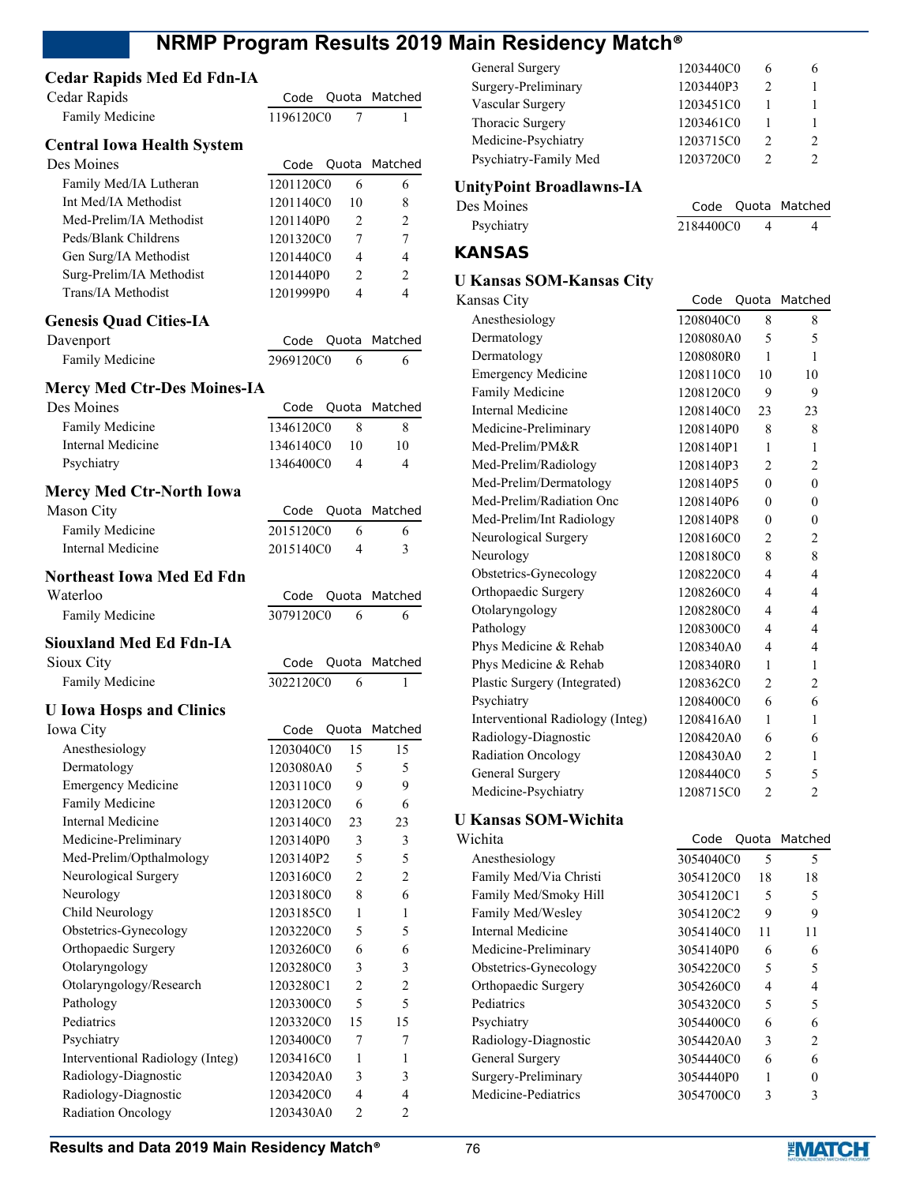### Cedar Rapids Med Ed Fdn-IA

| Cedar Rapids | Code | Quota | Matched |
|---|---|---|---|
| Family Medicine | 1196120C0 | 7 | 1 |

### Central Iowa Health System

| Des Moines | Code | Quota | Matched |
|---|---|---|---|
| Family Med/IA Lutheran | 1201120C0 | 6 | 6 |
| Int Med/IA Methodist | 1201140C0 | 10 | 8 |
| Med-Prelim/IA Methodist | 1201140P0 | 2 | 2 |
| Peds/Blank Childrens | 1201320C0 | 7 | 7 |
| Gen Surg/IA Methodist | 1201440C0 | 4 | 4 |
| Surg-Prelim/IA Methodist | 1201440P0 | 2 | 2 |
| Trans/IA Methodist | 1201999P0 | 4 | 4 |

### Genesis Quad Cities-IA

| Davenport | Code | Quota | Matched |
|---|---|---|---|
| Family Medicine | 2969120C0 | 6 | 6 |

### Mercy Med Ctr-Des Moines-IA

| Des Moines | Code | Quota | Matched |
|---|---|---|---|
| Family Medicine | 1346120C0 | 8 | 8 |
| Internal Medicine | 1346140C0 | 10 | 10 |
| Psychiatry | 1346400C0 | 4 | 4 |

### Mercy Med Ctr-North Iowa

| Mason City | Code | Quota | Matched |
|---|---|---|---|
| Family Medicine | 2015120C0 | 6 | 6 |
| Internal Medicine | 2015140C0 | 4 | 3 |

### Northeast Iowa Med Ed Fdn

| Waterloo | Code | Quota | Matched |
|---|---|---|---|
| Family Medicine | 3079120C0 | 6 | 6 |

### Siouxland Med Ed Fdn-IA

| Sioux City | Code | Quota | Matched |
|---|---|---|---|
| Family Medicine | 3022120C0 | 6 | 1 |

### U Iowa Hosps and Clinics

| Iowa City | Code | Quota | Matched |
|---|---|---|---|
| Anesthesiology | 1203040C0 | 15 | 15 |
| Dermatology | 1203080A0 | 5 | 5 |
| Emergency Medicine | 1203110C0 | 9 | 9 |
| Family Medicine | 1203120C0 | 6 | 6 |
| Internal Medicine | 1203140C0 | 23 | 23 |
| Medicine-Preliminary | 1203140P0 | 3 | 3 |
| Med-Prelim/Opthalmology | 1203140P2 | 5 | 5 |
| Neurological Surgery | 1203160C0 | 2 | 2 |
| Neurology | 1203180C0 | 8 | 6 |
| Child Neurology | 1203185C0 | 1 | 1 |
| Obstetrics-Gynecology | 1203220C0 | 5 | 5 |
| Orthopaedic Surgery | 1203260C0 | 6 | 6 |
| Otolaryngology | 1203280C0 | 3 | 3 |
| Otolaryngology/Research | 1203280C1 | 2 | 2 |
| Pathology | 1203300C0 | 5 | 5 |
| Pediatrics | 1203320C0 | 15 | 15 |
| Psychiatry | 1203400C0 | 7 | 7 |
| Interventional Radiology (Integ) | 1203416C0 | 1 | 1 |
| Radiology-Diagnostic | 1203420A0 | 3 | 3 |
| Radiology-Diagnostic | 1203420C0 | 4 | 4 |
| Radiation Oncology | 1203430A0 | 2 | 2 |
| General Surgery | 1203440C0 | 6 | 6 |
| Surgery-Preliminary | 1203440P3 | 2 | 1 |
| Vascular Surgery | 1203451C0 | 1 | 1 |
| Thoracic Surgery | 1203461C0 | 1 | 1 |
| Medicine-Psychiatry | 1203715C0 | 2 | 2 |
| Psychiatry-Family Med | 1203720C0 | 2 | 2 |

### UnityPoint Broadlawns-IA

| Des Moines | Code | Quota | Matched |
|---|---|---|---|
| Psychiatry | 2184400C0 | 4 | 4 |

## KANSAS

### U Kansas SOM-Kansas City

| Kansas City | Code | Quota | Matched |
|---|---|---|---|
| Anesthesiology | 1208040C0 | 8 | 8 |
| Dermatology | 1208080A0 | 5 | 5 |
| Dermatology | 1208080R0 | 1 | 1 |
| Emergency Medicine | 1208110C0 | 10 | 10 |
| Family Medicine | 1208120C0 | 9 | 9 |
| Internal Medicine | 1208140C0 | 23 | 23 |
| Medicine-Preliminary | 1208140P0 | 8 | 8 |
| Med-Prelim/PM&R | 1208140P1 | 1 | 1 |
| Med-Prelim/Radiology | 1208140P3 | 2 | 2 |
| Med-Prelim/Dermatology | 1208140P5 | 0 | 0 |
| Med-Prelim/Radiation Onc | 1208140P6 | 0 | 0 |
| Med-Prelim/Int Radiology | 1208140P8 | 0 | 0 |
| Neurological Surgery | 1208160C0 | 2 | 2 |
| Neurology | 1208180C0 | 8 | 8 |
| Obstetrics-Gynecology | 1208220C0 | 4 | 4 |
| Orthopaedic Surgery | 1208260C0 | 4 | 4 |
| Otolaryngology | 1208280C0 | 4 | 4 |
| Pathology | 1208300C0 | 4 | 4 |
| Phys Medicine & Rehab | 1208340A0 | 4 | 4 |
| Phys Medicine & Rehab | 1208340R0 | 1 | 1 |
| Plastic Surgery (Integrated) | 1208362C0 | 2 | 2 |
| Psychiatry | 1208400C0 | 6 | 6 |
| Interventional Radiology (Integ) | 1208416A0 | 1 | 1 |
| Radiology-Diagnostic | 1208420A0 | 6 | 6 |
| Radiation Oncology | 1208430A0 | 2 | 1 |
| General Surgery | 1208440C0 | 5 | 5 |
| Medicine-Psychiatry | 1208715C0 | 2 | 2 |

### U Kansas SOM-Wichita

| Wichita | Code | Quota | Matched |
|---|---|---|---|
| Anesthesiology | 3054040C0 | 5 | 5 |
| Family Med/Via Christi | 3054120C0 | 18 | 18 |
| Family Med/Smoky Hill | 3054120C1 | 5 | 5 |
| Family Med/Wesley | 3054120C2 | 9 | 9 |
| Internal Medicine | 3054140C0 | 11 | 11 |
| Medicine-Preliminary | 3054140P0 | 6 | 6 |
| Obstetrics-Gynecology | 3054220C0 | 5 | 5 |
| Orthopaedic Surgery | 3054260C0 | 4 | 4 |
| Pediatrics | 3054320C0 | 5 | 5 |
| Psychiatry | 3054400C0 | 6 | 6 |
| Radiology-Diagnostic | 3054420A0 | 3 | 2 |
| General Surgery | 3054440C0 | 6 | 6 |
| Surgery-Preliminary | 3054440P0 | 1 | 0 |
| Medicine-Pediatrics | 3054700C0 | 3 | 3 |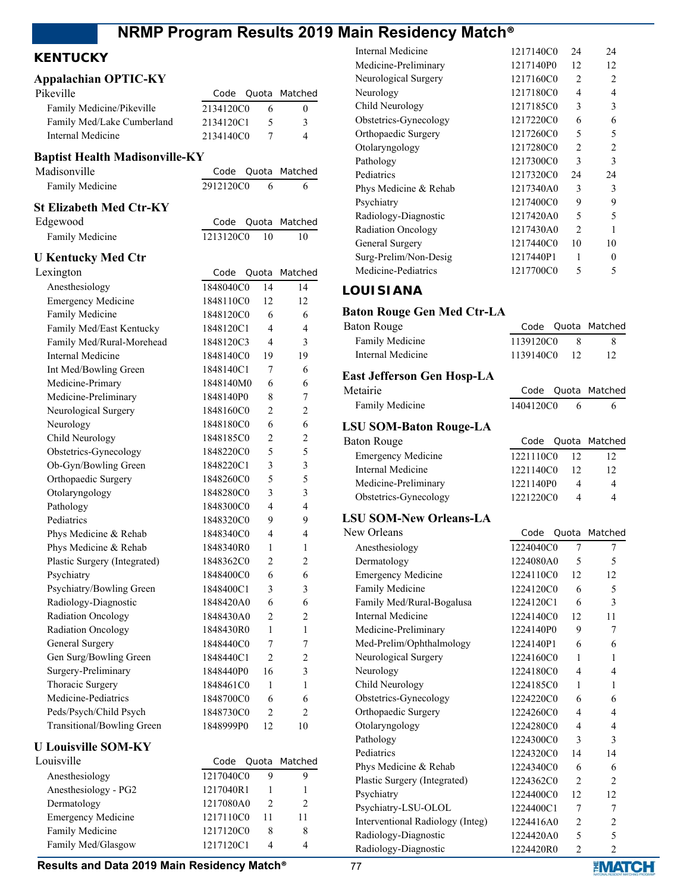## KENTUCKY

### Appalachian OPTIC-KY

| Pikeville | Code | Quota | Matched |
|---|---|---|---|
| Family Medicine/Pikeville | 2134120C0 | 6 | 0 |
| Family Med/Lake Cumberland | 2134120C1 | 5 | 3 |
| Internal Medicine | 2134140C0 | 7 | 4 |

### Baptist Health Madisonville-KY

| Madisonville | Code | Quota | Matched |
|---|---|---|---|
| Family Medicine | 2912120C0 | 6 | 6 |

### St Elizabeth Med Ctr-KY

| Edgewood | Code | Quota | Matched |
|---|---|---|---|
| Family Medicine | 1213120C0 | 10 | 10 |

### U Kentucky Med Ctr

| Lexington | Code | Quota | Matched |
|---|---|---|---|
| Anesthesiology | 1848040C0 | 14 | 14 |
| Emergency Medicine | 1848110C0 | 12 | 12 |
| Family Medicine | 1848120C0 | 6 | 6 |
| Family Med/East Kentucky | 1848120C1 | 4 | 4 |
| Family Med/Rural-Morehead | 1848120C3 | 4 | 3 |
| Internal Medicine | 1848140C0 | 19 | 19 |
| Int Med/Bowling Green | 1848140C1 | 7 | 6 |
| Medicine-Primary | 1848140M0 | 6 | 6 |
| Medicine-Preliminary | 1848140P0 | 8 | 7 |
| Neurological Surgery | 1848160C0 | 2 | 2 |
| Neurology | 1848180C0 | 6 | 6 |
| Child Neurology | 1848185C0 | 2 | 2 |
| Obstetrics-Gynecology | 1848220C0 | 5 | 5 |
| Ob-Gyn/Bowling Green | 1848220C1 | 3 | 3 |
| Orthopaedic Surgery | 1848260C0 | 5 | 5 |
| Otolaryngology | 1848280C0 | 3 | 3 |
| Pathology | 1848300C0 | 4 | 4 |
| Pediatrics | 1848320C0 | 9 | 9 |
| Phys Medicine & Rehab | 1848340C0 | 4 | 4 |
| Phys Medicine & Rehab | 1848340R0 | 1 | 1 |
| Plastic Surgery (Integrated) | 1848362C0 | 2 | 2 |
| Psychiatry | 1848400C0 | 6 | 6 |
| Psychiatry/Bowling Green | 1848400C1 | 3 | 3 |
| Radiology-Diagnostic | 1848420A0 | 6 | 6 |
| Radiation Oncology | 1848430A0 | 2 | 2 |
| Radiation Oncology | 1848430R0 | 1 | 1 |
| General Surgery | 1848440C0 | 7 | 7 |
| Gen Surg/Bowling Green | 1848440C1 | 2 | 2 |
| Surgery-Preliminary | 1848440P0 | 16 | 3 |
| Thoracic Surgery | 1848461C0 | 1 | 1 |
| Medicine-Pediatrics | 1848700C0 | 6 | 6 |
| Peds/Psych/Child Psych | 1848730C0 | 2 | 2 |
| Transitional/Bowling Green | 1848999P0 | 12 | 10 |

### U Louisville SOM-KY

| Louisville | Code | Quota | Matched |
|---|---|---|---|
| Anesthesiology | 1217040C0 | 9 | 9 |
| Anesthesiology - PG2 | 1217040R1 | 1 | 1 |
| Dermatology | 1217080A0 | 2 | 2 |
| Emergency Medicine | 1217110C0 | 11 | 11 |
| Family Medicine | 1217120C0 | 8 | 8 |
| Family Med/Glasgow | 1217120C1 | 4 | 4 |
| Internal Medicine | 1217140C0 | 24 | 24 |
| Medicine-Preliminary | 1217140P0 | 12 | 12 |
| Neurological Surgery | 1217160C0 | 2 | 2 |
| Neurology | 1217180C0 | 4 | 4 |
| Child Neurology | 1217185C0 | 3 | 3 |
| Obstetrics-Gynecology | 1217220C0 | 6 | 6 |
| Orthopaedic Surgery | 1217260C0 | 5 | 5 |
| Otolaryngology | 1217280C0 | 2 | 2 |
| Pathology | 1217300C0 | 3 | 3 |
| Pediatrics | 1217320C0 | 24 | 24 |
| Phys Medicine & Rehab | 1217340A0 | 3 | 3 |
| Psychiatry | 1217400C0 | 9 | 9 |
| Radiology-Diagnostic | 1217420A0 | 5 | 5 |
| Radiation Oncology | 1217430A0 | 2 | 1 |
| General Surgery | 1217440C0 | 10 | 10 |
| Surg-Prelim/Non-Desig | 1217440P1 | 1 | 0 |
| Medicine-Pediatrics | 1217700C0 | 5 | 5 |

## LOUISIANA

### Baton Rouge Gen Med Ctr-LA

| Baton Rouge | Code | Quota | Matched |
|---|---|---|---|
| Family Medicine | 1139120C0 | 8 | 8 |
| Internal Medicine | 1139140C0 | 12 | 12 |

### East Jefferson Gen Hosp-LA

| Metairie | Code | Quota | Matched |
|---|---|---|---|
| Family Medicine | 1404120C0 | 6 | 6 |

### LSU SOM-Baton Rouge-LA

| Baton Rouge | Code | Quota | Matched |
|---|---|---|---|
| Emergency Medicine | 1221110C0 | 12 | 12 |
| Internal Medicine | 1221140C0 | 12 | 12 |
| Medicine-Preliminary | 1221140P0 | 4 | 4 |
| Obstetrics-Gynecology | 1221220C0 | 4 | 4 |

### LSU SOM-New Orleans-LA

| New Orleans | Code | Quota | Matched |
|---|---|---|---|
| Anesthesiology | 1224040C0 | 7 | 7 |
| Dermatology | 1224080A0 | 5 | 5 |
| Emergency Medicine | 1224110C0 | 12 | 12 |
| Family Medicine | 1224120C0 | 6 | 5 |
| Family Med/Rural-Bogalusa | 1224120C1 | 6 | 3 |
| Internal Medicine | 1224140C0 | 12 | 11 |
| Medicine-Preliminary | 1224140P0 | 9 | 7 |
| Med-Prelim/Ophthalmology | 1224140P1 | 6 | 6 |
| Neurological Surgery | 1224160C0 | 1 | 1 |
| Neurology | 1224180C0 | 4 | 4 |
| Child Neurology | 1224185C0 | 1 | 1 |
| Obstetrics-Gynecology | 1224220C0 | 6 | 6 |
| Orthopaedic Surgery | 1224260C0 | 4 | 4 |
| Otolaryngology | 1224280C0 | 4 | 4 |
| Pathology | 1224300C0 | 3 | 3 |
| Pediatrics | 1224320C0 | 14 | 14 |
| Phys Medicine & Rehab | 1224340C0 | 6 | 6 |
| Plastic Surgery (Integrated) | 1224362C0 | 2 | 2 |
| Psychiatry | 1224400C0 | 12 | 12 |
| Psychiatry-LSU-OLOL | 1224400C1 | 7 | 7 |
| Interventional Radiology (Integ) | 1224416A0 | 2 | 2 |
| Radiology-Diagnostic | 1224420A0 | 5 | 5 |
| Radiology-Diagnostic | 1224420R0 | 2 | 2 |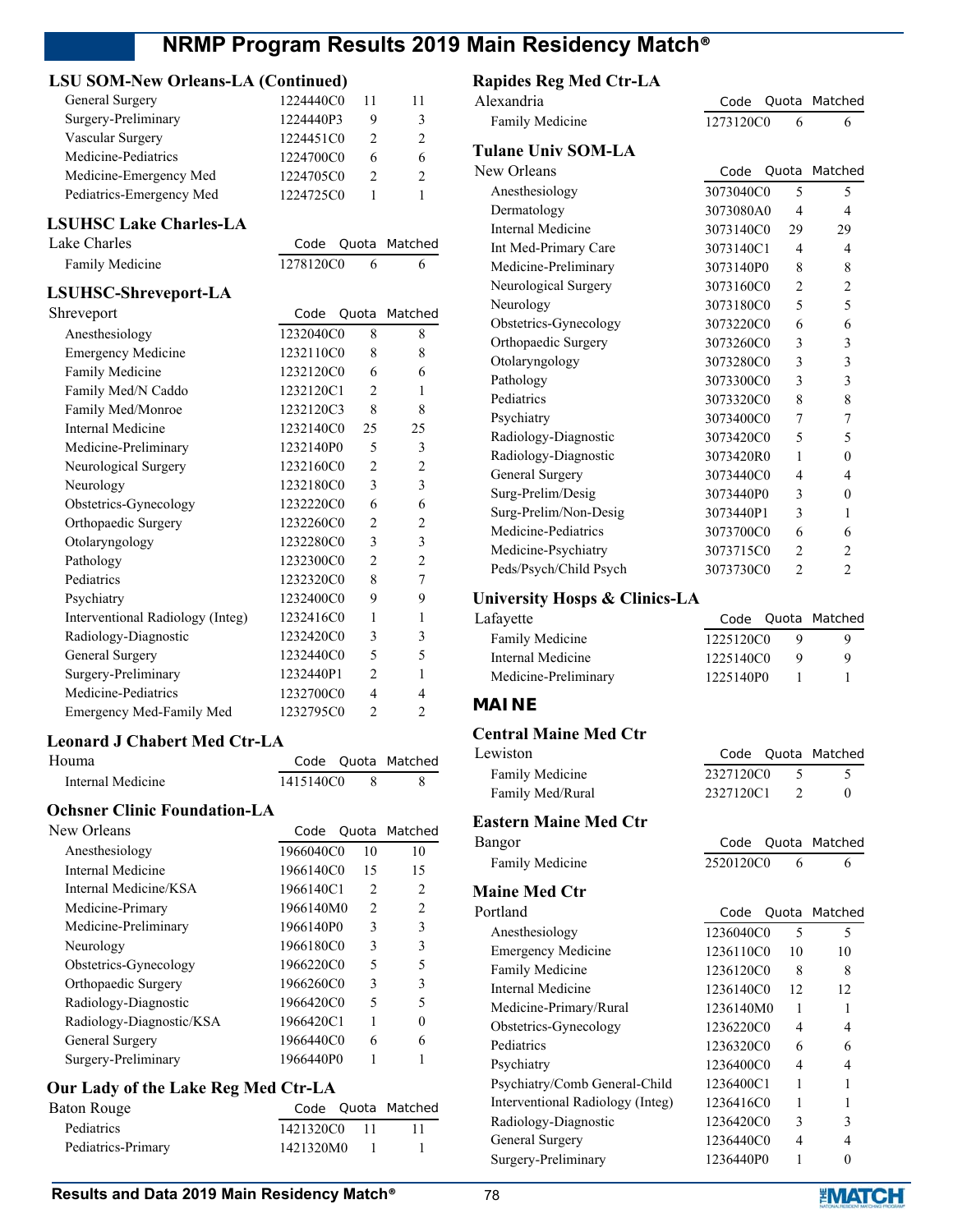## LSU SOM-New Orleans-LA (Continued)

| | Code | Quota | Matched |
|---|---|---|---|
| General Surgery | 1224440C0 | 11 | 11 |
| Surgery-Preliminary | 1224440P3 | 9 | 3 |
| Vascular Surgery | 1224451C0 | 2 | 2 |
| Medicine-Pediatrics | 1224700C0 | 6 | 6 |
| Medicine-Emergency Med | 1224705C0 | 2 | 2 |
| Pediatrics-Emergency Med | 1224725C0 | 1 | 1 |

## LSUHSC Lake Charles-LA

| Lake Charles | Code | Quota | Matched |
|---|---|---|---|
| Family Medicine | 1278120C0 | 6 | 6 |

## LSUHSC-Shreveport-LA

| Shreveport | Code | Quota | Matched |
|---|---|---|---|
| Anesthesiology | 1232040C0 | 8 | 8 |
| Emergency Medicine | 1232110C0 | 8 | 8 |
| Family Medicine | 1232120C0 | 6 | 6 |
| Family Med/N Caddo | 1232120C1 | 2 | 1 |
| Family Med/Monroe | 1232120C3 | 8 | 8 |
| Internal Medicine | 1232140C0 | 25 | 25 |
| Medicine-Preliminary | 1232140P0 | 5 | 3 |
| Neurological Surgery | 1232160C0 | 2 | 2 |
| Neurology | 1232180C0 | 3 | 3 |
| Obstetrics-Gynecology | 1232220C0 | 6 | 6 |
| Orthopaedic Surgery | 1232260C0 | 2 | 2 |
| Otolaryngology | 1232280C0 | 3 | 3 |
| Pathology | 1232300C0 | 2 | 2 |
| Pediatrics | 1232320C0 | 8 | 7 |
| Psychiatry | 1232400C0 | 9 | 9 |
| Interventional Radiology (Integ) | 1232416C0 | 1 | 1 |
| Radiology-Diagnostic | 1232420C0 | 3 | 3 |
| General Surgery | 1232440C0 | 5 | 5 |
| Surgery-Preliminary | 1232440P1 | 2 | 1 |
| Medicine-Pediatrics | 1232700C0 | 4 | 4 |
| Emergency Med-Family Med | 1232795C0 | 2 | 2 |

## Leonard J Chabert Med Ctr-LA

| Houma | Code | Quota | Matched |
|---|---|---|---|
| Internal Medicine | 1415140C0 | 8 | 8 |

## Ochsner Clinic Foundation-LA

| New Orleans | Code | Quota | Matched |
|---|---|---|---|
| Anesthesiology | 1966040C0 | 10 | 10 |
| Internal Medicine | 1966140C0 | 15 | 15 |
| Internal Medicine/KSA | 1966140C1 | 2 | 2 |
| Medicine-Primary | 1966140M0 | 2 | 2 |
| Medicine-Preliminary | 1966140P0 | 3 | 3 |
| Neurology | 1966180C0 | 3 | 3 |
| Obstetrics-Gynecology | 1966220C0 | 5 | 5 |
| Orthopaedic Surgery | 1966260C0 | 3 | 3 |
| Radiology-Diagnostic | 1966420C0 | 5 | 5 |
| Radiology-Diagnostic/KSA | 1966420C1 | 1 | 0 |
| General Surgery | 1966440C0 | 6 | 6 |
| Surgery-Preliminary | 1966440P0 | 1 | 1 |

## Our Lady of the Lake Reg Med Ctr-LA

| Baton Rouge | Code | Quota | Matched |
|---|---|---|---|
| Pediatrics | 1421320C0 | 11 | 11 |
| Pediatrics-Primary | 1421320M0 | 1 | 1 |

## Rapides Reg Med Ctr-LA

| Alexandria | Code | Quota | Matched |
|---|---|---|---|
| Family Medicine | 1273120C0 | 6 | 6 |

## Tulane Univ SOM-LA

| New Orleans | Code | Quota | Matched |
|---|---|---|---|
| Anesthesiology | 3073040C0 | 5 | 5 |
| Dermatology | 3073080A0 | 4 | 4 |
| Internal Medicine | 3073140C0 | 29 | 29 |
| Int Med-Primary Care | 3073140C1 | 4 | 4 |
| Medicine-Preliminary | 3073140P0 | 8 | 8 |
| Neurological Surgery | 3073160C0 | 2 | 2 |
| Neurology | 3073180C0 | 5 | 5 |
| Obstetrics-Gynecology | 3073220C0 | 6 | 6 |
| Orthopaedic Surgery | 3073260C0 | 3 | 3 |
| Otolaryngology | 3073280C0 | 3 | 3 |
| Pathology | 3073300C0 | 3 | 3 |
| Pediatrics | 3073320C0 | 8 | 8 |
| Psychiatry | 3073400C0 | 7 | 7 |
| Radiology-Diagnostic | 3073420C0 | 5 | 5 |
| Radiology-Diagnostic | 3073420R0 | 1 | 0 |
| General Surgery | 3073440C0 | 4 | 4 |
| Surg-Prelim/Desig | 3073440P0 | 3 | 0 |
| Surg-Prelim/Non-Desig | 3073440P1 | 3 | 1 |
| Medicine-Pediatrics | 3073700C0 | 6 | 6 |
| Medicine-Psychiatry | 3073715C0 | 2 | 2 |
| Peds/Psych/Child Psych | 3073730C0 | 2 | 2 |

## University Hosps & Clinics-LA

| Lafayette | Code | Quota | Matched |
|---|---|---|---|
| Family Medicine | 1225120C0 | 9 | 9 |
| Internal Medicine | 1225140C0 | 9 | 9 |
| Medicine-Preliminary | 1225140P0 | 1 | 1 |

# MAINE

## Central Maine Med Ctr

| Lewiston | Code | Quota | Matched |
|---|---|---|---|
| Family Medicine | 2327120C0 | 5 | 5 |
| Family Med/Rural | 2327120C1 | 2 | 0 |

## Eastern Maine Med Ctr

| Bangor | Code | Quota | Matched |
|---|---|---|---|
| Family Medicine | 2520120C0 | 6 | 6 |

## Maine Med Ctr

| Portland | Code | Quota | Matched |
|---|---|---|---|
| Anesthesiology | 1236040C0 | 5 | 5 |
| Emergency Medicine | 1236110C0 | 10 | 10 |
| Family Medicine | 1236120C0 | 8 | 8 |
| Internal Medicine | 1236140C0 | 12 | 12 |
| Medicine-Primary/Rural | 1236140M0 | 1 | 1 |
| Obstetrics-Gynecology | 1236220C0 | 4 | 4 |
| Pediatrics | 1236320C0 | 6 | 6 |
| Psychiatry | 1236400C0 | 4 | 4 |
| Psychiatry/Comb General-Child | 1236400C1 | 1 | 1 |
| Interventional Radiology (Integ) | 1236416C0 | 1 | 1 |
| Radiology-Diagnostic | 1236420C0 | 3 | 3 |
| General Surgery | 1236440C0 | 4 | 4 |
| Surgery-Preliminary | 1236440P0 | 1 | 0 |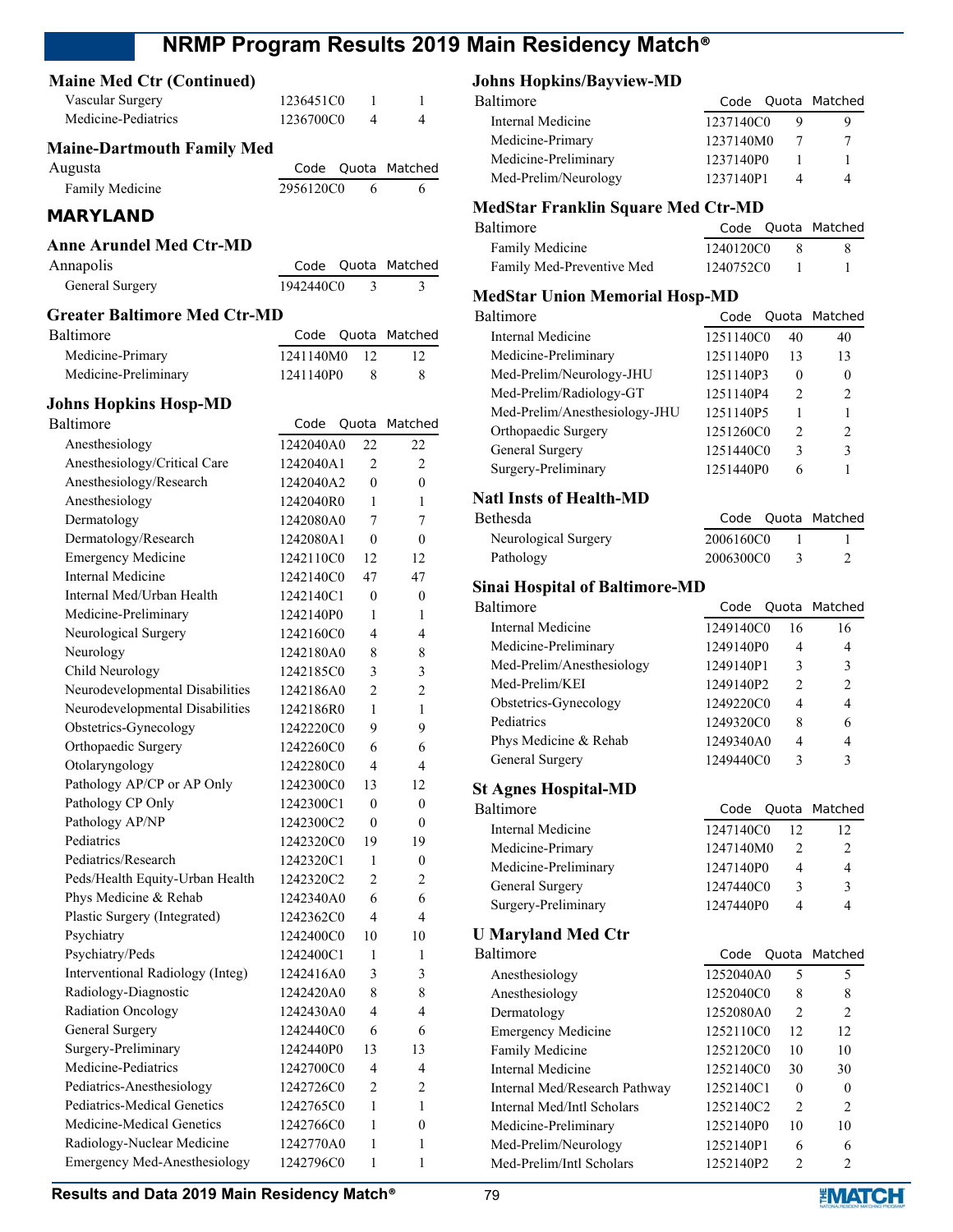### Maine Med Ctr (Continued)

| | Code | Quota | Matched |
|---|---|---|---|
| Vascular Surgery | 1236451C0 | 1 | 1 |
| Medicine-Pediatrics | 1236700C0 | 4 | 4 |

### Maine-Dartmouth Family Med

| Augusta | Code | Quota | Matched |
|---|---|---|---|
| Family Medicine | 2956120C0 | 6 | 6 |

## MARYLAND

### Anne Arundel Med Ctr-MD

| Annapolis | Code | Quota | Matched |
|---|---|---|---|
| General Surgery | 1942440C0 | 3 | 3 |

### Greater Baltimore Med Ctr-MD

| Baltimore | Code | Quota | Matched |
|---|---|---|---|
| Medicine-Primary | 1241140M0 | 12 | 12 |
| Medicine-Preliminary | 1241140P0 | 8 | 8 |

### Johns Hopkins Hosp-MD

| Baltimore | Code | Quota | Matched |
|---|---|---|---|
| Anesthesiology | 1242040A0 | 22 | 22 |
| Anesthesiology/Critical Care | 1242040A1 | 2 | 2 |
| Anesthesiology/Research | 1242040A2 | 0 | 0 |
| Anesthesiology | 1242040R0 | 1 | 1 |
| Dermatology | 1242080A0 | 7 | 7 |
| Dermatology/Research | 1242080A1 | 0 | 0 |
| Emergency Medicine | 1242110C0 | 12 | 12 |
| Internal Medicine | 1242140C0 | 47 | 47 |
| Internal Med/Urban Health | 1242140C1 | 0 | 0 |
| Medicine-Preliminary | 1242140P0 | 1 | 1 |
| Neurological Surgery | 1242160C0 | 4 | 4 |
| Neurology | 1242180A0 | 8 | 8 |
| Child Neurology | 1242185C0 | 3 | 3 |
| Neurodevelopmental Disabilities | 1242186A0 | 2 | 2 |
| Neurodevelopmental Disabilities | 1242186R0 | 1 | 1 |
| Obstetrics-Gynecology | 1242220C0 | 9 | 9 |
| Orthopaedic Surgery | 1242260C0 | 6 | 6 |
| Otolaryngology | 1242280C0 | 4 | 4 |
| Pathology AP/CP or AP Only | 1242300C0 | 13 | 12 |
| Pathology CP Only | 1242300C1 | 0 | 0 |
| Pathology AP/NP | 1242300C2 | 0 | 0 |
| Pediatrics | 1242320C0 | 19 | 19 |
| Pediatrics/Research | 1242320C1 | 1 | 0 |
| Peds/Health Equity-Urban Health | 1242320C2 | 2 | 2 |
| Phys Medicine & Rehab | 1242340A0 | 6 | 6 |
| Plastic Surgery (Integrated) | 1242362C0 | 4 | 4 |
| Psychiatry | 1242400C0 | 10 | 10 |
| Psychiatry/Peds | 1242400C1 | 1 | 1 |
| Interventional Radiology (Integ) | 1242416A0 | 3 | 3 |
| Radiology-Diagnostic | 1242420A0 | 8 | 8 |
| Radiation Oncology | 1242430A0 | 4 | 4 |
| General Surgery | 1242440C0 | 6 | 6 |
| Surgery-Preliminary | 1242440P0 | 13 | 13 |
| Medicine-Pediatrics | 1242700C0 | 4 | 4 |
| Pediatrics-Anesthesiology | 1242726C0 | 2 | 2 |
| Pediatrics-Medical Genetics | 1242765C0 | 1 | 1 |
| Medicine-Medical Genetics | 1242766C0 | 1 | 0 |
| Radiology-Nuclear Medicine | 1242770A0 | 1 | 1 |
| Emergency Med-Anesthesiology | 1242796C0 | 1 | 1 |

### Johns Hopkins/Bayview-MD

| Baltimore | Code | Quota | Matched |
|---|---|---|---|
| Internal Medicine | 1237140C0 | 9 | 9 |
| Medicine-Primary | 1237140M0 | 7 | 7 |
| Medicine-Preliminary | 1237140P0 | 1 | 1 |
| Med-Prelim/Neurology | 1237140P1 | 4 | 4 |

### MedStar Franklin Square Med Ctr-MD

| Baltimore | Code | Quota | Matched |
|---|---|---|---|
| Family Medicine | 1240120C0 | 8 | 8 |
| Family Med-Preventive Med | 1240752C0 | 1 | 1 |

### MedStar Union Memorial Hosp-MD

| Baltimore | Code | Quota | Matched |
|---|---|---|---|
| Internal Medicine | 1251140C0 | 40 | 40 |
| Medicine-Preliminary | 1251140P0 | 13 | 13 |
| Med-Prelim/Neurology-JHU | 1251140P3 | 0 | 0 |
| Med-Prelim/Radiology-GT | 1251140P4 | 2 | 2 |
| Med-Prelim/Anesthesiology-JHU | 1251140P5 | 1 | 1 |
| Orthopaedic Surgery | 1251260C0 | 2 | 2 |
| General Surgery | 1251440C0 | 3 | 3 |
| Surgery-Preliminary | 1251440P0 | 6 | 1 |

### Natl Insts of Health-MD

| Bethesda | Code | Quota | Matched |
|---|---|---|---|
| Neurological Surgery | 2006160C0 | 1 | 1 |
| Pathology | 2006300C0 | 3 | 2 |

### Sinai Hospital of Baltimore-MD

| Baltimore | Code | Quota | Matched |
|---|---|---|---|
| Internal Medicine | 1249140C0 | 16 | 16 |
| Medicine-Preliminary | 1249140P0 | 4 | 4 |
| Med-Prelim/Anesthesiology | 1249140P1 | 3 | 3 |
| Med-Prelim/KEI | 1249140P2 | 2 | 2 |
| Obstetrics-Gynecology | 1249220C0 | 4 | 4 |
| Pediatrics | 1249320C0 | 8 | 6 |
| Phys Medicine & Rehab | 1249340A0 | 4 | 4 |
| General Surgery | 1249440C0 | 3 | 3 |

### St Agnes Hospital-MD

| Baltimore | Code | Quota | Matched |
|---|---|---|---|
| Internal Medicine | 1247140C0 | 12 | 12 |
| Medicine-Primary | 1247140M0 | 2 | 2 |
| Medicine-Preliminary | 1247140P0 | 4 | 4 |
| General Surgery | 1247440C0 | 3 | 3 |
| Surgery-Preliminary | 1247440P0 | 4 | 4 |

### U Maryland Med Ctr

| Baltimore | Code | Quota | Matched |
|---|---|---|---|
| Anesthesiology | 1252040A0 | 5 | 5 |
| Anesthesiology | 1252040C0 | 8 | 8 |
| Dermatology | 1252080A0 | 2 | 2 |
| Emergency Medicine | 1252110C0 | 12 | 12 |
| Family Medicine | 1252120C0 | 10 | 10 |
| Internal Medicine | 1252140C0 | 30 | 30 |
| Internal Med/Research Pathway | 1252140C1 | 0 | 0 |
| Internal Med/Intl Scholars | 1252140C2 | 2 | 2 |
| Medicine-Preliminary | 1252140P0 | 10 | 10 |
| Med-Prelim/Neurology | 1252140P1 | 6 | 6 |
| Med-Prelim/Intl Scholars | 1252140P2 | 2 | 2 |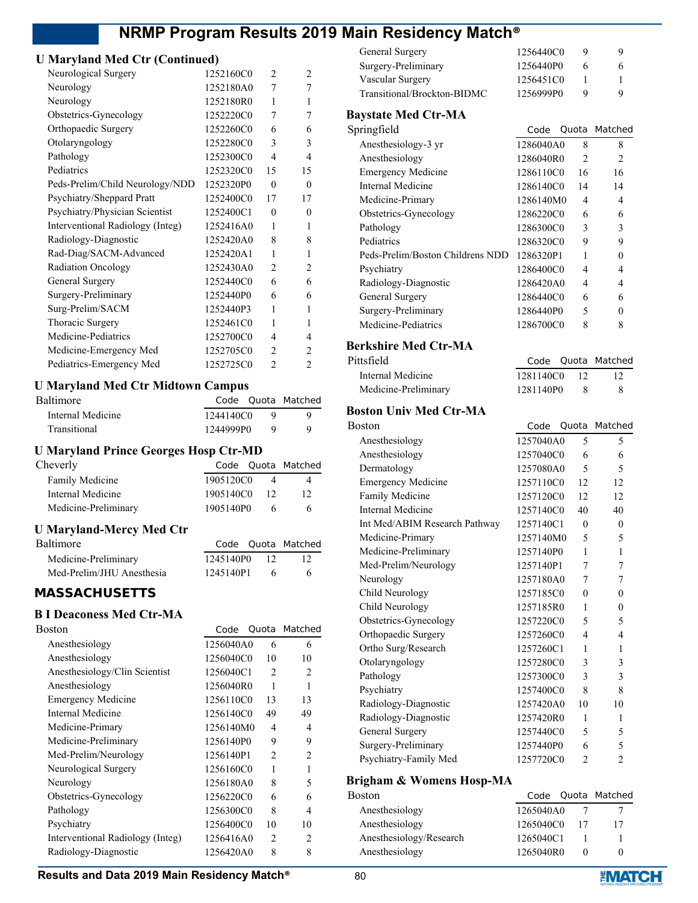## U Maryland Med Ctr (Continued)

| | Code | Quota | Matched |
|---|---|---|---|
| Neurological Surgery | 1252160C0 | 2 | 2 |
| Neurology | 1252180A0 | 7 | 7 |
| Neurology | 1252180R0 | 1 | 1 |
| Obstetrics-Gynecology | 1252220C0 | 7 | 7 |
| Orthopaedic Surgery | 1252260C0 | 6 | 6 |
| Otolaryngology | 1252280C0 | 3 | 3 |
| Pathology | 1252300C0 | 4 | 4 |
| Pediatrics | 1252320C0 | 15 | 15 |
| Peds-Prelim/Child Neurology/NDD | 1252320P0 | 0 | 0 |
| Psychiatry/Sheppard Pratt | 1252400C0 | 17 | 17 |
| Psychiatry/Physician Scientist | 1252400C1 | 0 | 0 |
| Interventional Radiology (Integ) | 1252416A0 | 1 | 1 |
| Radiology-Diagnostic | 1252420A0 | 8 | 8 |
| Rad-Diag/SACM-Advanced | 1252420A1 | 1 | 1 |
| Radiation Oncology | 1252430A0 | 2 | 2 |
| General Surgery | 1252440C0 | 6 | 6 |
| Surgery-Preliminary | 1252440P0 | 6 | 6 |
| Surg-Prelim/SACM | 1252440P3 | 1 | 1 |
| Thoracic Surgery | 1252461C0 | 1 | 1 |
| Medicine-Pediatrics | 1252700C0 | 4 | 4 |
| Medicine-Emergency Med | 1252705C0 | 2 | 2 |
| Pediatrics-Emergency Med | 1252725C0 | 2 | 2 |

## U Maryland Med Ctr Midtown Campus

| Baltimore | Code | Quota | Matched |
|---|---|---|---|
| Internal Medicine | 1244140C0 | 9 | 9 |
| Transitional | 1244999P0 | 9 | 9 |

## U Maryland Prince Georges Hosp Ctr-MD

| Cheverly | Code | Quota | Matched |
|---|---|---|---|
| Family Medicine | 1905120C0 | 4 | 4 |
| Internal Medicine | 1905140C0 | 12 | 12 |
| Medicine-Preliminary | 1905140P0 | 6 | 6 |

## U Maryland-Mercy Med Ctr

| Baltimore | Code | Quota | Matched |
|---|---|---|---|
| Medicine-Preliminary | 1245140P0 | 12 | 12 |
| Med-Prelim/JHU Anesthesia | 1245140P1 | 6 | 6 |

# MASSACHUSETTS

## B I Deaconess Med Ctr-MA

| Boston | Code | Quota | Matched |
|---|---|---|---|
| Anesthesiology | 1256040A0 | 6 | 6 |
| Anesthesiology | 1256040C0 | 10 | 10 |
| Anesthesiology/Clin Scientist | 1256040C1 | 2 | 2 |
| Anesthesiology | 1256040R0 | 1 | 1 |
| Emergency Medicine | 1256110C0 | 13 | 13 |
| Internal Medicine | 1256140C0 | 49 | 49 |
| Medicine-Primary | 1256140M0 | 4 | 4 |
| Medicine-Preliminary | 1256140P0 | 9 | 9 |
| Med-Prelim/Neurology | 1256140P1 | 2 | 2 |
| Neurological Surgery | 1256160C0 | 1 | 1 |
| Neurology | 1256180A0 | 8 | 5 |
| Obstetrics-Gynecology | 1256220C0 | 6 | 6 |
| Pathology | 1256300C0 | 8 | 4 |
| Psychiatry | 1256400C0 | 10 | 10 |
| Interventional Radiology (Integ) | 1256416A0 | 2 | 2 |
| Radiology-Diagnostic | 1256420A0 | 8 | 8 |
| General Surgery | 1256440C0 | 9 | 9 |
| Surgery-Preliminary | 1256440P0 | 6 | 6 |
| Vascular Surgery | 1256451C0 | 1 | 1 |
| Transitional/Brockton-BIDMC | 1256999P0 | 9 | 9 |

## Baystate Med Ctr-MA

| Springfield | Code | Quota | Matched |
|---|---|---|---|
| Anesthesiology-3 yr | 1286040A0 | 8 | 8 |
| Anesthesiology | 1286040R0 | 2 | 2 |
| Emergency Medicine | 1286110C0 | 16 | 16 |
| Internal Medicine | 1286140C0 | 14 | 14 |
| Medicine-Primary | 1286140M0 | 4 | 4 |
| Obstetrics-Gynecology | 1286220C0 | 6 | 6 |
| Pathology | 1286300C0 | 3 | 3 |
| Pediatrics | 1286320C0 | 9 | 9 |
| Peds-Prelim/Boston Childrens NDD | 1286320P1 | 1 | 0 |
| Psychiatry | 1286400C0 | 4 | 4 |
| Radiology-Diagnostic | 1286420A0 | 4 | 4 |
| General Surgery | 1286440C0 | 6 | 6 |
| Surgery-Preliminary | 1286440P0 | 5 | 0 |
| Medicine-Pediatrics | 1286700C0 | 8 | 8 |

## Berkshire Med Ctr-MA

| Pittsfield | Code | Quota | Matched |
|---|---|---|---|
| Internal Medicine | 1281140C0 | 12 | 12 |
| Medicine-Preliminary | 1281140P0 | 8 | 8 |

## Boston Univ Med Ctr-MA

| Boston | Code | Quota | Matched |
|---|---|---|---|
| Anesthesiology | 1257040A0 | 5 | 5 |
| Anesthesiology | 1257040C0 | 6 | 6 |
| Dermatology | 1257080A0 | 5 | 5 |
| Emergency Medicine | 1257110C0 | 12 | 12 |
| Family Medicine | 1257120C0 | 12 | 12 |
| Internal Medicine | 1257140C0 | 40 | 40 |
| Int Med/ABIM Research Pathway | 1257140C1 | 0 | 0 |
| Medicine-Primary | 1257140M0 | 5 | 5 |
| Medicine-Preliminary | 1257140P0 | 1 | 1 |
| Med-Prelim/Neurology | 1257140P1 | 7 | 7 |
| Neurology | 1257180A0 | 7 | 7 |
| Child Neurology | 1257185C0 | 0 | 0 |
| Child Neurology | 1257185R0 | 1 | 0 |
| Obstetrics-Gynecology | 1257220C0 | 5 | 5 |
| Orthopaedic Surgery | 1257260C0 | 4 | 4 |
| Ortho Surg/Research | 1257260C1 | 1 | 1 |
| Otolaryngology | 1257280C0 | 3 | 3 |
| Pathology | 1257300C0 | 3 | 3 |
| Psychiatry | 1257400C0 | 8 | 8 |
| Radiology-Diagnostic | 1257420A0 | 10 | 10 |
| Radiology-Diagnostic | 1257420R0 | 1 | 1 |
| General Surgery | 1257440C0 | 5 | 5 |
| Surgery-Preliminary | 1257440P0 | 6 | 5 |
| Psychiatry-Family Med | 1257720C0 | 2 | 2 |

## Brigham & Womens Hosp-MA

| Boston | Code | Quota | Matched |
|---|---|---|---|
| Anesthesiology | 1265040A0 | 7 | 7 |
| Anesthesiology | 1265040C0 | 17 | 17 |
| Anesthesiology/Research | 1265040C1 | 1 | 1 |
| Anesthesiology | 1265040R0 | 0 | 0 |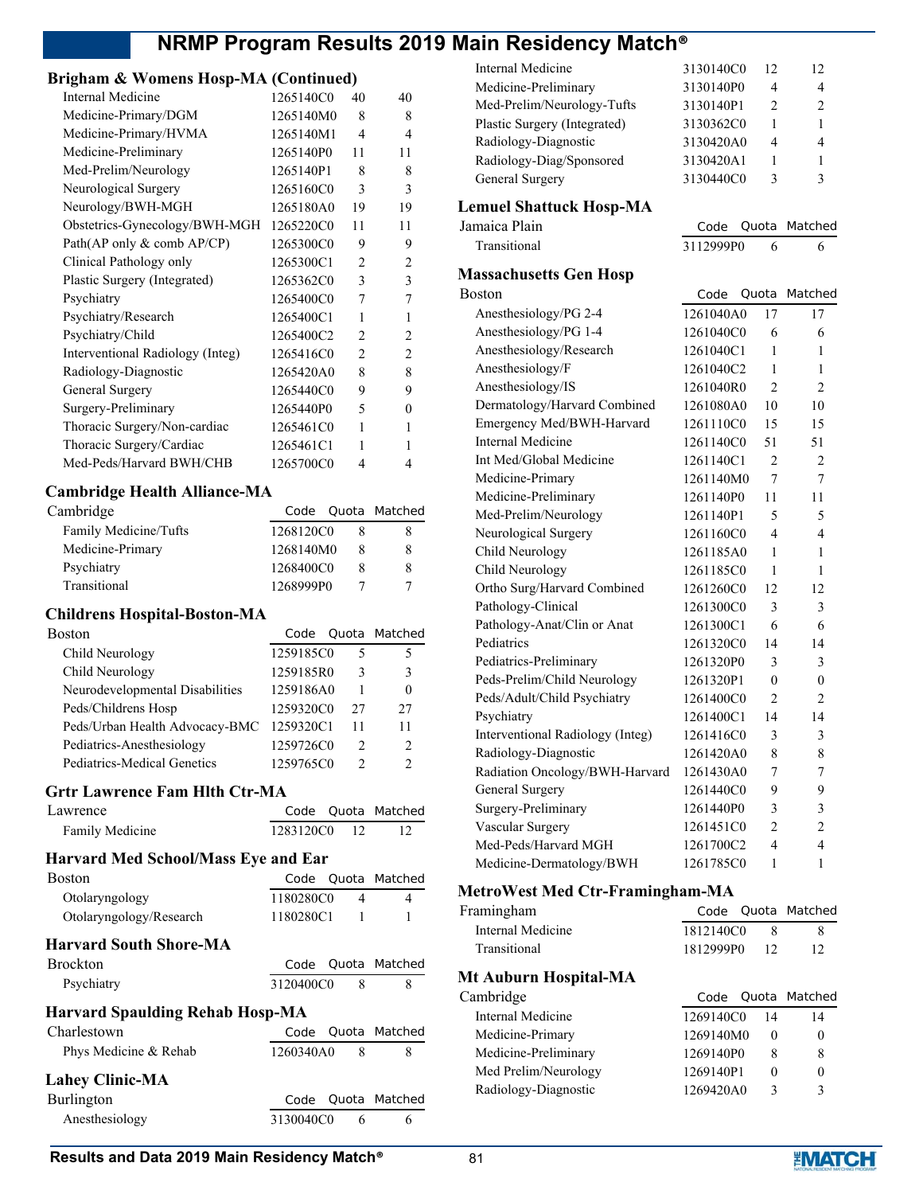## Brigham & Womens Hosp-MA (Continued)

| | Code | Quota | Matched |
|---|---|---|---|
| Internal Medicine | 1265140C0 | 40 | 40 |
| Medicine-Primary/DGM | 1265140M0 | 8 | 8 |
| Medicine-Primary/HVMA | 1265140M1 | 4 | 4 |
| Medicine-Preliminary | 1265140P0 | 11 | 11 |
| Med-Prelim/Neurology | 1265140P1 | 8 | 8 |
| Neurological Surgery | 1265160C0 | 3 | 3 |
| Neurology/BWH-MGH | 1265180A0 | 19 | 19 |
| Obstetrics-Gynecology/BWH-MGH | 1265220C0 | 11 | 11 |
| Path(AP only & comb AP/CP) | 1265300C0 | 9 | 9 |
| Clinical Pathology only | 1265300C1 | 2 | 2 |
| Plastic Surgery (Integrated) | 1265362C0 | 3 | 3 |
| Psychiatry | 1265400C0 | 7 | 7 |
| Psychiatry/Research | 1265400C1 | 1 | 1 |
| Psychiatry/Child | 1265400C2 | 2 | 2 |
| Interventional Radiology (Integ) | 1265416C0 | 2 | 2 |
| Radiology-Diagnostic | 1265420A0 | 8 | 8 |
| General Surgery | 1265440C0 | 9 | 9 |
| Surgery-Preliminary | 1265440P0 | 5 | 0 |
| Thoracic Surgery/Non-cardiac | 1265461C0 | 1 | 1 |
| Thoracic Surgery/Cardiac | 1265461C1 | 1 | 1 |
| Med-Peds/Harvard BWH/CHB | 1265700C0 | 4 | 4 |

## Cambridge Health Alliance-MA

| Cambridge | Code | Quota | Matched |
|---|---|---|---|
| Family Medicine/Tufts | 1268120C0 | 8 | 8 |
| Medicine-Primary | 1268140M0 | 8 | 8 |
| Psychiatry | 1268400C0 | 8 | 8 |
| Transitional | 1268999P0 | 7 | 7 |

## Childrens Hospital-Boston-MA

| Boston | Code | Quota | Matched |
|---|---|---|---|
| Child Neurology | 1259185C0 | 5 | 5 |
| Child Neurology | 1259185R0 | 3 | 3 |
| Neurodevelopmental Disabilities | 1259186A0 | 1 | 0 |
| Peds/Childrens Hosp | 1259320C0 | 27 | 27 |
| Peds/Urban Health Advocacy-BMC | 1259320C1 | 11 | 11 |
| Pediatrics-Anesthesiology | 1259726C0 | 2 | 2 |
| Pediatrics-Medical Genetics | 1259765C0 | 2 | 2 |

## Grtr Lawrence Fam Hlth Ctr-MA

| Lawrence | Code | Quota | Matched |
|---|---|---|---|
| Family Medicine | 1283120C0 | 12 | 12 |

## Harvard Med School/Mass Eye and Ear

| Boston | Code | Quota | Matched |
|---|---|---|---|
| Otolaryngology | 1180280C0 | 4 | 4 |
| Otolaryngology/Research | 1180280C1 | 1 | 1 |

## Harvard South Shore-MA

| Brockton | Code | Quota | Matched |
|---|---|---|---|
| Psychiatry | 3120400C0 | 8 | 8 |

## Harvard Spaulding Rehab Hosp-MA

| Charlestown | Code | Quota | Matched |
|---|---|---|---|
| Phys Medicine & Rehab | 1260340A0 | 8 | 8 |

## Lahey Clinic-MA

| Burlington | Code | Quota | Matched |
|---|---|---|---|
| Anesthesiology | 3130040C0 | 6 | 6 |
| Internal Medicine | 3130140C0 | 12 | 12 |
| Medicine-Preliminary | 3130140P0 | 4 | 4 |
| Med-Prelim/Neurology-Tufts | 3130140P1 | 2 | 2 |
| Plastic Surgery (Integrated) | 3130362C0 | 1 | 1 |
| Radiology-Diagnostic | 3130420A0 | 4 | 4 |
| Radiology-Diag/Sponsored | 3130420A1 | 1 | 1 |
| General Surgery | 3130440C0 | 3 | 3 |

## Lemuel Shattuck Hosp-MA

| Jamaica Plain | Code | Quota | Matched |
|---|---|---|---|
| Transitional | 3112999P0 | 6 | 6 |

## Massachusetts Gen Hosp

| Boston | Code | Quota | Matched |
|---|---|---|---|
| Anesthesiology/PG 2-4 | 1261040A0 | 17 | 17 |
| Anesthesiology/PG 1-4 | 1261040C0 | 6 | 6 |
| Anesthesiology/Research | 1261040C1 | 1 | 1 |
| Anesthesiology/F | 1261040C2 | 1 | 1 |
| Anesthesiology/IS | 1261040R0 | 2 | 2 |
| Dermatology/Harvard Combined | 1261080A0 | 10 | 10 |
| Emergency Med/BWH-Harvard | 1261110C0 | 15 | 15 |
| Internal Medicine | 1261140C0 | 51 | 51 |
| Int Med/Global Medicine | 1261140C1 | 2 | 2 |
| Medicine-Primary | 1261140M0 | 7 | 7 |
| Medicine-Preliminary | 1261140P0 | 11 | 11 |
| Med-Prelim/Neurology | 1261140P1 | 5 | 5 |
| Neurological Surgery | 1261160C0 | 4 | 4 |
| Child Neurology | 1261185A0 | 1 | 1 |
| Child Neurology | 1261185C0 | 1 | 1 |
| Ortho Surg/Harvard Combined | 1261260C0 | 12 | 12 |
| Pathology-Clinical | 1261300C0 | 3 | 3 |
| Pathology-Anat/Clin or Anat | 1261300C1 | 6 | 6 |
| Pediatrics | 1261320C0 | 14 | 14 |
| Pediatrics-Preliminary | 1261320P0 | 3 | 3 |
| Peds-Prelim/Child Neurology | 1261320P1 | 0 | 0 |
| Peds/Adult/Child Psychiatry | 1261400C0 | 2 | 2 |
| Psychiatry | 1261400C1 | 14 | 14 |
| Interventional Radiology (Integ) | 1261416C0 | 3 | 3 |
| Radiology-Diagnostic | 1261420A0 | 8 | 8 |
| Radiation Oncology/BWH-Harvard | 1261430A0 | 7 | 7 |
| General Surgery | 1261440C0 | 9 | 9 |
| Surgery-Preliminary | 1261440P0 | 3 | 3 |
| Vascular Surgery | 1261451C0 | 2 | 2 |
| Med-Peds/Harvard MGH | 1261700C2 | 4 | 4 |
| Medicine-Dermatology/BWH | 1261785C0 | 1 | 1 |

## MetroWest Med Ctr-Framingham-MA

| Framingham | Code | Quota | Matched |
|---|---|---|---|
| Internal Medicine | 1812140C0 | 8 | 8 |
| Transitional | 1812999P0 | 12 | 12 |

## Mt Auburn Hospital-MA

| Cambridge | Code | Quota | Matched |
|---|---|---|---|
| Internal Medicine | 1269140C0 | 14 | 14 |
| Medicine-Primary | 1269140M0 | 0 | 0 |
| Medicine-Preliminary | 1269140P0 | 8 | 8 |
| Med Prelim/Neurology | 1269140P1 | 0 | 0 |
| Radiology-Diagnostic | 1269420A0 | 3 | 3 |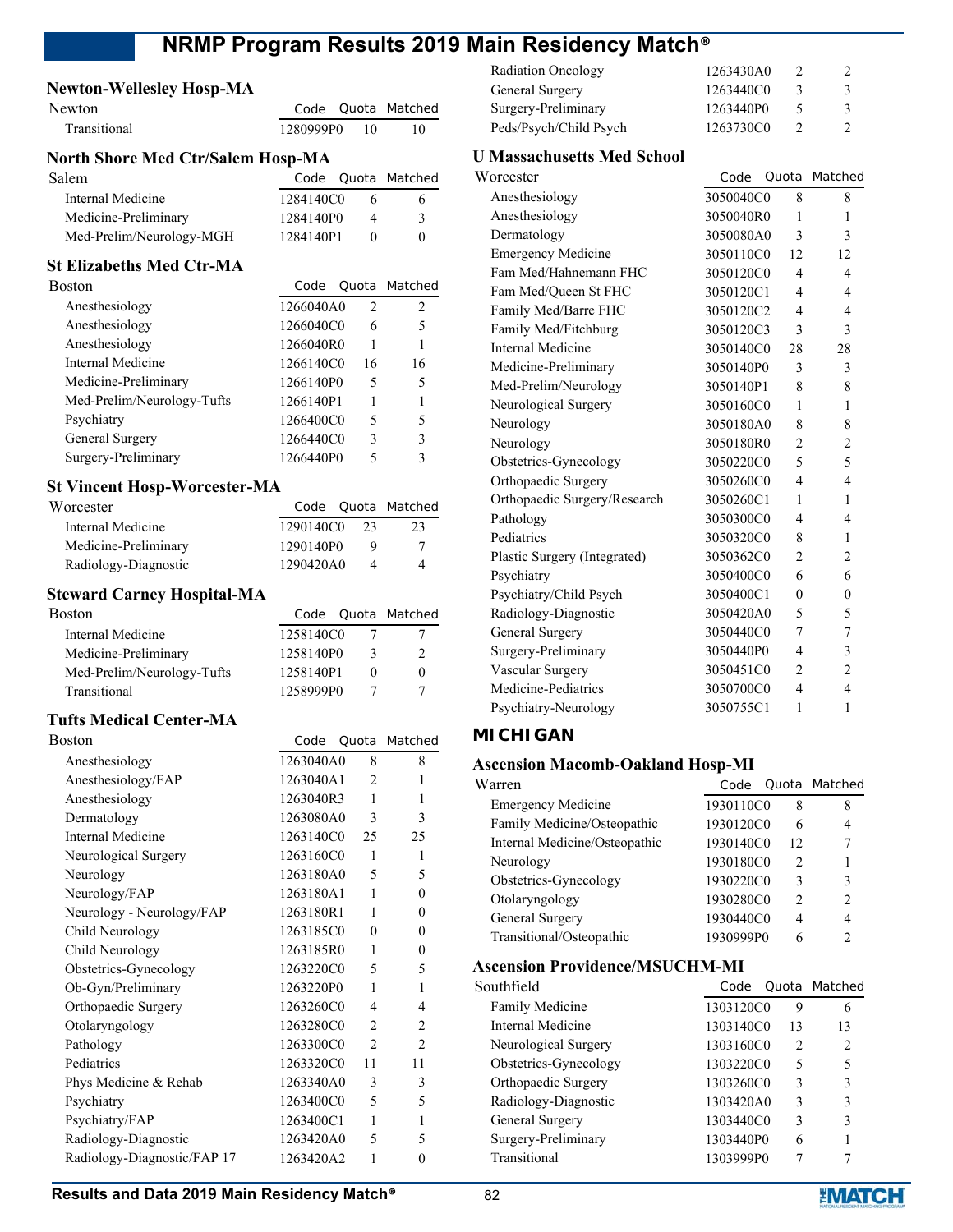### Newton-Wellesley Hosp-MA

| Newton | Code | Quota | Matched |
|---|---|---|---|
| Transitional | 1280999P0 | 10 | 10 |

### North Shore Med Ctr/Salem Hosp-MA

| Salem | Code | Quota | Matched |
|---|---|---|---|
| Internal Medicine | 1284140C0 | 6 | 6 |
| Medicine-Preliminary | 1284140P0 | 4 | 3 |
| Med-Prelim/Neurology-MGH | 1284140P1 | 0 | 0 |

### St Elizabeths Med Ctr-MA

| Boston | Code | Quota | Matched |
|---|---|---|---|
| Anesthesiology | 1266040A0 | 2 | 2 |
| Anesthesiology | 1266040C0 | 6 | 5 |
| Anesthesiology | 1266040R0 | 1 | 1 |
| Internal Medicine | 1266140C0 | 16 | 16 |
| Medicine-Preliminary | 1266140P0 | 5 | 5 |
| Med-Prelim/Neurology-Tufts | 1266140P1 | 1 | 1 |
| Psychiatry | 1266400C0 | 5 | 5 |
| General Surgery | 1266440C0 | 3 | 3 |
| Surgery-Preliminary | 1266440P0 | 5 | 3 |

### St Vincent Hosp-Worcester-MA

| Worcester | Code | Quota | Matched |
|---|---|---|---|
| Internal Medicine | 1290140C0 | 23 | 23 |
| Medicine-Preliminary | 1290140P0 | 9 | 7 |
| Radiology-Diagnostic | 1290420A0 | 4 | 4 |

### Steward Carney Hospital-MA

| Boston | Code | Quota | Matched |
|---|---|---|---|
| Internal Medicine | 1258140C0 | 7 | 7 |
| Medicine-Preliminary | 1258140P0 | 3 | 2 |
| Med-Prelim/Neurology-Tufts | 1258140P1 | 0 | 0 |
| Transitional | 1258999P0 | 7 | 7 |

### Tufts Medical Center-MA

| Boston | Code | Quota | Matched |
|---|---|---|---|
| Anesthesiology | 1263040A0 | 8 | 8 |
| Anesthesiology/FAP | 1263040A1 | 2 | 1 |
| Anesthesiology | 1263040R3 | 1 | 1 |
| Dermatology | 1263080A0 | 3 | 3 |
| Internal Medicine | 1263140C0 | 25 | 25 |
| Neurological Surgery | 1263160C0 | 1 | 1 |
| Neurology | 1263180A0 | 5 | 5 |
| Neurology/FAP | 1263180A1 | 1 | 0 |
| Neurology - Neurology/FAP | 1263180R1 | 1 | 0 |
| Child Neurology | 1263185C0 | 0 | 0 |
| Child Neurology | 1263185R0 | 1 | 0 |
| Obstetrics-Gynecology | 1263220C0 | 5 | 5 |
| Ob-Gyn/Preliminary | 1263220P0 | 1 | 1 |
| Orthopaedic Surgery | 1263260C0 | 4 | 4 |
| Otolaryngology | 1263280C0 | 2 | 2 |
| Pathology | 1263300C0 | 2 | 2 |
| Pediatrics | 1263320C0 | 11 | 11 |
| Phys Medicine & Rehab | 1263340A0 | 3 | 3 |
| Psychiatry | 1263400C0 | 5 | 5 |
| Psychiatry/FAP | 1263400C1 | 1 | 1 |
| Radiology-Diagnostic | 1263420A0 | 5 | 5 |
| Radiology-Diagnostic/FAP 17 | 1263420A2 | 1 | 0 |
| Radiation Oncology | 1263430A0 | 2 | 2 |
| General Surgery | 1263440C0 | 3 | 3 |
| Surgery-Preliminary | 1263440P0 | 5 | 3 |
| Peds/Psych/Child Psych | 1263730C0 | 2 | 2 |

### U Massachusetts Med School

| Worcester | Code | Quota | Matched |
|---|---|---|---|
| Anesthesiology | 3050040C0 | 8 | 8 |
| Anesthesiology | 3050040R0 | 1 | 1 |
| Dermatology | 3050080A0 | 3 | 3 |
| Emergency Medicine | 3050110C0 | 12 | 12 |
| Fam Med/Hahnemann FHC | 3050120C0 | 4 | 4 |
| Fam Med/Queen St FHC | 3050120C1 | 4 | 4 |
| Family Med/Barre FHC | 3050120C2 | 4 | 4 |
| Family Med/Fitchburg | 3050120C3 | 3 | 3 |
| Internal Medicine | 3050140C0 | 28 | 28 |
| Medicine-Preliminary | 3050140P0 | 3 | 3 |
| Med-Prelim/Neurology | 3050140P1 | 8 | 8 |
| Neurological Surgery | 3050160C0 | 1 | 1 |
| Neurology | 3050180A0 | 8 | 8 |
| Neurology | 3050180R0 | 2 | 2 |
| Obstetrics-Gynecology | 3050220C0 | 5 | 5 |
| Orthopaedic Surgery | 3050260C0 | 4 | 4 |
| Orthopaedic Surgery/Research | 3050260C1 | 1 | 1 |
| Pathology | 3050300C0 | 4 | 4 |
| Pediatrics | 3050320C0 | 8 | 1 |
| Plastic Surgery (Integrated) | 3050362C0 | 2 | 2 |
| Psychiatry | 3050400C0 | 6 | 6 |
| Psychiatry/Child Psych | 3050400C1 | 0 | 0 |
| Radiology-Diagnostic | 3050420A0 | 5 | 5 |
| General Surgery | 3050440C0 | 7 | 7 |
| Surgery-Preliminary | 3050440P0 | 4 | 3 |
| Vascular Surgery | 3050451C0 | 2 | 2 |
| Medicine-Pediatrics | 3050700C0 | 4 | 4 |
| Psychiatry-Neurology | 3050755C1 | 1 | 1 |

## MICHIGAN

### Ascension Macomb-Oakland Hosp-MI

| Warren | Code | Quota | Matched |
|---|---|---|---|
| Emergency Medicine | 1930110C0 | 8 | 8 |
| Family Medicine/Osteopathic | 1930120C0 | 6 | 4 |
| Internal Medicine/Osteopathic | 1930140C0 | 12 | 7 |
| Neurology | 1930180C0 | 2 | 1 |
| Obstetrics-Gynecology | 1930220C0 | 3 | 3 |
| Otolaryngology | 1930280C0 | 2 | 2 |
| General Surgery | 1930440C0 | 4 | 4 |
| Transitional/Osteopathic | 1930999P0 | 6 | 2 |

### Ascension Providence/MSUCHM-MI

| Southfield | Code | Quota | Matched |
|---|---|---|---|
| Family Medicine | 1303120C0 | 9 | 6 |
| Internal Medicine | 1303140C0 | 13 | 13 |
| Neurological Surgery | 1303160C0 | 2 | 2 |
| Obstetrics-Gynecology | 1303220C0 | 5 | 5 |
| Orthopaedic Surgery | 1303260C0 | 3 | 3 |
| Radiology-Diagnostic | 1303420A0 | 3 | 3 |
| General Surgery | 1303440C0 | 3 | 3 |
| Surgery-Preliminary | 1303440P0 | 6 | 1 |
| Transitional | 1303999P0 | 7 | 7 |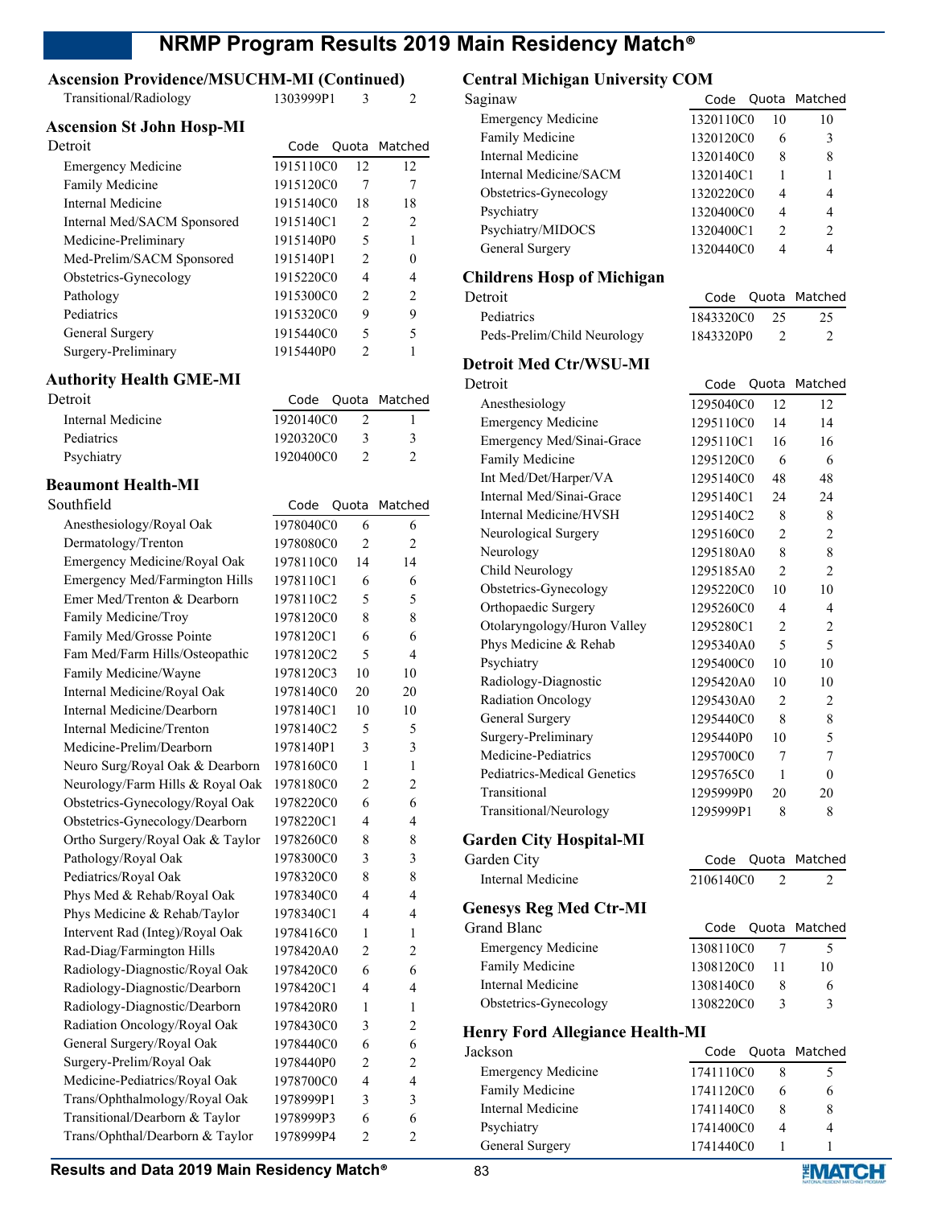## Ascension Providence/MSUCHM-MI (Continued)

| | Code | Quota | Matched |
|---|---|---|---|
| Transitional/Radiology | 1303999P1 | 3 | 2 |

## Ascension St John Hosp-MI

| Detroit | Code | Quota | Matched |
|---|---|---|---|
| Emergency Medicine | 1915110C0 | 12 | 12 |
| Family Medicine | 1915120C0 | 7 | 7 |
| Internal Medicine | 1915140C0 | 18 | 18 |
| Internal Med/SACM Sponsored | 1915140C1 | 2 | 2 |
| Medicine-Preliminary | 1915140P0 | 5 | 1 |
| Med-Prelim/SACM Sponsored | 1915140P1 | 2 | 0 |
| Obstetrics-Gynecology | 1915220C0 | 4 | 4 |
| Pathology | 1915300C0 | 2 | 2 |
| Pediatrics | 1915320C0 | 9 | 9 |
| General Surgery | 1915440C0 | 5 | 5 |
| Surgery-Preliminary | 1915440P0 | 2 | 1 |

## Authority Health GME-MI

| Detroit | Code | Quota | Matched |
|---|---|---|---|
| Internal Medicine | 1920140C0 | 2 | 1 |
| Pediatrics | 1920320C0 | 3 | 3 |
| Psychiatry | 1920400C0 | 2 | 2 |

## Beaumont Health-MI

| Southfield | Code | Quota | Matched |
|---|---|---|---|
| Anesthesiology/Royal Oak | 1978040C0 | 6 | 6 |
| Dermatology/Trenton | 1978080C0 | 2 | 2 |
| Emergency Medicine/Royal Oak | 1978110C0 | 14 | 14 |
| Emergency Med/Farmington Hills | 1978110C1 | 6 | 6 |
| Emer Med/Trenton & Dearborn | 1978110C2 | 5 | 5 |
| Family Medicine/Troy | 1978120C0 | 8 | 8 |
| Family Med/Grosse Pointe | 1978120C1 | 6 | 6 |
| Fam Med/Farm Hills/Osteopathic | 1978120C2 | 5 | 4 |
| Family Medicine/Wayne | 1978120C3 | 10 | 10 |
| Internal Medicine/Royal Oak | 1978140C0 | 20 | 20 |
| Internal Medicine/Dearborn | 1978140C1 | 10 | 10 |
| Internal Medicine/Trenton | 1978140C2 | 5 | 5 |
| Medicine-Prelim/Dearborn | 1978140P1 | 3 | 3 |
| Neuro Surg/Royal Oak & Dearborn | 1978160C0 | 1 | 1 |
| Neurology/Farm Hills & Royal Oak | 1978180C0 | 2 | 2 |
| Obstetrics-Gynecology/Royal Oak | 1978220C0 | 6 | 6 |
| Obstetrics-Gynecology/Dearborn | 1978220C1 | 4 | 4 |
| Ortho Surgery/Royal Oak & Taylor | 1978260C0 | 8 | 8 |
| Pathology/Royal Oak | 1978300C0 | 3 | 3 |
| Pediatrics/Royal Oak | 1978320C0 | 8 | 8 |
| Phys Med & Rehab/Royal Oak | 1978340C0 | 4 | 4 |
| Phys Medicine & Rehab/Taylor | 1978340C1 | 4 | 4 |
| Intervent Rad (Integ)/Royal Oak | 1978416C0 | 1 | 1 |
| Rad-Diag/Farmington Hills | 1978420A0 | 2 | 2 |
| Radiology-Diagnostic/Royal Oak | 1978420C0 | 6 | 6 |
| Radiology-Diagnostic/Dearborn | 1978420C1 | 4 | 4 |
| Radiology-Diagnostic/Dearborn | 1978420R0 | 1 | 1 |
| Radiation Oncology/Royal Oak | 1978430C0 | 3 | 2 |
| General Surgery/Royal Oak | 1978440C0 | 6 | 6 |
| Surgery-Prelim/Royal Oak | 1978440P0 | 2 | 2 |
| Medicine-Pediatrics/Royal Oak | 1978700C0 | 4 | 4 |
| Trans/Ophthalmology/Royal Oak | 1978999P1 | 3 | 3 |
| Transitional/Dearborn & Taylor | 1978999P3 | 6 | 6 |
| Trans/Ophthal/Dearborn & Taylor | 1978999P4 | 2 | 2 |

## Central Michigan University COM

| Saginaw | Code | Quota | Matched |
|---|---|---|---|
| Emergency Medicine | 1320110C0 | 10 | 10 |
| Family Medicine | 1320120C0 | 6 | 3 |
| Internal Medicine | 1320140C0 | 8 | 8 |
| Internal Medicine/SACM | 1320140C1 | 1 | 1 |
| Obstetrics-Gynecology | 1320220C0 | 4 | 4 |
| Psychiatry | 1320400C0 | 4 | 4 |
| Psychiatry/MIDOCS | 1320400C1 | 2 | 2 |
| General Surgery | 1320440C0 | 4 | 4 |

## Childrens Hosp of Michigan

| Detroit | Code | Quota | Matched |
|---|---|---|---|
| Pediatrics | 1843320C0 | 25 | 25 |
| Peds-Prelim/Child Neurology | 1843320P0 | 2 | 2 |

## Detroit Med Ctr/WSU-MI

| Detroit | Code | Quota | Matched |
|---|---|---|---|
| Anesthesiology | 1295040C0 | 12 | 12 |
| Emergency Medicine | 1295110C0 | 14 | 14 |
| Emergency Med/Sinai-Grace | 1295110C1 | 16 | 16 |
| Family Medicine | 1295120C0 | 6 | 6 |
| Int Med/Det/Harper/VA | 1295140C0 | 48 | 48 |
| Internal Med/Sinai-Grace | 1295140C1 | 24 | 24 |
| Internal Medicine/HVSH | 1295140C2 | 8 | 8 |
| Neurological Surgery | 1295160C0 | 2 | 2 |
| Neurology | 1295180A0 | 8 | 8 |
| Child Neurology | 1295185A0 | 2 | 2 |
| Obstetrics-Gynecology | 1295220C0 | 10 | 10 |
| Orthopaedic Surgery | 1295260C0 | 4 | 4 |
| Otolaryngology/Huron Valley | 1295280C1 | 2 | 2 |
| Phys Medicine & Rehab | 1295340A0 | 5 | 5 |
| Psychiatry | 1295400C0 | 10 | 10 |
| Radiology-Diagnostic | 1295420A0 | 10 | 10 |
| Radiation Oncology | 1295430A0 | 2 | 2 |
| General Surgery | 1295440C0 | 8 | 8 |
| Surgery-Preliminary | 1295440P0 | 10 | 5 |
| Medicine-Pediatrics | 1295700C0 | 7 | 7 |
| Pediatrics-Medical Genetics | 1295765C0 | 1 | 0 |
| Transitional | 1295999P0 | 20 | 20 |
| Transitional/Neurology | 1295999P1 | 8 | 8 |

## Garden City Hospital-MI

| Garden City | Code | Quota | Matched |
|---|---|---|---|
| Internal Medicine | 2106140C0 | 2 | 2 |

## Genesys Reg Med Ctr-MI

| Grand Blanc | Code | Quota | Matched |
|---|---|---|---|
| Emergency Medicine | 1308110C0 | 7 | 5 |
| Family Medicine | 1308120C0 | 11 | 10 |
| Internal Medicine | 1308140C0 | 8 | 6 |
| Obstetrics-Gynecology | 1308220C0 | 3 | 3 |

## Henry Ford Allegiance Health-MI

| Jackson | Code | Quota | Matched |
|---|---|---|---|
| Emergency Medicine | 1741110C0 | 8 | 5 |
| Family Medicine | 1741120C0 | 6 | 6 |
| Internal Medicine | 1741140C0 | 8 | 8 |
| Psychiatry | 1741400C0 | 4 | 4 |
| General Surgery | 1741440C0 | 1 | 1 |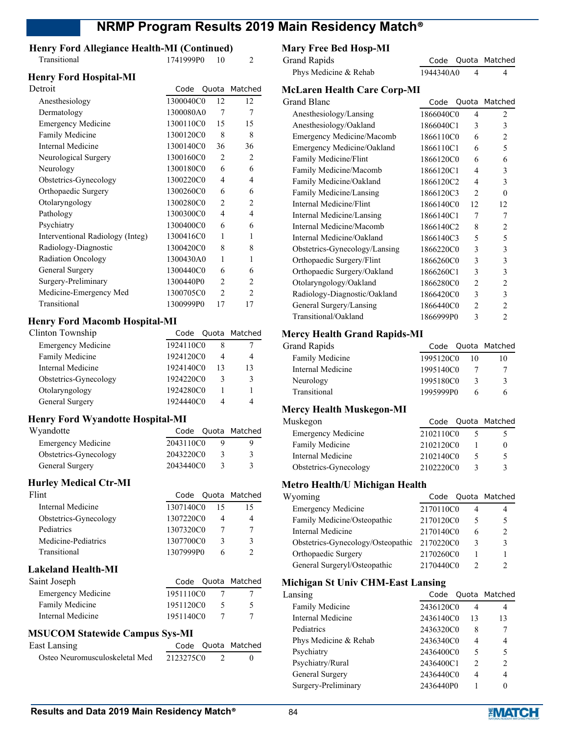## Henry Ford Allegiance Health-MI (Continued)

| | Code | Quota | Matched |
|---|---|---|---|
| Transitional | 1741999P0 | 10 | 2 |

## Henry Ford Hospital-MI

| Detroit | Code | Quota | Matched |
|---|---|---|---|
| Anesthesiology | 1300040C0 | 12 | 12 |
| Dermatology | 1300080A0 | 7 | 7 |
| Emergency Medicine | 1300110C0 | 15 | 15 |
| Family Medicine | 1300120C0 | 8 | 8 |
| Internal Medicine | 1300140C0 | 36 | 36 |
| Neurological Surgery | 1300160C0 | 2 | 2 |
| Neurology | 1300180C0 | 6 | 6 |
| Obstetrics-Gynecology | 1300220C0 | 4 | 4 |
| Orthopaedic Surgery | 1300260C0 | 6 | 6 |
| Otolaryngology | 1300280C0 | 2 | 2 |
| Pathology | 1300300C0 | 4 | 4 |
| Psychiatry | 1300400C0 | 6 | 6 |
| Interventional Radiology (Integ) | 1300416C0 | 1 | 1 |
| Radiology-Diagnostic | 1300420C0 | 8 | 8 |
| Radiation Oncology | 1300430A0 | 1 | 1 |
| General Surgery | 1300440C0 | 6 | 6 |
| Surgery-Preliminary | 1300440P0 | 2 | 2 |
| Medicine-Emergency Med | 1300705C0 | 2 | 2 |
| Transitional | 1300999P0 | 17 | 17 |

## Henry Ford Macomb Hospital-MI

| Clinton Township | Code | Quota | Matched |
|---|---|---|---|
| Emergency Medicine | 1924110C0 | 8 | 7 |
| Family Medicine | 1924120C0 | 4 | 4 |
| Internal Medicine | 1924140C0 | 13 | 13 |
| Obstetrics-Gynecology | 1924220C0 | 3 | 3 |
| Otolaryngology | 1924280C0 | 1 | 1 |
| General Surgery | 1924440C0 | 4 | 4 |

## Henry Ford Wyandotte Hospital-MI

| Wyandotte | Code | Quota | Matched |
|---|---|---|---|
| Emergency Medicine | 2043110C0 | 9 | 9 |
| Obstetrics-Gynecology | 2043220C0 | 3 | 3 |
| General Surgery | 2043440C0 | 3 | 3 |

## Hurley Medical Ctr-MI

| Flint | Code | Quota | Matched |
|---|---|---|---|
| Internal Medicine | 1307140C0 | 15 | 15 |
| Obstetrics-Gynecology | 1307220C0 | 4 | 4 |
| Pediatrics | 1307320C0 | 7 | 7 |
| Medicine-Pediatrics | 1307700C0 | 3 | 3 |
| Transitional | 1307999P0 | 6 | 2 |

## Lakeland Health-MI

| Saint Joseph | Code | Quota | Matched |
|---|---|---|---|
| Emergency Medicine | 1951110C0 | 7 | 7 |
| Family Medicine | 1951120C0 | 5 | 5 |
| Internal Medicine | 1951140C0 | 7 | 7 |

## MSUCOM Statewide Campus Sys-MI

| East Lansing | Code | Quota | Matched |
|---|---|---|---|
| Osteo Neuromusculoskeletal Med | 2123275C0 | 2 | 0 |

## Mary Free Bed Hosp-MI

| Grand Rapids | Code | Quota | Matched |
|---|---|---|---|
| Phys Medicine & Rehab | 1944340A0 | 4 | 4 |

## McLaren Health Care Corp-MI

| Grand Blanc | Code | Quota | Matched |
|---|---|---|---|
| Anesthesiology/Lansing | 1866040C0 | 4 | 2 |
| Anesthesiology/Oakland | 1866040C1 | 3 | 3 |
| Emergency Medicine/Macomb | 1866110C0 | 6 | 2 |
| Emergency Medicine/Oakland | 1866110C1 | 6 | 5 |
| Family Medicine/Flint | 1866120C0 | 6 | 6 |
| Family Medicine/Macomb | 1866120C1 | 4 | 3 |
| Family Medicine/Oakland | 1866120C2 | 4 | 3 |
| Family Medicine/Lansing | 1866120C3 | 2 | 0 |
| Internal Medicine/Flint | 1866140C0 | 12 | 12 |
| Internal Medicine/Lansing | 1866140C1 | 7 | 7 |
| Internal Medicine/Macomb | 1866140C2 | 8 | 2 |
| Internal Medicine/Oakland | 1866140C3 | 5 | 5 |
| Obstetrics-Gynecology/Lansing | 1866220C0 | 3 | 3 |
| Orthopaedic Surgery/Flint | 1866260C0 | 3 | 3 |
| Orthopaedic Surgery/Oakland | 1866260C1 | 3 | 3 |
| Otolaryngology/Oakland | 1866280C0 | 2 | 2 |
| Radiology-Diagnostic/Oakland | 1866420C0 | 3 | 3 |
| General Surgery/Lansing | 1866440C0 | 2 | 2 |
| Transitional/Oakland | 1866999P0 | 3 | 2 |

## Mercy Health Grand Rapids-MI

| Grand Rapids | Code | Quota | Matched |
|---|---|---|---|
| Family Medicine | 1995120C0 | 10 | 10 |
| Internal Medicine | 1995140C0 | 7 | 7 |
| Neurology | 1995180C0 | 3 | 3 |
| Transitional | 1995999P0 | 6 | 6 |

## Mercy Health Muskegon-MI

| Muskegon | Code | Quota | Matched |
|---|---|---|---|
| Emergency Medicine | 2102110C0 | 5 | 5 |
| Family Medicine | 2102120C0 | 1 | 0 |
| Internal Medicine | 2102140C0 | 5 | 5 |
| Obstetrics-Gynecology | 2102220C0 | 3 | 3 |

## Metro Health/U Michigan Health

| Wyoming | Code | Quota | Matched |
|---|---|---|---|
| Emergency Medicine | 2170110C0 | 4 | 4 |
| Family Medicine/Osteopathic | 2170120C0 | 5 | 5 |
| Internal Medicine | 2170140C0 | 6 | 2 |
| Obstetrics-Gynecology/Osteopathic | 2170220C0 | 3 | 3 |
| Orthopaedic Surgery | 2170260C0 | 1 | 1 |
| General Surgeryl/Osteopathic | 2170440C0 | 2 | 2 |

## Michigan St Univ CHM-East Lansing

| Lansing | Code | Quota | Matched |
|---|---|---|---|
| Family Medicine | 2436120C0 | 4 | 4 |
| Internal Medicine | 2436140C0 | 13 | 13 |
| Pediatrics | 2436320C0 | 8 | 7 |
| Phys Medicine & Rehab | 2436340C0 | 4 | 4 |
| Psychiatry | 2436400C0 | 5 | 5 |
| Psychiatry/Rural | 2436400C1 | 2 | 2 |
| General Surgery | 2436440C0 | 4 | 4 |
| Surgery-Preliminary | 2436440P0 | 1 | 0 |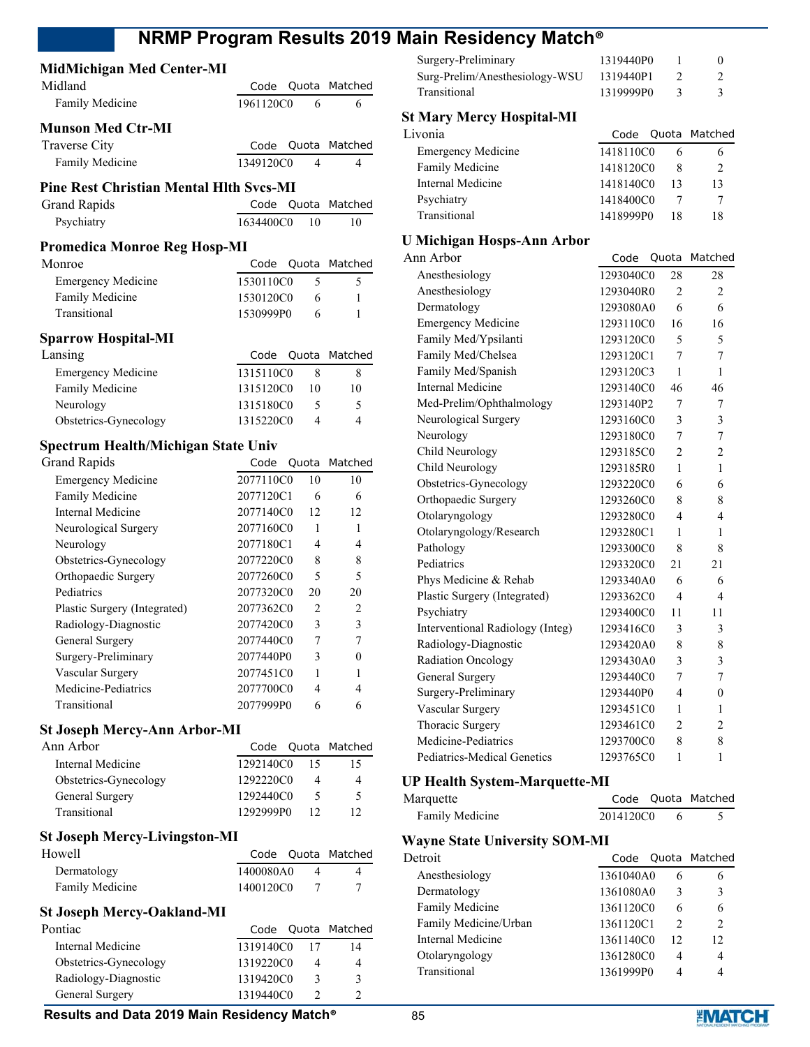### MidMichigan Med Center-MI

| Midland | Code | Quota | Matched |
|---|---|---|---|
| Family Medicine | 1961120C0 | 6 | 6 |

### Munson Med Ctr-MI

| Traverse City | Code | Quota | Matched |
|---|---|---|---|
| Family Medicine | 1349120C0 | 4 | 4 |

### Pine Rest Christian Mental Hlth Svcs-MI

| Grand Rapids | Code | Quota | Matched |
|---|---|---|---|
| Psychiatry | 1634400C0 | 10 | 10 |

### Promedica Monroe Reg Hosp-MI

| Monroe | Code | Quota | Matched |
|---|---|---|---|
| Emergency Medicine | 1530110C0 | 5 | 5 |
| Family Medicine | 1530120C0 | 6 | 1 |
| Transitional | 1530999P0 | 6 | 1 |

### Sparrow Hospital-MI

| Lansing | Code | Quota | Matched |
|---|---|---|---|
| Emergency Medicine | 1315110C0 | 8 | 8 |
| Family Medicine | 1315120C0 | 10 | 10 |
| Neurology | 1315180C0 | 5 | 5 |
| Obstetrics-Gynecology | 1315220C0 | 4 | 4 |

### Spectrum Health/Michigan State Univ

| Grand Rapids | Code | Quota | Matched |
|---|---|---|---|
| Emergency Medicine | 2077110C0 | 10 | 10 |
| Family Medicine | 2077120C1 | 6 | 6 |
| Internal Medicine | 2077140C0 | 12 | 12 |
| Neurological Surgery | 2077160C0 | 1 | 1 |
| Neurology | 2077180C1 | 4 | 4 |
| Obstetrics-Gynecology | 2077220C0 | 8 | 8 |
| Orthopaedic Surgery | 2077260C0 | 5 | 5 |
| Pediatrics | 2077320C0 | 20 | 20 |
| Plastic Surgery (Integrated) | 2077362C0 | 2 | 2 |
| Radiology-Diagnostic | 2077420C0 | 3 | 3 |
| General Surgery | 2077440C0 | 7 | 7 |
| Surgery-Preliminary | 2077440P0 | 3 | 0 |
| Vascular Surgery | 2077451C0 | 1 | 1 |
| Medicine-Pediatrics | 2077700C0 | 4 | 4 |
| Transitional | 2077999P0 | 6 | 6 |

### St Joseph Mercy-Ann Arbor-MI

| Ann Arbor | Code | Quota | Matched |
|---|---|---|---|
| Internal Medicine | 1292140C0 | 15 | 15 |
| Obstetrics-Gynecology | 1292220C0 | 4 | 4 |
| General Surgery | 1292440C0 | 5 | 5 |
| Transitional | 1292999P0 | 12 | 12 |

### St Joseph Mercy-Livingston-MI

| Howell | Code | Quota | Matched |
|---|---|---|---|
| Dermatology | 1400080A0 | 4 | 4 |
| Family Medicine | 1400120C0 | 7 | 7 |

### St Joseph Mercy-Oakland-MI

| Pontiac | Code | Quota | Matched |
|---|---|---|---|
| Internal Medicine | 1319140C0 | 17 | 14 |
| Obstetrics-Gynecology | 1319220C0 | 4 | 4 |
| Radiology-Diagnostic | 1319420C0 | 3 | 3 |
| General Surgery | 1319440C0 | 2 | 2 |
| Surgery-Preliminary | 1319440P0 | 1 | 0 |
| Surg-Prelim/Anesthesiology-WSU | 1319440P1 | 2 | 2 |
| Transitional | 1319999P0 | 3 | 3 |

### St Mary Mercy Hospital-MI

| Livonia | Code | Quota | Matched |
|---|---|---|---|
| Emergency Medicine | 1418110C0 | 6 | 6 |
| Family Medicine | 1418120C0 | 8 | 2 |
| Internal Medicine | 1418140C0 | 13 | 13 |
| Psychiatry | 1418400C0 | 7 | 7 |
| Transitional | 1418999P0 | 18 | 18 |

### U Michigan Hosps-Ann Arbor

| Ann Arbor | Code | Quota | Matched |
|---|---|---|---|
| Anesthesiology | 1293040C0 | 28 | 28 |
| Anesthesiology | 1293040R0 | 2 | 2 |
| Dermatology | 1293080A0 | 6 | 6 |
| Emergency Medicine | 1293110C0 | 16 | 16 |
| Family Med/Ypsilanti | 1293120C0 | 5 | 5 |
| Family Med/Chelsea | 1293120C1 | 7 | 7 |
| Family Med/Spanish | 1293120C3 | 1 | 1 |
| Internal Medicine | 1293140C0 | 46 | 46 |
| Med-Prelim/Ophthalmology | 1293140P2 | 7 | 7 |
| Neurological Surgery | 1293160C0 | 3 | 3 |
| Neurology | 1293180C0 | 7 | 7 |
| Child Neurology | 1293185C0 | 2 | 2 |
| Child Neurology | 1293185R0 | 1 | 1 |
| Obstetrics-Gynecology | 1293220C0 | 6 | 6 |
| Orthopaedic Surgery | 1293260C0 | 8 | 8 |
| Otolaryngology | 1293280C0 | 4 | 4 |
| Otolaryngology/Research | 1293280C1 | 1 | 1 |
| Pathology | 1293300C0 | 8 | 8 |
| Pediatrics | 1293320C0 | 21 | 21 |
| Phys Medicine & Rehab | 1293340A0 | 6 | 6 |
| Plastic Surgery (Integrated) | 1293362C0 | 4 | 4 |
| Psychiatry | 1293400C0 | 11 | 11 |
| Interventional Radiology (Integ) | 1293416C0 | 3 | 3 |
| Radiology-Diagnostic | 1293420A0 | 8 | 8 |
| Radiation Oncology | 1293430A0 | 3 | 3 |
| General Surgery | 1293440C0 | 7 | 7 |
| Surgery-Preliminary | 1293440P0 | 4 | 0 |
| Vascular Surgery | 1293451C0 | 1 | 1 |
| Thoracic Surgery | 1293461C0 | 2 | 2 |
| Medicine-Pediatrics | 1293700C0 | 8 | 8 |
| Pediatrics-Medical Genetics | 1293765C0 | 1 | 1 |

### UP Health System-Marquette-MI

| Marquette | Code | Quota | Matched |
|---|---|---|---|
| Family Medicine | 2014120C0 | 6 | 5 |

### Wayne State University SOM-MI

| Detroit | Code | Quota | Matched |
|---|---|---|---|
| Anesthesiology | 1361040A0 | 6 | 6 |
| Dermatology | 1361080A0 | 3 | 3 |
| Family Medicine | 1361120C0 | 6 | 6 |
| Family Medicine/Urban | 1361120C1 | 2 | 2 |
| Internal Medicine | 1361140C0 | 12 | 12 |
| Otolaryngology | 1361280C0 | 4 | 4 |
| Transitional | 1361999P0 | 4 | 4 |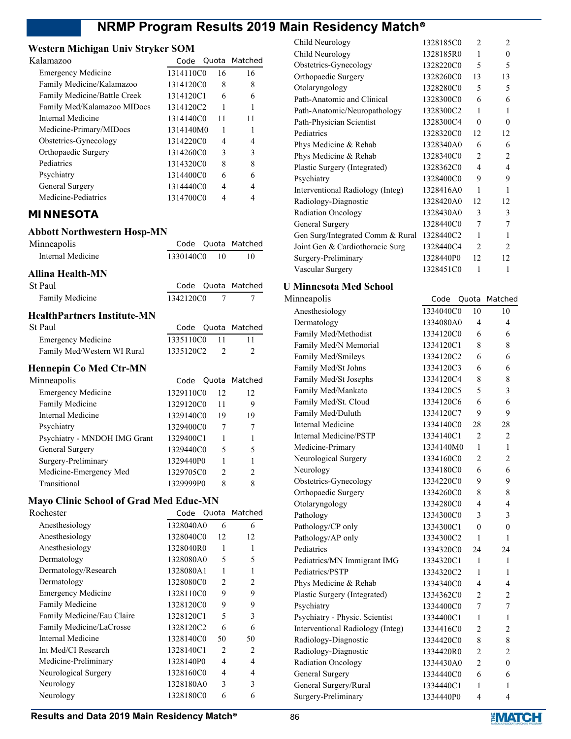### Western Michigan Univ Stryker SOM

| Kalamazoo | Code | Quota | Matched |
|---|---|---|---|
| Emergency Medicine | 1314110C0 | 16 | 16 |
| Family Medicine/Kalamazoo | 1314120C0 | 8 | 8 |
| Family Medicine/Battle Creek | 1314120C1 | 6 | 6 |
| Family Med/Kalamazoo MIDocs | 1314120C2 | 1 | 1 |
| Internal Medicine | 1314140C0 | 11 | 11 |
| Medicine-Primary/MIDocs | 1314140M0 | 1 | 1 |
| Obstetrics-Gynecology | 1314220C0 | 4 | 4 |
| Orthopaedic Surgery | 1314260C0 | 3 | 3 |
| Pediatrics | 1314320C0 | 8 | 8 |
| Psychiatry | 1314400C0 | 6 | 6 |
| General Surgery | 1314440C0 | 4 | 4 |
| Medicine-Pediatrics | 1314700C0 | 4 | 4 |

## MINNESOTA

### Abbott Northwestern Hosp-MN

| Minneapolis | Code | Quota | Matched |
|---|---|---|---|
| Internal Medicine | 1330140C0 | 10 | 10 |

### Allina Health-MN

| St Paul | Code | Quota | Matched |
|---|---|---|---|
| Family Medicine | 1342120C0 | 7 | 7 |

### HealthPartners Institute-MN

| St Paul | Code | Quota | Matched |
|---|---|---|---|
| Emergency Medicine | 1335110C0 | 11 | 11 |
| Family Med/Western WI Rural | 1335120C2 | 2 | 2 |

### Hennepin Co Med Ctr-MN

| Minneapolis | Code | Quota | Matched |
|---|---|---|---|
| Emergency Medicine | 1329110C0 | 12 | 12 |
| Family Medicine | 1329120C0 | 11 | 9 |
| Internal Medicine | 1329140C0 | 19 | 19 |
| Psychiatry | 1329400C0 | 7 | 7 |
| Psychiatry - MNDOH IMG Grant | 1329400C1 | 1 | 1 |
| General Surgery | 1329440C0 | 5 | 5 |
| Surgery-Preliminary | 1329440P0 | 1 | 1 |
| Medicine-Emergency Med | 1329705C0 | 2 | 2 |
| Transitional | 1329999P0 | 8 | 8 |

### Mayo Clinic School of Grad Med Educ-MN

| Rochester | Code | Quota | Matched |
|---|---|---|---|
| Anesthesiology | 1328040A0 | 6 | 6 |
| Anesthesiology | 1328040C0 | 12 | 12 |
| Anesthesiology | 1328040R0 | 1 | 1 |
| Dermatology | 1328080A0 | 5 | 5 |
| Dermatology/Research | 1328080A1 | 1 | 1 |
| Dermatology | 1328080C0 | 2 | 2 |
| Emergency Medicine | 1328110C0 | 9 | 9 |
| Family Medicine | 1328120C0 | 9 | 9 |
| Family Medicine/Eau Claire | 1328120C1 | 5 | 3 |
| Family Medicine/LaCrosse | 1328120C2 | 6 | 6 |
| Internal Medicine | 1328140C0 | 50 | 50 |
| Int Med/CI Research | 1328140C1 | 2 | 2 |
| Medicine-Preliminary | 1328140P0 | 4 | 4 |
| Neurological Surgery | 1328160C0 | 4 | 4 |
| Neurology | 1328180A0 | 3 | 3 |
| Neurology | 1328180C0 | 6 | 6 |
| Child Neurology | 1328185C0 | 2 | 2 |
| Child Neurology | 1328185R0 | 1 | 0 |
| Obstetrics-Gynecology | 1328220C0 | 5 | 5 |
| Orthopaedic Surgery | 1328260C0 | 13 | 13 |
| Otolaryngology | 1328280C0 | 5 | 5 |
| Path-Anatomic and Clinical | 1328300C0 | 6 | 6 |
| Path-Anatomic/Neuropathology | 1328300C2 | 1 | 1 |
| Path-Physician Scientist | 1328300C4 | 0 | 0 |
| Pediatrics | 1328320C0 | 12 | 12 |
| Phys Medicine & Rehab | 1328340A0 | 6 | 6 |
| Phys Medicine & Rehab | 1328340C0 | 2 | 2 |
| Plastic Surgery (Integrated) | 1328362C0 | 4 | 4 |
| Psychiatry | 1328400C0 | 9 | 9 |
| Interventional Radiology (Integ) | 1328416A0 | 1 | 1 |
| Radiology-Diagnostic | 1328420A0 | 12 | 12 |
| Radiation Oncology | 1328430A0 | 3 | 3 |
| General Surgery | 1328440C0 | 7 | 7 |
| Gen Surg/Integrated Comm & Rural | 1328440C2 | 1 | 1 |
| Joint Gen & Cardiothoracic Surg | 1328440C4 | 2 | 2 |
| Surgery-Preliminary | 1328440P0 | 12 | 12 |
| Vascular Surgery | 1328451C0 | 1 | 1 |

### U Minnesota Med School

| Minneapolis | Code | Quota | Matched |
|---|---|---|---|
| Anesthesiology | 1334040C0 | 10 | 10 |
| Dermatology | 1334080A0 | 4 | 4 |
| Family Med/Methodist | 1334120C0 | 6 | 6 |
| Family Med/N Memorial | 1334120C1 | 8 | 8 |
| Family Med/Smileys | 1334120C2 | 6 | 6 |
| Family Med/St Johns | 1334120C3 | 6 | 6 |
| Family Med/St Josephs | 1334120C4 | 8 | 8 |
| Family Med/Mankato | 1334120C5 | 5 | 3 |
| Family Med/St. Cloud | 1334120C6 | 6 | 6 |
| Family Med/Duluth | 1334120C7 | 9 | 9 |
| Internal Medicine | 1334140C0 | 28 | 28 |
| Internal Medicine/PSTP | 1334140C1 | 2 | 2 |
| Medicine-Primary | 1334140M0 | 1 | 1 |
| Neurological Surgery | 1334160C0 | 2 | 2 |
| Neurology | 1334180C0 | 6 | 6 |
| Obstetrics-Gynecology | 1334220C0 | 9 | 9 |
| Orthopaedic Surgery | 1334260C0 | 8 | 8 |
| Otolaryngology | 1334280C0 | 4 | 4 |
| Pathology | 1334300C0 | 3 | 3 |
| Pathology/CP only | 1334300C1 | 0 | 0 |
| Pathology/AP only | 1334300C2 | 1 | 1 |
| Pediatrics | 1334320C0 | 24 | 24 |
| Pediatrics/MN Immigrant IMG | 1334320C1 | 1 | 1 |
| Pediatrics/PSTP | 1334320C2 | 1 | 1 |
| Phys Medicine & Rehab | 1334340C0 | 4 | 4 |
| Plastic Surgery (Integrated) | 1334362C0 | 2 | 2 |
| Psychiatry | 1334400C0 | 7 | 7 |
| Psychiatry - Physic. Scientist | 1334400C1 | 1 | 1 |
| Interventional Radiology (Integ) | 1334416C0 | 2 | 2 |
| Radiology-Diagnostic | 1334420C0 | 8 | 8 |
| Radiology-Diagnostic | 1334420R0 | 2 | 2 |
| Radiation Oncology | 1334430A0 | 2 | 0 |
| General Surgery | 1334440C0 | 6 | 6 |
| General Surgery/Rural | 1334440C1 | 1 | 1 |
| Surgery-Preliminary | 1334440P0 | 4 | 4 |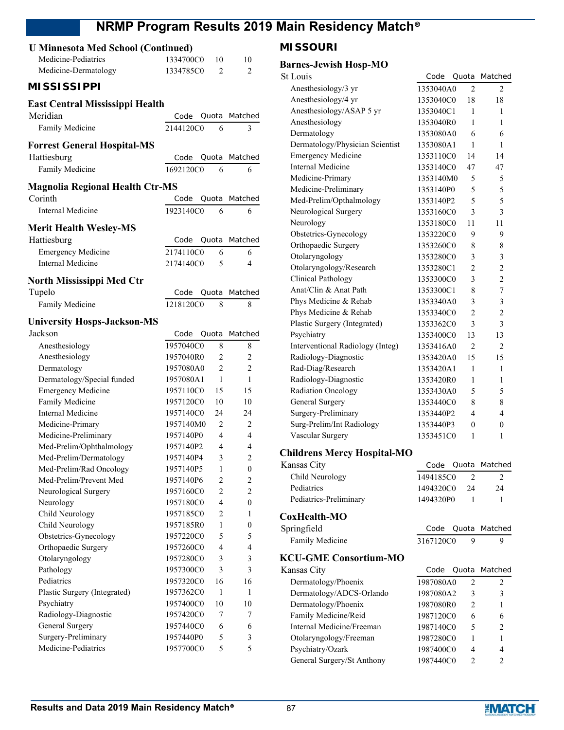## U Minnesota Med School (Continued)

| | Code | Quota | Matched |
|---|---|---|---|
| Medicine-Pediatrics | 1334700C0 | 10 | 10 |
| Medicine-Dermatology | 1334785C0 | 2 | 2 |

# MISSISSIPPI

### East Central Mississippi Health

| Meridian | Code | Quota | Matched |
|---|---|---|---|
| Family Medicine | 2144120C0 | 6 | 3 |

### Forrest General Hospital-MS

| Hattiesburg | Code | Quota | Matched |
|---|---|---|---|
| Family Medicine | 1692120C0 | 6 | 6 |

### Magnolia Regional Health Ctr-MS

| Corinth | Code | Quota | Matched |
|---|---|---|---|
| Internal Medicine | 1923140C0 | 6 | 6 |

### Merit Health Wesley-MS

| Hattiesburg | Code | Quota | Matched |
|---|---|---|---|
| Emergency Medicine | 2174110C0 | 6 | 6 |
| Internal Medicine | 2174140C0 | 5 | 4 |

### North Mississippi Med Ctr

| Tupelo | Code | Quota | Matched |
|---|---|---|---|
| Family Medicine | 1218120C0 | 8 | 8 |

### University Hosps-Jackson-MS

| Jackson | Code | Quota | Matched |
|---|---|---|---|
| Anesthesiology | 1957040C0 | 8 | 8 |
| Anesthesiology | 1957040R0 | 2 | 2 |
| Dermatology | 1957080A0 | 2 | 2 |
| Dermatology/Special funded | 1957080A1 | 1 | 1 |
| Emergency Medicine | 1957110C0 | 15 | 15 |
| Family Medicine | 1957120C0 | 10 | 10 |
| Internal Medicine | 1957140C0 | 24 | 24 |
| Medicine-Primary | 1957140M0 | 2 | 2 |
| Medicine-Preliminary | 1957140P0 | 4 | 4 |
| Med-Prelim/Ophthalmology | 1957140P2 | 4 | 4 |
| Med-Prelim/Dermatology | 1957140P4 | 3 | 2 |
| Med-Prelim/Rad Oncology | 1957140P5 | 1 | 0 |
| Med-Prelim/Prevent Med | 1957140P6 | 2 | 2 |
| Neurological Surgery | 1957160C0 | 2 | 2 |
| Neurology | 1957180C0 | 4 | 0 |
| Child Neurology | 1957185C0 | 2 | 1 |
| Child Neurology | 1957185R0 | 1 | 0 |
| Obstetrics-Gynecology | 1957220C0 | 5 | 5 |
| Orthopaedic Surgery | 1957260C0 | 4 | 4 |
| Otolaryngology | 1957280C0 | 3 | 3 |
| Pathology | 1957300C0 | 3 | 3 |
| Pediatrics | 1957320C0 | 16 | 16 |
| Plastic Surgery (Integrated) | 1957362C0 | 1 | 1 |
| Psychiatry | 1957400C0 | 10 | 10 |
| Radiology-Diagnostic | 1957420C0 | 7 | 7 |
| General Surgery | 1957440C0 | 6 | 6 |
| Surgery-Preliminary | 1957440P0 | 5 | 3 |
| Medicine-Pediatrics | 1957700C0 | 5 | 5 |

# MISSOURI

### Barnes-Jewish Hosp-MO

| St Louis | Code | Quota | Matched |
|---|---|---|---|
| Anesthesiology/3 yr | 1353040A0 | 2 | 2 |
| Anesthesiology/4 yr | 1353040C0 | 18 | 18 |
| Anesthesiology/ASAP 5 yr | 1353040C1 | 1 | 1 |
| Anesthesiology | 1353040R0 | 1 | 1 |
| Dermatology | 1353080A0 | 6 | 6 |
| Dermatology/Physician Scientist | 1353080A1 | 1 | 1 |
| Emergency Medicine | 1353110C0 | 14 | 14 |
| Internal Medicine | 1353140C0 | 47 | 47 |
| Medicine-Primary | 1353140M0 | 5 | 5 |
| Medicine-Preliminary | 1353140P0 | 5 | 5 |
| Med-Prelim/Opthalmology | 1353140P2 | 5 | 5 |
| Neurological Surgery | 1353160C0 | 3 | 3 |
| Neurology | 1353180C0 | 11 | 11 |
| Obstetrics-Gynecology | 1353220C0 | 9 | 9 |
| Orthopaedic Surgery | 1353260C0 | 8 | 8 |
| Otolaryngology | 1353280C0 | 3 | 3 |
| Otolaryngology/Research | 1353280C1 | 2 | 2 |
| Clinical Pathology | 1353300C0 | 3 | 2 |
| Anat/Clin & Anat Path | 1353300C1 | 8 | 7 |
| Phys Medicine & Rehab | 1353340A0 | 3 | 3 |
| Phys Medicine & Rehab | 1353340C0 | 2 | 2 |
| Plastic Surgery (Integrated) | 1353362C0 | 3 | 3 |
| Psychiatry | 1353400C0 | 13 | 13 |
| Interventional Radiology (Integ) | 1353416A0 | 2 | 2 |
| Radiology-Diagnostic | 1353420A0 | 15 | 15 |
| Rad-Diag/Research | 1353420A1 | 1 | 1 |
| Radiology-Diagnostic | 1353420R0 | 1 | 1 |
| Radiation Oncology | 1353430A0 | 5 | 5 |
| General Surgery | 1353440C0 | 8 | 8 |
| Surgery-Preliminary | 1353440P2 | 4 | 4 |
| Surg-Prelim/Int Radiology | 1353440P3 | 0 | 0 |
| Vascular Surgery | 1353451C0 | 1 | 1 |

### Childrens Mercy Hospital-MO

| Kansas City | Code | Quota | Matched |
|---|---|---|---|
| Child Neurology | 1494185C0 | 2 | 2 |
| Pediatrics | 1494320C0 | 24 | 24 |
| Pediatrics-Preliminary | 1494320P0 | 1 | 1 |

### CoxHealth-MO

| Springfield | Code | Quota | Matched |
|---|---|---|---|
| Family Medicine | 3167120C0 | 9 | 9 |

### KCU-GME Consortium-MO

| Kansas City | Code | Quota | Matched |
|---|---|---|---|
| Dermatology/Phoenix | 1987080A0 | 2 | 2 |
| Dermatology/ADCS-Orlando | 1987080A2 | 3 | 3 |
| Dermatology/Phoenix | 1987080R0 | 2 | 1 |
| Family Medicine/Reid | 1987120C0 | 6 | 6 |
| Internal Medicine/Freeman | 1987140C0 | 5 | 2 |
| Otolaryngology/Freeman | 1987280C0 | 1 | 1 |
| Psychiatry/Ozark | 1987400C0 | 4 | 4 |
| General Surgery/St Anthony | 1987440C0 | 2 | 2 |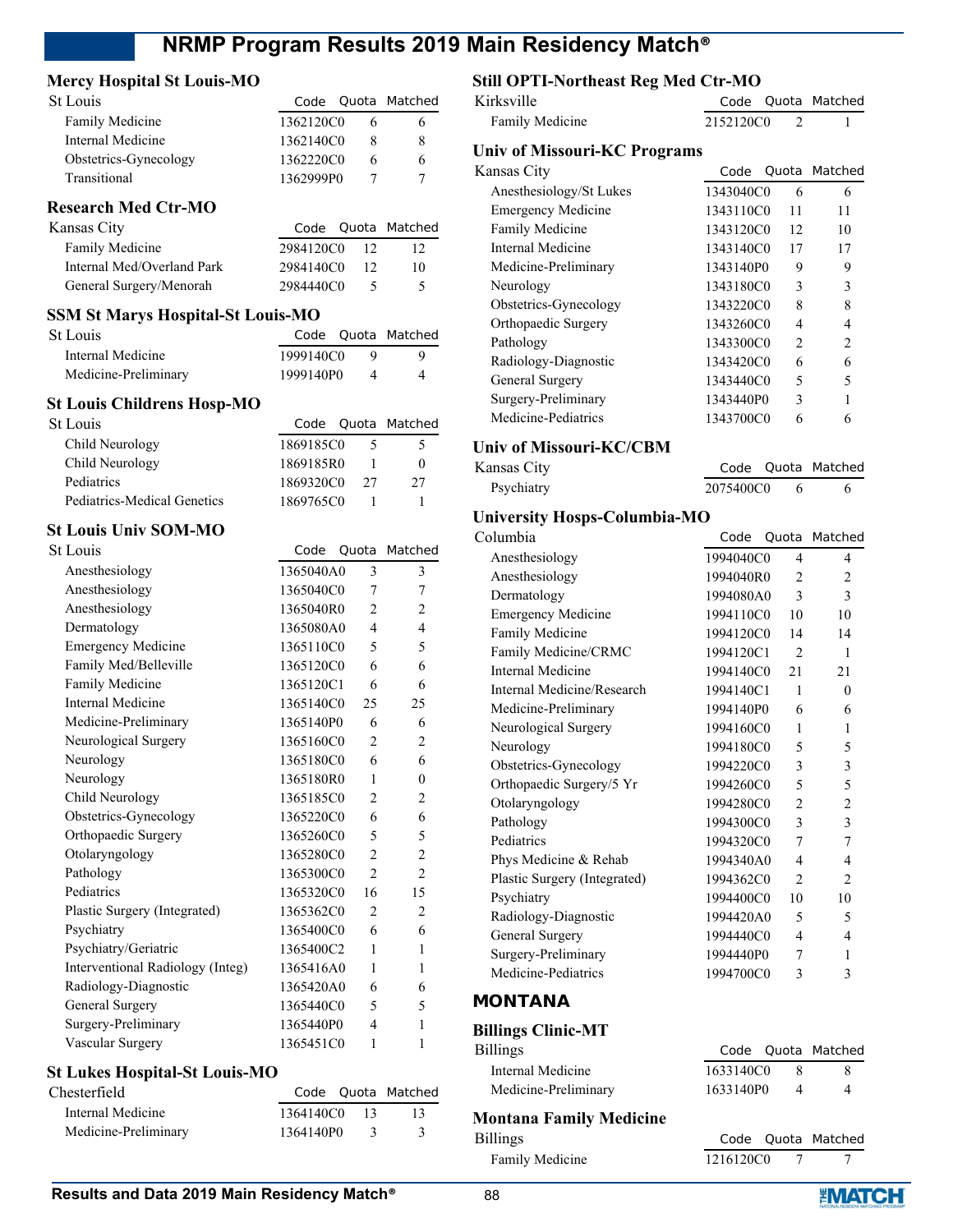### Mercy Hospital St Louis-MO

| St Louis | Code | Quota | Matched |
|---|---|---|---|
| Family Medicine | 1362120C0 | 6 | 6 |
| Internal Medicine | 1362140C0 | 8 | 8 |
| Obstetrics-Gynecology | 1362220C0 | 6 | 6 |
| Transitional | 1362999P0 | 7 | 7 |

### Research Med Ctr-MO

| Kansas City | Code | Quota | Matched |
|---|---|---|---|
| Family Medicine | 2984120C0 | 12 | 12 |
| Internal Med/Overland Park | 2984140C0 | 12 | 10 |
| General Surgery/Menorah | 2984440C0 | 5 | 5 |

### SSM St Marys Hospital-St Louis-MO

| St Louis | Code | Quota | Matched |
|---|---|---|---|
| Internal Medicine | 1999140C0 | 9 | 9 |
| Medicine-Preliminary | 1999140P0 | 4 | 4 |

### St Louis Childrens Hosp-MO

| St Louis | Code | Quota | Matched |
|---|---|---|---|
| Child Neurology | 1869185C0 | 5 | 5 |
| Child Neurology | 1869185R0 | 1 | 0 |
| Pediatrics | 1869320C0 | 27 | 27 |
| Pediatrics-Medical Genetics | 1869765C0 | 1 | 1 |

### St Louis Univ SOM-MO

| St Louis | Code | Quota | Matched |
|---|---|---|---|
| Anesthesiology | 1365040A0 | 3 | 3 |
| Anesthesiology | 1365040C0 | 7 | 7 |
| Anesthesiology | 1365040R0 | 2 | 2 |
| Dermatology | 1365080A0 | 4 | 4 |
| Emergency Medicine | 1365110C0 | 5 | 5 |
| Family Med/Belleville | 1365120C0 | 6 | 6 |
| Family Medicine | 1365120C1 | 6 | 6 |
| Internal Medicine | 1365140C0 | 25 | 25 |
| Medicine-Preliminary | 1365140P0 | 6 | 6 |
| Neurological Surgery | 1365160C0 | 2 | 2 |
| Neurology | 1365180C0 | 6 | 6 |
| Neurology | 1365180R0 | 1 | 0 |
| Child Neurology | 1365185C0 | 2 | 2 |
| Obstetrics-Gynecology | 1365220C0 | 6 | 6 |
| Orthopaedic Surgery | 1365260C0 | 5 | 5 |
| Otolaryngology | 1365280C0 | 2 | 2 |
| Pathology | 1365300C0 | 2 | 2 |
| Pediatrics | 1365320C0 | 16 | 15 |
| Plastic Surgery (Integrated) | 1365362C0 | 2 | 2 |
| Psychiatry | 1365400C0 | 6 | 6 |
| Psychiatry/Geriatric | 1365400C2 | 1 | 1 |
| Interventional Radiology (Integ) | 1365416A0 | 1 | 1 |
| Radiology-Diagnostic | 1365420A0 | 6 | 6 |
| General Surgery | 1365440C0 | 5 | 5 |
| Surgery-Preliminary | 1365440P0 | 4 | 1 |
| Vascular Surgery | 1365451C0 | 1 | 1 |

### St Lukes Hospital-St Louis-MO

| Chesterfield | Code | Quota | Matched |
|---|---|---|---|
| Internal Medicine | 1364140C0 | 13 | 13 |
| Medicine-Preliminary | 1364140P0 | 3 | 3 |

### Still OPTI-Northeast Reg Med Ctr-MO

| Kirksville | Code | Quota | Matched |
|---|---|---|---|
| Family Medicine | 2152120C0 | 2 | 1 |

### Univ of Missouri-KC Programs

| Kansas City | Code | Quota | Matched |
|---|---|---|---|
| Anesthesiology/St Lukes | 1343040C0 | 6 | 6 |
| Emergency Medicine | 1343110C0 | 11 | 11 |
| Family Medicine | 1343120C0 | 12 | 10 |
| Internal Medicine | 1343140C0 | 17 | 17 |
| Medicine-Preliminary | 1343140P0 | 9 | 9 |
| Neurology | 1343180C0 | 3 | 3 |
| Obstetrics-Gynecology | 1343220C0 | 8 | 8 |
| Orthopaedic Surgery | 1343260C0 | 4 | 4 |
| Pathology | 1343300C0 | 2 | 2 |
| Radiology-Diagnostic | 1343420C0 | 6 | 6 |
| General Surgery | 1343440C0 | 5 | 5 |
| Surgery-Preliminary | 1343440P0 | 3 | 1 |
| Medicine-Pediatrics | 1343700C0 | 6 | 6 |

### Univ of Missouri-KC/CBM

| Kansas City | Code | Quota | Matched |
|---|---|---|---|
| Psychiatry | 2075400C0 | 6 | 6 |

### University Hosps-Columbia-MO

| Columbia | Code | Quota | Matched |
|---|---|---|---|
| Anesthesiology | 1994040C0 | 4 | 4 |
| Anesthesiology | 1994040R0 | 2 | 2 |
| Dermatology | 1994080A0 | 3 | 3 |
| Emergency Medicine | 1994110C0 | 10 | 10 |
| Family Medicine | 1994120C0 | 14 | 14 |
| Family Medicine/CRMC | 1994120C1 | 2 | 1 |
| Internal Medicine | 1994140C0 | 21 | 21 |
| Internal Medicine/Research | 1994140C1 | 1 | 0 |
| Medicine-Preliminary | 1994140P0 | 6 | 6 |
| Neurological Surgery | 1994160C0 | 1 | 1 |
| Neurology | 1994180C0 | 5 | 5 |
| Obstetrics-Gynecology | 1994220C0 | 3 | 3 |
| Orthopaedic Surgery/5 Yr | 1994260C0 | 5 | 5 |
| Otolaryngology | 1994280C0 | 2 | 2 |
| Pathology | 1994300C0 | 3 | 3 |
| Pediatrics | 1994320C0 | 7 | 7 |
| Phys Medicine & Rehab | 1994340A0 | 4 | 4 |
| Plastic Surgery (Integrated) | 1994362C0 | 2 | 2 |
| Psychiatry | 1994400C0 | 10 | 10 |
| Radiology-Diagnostic | 1994420A0 | 5 | 5 |
| General Surgery | 1994440C0 | 4 | 4 |
| Surgery-Preliminary | 1994440P0 | 7 | 1 |
| Medicine-Pediatrics | 1994700C0 | 3 | 3 |

## MONTANA

### Billings Clinic-MT

| Billings | Code | Quota | Matched |
|---|---|---|---|
| Internal Medicine | 1633140C0 | 8 | 8 |
| Medicine-Preliminary | 1633140P0 | 4 | 4 |

### Montana Family Medicine

| Billings | Code | Quota | Matched |
|---|---|---|---|
| Family Medicine | 1216120C0 | 7 | 7 |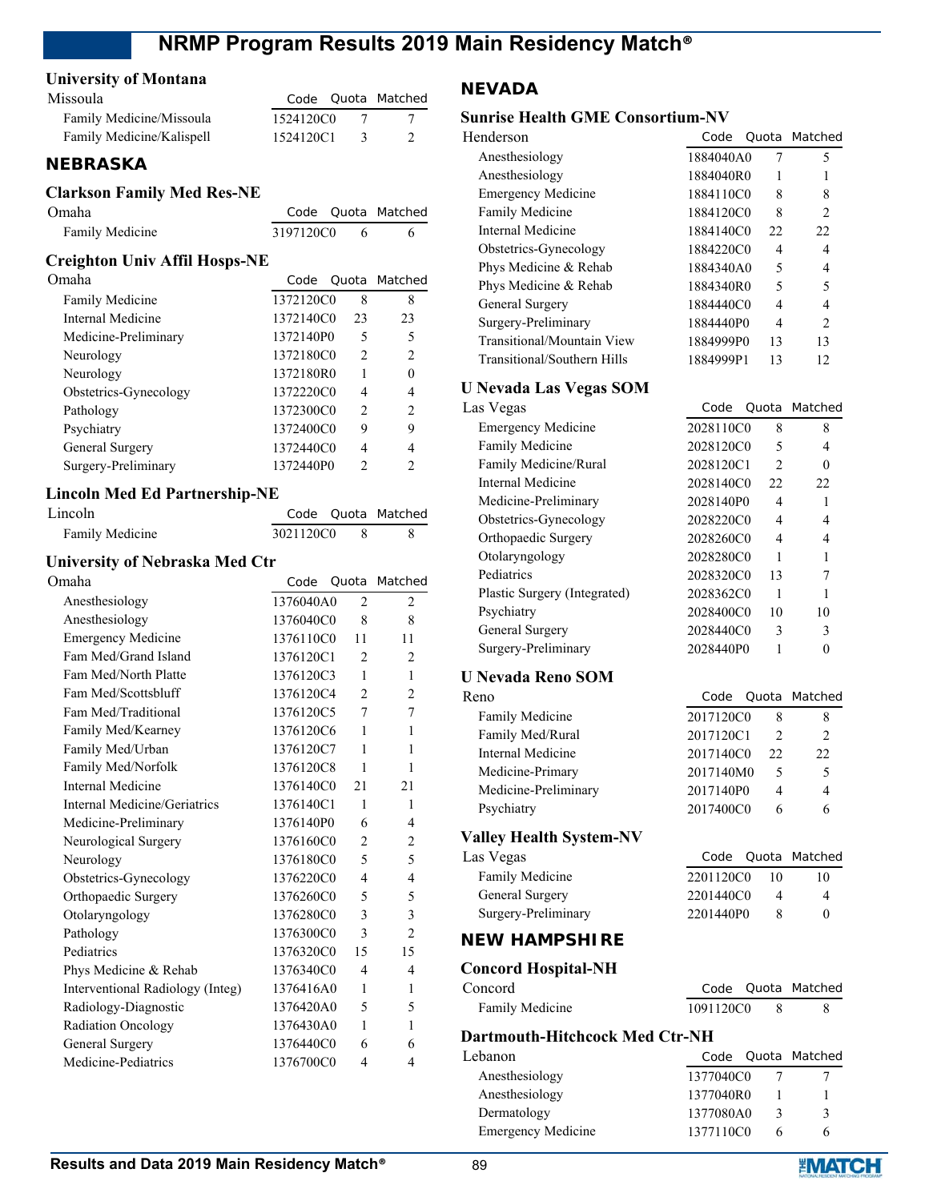## University of Montana

| Missoula | Code | Quota | Matched |
|---|---|---|---|
| Family Medicine/Missoula | 1524120C0 | 7 | 7 |
| Family Medicine/Kalispell | 1524120C1 | 3 | 2 |

# NEBRASKA

## Clarkson Family Med Res-NE

| Omaha | Code | Quota | Matched |
|---|---|---|---|
| Family Medicine | 3197120C0 | 6 | 6 |

## Creighton Univ Affil Hosps-NE

| Omaha | Code | Quota | Matched |
|---|---|---|---|
| Family Medicine | 1372120C0 | 8 | 8 |
| Internal Medicine | 1372140C0 | 23 | 23 |
| Medicine-Preliminary | 1372140P0 | 5 | 5 |
| Neurology | 1372180C0 | 2 | 2 |
| Neurology | 1372180R0 | 1 | 0 |
| Obstetrics-Gynecology | 1372220C0 | 4 | 4 |
| Pathology | 1372300C0 | 2 | 2 |
| Psychiatry | 1372400C0 | 9 | 9 |
| General Surgery | 1372440C0 | 4 | 4 |
| Surgery-Preliminary | 1372440P0 | 2 | 2 |

## Lincoln Med Ed Partnership-NE

| Lincoln | Code | Quota | Matched |
|---|---|---|---|
| Family Medicine | 3021120C0 | 8 | 8 |

## University of Nebraska Med Ctr

| Omaha | Code | Quota | Matched |
|---|---|---|---|
| Anesthesiology | 1376040A0 | 2 | 2 |
| Anesthesiology | 1376040C0 | 8 | 8 |
| Emergency Medicine | 1376110C0 | 11 | 11 |
| Fam Med/Grand Island | 1376120C1 | 2 | 2 |
| Fam Med/North Platte | 1376120C3 | 1 | 1 |
| Fam Med/Scottsbluff | 1376120C4 | 2 | 2 |
| Fam Med/Traditional | 1376120C5 | 7 | 7 |
| Family Med/Kearney | 1376120C6 | 1 | 1 |
| Family Med/Urban | 1376120C7 | 1 | 1 |
| Family Med/Norfolk | 1376120C8 | 1 | 1 |
| Internal Medicine | 1376140C0 | 21 | 21 |
| Internal Medicine/Geriatrics | 1376140C1 | 1 | 1 |
| Medicine-Preliminary | 1376140P0 | 6 | 4 |
| Neurological Surgery | 1376160C0 | 2 | 2 |
| Neurology | 1376180C0 | 5 | 5 |
| Obstetrics-Gynecology | 1376220C0 | 4 | 4 |
| Orthopaedic Surgery | 1376260C0 | 5 | 5 |
| Otolaryngology | 1376280C0 | 3 | 3 |
| Pathology | 1376300C0 | 3 | 2 |
| Pediatrics | 1376320C0 | 15 | 15 |
| Phys Medicine & Rehab | 1376340C0 | 4 | 4 |
| Interventional Radiology (Integ) | 1376416A0 | 1 | 1 |
| Radiology-Diagnostic | 1376420A0 | 5 | 5 |
| Radiation Oncology | 1376430A0 | 1 | 1 |
| General Surgery | 1376440C0 | 6 | 6 |
| Medicine-Pediatrics | 1376700C0 | 4 | 4 |

# NEVADA

## Sunrise Health GME Consortium-NV

| Henderson | Code | Quota | Matched |
|---|---|---|---|
| Anesthesiology | 1884040A0 | 7 | 5 |
| Anesthesiology | 1884040R0 | 1 | 1 |
| Emergency Medicine | 1884110C0 | 8 | 8 |
| Family Medicine | 1884120C0 | 8 | 2 |
| Internal Medicine | 1884140C0 | 22 | 22 |
| Obstetrics-Gynecology | 1884220C0 | 4 | 4 |
| Phys Medicine & Rehab | 1884340A0 | 5 | 4 |
| Phys Medicine & Rehab | 1884340R0 | 5 | 5 |
| General Surgery | 1884440C0 | 4 | 4 |
| Surgery-Preliminary | 1884440P0 | 4 | 2 |
| Transitional/Mountain View | 1884999P0 | 13 | 13 |
| Transitional/Southern Hills | 1884999P1 | 13 | 12 |

## U Nevada Las Vegas SOM

| Las Vegas | Code | Quota | Matched |
|---|---|---|---|
| Emergency Medicine | 2028110C0 | 8 | 8 |
| Family Medicine | 2028120C0 | 5 | 4 |
| Family Medicine/Rural | 2028120C1 | 2 | 0 |
| Internal Medicine | 2028140C0 | 22 | 22 |
| Medicine-Preliminary | 2028140P0 | 4 | 1 |
| Obstetrics-Gynecology | 2028220C0 | 4 | 4 |
| Orthopaedic Surgery | 2028260C0 | 4 | 4 |
| Otolaryngology | 2028280C0 | 1 | 1 |
| Pediatrics | 2028320C0 | 13 | 7 |
| Plastic Surgery (Integrated) | 2028362C0 | 1 | 1 |
| Psychiatry | 2028400C0 | 10 | 10 |
| General Surgery | 2028440C0 | 3 | 3 |
| Surgery-Preliminary | 2028440P0 | 1 | 0 |

## U Nevada Reno SOM

| Reno | Code | Quota | Matched |
|---|---|---|---|
| Family Medicine | 2017120C0 | 8 | 8 |
| Family Med/Rural | 2017120C1 | 2 | 2 |
| Internal Medicine | 2017140C0 | 22 | 22 |
| Medicine-Primary | 2017140M0 | 5 | 5 |
| Medicine-Preliminary | 2017140P0 | 4 | 4 |
| Psychiatry | 2017400C0 | 6 | 6 |

## Valley Health System-NV

| Las Vegas | Code | Quota | Matched |
|---|---|---|---|
| Family Medicine | 2201120C0 | 10 | 10 |
| General Surgery | 2201440C0 | 4 | 4 |
| Surgery-Preliminary | 2201440P0 | 8 | 0 |

# NEW HAMPSHIRE

## Concord Hospital-NH

| Concord | Code | Quota | Matched |
|---|---|---|---|
| Family Medicine | 1091120C0 | 8 | 8 |

## Dartmouth-Hitchcock Med Ctr-NH

| Lebanon | Code | Quota | Matched |
|---|---|---|---|
| Anesthesiology | 1377040C0 | 7 | 7 |
| Anesthesiology | 1377040R0 | 1 | 1 |
| Dermatology | 1377080A0 | 3 | 3 |
| Emergency Medicine | 1377110C0 | 6 | 6 |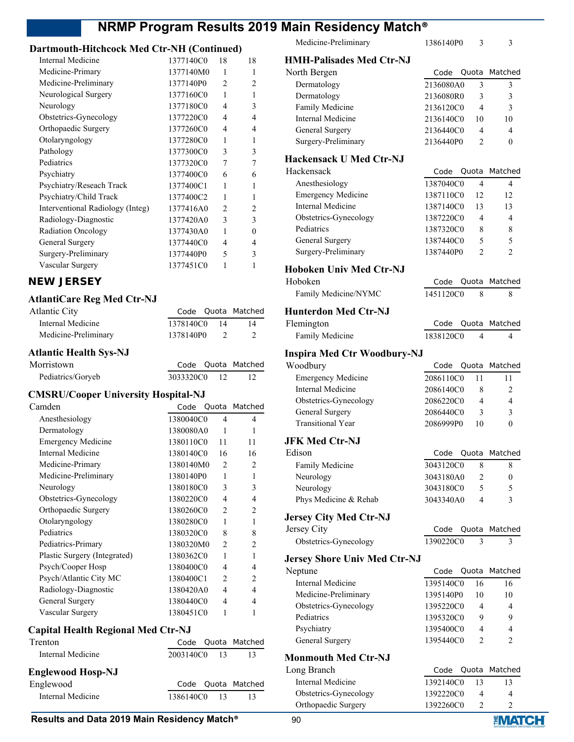### Dartmouth-Hitchcock Med Ctr-NH (Continued)

| | Code | Quota | Matched |
|---|---|---|---|
| Internal Medicine | 1377140C0 | 18 | 18 |
| Medicine-Primary | 1377140M0 | 1 | 1 |
| Medicine-Preliminary | 1377140P0 | 2 | 2 |
| Neurological Surgery | 1377160C0 | 1 | 1 |
| Neurology | 1377180C0 | 4 | 3 |
| Obstetrics-Gynecology | 1377220C0 | 4 | 4 |
| Orthopaedic Surgery | 1377260C0 | 4 | 4 |
| Otolaryngology | 1377280C0 | 1 | 1 |
| Pathology | 1377300C0 | 3 | 3 |
| Pediatrics | 1377320C0 | 7 | 7 |
| Psychiatry | 1377400C0 | 6 | 6 |
| Psychiatry/Reseach Track | 1377400C1 | 1 | 1 |
| Psychiatry/Child Track | 1377400C2 | 1 | 1 |
| Interventional Radiology (Integ) | 1377416A0 | 2 | 2 |
| Radiology-Diagnostic | 1377420A0 | 3 | 3 |
| Radiation Oncology | 1377430A0 | 1 | 0 |
| General Surgery | 1377440C0 | 4 | 4 |
| Surgery-Preliminary | 1377440P0 | 5 | 3 |
| Vascular Surgery | 1377451C0 | 1 | 1 |

## NEW JERSEY

### AtlantiCare Reg Med Ctr-NJ

| Atlantic City | Code | Quota | Matched |
|---|---|---|---|
| Internal Medicine | 1378140C0 | 14 | 14 |
| Medicine-Preliminary | 1378140P0 | 2 | 2 |

### Atlantic Health Sys-NJ

| Morristown | Code | Quota | Matched |
|---|---|---|---|
| Pediatrics/Goryeb | 3033320C0 | 12 | 12 |

### CMSRU/Cooper University Hospital-NJ

| Camden | Code | Quota | Matched |
|---|---|---|---|
| Anesthesiology | 1380040C0 | 4 | 4 |
| Dermatology | 1380080A0 | 1 | 1 |
| Emergency Medicine | 1380110C0 | 11 | 11 |
| Internal Medicine | 1380140C0 | 16 | 16 |
| Medicine-Primary | 1380140M0 | 2 | 2 |
| Medicine-Preliminary | 1380140P0 | 1 | 1 |
| Neurology | 1380180C0 | 3 | 3 |
| Obstetrics-Gynecology | 1380220C0 | 4 | 4 |
| Orthopaedic Surgery | 1380260C0 | 2 | 2 |
| Otolaryngology | 1380280C0 | 1 | 1 |
| Pediatrics | 1380320C0 | 8 | 8 |
| Pediatrics-Primary | 1380320M0 | 2 | 2 |
| Plastic Surgery (Integrated) | 1380362C0 | 1 | 1 |
| Psych/Cooper Hosp | 1380400C0 | 4 | 4 |
| Psych/Atlantic City MC | 1380400C1 | 2 | 2 |
| Radiology-Diagnostic | 1380420A0 | 4 | 4 |
| General Surgery | 1380440C0 | 4 | 4 |
| Vascular Surgery | 1380451C0 | 1 | 1 |

### Capital Health Regional Med Ctr-NJ

| Trenton | Code | Quota | Matched |
|---|---|---|---|
| Internal Medicine | 2003140C0 | 13 | 13 |

### Englewood Hosp-NJ

| Englewood | Code | Quota | Matched |
|---|---|---|---|
| Internal Medicine | 1386140C0 | 13 | 13 |
| Medicine-Preliminary | 1386140P0 | 3 | 3 |

### HMH-Palisades Med Ctr-NJ

| North Bergen | Code | Quota | Matched |
|---|---|---|---|
| Dermatology | 2136080A0 | 3 | 3 |
| Dermatology | 2136080R0 | 3 | 3 |
| Family Medicine | 2136120C0 | 4 | 3 |
| Internal Medicine | 2136140C0 | 10 | 10 |
| General Surgery | 2136440C0 | 4 | 4 |
| Surgery-Preliminary | 2136440P0 | 2 | 0 |

### Hackensack U Med Ctr-NJ

| Hackensack | Code | Quota | Matched |
|---|---|---|---|
| Anesthesiology | 1387040C0 | 4 | 4 |
| Emergency Medicine | 1387110C0 | 12 | 12 |
| Internal Medicine | 1387140C0 | 13 | 13 |
| Obstetrics-Gynecology | 1387220C0 | 4 | 4 |
| Pediatrics | 1387320C0 | 8 | 8 |
| General Surgery | 1387440C0 | 5 | 5 |
| Surgery-Preliminary | 1387440P0 | 2 | 2 |

### Hoboken Univ Med Ctr-NJ

| Hoboken | Code | Quota | Matched |
|---|---|---|---|
| Family Medicine/NYMC | 1451120C0 | 8 | 8 |

### Hunterdon Med Ctr-NJ

| Flemington | Code | Quota | Matched |
|---|---|---|---|
| Family Medicine | 1838120C0 | 4 | 4 |

### Inspira Med Ctr Woodbury-NJ

| Woodbury | Code | Quota | Matched |
|---|---|---|---|
| Emergency Medicine | 2086110C0 | 11 | 11 |
| Internal Medicine | 2086140C0 | 8 | 2 |
| Obstetrics-Gynecology | 2086220C0 | 4 | 4 |
| General Surgery | 2086440C0 | 3 | 3 |
| Transitional Year | 2086999P0 | 10 | 0 |

### JFK Med Ctr-NJ

| Edison | Code | Quota | Matched |
|---|---|---|---|
| Family Medicine | 3043120C0 | 8 | 8 |
| Neurology | 3043180A0 | 2 | 0 |
| Neurology | 3043180C0 | 5 | 5 |
| Phys Medicine & Rehab | 3043340A0 | 4 | 3 |

### Jersey City Med Ctr-NJ

| Jersey City | Code | Quota | Matched |
|---|---|---|---|
| Obstetrics-Gynecology | 1390220C0 | 3 | 3 |

### Jersey Shore Univ Med Ctr-NJ

| Neptune | Code | Quota | Matched |
|---|---|---|---|
| Internal Medicine | 1395140C0 | 16 | 16 |
| Medicine-Preliminary | 1395140P0 | 10 | 10 |
| Obstetrics-Gynecology | 1395220C0 | 4 | 4 |
| Pediatrics | 1395320C0 | 9 | 9 |
| Psychiatry | 1395400C0 | 4 | 4 |
| General Surgery | 1395440C0 | 2 | 2 |

### Monmouth Med Ctr-NJ

| Long Branch | Code | Quota | Matched |
|---|---|---|---|
| Internal Medicine | 1392140C0 | 13 | 13 |
| Obstetrics-Gynecology | 1392220C0 | 4 | 4 |
| Orthopaedic Surgery | 1392260C0 | 2 | 2 |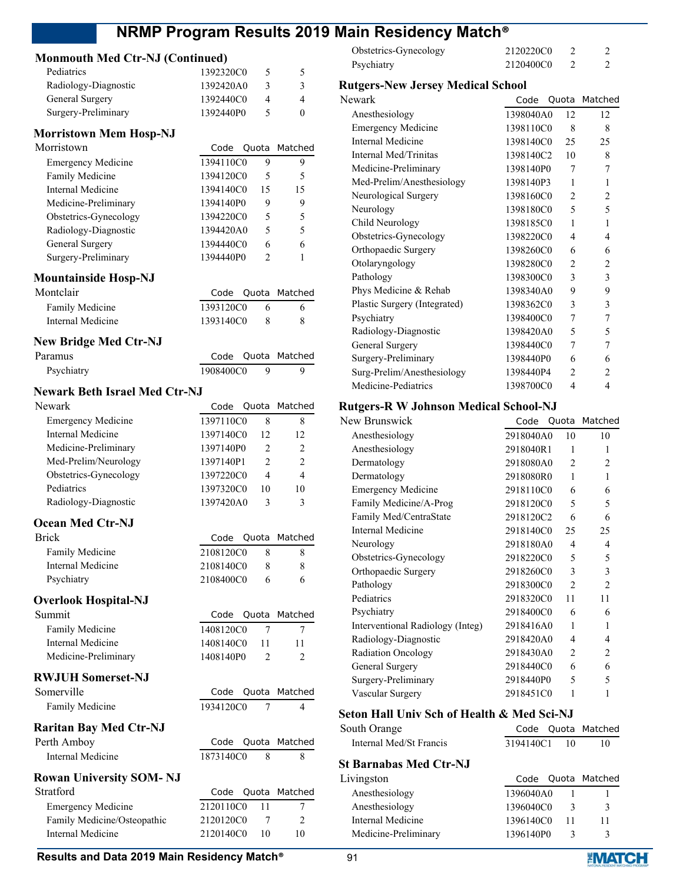### Monmouth Med Ctr-NJ (Continued)

| | Code | Quota | Matched |
|---|---|---|---|
| Pediatrics | 1392320C0 | 5 | 5 |
| Radiology-Diagnostic | 1392420A0 | 3 | 3 |
| General Surgery | 1392440C0 | 4 | 4 |
| Surgery-Preliminary | 1392440P0 | 5 | 0 |

### Morristown Mem Hosp-NJ

| Morristown | Code | Quota | Matched |
|---|---|---|---|
| Emergency Medicine | 1394110C0 | 9 | 9 |
| Family Medicine | 1394120C0 | 5 | 5 |
| Internal Medicine | 1394140C0 | 15 | 15 |
| Medicine-Preliminary | 1394140P0 | 9 | 9 |
| Obstetrics-Gynecology | 1394220C0 | 5 | 5 |
| Radiology-Diagnostic | 1394420A0 | 5 | 5 |
| General Surgery | 1394440C0 | 6 | 6 |
| Surgery-Preliminary | 1394440P0 | 2 | 1 |

### Mountainside Hosp-NJ

| Montclair | Code | Quota | Matched |
|---|---|---|---|
| Family Medicine | 1393120C0 | 6 | 6 |
| Internal Medicine | 1393140C0 | 8 | 8 |

### New Bridge Med Ctr-NJ

| Paramus | Code | Quota | Matched |
|---|---|---|---|
| Psychiatry | 1908400C0 | 9 | 9 |

### Newark Beth Israel Med Ctr-NJ

| Newark | Code | Quota | Matched |
|---|---|---|---|
| Emergency Medicine | 1397110C0 | 8 | 8 |
| Internal Medicine | 1397140C0 | 12 | 12 |
| Medicine-Preliminary | 1397140P0 | 2 | 2 |
| Med-Prelim/Neurology | 1397140P1 | 2 | 2 |
| Obstetrics-Gynecology | 1397220C0 | 4 | 4 |
| Pediatrics | 1397320C0 | 10 | 10 |
| Radiology-Diagnostic | 1397420A0 | 3 | 3 |

### Ocean Med Ctr-NJ

| Brick | Code | Quota | Matched |
|---|---|---|---|
| Family Medicine | 2108120C0 | 8 | 8 |
| Internal Medicine | 2108140C0 | 8 | 8 |
| Psychiatry | 2108400C0 | 6 | 6 |

### Overlook Hospital-NJ

| Summit | Code | Quota | Matched |
|---|---|---|---|
| Family Medicine | 1408120C0 | 7 | 7 |
| Internal Medicine | 1408140C0 | 11 | 11 |
| Medicine-Preliminary | 1408140P0 | 2 | 2 |

### RWJUH Somerset-NJ

| Somerville | Code | Quota | Matched |
|---|---|---|---|
| Family Medicine | 1934120C0 | 7 | 4 |

### Raritan Bay Med Ctr-NJ

| Perth Amboy | Code | Quota | Matched |
|---|---|---|---|
| Internal Medicine | 1873140C0 | 8 | 8 |

### Rowan University SOM- NJ

| Stratford | Code | Quota | Matched |
|---|---|---|---|
| Emergency Medicine | 2120110C0 | 11 | 7 |
| Family Medicine/Osteopathic | 2120120C0 | 7 | 2 |
| Internal Medicine | 2120140C0 | 10 | 10 |
| Obstetrics-Gynecology | 2120220C0 | 2 | 2 |
| Psychiatry | 2120400C0 | 2 | 2 |

### Rutgers-New Jersey Medical School

| Newark | Code | Quota | Matched |
|---|---|---|---|
| Anesthesiology | 1398040A0 | 12 | 12 |
| Emergency Medicine | 1398110C0 | 8 | 8 |
| Internal Medicine | 1398140C0 | 25 | 25 |
| Internal Med/Trinitas | 1398140C2 | 10 | 8 |
| Medicine-Preliminary | 1398140P0 | 7 | 7 |
| Med-Prelim/Anesthesiology | 1398140P3 | 1 | 1 |
| Neurological Surgery | 1398160C0 | 2 | 2 |
| Neurology | 1398180C0 | 5 | 5 |
| Child Neurology | 1398185C0 | 1 | 1 |
| Obstetrics-Gynecology | 1398220C0 | 4 | 4 |
| Orthopaedic Surgery | 1398260C0 | 6 | 6 |
| Otolaryngology | 1398280C0 | 2 | 2 |
| Pathology | 1398300C0 | 3 | 3 |
| Phys Medicine & Rehab | 1398340A0 | 9 | 9 |
| Plastic Surgery (Integrated) | 1398362C0 | 3 | 3 |
| Psychiatry | 1398400C0 | 7 | 7 |
| Radiology-Diagnostic | 1398420A0 | 5 | 5 |
| General Surgery | 1398440C0 | 7 | 7 |
| Surgery-Preliminary | 1398440P0 | 6 | 6 |
| Surg-Prelim/Anesthesiology | 1398440P4 | 2 | 2 |
| Medicine-Pediatrics | 1398700C0 | 4 | 4 |

### Rutgers-R W Johnson Medical School-NJ

| New Brunswick | Code | Quota | Matched |
|---|---|---|---|
| Anesthesiology | 2918040A0 | 10 | 10 |
| Anesthesiology | 2918040R1 | 1 | 1 |
| Dermatology | 2918080A0 | 2 | 2 |
| Dermatology | 2918080R0 | 1 | 1 |
| Emergency Medicine | 2918110C0 | 6 | 6 |
| Family Medicine/A-Prog | 2918120C0 | 5 | 5 |
| Family Med/CentraState | 2918120C2 | 6 | 6 |
| Internal Medicine | 2918140C0 | 25 | 25 |
| Neurology | 2918180A0 | 4 | 4 |
| Obstetrics-Gynecology | 2918220C0 | 5 | 5 |
| Orthopaedic Surgery | 2918260C0 | 3 | 3 |
| Pathology | 2918300C0 | 2 | 2 |
| Pediatrics | 2918320C0 | 11 | 11 |
| Psychiatry | 2918400C0 | 6 | 6 |
| Interventional Radiology (Integ) | 2918416A0 | 1 | 1 |
| Radiology-Diagnostic | 2918420A0 | 4 | 4 |
| Radiation Oncology | 2918430A0 | 2 | 2 |
| General Surgery | 2918440C0 | 6 | 6 |
| Surgery-Preliminary | 2918440P0 | 5 | 5 |
| Vascular Surgery | 2918451C0 | 1 | 1 |

### Seton Hall Univ Sch of Health & Med Sci-NJ

| South Orange | Code | Quota | Matched |
|---|---|---|---|
| Internal Med/St Francis | 3194140C1 | 10 | 10 |

### St Barnabas Med Ctr-NJ

| Livingston | Code | Quota | Matched |
|---|---|---|---|
| Anesthesiology | 1396040A0 | 1 | 1 |
| Anesthesiology | 1396040C0 | 3 | 3 |
| Internal Medicine | 1396140C0 | 11 | 11 |
| Medicine-Preliminary | 1396140P0 | 3 | 3 |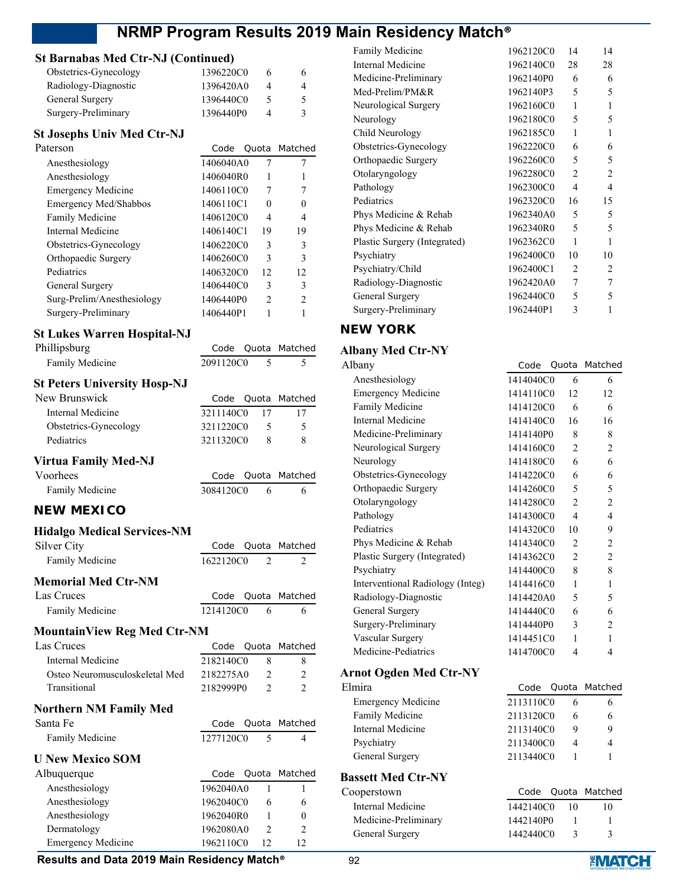### St Barnabas Med Ctr-NJ (Continued)

| | Code | Quota | Matched |
|---|---|---|---|
| Obstetrics-Gynecology | 1396220C0 | 6 | 6 |
| Radiology-Diagnostic | 1396420A0 | 4 | 4 |
| General Surgery | 1396440C0 | 5 | 5 |
| Surgery-Preliminary | 1396440P0 | 4 | 3 |

### St Josephs Univ Med Ctr-NJ

| Paterson | Code | Quota | Matched |
|---|---|---|---|
| Anesthesiology | 1406040A0 | 7 | 7 |
| Anesthesiology | 1406040R0 | 1 | 1 |
| Emergency Medicine | 1406110C0 | 7 | 7 |
| Emergency Med/Shabbos | 1406110C1 | 0 | 0 |
| Family Medicine | 1406120C0 | 4 | 4 |
| Internal Medicine | 1406140C1 | 19 | 19 |
| Obstetrics-Gynecology | 1406220C0 | 3 | 3 |
| Orthopaedic Surgery | 1406260C0 | 3 | 3 |
| Pediatrics | 1406320C0 | 12 | 12 |
| General Surgery | 1406440C0 | 3 | 3 |
| Surg-Prelim/Anesthesiology | 1406440P0 | 2 | 2 |
| Surgery-Preliminary | 1406440P1 | 1 | 1 |

### St Lukes Warren Hospital-NJ

| Phillipsburg | Code | Quota | Matched |
|---|---|---|---|
| Family Medicine | 2091120C0 | 5 | 5 |

### St Peters University Hosp-NJ

| New Brunswick | Code | Quota | Matched |
|---|---|---|---|
| Internal Medicine | 3211140C0 | 17 | 17 |
| Obstetrics-Gynecology | 3211220C0 | 5 | 5 |
| Pediatrics | 3211320C0 | 8 | 8 |

### Virtua Family Med-NJ

| Voorhees | Code | Quota | Matched |
|---|---|---|---|
| Family Medicine | 3084120C0 | 6 | 6 |

## NEW MEXICO

### Hidalgo Medical Services-NM

| Silver City | Code | Quota | Matched |
|---|---|---|---|
| Family Medicine | 1622120C0 | 2 | 2 |

### Memorial Med Ctr-NM

| Las Cruces | Code | Quota | Matched |
|---|---|---|---|
| Family Medicine | 1214120C0 | 6 | 6 |

### MountainView Reg Med Ctr-NM

| Las Cruces | Code | Quota | Matched |
|---|---|---|---|
| Internal Medicine | 2182140C0 | 8 | 8 |
| Osteo Neuromusculoskeletal Med | 2182275A0 | 2 | 2 |
| Transitional | 2182999P0 | 2 | 2 |

### Northern NM Family Med

| Santa Fe | Code | Quota | Matched |
|---|---|---|---|
| Family Medicine | 1277120C0 | 5 | 4 |

### U New Mexico SOM

| Albuquerque | Code | Quota | Matched |
|---|---|---|---|
| Anesthesiology | 1962040A0 | 1 | 1 |
| Anesthesiology | 1962040C0 | 6 | 6 |
| Anesthesiology | 1962040R0 | 1 | 0 |
| Dermatology | 1962080A0 | 2 | 2 |
| Emergency Medicine | 1962110C0 | 12 | 12 |
| Family Medicine | 1962120C0 | 14 | 14 |
| Internal Medicine | 1962140C0 | 28 | 28 |
| Medicine-Preliminary | 1962140P0 | 6 | 6 |
| Med-Prelim/PM&R | 1962140P3 | 5 | 5 |
| Neurological Surgery | 1962160C0 | 1 | 1 |
| Neurology | 1962180C0 | 5 | 5 |
| Child Neurology | 1962185C0 | 1 | 1 |
| Obstetrics-Gynecology | 1962220C0 | 6 | 6 |
| Orthopaedic Surgery | 1962260C0 | 5 | 5 |
| Otolaryngology | 1962280C0 | 2 | 2 |
| Pathology | 1962300C0 | 4 | 4 |
| Pediatrics | 1962320C0 | 16 | 15 |
| Phys Medicine & Rehab | 1962340A0 | 5 | 5 |
| Phys Medicine & Rehab | 1962340R0 | 5 | 5 |
| Plastic Surgery (Integrated) | 1962362C0 | 1 | 1 |
| Psychiatry | 1962400C0 | 10 | 10 |
| Psychiatry/Child | 1962400C1 | 2 | 2 |
| Radiology-Diagnostic | 1962420A0 | 7 | 7 |
| General Surgery | 1962440C0 | 5 | 5 |
| Surgery-Preliminary | 1962440P1 | 3 | 1 |

## NEW YORK

### Albany Med Ctr-NY

| Albany | Code | Quota | Matched |
|---|---|---|---|
| Anesthesiology | 1414040C0 | 6 | 6 |
| Emergency Medicine | 1414110C0 | 12 | 12 |
| Family Medicine | 1414120C0 | 6 | 6 |
| Internal Medicine | 1414140C0 | 16 | 16 |
| Medicine-Preliminary | 1414140P0 | 8 | 8 |
| Neurological Surgery | 1414160C0 | 2 | 2 |
| Neurology | 1414180C0 | 6 | 6 |
| Obstetrics-Gynecology | 1414220C0 | 6 | 6 |
| Orthopaedic Surgery | 1414260C0 | 5 | 5 |
| Otolaryngology | 1414280C0 | 2 | 2 |
| Pathology | 1414300C0 | 4 | 4 |
| Pediatrics | 1414320C0 | 10 | 9 |
| Phys Medicine & Rehab | 1414340C0 | 2 | 2 |
| Plastic Surgery (Integrated) | 1414362C0 | 2 | 2 |
| Psychiatry | 1414400C0 | 8 | 8 |
| Interventional Radiology (Integ) | 1414416C0 | 1 | 1 |
| Radiology-Diagnostic | 1414420A0 | 5 | 5 |
| General Surgery | 1414440C0 | 6 | 6 |
| Surgery-Preliminary | 1414440P0 | 3 | 2 |
| Vascular Surgery | 1414451C0 | 1 | 1 |
| Medicine-Pediatrics | 1414700C0 | 4 | 4 |

### Arnot Ogden Med Ctr-NY

| Elmira | Code | Quota | Matched |
|---|---|---|---|
| Emergency Medicine | 2113110C0 | 6 | 6 |
| Family Medicine | 2113120C0 | 6 | 6 |
| Internal Medicine | 2113140C0 | 9 | 9 |
| Psychiatry | 2113400C0 | 4 | 4 |
| General Surgery | 2113440C0 | 1 | 1 |

### Bassett Med Ctr-NY

| Cooperstown | Code | Quota | Matched |
|---|---|---|---|
| Internal Medicine | 1442140C0 | 10 | 10 |
| Medicine-Preliminary | 1442140P0 | 1 | 1 |
| General Surgery | 1442440C0 | 3 | 3 |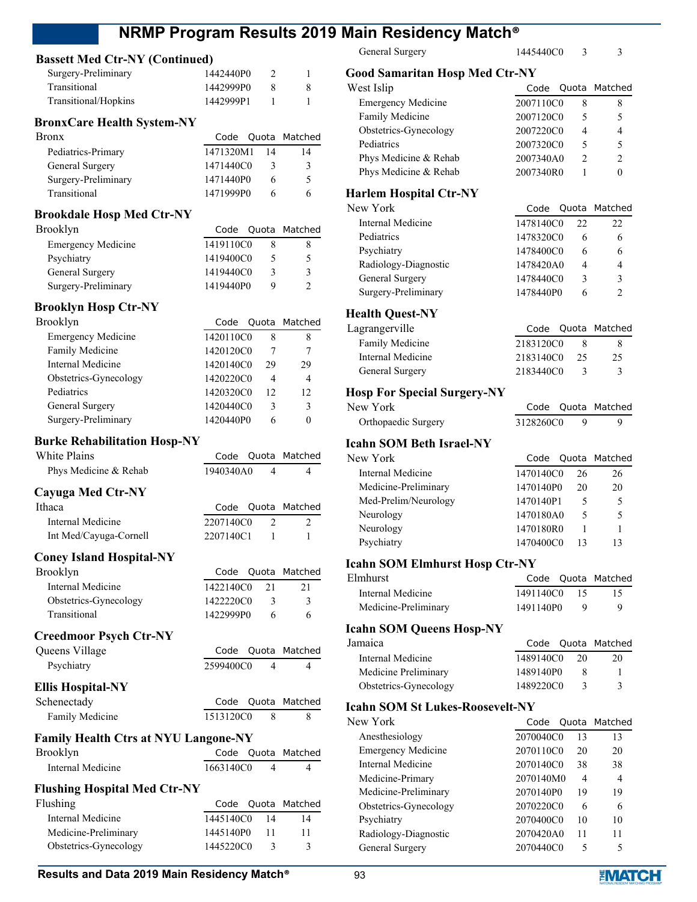### Bassett Med Ctr-NY (Continued)

| | Code | Quota | Matched |
|---|---|---|---|
| Surgery-Preliminary | 1442440P0 | 2 | 1 |
| Transitional | 1442999P0 | 8 | 8 |
| Transitional/Hopkins | 1442999P1 | 1 | 1 |

### BronxCare Health System-NY

| Bronx | Code | Quota | Matched |
|---|---|---|---|
| Pediatrics-Primary | 1471320M1 | 14 | 14 |
| General Surgery | 1471440C0 | 3 | 3 |
| Surgery-Preliminary | 1471440P0 | 6 | 5 |
| Transitional | 1471999P0 | 6 | 6 |

### Brookdale Hosp Med Ctr-NY

| Brooklyn | Code | Quota | Matched |
|---|---|---|---|
| Emergency Medicine | 1419110C0 | 8 | 8 |
| Psychiatry | 1419400C0 | 5 | 5 |
| General Surgery | 1419440C0 | 3 | 3 |
| Surgery-Preliminary | 1419440P0 | 9 | 2 |

### Brooklyn Hosp Ctr-NY

| Brooklyn | Code | Quota | Matched |
|---|---|---|---|
| Emergency Medicine | 1420110C0 | 8 | 8 |
| Family Medicine | 1420120C0 | 7 | 7 |
| Internal Medicine | 1420140C0 | 29 | 29 |
| Obstetrics-Gynecology | 1420220C0 | 4 | 4 |
| Pediatrics | 1420320C0 | 12 | 12 |
| General Surgery | 1420440C0 | 3 | 3 |
| Surgery-Preliminary | 1420440P0 | 6 | 0 |

### Burke Rehabilitation Hosp-NY

| White Plains | Code | Quota | Matched |
|---|---|---|---|
| Phys Medicine & Rehab | 1940340A0 | 4 | 4 |

### Cayuga Med Ctr-NY

| Ithaca | Code | Quota | Matched |
|---|---|---|---|
| Internal Medicine | 2207140C0 | 2 | 2 |
| Int Med/Cayuga-Cornell | 2207140C1 | 1 | 1 |

### Coney Island Hospital-NY

| Brooklyn | Code | Quota | Matched |
|---|---|---|---|
| Internal Medicine | 1422140C0 | 21 | 21 |
| Obstetrics-Gynecology | 1422220C0 | 3 | 3 |
| Transitional | 1422999P0 | 6 | 6 |

### Creedmoor Psych Ctr-NY

| Queens Village | Code | Quota | Matched |
|---|---|---|---|
| Psychiatry | 2599400C0 | 4 | 4 |

### Ellis Hospital-NY

| Schenectady | Code | Quota | Matched |
|---|---|---|---|
| Family Medicine | 1513120C0 | 8 | 8 |

### Family Health Ctrs at NYU Langone-NY

| Brooklyn | Code | Quota | Matched |
|---|---|---|---|
| Internal Medicine | 1663140C0 | 4 | 4 |

### Flushing Hospital Med Ctr-NY

| Flushing | Code | Quota | Matched |
|---|---|---|---|
| Internal Medicine | 1445140C0 | 14 | 14 |
| Medicine-Preliminary | 1445140P0 | 11 | 11 |
| Obstetrics-Gynecology | 1445220C0 | 3 | 3 |
| General Surgery | 1445440C0 | 3 | 3 |

### Good Samaritan Hosp Med Ctr-NY

| West Islip | Code | Quota | Matched |
|---|---|---|---|
| Emergency Medicine | 2007110C0 | 8 | 8 |
| Family Medicine | 2007120C0 | 5 | 5 |
| Obstetrics-Gynecology | 2007220C0 | 4 | 4 |
| Pediatrics | 2007320C0 | 5 | 5 |
| Phys Medicine & Rehab | 2007340A0 | 2 | 2 |
| Phys Medicine & Rehab | 2007340R0 | 1 | 0 |

### Harlem Hospital Ctr-NY

| New York | Code | Quota | Matched |
|---|---|---|---|
| Internal Medicine | 1478140C0 | 22 | 22 |
| Pediatrics | 1478320C0 | 6 | 6 |
| Psychiatry | 1478400C0 | 6 | 6 |
| Radiology-Diagnostic | 1478420A0 | 4 | 4 |
| General Surgery | 1478440C0 | 3 | 3 |
| Surgery-Preliminary | 1478440P0 | 6 | 2 |

### Health Quest-NY

| Lagrangerville | Code | Quota | Matched |
|---|---|---|---|
| Family Medicine | 2183120C0 | 8 | 8 |
| Internal Medicine | 2183140C0 | 25 | 25 |
| General Surgery | 2183440C0 | 3 | 3 |

### Hosp For Special Surgery-NY

| New York | Code | Quota | Matched |
|---|---|---|---|
| Orthopaedic Surgery | 3128260C0 | 9 | 9 |

### Icahn SOM Beth Israel-NY

| New York | Code | Quota | Matched |
|---|---|---|---|
| Internal Medicine | 1470140C0 | 26 | 26 |
| Medicine-Preliminary | 1470140P0 | 20 | 20 |
| Med-Prelim/Neurology | 1470140P1 | 5 | 5 |
| Neurology | 1470180A0 | 5 | 5 |
| Neurology | 1470180R0 | 1 | 1 |
| Psychiatry | 1470400C0 | 13 | 13 |

### Icahn SOM Elmhurst Hosp Ctr-NY

| Elmhurst | Code | Quota | Matched |
|---|---|---|---|
| Internal Medicine | 1491140C0 | 15 | 15 |
| Medicine-Preliminary | 1491140P0 | 9 | 9 |

### Icahn SOM Queens Hosp-NY

| Jamaica | Code | Quota | Matched |
|---|---|---|---|
| Internal Medicine | 1489140C0 | 20 | 20 |
| Medicine Preliminary | 1489140P0 | 8 | 1 |
| Obstetrics-Gynecology | 1489220C0 | 3 | 3 |

### Icahn SOM St Lukes-Roosevelt-NY

| New York | Code | Quota | Matched |
|---|---|---|---|
| Anesthesiology | 2070040C0 | 13 | 13 |
| Emergency Medicine | 2070110C0 | 20 | 20 |
| Internal Medicine | 2070140C0 | 38 | 38 |
| Medicine-Primary | 2070140M0 | 4 | 4 |
| Medicine-Preliminary | 2070140P0 | 19 | 19 |
| Obstetrics-Gynecology | 2070220C0 | 6 | 6 |
| Psychiatry | 2070400C0 | 10 | 10 |
| Radiology-Diagnostic | 2070420A0 | 11 | 11 |
| General Surgery | 2070440C0 | 5 | 5 |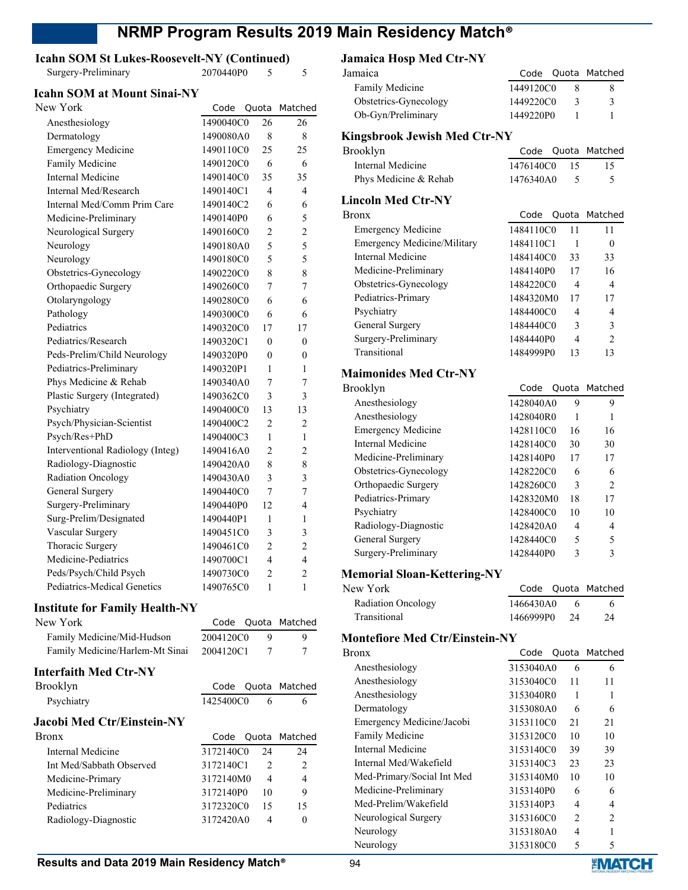## Icahn SOM St Lukes-Roosevelt-NY (Continued)

| | Code | Quota | Matched |
|---|---|---|---|
| Surgery-Preliminary | 2070440P0 | 5 | 5 |

## Icahn SOM at Mount Sinai-NY

| New York | Code | Quota | Matched |
|---|---|---|---|
| Anesthesiology | 1490040C0 | 26 | 26 |
| Dermatology | 1490080A0 | 8 | 8 |
| Emergency Medicine | 1490110C0 | 25 | 25 |
| Family Medicine | 1490120C0 | 6 | 6 |
| Internal Medicine | 1490140C0 | 35 | 35 |
| Internal Med/Research | 1490140C1 | 4 | 4 |
| Internal Med/Comm Prim Care | 1490140C2 | 6 | 6 |
| Medicine-Preliminary | 1490140P0 | 6 | 5 |
| Neurological Surgery | 1490160C0 | 2 | 2 |
| Neurology | 1490180A0 | 5 | 5 |
| Neurology | 1490180C0 | 5 | 5 |
| Obstetrics-Gynecology | 1490220C0 | 8 | 8 |
| Orthopaedic Surgery | 1490260C0 | 7 | 7 |
| Otolaryngology | 1490280C0 | 6 | 6 |
| Pathology | 1490300C0 | 6 | 6 |
| Pediatrics | 1490320C0 | 17 | 17 |
| Pediatrics/Research | 1490320C1 | 0 | 0 |
| Peds-Prelim/Child Neurology | 1490320P0 | 0 | 0 |
| Pediatrics-Preliminary | 1490320P1 | 1 | 1 |
| Phys Medicine & Rehab | 1490340A0 | 7 | 7 |
| Plastic Surgery (Integrated) | 1490362C0 | 3 | 3 |
| Psychiatry | 1490400C0 | 13 | 13 |
| Psych/Physician-Scientist | 1490400C2 | 2 | 2 |
| Psych/Res+PhD | 1490400C3 | 1 | 1 |
| Interventional Radiology (Integ) | 1490416A0 | 2 | 2 |
| Radiology-Diagnostic | 1490420A0 | 8 | 8 |
| Radiation Oncology | 1490430A0 | 3 | 3 |
| General Surgery | 1490440C0 | 7 | 7 |
| Surgery-Preliminary | 1490440P0 | 12 | 4 |
| Surg-Prelim/Designated | 1490440P1 | 1 | 1 |
| Vascular Surgery | 1490451C0 | 3 | 3 |
| Thoracic Surgery | 1490461C0 | 2 | 2 |
| Medicine-Pediatrics | 1490700C1 | 4 | 4 |
| Peds/Psych/Child Psych | 1490730C0 | 2 | 2 |
| Pediatrics-Medical Genetics | 1490765C0 | 1 | 1 |

## Institute for Family Health-NY

| New York | Code | Quota | Matched |
|---|---|---|---|
| Family Medicine/Mid-Hudson | 2004120C0 | 9 | 9 |
| Family Medicine/Harlem-Mt Sinai | 2004120C1 | 7 | 7 |

## Interfaith Med Ctr-NY

| Brooklyn | Code | Quota | Matched |
|---|---|---|---|
| Psychiatry | 1425400C0 | 6 | 6 |

## Jacobi Med Ctr/Einstein-NY

| Bronx | Code | Quota | Matched |
|---|---|---|---|
| Internal Medicine | 3172140C0 | 24 | 24 |
| Int Med/Sabbath Observed | 3172140C1 | 2 | 2 |
| Medicine-Primary | 3172140M0 | 4 | 4 |
| Medicine-Preliminary | 3172140P0 | 10 | 9 |
| Pediatrics | 3172320C0 | 15 | 15 |
| Radiology-Diagnostic | 3172420A0 | 4 | 0 |

## Jamaica Hosp Med Ctr-NY

| Jamaica | Code | Quota | Matched |
|---|---|---|---|
| Family Medicine | 1449120C0 | 8 | 8 |
| Obstetrics-Gynecology | 1449220C0 | 3 | 3 |
| Ob-Gyn/Preliminary | 1449220P0 | 1 | 1 |

## Kingsbrook Jewish Med Ctr-NY

| Brooklyn | Code | Quota | Matched |
|---|---|---|---|
| Internal Medicine | 1476140C0 | 15 | 15 |
| Phys Medicine & Rehab | 1476340A0 | 5 | 5 |

## Lincoln Med Ctr-NY

| Bronx | Code | Quota | Matched |
|---|---|---|---|
| Emergency Medicine | 1484110C0 | 11 | 11 |
| Emergency Medicine/Military | 1484110C1 | 1 | 0 |
| Internal Medicine | 1484140C0 | 33 | 33 |
| Medicine-Preliminary | 1484140P0 | 17 | 16 |
| Obstetrics-Gynecology | 1484220C0 | 4 | 4 |
| Pediatrics-Primary | 1484320M0 | 17 | 17 |
| Psychiatry | 1484400C0 | 4 | 4 |
| General Surgery | 1484440C0 | 3 | 3 |
| Surgery-Preliminary | 1484440P0 | 4 | 2 |
| Transitional | 1484999P0 | 13 | 13 |

## Maimonides Med Ctr-NY

| Brooklyn | Code | Quota | Matched |
|---|---|---|---|
| Anesthesiology | 1428040A0 | 9 | 9 |
| Anesthesiology | 1428040R0 | 1 | 1 |
| Emergency Medicine | 1428110C0 | 16 | 16 |
| Internal Medicine | 1428140C0 | 30 | 30 |
| Medicine-Preliminary | 1428140P0 | 17 | 17 |
| Obstetrics-Gynecology | 1428220C0 | 6 | 6 |
| Orthopaedic Surgery | 1428260C0 | 3 | 2 |
| Pediatrics-Primary | 1428320M0 | 18 | 17 |
| Psychiatry | 1428400C0 | 10 | 10 |
| Radiology-Diagnostic | 1428420A0 | 4 | 4 |
| General Surgery | 1428440C0 | 5 | 5 |
| Surgery-Preliminary | 1428440P0 | 3 | 3 |

## Memorial Sloan-Kettering-NY

| New York | Code | Quota | Matched |
|---|---|---|---|
| Radiation Oncology | 1466430A0 | 6 | 6 |
| Transitional | 1466999P0 | 24 | 24 |

## Montefiore Med Ctr/Einstein-NY

| Bronx | Code | Quota | Matched |
|---|---|---|---|
| Anesthesiology | 3153040A0 | 6 | 6 |
| Anesthesiology | 3153040C0 | 11 | 11 |
| Anesthesiology | 3153040R0 | 1 | 1 |
| Dermatology | 3153080A0 | 6 | 6 |
| Emergency Medicine/Jacobi | 3153110C0 | 21 | 21 |
| Family Medicine | 3153120C0 | 10 | 10 |
| Internal Medicine | 3153140C0 | 39 | 39 |
| Internal Med/Wakefield | 3153140C3 | 23 | 23 |
| Med-Primary/Social Int Med | 3153140M0 | 10 | 10 |
| Medicine-Preliminary | 3153140P0 | 6 | 6 |
| Med-Prelim/Wakefield | 3153140P3 | 4 | 4 |
| Neurological Surgery | 3153160C0 | 2 | 2 |
| Neurology | 3153180A0 | 4 | 1 |
| Neurology | 3153180C0 | 5 | 5 |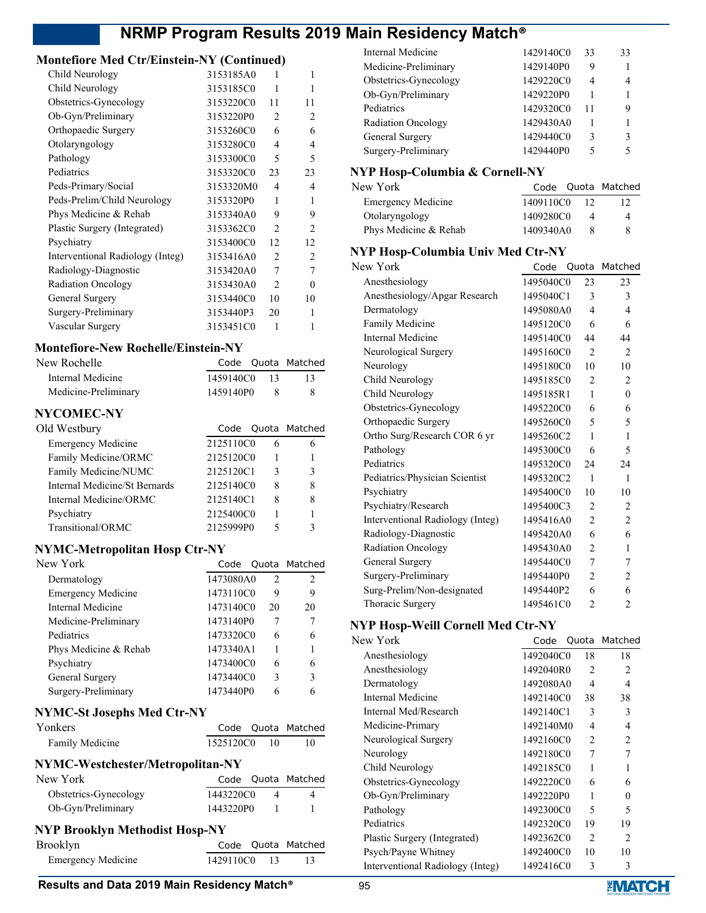### Montefiore Med Ctr/Einstein-NY (Continued)

| | Code | Quota | Matched |
|---|---|---|---|
| Child Neurology | 3153185A0 | 1 | 1 |
| Child Neurology | 3153185C0 | 1 | 1 |
| Obstetrics-Gynecology | 3153220C0 | 11 | 11 |
| Ob-Gyn/Preliminary | 3153220P0 | 2 | 2 |
| Orthopaedic Surgery | 3153260C0 | 6 | 6 |
| Otolaryngology | 3153280C0 | 4 | 4 |
| Pathology | 3153300C0 | 5 | 5 |
| Pediatrics | 3153320C0 | 23 | 23 |
| Peds-Primary/Social | 3153320M0 | 4 | 4 |
| Peds-Prelim/Child Neurology | 3153320P0 | 1 | 1 |
| Phys Medicine & Rehab | 3153340A0 | 9 | 9 |
| Plastic Surgery (Integrated) | 3153362C0 | 2 | 2 |
| Psychiatry | 3153400C0 | 12 | 12 |
| Interventional Radiology (Integ) | 3153416A0 | 2 | 2 |
| Radiology-Diagnostic | 3153420A0 | 7 | 7 |
| Radiation Oncology | 3153430A0 | 2 | 0 |
| General Surgery | 3153440C0 | 10 | 10 |
| Surgery-Preliminary | 3153440P3 | 20 | 1 |
| Vascular Surgery | 3153451C0 | 1 | 1 |

### Montefiore-New Rochelle/Einstein-NY

| New Rochelle | Code | Quota | Matched |
|---|---|---|---|
| Internal Medicine | 1459140C0 | 13 | 13 |
| Medicine-Preliminary | 1459140P0 | 8 | 8 |

### NYCOMEC-NY

| Old Westbury | Code | Quota | Matched |
|---|---|---|---|
| Emergency Medicine | 2125110C0 | 6 | 6 |
| Family Medicine/ORMC | 2125120C0 | 1 | 1 |
| Family Medicine/NUMC | 2125120C1 | 3 | 3 |
| Internal Medicine/St Bernards | 2125140C0 | 8 | 8 |
| Internal Medicine/ORMC | 2125140C1 | 8 | 8 |
| Psychiatry | 2125400C0 | 1 | 1 |
| Transitional/ORMC | 2125999P0 | 5 | 3 |

### NYMC-Metropolitan Hosp Ctr-NY

| New York | Code | Quota | Matched |
|---|---|---|---|
| Dermatology | 1473080A0 | 2 | 2 |
| Emergency Medicine | 1473110C0 | 9 | 9 |
| Internal Medicine | 1473140C0 | 20 | 20 |
| Medicine-Preliminary | 1473140P0 | 7 | 7 |
| Pediatrics | 1473320C0 | 6 | 6 |
| Phys Medicine & Rehab | 1473340A1 | 1 | 1 |
| Psychiatry | 1473400C0 | 6 | 6 |
| General Surgery | 1473440C0 | 3 | 3 |
| Surgery-Preliminary | 1473440P0 | 6 | 6 |

### NYMC-St Josephs Med Ctr-NY

| Yonkers | Code | Quota | Matched |
|---|---|---|---|
| Family Medicine | 1525120C0 | 10 | 10 |

### NYMC-Westchester/Metropolitan-NY

| New York | Code | Quota | Matched |
|---|---|---|---|
| Obstetrics-Gynecology | 1443220C0 | 4 | 4 |
| Ob-Gyn/Preliminary | 1443220P0 | 1 | 1 |

### NYP Brooklyn Methodist Hosp-NY

| Brooklyn | Code | Quota | Matched |
|---|---|---|---|
| Emergency Medicine | 1429110C0 | 13 | 13 |
| Internal Medicine | 1429140C0 | 33 | 33 |
| Medicine-Preliminary | 1429140P0 | 9 | 1 |
| Obstetrics-Gynecology | 1429220C0 | 4 | 4 |
| Ob-Gyn/Preliminary | 1429220P0 | 1 | 1 |
| Pediatrics | 1429320C0 | 11 | 9 |
| Radiation Oncology | 1429430A0 | 1 | 1 |
| General Surgery | 1429440C0 | 3 | 3 |
| Surgery-Preliminary | 1429440P0 | 5 | 5 |

### NYP Hosp-Columbia & Cornell-NY

| New York | Code | Quota | Matched |
|---|---|---|---|
| Emergency Medicine | 1409110C0 | 12 | 12 |
| Otolaryngology | 1409280C0 | 4 | 4 |
| Phys Medicine & Rehab | 1409340A0 | 8 | 8 |

### NYP Hosp-Columbia Univ Med Ctr-NY

| New York | Code | Quota | Matched |
|---|---|---|---|
| Anesthesiology | 1495040C0 | 23 | 23 |
| Anesthesiology/Apgar Research | 1495040C1 | 3 | 3 |
| Dermatology | 1495080A0 | 4 | 4 |
| Family Medicine | 1495120C0 | 6 | 6 |
| Internal Medicine | 1495140C0 | 44 | 44 |
| Neurological Surgery | 1495160C0 | 2 | 2 |
| Neurology | 1495180C0 | 10 | 10 |
| Child Neurology | 1495185C0 | 2 | 2 |
| Child Neurology | 1495185R1 | 1 | 0 |
| Obstetrics-Gynecology | 1495220C0 | 6 | 6 |
| Orthopaedic Surgery | 1495260C0 | 5 | 5 |
| Ortho Surg/Research COR 6 yr | 1495260C2 | 1 | 1 |
| Pathology | 1495300C0 | 6 | 5 |
| Pediatrics | 1495320C0 | 24 | 24 |
| Pediatrics/Physician Scientist | 1495320C2 | 1 | 1 |
| Psychiatry | 1495400C0 | 10 | 10 |
| Psychiatry/Research | 1495400C3 | 2 | 2 |
| Interventional Radiology (Integ) | 1495416A0 | 2 | 2 |
| Radiology-Diagnostic | 1495420A0 | 6 | 6 |
| Radiation Oncology | 1495430A0 | 2 | 1 |
| General Surgery | 1495440C0 | 7 | 7 |
| Surgery-Preliminary | 1495440P0 | 2 | 2 |
| Surg-Prelim/Non-designated | 1495440P2 | 6 | 6 |
| Thoracic Surgery | 1495461C0 | 2 | 2 |

### NYP Hosp-Weill Cornell Med Ctr-NY

| New York | Code | Quota | Matched |
|---|---|---|---|
| Anesthesiology | 1492040C0 | 18 | 18 |
| Anesthesiology | 1492040R0 | 2 | 2 |
| Dermatology | 1492080A0 | 4 | 4 |
| Internal Medicine | 1492140C0 | 38 | 38 |
| Internal Med/Research | 1492140C1 | 3 | 3 |
| Medicine-Primary | 1492140M0 | 4 | 4 |
| Neurological Surgery | 1492160C0 | 2 | 2 |
| Neurology | 1492180C0 | 7 | 7 |
| Child Neurology | 1492185C0 | 1 | 1 |
| Obstetrics-Gynecology | 1492220C0 | 6 | 6 |
| Ob-Gyn/Preliminary | 1492220P0 | 1 | 0 |
| Pathology | 1492300C0 | 5 | 5 |
| Pediatrics | 1492320C0 | 19 | 19 |
| Plastic Surgery (Integrated) | 1492362C0 | 2 | 2 |
| Psych/Payne Whitney | 1492400C0 | 10 | 10 |
| Interventional Radiology (Integ) | 1492416C0 | 3 | 3 |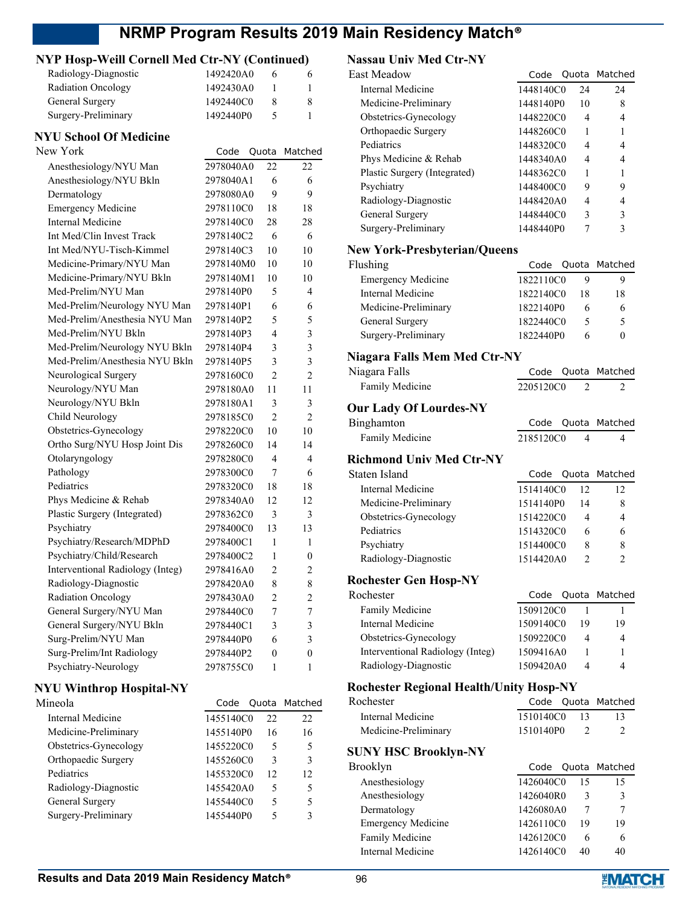## NYP Hosp-Weill Cornell Med Ctr-NY (Continued)

| | Code | Quota | Matched |
|---|---|---|---|
| Radiology-Diagnostic | 1492420A0 | 6 | 6 |
| Radiation Oncology | 1492430A0 | 1 | 1 |
| General Surgery | 1492440C0 | 8 | 8 |
| Surgery-Preliminary | 1492440P0 | 5 | 1 |

## NYU School Of Medicine

| New York | Code | Quota | Matched |
|---|---|---|---|
| Anesthesiology/NYU Man | 2978040A0 | 22 | 22 |
| Anesthesiology/NYU Bkln | 2978040A1 | 6 | 6 |
| Dermatology | 2978080A0 | 9 | 9 |
| Emergency Medicine | 2978110C0 | 18 | 18 |
| Internal Medicine | 2978140C0 | 28 | 28 |
| Int Med/Clin Invest Track | 2978140C2 | 6 | 6 |
| Int Med/NYU-Tisch-Kimmel | 2978140C3 | 10 | 10 |
| Medicine-Primary/NYU Man | 2978140M0 | 10 | 10 |
| Medicine-Primary/NYU Bkln | 2978140M1 | 10 | 10 |
| Med-Prelim/NYU Man | 2978140P0 | 5 | 4 |
| Med-Prelim/Neurology NYU Man | 2978140P1 | 6 | 6 |
| Med-Prelim/Anesthesia NYU Man | 2978140P2 | 5 | 5 |
| Med-Prelim/NYU Bkln | 2978140P3 | 4 | 3 |
| Med-Prelim/Neurology NYU Bkln | 2978140P4 | 3 | 3 |
| Med-Prelim/Anesthesia NYU Bkln | 2978140P5 | 3 | 3 |
| Neurological Surgery | 2978160C0 | 2 | 2 |
| Neurology/NYU Man | 2978180A0 | 11 | 11 |
| Neurology/NYU Bkln | 2978180A1 | 3 | 3 |
| Child Neurology | 2978185C0 | 2 | 2 |
| Obstetrics-Gynecology | 2978220C0 | 10 | 10 |
| Ortho Surg/NYU Hosp Joint Dis | 2978260C0 | 14 | 14 |
| Otolaryngology | 2978280C0 | 4 | 4 |
| Pathology | 2978300C0 | 7 | 6 |
| Pediatrics | 2978320C0 | 18 | 18 |
| Phys Medicine & Rehab | 2978340A0 | 12 | 12 |
| Plastic Surgery (Integrated) | 2978362C0 | 3 | 3 |
| Psychiatry | 2978400C0 | 13 | 13 |
| Psychiatry/Research/MDPhD | 2978400C1 | 1 | 1 |
| Psychiatry/Child/Research | 2978400C2 | 1 | 0 |
| Interventional Radiology (Integ) | 2978416A0 | 2 | 2 |
| Radiology-Diagnostic | 2978420A0 | 8 | 8 |
| Radiation Oncology | 2978430A0 | 2 | 2 |
| General Surgery/NYU Man | 2978440C0 | 7 | 7 |
| General Surgery/NYU Bkln | 2978440C1 | 3 | 3 |
| Surg-Prelim/NYU Man | 2978440P0 | 6 | 3 |
| Surg-Prelim/Int Radiology | 2978440P2 | 0 | 0 |
| Psychiatry-Neurology | 2978755C0 | 1 | 1 |

## NYU Winthrop Hospital-NY

| Mineola | Code | Quota | Matched |
|---|---|---|---|
| Internal Medicine | 1455140C0 | 22 | 22 |
| Medicine-Preliminary | 1455140P0 | 16 | 16 |
| Obstetrics-Gynecology | 1455220C0 | 5 | 5 |
| Orthopaedic Surgery | 1455260C0 | 3 | 3 |
| Pediatrics | 1455320C0 | 12 | 12 |
| Radiology-Diagnostic | 1455420A0 | 5 | 5 |
| General Surgery | 1455440C0 | 5 | 5 |
| Surgery-Preliminary | 1455440P0 | 5 | 3 |

## Nassau Univ Med Ctr-NY

| East Meadow | Code | Quota | Matched |
|---|---|---|---|
| Internal Medicine | 1448140C0 | 24 | 24 |
| Medicine-Preliminary | 1448140P0 | 10 | 8 |
| Obstetrics-Gynecology | 1448220C0 | 4 | 4 |
| Orthopaedic Surgery | 1448260C0 | 1 | 1 |
| Pediatrics | 1448320C0 | 4 | 4 |
| Phys Medicine & Rehab | 1448340A0 | 4 | 4 |
| Plastic Surgery (Integrated) | 1448362C0 | 1 | 1 |
| Psychiatry | 1448400C0 | 9 | 9 |
| Radiology-Diagnostic | 1448420A0 | 4 | 4 |
| General Surgery | 1448440C0 | 3 | 3 |
| Surgery-Preliminary | 1448440P0 | 7 | 3 |

## New York-Presbyterian/Queens

| Flushing | Code | Quota | Matched |
|---|---|---|---|
| Emergency Medicine | 1822110C0 | 9 | 9 |
| Internal Medicine | 1822140C0 | 18 | 18 |
| Medicine-Preliminary | 1822140P0 | 6 | 6 |
| General Surgery | 1822440C0 | 5 | 5 |
| Surgery-Preliminary | 1822440P0 | 6 | 0 |

## Niagara Falls Mem Med Ctr-NY

| Niagara Falls | Code | Quota | Matched |
|---|---|---|---|
| Family Medicine | 2205120C0 | 2 | 2 |

## Our Lady Of Lourdes-NY

| Binghamton | Code | Quota | Matched |
|---|---|---|---|
| Family Medicine | 2185120C0 | 4 | 4 |

## Richmond Univ Med Ctr-NY

| Staten Island | Code | Quota | Matched |
|---|---|---|---|
| Internal Medicine | 1514140C0 | 12 | 12 |
| Medicine-Preliminary | 1514140P0 | 14 | 8 |
| Obstetrics-Gynecology | 1514220C0 | 4 | 4 |
| Pediatrics | 1514320C0 | 6 | 6 |
| Psychiatry | 1514400C0 | 8 | 8 |
| Radiology-Diagnostic | 1514420A0 | 2 | 2 |

## Rochester Gen Hosp-NY

| Rochester | Code | Quota | Matched |
|---|---|---|---|
| Family Medicine | 1509120C0 | 1 | 1 |
| Internal Medicine | 1509140C0 | 19 | 19 |
| Obstetrics-Gynecology | 1509220C0 | 4 | 4 |
| Interventional Radiology (Integ) | 1509416A0 | 1 | 1 |
| Radiology-Diagnostic | 1509420A0 | 4 | 4 |

## Rochester Regional Health/Unity Hosp-NY

| Rochester | Code | Quota | Matched |
|---|---|---|---|
| Internal Medicine | 1510140C0 | 13 | 13 |
| Medicine-Preliminary | 1510140P0 | 2 | 2 |

## SUNY HSC Brooklyn-NY

| Brooklyn | Code | Quota | Matched |
|---|---|---|---|
| Anesthesiology | 1426040C0 | 15 | 15 |
| Anesthesiology | 1426040R0 | 3 | 3 |
| Dermatology | 1426080A0 | 7 | 7 |
| Emergency Medicine | 1426110C0 | 19 | 19 |
| Family Medicine | 1426120C0 | 6 | 6 |
| Internal Medicine | 1426140C0 | 40 | 40 |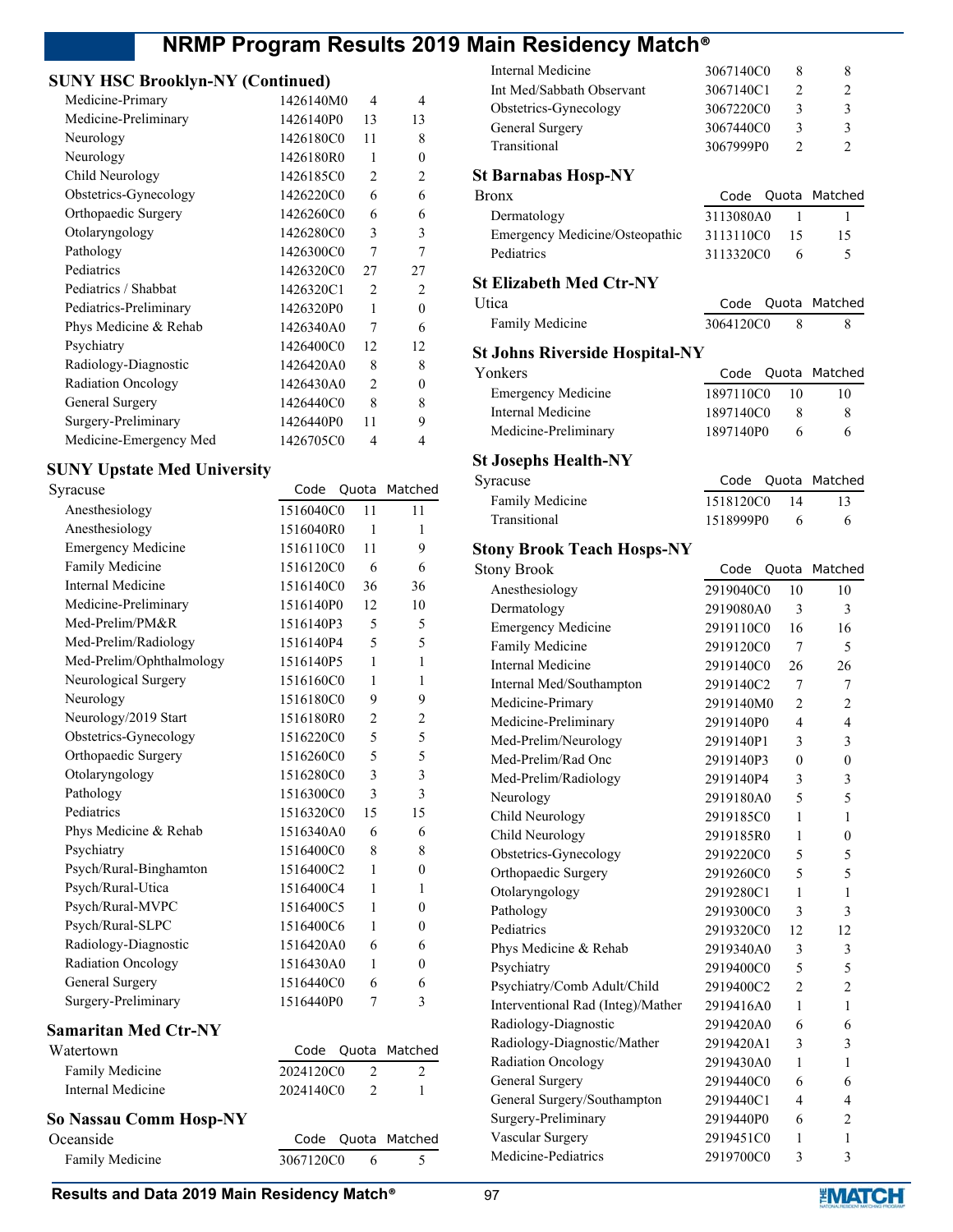### SUNY HSC Brooklyn-NY (Continued)

| Program | Code | Quota | Matched |
|---|---|---|---|
| Medicine-Primary | 1426140M0 | 4 | 4 |
| Medicine-Preliminary | 1426140P0 | 13 | 13 |
| Neurology | 1426180C0 | 11 | 8 |
| Neurology | 1426180R0 | 1 | 0 |
| Child Neurology | 1426185C0 | 2 | 2 |
| Obstetrics-Gynecology | 1426220C0 | 6 | 6 |
| Orthopaedic Surgery | 1426260C0 | 6 | 6 |
| Otolaryngology | 1426280C0 | 3 | 3 |
| Pathology | 1426300C0 | 7 | 7 |
| Pediatrics | 1426320C0 | 27 | 27 |
| Pediatrics / Shabbat | 1426320C1 | 2 | 2 |
| Pediatrics-Preliminary | 1426320P0 | 1 | 0 |
| Phys Medicine & Rehab | 1426340A0 | 7 | 6 |
| Psychiatry | 1426400C0 | 12 | 12 |
| Radiology-Diagnostic | 1426420A0 | 8 | 8 |
| Radiation Oncology | 1426430A0 | 2 | 0 |
| General Surgery | 1426440C0 | 8 | 8 |
| Surgery-Preliminary | 1426440P0 | 11 | 9 |
| Medicine-Emergency Med | 1426705C0 | 4 | 4 |

### SUNY Upstate Med University

| Syracuse | Code | Quota | Matched |
|---|---|---|---|
| Anesthesiology | 1516040C0 | 11 | 11 |
| Anesthesiology | 1516040R0 | 1 | 1 |
| Emergency Medicine | 1516110C0 | 11 | 9 |
| Family Medicine | 1516120C0 | 6 | 6 |
| Internal Medicine | 1516140C0 | 36 | 36 |
| Medicine-Preliminary | 1516140P0 | 12 | 10 |
| Med-Prelim/PM&R | 1516140P3 | 5 | 5 |
| Med-Prelim/Radiology | 1516140P4 | 5 | 5 |
| Med-Prelim/Ophthalmology | 1516140P5 | 1 | 1 |
| Neurological Surgery | 1516160C0 | 1 | 1 |
| Neurology | 1516180C0 | 9 | 9 |
| Neurology/2019 Start | 1516180R0 | 2 | 2 |
| Obstetrics-Gynecology | 1516220C0 | 5 | 5 |
| Orthopaedic Surgery | 1516260C0 | 5 | 5 |
| Otolaryngology | 1516280C0 | 3 | 3 |
| Pathology | 1516300C0 | 3 | 3 |
| Pediatrics | 1516320C0 | 15 | 15 |
| Phys Medicine & Rehab | 1516340A0 | 6 | 6 |
| Psychiatry | 1516400C0 | 8 | 8 |
| Psych/Rural-Binghamton | 1516400C2 | 1 | 0 |
| Psych/Rural-Utica | 1516400C4 | 1 | 1 |
| Psych/Rural-MVPC | 1516400C5 | 1 | 0 |
| Psych/Rural-SLPC | 1516400C6 | 1 | 0 |
| Radiology-Diagnostic | 1516420A0 | 6 | 6 |
| Radiation Oncology | 1516430A0 | 1 | 0 |
| General Surgery | 1516440C0 | 6 | 6 |
| Surgery-Preliminary | 1516440P0 | 7 | 3 |

### Samaritan Med Ctr-NY

| Watertown | Code | Quota | Matched |
|---|---|---|---|
| Family Medicine | 2024120C0 | 2 | 2 |
| Internal Medicine | 2024140C0 | 2 | 1 |

### So Nassau Comm Hosp-NY

| Oceanside | Code | Quota | Matched |
|---|---|---|---|
| Family Medicine | 3067120C0 | 6 | 5 |
| Internal Medicine | 3067140C0 | 8 | 8 |
| Int Med/Sabbath Observant | 3067140C1 | 2 | 2 |
| Obstetrics-Gynecology | 3067220C0 | 3 | 3 |
| General Surgery | 3067440C0 | 3 | 3 |
| Transitional | 3067999P0 | 2 | 2 |

### St Barnabas Hosp-NY

| Bronx | Code | Quota | Matched |
|---|---|---|---|
| Dermatology | 3113080A0 | 1 | 1 |
| Emergency Medicine/Osteopathic | 3113110C0 | 15 | 15 |
| Pediatrics | 3113320C0 | 6 | 5 |

### St Elizabeth Med Ctr-NY

| Utica | Code | Quota | Matched |
|---|---|---|---|
| Family Medicine | 3064120C0 | 8 | 8 |

### St Johns Riverside Hospital-NY

| Yonkers | Code | Quota | Matched |
|---|---|---|---|
| Emergency Medicine | 1897110C0 | 10 | 10 |
| Internal Medicine | 1897140C0 | 8 | 8 |
| Medicine-Preliminary | 1897140P0 | 6 | 6 |

### St Josephs Health-NY

| Syracuse | Code | Quota | Matched |
|---|---|---|---|
| Family Medicine | 1518120C0 | 14 | 13 |
| Transitional | 1518999P0 | 6 | 6 |

### Stony Brook Teach Hosps-NY

| Stony Brook | Code | Quota | Matched |
|---|---|---|---|
| Anesthesiology | 2919040C0 | 10 | 10 |
| Dermatology | 2919080A0 | 3 | 3 |
| Emergency Medicine | 2919110C0 | 16 | 16 |
| Family Medicine | 2919120C0 | 7 | 5 |
| Internal Medicine | 2919140C0 | 26 | 26 |
| Internal Med/Southampton | 2919140C2 | 7 | 7 |
| Medicine-Primary | 2919140M0 | 2 | 2 |
| Medicine-Preliminary | 2919140P0 | 4 | 4 |
| Med-Prelim/Neurology | 2919140P1 | 3 | 3 |
| Med-Prelim/Rad Onc | 2919140P3 | 0 | 0 |
| Med-Prelim/Radiology | 2919140P4 | 3 | 3 |
| Neurology | 2919180A0 | 5 | 5 |
| Child Neurology | 2919185C0 | 1 | 1 |
| Child Neurology | 2919185R0 | 1 | 0 |
| Obstetrics-Gynecology | 2919220C0 | 5 | 5 |
| Orthopaedic Surgery | 2919260C0 | 5 | 5 |
| Otolaryngology | 2919280C1 | 1 | 1 |
| Pathology | 2919300C0 | 3 | 3 |
| Pediatrics | 2919320C0 | 12 | 12 |
| Phys Medicine & Rehab | 2919340A0 | 3 | 3 |
| Psychiatry | 2919400C0 | 5 | 5 |
| Psychiatry/Comb Adult/Child | 2919400C2 | 2 | 2 |
| Interventional Rad (Integ)/Mather | 2919416A0 | 1 | 1 |
| Radiology-Diagnostic | 2919420A0 | 6 | 6 |
| Radiology-Diagnostic/Mather | 2919420A1 | 3 | 3 |
| Radiation Oncology | 2919430A0 | 1 | 1 |
| General Surgery | 2919440C0 | 6 | 6 |
| General Surgery/Southampton | 2919440C1 | 4 | 4 |
| Surgery-Preliminary | 2919440P0 | 6 | 2 |
| Vascular Surgery | 2919451C0 | 1 | 1 |
| Medicine-Pediatrics | 2919700C0 | 3 | 3 |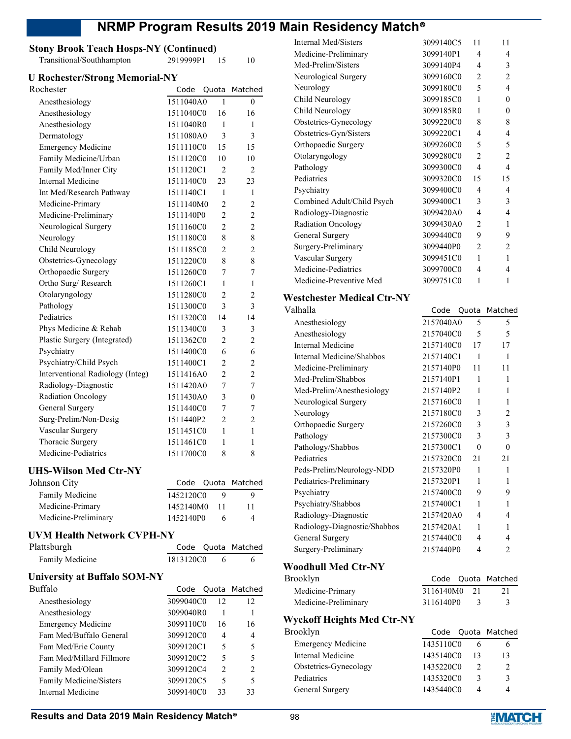## Stony Brook Teach Hosps-NY (Continued)

| | Code | Quota | Matched |
|---|---|---|---|
| Transitional/Southhampton | 2919999P1 | 15 | 10 |

## U Rochester/Strong Memorial-NY

| Rochester | Code | Quota | Matched |
|---|---|---|---|
| Anesthesiology | 1511040A0 | 1 | 0 |
| Anesthesiology | 1511040C0 | 16 | 16 |
| Anesthesiology | 1511040R0 | 1 | 1 |
| Dermatology | 1511080A0 | 3 | 3 |
| Emergency Medicine | 1511110C0 | 15 | 15 |
| Family Medicine/Urban | 1511120C0 | 10 | 10 |
| Family Med/Inner City | 1511120C1 | 2 | 2 |
| Internal Medicine | 1511140C0 | 23 | 23 |
| Int Med/Research Pathway | 1511140C1 | 1 | 1 |
| Medicine-Primary | 1511140M0 | 2 | 2 |
| Medicine-Preliminary | 1511140P0 | 2 | 2 |
| Neurological Surgery | 1511160C0 | 2 | 2 |
| Neurology | 1511180C0 | 8 | 8 |
| Child Neurology | 1511185C0 | 2 | 2 |
| Obstetrics-Gynecology | 1511220C0 | 8 | 8 |
| Orthopaedic Surgery | 1511260C0 | 7 | 7 |
| Ortho Surg/ Research | 1511260C1 | 1 | 1 |
| Otolaryngology | 1511280C0 | 2 | 2 |
| Pathology | 1511300C0 | 3 | 3 |
| Pediatrics | 1511320C0 | 14 | 14 |
| Phys Medicine & Rehab | 1511340C0 | 3 | 3 |
| Plastic Surgery (Integrated) | 1511362C0 | 2 | 2 |
| Psychiatry | 1511400C0 | 6 | 6 |
| Psychiatry/Child Psych | 1511400C1 | 2 | 2 |
| Interventional Radiology (Integ) | 1511416A0 | 2 | 2 |
| Radiology-Diagnostic | 1511420A0 | 7 | 7 |
| Radiation Oncology | 1511430A0 | 3 | 0 |
| General Surgery | 1511440C0 | 7 | 7 |
| Surg-Prelim/Non-Desig | 1511440P2 | 2 | 2 |
| Vascular Surgery | 1511451C0 | 1 | 1 |
| Thoracic Surgery | 1511461C0 | 1 | 1 |
| Medicine-Pediatrics | 1511700C0 | 8 | 8 |

## UHS-Wilson Med Ctr-NY

| Johnson City | Code | Quota | Matched |
|---|---|---|---|
| Family Medicine | 1452120C0 | 9 | 9 |
| Medicine-Primary | 1452140M0 | 11 | 11 |
| Medicine-Preliminary | 1452140P0 | 6 | 4 |

## UVM Health Network CVPH-NY

| Plattsburgh | Code | Quota | Matched |
|---|---|---|---|
| Family Medicine | 1813120C0 | 6 | 6 |

## University at Buffalo SOM-NY

| Buffalo | Code | Quota | Matched |
|---|---|---|---|
| Anesthesiology | 3099040C0 | 12 | 12 |
| Anesthesiology | 3099040R0 | 1 | 1 |
| Emergency Medicine | 3099110C0 | 16 | 16 |
| Fam Med/Buffalo General | 3099120C0 | 4 | 4 |
| Fam Med/Erie County | 3099120C1 | 5 | 5 |
| Fam Med/Millard Fillmore | 3099120C2 | 5 | 5 |
| Family Med/Olean | 3099120C4 | 2 | 2 |
| Family Medicine/Sisters | 3099120C5 | 5 | 5 |
| Internal Medicine | 3099140C0 | 33 | 33 |
| Internal Med/Sisters | 3099140C5 | 11 | 11 |
| Medicine-Preliminary | 3099140P1 | 4 | 4 |
| Med-Prelim/Sisters | 3099140P4 | 4 | 3 |
| Neurological Surgery | 3099160C0 | 2 | 2 |
| Neurology | 3099180C0 | 5 | 4 |
| Child Neurology | 3099185C0 | 1 | 0 |
| Child Neurology | 3099185R0 | 1 | 0 |
| Obstetrics-Gynecology | 3099220C0 | 8 | 8 |
| Obstetrics-Gyn/Sisters | 3099220C1 | 4 | 4 |
| Orthopaedic Surgery | 3099260C0 | 5 | 5 |
| Otolaryngology | 3099280C0 | 2 | 2 |
| Pathology | 3099300C0 | 4 | 4 |
| Pediatrics | 3099320C0 | 15 | 15 |
| Psychiatry | 3099400C0 | 4 | 4 |
| Combined Adult/Child Psych | 3099400C1 | 3 | 3 |
| Radiology-Diagnostic | 3099420A0 | 4 | 4 |
| Radiation Oncology | 3099430A0 | 2 | 1 |
| General Surgery | 3099440C0 | 9 | 9 |
| Surgery-Preliminary | 3099440P0 | 2 | 2 |
| Vascular Surgery | 3099451C0 | 1 | 1 |
| Medicine-Pediatrics | 3099700C0 | 4 | 4 |
| Medicine-Preventive Med | 3099751C0 | 1 | 1 |

## Westchester Medical Ctr-NY

| Valhalla | Code | Quota | Matched |
|---|---|---|---|
| Anesthesiology | 2157040A0 | 5 | 5 |
| Anesthesiology | 2157040C0 | 5 | 5 |
| Internal Medicine | 2157140C0 | 17 | 17 |
| Internal Medicine/Shabbos | 2157140C1 | 1 | 1 |
| Medicine-Preliminary | 2157140P0 | 11 | 11 |
| Med-Prelim/Shabbos | 2157140P1 | 1 | 1 |
| Med-Prelim/Anesthesiology | 2157140P2 | 1 | 1 |
| Neurological Surgery | 2157160C0 | 1 | 1 |
| Neurology | 2157180C0 | 3 | 2 |
| Orthopaedic Surgery | 2157260C0 | 3 | 3 |
| Pathology | 2157300C0 | 3 | 3 |
| Pathology/Shabbos | 2157300C1 | 0 | 0 |
| Pediatrics | 2157320C0 | 21 | 21 |
| Peds-Prelim/Neurology-NDD | 2157320P0 | 1 | 1 |
| Pediatrics-Preliminary | 2157320P1 | 1 | 1 |
| Psychiatry | 2157400C0 | 9 | 9 |
| Psychiatry/Shabbos | 2157400C1 | 1 | 1 |
| Radiology-Diagnostic | 2157420A0 | 4 | 4 |
| Radiology-Diagnostic/Shabbos | 2157420A1 | 1 | 1 |
| General Surgery | 2157440C0 | 4 | 4 |
| Surgery-Preliminary | 2157440P0 | 4 | 2 |

## Woodhull Med Ctr-NY

| Brooklyn | Code | Quota | Matched |
|---|---|---|---|
| Medicine-Primary | 3116140M0 | 21 | 21 |
| Medicine-Preliminary | 3116140P0 | 3 | 3 |

## Wyckoff Heights Med Ctr-NY

| Brooklyn | Code | Quota | Matched |
|---|---|---|---|
| Emergency Medicine | 1435110C0 | 6 | 6 |
| Internal Medicine | 1435140C0 | 13 | 13 |
| Obstetrics-Gynecology | 1435220C0 | 2 | 2 |
| Pediatrics | 1435320C0 | 3 | 3 |
| General Surgery | 1435440C0 | 4 | 4 |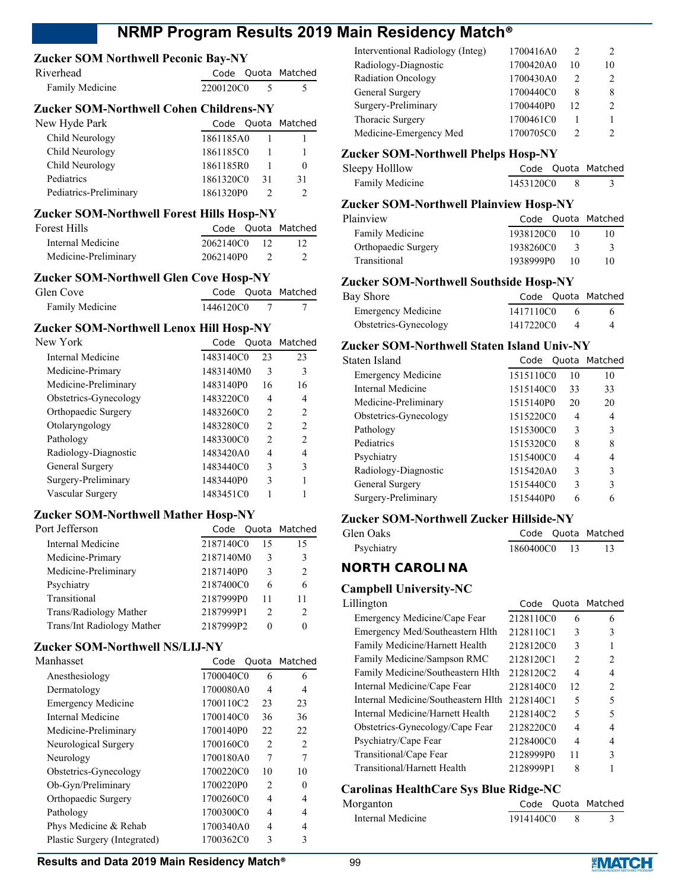### Zucker SOM Northwell Peconic Bay-NY

| Riverhead | Code | Quota | Matched |
|---|---|---|---|
| Family Medicine | 2200120C0 | 5 | 5 |

### Zucker SOM-Northwell Cohen Childrens-NY

| New Hyde Park | Code | Quota | Matched |
|---|---|---|---|
| Child Neurology | 1861185A0 | 1 | 1 |
| Child Neurology | 1861185C0 | 1 | 1 |
| Child Neurology | 1861185R0 | 1 | 0 |
| Pediatrics | 1861320C0 | 31 | 31 |
| Pediatrics-Preliminary | 1861320P0 | 2 | 2 |

### Zucker SOM-Northwell Forest Hills Hosp-NY

| Forest Hills | Code | Quota | Matched |
|---|---|---|---|
| Internal Medicine | 2062140C0 | 12 | 12 |
| Medicine-Preliminary | 2062140P0 | 2 | 2 |

### Zucker SOM-Northwell Glen Cove Hosp-NY

| Glen Cove | Code | Quota | Matched |
|---|---|---|---|
| Family Medicine | 1446120C0 | 7 | 7 |

### Zucker SOM-Northwell Lenox Hill Hosp-NY

| New York | Code | Quota | Matched |
|---|---|---|---|
| Internal Medicine | 1483140C0 | 23 | 23 |
| Medicine-Primary | 1483140M0 | 3 | 3 |
| Medicine-Preliminary | 1483140P0 | 16 | 16 |
| Obstetrics-Gynecology | 1483220C0 | 4 | 4 |
| Orthopaedic Surgery | 1483260C0 | 2 | 2 |
| Otolaryngology | 1483280C0 | 2 | 2 |
| Pathology | 1483300C0 | 2 | 2 |
| Radiology-Diagnostic | 1483420A0 | 4 | 4 |
| General Surgery | 1483440C0 | 3 | 3 |
| Surgery-Preliminary | 1483440P0 | 3 | 1 |
| Vascular Surgery | 1483451C0 | 1 | 1 |

### Zucker SOM-Northwell Mather Hosp-NY

| Port Jefferson | Code | Quota | Matched |
|---|---|---|---|
| Internal Medicine | 2187140C0 | 15 | 15 |
| Medicine-Primary | 2187140M0 | 3 | 3 |
| Medicine-Preliminary | 2187140P0 | 3 | 2 |
| Psychiatry | 2187400C0 | 6 | 6 |
| Transitional | 2187999P0 | 11 | 11 |
| Trans/Radiology Mather | 2187999P1 | 2 | 2 |
| Trans/Int Radiology Mather | 2187999P2 | 0 | 0 |

### Zucker SOM-Northwell NS/LIJ-NY

| Manhasset | Code | Quota | Matched |
|---|---|---|---|
| Anesthesiology | 1700040C0 | 6 | 6 |
| Dermatology | 1700080A0 | 4 | 4 |
| Emergency Medicine | 1700110C2 | 23 | 23 |
| Internal Medicine | 1700140C0 | 36 | 36 |
| Medicine-Preliminary | 1700140P0 | 22 | 22 |
| Neurological Surgery | 1700160C0 | 2 | 2 |
| Neurology | 1700180A0 | 7 | 7 |
| Obstetrics-Gynecology | 1700220C0 | 10 | 10 |
| Ob-Gyn/Preliminary | 1700220P0 | 2 | 0 |
| Orthopaedic Surgery | 1700260C0 | 4 | 4 |
| Pathology | 1700300C0 | 4 | 4 |
| Phys Medicine & Rehab | 1700340A0 | 4 | 4 |
| Plastic Surgery (Integrated) | 1700362C0 | 3 | 3 |
| Interventional Radiology (Integ) | 1700416A0 | 2 | 2 |
| Radiology-Diagnostic | 1700420A0 | 10 | 10 |
| Radiation Oncology | 1700430A0 | 2 | 2 |
| General Surgery | 1700440C0 | 8 | 8 |
| Surgery-Preliminary | 1700440P0 | 12 | 2 |
| Thoracic Surgery | 1700461C0 | 1 | 1 |
| Medicine-Emergency Med | 1700705C0 | 2 | 2 |

### Zucker SOM-Northwell Phelps Hosp-NY

| Sleepy Holllow | Code | Quota | Matched |
|---|---|---|---|
| Family Medicine | 1453120C0 | 8 | 3 |

### Zucker SOM-Northwell Plainview Hosp-NY

| Plainview | Code | Quota | Matched |
|---|---|---|---|
| Family Medicine | 1938120C0 | 10 | 10 |
| Orthopaedic Surgery | 1938260C0 | 3 | 3 |
| Transitional | 1938999P0 | 10 | 10 |

### Zucker SOM-Northwell Southside Hosp-NY

| Bay Shore | Code | Quota | Matched |
|---|---|---|---|
| Emergency Medicine | 1417110C0 | 6 | 6 |
| Obstetrics-Gynecology | 1417220C0 | 4 | 4 |

### Zucker SOM-Northwell Staten Island Univ-NY

| Staten Island | Code | Quota | Matched |
|---|---|---|---|
| Emergency Medicine | 1515110C0 | 10 | 10 |
| Internal Medicine | 1515140C0 | 33 | 33 |
| Medicine-Preliminary | 1515140P0 | 20 | 20 |
| Obstetrics-Gynecology | 1515220C0 | 4 | 4 |
| Pathology | 1515300C0 | 3 | 3 |
| Pediatrics | 1515320C0 | 8 | 8 |
| Psychiatry | 1515400C0 | 4 | 4 |
| Radiology-Diagnostic | 1515420A0 | 3 | 3 |
| General Surgery | 1515440C0 | 3 | 3 |
| Surgery-Preliminary | 1515440P0 | 6 | 6 |

### Zucker SOM-Northwell Zucker Hillside-NY

| Glen Oaks | Code | Quota | Matched |
|---|---|---|---|
| Psychiatry | 1860400C0 | 13 | 13 |

## NORTH CAROLINA

### Campbell University-NC

| Lillington | Code | Quota | Matched |
|---|---|---|---|
| Emergency Medicine/Cape Fear | 2128110C0 | 6 | 6 |
| Emergency Med/Southeastern Hlth | 2128110C1 | 3 | 3 |
| Family Medicine/Harnett Health | 2128120C0 | 3 | 1 |
| Family Medicine/Sampson RMC | 2128120C1 | 2 | 2 |
| Family Medicine/Southeastern Hlth | 2128120C2 | 4 | 4 |
| Internal Medicine/Cape Fear | 2128140C0 | 12 | 2 |
| Internal Medicine/Southeastern Hlth | 2128140C1 | 5 | 5 |
| Internal Medicine/Harnett Health | 2128140C2 | 5 | 5 |
| Obstetrics-Gynecology/Cape Fear | 2128220C0 | 4 | 4 |
| Psychiatry/Cape Fear | 2128400C0 | 4 | 4 |
| Transitional/Cape Fear | 2128999P0 | 11 | 3 |
| Transitional/Harnett Health | 2128999P1 | 8 | 1 |

### Carolinas HealthCare Sys Blue Ridge-NC

| Morganton | Code | Quota | Matched |
|---|---|---|---|
| Internal Medicine | 1914140C0 | 8 | 3 |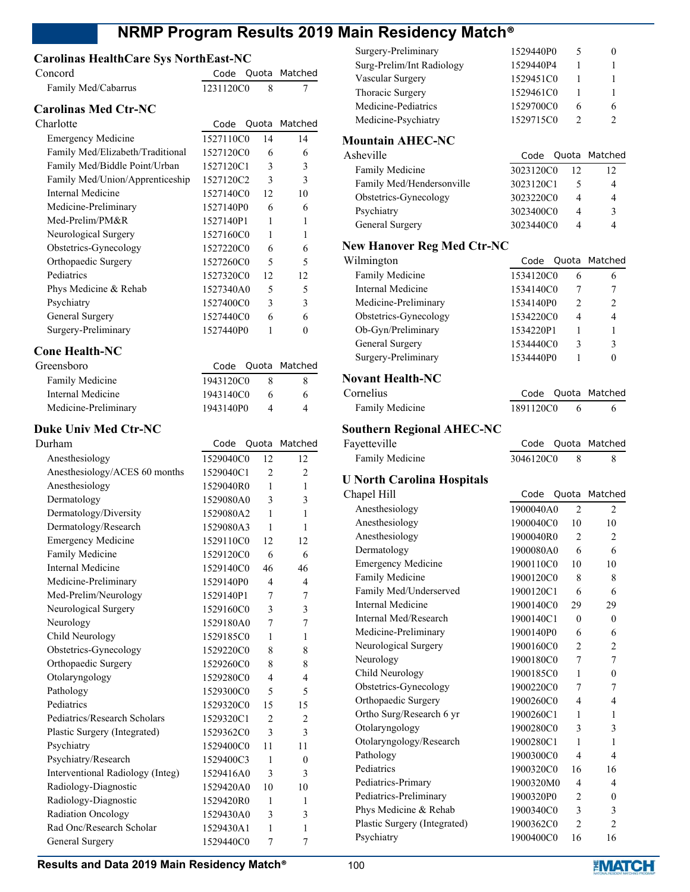## Carolinas HealthCare Sys NorthEast-NC

| Concord | Code | Quota | Matched |
|---|---|---|---|
| Family Med/Cabarrus | 1231120C0 | 8 | 7 |

## Carolinas Med Ctr-NC

| Charlotte | Code | Quota | Matched |
|---|---|---|---|
| Emergency Medicine | 1527110C0 | 14 | 14 |
| Family Med/Elizabeth/Traditional | 1527120C0 | 6 | 6 |
| Family Med/Biddle Point/Urban | 1527120C1 | 3 | 3 |
| Family Med/Union/Apprenticeship | 1527120C2 | 3 | 3 |
| Internal Medicine | 1527140C0 | 12 | 10 |
| Medicine-Preliminary | 1527140P0 | 6 | 6 |
| Med-Prelim/PM&R | 1527140P1 | 1 | 1 |
| Neurological Surgery | 1527160C0 | 1 | 1 |
| Obstetrics-Gynecology | 1527220C0 | 6 | 6 |
| Orthopaedic Surgery | 1527260C0 | 5 | 5 |
| Pediatrics | 1527320C0 | 12 | 12 |
| Phys Medicine & Rehab | 1527340A0 | 5 | 5 |
| Psychiatry | 1527400C0 | 3 | 3 |
| General Surgery | 1527440C0 | 6 | 6 |
| Surgery-Preliminary | 1527440P0 | 1 | 0 |

## Cone Health-NC

| Greensboro | Code | Quota | Matched |
|---|---|---|---|
| Family Medicine | 1943120C0 | 8 | 8 |
| Internal Medicine | 1943140C0 | 6 | 6 |
| Medicine-Preliminary | 1943140P0 | 4 | 4 |

## Duke Univ Med Ctr-NC

| Durham | Code | Quota | Matched |
|---|---|---|---|
| Anesthesiology | 1529040C0 | 12 | 12 |
| Anesthesiology/ACES 60 months | 1529040C1 | 2 | 2 |
| Anesthesiology | 1529040R0 | 1 | 1 |
| Dermatology | 1529080A0 | 3 | 3 |
| Dermatology/Diversity | 1529080A2 | 1 | 1 |
| Dermatology/Research | 1529080A3 | 1 | 1 |
| Emergency Medicine | 1529110C0 | 12 | 12 |
| Family Medicine | 1529120C0 | 6 | 6 |
| Internal Medicine | 1529140C0 | 46 | 46 |
| Medicine-Preliminary | 1529140P0 | 4 | 4 |
| Med-Prelim/Neurology | 1529140P1 | 7 | 7 |
| Neurological Surgery | 1529160C0 | 3 | 3 |
| Neurology | 1529180A0 | 7 | 7 |
| Child Neurology | 1529185C0 | 1 | 1 |
| Obstetrics-Gynecology | 1529220C0 | 8 | 8 |
| Orthopaedic Surgery | 1529260C0 | 8 | 8 |
| Otolaryngology | 1529280C0 | 4 | 4 |
| Pathology | 1529300C0 | 5 | 5 |
| Pediatrics | 1529320C0 | 15 | 15 |
| Pediatrics/Research Scholars | 1529320C1 | 2 | 2 |
| Plastic Surgery (Integrated) | 1529362C0 | 3 | 3 |
| Psychiatry | 1529400C0 | 11 | 11 |
| Psychiatry/Research | 1529400C3 | 1 | 0 |
| Interventional Radiology (Integ) | 1529416A0 | 3 | 3 |
| Radiology-Diagnostic | 1529420A0 | 10 | 10 |
| Radiology-Diagnostic | 1529420R0 | 1 | 1 |
| Radiation Oncology | 1529430A0 | 3 | 3 |
| Rad Onc/Research Scholar | 1529430A1 | 1 | 1 |
| General Surgery | 1529440C0 | 7 | 7 |
| Surgery-Preliminary | 1529440P0 | 5 | 0 |
| Surg-Prelim/Int Radiology | 1529440P4 | 1 | 1 |
| Vascular Surgery | 1529451C0 | 1 | 1 |
| Thoracic Surgery | 1529461C0 | 1 | 1 |
| Medicine-Pediatrics | 1529700C0 | 6 | 6 |
| Medicine-Psychiatry | 1529715C0 | 2 | 2 |

## Mountain AHEC-NC

| Asheville | Code | Quota | Matched |
|---|---|---|---|
| Family Medicine | 3023120C0 | 12 | 12 |
| Family Med/Hendersonville | 3023120C1 | 5 | 4 |
| Obstetrics-Gynecology | 3023220C0 | 4 | 4 |
| Psychiatry | 3023400C0 | 4 | 3 |
| General Surgery | 3023440C0 | 4 | 4 |

## New Hanover Reg Med Ctr-NC

| Wilmington | Code | Quota | Matched |
|---|---|---|---|
| Family Medicine | 1534120C0 | 6 | 6 |
| Internal Medicine | 1534140C0 | 7 | 7 |
| Medicine-Preliminary | 1534140P0 | 2 | 2 |
| Obstetrics-Gynecology | 1534220C0 | 4 | 4 |
| Ob-Gyn/Preliminary | 1534220P1 | 1 | 1 |
| General Surgery | 1534440C0 | 3 | 3 |
| Surgery-Preliminary | 1534440P0 | 1 | 0 |

## Novant Health-NC

| Cornelius | Code | Quota | Matched |
|---|---|---|---|
| Family Medicine | 1891120C0 | 6 | 6 |

## Southern Regional AHEC-NC

| Fayetteville | Code | Quota | Matched |
|---|---|---|---|
| Family Medicine | 3046120C0 | 8 | 8 |

## U North Carolina Hospitals

| Chapel Hill | Code | Quota | Matched |
|---|---|---|---|
| Anesthesiology | 1900040A0 | 2 | 2 |
| Anesthesiology | 1900040C0 | 10 | 10 |
| Anesthesiology | 1900040R0 | 2 | 2 |
| Dermatology | 1900080A0 | 6 | 6 |
| Emergency Medicine | 1900110C0 | 10 | 10 |
| Family Medicine | 1900120C0 | 8 | 8 |
| Family Med/Underserved | 1900120C1 | 6 | 6 |
| Internal Medicine | 1900140C0 | 29 | 29 |
| Internal Med/Research | 1900140C1 | 0 | 0 |
| Medicine-Preliminary | 1900140P0 | 6 | 6 |
| Neurological Surgery | 1900160C0 | 2 | 2 |
| Neurology | 1900180C0 | 7 | 7 |
| Child Neurology | 1900185C0 | 1 | 0 |
| Obstetrics-Gynecology | 1900220C0 | 7 | 7 |
| Orthopaedic Surgery | 1900260C0 | 4 | 4 |
| Ortho Surg/Research 6 yr | 1900260C1 | 1 | 1 |
| Otolaryngology | 1900280C0 | 3 | 3 |
| Otolaryngology/Research | 1900280C1 | 1 | 1 |
| Pathology | 1900300C0 | 4 | 4 |
| Pediatrics | 1900320C0 | 16 | 16 |
| Pediatrics-Primary | 1900320M0 | 4 | 4 |
| Pediatrics-Preliminary | 1900320P0 | 2 | 0 |
| Phys Medicine & Rehab | 1900340C0 | 3 | 3 |
| Plastic Surgery (Integrated) | 1900362C0 | 2 | 2 |
| Psychiatry | 1900400C0 | 16 | 16 |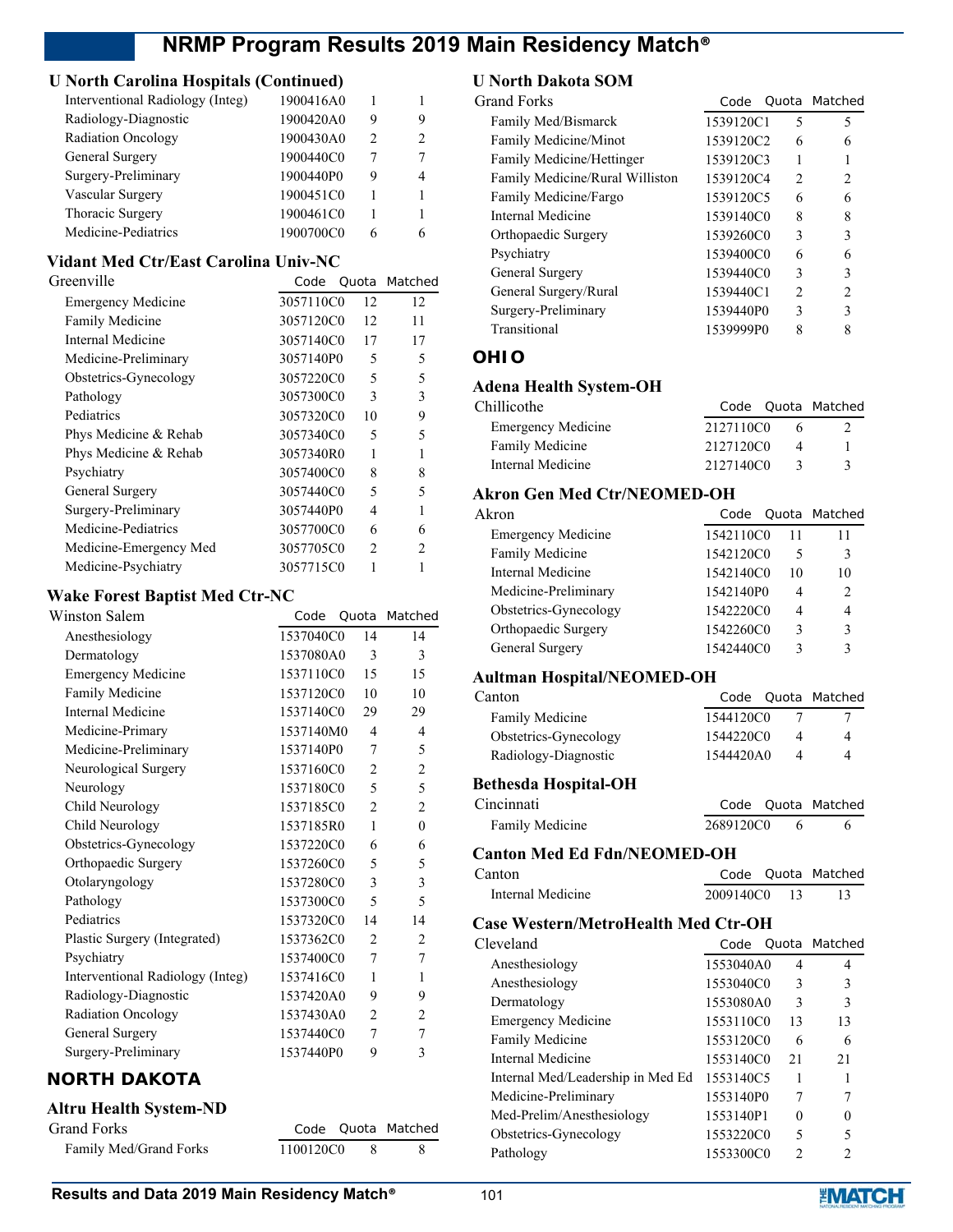### U North Carolina Hospitals (Continued)

| Program | Code | Quota | Matched |
|---|---|---|---|
| Interventional Radiology (Integ) | 1900416A0 | 1 | 1 |
| Radiology-Diagnostic | 1900420A0 | 9 | 9 |
| Radiation Oncology | 1900430A0 | 2 | 2 |
| General Surgery | 1900440C0 | 7 | 7 |
| Surgery-Preliminary | 1900440P0 | 9 | 4 |
| Vascular Surgery | 1900451C0 | 1 | 1 |
| Thoracic Surgery | 1900461C0 | 1 | 1 |
| Medicine-Pediatrics | 1900700C0 | 6 | 6 |

### Vidant Med Ctr/East Carolina Univ-NC

| Greenville | Code | Quota | Matched |
|---|---|---|---|
| Emergency Medicine | 3057110C0 | 12 | 12 |
| Family Medicine | 3057120C0 | 12 | 11 |
| Internal Medicine | 3057140C0 | 17 | 17 |
| Medicine-Preliminary | 3057140P0 | 5 | 5 |
| Obstetrics-Gynecology | 3057220C0 | 5 | 5 |
| Pathology | 3057300C0 | 3 | 3 |
| Pediatrics | 3057320C0 | 10 | 9 |
| Phys Medicine & Rehab | 3057340C0 | 5 | 5 |
| Phys Medicine & Rehab | 3057340R0 | 1 | 1 |
| Psychiatry | 3057400C0 | 8 | 8 |
| General Surgery | 3057440C0 | 5 | 5 |
| Surgery-Preliminary | 3057440P0 | 4 | 1 |
| Medicine-Pediatrics | 3057700C0 | 6 | 6 |
| Medicine-Emergency Med | 3057705C0 | 2 | 2 |
| Medicine-Psychiatry | 3057715C0 | 1 | 1 |

### Wake Forest Baptist Med Ctr-NC

| Winston Salem | Code | Quota | Matched |
|---|---|---|---|
| Anesthesiology | 1537040C0 | 14 | 14 |
| Dermatology | 1537080A0 | 3 | 3 |
| Emergency Medicine | 1537110C0 | 15 | 15 |
| Family Medicine | 1537120C0 | 10 | 10 |
| Internal Medicine | 1537140C0 | 29 | 29 |
| Medicine-Primary | 1537140M0 | 4 | 4 |
| Medicine-Preliminary | 1537140P0 | 7 | 5 |
| Neurological Surgery | 1537160C0 | 2 | 2 |
| Neurology | 1537180C0 | 5 | 5 |
| Child Neurology | 1537185C0 | 2 | 2 |
| Child Neurology | 1537185R0 | 1 | 0 |
| Obstetrics-Gynecology | 1537220C0 | 6 | 6 |
| Orthopaedic Surgery | 1537260C0 | 5 | 5 |
| Otolaryngology | 1537280C0 | 3 | 3 |
| Pathology | 1537300C0 | 5 | 5 |
| Pediatrics | 1537320C0 | 14 | 14 |
| Plastic Surgery (Integrated) | 1537362C0 | 2 | 2 |
| Psychiatry | 1537400C0 | 7 | 7 |
| Interventional Radiology (Integ) | 1537416C0 | 1 | 1 |
| Radiology-Diagnostic | 1537420A0 | 9 | 9 |
| Radiation Oncology | 1537430A0 | 2 | 2 |
| General Surgery | 1537440C0 | 7 | 7 |
| Surgery-Preliminary | 1537440P0 | 9 | 3 |

## NORTH DAKOTA

### Altru Health System-ND

| Grand Forks | Code | Quota | Matched |
|---|---|---|---|
| Family Med/Grand Forks | 1100120C0 | 8 | 8 |

### U North Dakota SOM

| Grand Forks | Code | Quota | Matched |
|---|---|---|---|
| Family Med/Bismarck | 1539120C1 | 5 | 5 |
| Family Medicine/Minot | 1539120C2 | 6 | 6 |
| Family Medicine/Hettinger | 1539120C3 | 1 | 1 |
| Family Medicine/Rural Williston | 1539120C4 | 2 | 2 |
| Family Medicine/Fargo | 1539120C5 | 6 | 6 |
| Internal Medicine | 1539140C0 | 8 | 8 |
| Orthopaedic Surgery | 1539260C0 | 3 | 3 |
| Psychiatry | 1539400C0 | 6 | 6 |
| General Surgery | 1539440C0 | 3 | 3 |
| General Surgery/Rural | 1539440C1 | 2 | 2 |
| Surgery-Preliminary | 1539440P0 | 3 | 3 |
| Transitional | 1539999P0 | 8 | 8 |

## OHIO

### Adena Health System-OH

| Chillicothe | Code | Quota | Matched |
|---|---|---|---|
| Emergency Medicine | 2127110C0 | 6 | 2 |
| Family Medicine | 2127120C0 | 4 | 1 |
| Internal Medicine | 2127140C0 | 3 | 3 |

### Akron Gen Med Ctr/NEOMED-OH

| Akron | Code | Quota | Matched |
|---|---|---|---|
| Emergency Medicine | 1542110C0 | 11 | 11 |
| Family Medicine | 1542120C0 | 5 | 3 |
| Internal Medicine | 1542140C0 | 10 | 10 |
| Medicine-Preliminary | 1542140P0 | 4 | 2 |
| Obstetrics-Gynecology | 1542220C0 | 4 | 4 |
| Orthopaedic Surgery | 1542260C0 | 3 | 3 |
| General Surgery | 1542440C0 | 3 | 3 |

### Aultman Hospital/NEOMED-OH

| Canton | Code | Quota | Matched |
|---|---|---|---|
| Family Medicine | 1544120C0 | 7 | 7 |
| Obstetrics-Gynecology | 1544220C0 | 4 | 4 |
| Radiology-Diagnostic | 1544420A0 | 4 | 4 |

### Bethesda Hospital-OH

| Cincinnati | Code | Quota | Matched |
|---|---|---|---|
| Family Medicine | 2689120C0 | 6 | 6 |

### Canton Med Ed Fdn/NEOMED-OH

| Canton | Code | Quota | Matched |
|---|---|---|---|
| Internal Medicine | 2009140C0 | 13 | 13 |

### Case Western/MetroHealth Med Ctr-OH

| Cleveland | Code | Quota | Matched |
|---|---|---|---|
| Anesthesiology | 1553040A0 | 4 | 4 |
| Anesthesiology | 1553040C0 | 3 | 3 |
| Dermatology | 1553080A0 | 3 | 3 |
| Emergency Medicine | 1553110C0 | 13 | 13 |
| Family Medicine | 1553120C0 | 6 | 6 |
| Internal Medicine | 1553140C0 | 21 | 21 |
| Internal Med/Leadership in Med Ed | 1553140C5 | 1 | 1 |
| Medicine-Preliminary | 1553140P0 | 7 | 7 |
| Med-Prelim/Anesthesiology | 1553140P1 | 0 | 0 |
| Obstetrics-Gynecology | 1553220C0 | 5 | 5 |
| Pathology | 1553300C0 | 2 | 2 |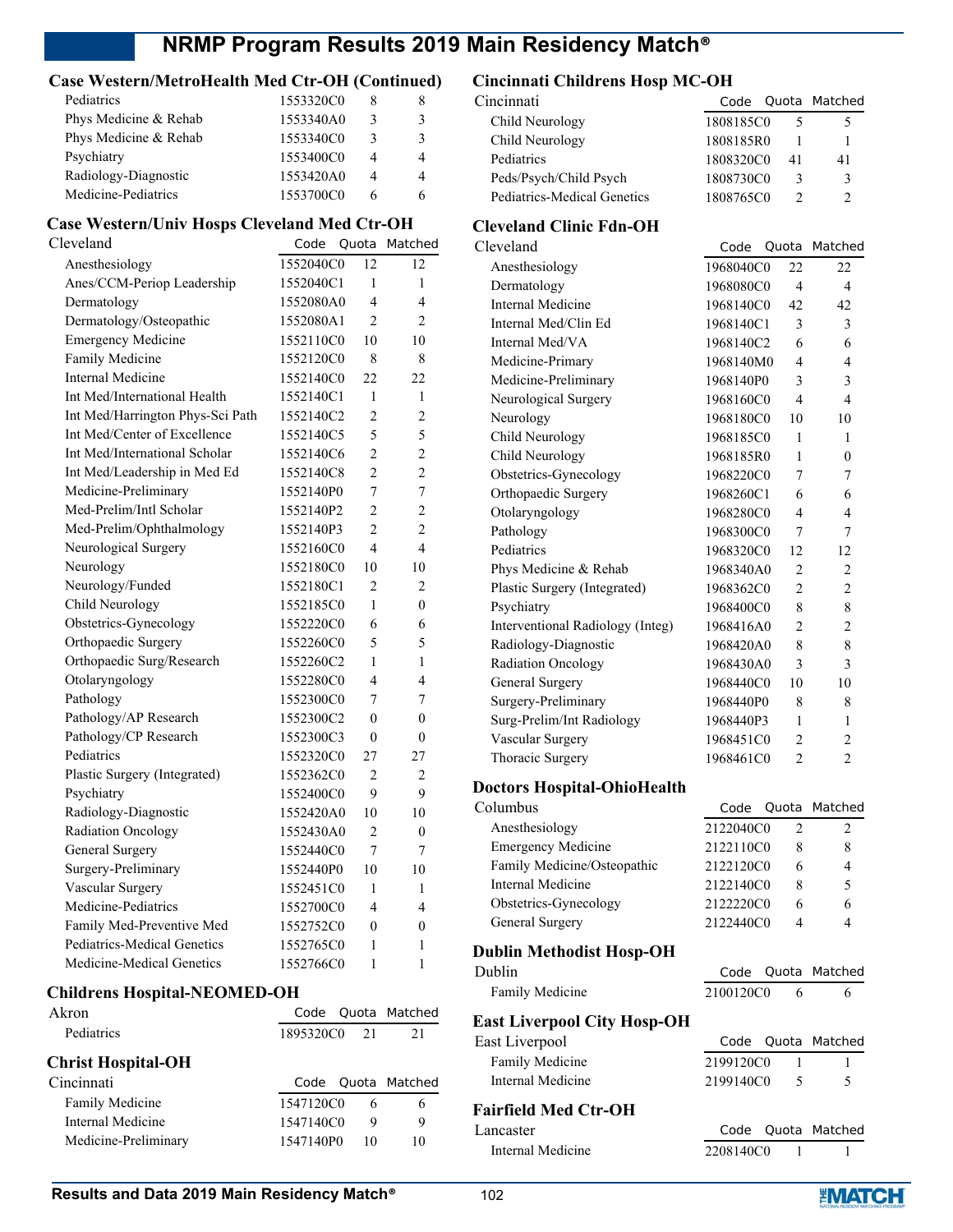## Case Western/MetroHealth Med Ctr-OH (Continued)

| | Code | Quota | Matched |
|---|---|---|---|
| Pediatrics | 1553320C0 | 8 | 8 |
| Phys Medicine & Rehab | 1553340A0 | 3 | 3 |
| Phys Medicine & Rehab | 1553340C0 | 3 | 3 |
| Psychiatry | 1553400C0 | 4 | 4 |
| Radiology-Diagnostic | 1553420A0 | 4 | 4 |
| Medicine-Pediatrics | 1553700C0 | 6 | 6 |

## Case Western/Univ Hosps Cleveland Med Ctr-OH

| Cleveland | Code | Quota | Matched |
|---|---|---|---|
| Anesthesiology | 1552040C0 | 12 | 12 |
| Anes/CCM-Periop Leadership | 1552040C1 | 1 | 1 |
| Dermatology | 1552080A0 | 4 | 4 |
| Dermatology/Osteopathic | 1552080A1 | 2 | 2 |
| Emergency Medicine | 1552110C0 | 10 | 10 |
| Family Medicine | 1552120C0 | 8 | 8 |
| Internal Medicine | 1552140C0 | 22 | 22 |
| Int Med/International Health | 1552140C1 | 1 | 1 |
| Int Med/Harrington Phys-Sci Path | 1552140C2 | 2 | 2 |
| Int Med/Center of Excellence | 1552140C5 | 5 | 5 |
| Int Med/International Scholar | 1552140C6 | 2 | 2 |
| Int Med/Leadership in Med Ed | 1552140C8 | 2 | 2 |
| Medicine-Preliminary | 1552140P0 | 7 | 7 |
| Med-Prelim/Intl Scholar | 1552140P2 | 2 | 2 |
| Med-Prelim/Ophthalmology | 1552140P3 | 2 | 2 |
| Neurological Surgery | 1552160C0 | 4 | 4 |
| Neurology | 1552180C0 | 10 | 10 |
| Neurology/Funded | 1552180C1 | 2 | 2 |
| Child Neurology | 1552185C0 | 1 | 0 |
| Obstetrics-Gynecology | 1552220C0 | 6 | 6 |
| Orthopaedic Surgery | 1552260C0 | 5 | 5 |
| Orthopaedic Surg/Research | 1552260C2 | 1 | 1 |
| Otolaryngology | 1552280C0 | 4 | 4 |
| Pathology | 1552300C0 | 7 | 7 |
| Pathology/AP Research | 1552300C2 | 0 | 0 |
| Pathology/CP Research | 1552300C3 | 0 | 0 |
| Pediatrics | 1552320C0 | 27 | 27 |
| Plastic Surgery (Integrated) | 1552362C0 | 2 | 2 |
| Psychiatry | 1552400C0 | 9 | 9 |
| Radiology-Diagnostic | 1552420A0 | 10 | 10 |
| Radiation Oncology | 1552430A0 | 2 | 0 |
| General Surgery | 1552440C0 | 7 | 7 |
| Surgery-Preliminary | 1552440P0 | 10 | 10 |
| Vascular Surgery | 1552451C0 | 1 | 1 |
| Medicine-Pediatrics | 1552700C0 | 4 | 4 |
| Family Med-Preventive Med | 1552752C0 | 0 | 0 |
| Pediatrics-Medical Genetics | 1552765C0 | 1 | 1 |
| Medicine-Medical Genetics | 1552766C0 | 1 | 1 |

## Childrens Hospital-NEOMED-OH

| Akron | Code | Quota | Matched |
|---|---|---|---|
| Pediatrics | 1895320C0 | 21 | 21 |

## Christ Hospital-OH

| Cincinnati | Code | Quota | Matched |
|---|---|---|---|
| Family Medicine | 1547120C0 | 6 | 6 |
| Internal Medicine | 1547140C0 | 9 | 9 |
| Medicine-Preliminary | 1547140P0 | 10 | 10 |

## Cincinnati Childrens Hosp MC-OH

| Cincinnati | Code | Quota | Matched |
|---|---|---|---|
| Child Neurology | 1808185C0 | 5 | 5 |
| Child Neurology | 1808185R0 | 1 | 1 |
| Pediatrics | 1808320C0 | 41 | 41 |
| Peds/Psych/Child Psych | 1808730C0 | 3 | 3 |
| Pediatrics-Medical Genetics | 1808765C0 | 2 | 2 |

## Cleveland Clinic Fdn-OH

| Cleveland | Code | Quota | Matched |
|---|---|---|---|
| Anesthesiology | 1968040C0 | 22 | 22 |
| Dermatology | 1968080C0 | 4 | 4 |
| Internal Medicine | 1968140C0 | 42 | 42 |
| Internal Med/Clin Ed | 1968140C1 | 3 | 3 |
| Internal Med/VA | 1968140C2 | 6 | 6 |
| Medicine-Primary | 1968140M0 | 4 | 4 |
| Medicine-Preliminary | 1968140P0 | 3 | 3 |
| Neurological Surgery | 1968160C0 | 4 | 4 |
| Neurology | 1968180C0 | 10 | 10 |
| Child Neurology | 1968185C0 | 1 | 1 |
| Child Neurology | 1968185R0 | 1 | 0 |
| Obstetrics-Gynecology | 1968220C0 | 7 | 7 |
| Orthopaedic Surgery | 1968260C1 | 6 | 6 |
| Otolaryngology | 1968280C0 | 4 | 4 |
| Pathology | 1968300C0 | 7 | 7 |
| Pediatrics | 1968320C0 | 12 | 12 |
| Phys Medicine & Rehab | 1968340A0 | 2 | 2 |
| Plastic Surgery (Integrated) | 1968362C0 | 2 | 2 |
| Psychiatry | 1968400C0 | 8 | 8 |
| Interventional Radiology (Integ) | 1968416A0 | 2 | 2 |
| Radiology-Diagnostic | 1968420A0 | 8 | 8 |
| Radiation Oncology | 1968430A0 | 3 | 3 |
| General Surgery | 1968440C0 | 10 | 10 |
| Surgery-Preliminary | 1968440P0 | 8 | 8 |
| Surg-Prelim/Int Radiology | 1968440P3 | 1 | 1 |
| Vascular Surgery | 1968451C0 | 2 | 2 |
| Thoracic Surgery | 1968461C0 | 2 | 2 |

## Doctors Hospital-OhioHealth

| Columbus | Code | Quota | Matched |
|---|---|---|---|
| Anesthesiology | 2122040C0 | 2 | 2 |
| Emergency Medicine | 2122110C0 | 8 | 8 |
| Family Medicine/Osteopathic | 2122120C0 | 6 | 4 |
| Internal Medicine | 2122140C0 | 8 | 5 |
| Obstetrics-Gynecology | 2122220C0 | 6 | 6 |
| General Surgery | 2122440C0 | 4 | 4 |

## Dublin Methodist Hosp-OH

| Dublin | Code | Quota | Matched |
|---|---|---|---|
| Family Medicine | 2100120C0 | 6 | 6 |

## East Liverpool City Hosp-OH

| East Liverpool | Code | Quota | Matched |
|---|---|---|---|
| Family Medicine | 2199120C0 | 1 | 1 |
| Internal Medicine | 2199140C0 | 5 | 5 |

## Fairfield Med Ctr-OH

| Lancaster | Code | Quota | Matched |
|---|---|---|---|
| Internal Medicine | 2208140C0 | 1 | 1 |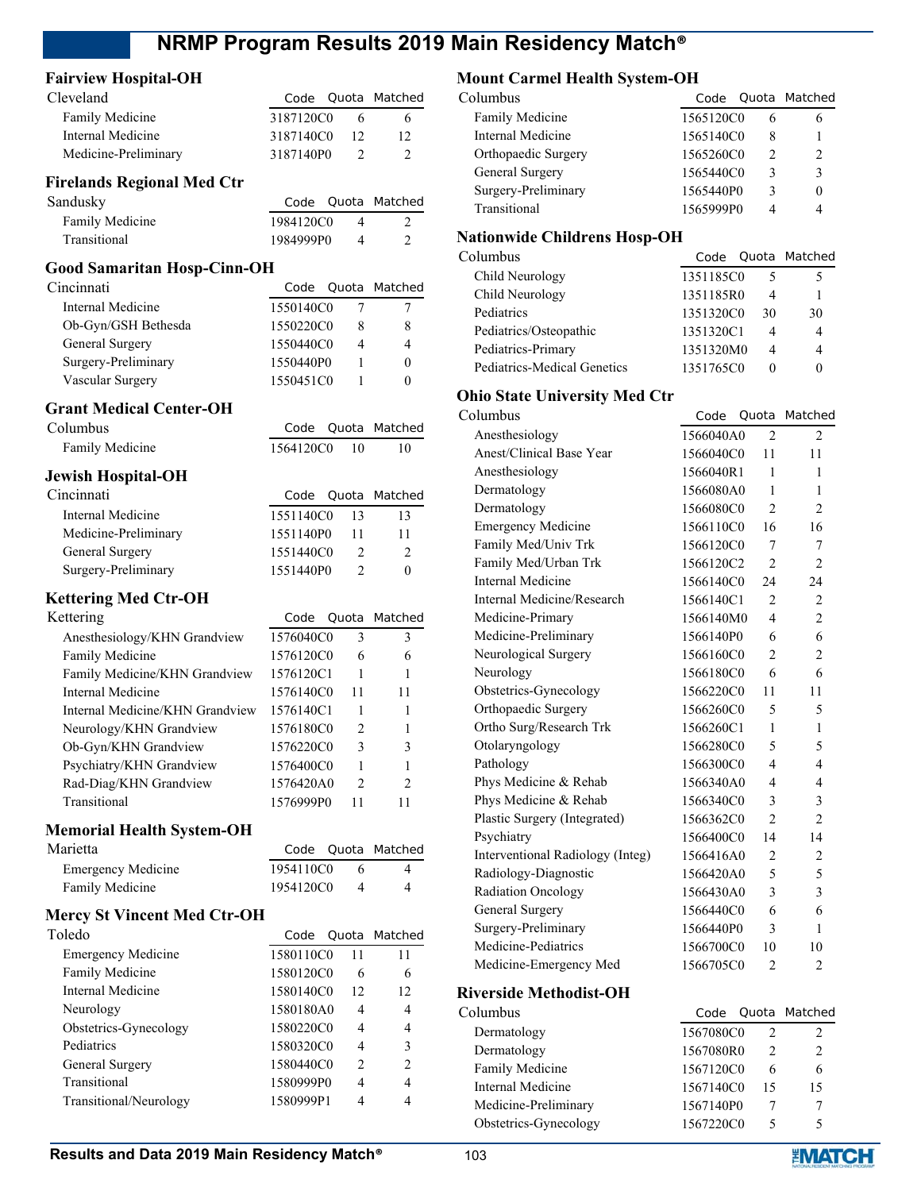## Fairview Hospital-OH

| Cleveland | Code | Quota | Matched |
|---|---|---|---|
| Family Medicine | 3187120C0 | 6 | 6 |
| Internal Medicine | 3187140C0 | 12 | 12 |
| Medicine-Preliminary | 3187140P0 | 2 | 2 |

## Firelands Regional Med Ctr

| Sandusky | Code | Quota | Matched |
|---|---|---|---|
| Family Medicine | 1984120C0 | 4 | 2 |
| Transitional | 1984999P0 | 4 | 2 |

## Good Samaritan Hosp-Cinn-OH

| Cincinnati | Code | Quota | Matched |
|---|---|---|---|
| Internal Medicine | 1550140C0 | 7 | 7 |
| Ob-Gyn/GSH Bethesda | 1550220C0 | 8 | 8 |
| General Surgery | 1550440C0 | 4 | 4 |
| Surgery-Preliminary | 1550440P0 | 1 | 0 |
| Vascular Surgery | 1550451C0 | 1 | 0 |

## Grant Medical Center-OH

| Columbus | Code | Quota | Matched |
|---|---|---|---|
| Family Medicine | 1564120C0 | 10 | 10 |

## Jewish Hospital-OH

| Cincinnati | Code | Quota | Matched |
|---|---|---|---|
| Internal Medicine | 1551140C0 | 13 | 13 |
| Medicine-Preliminary | 1551140P0 | 11 | 11 |
| General Surgery | 1551440C0 | 2 | 2 |
| Surgery-Preliminary | 1551440P0 | 2 | 0 |

## Kettering Med Ctr-OH

| Kettering | Code | Quota | Matched |
|---|---|---|---|
| Anesthesiology/KHN Grandview | 1576040C0 | 3 | 3 |
| Family Medicine | 1576120C0 | 6 | 6 |
| Family Medicine/KHN Grandview | 1576120C1 | 1 | 1 |
| Internal Medicine | 1576140C0 | 11 | 11 |
| Internal Medicine/KHN Grandview | 1576140C1 | 1 | 1 |
| Neurology/KHN Grandview | 1576180C0 | 2 | 1 |
| Ob-Gyn/KHN Grandview | 1576220C0 | 3 | 3 |
| Psychiatry/KHN Grandview | 1576400C0 | 1 | 1 |
| Rad-Diag/KHN Grandview | 1576420A0 | 2 | 2 |
| Transitional | 1576999P0 | 11 | 11 |

## Memorial Health System-OH

| Marietta | Code | Quota | Matched |
|---|---|---|---|
| Emergency Medicine | 1954110C0 | 6 | 4 |
| Family Medicine | 1954120C0 | 4 | 4 |

## Mercy St Vincent Med Ctr-OH

| Toledo | Code | Quota | Matched |
|---|---|---|---|
| Emergency Medicine | 1580110C0 | 11 | 11 |
| Family Medicine | 1580120C0 | 6 | 6 |
| Internal Medicine | 1580140C0 | 12 | 12 |
| Neurology | 1580180A0 | 4 | 4 |
| Obstetrics-Gynecology | 1580220C0 | 4 | 4 |
| Pediatrics | 1580320C0 | 4 | 3 |
| General Surgery | 1580440C0 | 2 | 2 |
| Transitional | 1580999P0 | 4 | 4 |
| Transitional/Neurology | 1580999P1 | 4 | 4 |

## Mount Carmel Health System-OH

| Columbus | Code | Quota | Matched |
|---|---|---|---|
| Family Medicine | 1565120C0 | 6 | 6 |
| Internal Medicine | 1565140C0 | 8 | 1 |
| Orthopaedic Surgery | 1565260C0 | 2 | 2 |
| General Surgery | 1565440C0 | 3 | 3 |
| Surgery-Preliminary | 1565440P0 | 3 | 0 |
| Transitional | 1565999P0 | 4 | 4 |

## Nationwide Childrens Hosp-OH

| Columbus | Code | Quota | Matched |
|---|---|---|---|
| Child Neurology | 1351185C0 | 5 | 5 |
| Child Neurology | 1351185R0 | 4 | 1 |
| Pediatrics | 1351320C0 | 30 | 30 |
| Pediatrics/Osteopathic | 1351320C1 | 4 | 4 |
| Pediatrics-Primary | 1351320M0 | 4 | 4 |
| Pediatrics-Medical Genetics | 1351765C0 | 0 | 0 |

## Ohio State University Med Ctr

| Columbus | Code | Quota | Matched |
|---|---|---|---|
| Anesthesiology | 1566040A0 | 2 | 2 |
| Anest/Clinical Base Year | 1566040C0 | 11 | 11 |
| Anesthesiology | 1566040R1 | 1 | 1 |
| Dermatology | 1566080A0 | 1 | 1 |
| Dermatology | 1566080C0 | 2 | 2 |
| Emergency Medicine | 1566110C0 | 16 | 16 |
| Family Med/Univ Trk | 1566120C0 | 7 | 7 |
| Family Med/Urban Trk | 1566120C2 | 2 | 2 |
| Internal Medicine | 1566140C0 | 24 | 24 |
| Internal Medicine/Research | 1566140C1 | 2 | 2 |
| Medicine-Primary | 1566140M0 | 4 | 2 |
| Medicine-Preliminary | 1566140P0 | 6 | 6 |
| Neurological Surgery | 1566160C0 | 2 | 2 |
| Neurology | 1566180C0 | 6 | 6 |
| Obstetrics-Gynecology | 1566220C0 | 11 | 11 |
| Orthopaedic Surgery | 1566260C0 | 5 | 5 |
| Ortho Surg/Research Trk | 1566260C1 | 1 | 1 |
| Otolaryngology | 1566280C0 | 5 | 5 |
| Pathology | 1566300C0 | 4 | 4 |
| Phys Medicine & Rehab | 1566340A0 | 4 | 4 |
| Phys Medicine & Rehab | 1566340C0 | 3 | 3 |
| Plastic Surgery (Integrated) | 1566362C0 | 2 | 2 |
| Psychiatry | 1566400C0 | 14 | 14 |
| Interventional Radiology (Integ) | 1566416A0 | 2 | 2 |
| Radiology-Diagnostic | 1566420A0 | 5 | 5 |
| Radiation Oncology | 1566430A0 | 3 | 3 |
| General Surgery | 1566440C0 | 6 | 6 |
| Surgery-Preliminary | 1566440P0 | 3 | 1 |
| Medicine-Pediatrics | 1566700C0 | 10 | 10 |
| Medicine-Emergency Med | 1566705C0 | 2 | 2 |

## Riverside Methodist-OH

| Columbus | Code | Quota | Matched |
|---|---|---|---|
| Dermatology | 1567080C0 | 2 | 2 |
| Dermatology | 1567080R0 | 2 | 2 |
| Family Medicine | 1567120C0 | 6 | 6 |
| Internal Medicine | 1567140C0 | 15 | 15 |
| Medicine-Preliminary | 1567140P0 | 7 | 7 |
| Obstetrics-Gynecology | 1567220C0 | 5 | 5 |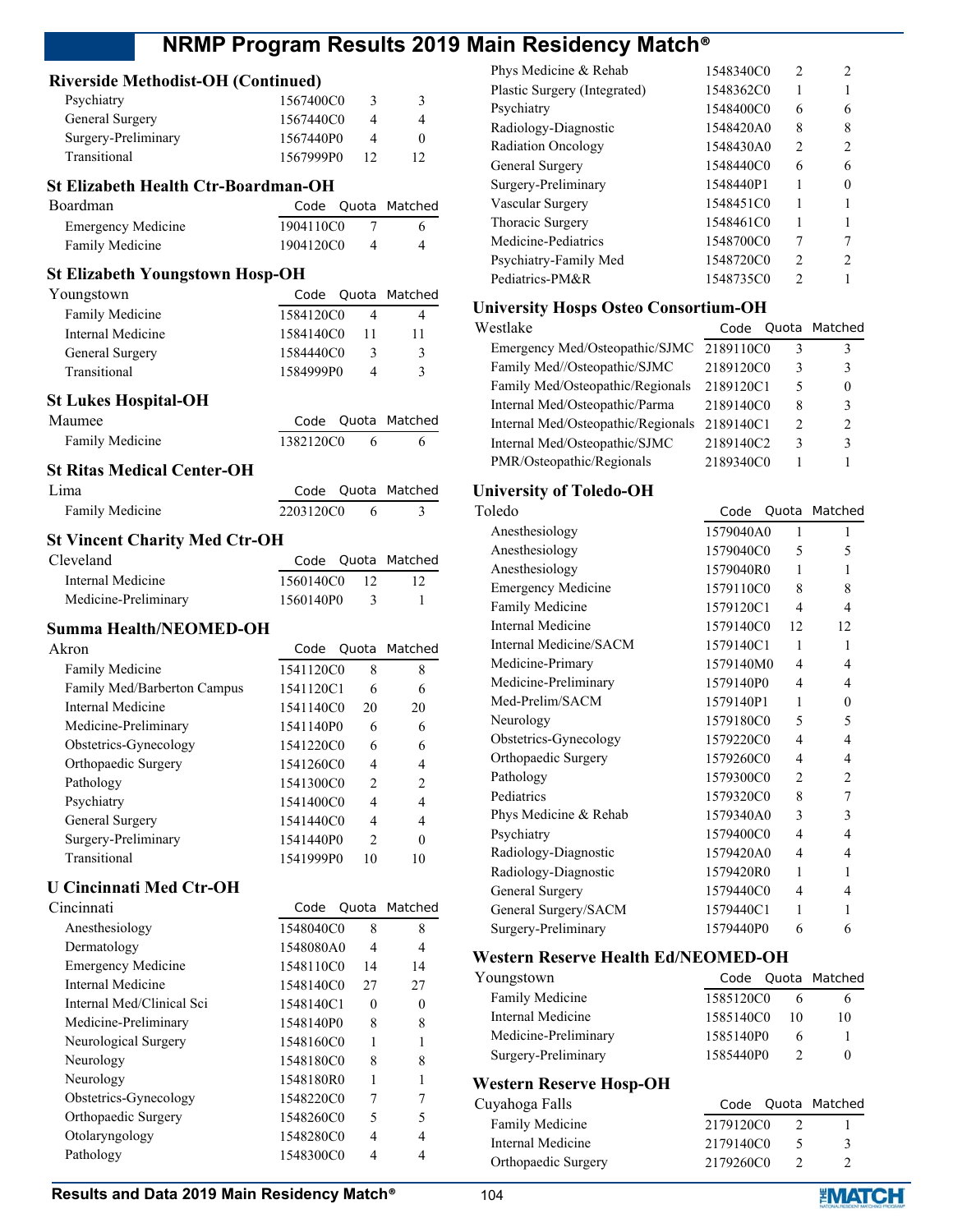## Riverside Methodist-OH (Continued)

| | Code | Quota | Matched |
|---|---|---|---|
| Psychiatry | 1567400C0 | 3 | 3 |
| General Surgery | 1567440C0 | 4 | 4 |
| Surgery-Preliminary | 1567440P0 | 4 | 0 |
| Transitional | 1567999P0 | 12 | 12 |

## St Elizabeth Health Ctr-Boardman-OH

| Boardman | Code | Quota | Matched |
|---|---|---|---|
| Emergency Medicine | 1904110C0 | 7 | 6 |
| Family Medicine | 1904120C0 | 4 | 4 |

## St Elizabeth Youngstown Hosp-OH

| Youngstown | Code | Quota | Matched |
|---|---|---|---|
| Family Medicine | 1584120C0 | 4 | 4 |
| Internal Medicine | 1584140C0 | 11 | 11 |
| General Surgery | 1584440C0 | 3 | 3 |
| Transitional | 1584999P0 | 4 | 3 |

## St Lukes Hospital-OH

| Maumee | Code | Quota | Matched |
|---|---|---|---|
| Family Medicine | 1382120C0 | 6 | 6 |

## St Ritas Medical Center-OH

| Lima | Code | Quota | Matched |
|---|---|---|---|
| Family Medicine | 2203120C0 | 6 | 3 |

## St Vincent Charity Med Ctr-OH

| Cleveland | Code | Quota | Matched |
|---|---|---|---|
| Internal Medicine | 1560140C0 | 12 | 12 |
| Medicine-Preliminary | 1560140P0 | 3 | 1 |

## Summa Health/NEOMED-OH

| Akron | Code | Quota | Matched |
|---|---|---|---|
| Family Medicine | 1541120C0 | 8 | 8 |
| Family Med/Barberton Campus | 1541120C1 | 6 | 6 |
| Internal Medicine | 1541140C0 | 20 | 20 |
| Medicine-Preliminary | 1541140P0 | 6 | 6 |
| Obstetrics-Gynecology | 1541220C0 | 6 | 6 |
| Orthopaedic Surgery | 1541260C0 | 4 | 4 |
| Pathology | 1541300C0 | 2 | 2 |
| Psychiatry | 1541400C0 | 4 | 4 |
| General Surgery | 1541440C0 | 4 | 4 |
| Surgery-Preliminary | 1541440P0 | 2 | 0 |
| Transitional | 1541999P0 | 10 | 10 |

## U Cincinnati Med Ctr-OH

| Cincinnati | Code | Quota | Matched |
|---|---|---|---|
| Anesthesiology | 1548040C0 | 8 | 8 |
| Dermatology | 1548080A0 | 4 | 4 |
| Emergency Medicine | 1548110C0 | 14 | 14 |
| Internal Medicine | 1548140C0 | 27 | 27 |
| Internal Med/Clinical Sci | 1548140C1 | 0 | 0 |
| Medicine-Preliminary | 1548140P0 | 8 | 8 |
| Neurological Surgery | 1548160C0 | 1 | 1 |
| Neurology | 1548180C0 | 8 | 8 |
| Neurology | 1548180R0 | 1 | 1 |
| Obstetrics-Gynecology | 1548220C0 | 7 | 7 |
| Orthopaedic Surgery | 1548260C0 | 5 | 5 |
| Otolaryngology | 1548280C0 | 4 | 4 |
| Pathology | 1548300C0 | 4 | 4 |
| Phys Medicine & Rehab | 1548340C0 | 2 | 2 |
| Plastic Surgery (Integrated) | 1548362C0 | 1 | 1 |
| Psychiatry | 1548400C0 | 6 | 6 |
| Radiology-Diagnostic | 1548420A0 | 8 | 8 |
| Radiation Oncology | 1548430A0 | 2 | 2 |
| General Surgery | 1548440C0 | 6 | 6 |
| Surgery-Preliminary | 1548440P1 | 1 | 0 |
| Vascular Surgery | 1548451C0 | 1 | 1 |
| Thoracic Surgery | 1548461C0 | 1 | 1 |
| Medicine-Pediatrics | 1548700C0 | 7 | 7 |
| Psychiatry-Family Med | 1548720C0 | 2 | 2 |
| Pediatrics-PM&R | 1548735C0 | 2 | 1 |

## University Hosps Osteo Consortium-OH

| Westlake | Code | Quota | Matched |
|---|---|---|---|
| Emergency Med/Osteopathic/SJMC | 2189110C0 | 3 | 3 |
| Family Med//Osteopathic/SJMC | 2189120C0 | 3 | 3 |
| Family Med/Osteopathic/Regionals | 2189120C1 | 5 | 0 |
| Internal Med/Osteopathic/Parma | 2189140C0 | 8 | 3 |
| Internal Med/Osteopathic/Regionals | 2189140C1 | 2 | 2 |
| Internal Med/Osteopathic/SJMC | 2189140C2 | 3 | 3 |
| PMR/Osteopathic/Regionals | 2189340C0 | 1 | 1 |

## University of Toledo-OH

| Toledo | Code | Quota | Matched |
|---|---|---|---|
| Anesthesiology | 1579040A0 | 1 | 1 |
| Anesthesiology | 1579040C0 | 5 | 5 |
| Anesthesiology | 1579040R0 | 1 | 1 |
| Emergency Medicine | 1579110C0 | 8 | 8 |
| Family Medicine | 1579120C1 | 4 | 4 |
| Internal Medicine | 1579140C0 | 12 | 12 |
| Internal Medicine/SACM | 1579140C1 | 1 | 1 |
| Medicine-Primary | 1579140M0 | 4 | 4 |
| Medicine-Preliminary | 1579140P0 | 4 | 4 |
| Med-Prelim/SACM | 1579140P1 | 1 | 0 |
| Neurology | 1579180C0 | 5 | 5 |
| Obstetrics-Gynecology | 1579220C0 | 4 | 4 |
| Orthopaedic Surgery | 1579260C0 | 4 | 4 |
| Pathology | 1579300C0 | 2 | 2 |
| Pediatrics | 1579320C0 | 8 | 7 |
| Phys Medicine & Rehab | 1579340A0 | 3 | 3 |
| Psychiatry | 1579400C0 | 4 | 4 |
| Radiology-Diagnostic | 1579420A0 | 4 | 4 |
| Radiology-Diagnostic | 1579420R0 | 1 | 1 |
| General Surgery | 1579440C0 | 4 | 4 |
| General Surgery/SACM | 1579440C1 | 1 | 1 |
| Surgery-Preliminary | 1579440P0 | 6 | 6 |

## Western Reserve Health Ed/NEOMED-OH

| Youngstown | Code | Quota | Matched |
|---|---|---|---|
| Family Medicine | 1585120C0 | 6 | 6 |
| Internal Medicine | 1585140C0 | 10 | 10 |
| Medicine-Preliminary | 1585140P0 | 6 | 1 |
| Surgery-Preliminary | 1585440P0 | 2 | 0 |

## Western Reserve Hosp-OH

| Cuyahoga Falls | Code | Quota | Matched |
|---|---|---|---|
| Family Medicine | 2179120C0 | 2 | 1 |
| Internal Medicine | 2179140C0 | 5 | 3 |
| Orthopaedic Surgery | 2179260C0 | 2 | 2 |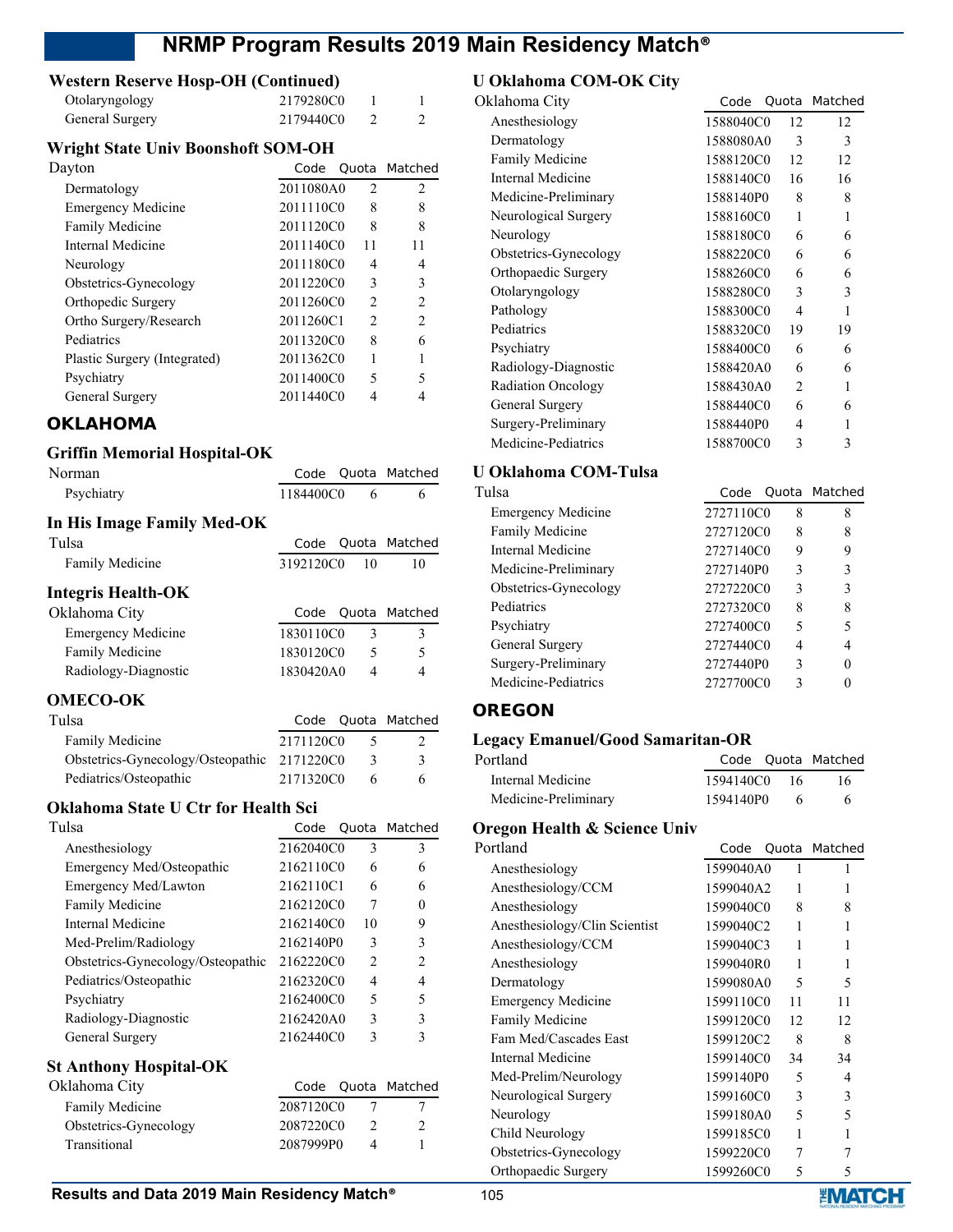### Western Reserve Hosp-OH (Continued)

| | Code | Quota | Matched |
|---|---|---|---|
| Otolaryngology | 2179280C0 | 1 | 1 |
| General Surgery | 2179440C0 | 2 | 2 |

### Wright State Univ Boonshoft SOM-OH

| Dayton | Code | Quota | Matched |
|---|---|---|---|
| Dermatology | 2011080A0 | 2 | 2 |
| Emergency Medicine | 2011110C0 | 8 | 8 |
| Family Medicine | 2011120C0 | 8 | 8 |
| Internal Medicine | 2011140C0 | 11 | 11 |
| Neurology | 2011180C0 | 4 | 4 |
| Obstetrics-Gynecology | 2011220C0 | 3 | 3 |
| Orthopedic Surgery | 2011260C0 | 2 | 2 |
| Ortho Surgery/Research | 2011260C1 | 2 | 2 |
| Pediatrics | 2011320C0 | 8 | 6 |
| Plastic Surgery (Integrated) | 2011362C0 | 1 | 1 |
| Psychiatry | 2011400C0 | 5 | 5 |
| General Surgery | 2011440C0 | 4 | 4 |

## OKLAHOMA

### Griffin Memorial Hospital-OK

| Norman | Code | Quota | Matched |
|---|---|---|---|
| Psychiatry | 1184400C0 | 6 | 6 |

### In His Image Family Med-OK

| Tulsa | Code | Quota | Matched |
|---|---|---|---|
| Family Medicine | 3192120C0 | 10 | 10 |

### Integris Health-OK

| Oklahoma City | Code | Quota | Matched |
|---|---|---|---|
| Emergency Medicine | 1830110C0 | 3 | 3 |
| Family Medicine | 1830120C0 | 5 | 5 |
| Radiology-Diagnostic | 1830420A0 | 4 | 4 |

### OMECO-OK

| Tulsa | Code | Quota | Matched |
|---|---|---|---|
| Family Medicine | 2171120C0 | 5 | 2 |
| Obstetrics-Gynecology/Osteopathic | 2171220C0 | 3 | 3 |
| Pediatrics/Osteopathic | 2171320C0 | 6 | 6 |

### Oklahoma State U Ctr for Health Sci

| Tulsa | Code | Quota | Matched |
|---|---|---|---|
| Anesthesiology | 2162040C0 | 3 | 3 |
| Emergency Med/Osteopathic | 2162110C0 | 6 | 6 |
| Emergency Med/Lawton | 2162110C1 | 6 | 6 |
| Family Medicine | 2162120C0 | 7 | 0 |
| Internal Medicine | 2162140C0 | 10 | 9 |
| Med-Prelim/Radiology | 2162140P0 | 3 | 3 |
| Obstetrics-Gynecology/Osteopathic | 2162220C0 | 2 | 2 |
| Pediatrics/Osteopathic | 2162320C0 | 4 | 4 |
| Psychiatry | 2162400C0 | 5 | 5 |
| Radiology-Diagnostic | 2162420A0 | 3 | 3 |
| General Surgery | 2162440C0 | 3 | 3 |

### St Anthony Hospital-OK

| Oklahoma City | Code | Quota | Matched |
|---|---|---|---|
| Family Medicine | 2087120C0 | 7 | 7 |
| Obstetrics-Gynecology | 2087220C0 | 2 | 2 |
| Transitional | 2087999P0 | 4 | 1 |

### U Oklahoma COM-OK City

| Oklahoma City | Code | Quota | Matched |
|---|---|---|---|
| Anesthesiology | 1588040C0 | 12 | 12 |
| Dermatology | 1588080A0 | 3 | 3 |
| Family Medicine | 1588120C0 | 12 | 12 |
| Internal Medicine | 1588140C0 | 16 | 16 |
| Medicine-Preliminary | 1588140P0 | 8 | 8 |
| Neurological Surgery | 1588160C0 | 1 | 1 |
| Neurology | 1588180C0 | 6 | 6 |
| Obstetrics-Gynecology | 1588220C0 | 6 | 6 |
| Orthopaedic Surgery | 1588260C0 | 6 | 6 |
| Otolaryngology | 1588280C0 | 3 | 3 |
| Pathology | 1588300C0 | 4 | 1 |
| Pediatrics | 1588320C0 | 19 | 19 |
| Psychiatry | 1588400C0 | 6 | 6 |
| Radiology-Diagnostic | 1588420A0 | 6 | 6 |
| Radiation Oncology | 1588430A0 | 2 | 1 |
| General Surgery | 1588440C0 | 6 | 6 |
| Surgery-Preliminary | 1588440P0 | 4 | 1 |
| Medicine-Pediatrics | 1588700C0 | 3 | 3 |

### U Oklahoma COM-Tulsa

| Tulsa | Code | Quota | Matched |
|---|---|---|---|
| Emergency Medicine | 2727110C0 | 8 | 8 |
| Family Medicine | 2727120C0 | 8 | 8 |
| Internal Medicine | 2727140C0 | 9 | 9 |
| Medicine-Preliminary | 2727140P0 | 3 | 3 |
| Obstetrics-Gynecology | 2727220C0 | 3 | 3 |
| Pediatrics | 2727320C0 | 8 | 8 |
| Psychiatry | 2727400C0 | 5 | 5 |
| General Surgery | 2727440C0 | 4 | 4 |
| Surgery-Preliminary | 2727440P0 | 3 | 0 |
| Medicine-Pediatrics | 2727700C0 | 3 | 0 |

## OREGON

### Legacy Emanuel/Good Samaritan-OR

| Portland | Code | Quota | Matched |
|---|---|---|---|
| Internal Medicine | 1594140C0 | 16 | 16 |
| Medicine-Preliminary | 1594140P0 | 6 | 6 |

### Oregon Health & Science Univ

| Portland | Code | Quota | Matched |
|---|---|---|---|
| Anesthesiology | 1599040A0 | 1 | 1 |
| Anesthesiology/CCM | 1599040A2 | 1 | 1 |
| Anesthesiology | 1599040C0 | 8 | 8 |
| Anesthesiology/Clin Scientist | 1599040C2 | 1 | 1 |
| Anesthesiology/CCM | 1599040C3 | 1 | 1 |
| Anesthesiology | 1599040R0 | 1 | 1 |
| Dermatology | 1599080A0 | 5 | 5 |
| Emergency Medicine | 1599110C0 | 11 | 11 |
| Family Medicine | 1599120C0 | 12 | 12 |
| Fam Med/Cascades East | 1599120C2 | 8 | 8 |
| Internal Medicine | 1599140C0 | 34 | 34 |
| Med-Prelim/Neurology | 1599140P0 | 5 | 4 |
| Neurological Surgery | 1599160C0 | 3 | 3 |
| Neurology | 1599180A0 | 5 | 5 |
| Child Neurology | 1599185C0 | 1 | 1 |
| Obstetrics-Gynecology | 1599220C0 | 7 | 7 |
| Orthopaedic Surgery | 1599260C0 | 5 | 5 |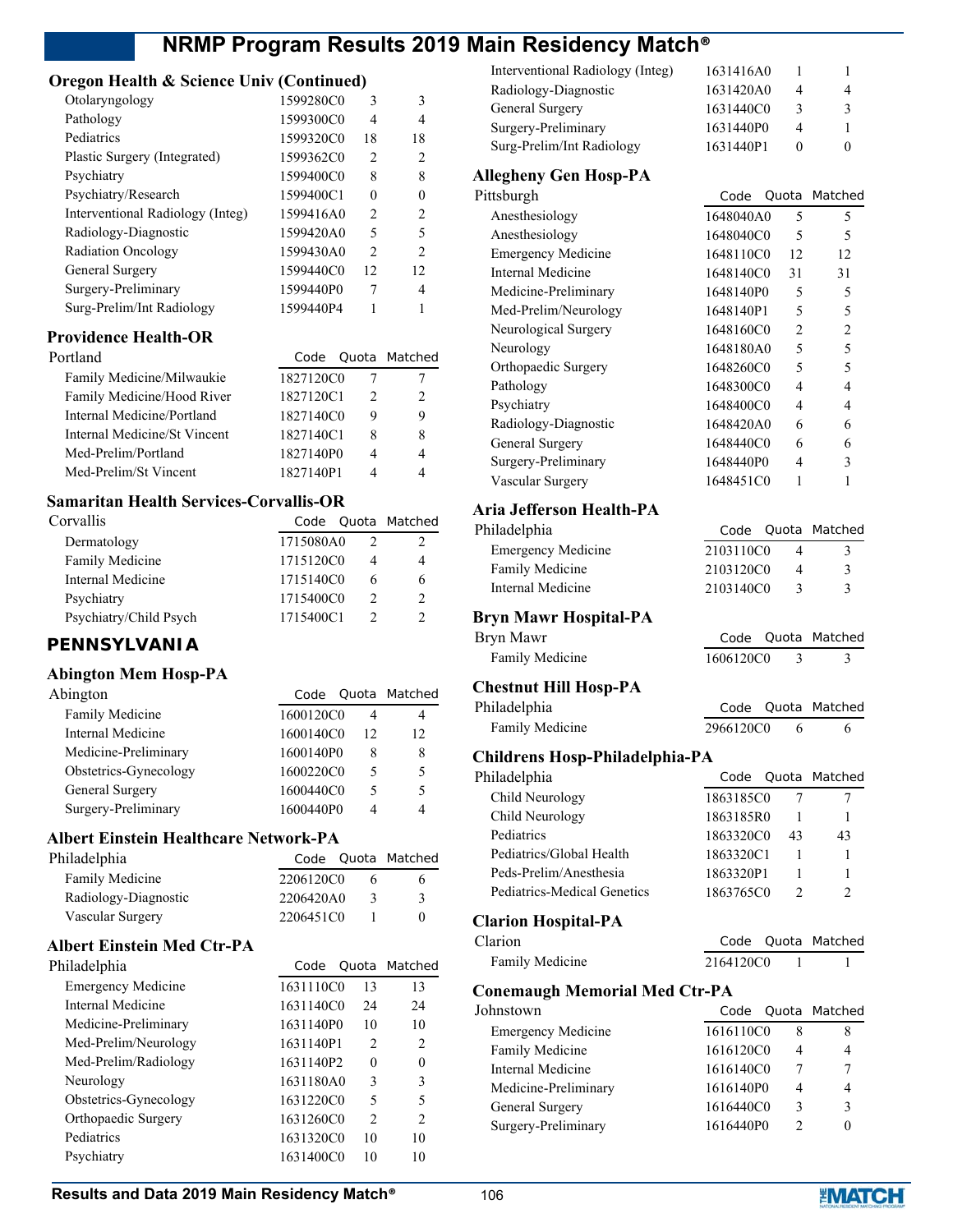### Oregon Health & Science Univ (Continued)

| Program | Code | Quota | Matched |
|---|---|---|---|
| Otolaryngology | 1599280C0 | 3 | 3 |
| Pathology | 1599300C0 | 4 | 4 |
| Pediatrics | 1599320C0 | 18 | 18 |
| Plastic Surgery (Integrated) | 1599362C0 | 2 | 2 |
| Psychiatry | 1599400C0 | 8 | 8 |
| Psychiatry/Research | 1599400C1 | 0 | 0 |
| Interventional Radiology (Integ) | 1599416A0 | 2 | 2 |
| Radiology-Diagnostic | 1599420A0 | 5 | 5 |
| Radiation Oncology | 1599430A0 | 2 | 2 |
| General Surgery | 1599440C0 | 12 | 12 |
| Surgery-Preliminary | 1599440P0 | 7 | 4 |
| Surg-Prelim/Int Radiology | 1599440P4 | 1 | 1 |

### Providence Health-OR

| Portland | Code | Quota | Matched |
|---|---|---|---|
| Family Medicine/Milwaukie | 1827120C0 | 7 | 7 |
| Family Medicine/Hood River | 1827120C1 | 2 | 2 |
| Internal Medicine/Portland | 1827140C0 | 9 | 9 |
| Internal Medicine/St Vincent | 1827140C1 | 8 | 8 |
| Med-Prelim/Portland | 1827140P0 | 4 | 4 |
| Med-Prelim/St Vincent | 1827140P1 | 4 | 4 |

### Samaritan Health Services-Corvallis-OR

| Corvallis | Code | Quota | Matched |
|---|---|---|---|
| Dermatology | 1715080A0 | 2 | 2 |
| Family Medicine | 1715120C0 | 4 | 4 |
| Internal Medicine | 1715140C0 | 6 | 6 |
| Psychiatry | 1715400C0 | 2 | 2 |
| Psychiatry/Child Psych | 1715400C1 | 2 | 2 |

## PENNSYLVANIA

### Abington Mem Hosp-PA

| Abington | Code | Quota | Matched |
|---|---|---|---|
| Family Medicine | 1600120C0 | 4 | 4 |
| Internal Medicine | 1600140C0 | 12 | 12 |
| Medicine-Preliminary | 1600140P0 | 8 | 8 |
| Obstetrics-Gynecology | 1600220C0 | 5 | 5 |
| General Surgery | 1600440C0 | 5 | 5 |
| Surgery-Preliminary | 1600440P0 | 4 | 4 |

### Albert Einstein Healthcare Network-PA

| Philadelphia | Code | Quota | Matched |
|---|---|---|---|
| Family Medicine | 2206120C0 | 6 | 6 |
| Radiology-Diagnostic | 2206420A0 | 3 | 3 |
| Vascular Surgery | 2206451C0 | 1 | 0 |

### Albert Einstein Med Ctr-PA

| Philadelphia | Code | Quota | Matched |
|---|---|---|---|
| Emergency Medicine | 1631110C0 | 13 | 13 |
| Internal Medicine | 1631140C0 | 24 | 24 |
| Medicine-Preliminary | 1631140P0 | 10 | 10 |
| Med-Prelim/Neurology | 1631140P1 | 2 | 2 |
| Med-Prelim/Radiology | 1631140P2 | 0 | 0 |
| Neurology | 1631180A0 | 3 | 3 |
| Obstetrics-Gynecology | 1631220C0 | 5 | 5 |
| Orthopaedic Surgery | 1631260C0 | 2 | 2 |
| Pediatrics | 1631320C0 | 10 | 10 |
| Psychiatry | 1631400C0 | 10 | 10 |
| Interventional Radiology (Integ) | 1631416A0 | 1 | 1 |
| Radiology-Diagnostic | 1631420A0 | 4 | 4 |
| General Surgery | 1631440C0 | 3 | 3 |
| Surgery-Preliminary | 1631440P0 | 4 | 1 |
| Surg-Prelim/Int Radiology | 1631440P1 | 0 | 0 |

### Allegheny Gen Hosp-PA

| Pittsburgh | Code | Quota | Matched |
|---|---|---|---|
| Anesthesiology | 1648040A0 | 5 | 5 |
| Anesthesiology | 1648040C0 | 5 | 5 |
| Emergency Medicine | 1648110C0 | 12 | 12 |
| Internal Medicine | 1648140C0 | 31 | 31 |
| Medicine-Preliminary | 1648140P0 | 5 | 5 |
| Med-Prelim/Neurology | 1648140P1 | 5 | 5 |
| Neurological Surgery | 1648160C0 | 2 | 2 |
| Neurology | 1648180A0 | 5 | 5 |
| Orthopaedic Surgery | 1648260C0 | 5 | 5 |
| Pathology | 1648300C0 | 4 | 4 |
| Psychiatry | 1648400C0 | 4 | 4 |
| Radiology-Diagnostic | 1648420A0 | 6 | 6 |
| General Surgery | 1648440C0 | 6 | 6 |
| Surgery-Preliminary | 1648440P0 | 4 | 3 |
| Vascular Surgery | 1648451C0 | 1 | 1 |

### Aria Jefferson Health-PA

| Philadelphia | Code | Quota | Matched |
|---|---|---|---|
| Emergency Medicine | 2103110C0 | 4 | 3 |
| Family Medicine | 2103120C0 | 4 | 3 |
| Internal Medicine | 2103140C0 | 3 | 3 |

### Bryn Mawr Hospital-PA

| Bryn Mawr | Code | Quota | Matched |
|---|---|---|---|
| Family Medicine | 1606120C0 | 3 | 3 |

### Chestnut Hill Hosp-PA

| Philadelphia | Code | Quota | Matched |
|---|---|---|---|
| Family Medicine | 2966120C0 | 6 | 6 |

### Childrens Hosp-Philadelphia-PA

| Philadelphia | Code | Quota | Matched |
|---|---|---|---|
| Child Neurology | 1863185C0 | 7 | 7 |
| Child Neurology | 1863185R0 | 1 | 1 |
| Pediatrics | 1863320C0 | 43 | 43 |
| Pediatrics/Global Health | 1863320C1 | 1 | 1 |
| Peds-Prelim/Anesthesia | 1863320P1 | 1 | 1 |
| Pediatrics-Medical Genetics | 1863765C0 | 2 | 2 |

### Clarion Hospital-PA

| Clarion | Code | Quota | Matched |
|---|---|---|---|
| Family Medicine | 2164120C0 | 1 | 1 |

### Conemaugh Memorial Med Ctr-PA

| Johnstown | Code | Quota | Matched |
|---|---|---|---|
| Emergency Medicine | 1616110C0 | 8 | 8 |
| Family Medicine | 1616120C0 | 4 | 4 |
| Internal Medicine | 1616140C0 | 7 | 7 |
| Medicine-Preliminary | 1616140P0 | 4 | 4 |
| General Surgery | 1616440C0 | 3 | 3 |
| Surgery-Preliminary | 1616440P0 | 2 | 0 |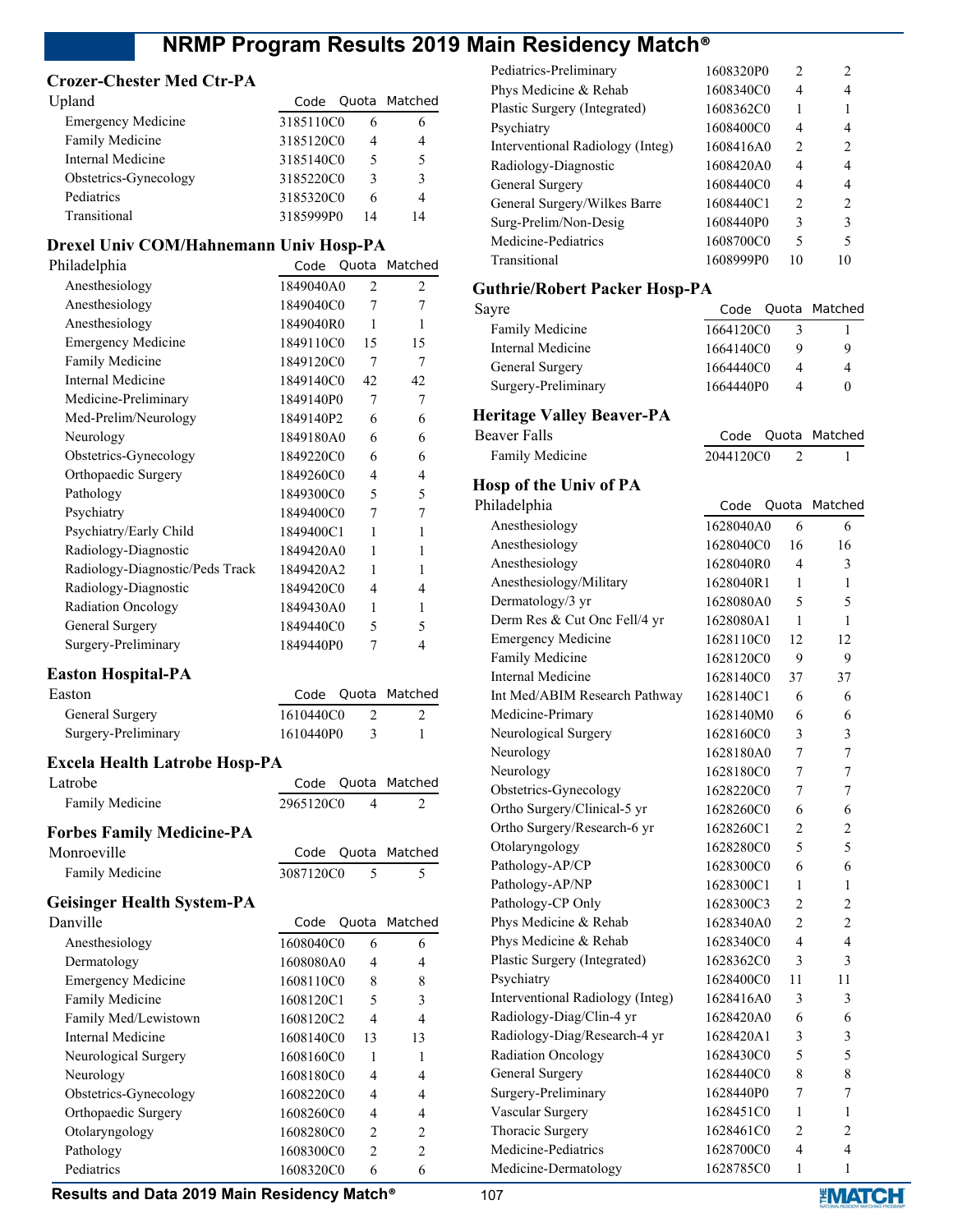## Crozer-Chester Med Ctr-PA

| Upland | Code | Quota | Matched |
|---|---|---|---|
| Emergency Medicine | 3185110C0 | 6 | 6 |
| Family Medicine | 3185120C0 | 4 | 4 |
| Internal Medicine | 3185140C0 | 5 | 5 |
| Obstetrics-Gynecology | 3185220C0 | 3 | 3 |
| Pediatrics | 3185320C0 | 6 | 4 |
| Transitional | 3185999P0 | 14 | 14 |

## Drexel Univ COM/Hahnemann Univ Hosp-PA

| Philadelphia | Code | Quota | Matched |
|---|---|---|---|
| Anesthesiology | 1849040A0 | 2 | 2 |
| Anesthesiology | 1849040C0 | 7 | 7 |
| Anesthesiology | 1849040R0 | 1 | 1 |
| Emergency Medicine | 1849110C0 | 15 | 15 |
| Family Medicine | 1849120C0 | 7 | 7 |
| Internal Medicine | 1849140C0 | 42 | 42 |
| Medicine-Preliminary | 1849140P0 | 7 | 7 |
| Med-Prelim/Neurology | 1849140P2 | 6 | 6 |
| Neurology | 1849180A0 | 6 | 6 |
| Obstetrics-Gynecology | 1849220C0 | 6 | 6 |
| Orthopaedic Surgery | 1849260C0 | 4 | 4 |
| Pathology | 1849300C0 | 5 | 5 |
| Psychiatry | 1849400C0 | 7 | 7 |
| Psychiatry/Early Child | 1849400C1 | 1 | 1 |
| Radiology-Diagnostic | 1849420A0 | 1 | 1 |
| Radiology-Diagnostic/Peds Track | 1849420A2 | 1 | 1 |
| Radiology-Diagnostic | 1849420C0 | 4 | 4 |
| Radiation Oncology | 1849430A0 | 1 | 1 |
| General Surgery | 1849440C0 | 5 | 5 |
| Surgery-Preliminary | 1849440P0 | 7 | 4 |

## Easton Hospital-PA

| Easton | Code | Quota | Matched |
|---|---|---|---|
| General Surgery | 1610440C0 | 2 | 2 |
| Surgery-Preliminary | 1610440P0 | 3 | 1 |

## Excela Health Latrobe Hosp-PA

| Latrobe | Code | Quota | Matched |
|---|---|---|---|
| Family Medicine | 2965120C0 | 4 | 2 |

## Forbes Family Medicine-PA

| Monroeville | Code | Quota | Matched |
|---|---|---|---|
| Family Medicine | 3087120C0 | 5 | 5 |

## Geisinger Health System-PA

| Danville | Code | Quota | Matched |
|---|---|---|---|
| Anesthesiology | 1608040C0 | 6 | 6 |
| Dermatology | 1608080A0 | 4 | 4 |
| Emergency Medicine | 1608110C0 | 8 | 8 |
| Family Medicine | 1608120C1 | 5 | 3 |
| Family Med/Lewistown | 1608120C2 | 4 | 4 |
| Internal Medicine | 1608140C0 | 13 | 13 |
| Neurological Surgery | 1608160C0 | 1 | 1 |
| Neurology | 1608180C0 | 4 | 4 |
| Obstetrics-Gynecology | 1608220C0 | 4 | 4 |
| Orthopaedic Surgery | 1608260C0 | 4 | 4 |
| Otolaryngology | 1608280C0 | 2 | 2 |
| Pathology | 1608300C0 | 2 | 2 |
| Pediatrics | 1608320C0 | 6 | 6 |
| Pediatrics-Preliminary | 1608320P0 | 2 | 2 |
| Phys Medicine & Rehab | 1608340C0 | 4 | 4 |
| Plastic Surgery (Integrated) | 1608362C0 | 1 | 1 |
| Psychiatry | 1608400C0 | 4 | 4 |
| Interventional Radiology (Integ) | 1608416A0 | 2 | 2 |
| Radiology-Diagnostic | 1608420A0 | 4 | 4 |
| General Surgery | 1608440C0 | 4 | 4 |
| General Surgery/Wilkes Barre | 1608440C1 | 2 | 2 |
| Surg-Prelim/Non-Desig | 1608440P0 | 3 | 3 |
| Medicine-Pediatrics | 1608700C0 | 5 | 5 |
| Transitional | 1608999P0 | 10 | 10 |

## Guthrie/Robert Packer Hosp-PA

| Sayre | Code | Quota | Matched |
|---|---|---|---|
| Family Medicine | 1664120C0 | 3 | 1 |
| Internal Medicine | 1664140C0 | 9 | 9 |
| General Surgery | 1664440C0 | 4 | 4 |
| Surgery-Preliminary | 1664440P0 | 4 | 0 |

## Heritage Valley Beaver-PA

| Beaver Falls | Code | Quota | Matched |
|---|---|---|---|
| Family Medicine | 2044120C0 | 2 | 1 |

## Hosp of the Univ of PA

| Philadelphia | Code | Quota | Matched |
|---|---|---|---|
| Anesthesiology | 1628040A0 | 6 | 6 |
| Anesthesiology | 1628040C0 | 16 | 16 |
| Anesthesiology | 1628040R0 | 4 | 3 |
| Anesthesiology/Military | 1628040R1 | 1 | 1 |
| Dermatology/3 yr | 1628080A0 | 5 | 5 |
| Derm Res & Cut Onc Fell/4 yr | 1628080A1 | 1 | 1 |
| Emergency Medicine | 1628110C0 | 12 | 12 |
| Family Medicine | 1628120C0 | 9 | 9 |
| Internal Medicine | 1628140C0 | 37 | 37 |
| Int Med/ABIM Research Pathway | 1628140C1 | 6 | 6 |
| Medicine-Primary | 1628140M0 | 6 | 6 |
| Neurological Surgery | 1628160C0 | 3 | 3 |
| Neurology | 1628180A0 | 7 | 7 |
| Neurology | 1628180C0 | 7 | 7 |
| Obstetrics-Gynecology | 1628220C0 | 7 | 7 |
| Ortho Surgery/Clinical-5 yr | 1628260C0 | 6 | 6 |
| Ortho Surgery/Research-6 yr | 1628260C1 | 2 | 2 |
| Otolaryngology | 1628280C0 | 5 | 5 |
| Pathology-AP/CP | 1628300C0 | 6 | 6 |
| Pathology-AP/NP | 1628300C1 | 1 | 1 |
| Pathology-CP Only | 1628300C3 | 2 | 2 |
| Phys Medicine & Rehab | 1628340A0 | 2 | 2 |
| Phys Medicine & Rehab | 1628340C0 | 4 | 4 |
| Plastic Surgery (Integrated) | 1628362C0 | 3 | 3 |
| Psychiatry | 1628400C0 | 11 | 11 |
| Interventional Radiology (Integ) | 1628416A0 | 3 | 3 |
| Radiology-Diag/Clin-4 yr | 1628420A0 | 6 | 6 |
| Radiology-Diag/Research-4 yr | 1628420A1 | 3 | 3 |
| Radiation Oncology | 1628430C0 | 5 | 5 |
| General Surgery | 1628440C0 | 8 | 8 |
| Surgery-Preliminary | 1628440P0 | 7 | 7 |
| Vascular Surgery | 1628451C0 | 1 | 1 |
| Thoracic Surgery | 1628461C0 | 2 | 2 |
| Medicine-Pediatrics | 1628700C0 | 4 | 4 |
| Medicine-Dermatology | 1628785C0 | 1 | 1 |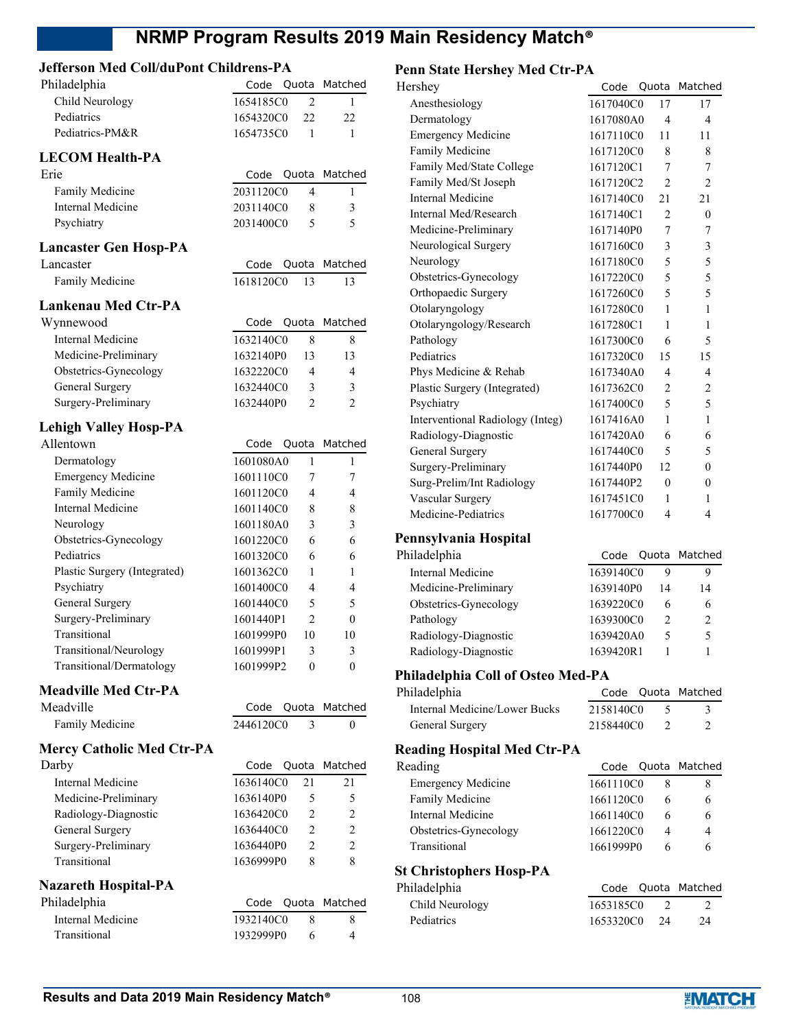## Jefferson Med Coll/duPont Childrens-PA

| Philadelphia | Code | Quota | Matched |
|---|---|---|---|
| Child Neurology | 1654185C0 | 2 | 1 |
| Pediatrics | 1654320C0 | 22 | 22 |
| Pediatrics-PM&R | 1654735C0 | 1 | 1 |

## LECOM Health-PA

| Erie | Code | Quota | Matched |
|---|---|---|---|
| Family Medicine | 2031120C0 | 4 | 1 |
| Internal Medicine | 2031140C0 | 8 | 3 |
| Psychiatry | 2031400C0 | 5 | 5 |

## Lancaster Gen Hosp-PA

| Lancaster | Code | Quota | Matched |
|---|---|---|---|
| Family Medicine | 1618120C0 | 13 | 13 |

## Lankenau Med Ctr-PA

| Wynnewood | Code | Quota | Matched |
|---|---|---|---|
| Internal Medicine | 1632140C0 | 8 | 8 |
| Medicine-Preliminary | 1632140P0 | 13 | 13 |
| Obstetrics-Gynecology | 1632220C0 | 4 | 4 |
| General Surgery | 1632440C0 | 3 | 3 |
| Surgery-Preliminary | 1632440P0 | 2 | 2 |

## Lehigh Valley Hosp-PA

| Allentown | Code | Quota | Matched |
|---|---|---|---|
| Dermatology | 1601080A0 | 1 | 1 |
| Emergency Medicine | 1601110C0 | 7 | 7 |
| Family Medicine | 1601120C0 | 4 | 4 |
| Internal Medicine | 1601140C0 | 8 | 8 |
| Neurology | 1601180A0 | 3 | 3 |
| Obstetrics-Gynecology | 1601220C0 | 6 | 6 |
| Pediatrics | 1601320C0 | 6 | 6 |
| Plastic Surgery (Integrated) | 1601362C0 | 1 | 1 |
| Psychiatry | 1601400C0 | 4 | 4 |
| General Surgery | 1601440C0 | 5 | 5 |
| Surgery-Preliminary | 1601440P1 | 2 | 0 |
| Transitional | 1601999P0 | 10 | 10 |
| Transitional/Neurology | 1601999P1 | 3 | 3 |
| Transitional/Dermatology | 1601999P2 | 0 | 0 |

## Meadville Med Ctr-PA

| Meadville | Code | Quota | Matched |
|---|---|---|---|
| Family Medicine | 2446120C0 | 3 | 0 |

## Mercy Catholic Med Ctr-PA

| Darby | Code | Quota | Matched |
|---|---|---|---|
| Internal Medicine | 1636140C0 | 21 | 21 |
| Medicine-Preliminary | 1636140P0 | 5 | 5 |
| Radiology-Diagnostic | 1636420C0 | 2 | 2 |
| General Surgery | 1636440C0 | 2 | 2 |
| Surgery-Preliminary | 1636440P0 | 2 | 2 |
| Transitional | 1636999P0 | 8 | 8 |

## Nazareth Hospital-PA

| Philadelphia | Code | Quota | Matched |
|---|---|---|---|
| Internal Medicine | 1932140C0 | 8 | 8 |
| Transitional | 1932999P0 | 6 | 4 |

## Penn State Hershey Med Ctr-PA

| Hershey | Code | Quota | Matched |
|---|---|---|---|
| Anesthesiology | 1617040C0 | 17 | 17 |
| Dermatology | 1617080A0 | 4 | 4 |
| Emergency Medicine | 1617110C0 | 11 | 11 |
| Family Medicine | 1617120C0 | 8 | 8 |
| Family Med/State College | 1617120C1 | 7 | 7 |
| Family Med/St Joseph | 1617120C2 | 2 | 2 |
| Internal Medicine | 1617140C0 | 21 | 21 |
| Internal Med/Research | 1617140C1 | 2 | 0 |
| Medicine-Preliminary | 1617140P0 | 7 | 7 |
| Neurological Surgery | 1617160C0 | 3 | 3 |
| Neurology | 1617180C0 | 5 | 5 |
| Obstetrics-Gynecology | 1617220C0 | 5 | 5 |
| Orthopaedic Surgery | 1617260C0 | 5 | 5 |
| Otolaryngology | 1617280C0 | 1 | 1 |
| Otolaryngology/Research | 1617280C1 | 1 | 1 |
| Pathology | 1617300C0 | 6 | 5 |
| Pediatrics | 1617320C0 | 15 | 15 |
| Phys Medicine & Rehab | 1617340A0 | 4 | 4 |
| Plastic Surgery (Integrated) | 1617362C0 | 2 | 2 |
| Psychiatry | 1617400C0 | 5 | 5 |
| Interventional Radiology (Integ) | 1617416A0 | 1 | 1 |
| Radiology-Diagnostic | 1617420A0 | 6 | 6 |
| General Surgery | 1617440C0 | 5 | 5 |
| Surgery-Preliminary | 1617440P0 | 12 | 0 |
| Surg-Prelim/Int Radiology | 1617440P2 | 0 | 0 |
| Vascular Surgery | 1617451C0 | 1 | 1 |
| Medicine-Pediatrics | 1617700C0 | 4 | 4 |

## Pennsylvania Hospital

| Philadelphia | Code | Quota | Matched |
|---|---|---|---|
| Internal Medicine | 1639140C0 | 9 | 9 |
| Medicine-Preliminary | 1639140P0 | 14 | 14 |
| Obstetrics-Gynecology | 1639220C0 | 6 | 6 |
| Pathology | 1639300C0 | 2 | 2 |
| Radiology-Diagnostic | 1639420A0 | 5 | 5 |
| Radiology-Diagnostic | 1639420R1 | 1 | 1 |

## Philadelphia Coll of Osteo Med-PA

| Philadelphia | Code | Quota | Matched |
|---|---|---|---|
| Internal Medicine/Lower Bucks | 2158140C0 | 5 | 3 |
| General Surgery | 2158440C0 | 2 | 2 |

## Reading Hospital Med Ctr-PA

| Reading | Code | Quota | Matched |
|---|---|---|---|
| Emergency Medicine | 1661110C0 | 8 | 8 |
| Family Medicine | 1661120C0 | 6 | 6 |
| Internal Medicine | 1661140C0 | 6 | 6 |
| Obstetrics-Gynecology | 1661220C0 | 4 | 4 |
| Transitional | 1661999P0 | 6 | 6 |

## St Christophers Hosp-PA

| Philadelphia | Code | Quota | Matched |
|---|---|---|---|
| Child Neurology | 1653185C0 | 2 | 2 |
| Pediatrics | 1653320C0 | 24 | 24 |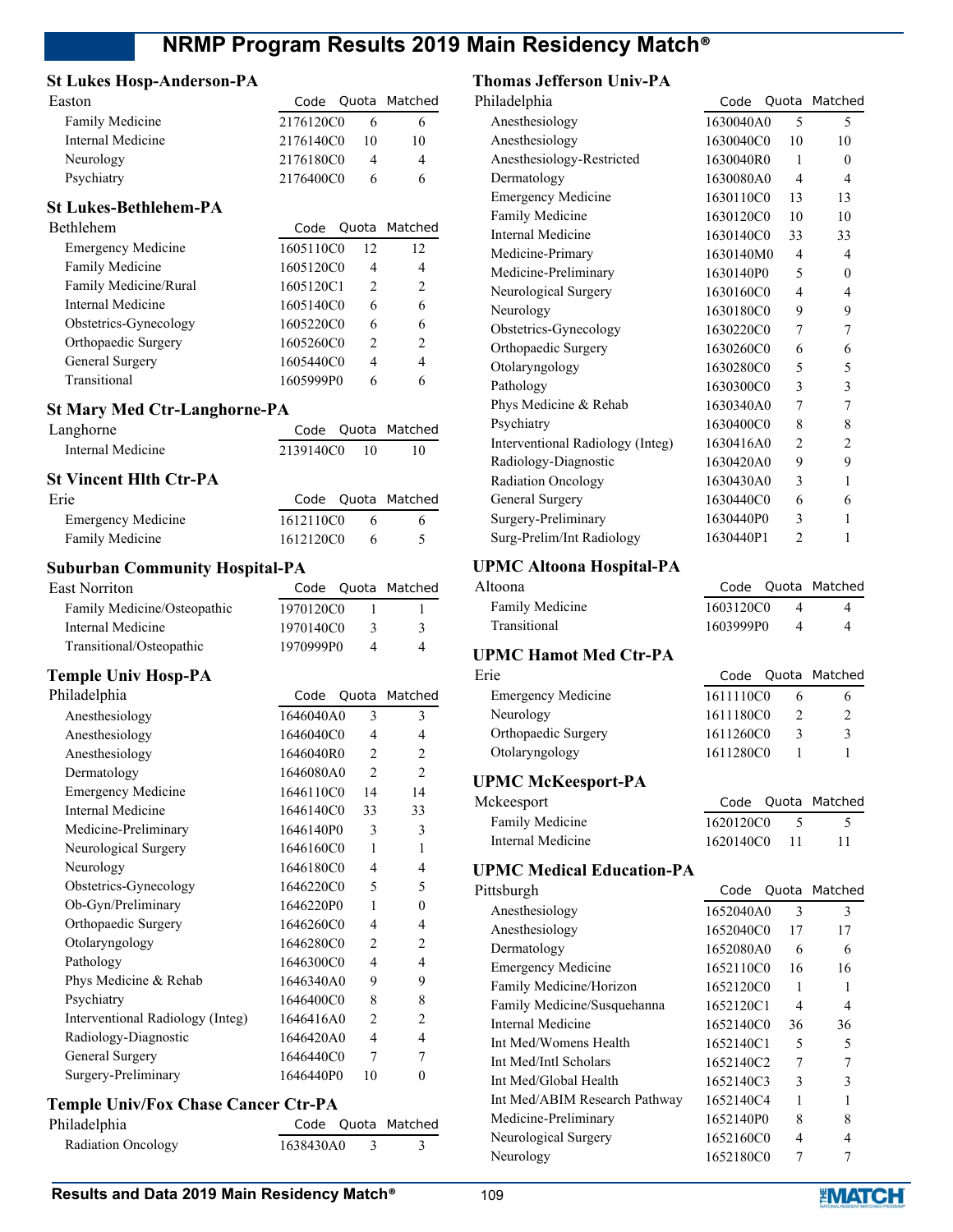### St Lukes Hosp-Anderson-PA

| Easton | Code | Quota | Matched |
|---|---|---|---|
| Family Medicine | 2176120C0 | 6 | 6 |
| Internal Medicine | 2176140C0 | 10 | 10 |
| Neurology | 2176180C0 | 4 | 4 |
| Psychiatry | 2176400C0 | 6 | 6 |

### St Lukes-Bethlehem-PA

| Bethlehem | Code | Quota | Matched |
|---|---|---|---|
| Emergency Medicine | 1605110C0 | 12 | 12 |
| Family Medicine | 1605120C0 | 4 | 4 |
| Family Medicine/Rural | 1605120C1 | 2 | 2 |
| Internal Medicine | 1605140C0 | 6 | 6 |
| Obstetrics-Gynecology | 1605220C0 | 6 | 6 |
| Orthopaedic Surgery | 1605260C0 | 2 | 2 |
| General Surgery | 1605440C0 | 4 | 4 |
| Transitional | 1605999P0 | 6 | 6 |

### St Mary Med Ctr-Langhorne-PA

| Langhorne | Code | Quota | Matched |
|---|---|---|---|
| Internal Medicine | 2139140C0 | 10 | 10 |

### St Vincent Hlth Ctr-PA

| Erie | Code | Quota | Matched |
|---|---|---|---|
| Emergency Medicine | 1612110C0 | 6 | 6 |
| Family Medicine | 1612120C0 | 6 | 5 |

### Suburban Community Hospital-PA

| East Norriton | Code | Quota | Matched |
|---|---|---|---|
| Family Medicine/Osteopathic | 1970120C0 | 1 | 1 |
| Internal Medicine | 1970140C0 | 3 | 3 |
| Transitional/Osteopathic | 1970999P0 | 4 | 4 |

### Temple Univ Hosp-PA

| Philadelphia | Code | Quota | Matched |
|---|---|---|---|
| Anesthesiology | 1646040A0 | 3 | 3 |
| Anesthesiology | 1646040C0 | 4 | 4 |
| Anesthesiology | 1646040R0 | 2 | 2 |
| Dermatology | 1646080A0 | 2 | 2 |
| Emergency Medicine | 1646110C0 | 14 | 14 |
| Internal Medicine | 1646140C0 | 33 | 33 |
| Medicine-Preliminary | 1646140P0 | 3 | 3 |
| Neurological Surgery | 1646160C0 | 1 | 1 |
| Neurology | 1646180C0 | 4 | 4 |
| Obstetrics-Gynecology | 1646220C0 | 5 | 5 |
| Ob-Gyn/Preliminary | 1646220P0 | 1 | 0 |
| Orthopaedic Surgery | 1646260C0 | 4 | 4 |
| Otolaryngology | 1646280C0 | 2 | 2 |
| Pathology | 1646300C0 | 4 | 4 |
| Phys Medicine & Rehab | 1646340A0 | 9 | 9 |
| Psychiatry | 1646400C0 | 8 | 8 |
| Interventional Radiology (Integ) | 1646416A0 | 2 | 2 |
| Radiology-Diagnostic | 1646420A0 | 4 | 4 |
| General Surgery | 1646440C0 | 7 | 7 |
| Surgery-Preliminary | 1646440P0 | 10 | 0 |

### Temple Univ/Fox Chase Cancer Ctr-PA

| Philadelphia | Code | Quota | Matched |
|---|---|---|---|
| Radiation Oncology | 1638430A0 | 3 | 3 |

### Thomas Jefferson Univ-PA

| Philadelphia | Code | Quota | Matched |
|---|---|---|---|
| Anesthesiology | 1630040A0 | 5 | 5 |
| Anesthesiology | 1630040C0 | 10 | 10 |
| Anesthesiology-Restricted | 1630040R0 | 1 | 0 |
| Dermatology | 1630080A0 | 4 | 4 |
| Emergency Medicine | 1630110C0 | 13 | 13 |
| Family Medicine | 1630120C0 | 10 | 10 |
| Internal Medicine | 1630140C0 | 33 | 33 |
| Medicine-Primary | 1630140M0 | 4 | 4 |
| Medicine-Preliminary | 1630140P0 | 5 | 0 |
| Neurological Surgery | 1630160C0 | 4 | 4 |
| Neurology | 1630180C0 | 9 | 9 |
| Obstetrics-Gynecology | 1630220C0 | 7 | 7 |
| Orthopaedic Surgery | 1630260C0 | 6 | 6 |
| Otolaryngology | 1630280C0 | 5 | 5 |
| Pathology | 1630300C0 | 3 | 3 |
| Phys Medicine & Rehab | 1630340A0 | 7 | 7 |
| Psychiatry | 1630400C0 | 8 | 8 |
| Interventional Radiology (Integ) | 1630416A0 | 2 | 2 |
| Radiology-Diagnostic | 1630420A0 | 9 | 9 |
| Radiation Oncology | 1630430A0 | 3 | 1 |
| General Surgery | 1630440C0 | 6 | 6 |
| Surgery-Preliminary | 1630440P0 | 3 | 1 |
| Surg-Prelim/Int Radiology | 1630440P1 | 2 | 1 |

### UPMC Altoona Hospital-PA

| Altoona | Code | Quota | Matched |
|---|---|---|---|
| Family Medicine | 1603120C0 | 4 | 4 |
| Transitional | 1603999P0 | 4 | 4 |

### UPMC Hamot Med Ctr-PA

| Erie | Code | Quota | Matched |
|---|---|---|---|
| Emergency Medicine | 1611110C0 | 6 | 6 |
| Neurology | 1611180C0 | 2 | 2 |
| Orthopaedic Surgery | 1611260C0 | 3 | 3 |
| Otolaryngology | 1611280C0 | 1 | 1 |

### UPMC McKeesport-PA

| Mckeesport | Code | Quota | Matched |
|---|---|---|---|
| Family Medicine | 1620120C0 | 5 | 5 |
| Internal Medicine | 1620140C0 | 11 | 11 |

### UPMC Medical Education-PA

| Pittsburgh | Code | Quota | Matched |
|---|---|---|---|
| Anesthesiology | 1652040A0 | 3 | 3 |
| Anesthesiology | 1652040C0 | 17 | 17 |
| Dermatology | 1652080A0 | 6 | 6 |
| Emergency Medicine | 1652110C0 | 16 | 16 |
| Family Medicine/Horizon | 1652120C0 | 1 | 1 |
| Family Medicine/Susquehanna | 1652120C1 | 4 | 4 |
| Internal Medicine | 1652140C0 | 36 | 36 |
| Int Med/Womens Health | 1652140C1 | 5 | 5 |
| Int Med/Intl Scholars | 1652140C2 | 7 | 7 |
| Int Med/Global Health | 1652140C3 | 3 | 3 |
| Int Med/ABIM Research Pathway | 1652140C4 | 1 | 1 |
| Medicine-Preliminary | 1652140P0 | 8 | 8 |
| Neurological Surgery | 1652160C0 | 4 | 4 |
| Neurology | 1652180C0 | 7 | 7 |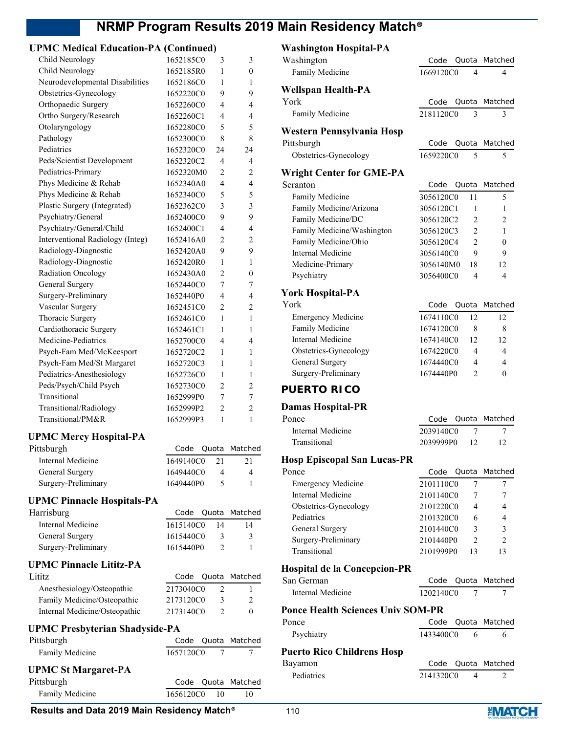## UPMC Medical Education-PA (Continued)

| Program | Code | Quota | Matched |
|---|---|---|---|
| Child Neurology | 1652185C0 | 3 | 3 |
| Child Neurology | 1652185R0 | 1 | 0 |
| Neurodevelopmental Disabilities | 1652186C0 | 1 | 1 |
| Obstetrics-Gynecology | 1652220C0 | 9 | 9 |
| Orthopaedic Surgery | 1652260C0 | 4 | 4 |
| Ortho Surgery/Research | 1652260C1 | 4 | 4 |
| Otolaryngology | 1652280C0 | 5 | 5 |
| Pathology | 1652300C0 | 8 | 8 |
| Pediatrics | 1652320C0 | 24 | 24 |
| Peds/Scientist Development | 1652320C2 | 4 | 4 |
| Pediatrics-Primary | 1652320M0 | 2 | 2 |
| Phys Medicine & Rehab | 1652340A0 | 4 | 4 |
| Phys Medicine & Rehab | 1652340C0 | 5 | 5 |
| Plastic Surgery (Integrated) | 1652362C0 | 3 | 3 |
| Psychiatry/General | 1652400C0 | 9 | 9 |
| Psychiatry/General/Child | 1652400C1 | 4 | 4 |
| Interventional Radiology (Integ) | 1652416A0 | 2 | 2 |
| Radiology-Diagnostic | 1652420A0 | 9 | 9 |
| Radiology-Diagnostic | 1652420R0 | 1 | 1 |
| Radiation Oncology | 1652430A0 | 2 | 0 |
| General Surgery | 1652440C0 | 7 | 7 |
| Surgery-Preliminary | 1652440P0 | 4 | 4 |
| Vascular Surgery | 1652451C0 | 2 | 2 |
| Thoracic Surgery | 1652461C0 | 1 | 1 |
| Cardiothoracic Surgery | 1652461C1 | 1 | 1 |
| Medicine-Pediatrics | 1652700C0 | 4 | 4 |
| Psych-Fam Med/McKeesport | 1652720C2 | 1 | 1 |
| Psych-Fam Med/St Margaret | 1652720C3 | 1 | 1 |
| Pediatrics-Anesthesiology | 1652726C0 | 1 | 1 |
| Peds/Psych/Child Psych | 1652730C0 | 2 | 2 |
| Transitional | 1652999P0 | 7 | 7 |
| Transitional/Radiology | 1652999P2 | 2 | 2 |
| Transitional/PM&R | 1652999P3 | 1 | 1 |

## UPMC Mercy Hospital-PA

| Pittsburgh | Code | Quota | Matched |
|---|---|---|---|
| Internal Medicine | 1649140C0 | 21 | 21 |
| General Surgery | 1649440C0 | 4 | 4 |
| Surgery-Preliminary | 1649440P0 | 5 | 1 |

## UPMC Pinnacle Hospitals-PA

| Harrisburg | Code | Quota | Matched |
|---|---|---|---|
| Internal Medicine | 1615140C0 | 14 | 14 |
| General Surgery | 1615440C0 | 3 | 3 |
| Surgery-Preliminary | 1615440P0 | 2 | 1 |

## UPMC Pinnacle Lititz-PA

| Lititz | Code | Quota | Matched |
|---|---|---|---|
| Anesthesiology/Osteopathic | 2173040C0 | 2 | 1 |
| Family Medicine/Osteopathic | 2173120C0 | 3 | 2 |
| Internal Medicine/Osteopathic | 2173140C0 | 2 | 0 |

## UPMC Presbyterian Shadyside-PA

| Pittsburgh | Code | Quota | Matched |
|---|---|---|---|
| Family Medicine | 1657120C0 | 7 | 7 |

## UPMC St Margaret-PA

| Pittsburgh | Code | Quota | Matched |
|---|---|---|---|
| Family Medicine | 1656120C0 | 10 | 10 |

## Washington Hospital-PA

| Washington | Code | Quota | Matched |
|---|---|---|---|
| Family Medicine | 1669120C0 | 4 | 4 |

## Wellspan Health-PA

| York | Code | Quota | Matched |
|---|---|---|---|
| Family Medicine | 2181120C0 | 3 | 3 |

## Western Pennsylvania Hosp

| Pittsburgh | Code | Quota | Matched |
|---|---|---|---|
| Obstetrics-Gynecology | 1659220C0 | 5 | 5 |

## Wright Center for GME-PA

| Scranton | Code | Quota | Matched |
|---|---|---|---|
| Family Medicine | 3056120C0 | 11 | 5 |
| Family Medicine/Arizona | 3056120C1 | 1 | 1 |
| Family Medicine/DC | 3056120C2 | 2 | 2 |
| Family Medicine/Washington | 3056120C3 | 2 | 1 |
| Family Medicine/Ohio | 3056120C4 | 2 | 0 |
| Internal Medicine | 3056140C0 | 9 | 9 |
| Medicine-Primary | 3056140M0 | 18 | 12 |
| Psychiatry | 3056400C0 | 4 | 4 |

## York Hospital-PA

| York | Code | Quota | Matched |
|---|---|---|---|
| Emergency Medicine | 1674110C0 | 12 | 12 |
| Family Medicine | 1674120C0 | 8 | 8 |
| Internal Medicine | 1674140C0 | 12 | 12 |
| Obstetrics-Gynecology | 1674220C0 | 4 | 4 |
| General Surgery | 1674440C0 | 4 | 4 |
| Surgery-Preliminary | 1674440P0 | 2 | 0 |

# PUERTO RICO

## Damas Hospital-PR

| Ponce | Code | Quota | Matched |
|---|---|---|---|
| Internal Medicine | 2039140C0 | 7 | 7 |
| Transitional | 2039999P0 | 12 | 12 |

## Hosp Episcopal San Lucas-PR

| Ponce | Code | Quota | Matched |
|---|---|---|---|
| Emergency Medicine | 2101110C0 | 7 | 7 |
| Internal Medicine | 2101140C0 | 7 | 7 |
| Obstetrics-Gynecology | 2101220C0 | 4 | 4 |
| Pediatrics | 2101320C0 | 6 | 4 |
| General Surgery | 2101440C0 | 3 | 3 |
| Surgery-Preliminary | 2101440P0 | 2 | 2 |
| Transitional | 2101999P0 | 13 | 13 |

## Hospital de la Concepcion-PR

| San German | Code | Quota | Matched |
|---|---|---|---|
| Internal Medicine | 1202140C0 | 7 | 7 |

## Ponce Health Sciences Univ SOM-PR

| Ponce | Code | Quota | Matched |
|---|---|---|---|
| Psychiatry | 1433400C0 | 6 | 6 |

## Puerto Rico Childrens Hosp

| Bayamon | Code | Quota | Matched |
|---|---|---|---|
| Pediatrics | 2141320C0 | 4 | 2 |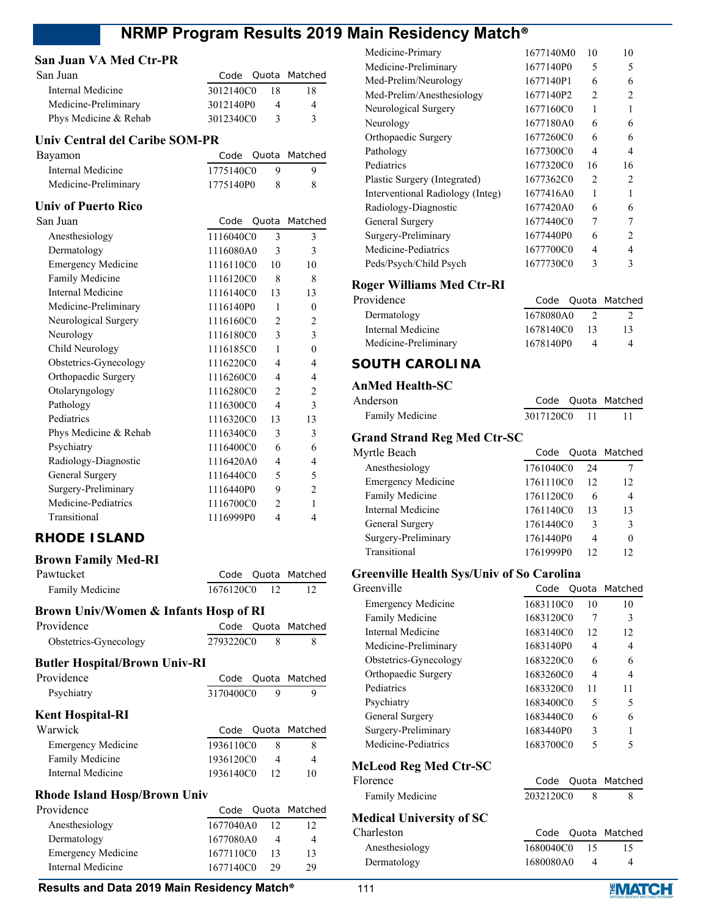### San Juan VA Med Ctr-PR

| San Juan | Code | Quota | Matched |
|---|---|---|---|
| Internal Medicine | 3012140C0 | 18 | 18 |
| Medicine-Preliminary | 3012140P0 | 4 | 4 |
| Phys Medicine & Rehab | 3012340C0 | 3 | 3 |

### Univ Central del Caribe SOM-PR

| Bayamon | Code | Quota | Matched |
|---|---|---|---|
| Internal Medicine | 1775140C0 | 9 | 9 |
| Medicine-Preliminary | 1775140P0 | 8 | 8 |

### Univ of Puerto Rico

| San Juan | Code | Quota | Matched |
|---|---|---|---|
| Anesthesiology | 1116040C0 | 3 | 3 |
| Dermatology | 1116080A0 | 3 | 3 |
| Emergency Medicine | 1116110C0 | 10 | 10 |
| Family Medicine | 1116120C0 | 8 | 8 |
| Internal Medicine | 1116140C0 | 13 | 13 |
| Medicine-Preliminary | 1116140P0 | 1 | 0 |
| Neurological Surgery | 1116160C0 | 2 | 2 |
| Neurology | 1116180C0 | 3 | 3 |
| Child Neurology | 1116185C0 | 1 | 0 |
| Obstetrics-Gynecology | 1116220C0 | 4 | 4 |
| Orthopaedic Surgery | 1116260C0 | 4 | 4 |
| Otolaryngology | 1116280C0 | 2 | 2 |
| Pathology | 1116300C0 | 4 | 3 |
| Pediatrics | 1116320C0 | 13 | 13 |
| Phys Medicine & Rehab | 1116340C0 | 3 | 3 |
| Psychiatry | 1116400C0 | 6 | 6 |
| Radiology-Diagnostic | 1116420A0 | 4 | 4 |
| General Surgery | 1116440C0 | 5 | 5 |
| Surgery-Preliminary | 1116440P0 | 9 | 2 |
| Medicine-Pediatrics | 1116700C0 | 2 | 1 |
| Transitional | 1116999P0 | 4 | 4 |

## RHODE ISLAND

### Brown Family Med-RI

| Pawtucket | Code | Quota | Matched |
|---|---|---|---|
| Family Medicine | 1676120C0 | 12 | 12 |

### Brown Univ/Women & Infants Hosp of RI

| Providence | Code | Quota | Matched |
|---|---|---|---|
| Obstetrics-Gynecology | 2793220C0 | 8 | 8 |

### Butler Hospital/Brown Univ-RI

| Providence | Code | Quota | Matched |
|---|---|---|---|
| Psychiatry | 3170400C0 | 9 | 9 |

### Kent Hospital-RI

| Warwick | Code | Quota | Matched |
|---|---|---|---|
| Emergency Medicine | 1936110C0 | 8 | 8 |
| Family Medicine | 1936120C0 | 4 | 4 |
| Internal Medicine | 1936140C0 | 12 | 10 |

### Rhode Island Hosp/Brown Univ

| Providence | Code | Quota | Matched |
|---|---|---|---|
| Anesthesiology | 1677040A0 | 12 | 12 |
| Dermatology | 1677080A0 | 4 | 4 |
| Emergency Medicine | 1677110C0 | 13 | 13 |
| Internal Medicine | 1677140C0 | 29 | 29 |
| Medicine-Primary | 1677140M0 | 10 | 10 |
| Medicine-Preliminary | 1677140P0 | 5 | 5 |
| Med-Prelim/Neurology | 1677140P1 | 6 | 6 |
| Med-Prelim/Anesthesiology | 1677140P2 | 2 | 2 |
| Neurological Surgery | 1677160C0 | 1 | 1 |
| Neurology | 1677180A0 | 6 | 6 |
| Orthopaedic Surgery | 1677260C0 | 6 | 6 |
| Pathology | 1677300C0 | 4 | 4 |
| Pediatrics | 1677320C0 | 16 | 16 |
| Plastic Surgery (Integrated) | 1677362C0 | 2 | 2 |
| Interventional Radiology (Integ) | 1677416A0 | 1 | 1 |
| Radiology-Diagnostic | 1677420A0 | 6 | 6 |
| General Surgery | 1677440C0 | 7 | 7 |
| Surgery-Preliminary | 1677440P0 | 6 | 2 |
| Medicine-Pediatrics | 1677700C0 | 4 | 4 |
| Peds/Psych/Child Psych | 1677730C0 | 3 | 3 |

### Roger Williams Med Ctr-RI

| Providence | Code | Quota | Matched |
|---|---|---|---|
| Dermatology | 1678080A0 | 2 | 2 |
| Internal Medicine | 1678140C0 | 13 | 13 |
| Medicine-Preliminary | 1678140P0 | 4 | 4 |

## SOUTH CAROLINA

### AnMed Health-SC

| Anderson | Code | Quota | Matched |
|---|---|---|---|
| Family Medicine | 3017120C0 | 11 | 11 |

### Grand Strand Reg Med Ctr-SC

| Myrtle Beach | Code | Quota | Matched |
|---|---|---|---|
| Anesthesiology | 1761040C0 | 24 | 7 |
| Emergency Medicine | 1761110C0 | 12 | 12 |
| Family Medicine | 1761120C0 | 6 | 4 |
| Internal Medicine | 1761140C0 | 13 | 13 |
| General Surgery | 1761440C0 | 3 | 3 |
| Surgery-Preliminary | 1761440P0 | 4 | 0 |
| Transitional | 1761999P0 | 12 | 12 |

### Greenville Health Sys/Univ of So Carolina

| Greenville | Code | Quota | Matched |
|---|---|---|---|
| Emergency Medicine | 1683110C0 | 10 | 10 |
| Family Medicine | 1683120C0 | 7 | 3 |
| Internal Medicine | 1683140C0 | 12 | 12 |
| Medicine-Preliminary | 1683140P0 | 4 | 4 |
| Obstetrics-Gynecology | 1683220C0 | 6 | 6 |
| Orthopaedic Surgery | 1683260C0 | 4 | 4 |
| Pediatrics | 1683320C0 | 11 | 11 |
| Psychiatry | 1683400C0 | 5 | 5 |
| General Surgery | 1683440C0 | 6 | 6 |
| Surgery-Preliminary | 1683440P0 | 3 | 1 |
| Medicine-Pediatrics | 1683700C0 | 5 | 5 |

### McLeod Reg Med Ctr-SC

| Florence | Code | Quota | Matched |
|---|---|---|---|
| Family Medicine | 2032120C0 | 8 | 8 |

### Medical University of SC

| Charleston | Code | Quota | Matched |
|---|---|---|---|
| Anesthesiology | 1680040C0 | 15 | 15 |
| Dermatology | 1680080A0 | 4 | 4 |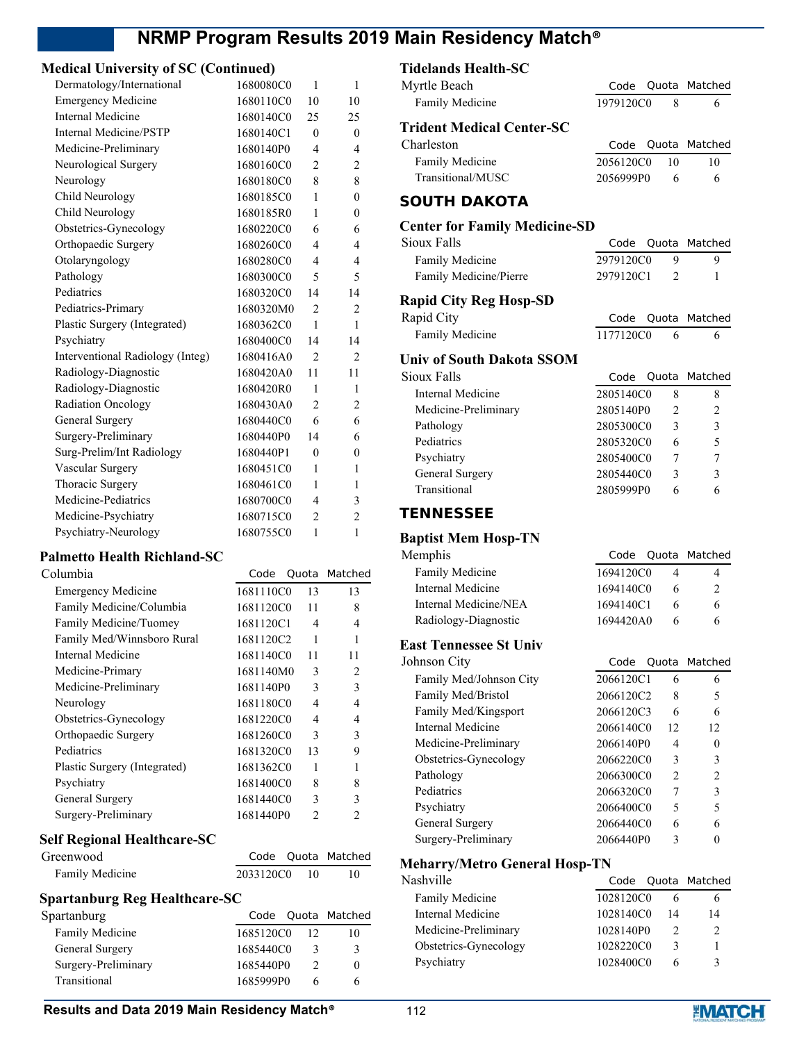### Medical University of SC (Continued)

| | Code | Quota | Matched |
|---|---|---|---|
| Dermatology/International | 1680080C0 | 1 | 1 |
| Emergency Medicine | 1680110C0 | 10 | 10 |
| Internal Medicine | 1680140C0 | 25 | 25 |
| Internal Medicine/PSTP | 1680140C1 | 0 | 0 |
| Medicine-Preliminary | 1680140P0 | 4 | 4 |
| Neurological Surgery | 1680160C0 | 2 | 2 |
| Neurology | 1680180C0 | 8 | 8 |
| Child Neurology | 1680185C0 | 1 | 0 |
| Child Neurology | 1680185R0 | 1 | 0 |
| Obstetrics-Gynecology | 1680220C0 | 6 | 6 |
| Orthopaedic Surgery | 1680260C0 | 4 | 4 |
| Otolaryngology | 1680280C0 | 4 | 4 |
| Pathology | 1680300C0 | 5 | 5 |
| Pediatrics | 1680320C0 | 14 | 14 |
| Pediatrics-Primary | 1680320M0 | 2 | 2 |
| Plastic Surgery (Integrated) | 1680362C0 | 1 | 1 |
| Psychiatry | 1680400C0 | 14 | 14 |
| Interventional Radiology (Integ) | 1680416A0 | 2 | 2 |
| Radiology-Diagnostic | 1680420A0 | 11 | 11 |
| Radiology-Diagnostic | 1680420R0 | 1 | 1 |
| Radiation Oncology | 1680430A0 | 2 | 2 |
| General Surgery | 1680440C0 | 6 | 6 |
| Surgery-Preliminary | 1680440P0 | 14 | 6 |
| Surg-Prelim/Int Radiology | 1680440P1 | 0 | 0 |
| Vascular Surgery | 1680451C0 | 1 | 1 |
| Thoracic Surgery | 1680461C0 | 1 | 1 |
| Medicine-Pediatrics | 1680700C0 | 4 | 3 |
| Medicine-Psychiatry | 1680715C0 | 2 | 2 |
| Psychiatry-Neurology | 1680755C0 | 1 | 1 |

### Palmetto Health Richland-SC

| Columbia | Code | Quota | Matched |
|---|---|---|---|
| Emergency Medicine | 1681110C0 | 13 | 13 |
| Family Medicine/Columbia | 1681120C0 | 11 | 8 |
| Family Medicine/Tuomey | 1681120C1 | 4 | 4 |
| Family Med/Winnsboro Rural | 1681120C2 | 1 | 1 |
| Internal Medicine | 1681140C0 | 11 | 11 |
| Medicine-Primary | 1681140M0 | 3 | 2 |
| Medicine-Preliminary | 1681140P0 | 3 | 3 |
| Neurology | 1681180C0 | 4 | 4 |
| Obstetrics-Gynecology | 1681220C0 | 4 | 4 |
| Orthopaedic Surgery | 1681260C0 | 3 | 3 |
| Pediatrics | 1681320C0 | 13 | 9 |
| Plastic Surgery (Integrated) | 1681362C0 | 1 | 1 |
| Psychiatry | 1681400C0 | 8 | 8 |
| General Surgery | 1681440C0 | 3 | 3 |
| Surgery-Preliminary | 1681440P0 | 2 | 2 |

### Self Regional Healthcare-SC

| Greenwood | Code | Quota | Matched |
|---|---|---|---|
| Family Medicine | 2033120C0 | 10 | 10 |

### Spartanburg Reg Healthcare-SC

| Spartanburg | Code | Quota | Matched |
|---|---|---|---|
| Family Medicine | 1685120C0 | 12 | 10 |
| General Surgery | 1685440C0 | 3 | 3 |
| Surgery-Preliminary | 1685440P0 | 2 | 0 |
| Transitional | 1685999P0 | 6 | 6 |

### Tidelands Health-SC

| Myrtle Beach | Code | Quota | Matched |
|---|---|---|---|
| Family Medicine | 1979120C0 | 8 | 6 |

### Trident Medical Center-SC

| Charleston | Code | Quota | Matched |
|---|---|---|---|
| Family Medicine | 2056120C0 | 10 | 10 |
| Transitional/MUSC | 2056999P0 | 6 | 6 |

## SOUTH DAKOTA

### Center for Family Medicine-SD

| Sioux Falls | Code | Quota | Matched |
|---|---|---|---|
| Family Medicine | 2979120C0 | 9 | 9 |
| Family Medicine/Pierre | 2979120C1 | 2 | 1 |

### Rapid City Reg Hosp-SD

| Rapid City | Code | Quota | Matched |
|---|---|---|---|
| Family Medicine | 1177120C0 | 6 | 6 |

### Univ of South Dakota SSOM

| Sioux Falls | Code | Quota | Matched |
|---|---|---|---|
| Internal Medicine | 2805140C0 | 8 | 8 |
| Medicine-Preliminary | 2805140P0 | 2 | 2 |
| Pathology | 2805300C0 | 3 | 3 |
| Pediatrics | 2805320C0 | 6 | 5 |
| Psychiatry | 2805400C0 | 7 | 7 |
| General Surgery | 2805440C0 | 3 | 3 |
| Transitional | 2805999P0 | 6 | 6 |

## TENNESSEE

### Baptist Mem Hosp-TN

| Memphis | Code | Quota | Matched |
|---|---|---|---|
| Family Medicine | 1694120C0 | 4 | 4 |
| Internal Medicine | 1694140C0 | 6 | 2 |
| Internal Medicine/NEA | 1694140C1 | 6 | 6 |
| Radiology-Diagnostic | 1694420A0 | 6 | 6 |

### East Tennessee St Univ

| Johnson City | Code | Quota | Matched |
|---|---|---|---|
| Family Med/Johnson City | 2066120C1 | 6 | 6 |
| Family Med/Bristol | 2066120C2 | 8 | 5 |
| Family Med/Kingsport | 2066120C3 | 6 | 6 |
| Internal Medicine | 2066140C0 | 12 | 12 |
| Medicine-Preliminary | 2066140P0 | 4 | 0 |
| Obstetrics-Gynecology | 2066220C0 | 3 | 3 |
| Pathology | 2066300C0 | 2 | 2 |
| Pediatrics | 2066320C0 | 7 | 3 |
| Psychiatry | 2066400C0 | 5 | 5 |
| General Surgery | 2066440C0 | 6 | 6 |
| Surgery-Preliminary | 2066440P0 | 3 | 0 |

### Meharry/Metro General Hosp-TN

| Nashville | Code | Quota | Matched |
|---|---|---|---|
| Family Medicine | 1028120C0 | 6 | 6 |
| Internal Medicine | 1028140C0 | 14 | 14 |
| Medicine-Preliminary | 1028140P0 | 2 | 2 |
| Obstetrics-Gynecology | 1028220C0 | 3 | 1 |
| Psychiatry | 1028400C0 | 6 | 3 |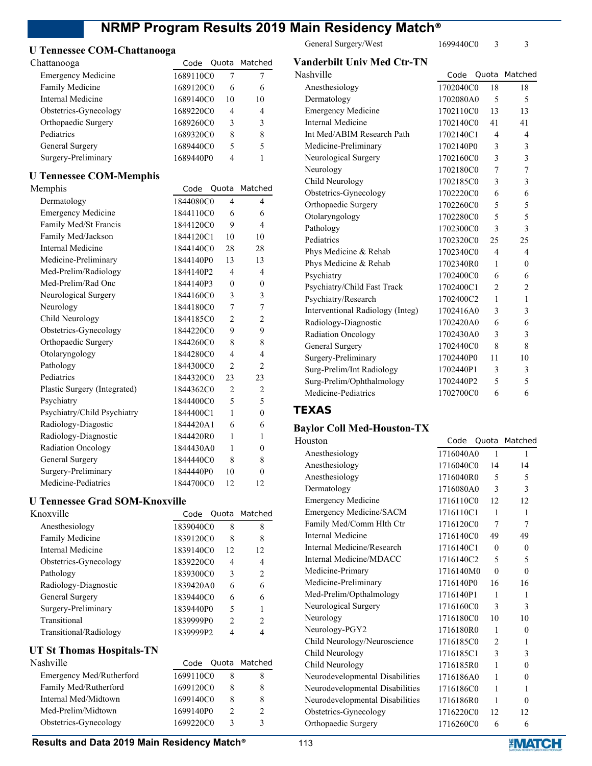## U Tennessee COM-Chattanooga

| Chattanooga | Code | Quota | Matched |
|---|---|---|---|
| Emergency Medicine | 1689110C0 | 7 | 7 |
| Family Medicine | 1689120C0 | 6 | 6 |
| Internal Medicine | 1689140C0 | 10 | 10 |
| Obstetrics-Gynecology | 1689220C0 | 4 | 4 |
| Orthopaedic Surgery | 1689260C0 | 3 | 3 |
| Pediatrics | 1689320C0 | 8 | 8 |
| General Surgery | 1689440C0 | 5 | 5 |
| Surgery-Preliminary | 1689440P0 | 4 | 1 |

## U Tennessee COM-Memphis

| Memphis | Code | Quota | Matched |
|---|---|---|---|
| Dermatology | 1844080C0 | 4 | 4 |
| Emergency Medicine | 1844110C0 | 6 | 6 |
| Family Med/St Francis | 1844120C0 | 9 | 4 |
| Family Med/Jackson | 1844120C1 | 10 | 10 |
| Internal Medicine | 1844140C0 | 28 | 28 |
| Medicine-Preliminary | 1844140P0 | 13 | 13 |
| Med-Prelim/Radiology | 1844140P2 | 4 | 4 |
| Med-Prelim/Rad Onc | 1844140P3 | 0 | 0 |
| Neurological Surgery | 1844160C0 | 3 | 3 |
| Neurology | 1844180C0 | 7 | 7 |
| Child Neurology | 1844185C0 | 2 | 2 |
| Obstetrics-Gynecology | 1844220C0 | 9 | 9 |
| Orthopaedic Surgery | 1844260C0 | 8 | 8 |
| Otolaryngology | 1844280C0 | 4 | 4 |
| Pathology | 1844300C0 | 2 | 2 |
| Pediatrics | 1844320C0 | 23 | 23 |
| Plastic Surgery (Integrated) | 1844362C0 | 2 | 2 |
| Psychiatry | 1844400C0 | 5 | 5 |
| Psychiatry/Child Psychiatry | 1844400C1 | 1 | 0 |
| Radiology-Diagostic | 1844420A1 | 6 | 6 |
| Radiology-Diagnostic | 1844420R0 | 1 | 1 |
| Radiation Oncology | 1844430A0 | 1 | 0 |
| General Surgery | 1844440C0 | 8 | 8 |
| Surgery-Preliminary | 1844440P0 | 10 | 0 |
| Medicine-Pediatrics | 1844700C0 | 12 | 12 |

## U Tennessee Grad SOM-Knoxville

| Knoxville | Code | Quota | Matched |
|---|---|---|---|
| Anesthesiology | 1839040C0 | 8 | 8 |
| Family Medicine | 1839120C0 | 8 | 8 |
| Internal Medicine | 1839140C0 | 12 | 12 |
| Obstetrics-Gynecology | 1839220C0 | 4 | 4 |
| Pathology | 1839300C0 | 3 | 2 |
| Radiology-Diagnostic | 1839420A0 | 6 | 6 |
| General Surgery | 1839440C0 | 6 | 6 |
| Surgery-Preliminary | 1839440P0 | 5 | 1 |
| Transitional | 1839999P0 | 2 | 2 |
| Transitional/Radiology | 1839999P2 | 4 | 4 |

## UT St Thomas Hospitals-TN

| Nashville | Code | Quota | Matched |
|---|---|---|---|
| Emergency Med/Rutherford | 1699110C0 | 8 | 8 |
| Family Med/Rutherford | 1699120C0 | 8 | 8 |
| Internal Med/Midtown | 1699140C0 | 8 | 8 |
| Med-Prelim/Midtown | 1699140P0 | 2 | 2 |
| Obstetrics-Gynecology | 1699220C0 | 3 | 3 |
| General Surgery/West | 1699440C0 | 3 | 3 |

## Vanderbilt Univ Med Ctr-TN

| Nashville | Code | Quota | Matched |
|---|---|---|---|
| Anesthesiology | 1702040C0 | 18 | 18 |
| Dermatology | 1702080A0 | 5 | 5 |
| Emergency Medicine | 1702110C0 | 13 | 13 |
| Internal Medicine | 1702140C0 | 41 | 41 |
| Int Med/ABIM Research Path | 1702140C1 | 4 | 4 |
| Medicine-Preliminary | 1702140P0 | 3 | 3 |
| Neurological Surgery | 1702160C0 | 3 | 3 |
| Neurology | 1702180C0 | 7 | 7 |
| Child Neurology | 1702185C0 | 3 | 3 |
| Obstetrics-Gynecology | 1702220C0 | 6 | 6 |
| Orthopaedic Surgery | 1702260C0 | 5 | 5 |
| Otolaryngology | 1702280C0 | 5 | 5 |
| Pathology | 1702300C0 | 3 | 3 |
| Pediatrics | 1702320C0 | 25 | 25 |
| Phys Medicine & Rehab | 1702340C0 | 4 | 4 |
| Phys Medicine & Rehab | 1702340R0 | 1 | 0 |
| Psychiatry | 1702400C0 | 6 | 6 |
| Psychiatry/Child Fast Track | 1702400C1 | 2 | 2 |
| Psychiatry/Research | 1702400C2 | 1 | 1 |
| Interventional Radiology (Integ) | 1702416A0 | 3 | 3 |
| Radiology-Diagnostic | 1702420A0 | 6 | 6 |
| Radiation Oncology | 1702430A0 | 3 | 3 |
| General Surgery | 1702440C0 | 8 | 8 |
| Surgery-Preliminary | 1702440P0 | 11 | 10 |
| Surg-Prelim/Int Radiology | 1702440P1 | 3 | 3 |
| Surg-Prelim/Ophthalmology | 1702440P2 | 5 | 5 |
| Medicine-Pediatrics | 1702700C0 | 6 | 6 |

# TEXAS

## Baylor Coll Med-Houston-TX

| Houston | Code | Quota | Matched |
|---|---|---|---|
| Anesthesiology | 1716040A0 | 1 | 1 |
| Anesthesiology | 1716040C0 | 14 | 14 |
| Anesthesiology | 1716040R0 | 5 | 5 |
| Dermatology | 1716080A0 | 3 | 3 |
| Emergency Medicine | 1716110C0 | 12 | 12 |
| Emergency Medicine/SACM | 1716110C1 | 1 | 1 |
| Family Med/Comm Hlth Ctr | 1716120C0 | 7 | 7 |
| Internal Medicine | 1716140C0 | 49 | 49 |
| Internal Medicine/Research | 1716140C1 | 0 | 0 |
| Internal Medicine/MDACC | 1716140C2 | 5 | 5 |
| Medicine-Primary | 1716140M0 | 0 | 0 |
| Medicine-Preliminary | 1716140P0 | 16 | 16 |
| Med-Prelim/Opthalmology | 1716140P1 | 1 | 1 |
| Neurological Surgery | 1716160C0 | 3 | 3 |
| Neurology | 1716180C0 | 10 | 10 |
| Neurology-PGY2 | 1716180R0 | 1 | 0 |
| Child Neurology/Neuroscience | 1716185C0 | 2 | 1 |
| Child Neurology | 1716185C1 | 3 | 3 |
| Child Neurology | 1716185R0 | 1 | 0 |
| Neurodevelopmental Disabilities | 1716186A0 | 1 | 0 |
| Neurodevelopmental Disabilities | 1716186C0 | 1 | 1 |
| Neurodevelopmental Disabilities | 1716186R0 | 1 | 0 |
| Obstetrics-Gynecology | 1716220C0 | 12 | 12 |
| Orthopaedic Surgery | 1716260C0 | 6 | 6 |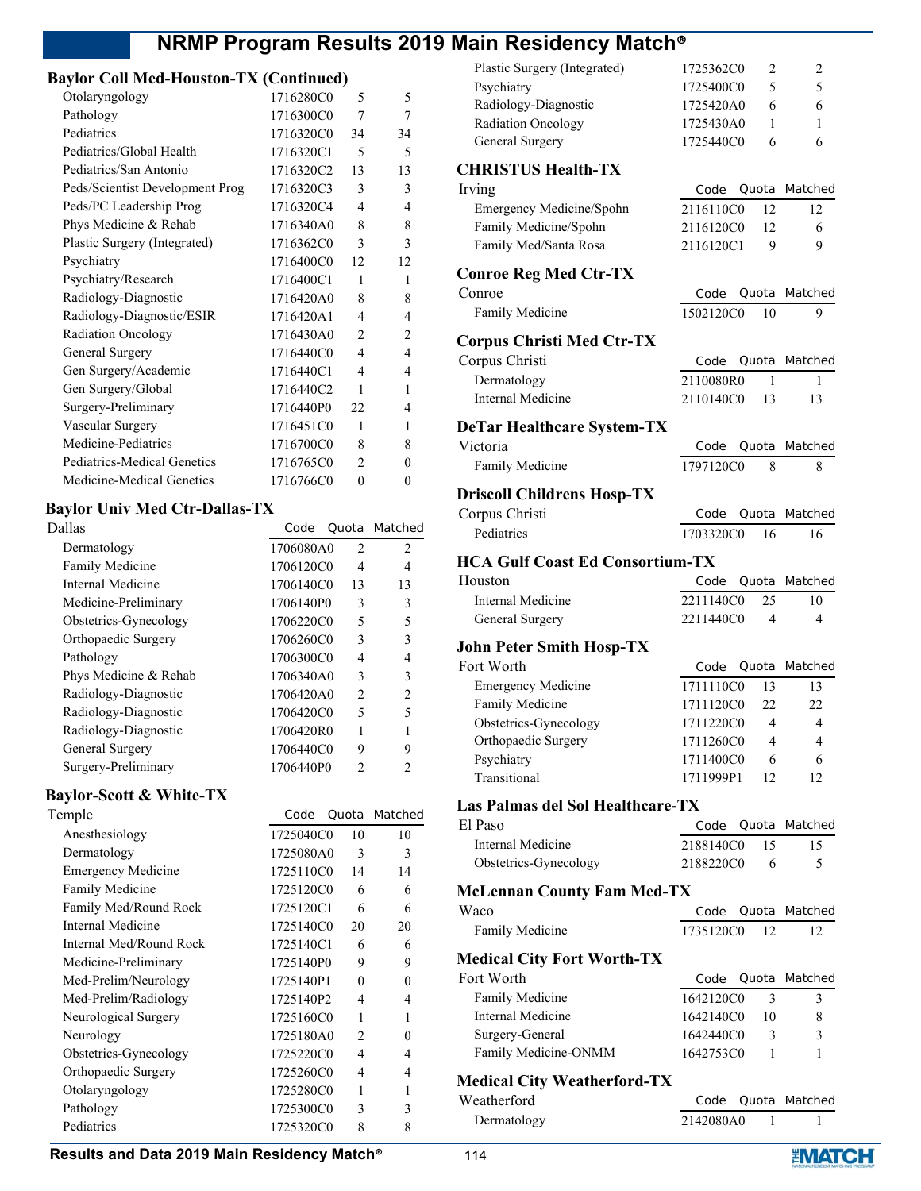## Baylor Coll Med-Houston-TX (Continued)

| | Code | Quota | Matched |
|---|---|---|---|
| Otolaryngology | 1716280C0 | 5 | 5 |
| Pathology | 1716300C0 | 7 | 7 |
| Pediatrics | 1716320C0 | 34 | 34 |
| Pediatrics/Global Health | 1716320C1 | 5 | 5 |
| Pediatrics/San Antonio | 1716320C2 | 13 | 13 |
| Peds/Scientist Development Prog | 1716320C3 | 3 | 3 |
| Peds/PC Leadership Prog | 1716320C4 | 4 | 4 |
| Phys Medicine & Rehab | 1716340A0 | 8 | 8 |
| Plastic Surgery (Integrated) | 1716362C0 | 3 | 3 |
| Psychiatry | 1716400C0 | 12 | 12 |
| Psychiatry/Research | 1716400C1 | 1 | 1 |
| Radiology-Diagnostic | 1716420A0 | 8 | 8 |
| Radiology-Diagnostic/ESIR | 1716420A1 | 4 | 4 |
| Radiation Oncology | 1716430A0 | 2 | 2 |
| General Surgery | 1716440C0 | 4 | 4 |
| Gen Surgery/Academic | 1716440C1 | 4 | 4 |
| Gen Surgery/Global | 1716440C2 | 1 | 1 |
| Surgery-Preliminary | 1716440P0 | 22 | 4 |
| Vascular Surgery | 1716451C0 | 1 | 1 |
| Medicine-Pediatrics | 1716700C0 | 8 | 8 |
| Pediatrics-Medical Genetics | 1716765C0 | 2 | 0 |
| Medicine-Medical Genetics | 1716766C0 | 0 | 0 |

## Baylor Univ Med Ctr-Dallas-TX

| Dallas | Code | Quota | Matched |
|---|---|---|---|
| Dermatology | 1706080A0 | 2 | 2 |
| Family Medicine | 1706120C0 | 4 | 4 |
| Internal Medicine | 1706140C0 | 13 | 13 |
| Medicine-Preliminary | 1706140P0 | 3 | 3 |
| Obstetrics-Gynecology | 1706220C0 | 5 | 5 |
| Orthopaedic Surgery | 1706260C0 | 3 | 3 |
| Pathology | 1706300C0 | 4 | 4 |
| Phys Medicine & Rehab | 1706340A0 | 3 | 3 |
| Radiology-Diagnostic | 1706420A0 | 2 | 2 |
| Radiology-Diagnostic | 1706420C0 | 5 | 5 |
| Radiology-Diagnostic | 1706420R0 | 1 | 1 |
| General Surgery | 1706440C0 | 9 | 9 |
| Surgery-Preliminary | 1706440P0 | 2 | 2 |

## Baylor-Scott & White-TX

| Temple | Code | Quota | Matched |
|---|---|---|---|
| Anesthesiology | 1725040C0 | 10 | 10 |
| Dermatology | 1725080A0 | 3 | 3 |
| Emergency Medicine | 1725110C0 | 14 | 14 |
| Family Medicine | 1725120C0 | 6 | 6 |
| Family Med/Round Rock | 1725120C1 | 6 | 6 |
| Internal Medicine | 1725140C0 | 20 | 20 |
| Internal Med/Round Rock | 1725140C1 | 6 | 6 |
| Medicine-Preliminary | 1725140P0 | 9 | 9 |
| Med-Prelim/Neurology | 1725140P1 | 0 | 0 |
| Med-Prelim/Radiology | 1725140P2 | 4 | 4 |
| Neurological Surgery | 1725160C0 | 1 | 1 |
| Neurology | 1725180A0 | 2 | 0 |
| Obstetrics-Gynecology | 1725220C0 | 4 | 4 |
| Orthopaedic Surgery | 1725260C0 | 4 | 4 |
| Otolaryngology | 1725280C0 | 1 | 1 |
| Pathology | 1725300C0 | 3 | 3 |
| Pediatrics | 1725320C0 | 8 | 8 |
| Plastic Surgery (Integrated) | 1725362C0 | 2 | 2 |
| Psychiatry | 1725400C0 | 5 | 5 |
| Radiology-Diagnostic | 1725420A0 | 6 | 6 |
| Radiation Oncology | 1725430A0 | 1 | 1 |
| General Surgery | 1725440C0 | 6 | 6 |

## CHRISTUS Health-TX

| Irving | Code | Quota | Matched |
|---|---|---|---|
| Emergency Medicine/Spohn | 2116110C0 | 12 | 12 |
| Family Medicine/Spohn | 2116120C0 | 12 | 6 |
| Family Med/Santa Rosa | 2116120C1 | 9 | 9 |

## Conroe Reg Med Ctr-TX

| Conroe | Code | Quota | Matched |
|---|---|---|---|
| Family Medicine | 1502120C0 | 10 | 9 |

## Corpus Christi Med Ctr-TX

| Corpus Christi | Code | Quota | Matched |
|---|---|---|---|
| Dermatology | 2110080R0 | 1 | 1 |
| Internal Medicine | 2110140C0 | 13 | 13 |

## DeTar Healthcare System-TX

| Victoria | Code | Quota | Matched |
|---|---|---|---|
| Family Medicine | 1797120C0 | 8 | 8 |

## Driscoll Childrens Hosp-TX

| Corpus Christi | Code | Quota | Matched |
|---|---|---|---|
| Pediatrics | 1703320C0 | 16 | 16 |

## HCA Gulf Coast Ed Consortium-TX

| Houston | Code | Quota | Matched |
|---|---|---|---|
| Internal Medicine | 2211140C0 | 25 | 10 |
| General Surgery | 2211440C0 | 4 | 4 |

## John Peter Smith Hosp-TX

| Fort Worth | Code | Quota | Matched |
|---|---|---|---|
| Emergency Medicine | 1711110C0 | 13 | 13 |
| Family Medicine | 1711120C0 | 22 | 22 |
| Obstetrics-Gynecology | 1711220C0 | 4 | 4 |
| Orthopaedic Surgery | 1711260C0 | 4 | 4 |
| Psychiatry | 1711400C0 | 6 | 6 |
| Transitional | 1711999P1 | 12 | 12 |

## Las Palmas del Sol Healthcare-TX

| El Paso | Code | Quota | Matched |
|---|---|---|---|
| Internal Medicine | 2188140C0 | 15 | 15 |
| Obstetrics-Gynecology | 2188220C0 | 6 | 5 |

## McLennan County Fam Med-TX

| Waco | Code | Quota | Matched |
|---|---|---|---|
| Family Medicine | 1735120C0 | 12 | 12 |

## Medical City Fort Worth-TX

| Fort Worth | Code | Quota | Matched |
|---|---|---|---|
| Family Medicine | 1642120C0 | 3 | 3 |
| Internal Medicine | 1642140C0 | 10 | 8 |
| Surgery-General | 1642440C0 | 3 | 3 |
| Family Medicine-ONMM | 1642753C0 | 1 | 1 |

## Medical City Weatherford-TX

| Weatherford | Code | Quota | Matched |
|---|---|---|---|
| Dermatology | 2142080A0 | 1 | 1 |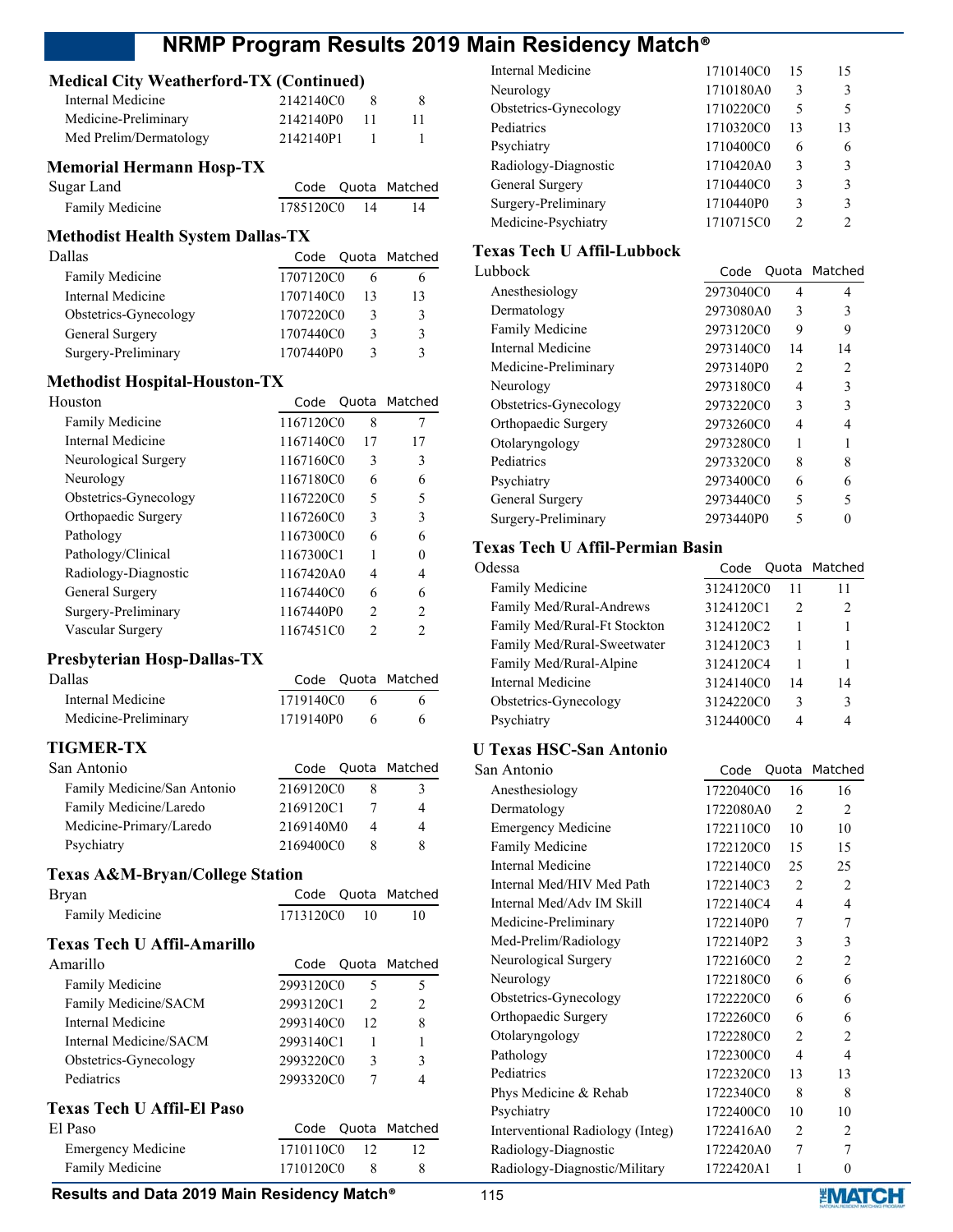### Medical City Weatherford-TX (Continued)

| | Code | Quota | Matched |
|---|---|---|---|
| Internal Medicine | 2142140C0 | 8 | 8 |
| Medicine-Preliminary | 2142140P0 | 11 | 11 |
| Med Prelim/Dermatology | 2142140P1 | 1 | 1 |

### Memorial Hermann Hosp-TX

| Sugar Land | Code | Quota | Matched |
|---|---|---|---|
| Family Medicine | 1785120C0 | 14 | 14 |

### Methodist Health System Dallas-TX

| Dallas | Code | Quota | Matched |
|---|---|---|---|
| Family Medicine | 1707120C0 | 6 | 6 |
| Internal Medicine | 1707140C0 | 13 | 13 |
| Obstetrics-Gynecology | 1707220C0 | 3 | 3 |
| General Surgery | 1707440C0 | 3 | 3 |
| Surgery-Preliminary | 1707440P0 | 3 | 3 |

### Methodist Hospital-Houston-TX

| Houston | Code | Quota | Matched |
|---|---|---|---|
| Family Medicine | 1167120C0 | 8 | 7 |
| Internal Medicine | 1167140C0 | 17 | 17 |
| Neurological Surgery | 1167160C0 | 3 | 3 |
| Neurology | 1167180C0 | 6 | 6 |
| Obstetrics-Gynecology | 1167220C0 | 5 | 5 |
| Orthopaedic Surgery | 1167260C0 | 3 | 3 |
| Pathology | 1167300C0 | 6 | 6 |
| Pathology/Clinical | 1167300C1 | 1 | 0 |
| Radiology-Diagnostic | 1167420A0 | 4 | 4 |
| General Surgery | 1167440C0 | 6 | 6 |
| Surgery-Preliminary | 1167440P0 | 2 | 2 |
| Vascular Surgery | 1167451C0 | 2 | 2 |

### Presbyterian Hosp-Dallas-TX

| Dallas | Code | Quota | Matched |
|---|---|---|---|
| Internal Medicine | 1719140C0 | 6 | 6 |
| Medicine-Preliminary | 1719140P0 | 6 | 6 |

### TIGMER-TX

| San Antonio | Code | Quota | Matched |
|---|---|---|---|
| Family Medicine/San Antonio | 2169120C0 | 8 | 3 |
| Family Medicine/Laredo | 2169120C1 | 7 | 4 |
| Medicine-Primary/Laredo | 2169140M0 | 4 | 4 |
| Psychiatry | 2169400C0 | 8 | 8 |

### Texas A&M-Bryan/College Station

| Bryan | Code | Quota | Matched |
|---|---|---|---|
| Family Medicine | 1713120C0 | 10 | 10 |

### Texas Tech U Affil-Amarillo

| Amarillo | Code | Quota | Matched |
|---|---|---|---|
| Family Medicine | 2993120C0 | 5 | 5 |
| Family Medicine/SACM | 2993120C1 | 2 | 2 |
| Internal Medicine | 2993140C0 | 12 | 8 |
| Internal Medicine/SACM | 2993140C1 | 1 | 1 |
| Obstetrics-Gynecology | 2993220C0 | 3 | 3 |
| Pediatrics | 2993320C0 | 7 | 4 |

### Texas Tech U Affil-El Paso

| El Paso | Code | Quota | Matched |
|---|---|---|---|
| Emergency Medicine | 1710110C0 | 12 | 12 |
| Family Medicine | 1710120C0 | 8 | 8 |
| Internal Medicine | 1710140C0 | 15 | 15 |
| Neurology | 1710180A0 | 3 | 3 |
| Obstetrics-Gynecology | 1710220C0 | 5 | 5 |
| Pediatrics | 1710320C0 | 13 | 13 |
| Psychiatry | 1710400C0 | 6 | 6 |
| Radiology-Diagnostic | 1710420A0 | 3 | 3 |
| General Surgery | 1710440C0 | 3 | 3 |
| Surgery-Preliminary | 1710440P0 | 3 | 3 |
| Medicine-Psychiatry | 1710715C0 | 2 | 2 |

### Texas Tech U Affil-Lubbock

| Lubbock | Code | Quota | Matched |
|---|---|---|---|
| Anesthesiology | 2973040C0 | 4 | 4 |
| Dermatology | 2973080A0 | 3 | 3 |
| Family Medicine | 2973120C0 | 9 | 9 |
| Internal Medicine | 2973140C0 | 14 | 14 |
| Medicine-Preliminary | 2973140P0 | 2 | 2 |
| Neurology | 2973180C0 | 4 | 3 |
| Obstetrics-Gynecology | 2973220C0 | 3 | 3 |
| Orthopaedic Surgery | 2973260C0 | 4 | 4 |
| Otolaryngology | 2973280C0 | 1 | 1 |
| Pediatrics | 2973320C0 | 8 | 8 |
| Psychiatry | 2973400C0 | 6 | 6 |
| General Surgery | 2973440C0 | 5 | 5 |
| Surgery-Preliminary | 2973440P0 | 5 | 0 |

### Texas Tech U Affil-Permian Basin

| Odessa | Code | Quota | Matched |
|---|---|---|---|
| Family Medicine | 3124120C0 | 11 | 11 |
| Family Med/Rural-Andrews | 3124120C1 | 2 | 2 |
| Family Med/Rural-Ft Stockton | 3124120C2 | 1 | 1 |
| Family Med/Rural-Sweetwater | 3124120C3 | 1 | 1 |
| Family Med/Rural-Alpine | 3124120C4 | 1 | 1 |
| Internal Medicine | 3124140C0 | 14 | 14 |
| Obstetrics-Gynecology | 3124220C0 | 3 | 3 |
| Psychiatry | 3124400C0 | 4 | 4 |

### U Texas HSC-San Antonio

| San Antonio | Code | Quota | Matched |
|---|---|---|---|
| Anesthesiology | 1722040C0 | 16 | 16 |
| Dermatology | 1722080A0 | 2 | 2 |
| Emergency Medicine | 1722110C0 | 10 | 10 |
| Family Medicine | 1722120C0 | 15 | 15 |
| Internal Medicine | 1722140C0 | 25 | 25 |
| Internal Med/HIV Med Path | 1722140C3 | 2 | 2 |
| Internal Med/Adv IM Skill | 1722140C4 | 4 | 4 |
| Medicine-Preliminary | 1722140P0 | 7 | 7 |
| Med-Prelim/Radiology | 1722140P2 | 3 | 3 |
| Neurological Surgery | 1722160C0 | 2 | 2 |
| Neurology | 1722180C0 | 6 | 6 |
| Obstetrics-Gynecology | 1722220C0 | 6 | 6 |
| Orthopaedic Surgery | 1722260C0 | 6 | 6 |
| Otolaryngology | 1722280C0 | 2 | 2 |
| Pathology | 1722300C0 | 4 | 4 |
| Pediatrics | 1722320C0 | 13 | 13 |
| Phys Medicine & Rehab | 1722340C0 | 8 | 8 |
| Psychiatry | 1722400C0 | 10 | 10 |
| Interventional Radiology (Integ) | 1722416A0 | 2 | 2 |
| Radiology-Diagnostic | 1722420A0 | 7 | 7 |
| Radiology-Diagnostic/Military | 1722420A1 | 1 | 0 |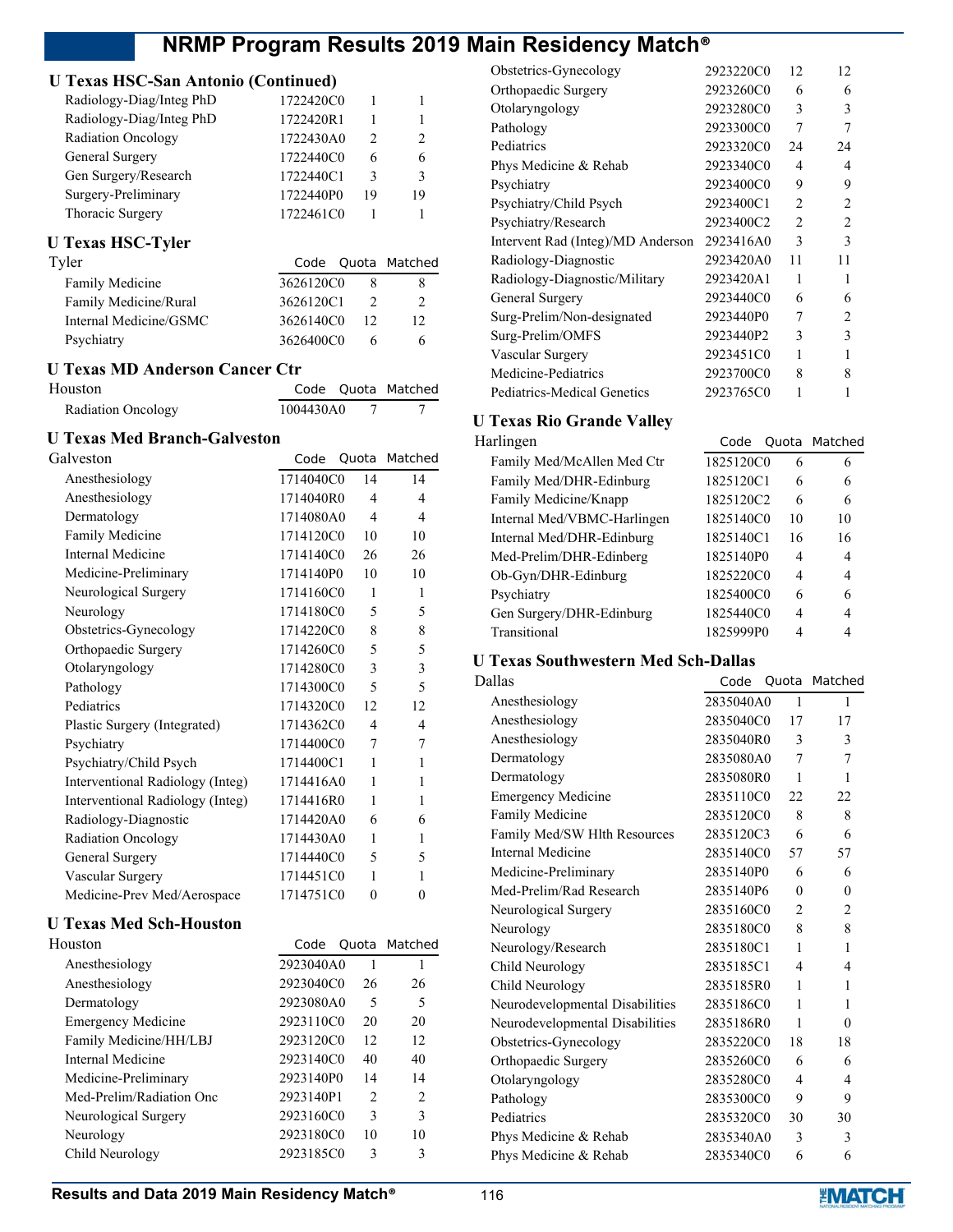## U Texas HSC-San Antonio (Continued)

| | Code | Quota | Matched |
|---|---|---|---|
| Radiology-Diag/Integ PhD | 1722420C0 | 1 | 1 |
| Radiology-Diag/Integ PhD | 1722420R1 | 1 | 1 |
| Radiation Oncology | 1722430A0 | 2 | 2 |
| General Surgery | 1722440C0 | 6 | 6 |
| Gen Surgery/Research | 1722440C1 | 3 | 3 |
| Surgery-Preliminary | 1722440P0 | 19 | 19 |
| Thoracic Surgery | 1722461C0 | 1 | 1 |

## U Texas HSC-Tyler

| Tyler | Code | Quota | Matched |
|---|---|---|---|
| Family Medicine | 3626120C0 | 8 | 8 |
| Family Medicine/Rural | 3626120C1 | 2 | 2 |
| Internal Medicine/GSMC | 3626140C0 | 12 | 12 |
| Psychiatry | 3626400C0 | 6 | 6 |

## U Texas MD Anderson Cancer Ctr

| Houston | Code | Quota | Matched |
|---|---|---|---|
| Radiation Oncology | 1004430A0 | 7 | 7 |

## U Texas Med Branch-Galveston

| Galveston | Code | Quota | Matched |
|---|---|---|---|
| Anesthesiology | 1714040C0 | 14 | 14 |
| Anesthesiology | 1714040R0 | 4 | 4 |
| Dermatology | 1714080A0 | 4 | 4 |
| Family Medicine | 1714120C0 | 10 | 10 |
| Internal Medicine | 1714140C0 | 26 | 26 |
| Medicine-Preliminary | 1714140P0 | 10 | 10 |
| Neurological Surgery | 1714160C0 | 1 | 1 |
| Neurology | 1714180C0 | 5 | 5 |
| Obstetrics-Gynecology | 1714220C0 | 8 | 8 |
| Orthopaedic Surgery | 1714260C0 | 5 | 5 |
| Otolaryngology | 1714280C0 | 3 | 3 |
| Pathology | 1714300C0 | 5 | 5 |
| Pediatrics | 1714320C0 | 12 | 12 |
| Plastic Surgery (Integrated) | 1714362C0 | 4 | 4 |
| Psychiatry | 1714400C0 | 7 | 7 |
| Psychiatry/Child Psych | 1714400C1 | 1 | 1 |
| Interventional Radiology (Integ) | 1714416A0 | 1 | 1 |
| Interventional Radiology (Integ) | 1714416R0 | 1 | 1 |
| Radiology-Diagnostic | 1714420A0 | 6 | 6 |
| Radiation Oncology | 1714430A0 | 1 | 1 |
| General Surgery | 1714440C0 | 5 | 5 |
| Vascular Surgery | 1714451C0 | 1 | 1 |
| Medicine-Prev Med/Aerospace | 1714751C0 | 0 | 0 |

## U Texas Med Sch-Houston

| Houston | Code | Quota | Matched |
|---|---|---|---|
| Anesthesiology | 2923040A0 | 1 | 1 |
| Anesthesiology | 2923040C0 | 26 | 26 |
| Dermatology | 2923080A0 | 5 | 5 |
| Emergency Medicine | 2923110C0 | 20 | 20 |
| Family Medicine/HH/LBJ | 2923120C0 | 12 | 12 |
| Internal Medicine | 2923140C0 | 40 | 40 |
| Medicine-Preliminary | 2923140P0 | 14 | 14 |
| Med-Prelim/Radiation Onc | 2923140P1 | 2 | 2 |
| Neurological Surgery | 2923160C0 | 3 | 3 |
| Neurology | 2923180C0 | 10 | 10 |
| Child Neurology | 2923185C0 | 3 | 3 |
| Obstetrics-Gynecology | 2923220C0 | 12 | 12 |
| Orthopaedic Surgery | 2923260C0 | 6 | 6 |
| Otolaryngology | 2923280C0 | 3 | 3 |
| Pathology | 2923300C0 | 7 | 7 |
| Pediatrics | 2923320C0 | 24 | 24 |
| Phys Medicine & Rehab | 2923340C0 | 4 | 4 |
| Psychiatry | 2923400C0 | 9 | 9 |
| Psychiatry/Child Psych | 2923400C1 | 2 | 2 |
| Psychiatry/Research | 2923400C2 | 2 | 2 |
| Intervent Rad (Integ)/MD Anderson | 2923416A0 | 3 | 3 |
| Radiology-Diagnostic | 2923420A0 | 11 | 11 |
| Radiology-Diagnostic/Military | 2923420A1 | 1 | 1 |
| General Surgery | 2923440C0 | 6 | 6 |
| Surg-Prelim/Non-designated | 2923440P0 | 7 | 2 |
| Surg-Prelim/OMFS | 2923440P2 | 3 | 3 |
| Vascular Surgery | 2923451C0 | 1 | 1 |
| Medicine-Pediatrics | 2923700C0 | 8 | 8 |
| Pediatrics-Medical Genetics | 2923765C0 | 1 | 1 |

## U Texas Rio Grande Valley

| Harlingen | Code | Quota | Matched |
|---|---|---|---|
| Family Med/McAllen Med Ctr | 1825120C0 | 6 | 6 |
| Family Med/DHR-Edinburg | 1825120C1 | 6 | 6 |
| Family Medicine/Knapp | 1825120C2 | 6 | 6 |
| Internal Med/VBMC-Harlingen | 1825140C0 | 10 | 10 |
| Internal Med/DHR-Edinburg | 1825140C1 | 16 | 16 |
| Med-Prelim/DHR-Edinberg | 1825140P0 | 4 | 4 |
| Ob-Gyn/DHR-Edinburg | 1825220C0 | 4 | 4 |
| Psychiatry | 1825400C0 | 6 | 6 |
| Gen Surgery/DHR-Edinburg | 1825440C0 | 4 | 4 |
| Transitional | 1825999P0 | 4 | 4 |

## U Texas Southwestern Med Sch-Dallas

| Dallas | Code | Quota | Matched |
|---|---|---|---|
| Anesthesiology | 2835040A0 | 1 | 1 |
| Anesthesiology | 2835040C0 | 17 | 17 |
| Anesthesiology | 2835040R0 | 3 | 3 |
| Dermatology | 2835080A0 | 7 | 7 |
| Dermatology | 2835080R0 | 1 | 1 |
| Emergency Medicine | 2835110C0 | 22 | 22 |
| Family Medicine | 2835120C0 | 8 | 8 |
| Family Med/SW Hlth Resources | 2835120C3 | 6 | 6 |
| Internal Medicine | 2835140C0 | 57 | 57 |
| Medicine-Preliminary | 2835140P0 | 6 | 6 |
| Med-Prelim/Rad Research | 2835140P6 | 0 | 0 |
| Neurological Surgery | 2835160C0 | 2 | 2 |
| Neurology | 2835180C0 | 8 | 8 |
| Neurology/Research | 2835180C1 | 1 | 1 |
| Child Neurology | 2835185C1 | 4 | 4 |
| Child Neurology | 2835185R0 | 1 | 1 |
| Neurodevelopmental Disabilities | 2835186C0 | 1 | 1 |
| Neurodevelopmental Disabilities | 2835186R0 | 1 | 0 |
| Obstetrics-Gynecology | 2835220C0 | 18 | 18 |
| Orthopaedic Surgery | 2835260C0 | 6 | 6 |
| Otolaryngology | 2835280C0 | 4 | 4 |
| Pathology | 2835300C0 | 9 | 9 |
| Pediatrics | 2835320C0 | 30 | 30 |
| Phys Medicine & Rehab | 2835340A0 | 3 | 3 |
| Phys Medicine & Rehab | 2835340C0 | 6 | 6 |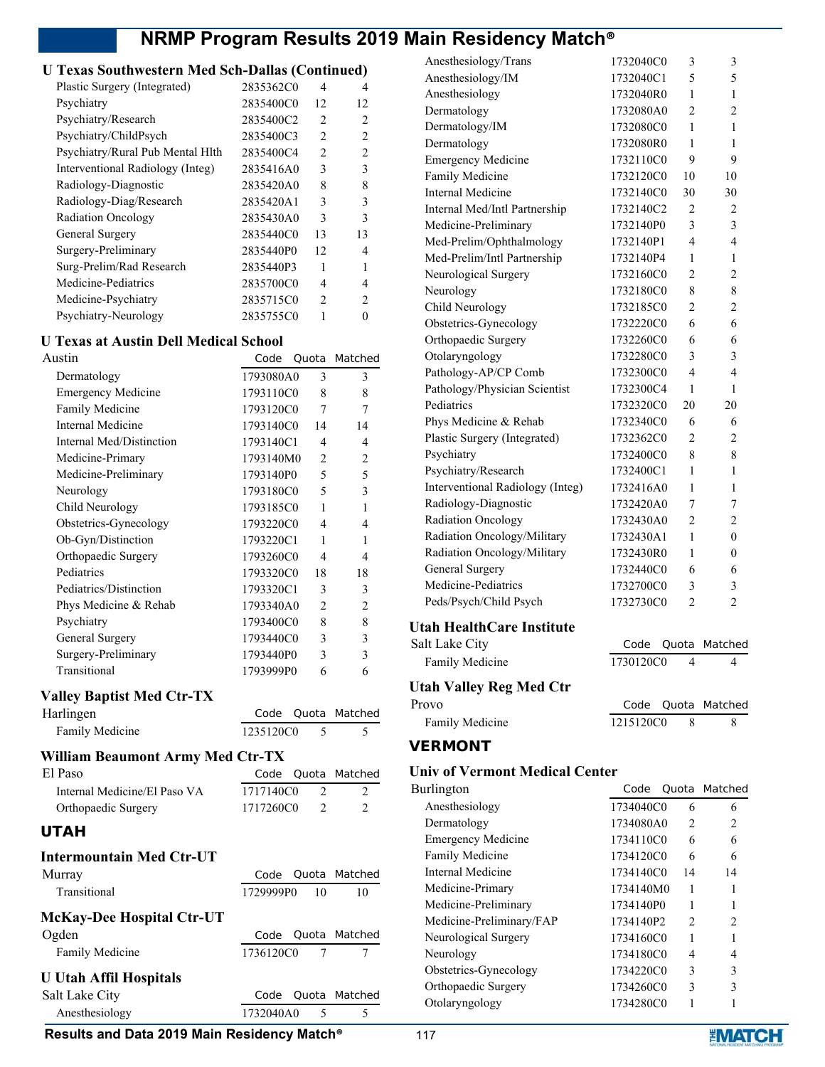## U Texas Southwestern Med Sch-Dallas (Continued)

| Program | Code | Quota | Matched |
|---|---|---|---|
| Plastic Surgery (Integrated) | 2835362C0 | 4 | 4 |
| Psychiatry | 2835400C0 | 12 | 12 |
| Psychiatry/Research | 2835400C2 | 2 | 2 |
| Psychiatry/ChildPsych | 2835400C3 | 2 | 2 |
| Psychiatry/Rural Pub Mental Hlth | 2835400C4 | 2 | 2 |
| Interventional Radiology (Integ) | 2835416A0 | 3 | 3 |
| Radiology-Diagnostic | 2835420A0 | 8 | 8 |
| Radiology-Diag/Research | 2835420A1 | 3 | 3 |
| Radiation Oncology | 2835430A0 | 3 | 3 |
| General Surgery | 2835440C0 | 13 | 13 |
| Surgery-Preliminary | 2835440P0 | 12 | 4 |
| Surg-Prelim/Rad Research | 2835440P3 | 1 | 1 |
| Medicine-Pediatrics | 2835700C0 | 4 | 4 |
| Medicine-Psychiatry | 2835715C0 | 2 | 2 |
| Psychiatry-Neurology | 2835755C0 | 1 | 0 |

## U Texas at Austin Dell Medical School

| Austin | Code | Quota | Matched |
|---|---|---|---|
| Dermatology | 1793080A0 | 3 | 3 |
| Emergency Medicine | 1793110C0 | 8 | 8 |
| Family Medicine | 1793120C0 | 7 | 7 |
| Internal Medicine | 1793140C0 | 14 | 14 |
| Internal Med/Distinction | 1793140C1 | 4 | 4 |
| Medicine-Primary | 1793140M0 | 2 | 2 |
| Medicine-Preliminary | 1793140P0 | 5 | 5 |
| Neurology | 1793180C0 | 5 | 3 |
| Child Neurology | 1793185C0 | 1 | 1 |
| Obstetrics-Gynecology | 1793220C0 | 4 | 4 |
| Ob-Gyn/Distinction | 1793220C1 | 1 | 1 |
| Orthopaedic Surgery | 1793260C0 | 4 | 4 |
| Pediatrics | 1793320C0 | 18 | 18 |
| Pediatrics/Distinction | 1793320C1 | 3 | 3 |
| Phys Medicine & Rehab | 1793340A0 | 2 | 2 |
| Psychiatry | 1793400C0 | 8 | 8 |
| General Surgery | 1793440C0 | 3 | 3 |
| Surgery-Preliminary | 1793440P0 | 3 | 3 |
| Transitional | 1793999P0 | 6 | 6 |

## Valley Baptist Med Ctr-TX

| Harlingen | Code | Quota | Matched |
|---|---|---|---|
| Family Medicine | 1235120C0 | 5 | 5 |

## William Beaumont Army Med Ctr-TX

| El Paso | Code | Quota | Matched |
|---|---|---|---|
| Internal Medicine/El Paso VA | 1717140C0 | 2 | 2 |
| Orthopaedic Surgery | 1717260C0 | 2 | 2 |

# UTAH

## Intermountain Med Ctr-UT

| Murray | Code | Quota | Matched |
|---|---|---|---|
| Transitional | 1729999P0 | 10 | 10 |

## McKay-Dee Hospital Ctr-UT

| Ogden | Code | Quota | Matched |
|---|---|---|---|
| Family Medicine | 1736120C0 | 7 | 7 |

## U Utah Affil Hospitals

| Salt Lake City | Code | Quota | Matched |
|---|---|---|---|
| Anesthesiology | 1732040A0 | 5 | 5 |
| Anesthesiology/Trans | 1732040C0 | 3 | 3 |
| Anesthesiology/IM | 1732040C1 | 5 | 5 |
| Anesthesiology | 1732040R0 | 1 | 1 |
| Dermatology | 1732080A0 | 2 | 2 |
| Dermatology/IM | 1732080C0 | 1 | 1 |
| Dermatology | 1732080R0 | 1 | 1 |
| Emergency Medicine | 1732110C0 | 9 | 9 |
| Family Medicine | 1732120C0 | 10 | 10 |
| Internal Medicine | 1732140C0 | 30 | 30 |
| Internal Med/Intl Partnership | 1732140C2 | 2 | 2 |
| Medicine-Preliminary | 1732140P0 | 3 | 3 |
| Med-Prelim/Ophthalmology | 1732140P1 | 4 | 4 |
| Med-Prelim/Intl Partnership | 1732140P4 | 1 | 1 |
| Neurological Surgery | 1732160C0 | 2 | 2 |
| Neurology | 1732180C0 | 8 | 8 |
| Child Neurology | 1732185C0 | 2 | 2 |
| Obstetrics-Gynecology | 1732220C0 | 6 | 6 |
| Orthopaedic Surgery | 1732260C0 | 6 | 6 |
| Otolaryngology | 1732280C0 | 3 | 3 |
| Pathology-AP/CP Comb | 1732300C0 | 4 | 4 |
| Pathology/Physician Scientist | 1732300C4 | 1 | 1 |
| Pediatrics | 1732320C0 | 20 | 20 |
| Phys Medicine & Rehab | 1732340C0 | 6 | 6 |
| Plastic Surgery (Integrated) | 1732362C0 | 2 | 2 |
| Psychiatry | 1732400C0 | 8 | 8 |
| Psychiatry/Research | 1732400C1 | 1 | 1 |
| Interventional Radiology (Integ) | 1732416A0 | 1 | 1 |
| Radiology-Diagnostic | 1732420A0 | 7 | 7 |
| Radiation Oncology | 1732430A0 | 2 | 2 |
| Radiation Oncology/Military | 1732430A1 | 1 | 0 |
| Radiation Oncology/Military | 1732430R0 | 1 | 0 |
| General Surgery | 1732440C0 | 6 | 6 |
| Medicine-Pediatrics | 1732700C0 | 3 | 3 |
| Peds/Psych/Child Psych | 1732730C0 | 2 | 2 |

## Utah HealthCare Institute

| Salt Lake City | Code | Quota | Matched |
|---|---|---|---|
| Family Medicine | 1730120C0 | 4 | 4 |

## Utah Valley Reg Med Ctr

| Provo | Code | Quota | Matched |
|---|---|---|---|
| Family Medicine | 1215120C0 | 8 | 8 |

# VERMONT

## Univ of Vermont Medical Center

| Burlington | Code | Quota | Matched |
|---|---|---|---|
| Anesthesiology | 1734040C0 | 6 | 6 |
| Dermatology | 1734080A0 | 2 | 2 |
| Emergency Medicine | 1734110C0 | 6 | 6 |
| Family Medicine | 1734120C0 | 6 | 6 |
| Internal Medicine | 1734140C0 | 14 | 14 |
| Medicine-Primary | 1734140M0 | 1 | 1 |
| Medicine-Preliminary | 1734140P0 | 1 | 1 |
| Medicine-Preliminary/FAP | 1734140P2 | 2 | 2 |
| Neurological Surgery | 1734160C0 | 1 | 1 |
| Neurology | 1734180C0 | 4 | 4 |
| Obstetrics-Gynecology | 1734220C0 | 3 | 3 |
| Orthopaedic Surgery | 1734260C0 | 3 | 3 |
| Otolaryngology | 1734280C0 | 1 | 1 |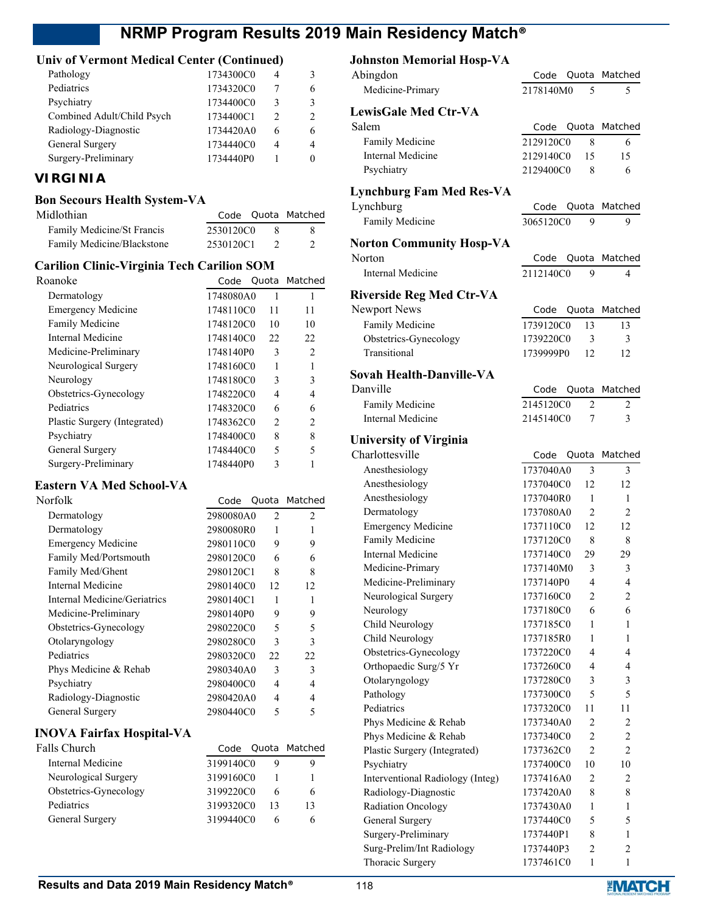### Univ of Vermont Medical Center (Continued)

| | Code | Quota | Matched |
|---|---|---|---|
| Pathology | 1734300C0 | 4 | 3 |
| Pediatrics | 1734320C0 | 7 | 6 |
| Psychiatry | 1734400C0 | 3 | 3 |
| Combined Adult/Child Psych | 1734400C1 | 2 | 2 |
| Radiology-Diagnostic | 1734420A0 | 6 | 6 |
| General Surgery | 1734440C0 | 4 | 4 |
| Surgery-Preliminary | 1734440P0 | 1 | 0 |

## VIRGINIA

### Bon Secours Health System-VA

| Midlothian | Code | Quota | Matched |
|---|---|---|---|
| Family Medicine/St Francis | 2530120C0 | 8 | 8 |
| Family Medicine/Blackstone | 2530120C1 | 2 | 2 |

### Carilion Clinic-Virginia Tech Carilion SOM

| Roanoke | Code | Quota | Matched |
|---|---|---|---|
| Dermatology | 1748080A0 | 1 | 1 |
| Emergency Medicine | 1748110C0 | 11 | 11 |
| Family Medicine | 1748120C0 | 10 | 10 |
| Internal Medicine | 1748140C0 | 22 | 22 |
| Medicine-Preliminary | 1748140P0 | 3 | 2 |
| Neurological Surgery | 1748160C0 | 1 | 1 |
| Neurology | 1748180C0 | 3 | 3 |
| Obstetrics-Gynecology | 1748220C0 | 4 | 4 |
| Pediatrics | 1748320C0 | 6 | 6 |
| Plastic Surgery (Integrated) | 1748362C0 | 2 | 2 |
| Psychiatry | 1748400C0 | 8 | 8 |
| General Surgery | 1748440C0 | 5 | 5 |
| Surgery-Preliminary | 1748440P0 | 3 | 1 |

### Eastern VA Med School-VA

| Norfolk | Code | Quota | Matched |
|---|---|---|---|
| Dermatology | 2980080A0 | 2 | 2 |
| Dermatology | 2980080R0 | 1 | 1 |
| Emergency Medicine | 2980110C0 | 9 | 9 |
| Family Med/Portsmouth | 2980120C0 | 6 | 6 |
| Family Med/Ghent | 2980120C1 | 8 | 8 |
| Internal Medicine | 2980140C0 | 12 | 12 |
| Internal Medicine/Geriatrics | 2980140C1 | 1 | 1 |
| Medicine-Preliminary | 2980140P0 | 9 | 9 |
| Obstetrics-Gynecology | 2980220C0 | 5 | 5 |
| Otolaryngology | 2980280C0 | 3 | 3 |
| Pediatrics | 2980320C0 | 22 | 22 |
| Phys Medicine & Rehab | 2980340A0 | 3 | 3 |
| Psychiatry | 2980400C0 | 4 | 4 |
| Radiology-Diagnostic | 2980420A0 | 4 | 4 |
| General Surgery | 2980440C0 | 5 | 5 |

### INOVA Fairfax Hospital-VA

| Falls Church | Code | Quota | Matched |
|---|---|---|---|
| Internal Medicine | 3199140C0 | 9 | 9 |
| Neurological Surgery | 3199160C0 | 1 | 1 |
| Obstetrics-Gynecology | 3199220C0 | 6 | 6 |
| Pediatrics | 3199320C0 | 13 | 13 |
| General Surgery | 3199440C0 | 6 | 6 |

### Johnston Memorial Hosp-VA

| Abingdon | Code | Quota | Matched |
|---|---|---|---|
| Medicine-Primary | 2178140M0 | 5 | 5 |

### LewisGale Med Ctr-VA

| Salem | Code | Quota | Matched |
|---|---|---|---|
| Family Medicine | 2129120C0 | 8 | 6 |
| Internal Medicine | 2129140C0 | 15 | 15 |
| Psychiatry | 2129400C0 | 8 | 6 |

### Lynchburg Fam Med Res-VA

| Lynchburg | Code | Quota | Matched |
|---|---|---|---|
| Family Medicine | 3065120C0 | 9 | 9 |

### Norton Community Hosp-VA

| Norton | Code | Quota | Matched |
|---|---|---|---|
| Internal Medicine | 2112140C0 | 9 | 4 |

### Riverside Reg Med Ctr-VA

| Newport News | Code | Quota | Matched |
|---|---|---|---|
| Family Medicine | 1739120C0 | 13 | 13 |
| Obstetrics-Gynecology | 1739220C0 | 3 | 3 |
| Transitional | 1739999P0 | 12 | 12 |

### Sovah Health-Danville-VA

| Danville | Code | Quota | Matched |
|---|---|---|---|
| Family Medicine | 2145120C0 | 2 | 2 |
| Internal Medicine | 2145140C0 | 7 | 3 |

### University of Virginia

| Charlottesville | Code | Quota | Matched |
|---|---|---|---|
| Anesthesiology | 1737040A0 | 3 | 3 |
| Anesthesiology | 1737040C0 | 12 | 12 |
| Anesthesiology | 1737040R0 | 1 | 1 |
| Dermatology | 1737080A0 | 2 | 2 |
| Emergency Medicine | 1737110C0 | 12 | 12 |
| Family Medicine | 1737120C0 | 8 | 8 |
| Internal Medicine | 1737140C0 | 29 | 29 |
| Medicine-Primary | 1737140M0 | 3 | 3 |
| Medicine-Preliminary | 1737140P0 | 4 | 4 |
| Neurological Surgery | 1737160C0 | 2 | 2 |
| Neurology | 1737180C0 | 6 | 6 |
| Child Neurology | 1737185C0 | 1 | 1 |
| Child Neurology | 1737185R0 | 1 | 1 |
| Obstetrics-Gynecology | 1737220C0 | 4 | 4 |
| Orthopaedic Surg/5 Yr | 1737260C0 | 4 | 4 |
| Otolaryngology | 1737280C0 | 3 | 3 |
| Pathology | 1737300C0 | 5 | 5 |
| Pediatrics | 1737320C0 | 11 | 11 |
| Phys Medicine & Rehab | 1737340A0 | 2 | 2 |
| Phys Medicine & Rehab | 1737340C0 | 2 | 2 |
| Plastic Surgery (Integrated) | 1737362C0 | 2 | 2 |
| Psychiatry | 1737400C0 | 10 | 10 |
| Interventional Radiology (Integ) | 1737416A0 | 2 | 2 |
| Radiology-Diagnostic | 1737420A0 | 8 | 8 |
| Radiation Oncology | 1737430A0 | 1 | 1 |
| General Surgery | 1737440C0 | 5 | 5 |
| Surgery-Preliminary | 1737440P1 | 8 | 1 |
| Surg-Prelim/Int Radiology | 1737440P3 | 2 | 2 |
| Thoracic Surgery | 1737461C0 | 1 | 1 |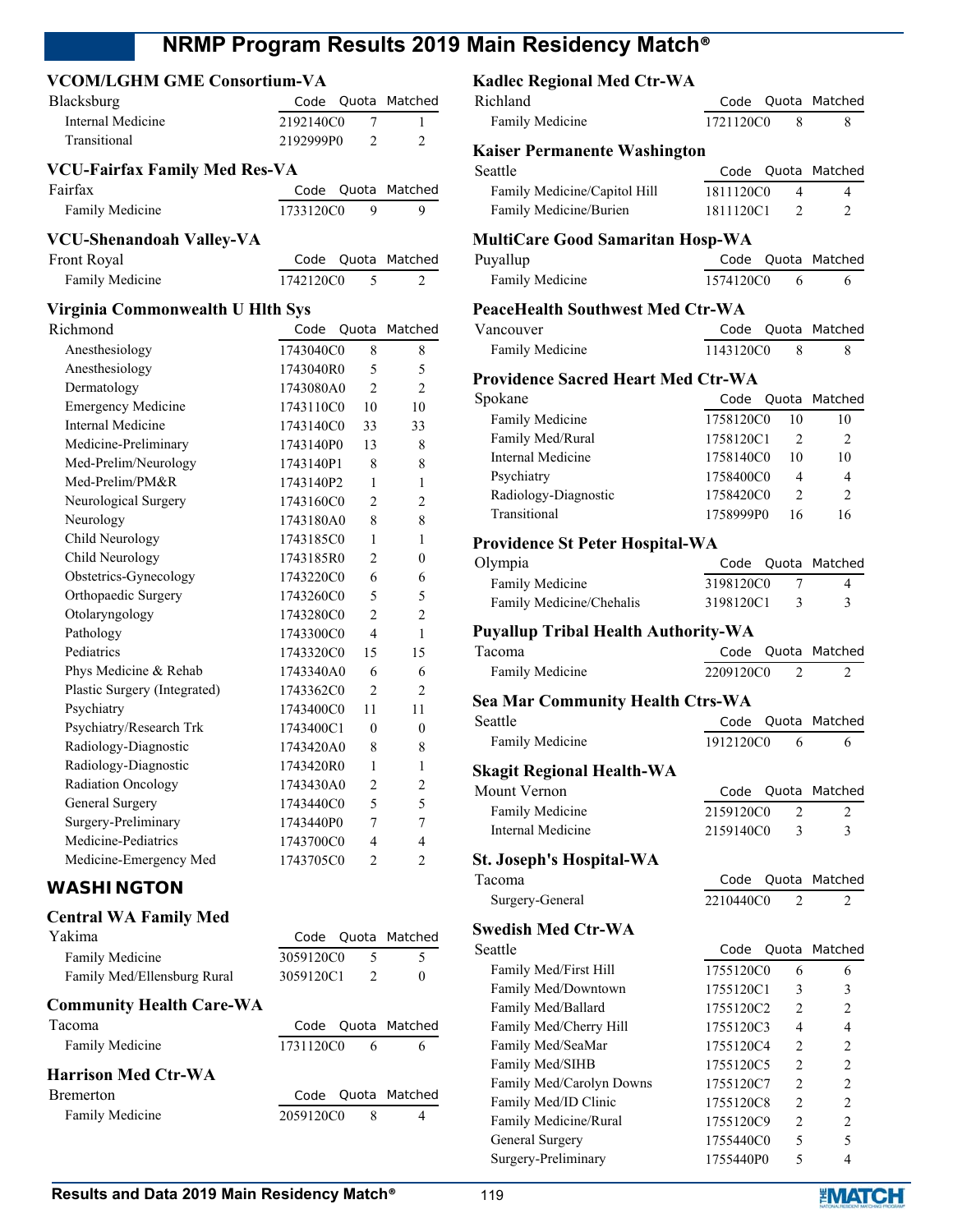## VCOM/LGHM GME Consortium-VA

| Blacksburg | Code | Quota | Matched |
|---|---|---|---|
| Internal Medicine | 2192140C0 | 7 | 1 |
| Transitional | 2192999P0 | 2 | 2 |

## VCU-Fairfax Family Med Res-VA

| Fairfax | Code | Quota | Matched |
|---|---|---|---|
| Family Medicine | 1733120C0 | 9 | 9 |

## VCU-Shenandoah Valley-VA

| Front Royal | Code | Quota | Matched |
|---|---|---|---|
| Family Medicine | 1742120C0 | 5 | 2 |

## Virginia Commonwealth U Hlth Sys

| Richmond | Code | Quota | Matched |
|---|---|---|---|
| Anesthesiology | 1743040C0 | 8 | 8 |
| Anesthesiology | 1743040R0 | 5 | 5 |
| Dermatology | 1743080A0 | 2 | 2 |
| Emergency Medicine | 1743110C0 | 10 | 10 |
| Internal Medicine | 1743140C0 | 33 | 33 |
| Medicine-Preliminary | 1743140P0 | 13 | 8 |
| Med-Prelim/Neurology | 1743140P1 | 8 | 8 |
| Med-Prelim/PM&R | 1743140P2 | 1 | 1 |
| Neurological Surgery | 1743160C0 | 2 | 2 |
| Neurology | 1743180A0 | 8 | 8 |
| Child Neurology | 1743185C0 | 1 | 1 |
| Child Neurology | 1743185R0 | 2 | 0 |
| Obstetrics-Gynecology | 1743220C0 | 6 | 6 |
| Orthopaedic Surgery | 1743260C0 | 5 | 5 |
| Otolaryngology | 1743280C0 | 2 | 2 |
| Pathology | 1743300C0 | 4 | 1 |
| Pediatrics | 1743320C0 | 15 | 15 |
| Phys Medicine & Rehab | 1743340A0 | 6 | 6 |
| Plastic Surgery (Integrated) | 1743362C0 | 2 | 2 |
| Psychiatry | 1743400C0 | 11 | 11 |
| Psychiatry/Research Trk | 1743400C1 | 0 | 0 |
| Radiology-Diagnostic | 1743420A0 | 8 | 8 |
| Radiology-Diagnostic | 1743420R0 | 1 | 1 |
| Radiation Oncology | 1743430A0 | 2 | 2 |
| General Surgery | 1743440C0 | 5 | 5 |
| Surgery-Preliminary | 1743440P0 | 7 | 7 |
| Medicine-Pediatrics | 1743700C0 | 4 | 4 |
| Medicine-Emergency Med | 1743705C0 | 2 | 2 |

# WASHINGTON

## Central WA Family Med

| Yakima | Code | Quota | Matched |
|---|---|---|---|
| Family Medicine | 3059120C0 | 5 | 5 |
| Family Med/Ellensburg Rural | 3059120C1 | 2 | 0 |

## Community Health Care-WA

| Tacoma | Code | Quota | Matched |
|---|---|---|---|
| Family Medicine | 1731120C0 | 6 | 6 |

## Harrison Med Ctr-WA

| Bremerton | Code | Quota | Matched |
|---|---|---|---|
| Family Medicine | 2059120C0 | 8 | 4 |

## Kadlec Regional Med Ctr-WA

| Richland | Code | Quota | Matched |
|---|---|---|---|
| Family Medicine | 1721120C0 | 8 | 8 |

## Kaiser Permanente Washington

| Seattle | Code | Quota | Matched |
|---|---|---|---|
| Family Medicine/Capitol Hill | 1811120C0 | 4 | 4 |
| Family Medicine/Burien | 1811120C1 | 2 | 2 |

## MultiCare Good Samaritan Hosp-WA

| Puyallup | Code | Quota | Matched |
|---|---|---|---|
| Family Medicine | 1574120C0 | 6 | 6 |

## PeaceHealth Southwest Med Ctr-WA

| Vancouver | Code | Quota | Matched |
|---|---|---|---|
| Family Medicine | 1143120C0 | 8 | 8 |

## Providence Sacred Heart Med Ctr-WA

| Spokane | Code | Quota | Matched |
|---|---|---|---|
| Family Medicine | 1758120C0 | 10 | 10 |
| Family Med/Rural | 1758120C1 | 2 | 2 |
| Internal Medicine | 1758140C0 | 10 | 10 |
| Psychiatry | 1758400C0 | 4 | 4 |
| Radiology-Diagnostic | 1758420C0 | 2 | 2 |
| Transitional | 1758999P0 | 16 | 16 |

## Providence St Peter Hospital-WA

| Olympia | Code | Quota | Matched |
|---|---|---|---|
| Family Medicine | 3198120C0 | 7 | 4 |
| Family Medicine/Chehalis | 3198120C1 | 3 | 3 |

## Puyallup Tribal Health Authority-WA

| Tacoma | Code | Quota | Matched |
|---|---|---|---|
| Family Medicine | 2209120C0 | 2 | 2 |

## Sea Mar Community Health Ctrs-WA

| Seattle | Code | Quota | Matched |
|---|---|---|---|
| Family Medicine | 1912120C0 | 6 | 6 |

## Skagit Regional Health-WA

| Mount Vernon | Code | Quota | Matched |
|---|---|---|---|
| Family Medicine | 2159120C0 | 2 | 2 |
| Internal Medicine | 2159140C0 | 3 | 3 |

## St. Joseph's Hospital-WA

| Tacoma | Code | Quota | Matched |
|---|---|---|---|
| Surgery-General | 2210440C0 | 2 | 2 |

## Swedish Med Ctr-WA

| Seattle | Code | Quota | Matched |
|---|---|---|---|
| Family Med/First Hill | 1755120C0 | 6 | 6 |
| Family Med/Downtown | 1755120C1 | 3 | 3 |
| Family Med/Ballard | 1755120C2 | 2 | 2 |
| Family Med/Cherry Hill | 1755120C3 | 4 | 4 |
| Family Med/SeaMar | 1755120C4 | 2 | 2 |
| Family Med/SIHB | 1755120C5 | 2 | 2 |
| Family Med/Carolyn Downs | 1755120C7 | 2 | 2 |
| Family Med/ID Clinic | 1755120C8 | 2 | 2 |
| Family Medicine/Rural | 1755120C9 | 2 | 2 |
| General Surgery | 1755440C0 | 5 | 5 |
| Surgery-Preliminary | 1755440P0 | 5 | 4 |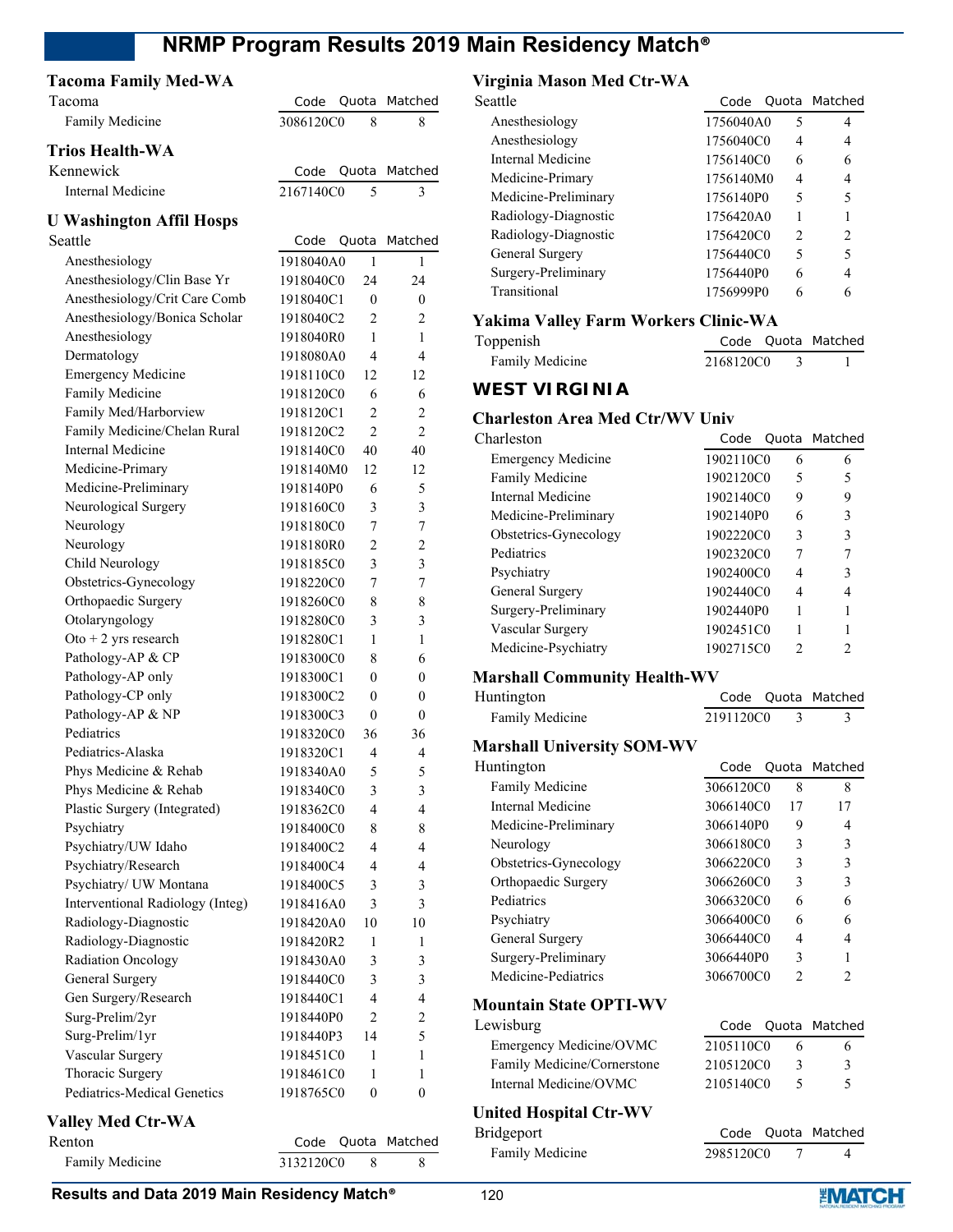### Tacoma Family Med-WA

| Tacoma | Code | Quota | Matched |
|---|---|---|---|
| Family Medicine | 3086120C0 | 8 | 8 |

### Trios Health-WA

| Kennewick | Code | Quota | Matched |
|---|---|---|---|
| Internal Medicine | 2167140C0 | 5 | 3 |

### U Washington Affil Hosps

| Seattle | Code | Quota | Matched |
|---|---|---|---|
| Anesthesiology | 1918040A0 | 1 | 1 |
| Anesthesiology/Clin Base Yr | 1918040C0 | 24 | 24 |
| Anesthesiology/Crit Care Comb | 1918040C1 | 0 | 0 |
| Anesthesiology/Bonica Scholar | 1918040C2 | 2 | 2 |
| Anesthesiology | 1918040R0 | 1 | 1 |
| Dermatology | 1918080A0 | 4 | 4 |
| Emergency Medicine | 1918110C0 | 12 | 12 |
| Family Medicine | 1918120C0 | 6 | 6 |
| Family Med/Harborview | 1918120C1 | 2 | 2 |
| Family Medicine/Chelan Rural | 1918120C2 | 2 | 2 |
| Internal Medicine | 1918140C0 | 40 | 40 |
| Medicine-Primary | 1918140M0 | 12 | 12 |
| Medicine-Preliminary | 1918140P0 | 6 | 5 |
| Neurological Surgery | 1918160C0 | 3 | 3 |
| Neurology | 1918180C0 | 7 | 7 |
| Neurology | 1918180R0 | 2 | 2 |
| Child Neurology | 1918185C0 | 3 | 3 |
| Obstetrics-Gynecology | 1918220C0 | 7 | 7 |
| Orthopaedic Surgery | 1918260C0 | 8 | 8 |
| Otolaryngology | 1918280C0 | 3 | 3 |
| Oto + 2 yrs research | 1918280C1 | 1 | 1 |
| Pathology-AP & CP | 1918300C0 | 8 | 6 |
| Pathology-AP only | 1918300C1 | 0 | 0 |
| Pathology-CP only | 1918300C2 | 0 | 0 |
| Pathology-AP & NP | 1918300C3 | 0 | 0 |
| Pediatrics | 1918320C0 | 36 | 36 |
| Pediatrics-Alaska | 1918320C1 | 4 | 4 |
| Phys Medicine & Rehab | 1918340A0 | 5 | 5 |
| Phys Medicine & Rehab | 1918340C0 | 3 | 3 |
| Plastic Surgery (Integrated) | 1918362C0 | 4 | 4 |
| Psychiatry | 1918400C0 | 8 | 8 |
| Psychiatry/UW Idaho | 1918400C2 | 4 | 4 |
| Psychiatry/Research | 1918400C4 | 4 | 4 |
| Psychiatry/ UW Montana | 1918400C5 | 3 | 3 |
| Interventional Radiology (Integ) | 1918416A0 | 3 | 3 |
| Radiology-Diagnostic | 1918420A0 | 10 | 10 |
| Radiology-Diagnostic | 1918420R2 | 1 | 1 |
| Radiation Oncology | 1918430A0 | 3 | 3 |
| General Surgery | 1918440C0 | 3 | 3 |
| Gen Surgery/Research | 1918440C1 | 4 | 4 |
| Surg-Prelim/2yr | 1918440P0 | 2 | 2 |
| Surg-Prelim/1yr | 1918440P3 | 14 | 5 |
| Vascular Surgery | 1918451C0 | 1 | 1 |
| Thoracic Surgery | 1918461C0 | 1 | 1 |
| Pediatrics-Medical Genetics | 1918765C0 | 0 | 0 |

### Valley Med Ctr-WA

| Renton | Code | Quota | Matched |
|---|---|---|---|
| Family Medicine | 3132120C0 | 8 | 8 |

### Virginia Mason Med Ctr-WA

| Seattle | Code | Quota | Matched |
|---|---|---|---|
| Anesthesiology | 1756040A0 | 5 | 4 |
| Anesthesiology | 1756040C0 | 4 | 4 |
| Internal Medicine | 1756140C0 | 6 | 6 |
| Medicine-Primary | 1756140M0 | 4 | 4 |
| Medicine-Preliminary | 1756140P0 | 5 | 5 |
| Radiology-Diagnostic | 1756420A0 | 1 | 1 |
| Radiology-Diagnostic | 1756420C0 | 2 | 2 |
| General Surgery | 1756440C0 | 5 | 5 |
| Surgery-Preliminary | 1756440P0 | 6 | 4 |
| Transitional | 1756999P0 | 6 | 6 |

### Yakima Valley Farm Workers Clinic-WA

| Toppenish | Code | Quota | Matched |
|---|---|---|---|
| Family Medicine | 2168120C0 | 3 | 1 |

## WEST VIRGINIA

### Charleston Area Med Ctr/WV Univ

| Charleston | Code | Quota | Matched |
|---|---|---|---|
| Emergency Medicine | 1902110C0 | 6 | 6 |
| Family Medicine | 1902120C0 | 5 | 5 |
| Internal Medicine | 1902140C0 | 9 | 9 |
| Medicine-Preliminary | 1902140P0 | 6 | 3 |
| Obstetrics-Gynecology | 1902220C0 | 3 | 3 |
| Pediatrics | 1902320C0 | 7 | 7 |
| Psychiatry | 1902400C0 | 4 | 3 |
| General Surgery | 1902440C0 | 4 | 4 |
| Surgery-Preliminary | 1902440P0 | 1 | 1 |
| Vascular Surgery | 1902451C0 | 1 | 1 |
| Medicine-Psychiatry | 1902715C0 | 2 | 2 |

### Marshall Community Health-WV

| Huntington | Code | Quota | Matched |
|---|---|---|---|
| Family Medicine | 2191120C0 | 3 | 3 |

### Marshall University SOM-WV

| Huntington | Code | Quota | Matched |
|---|---|---|---|
| Family Medicine | 3066120C0 | 8 | 8 |
| Internal Medicine | 3066140C0 | 17 | 17 |
| Medicine-Preliminary | 3066140P0 | 9 | 4 |
| Neurology | 3066180C0 | 3 | 3 |
| Obstetrics-Gynecology | 3066220C0 | 3 | 3 |
| Orthopaedic Surgery | 3066260C0 | 3 | 3 |
| Pediatrics | 3066320C0 | 6 | 6 |
| Psychiatry | 3066400C0 | 6 | 6 |
| General Surgery | 3066440C0 | 4 | 4 |
| Surgery-Preliminary | 3066440P0 | 3 | 1 |
| Medicine-Pediatrics | 3066700C0 | 2 | 2 |

### Mountain State OPTI-WV

| Lewisburg | Code | Quota | Matched |
|---|---|---|---|
| Emergency Medicine/OVMC | 2105110C0 | 6 | 6 |
| Family Medicine/Cornerstone | 2105120C0 | 3 | 3 |
| Internal Medicine/OVMC | 2105140C0 | 5 | 5 |

### United Hospital Ctr-WV

| Bridgeport | Code | Quota | Matched |
|---|---|---|---|
| Family Medicine | 2985120C0 | 7 | 4 |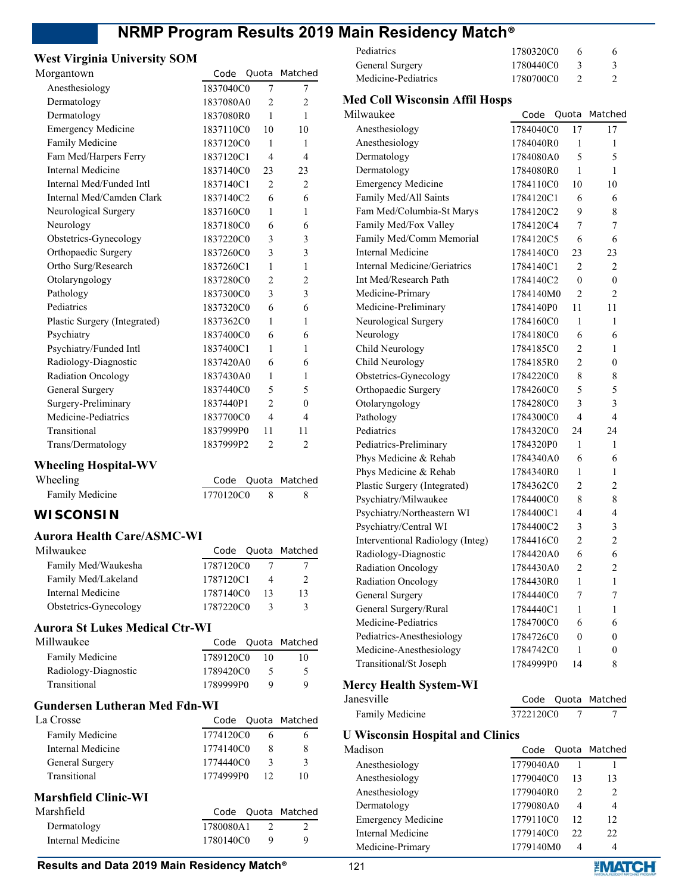### West Virginia University SOM

| Morgantown | Code | Quota | Matched |
|---|---|---|---|
| Anesthesiology | 1837040C0 | 7 | 7 |
| Dermatology | 1837080A0 | 2 | 2 |
| Dermatology | 1837080R0 | 1 | 1 |
| Emergency Medicine | 1837110C0 | 10 | 10 |
| Family Medicine | 1837120C0 | 1 | 1 |
| Fam Med/Harpers Ferry | 1837120C1 | 4 | 4 |
| Internal Medicine | 1837140C0 | 23 | 23 |
| Internal Med/Funded Intl | 1837140C1 | 2 | 2 |
| Internal Med/Camden Clark | 1837140C2 | 6 | 6 |
| Neurological Surgery | 1837160C0 | 1 | 1 |
| Neurology | 1837180C0 | 6 | 6 |
| Obstetrics-Gynecology | 1837220C0 | 3 | 3 |
| Orthopaedic Surgery | 1837260C0 | 3 | 3 |
| Ortho Surg/Research | 1837260C1 | 1 | 1 |
| Otolaryngology | 1837280C0 | 2 | 2 |
| Pathology | 1837300C0 | 3 | 3 |
| Pediatrics | 1837320C0 | 6 | 6 |
| Plastic Surgery (Integrated) | 1837362C0 | 1 | 1 |
| Psychiatry | 1837400C0 | 6 | 6 |
| Psychiatry/Funded Intl | 1837400C1 | 1 | 1 |
| Radiology-Diagnostic | 1837420A0 | 6 | 6 |
| Radiation Oncology | 1837430A0 | 1 | 1 |
| General Surgery | 1837440C0 | 5 | 5 |
| Surgery-Preliminary | 1837440P1 | 2 | 0 |
| Medicine-Pediatrics | 1837700C0 | 4 | 4 |
| Transitional | 1837999P0 | 11 | 11 |
| Trans/Dermatology | 1837999P2 | 2 | 2 |

### Wheeling Hospital-WV

| Wheeling | Code | Quota | Matched |
|---|---|---|---|
| Family Medicine | 1770120C0 | 8 | 8 |

## WISCONSIN

### Aurora Health Care/ASMC-WI

| Milwaukee | Code | Quota | Matched |
|---|---|---|---|
| Family Med/Waukesha | 1787120C0 | 7 | 7 |
| Family Med/Lakeland | 1787120C1 | 4 | 2 |
| Internal Medicine | 1787140C0 | 13 | 13 |
| Obstetrics-Gynecology | 1787220C0 | 3 | 3 |

### Aurora St Lukes Medical Ctr-WI

| Millwaukee | Code | Quota | Matched |
|---|---|---|---|
| Family Medicine | 1789120C0 | 10 | 10 |
| Radiology-Diagnostic | 1789420C0 | 5 | 5 |
| Transitional | 1789999P0 | 9 | 9 |

### Gundersen Lutheran Med Fdn-WI

| La Crosse | Code | Quota | Matched |
|---|---|---|---|
| Family Medicine | 1774120C0 | 6 | 6 |
| Internal Medicine | 1774140C0 | 8 | 8 |
| General Surgery | 1774440C0 | 3 | 3 |
| Transitional | 1774999P0 | 12 | 10 |

### Marshfield Clinic-WI

| Marshfield | Code | Quota | Matched |
|---|---|---|---|
| Dermatology | 1780080A1 | 2 | 2 |
| Internal Medicine | 1780140C0 | 9 | 9 |
| Pediatrics | 1780320C0 | 6 | 6 |
| General Surgery | 1780440C0 | 3 | 3 |
| Medicine-Pediatrics | 1780700C0 | 2 | 2 |

### Med Coll Wisconsin Affil Hosps

| Milwaukee | Code | Quota | Matched |
|---|---|---|---|
| Anesthesiology | 1784040C0 | 17 | 17 |
| Anesthesiology | 1784040R0 | 1 | 1 |
| Dermatology | 1784080A0 | 5 | 5 |
| Dermatology | 1784080R0 | 1 | 1 |
| Emergency Medicine | 1784110C0 | 10 | 10 |
| Family Med/All Saints | 1784120C1 | 6 | 6 |
| Fam Med/Columbia-St Marys | 1784120C2 | 9 | 8 |
| Family Med/Fox Valley | 1784120C4 | 7 | 7 |
| Family Med/Comm Memorial | 1784120C5 | 6 | 6 |
| Internal Medicine | 1784140C0 | 23 | 23 |
| Internal Medicine/Geriatrics | 1784140C1 | 2 | 2 |
| Int Med/Research Path | 1784140C2 | 0 | 0 |
| Medicine-Primary | 1784140M0 | 2 | 2 |
| Medicine-Preliminary | 1784140P0 | 11 | 11 |
| Neurological Surgery | 1784160C0 | 1 | 1 |
| Neurology | 1784180C0 | 6 | 6 |
| Child Neurology | 1784185C0 | 2 | 1 |
| Child Neurology | 1784185R0 | 2 | 0 |
| Obstetrics-Gynecology | 1784220C0 | 8 | 8 |
| Orthopaedic Surgery | 1784260C0 | 5 | 5 |
| Otolaryngology | 1784280C0 | 3 | 3 |
| Pathology | 1784300C0 | 4 | 4 |
| Pediatrics | 1784320C0 | 24 | 24 |
| Pediatrics-Preliminary | 1784320P0 | 1 | 1 |
| Phys Medicine & Rehab | 1784340A0 | 6 | 6 |
| Phys Medicine & Rehab | 1784340R0 | 1 | 1 |
| Plastic Surgery (Integrated) | 1784362C0 | 2 | 2 |
| Psychiatry/Milwaukee | 1784400C0 | 8 | 8 |
| Psychiatry/Northeastern WI | 1784400C1 | 4 | 4 |
| Psychiatry/Central WI | 1784400C2 | 3 | 3 |
| Interventional Radiology (Integ) | 1784416C0 | 2 | 2 |
| Radiology-Diagnostic | 1784420A0 | 6 | 6 |
| Radiation Oncology | 1784430A0 | 2 | 2 |
| Radiation Oncology | 1784430R0 | 1 | 1 |
| General Surgery | 1784440C0 | 7 | 7 |
| General Surgery/Rural | 1784440C1 | 1 | 1 |
| Medicine-Pediatrics | 1784700C0 | 6 | 6 |
| Pediatrics-Anesthesiology | 1784726C0 | 0 | 0 |
| Medicine-Anesthesiology | 1784742C0 | 1 | 0 |
| Transitional/St Joseph | 1784999P0 | 14 | 8 |

### Mercy Health System-WI

| Janesville | Code | Quota | Matched |
|---|---|---|---|
| Family Medicine | 3722120C0 | 7 | 7 |

### U Wisconsin Hospital and Clinics

| Madison | Code | Quota | Matched |
|---|---|---|---|
| Anesthesiology | 1779040A0 | 1 | 1 |
| Anesthesiology | 1779040C0 | 13 | 13 |
| Anesthesiology | 1779040R0 | 2 | 2 |
| Dermatology | 1779080A0 | 4 | 4 |
| Emergency Medicine | 1779110C0 | 12 | 12 |
| Internal Medicine | 1779140C0 | 22 | 22 |
| Medicine-Primary | 1779140M0 | 4 | 4 |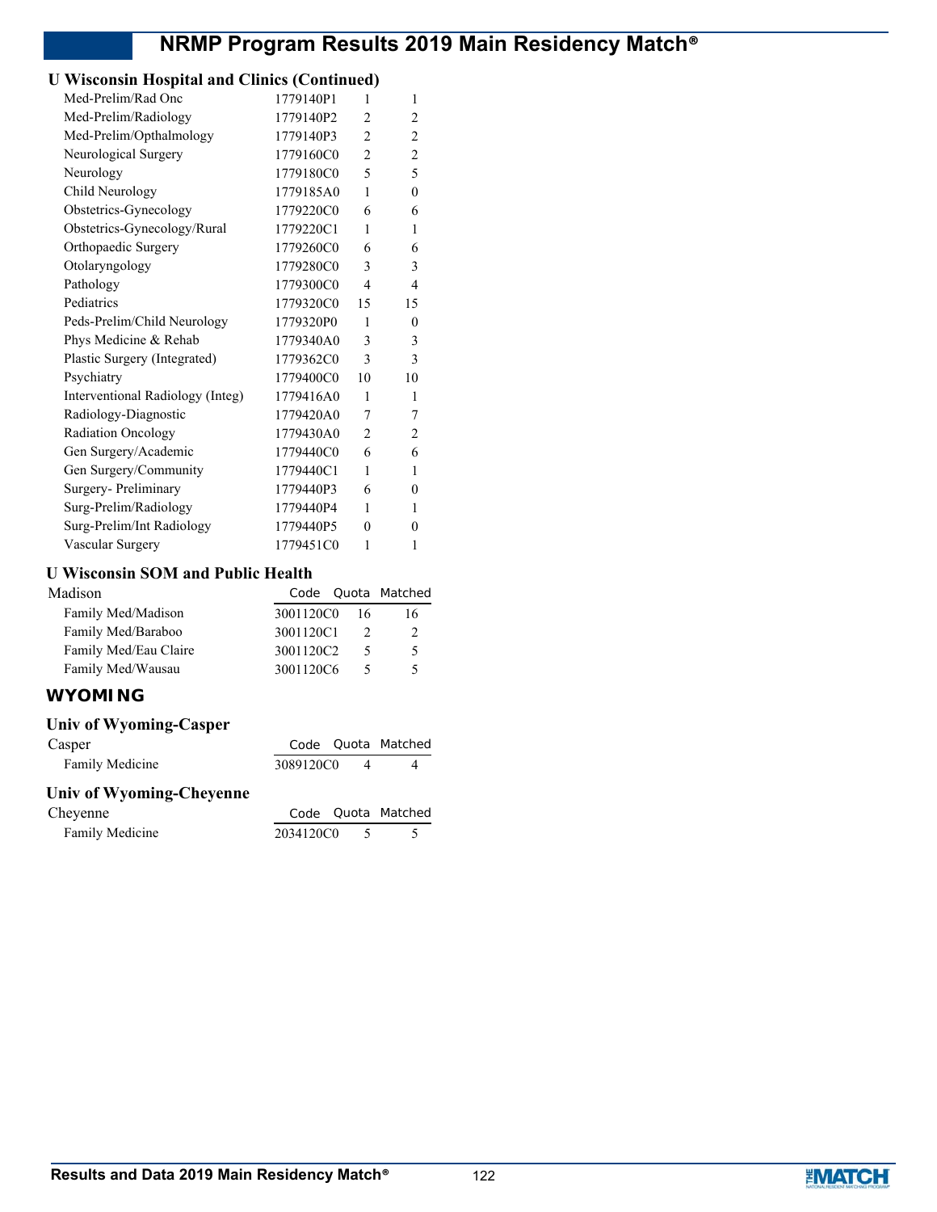### U Wisconsin Hospital and Clinics (Continued)

| Program | Code | Quota | Matched |
|---|---|---|---|
| Med-Prelim/Rad Onc | 1779140P1 | 1 | 1 |
| Med-Prelim/Radiology | 1779140P2 | 2 | 2 |
| Med-Prelim/Opthalmology | 1779140P3 | 2 | 2 |
| Neurological Surgery | 1779160C0 | 2 | 2 |
| Neurology | 1779180C0 | 5 | 5 |
| Child Neurology | 1779185A0 | 1 | 0 |
| Obstetrics-Gynecology | 1779220C0 | 6 | 6 |
| Obstetrics-Gynecology/Rural | 1779220C1 | 1 | 1 |
| Orthopaedic Surgery | 1779260C0 | 6 | 6 |
| Otolaryngology | 1779280C0 | 3 | 3 |
| Pathology | 1779300C0 | 4 | 4 |
| Pediatrics | 1779320C0 | 15 | 15 |
| Peds-Prelim/Child Neurology | 1779320P0 | 1 | 0 |
| Phys Medicine & Rehab | 1779340A0 | 3 | 3 |
| Plastic Surgery (Integrated) | 1779362C0 | 3 | 3 |
| Psychiatry | 1779400C0 | 10 | 10 |
| Interventional Radiology (Integ) | 1779416A0 | 1 | 1 |
| Radiology-Diagnostic | 1779420A0 | 7 | 7 |
| Radiation Oncology | 1779430A0 | 2 | 2 |
| Gen Surgery/Academic | 1779440C0 | 6 | 6 |
| Gen Surgery/Community | 1779440C1 | 1 | 1 |
| Surgery- Preliminary | 1779440P3 | 6 | 0 |
| Surg-Prelim/Radiology | 1779440P4 | 1 | 1 |
| Surg-Prelim/Int Radiology | 1779440P5 | 0 | 0 |
| Vascular Surgery | 1779451C0 | 1 | 1 |

### U Wisconsin SOM and Public Health

| Madison | Code | Quota | Matched |
|---|---|---|---|
| Family Med/Madison | 3001120C0 | 16 | 16 |
| Family Med/Baraboo | 3001120C1 | 2 | 2 |
| Family Med/Eau Claire | 3001120C2 | 5 | 5 |
| Family Med/Wausau | 3001120C6 | 5 | 5 |

## WYOMING

### Univ of Wyoming-Casper

| Casper | Code | Quota | Matched |
|---|---|---|---|
| Family Medicine | 3089120C0 | 4 | 4 |

### Univ of Wyoming-Cheyenne

| Cheyenne | Code | Quota | Matched |
|---|---|---|---|
| Family Medicine | 2034120C0 | 5 | 5 |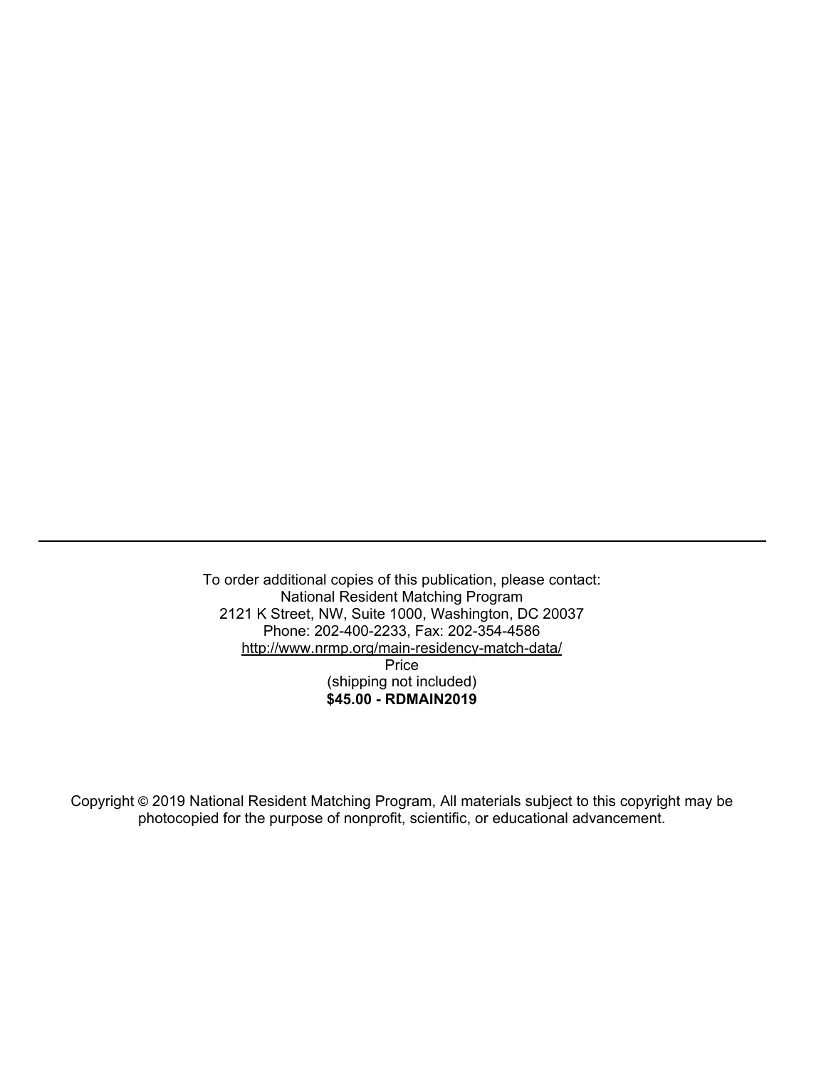---

To order additional copies of this publication, please contact:
National Resident Matching Program
2121 K Street, NW, Suite 1000, Washington, DC 20037
Phone: 202-400-2233, Fax: 202-354-4586
http://www.nrmp.org/main-residency-match-data/
Price
(shipping not included)
**$45.00 - RDMAIN2019**

Copyright © 2019 National Resident Matching Program, All materials subject to this copyright may be photocopied for the purpose of nonprofit, scientific, or educational advancement.